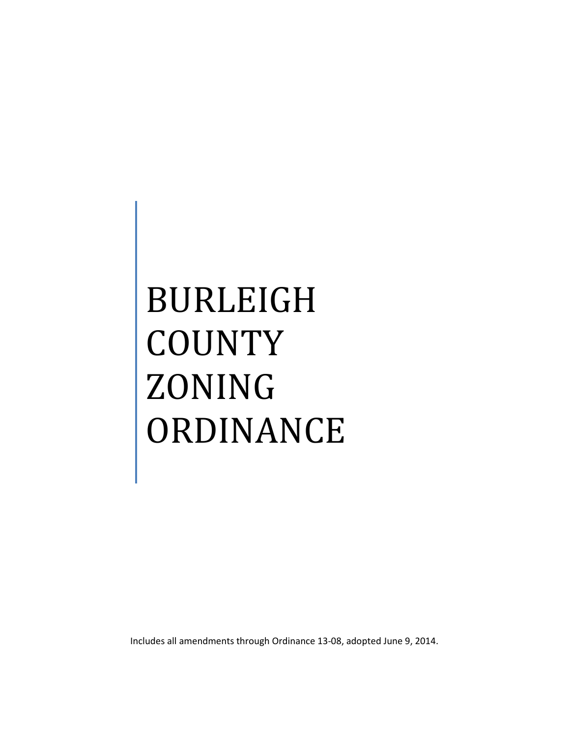# BURLEIGH COUNTY ZONING ORDINANCE

Includes all amendments through Ordinance 13-08, adopted June 9, 2014.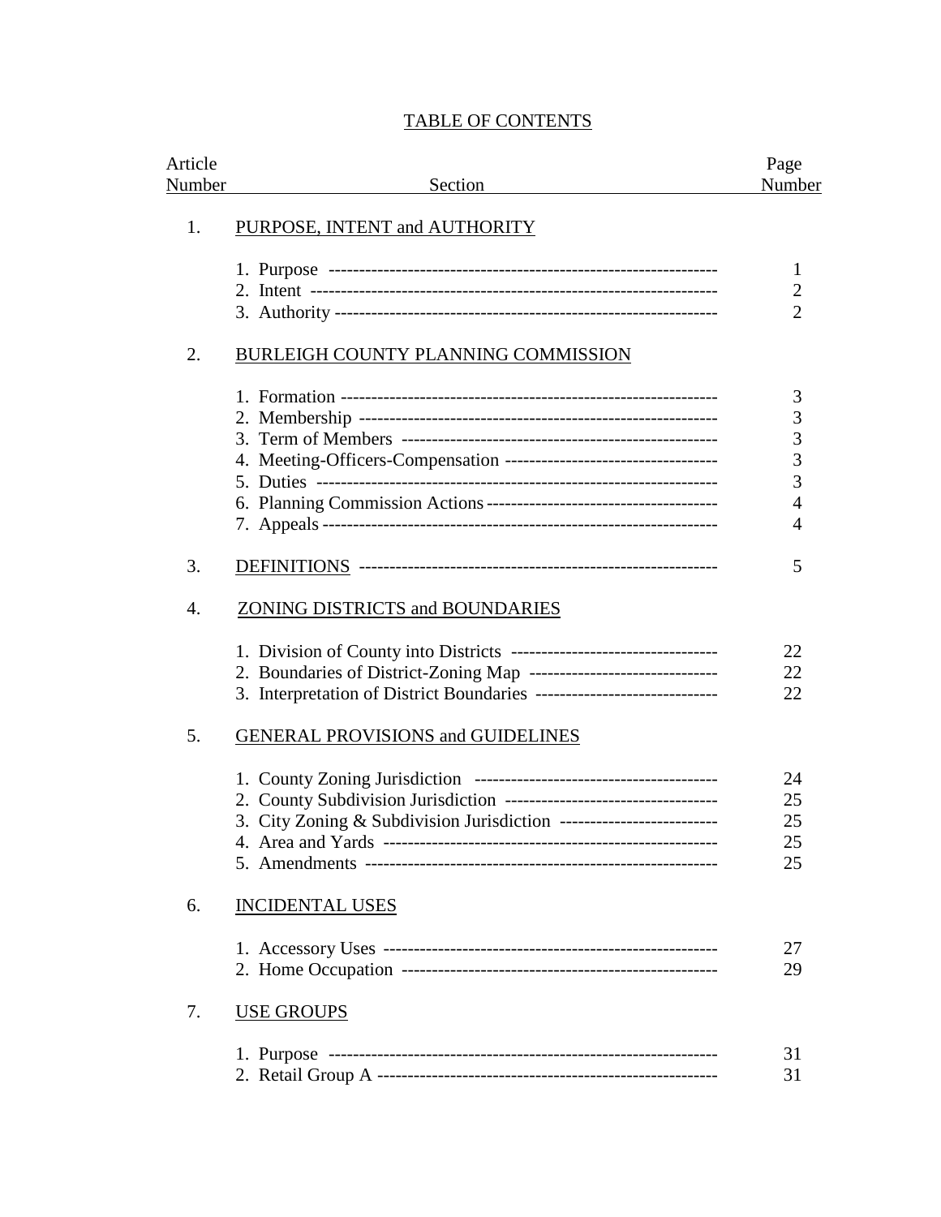# TABLE OF CONTENTS

| Article Number | Section | Page Number |
|---|---|---|
| 1. | PURPOSE, INTENT and AUTHORITY | |
| | 1. Purpose | 1 |
| | 2. Intent | 2 |
| | 3. Authority | 2 |
| 2. | BURLEIGH COUNTY PLANNING COMMISSION | |
| | 1. Formation | 3 |
| | 2. Membership | 3 |
| | 3. Term of Members | 3 |
| | 4. Meeting-Officers-Compensation | 3 |
| | 5. Duties | 3 |
| | 6. Planning Commission Actions | 4 |
| | 7. Appeals | 4 |
| 3. | DEFINITIONS | 5 |
| 4. | ZONING DISTRICTS and BOUNDARIES | |
| | 1. Division of County into Districts | 22 |
| | 2. Boundaries of District-Zoning Map | 22 |
| | 3. Interpretation of District Boundaries | 22 |
| 5. | GENERAL PROVISIONS and GUIDELINES | |
| | 1. County Zoning Jurisdiction | 24 |
| | 2. County Subdivision Jurisdiction | 25 |
| | 3. City Zoning & Subdivision Jurisdiction | 25 |
| | 4. Area and Yards | 25 |
| | 5. Amendments | 25 |
| 6. | INCIDENTAL USES | |
| | 1. Accessory Uses | 27 |
| | 2. Home Occupation | 29 |
| 7. | USE GROUPS | |
| | 1. Purpose | 31 |
| | 2. Retail Group A | 31 |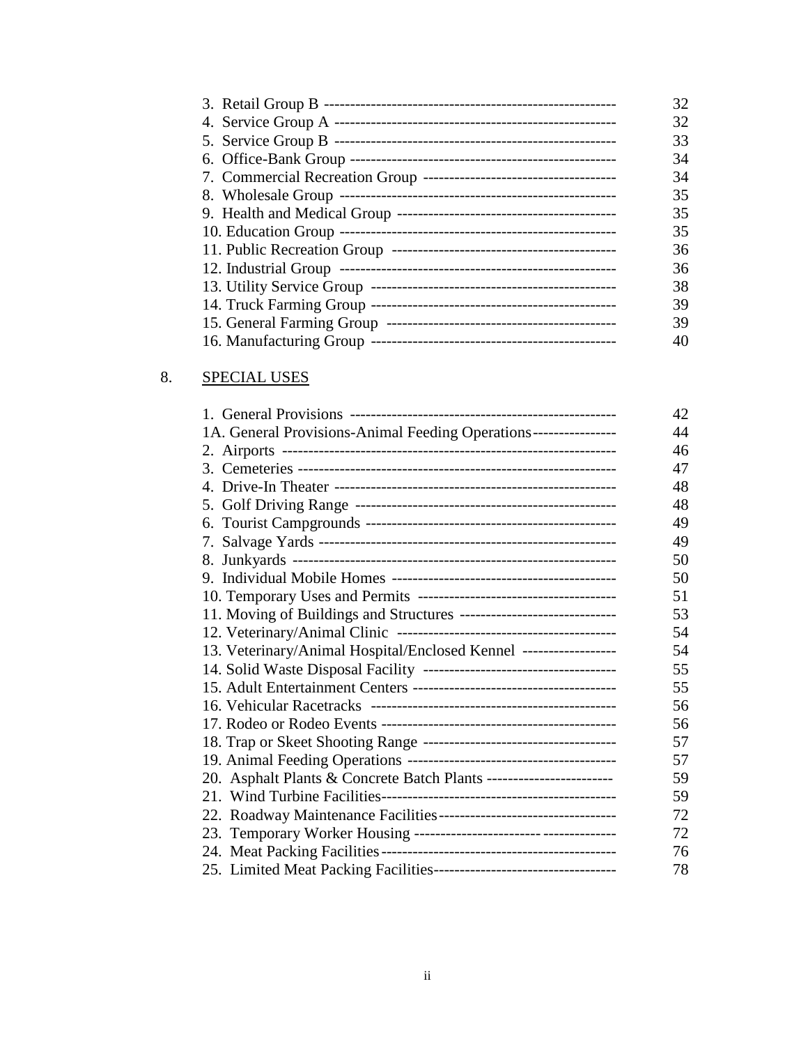| | |
|---|---|
| 3. Retail Group B | 32 |
| 4. Service Group A | 32 |
| 5. Service Group B | 33 |
| 6. Office-Bank Group | 34 |
| 7. Commercial Recreation Group | 34 |
| 8. Wholesale Group | 35 |
| 9. Health and Medical Group | 35 |
| 10. Education Group | 35 |
| 11. Public Recreation Group | 36 |
| 12. Industrial Group | 36 |
| 13. Utility Service Group | 38 |
| 14. Truck Farming Group | 39 |
| 15. General Farming Group | 39 |
| 16. Manufacturing Group | 40 |

8. SPECIAL USES

| | |
|---|---|
| 1. General Provisions | 42 |
| 1A. General Provisions-Animal Feeding Operations | 44 |
| 2. Airports | 46 |
| 3. Cemeteries | 47 |
| 4. Drive-In Theater | 48 |
| 5. Golf Driving Range | 48 |
| 6. Tourist Campgrounds | 49 |
| 7. Salvage Yards | 49 |
| 8. Junkyards | 50 |
| 9. Individual Mobile Homes | 50 |
| 10. Temporary Uses and Permits | 51 |
| 11. Moving of Buildings and Structures | 53 |
| 12. Veterinary/Animal Clinic | 54 |
| 13. Veterinary/Animal Hospital/Enclosed Kennel | 54 |
| 14. Solid Waste Disposal Facility | 55 |
| 15. Adult Entertainment Centers | 55 |
| 16. Vehicular Racetracks | 56 |
| 17. Rodeo or Rodeo Events | 56 |
| 18. Trap or Skeet Shooting Range | 57 |
| 19. Animal Feeding Operations | 57 |
| 20. Asphalt Plants & Concrete Batch Plants | 59 |
| 21. Wind Turbine Facilities | 59 |
| 22. Roadway Maintenance Facilities | 72 |
| 23. Temporary Worker Housing | 72 |
| 24. Meat Packing Facilities | 76 |
| 25. Limited Meat Packing Facilities | 78 |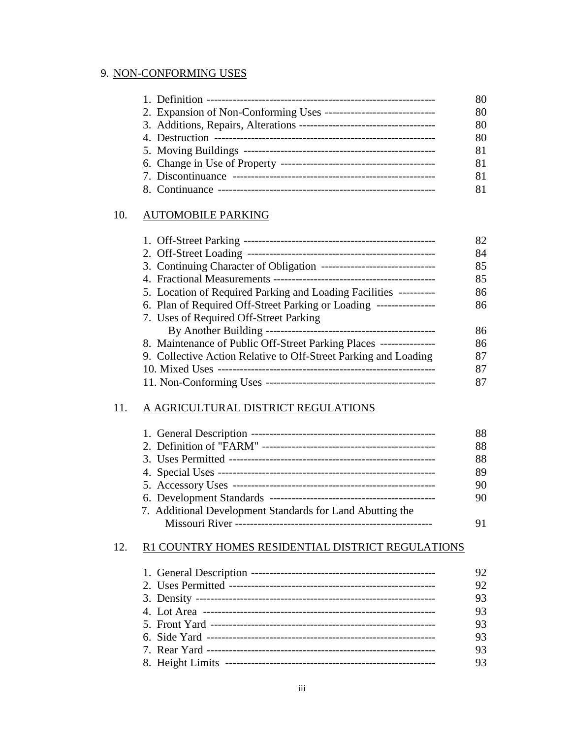## 9. NON-CONFORMING USES

| | |
|---|---|
| 1. Definition | 80 |
| 2. Expansion of Non-Conforming Uses | 80 |
| 3. Additions, Repairs, Alterations | 80 |
| 4. Destruction | 80 |
| 5. Moving Buildings | 81 |
| 6. Change in Use of Property | 81 |
| 7. Discontinuance | 81 |
| 8. Continuance | 81 |

## 10. AUTOMOBILE PARKING

| | |
|---|---|
| 1. Off-Street Parking | 82 |
| 2. Off-Street Loading | 84 |
| 3. Continuing Character of Obligation | 85 |
| 4. Fractional Measurements | 85 |
| 5. Location of Required Parking and Loading Facilities | 86 |
| 6. Plan of Required Off-Street Parking or Loading | 86 |
| 7. Uses of Required Off-Street Parking By Another Building | 86 |
| 8. Maintenance of Public Off-Street Parking Places | 86 |
| 9. Collective Action Relative to Off-Street Parking and Loading | 87 |
| 10. Mixed Uses | 87 |
| 11. Non-Conforming Uses | 87 |

## 11. A AGRICULTURAL DISTRICT REGULATIONS

| | |
|---|---|
| 1. General Description | 88 |
| 2. Definition of "FARM" | 88 |
| 3. Uses Permitted | 88 |
| 4. Special Uses | 89 |
| 5. Accessory Uses | 90 |
| 6. Development Standards | 90 |
| 7. Additional Development Standards for Land Abutting the Missouri River | 91 |

## 12. R1 COUNTRY HOMES RESIDENTIAL DISTRICT REGULATIONS

| | |
|---|---|
| 1. General Description | 92 |
| 2. Uses Permitted | 92 |
| 3. Density | 93 |
| 4. Lot Area | 93 |
| 5. Front Yard | 93 |
| 6. Side Yard | 93 |
| 7. Rear Yard | 93 |
| 8. Height Limits | 93 |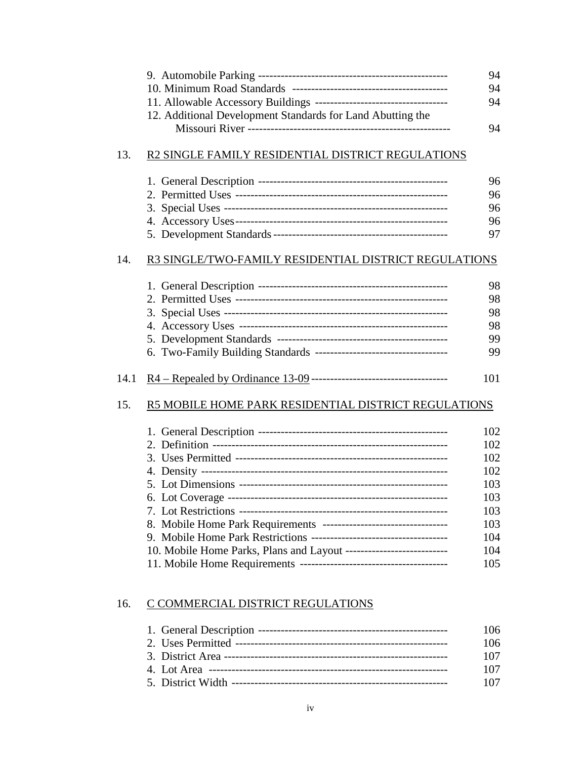| | | |
|---|---|---|
| | 9. Automobile Parking | 94 |
| | 10. Minimum Road Standards | 94 |
| | 11. Allowable Accessory Buildings | 94 |
| | 12. Additional Development Standards for Land Abutting the Missouri River | 94 |
| 13. | R2 SINGLE FAMILY RESIDENTIAL DISTRICT REGULATIONS | |
| | 1. General Description | 96 |
| | 2. Permitted Uses | 96 |
| | 3. Special Uses | 96 |
| | 4. Accessory Uses | 96 |
| | 5. Development Standards | 97 |
| 14. | R3 SINGLE/TWO-FAMILY RESIDENTIAL DISTRICT REGULATIONS | |
| | 1. General Description | 98 |
| | 2. Permitted Uses | 98 |
| | 3. Special Uses | 98 |
| | 4. Accessory Uses | 98 |
| | 5. Development Standards | 99 |
| | 6. Two-Family Building Standards | 99 |
| 14.1 | R4 – Repealed by Ordinance 13-09 | 101 |
| 15. | R5 MOBILE HOME PARK RESIDENTIAL DISTRICT REGULATIONS | |
| | 1. General Description | 102 |
| | 2. Definition | 102 |
| | 3. Uses Permitted | 102 |
| | 4. Density | 102 |
| | 5. Lot Dimensions | 103 |
| | 6. Lot Coverage | 103 |
| | 7. Lot Restrictions | 103 |
| | 8. Mobile Home Park Requirements | 103 |
| | 9. Mobile Home Park Restrictions | 104 |
| | 10. Mobile Home Parks, Plans and Layout | 104 |
| | 11. Mobile Home Requirements | 105 |
| 16. | C COMMERCIAL DISTRICT REGULATIONS | |
| | 1. General Description | 106 |
| | 2. Uses Permitted | 106 |
| | 3. District Area | 107 |
| | 4. Lot Area | 107 |
| | 5. District Width | 107 |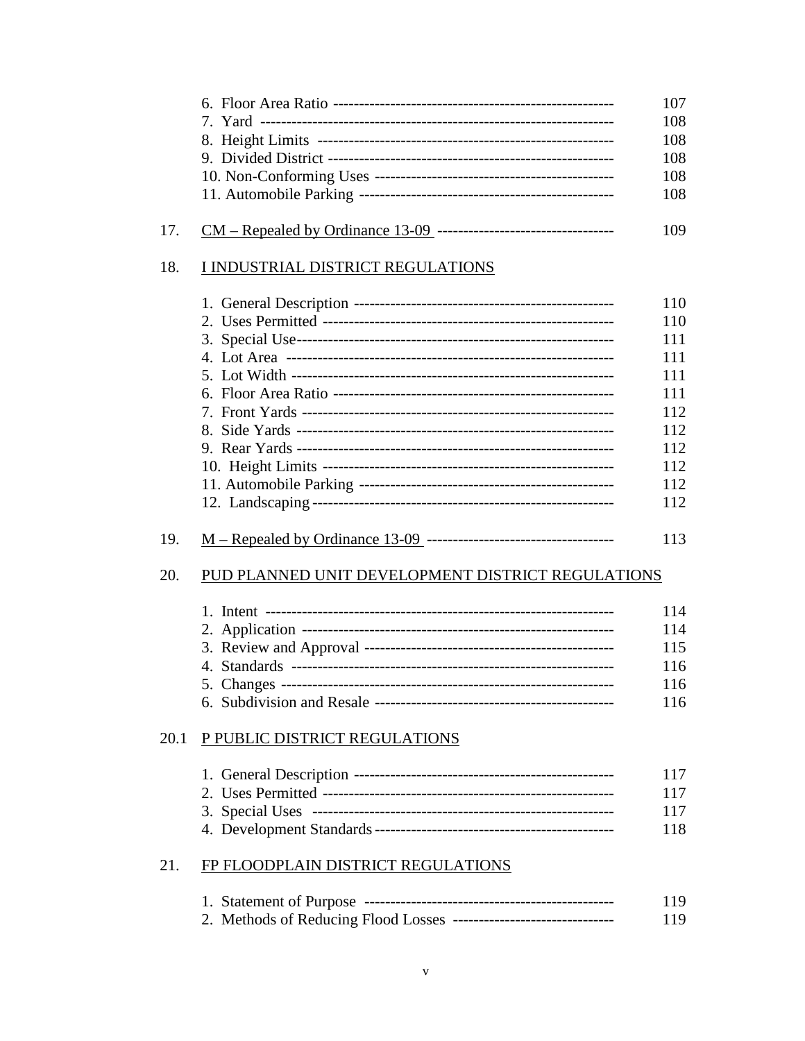| | | |
|---|---|---|
| | 6. Floor Area Ratio | 107 |
| | 7. Yard | 108 |
| | 8. Height Limits | 108 |
| | 9. Divided District | 108 |
| | 10. Non-Conforming Uses | 108 |
| | 11. Automobile Parking | 108 |
| 17. | CM – Repealed by Ordinance 13-09 | 109 |
| 18. | I INDUSTRIAL DISTRICT REGULATIONS | |
| | 1. General Description | 110 |
| | 2. Uses Permitted | 110 |
| | 3. Special Use | 111 |
| | 4. Lot Area | 111 |
| | 5. Lot Width | 111 |
| | 6. Floor Area Ratio | 111 |
| | 7. Front Yards | 112 |
| | 8. Side Yards | 112 |
| | 9. Rear Yards | 112 |
| | 10. Height Limits | 112 |
| | 11. Automobile Parking | 112 |
| | 12. Landscaping | 112 |
| 19. | M – Repealed by Ordinance 13-09 | 113 |
| 20. | PUD PLANNED UNIT DEVELOPMENT DISTRICT REGULATIONS | |
| | 1. Intent | 114 |
| | 2. Application | 114 |
| | 3. Review and Approval | 115 |
| | 4. Standards | 116 |
| | 5. Changes | 116 |
| | 6. Subdivision and Resale | 116 |
| 20.1 | P PUBLIC DISTRICT REGULATIONS | |
| | 1. General Description | 117 |
| | 2. Uses Permitted | 117 |
| | 3. Special Uses | 117 |
| | 4. Development Standards | 118 |
| 21. | FP FLOODPLAIN DISTRICT REGULATIONS | |
| | 1. Statement of Purpose | 119 |
| | 2. Methods of Reducing Flood Losses | 119 |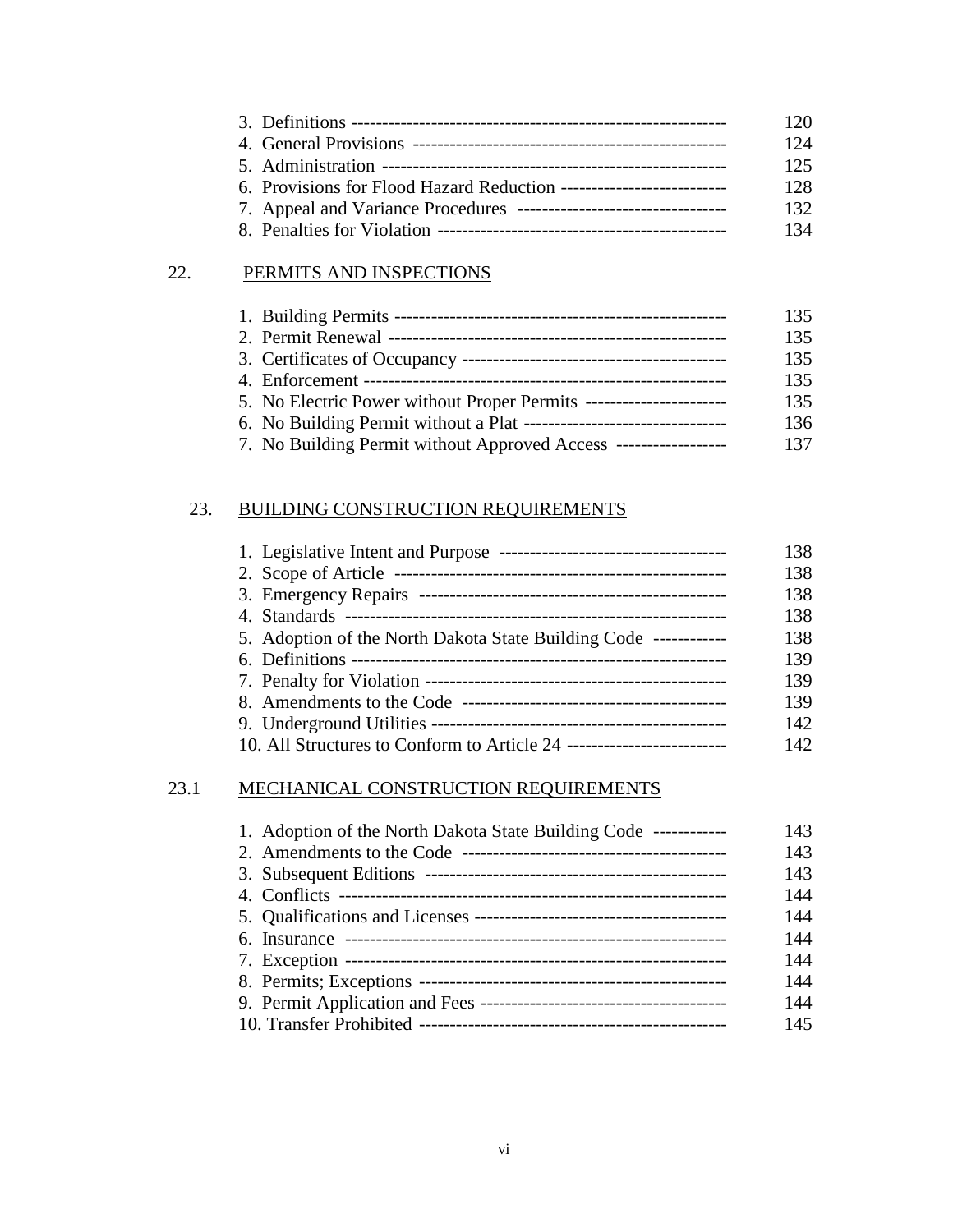| | |
|---|---|
| 3. Definitions | 120 |
| 4. General Provisions | 124 |
| 5. Administration | 125 |
| 6. Provisions for Flood Hazard Reduction | 128 |
| 7. Appeal and Variance Procedures | 132 |
| 8. Penalties for Violation | 134 |

## 22. PERMITS AND INSPECTIONS

| | |
|---|---|
| 1. Building Permits | 135 |
| 2. Permit Renewal | 135 |
| 3. Certificates of Occupancy | 135 |
| 4. Enforcement | 135 |
| 5. No Electric Power without Proper Permits | 135 |
| 6. No Building Permit without a Plat | 136 |
| 7. No Building Permit without Approved Access | 137 |

## 23. BUILDING CONSTRUCTION REQUIREMENTS

| | |
|---|---|
| 1. Legislative Intent and Purpose | 138 |
| 2. Scope of Article | 138 |
| 3. Emergency Repairs | 138 |
| 4. Standards | 138 |
| 5. Adoption of the North Dakota State Building Code | 138 |
| 6. Definitions | 139 |
| 7. Penalty for Violation | 139 |
| 8. Amendments to the Code | 139 |
| 9. Underground Utilities | 142 |
| 10. All Structures to Conform to Article 24 | 142 |

## 23.1 MECHANICAL CONSTRUCTION REQUIREMENTS

| | |
|---|---|
| 1. Adoption of the North Dakota State Building Code | 143 |
| 2. Amendments to the Code | 143 |
| 3. Subsequent Editions | 143 |
| 4. Conflicts | 144 |
| 5. Qualifications and Licenses | 144 |
| 6. Insurance | 144 |
| 7. Exception | 144 |
| 8. Permits; Exceptions | 144 |
| 9. Permit Application and Fees | 144 |
| 10. Transfer Prohibited | 145 |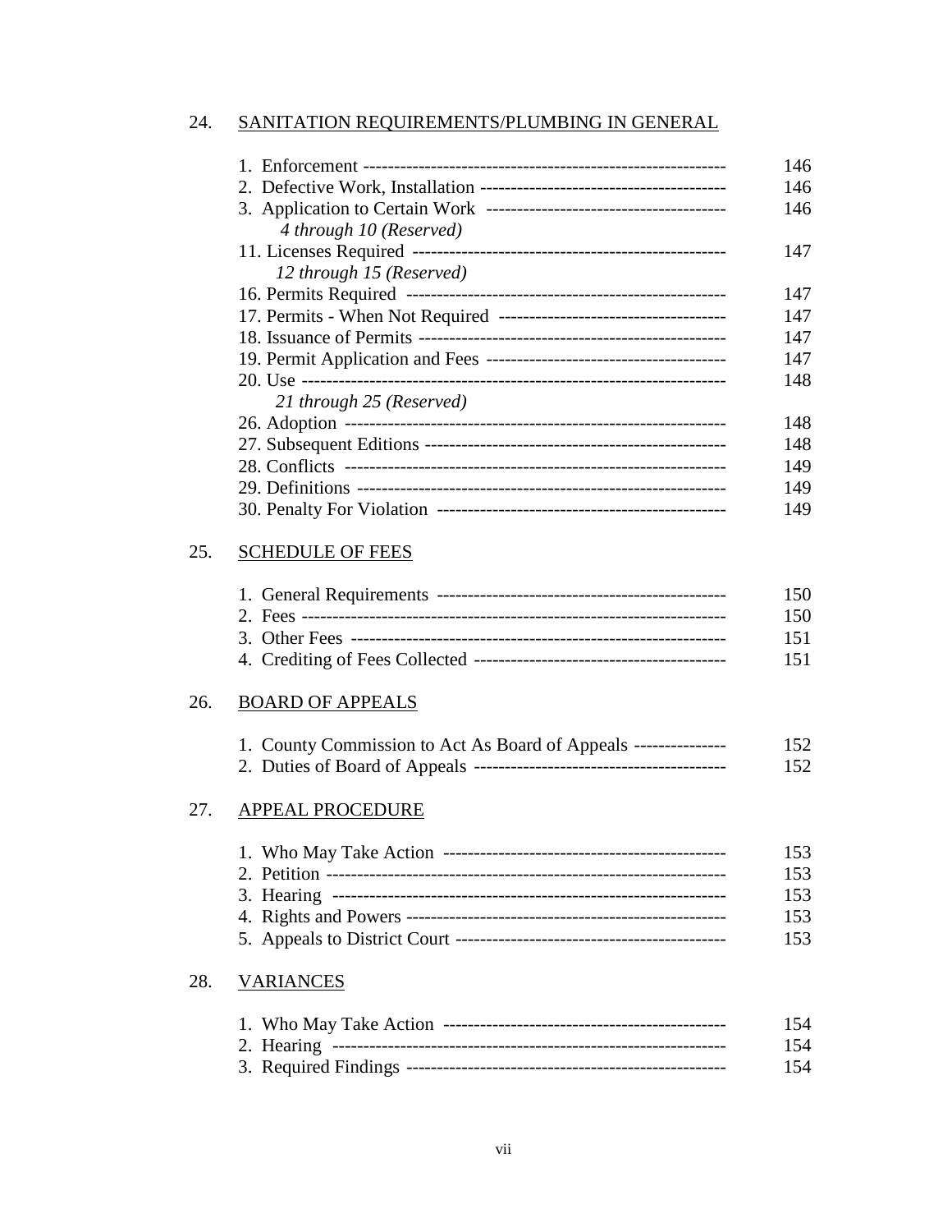## 24. SANITATION REQUIREMENTS/PLUMBING IN GENERAL

| | |
|---|---|
| 1. Enforcement | 146 |
| 2. Defective Work, Installation | 146 |
| 3. Application to Certain Work | 146 |
| *4 through 10 (Reserved)* | |
| 11. Licenses Required | 147 |
| *12 through 15 (Reserved)* | |
| 16. Permits Required | 147 |
| 17. Permits - When Not Required | 147 |
| 18. Issuance of Permits | 147 |
| 19. Permit Application and Fees | 147 |
| 20. Use | 148 |
| *21 through 25 (Reserved)* | |
| 26. Adoption | 148 |
| 27. Subsequent Editions | 148 |
| 28. Conflicts | 149 |
| 29. Definitions | 149 |
| 30. Penalty For Violation | 149 |

## 25. SCHEDULE OF FEES

| | |
|---|---|
| 1. General Requirements | 150 |
| 2. Fees | 150 |
| 3. Other Fees | 151 |
| 4. Crediting of Fees Collected | 151 |

## 26. BOARD OF APPEALS

| | |
|---|---|
| 1. County Commission to Act As Board of Appeals | 152 |
| 2. Duties of Board of Appeals | 152 |

## 27. APPEAL PROCEDURE

| | |
|---|---|
| 1. Who May Take Action | 153 |
| 2. Petition | 153 |
| 3. Hearing | 153 |
| 4. Rights and Powers | 153 |
| 5. Appeals to District Court | 153 |

## 28. VARIANCES

| | |
|---|---|
| 1. Who May Take Action | 154 |
| 2. Hearing | 154 |
| 3. Required Findings | 154 |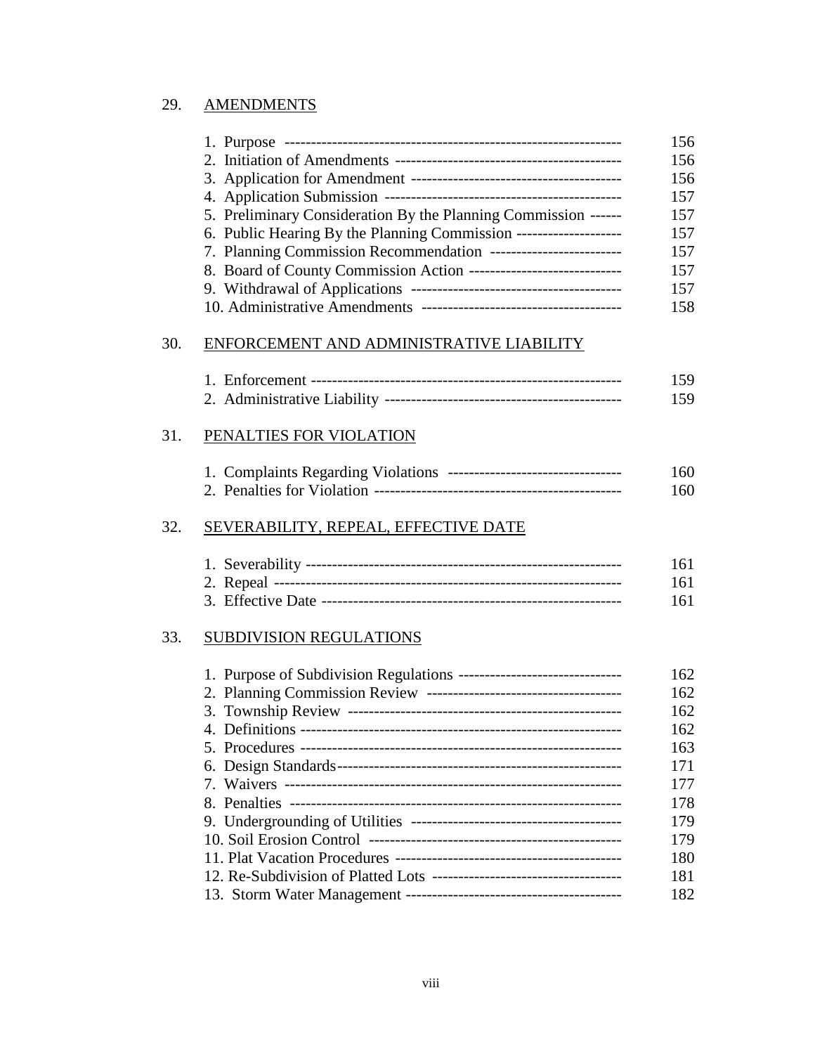29. <u>AMENDMENTS</u>

| | |
|---|---|
| 1. Purpose | 156 |
| 2. Initiation of Amendments | 156 |
| 3. Application for Amendment | 156 |
| 4. Application Submission | 157 |
| 5. Preliminary Consideration By the Planning Commission | 157 |
| 6. Public Hearing By the Planning Commission | 157 |
| 7. Planning Commission Recommendation | 157 |
| 8. Board of County Commission Action | 157 |
| 9. Withdrawal of Applications | 157 |
| 10. Administrative Amendments | 158 |

30. <u>ENFORCEMENT AND ADMINISTRATIVE LIABILITY</u>

| | |
|---|---|
| 1. Enforcement | 159 |
| 2. Administrative Liability | 159 |

31. <u>PENALTIES FOR VIOLATION</u>

| | |
|---|---|
| 1. Complaints Regarding Violations | 160 |
| 2. Penalties for Violation | 160 |

32. <u>SEVERABILITY, REPEAL, EFFECTIVE DATE</u>

| | |
|---|---|
| 1. Severability | 161 |
| 2. Repeal | 161 |
| 3. Effective Date | 161 |

33. <u>SUBDIVISION REGULATIONS</u>

| | |
|---|---|
| 1. Purpose of Subdivision Regulations | 162 |
| 2. Planning Commission Review | 162 |
| 3. Township Review | 162 |
| 4. Definitions | 162 |
| 5. Procedures | 163 |
| 6. Design Standards | 171 |
| 7. Waivers | 177 |
| 8. Penalties | 178 |
| 9. Undergrounding of Utilities | 179 |
| 10. Soil Erosion Control | 179 |
| 11. Plat Vacation Procedures | 180 |
| 12. Re-Subdivision of Platted Lots | 181 |
| 13. Storm Water Management | 182 |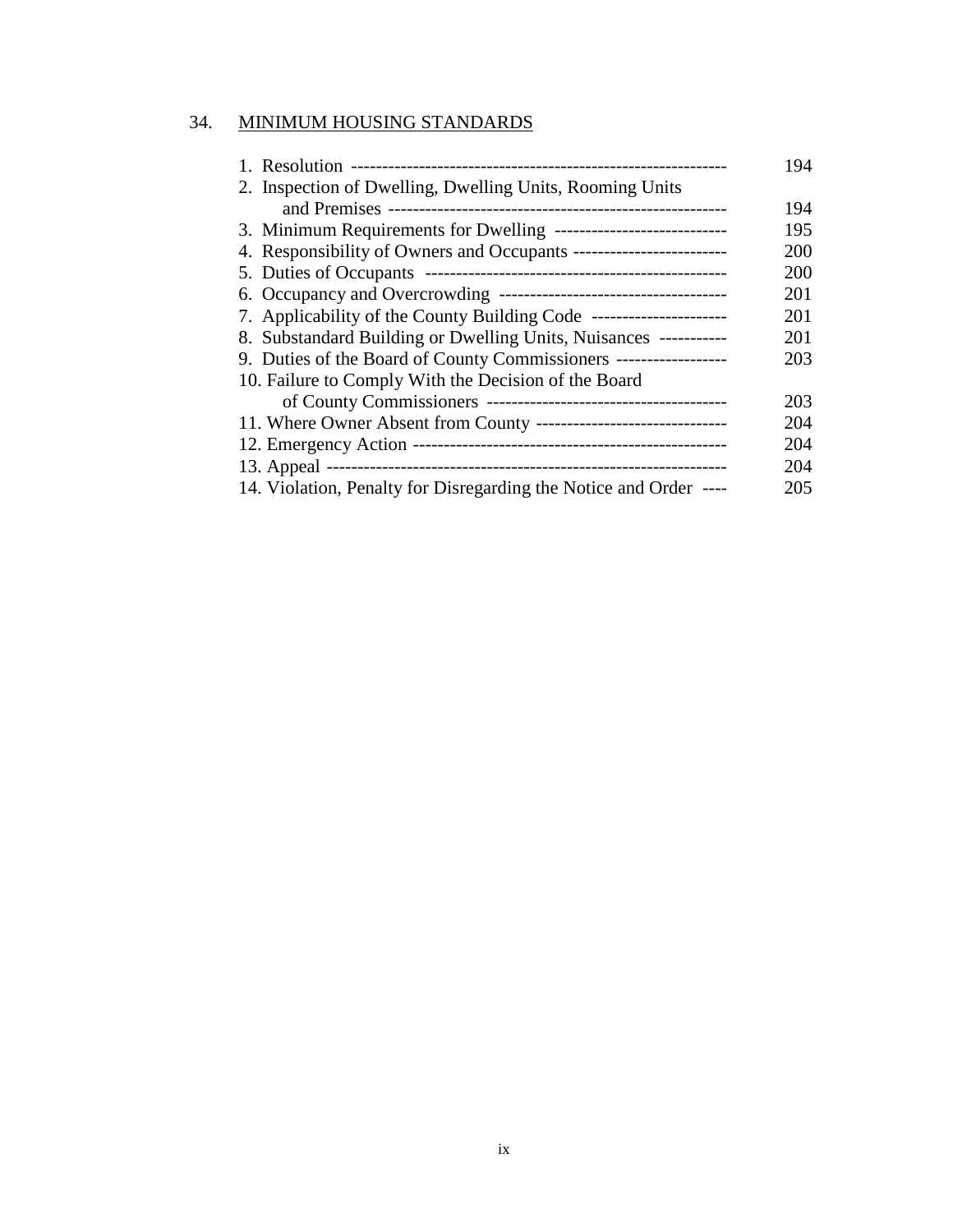## 34. MINIMUM HOUSING STANDARDS

| | |
|---|---|
| 1. Resolution | 194 |
| 2. Inspection of Dwelling, Dwelling Units, Rooming Units and Premises | 194 |
| 3. Minimum Requirements for Dwelling | 195 |
| 4. Responsibility of Owners and Occupants | 200 |
| 5. Duties of Occupants | 200 |
| 6. Occupancy and Overcrowding | 201 |
| 7. Applicability of the County Building Code | 201 |
| 8. Substandard Building or Dwelling Units, Nuisances | 201 |
| 9. Duties of the Board of County Commissioners | 203 |
| 10. Failure to Comply With the Decision of the Board of County Commissioners | 203 |
| 11. Where Owner Absent from County | 204 |
| 12. Emergency Action | 204 |
| 13. Appeal | 204 |
| 14. Violation, Penalty for Disregarding the Notice and Order | 205 |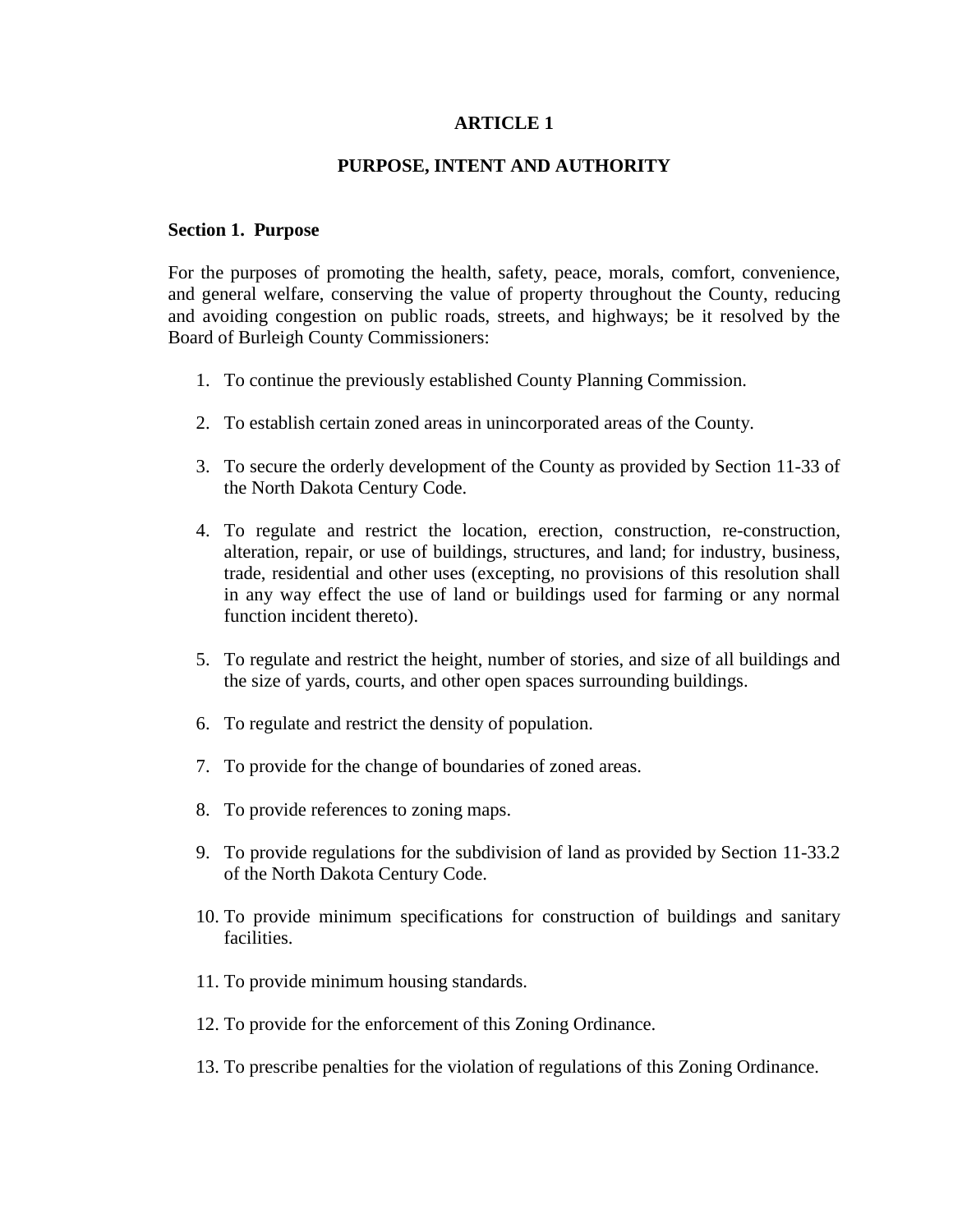# ARTICLE 1

## PURPOSE, INTENT AND AUTHORITY

### Section 1. Purpose

For the purposes of promoting the health, safety, peace, morals, comfort, convenience, and general welfare, conserving the value of property throughout the County, reducing and avoiding congestion on public roads, streets, and highways; be it resolved by the Board of Burleigh County Commissioners:

1. To continue the previously established County Planning Commission.

2. To establish certain zoned areas in unincorporated areas of the County.

3. To secure the orderly development of the County as provided by Section 11-33 of the North Dakota Century Code.

4. To regulate and restrict the location, erection, construction, re-construction, alteration, repair, or use of buildings, structures, and land; for industry, business, trade, residential and other uses (excepting, no provisions of this resolution shall in any way effect the use of land or buildings used for farming or any normal function incident thereto).

5. To regulate and restrict the height, number of stories, and size of all buildings and the size of yards, courts, and other open spaces surrounding buildings.

6. To regulate and restrict the density of population.

7. To provide for the change of boundaries of zoned areas.

8. To provide references to zoning maps.

9. To provide regulations for the subdivision of land as provided by Section 11-33.2 of the North Dakota Century Code.

10. To provide minimum specifications for construction of buildings and sanitary facilities.

11. To provide minimum housing standards.

12. To provide for the enforcement of this Zoning Ordinance.

13. To prescribe penalties for the violation of regulations of this Zoning Ordinance.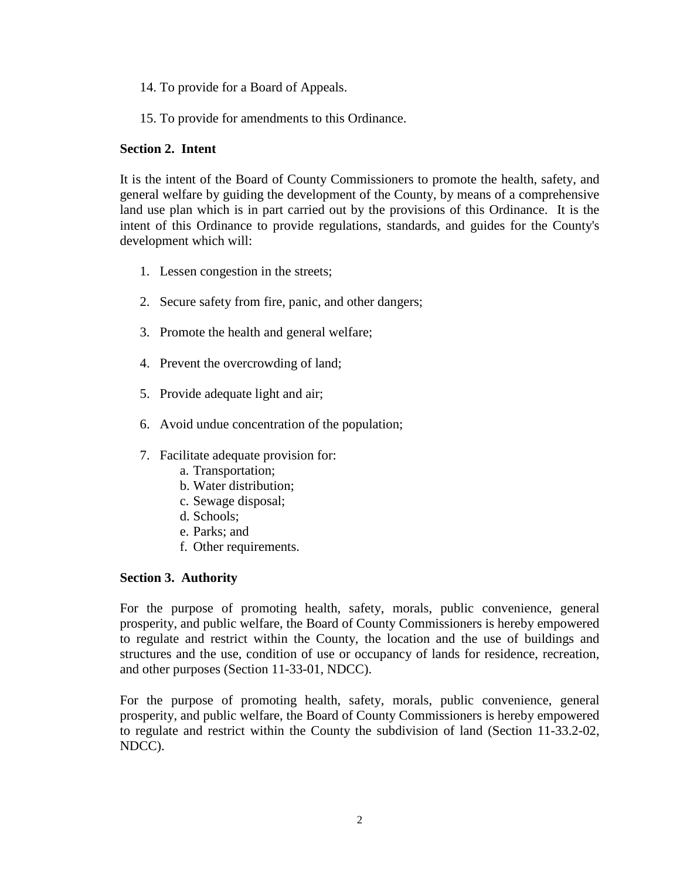14. To provide for a Board of Appeals.

15. To provide for amendments to this Ordinance.

**Section 2. Intent**

It is the intent of the Board of County Commissioners to promote the health, safety, and general welfare by guiding the development of the County, by means of a comprehensive land use plan which is in part carried out by the provisions of this Ordinance. It is the intent of this Ordinance to provide regulations, standards, and guides for the County's development which will:

1. Lessen congestion in the streets;

2. Secure safety from fire, panic, and other dangers;

3. Promote the health and general welfare;

4. Prevent the overcrowding of land;

5. Provide adequate light and air;

6. Avoid undue concentration of the population;

7. Facilitate adequate provision for:
   a. Transportation;
   b. Water distribution;
   c. Sewage disposal;
   d. Schools;
   e. Parks; and
   f. Other requirements.

**Section 3. Authority**

For the purpose of promoting health, safety, morals, public convenience, general prosperity, and public welfare, the Board of County Commissioners is hereby empowered to regulate and restrict within the County, the location and the use of buildings and structures and the use, condition of use or occupancy of lands for residence, recreation, and other purposes (Section 11-33-01, NDCC).

For the purpose of promoting health, safety, morals, public convenience, general prosperity, and public welfare, the Board of County Commissioners is hereby empowered to regulate and restrict within the County the subdivision of land (Section 11-33.2-02, NDCC).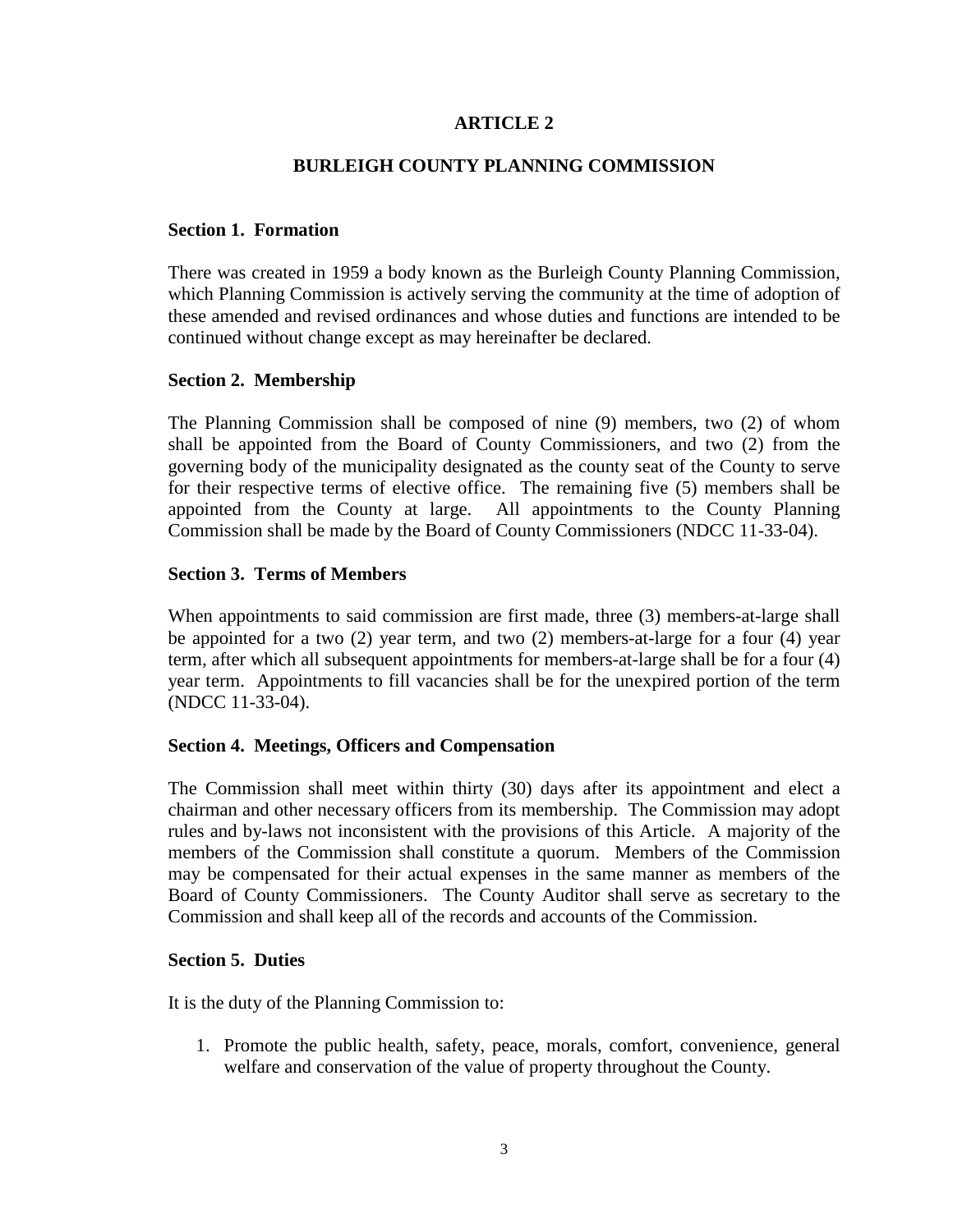# ARTICLE 2

## BURLEIGH COUNTY PLANNING COMMISSION

### Section 1. Formation

There was created in 1959 a body known as the Burleigh County Planning Commission, which Planning Commission is actively serving the community at the time of adoption of these amended and revised ordinances and whose duties and functions are intended to be continued without change except as may hereinafter be declared.

### Section 2. Membership

The Planning Commission shall be composed of nine (9) members, two (2) of whom shall be appointed from the Board of County Commissioners, and two (2) from the governing body of the municipality designated as the county seat of the County to serve for their respective terms of elective office. The remaining five (5) members shall be appointed from the County at large. All appointments to the County Planning Commission shall be made by the Board of County Commissioners (NDCC 11-33-04).

### Section 3. Terms of Members

When appointments to said commission are first made, three (3) members-at-large shall be appointed for a two (2) year term, and two (2) members-at-large for a four (4) year term, after which all subsequent appointments for members-at-large shall be for a four (4) year term. Appointments to fill vacancies shall be for the unexpired portion of the term (NDCC 11-33-04).

### Section 4. Meetings, Officers and Compensation

The Commission shall meet within thirty (30) days after its appointment and elect a chairman and other necessary officers from its membership. The Commission may adopt rules and by-laws not inconsistent with the provisions of this Article. A majority of the members of the Commission shall constitute a quorum. Members of the Commission may be compensated for their actual expenses in the same manner as members of the Board of County Commissioners. The County Auditor shall serve as secretary to the Commission and shall keep all of the records and accounts of the Commission.

### Section 5. Duties

It is the duty of the Planning Commission to:

1. Promote the public health, safety, peace, morals, comfort, convenience, general welfare and conservation of the value of property throughout the County.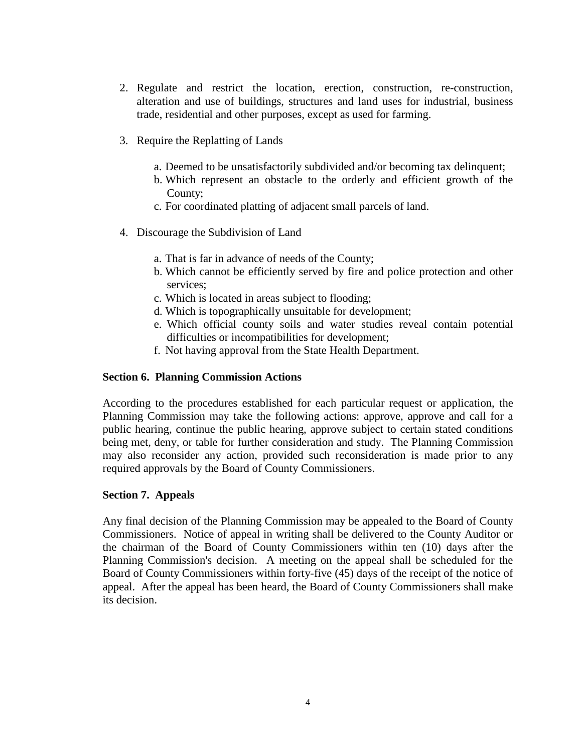2. Regulate and restrict the location, erection, construction, re-construction, alteration and use of buildings, structures and land uses for industrial, business trade, residential and other purposes, except as used for farming.

3. Require the Replatting of Lands

   a. Deemed to be unsatisfactorily subdivided and/or becoming tax delinquent;
   b. Which represent an obstacle to the orderly and efficient growth of the County;
   c. For coordinated platting of adjacent small parcels of land.

4. Discourage the Subdivision of Land

   a. That is far in advance of needs of the County;
   b. Which cannot be efficiently served by fire and police protection and other services;
   c. Which is located in areas subject to flooding;
   d. Which is topographically unsuitable for development;
   e. Which official county soils and water studies reveal contain potential difficulties or incompatibilities for development;
   f. Not having approval from the State Health Department.

**Section 6. Planning Commission Actions**

According to the procedures established for each particular request or application, the Planning Commission may take the following actions: approve, approve and call for a public hearing, continue the public hearing, approve subject to certain stated conditions being met, deny, or table for further consideration and study. The Planning Commission may also reconsider any action, provided such reconsideration is made prior to any required approvals by the Board of County Commissioners.

**Section 7. Appeals**

Any final decision of the Planning Commission may be appealed to the Board of County Commissioners. Notice of appeal in writing shall be delivered to the County Auditor or the chairman of the Board of County Commissioners within ten (10) days after the Planning Commission's decision. A meeting on the appeal shall be scheduled for the Board of County Commissioners within forty-five (45) days of the receipt of the notice of appeal. After the appeal has been heard, the Board of County Commissioners shall make its decision.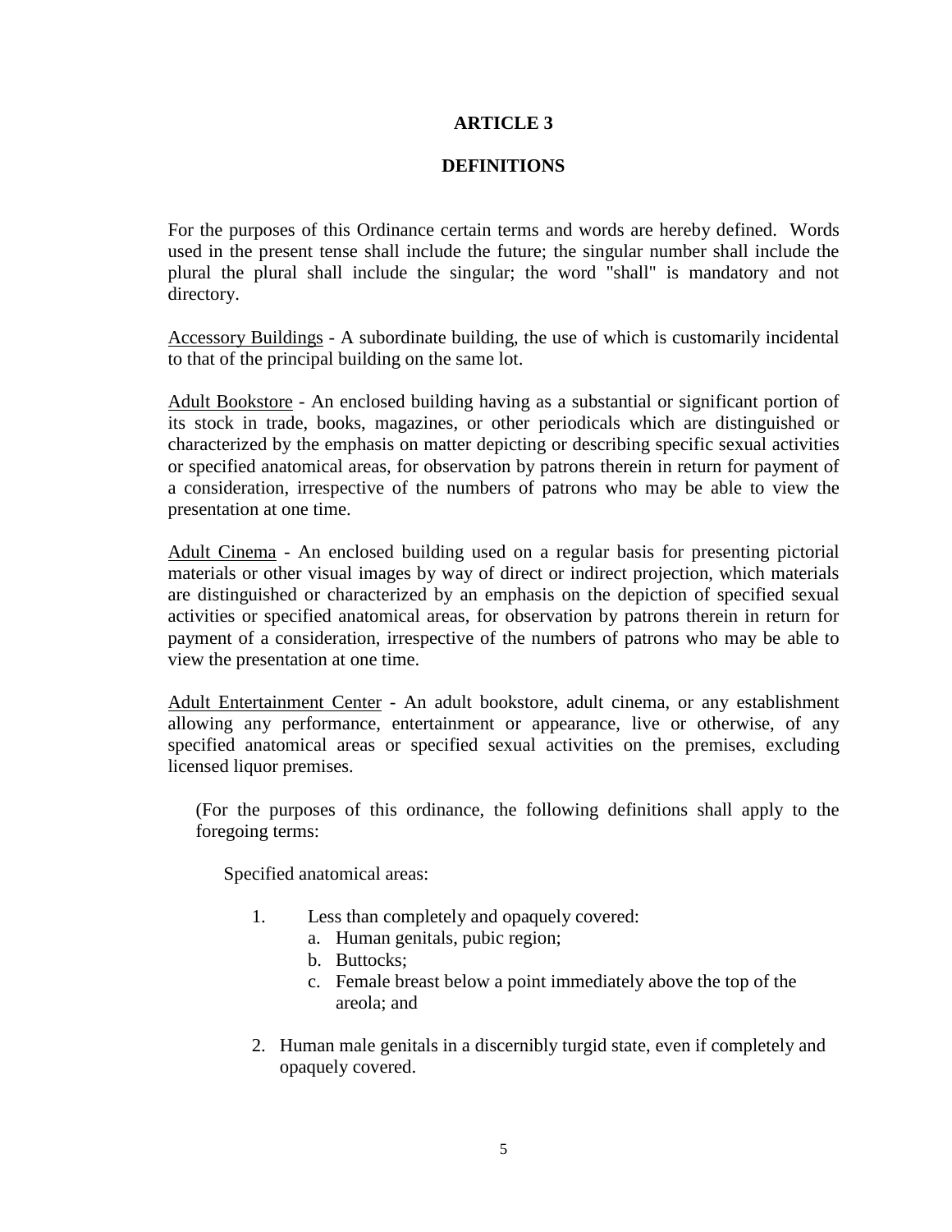# ARTICLE 3

## DEFINITIONS

For the purposes of this Ordinance certain terms and words are hereby defined. Words used in the present tense shall include the future; the singular number shall include the plural the plural shall include the singular; the word "shall" is mandatory and not directory.

Accessory Buildings - A subordinate building, the use of which is customarily incidental to that of the principal building on the same lot.

Adult Bookstore - An enclosed building having as a substantial or significant portion of its stock in trade, books, magazines, or other periodicals which are distinguished or characterized by the emphasis on matter depicting or describing specific sexual activities or specified anatomical areas, for observation by patrons therein in return for payment of a consideration, irrespective of the numbers of patrons who may be able to view the presentation at one time.

Adult Cinema - An enclosed building used on a regular basis for presenting pictorial materials or other visual images by way of direct or indirect projection, which materials are distinguished or characterized by an emphasis on the depiction of specified sexual activities or specified anatomical areas, for observation by patrons therein in return for payment of a consideration, irrespective of the numbers of patrons who may be able to view the presentation at one time.

Adult Entertainment Center - An adult bookstore, adult cinema, or any establishment allowing any performance, entertainment or appearance, live or otherwise, of any specified anatomical areas or specified sexual activities on the premises, excluding licensed liquor premises.

(For the purposes of this ordinance, the following definitions shall apply to the foregoing terms:

Specified anatomical areas:

1. Less than completely and opaquely covered:
   a. Human genitals, pubic region;
   b. Buttocks;
   c. Female breast below a point immediately above the top of the areola; and
2. Human male genitals in a discernibly turgid state, even if completely and opaquely covered.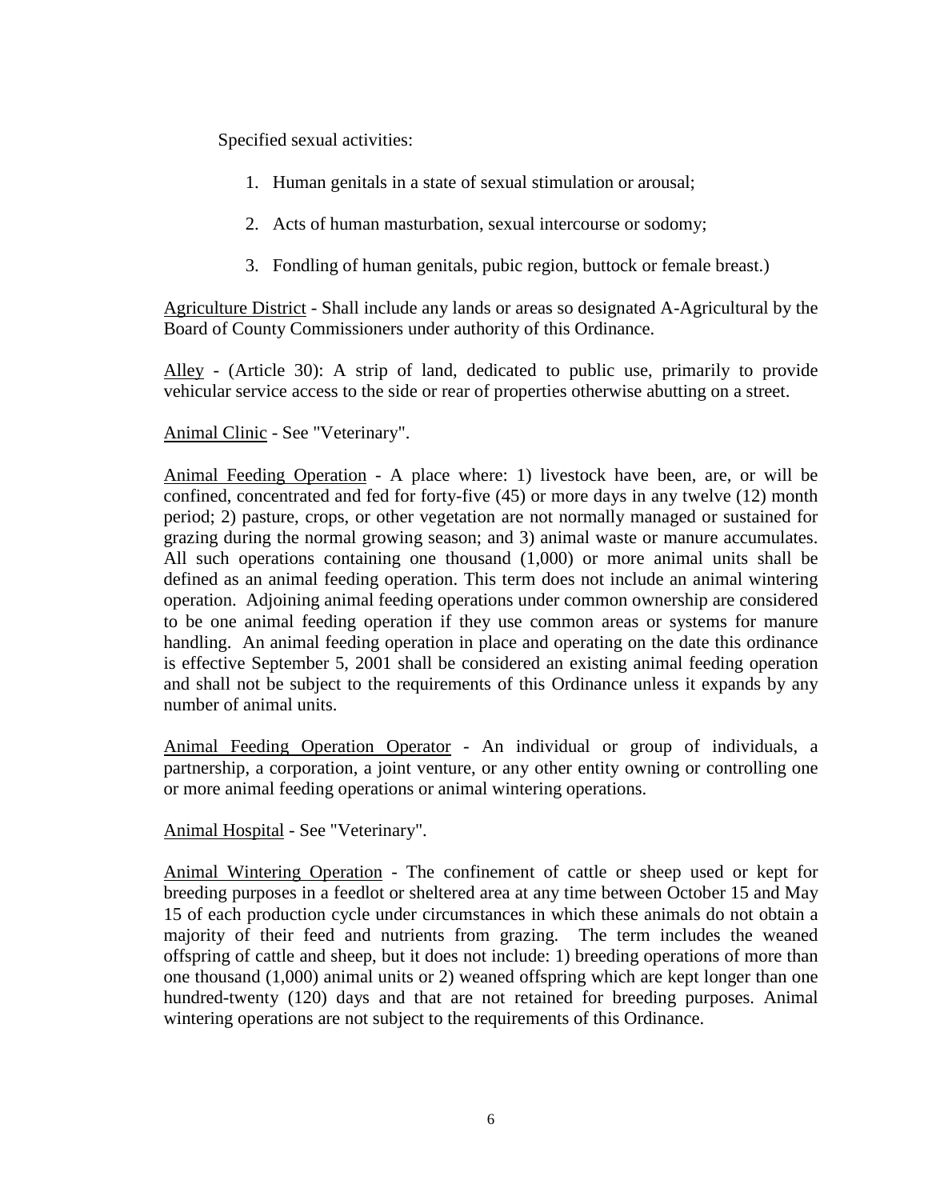Specified sexual activities:

1. Human genitals in a state of sexual stimulation or arousal;
2. Acts of human masturbation, sexual intercourse or sodomy;
3. Fondling of human genitals, pubic region, buttock or female breast.)

Agriculture District - Shall include any lands or areas so designated A-Agricultural by the Board of County Commissioners under authority of this Ordinance.

Alley - (Article 30): A strip of land, dedicated to public use, primarily to provide vehicular service access to the side or rear of properties otherwise abutting on a street.

Animal Clinic - See "Veterinary".

Animal Feeding Operation - A place where: 1) livestock have been, are, or will be confined, concentrated and fed for forty-five (45) or more days in any twelve (12) month period; 2) pasture, crops, or other vegetation are not normally managed or sustained for grazing during the normal growing season; and 3) animal waste or manure accumulates. All such operations containing one thousand (1,000) or more animal units shall be defined as an animal feeding operation. This term does not include an animal wintering operation. Adjoining animal feeding operations under common ownership are considered to be one animal feeding operation if they use common areas or systems for manure handling. An animal feeding operation in place and operating on the date this ordinance is effective September 5, 2001 shall be considered an existing animal feeding operation and shall not be subject to the requirements of this Ordinance unless it expands by any number of animal units.

Animal Feeding Operation Operator - An individual or group of individuals, a partnership, a corporation, a joint venture, or any other entity owning or controlling one or more animal feeding operations or animal wintering operations.

Animal Hospital - See "Veterinary".

Animal Wintering Operation - The confinement of cattle or sheep used or kept for breeding purposes in a feedlot or sheltered area at any time between October 15 and May 15 of each production cycle under circumstances in which these animals do not obtain a majority of their feed and nutrients from grazing. The term includes the weaned offspring of cattle and sheep, but it does not include: 1) breeding operations of more than one thousand (1,000) animal units or 2) weaned offspring which are kept longer than one hundred-twenty (120) days and that are not retained for breeding purposes. Animal wintering operations are not subject to the requirements of this Ordinance.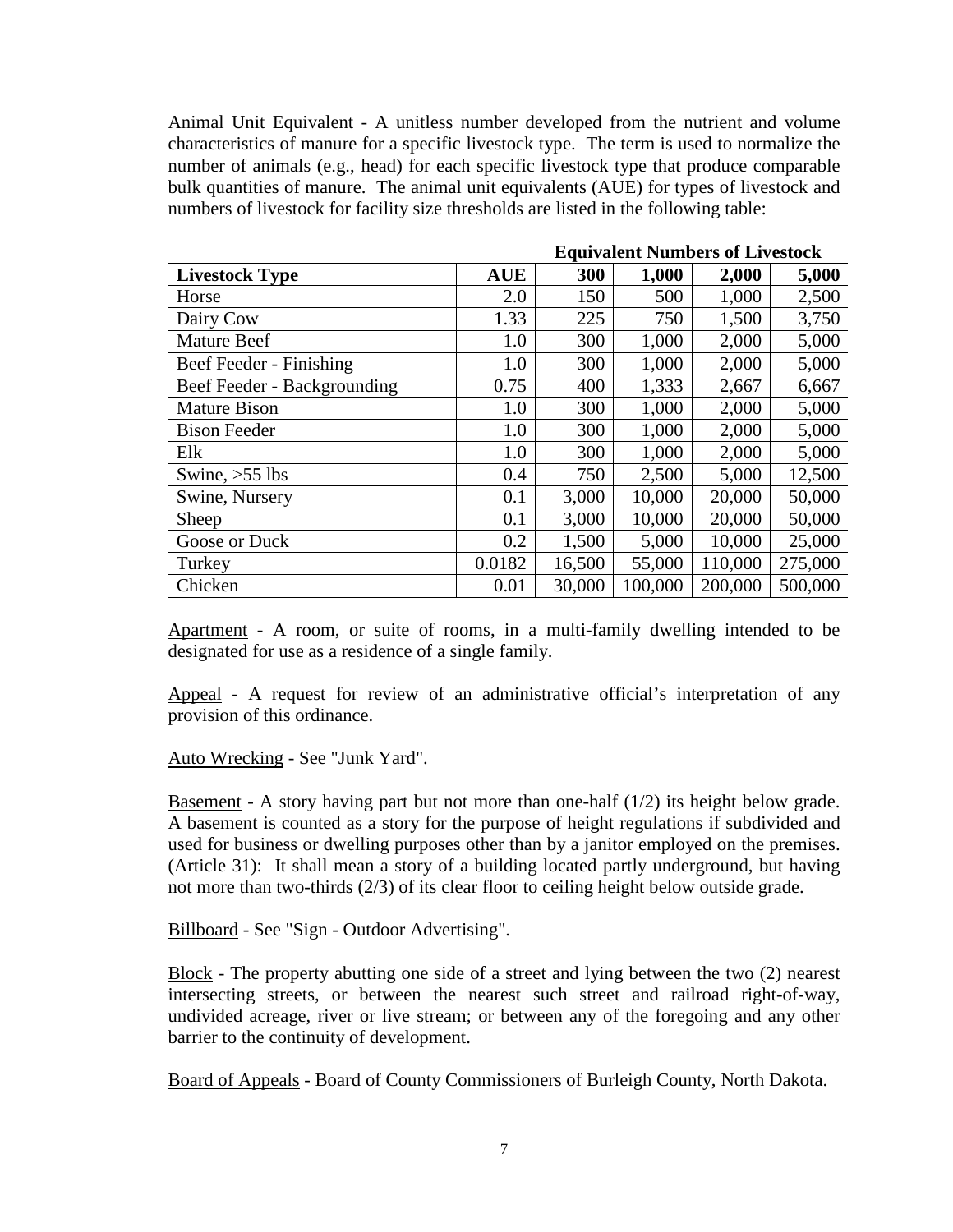Animal Unit Equivalent - A unitless number developed from the nutrient and volume characteristics of manure for a specific livestock type. The term is used to normalize the number of animals (e.g., head) for each specific livestock type that produce comparable bulk quantities of manure. The animal unit equivalents (AUE) for types of livestock and numbers of livestock for facility size thresholds are listed in the following table:

| | | **Equivalent Numbers of Livestock** | | | |
|---|---|---|---|---|---|
| **Livestock Type** | **AUE** | **300** | **1,000** | **2,000** | **5,000** |
| Horse | 2.0 | 150 | 500 | 1,000 | 2,500 |
| Dairy Cow | 1.33 | 225 | 750 | 1,500 | 3,750 |
| Mature Beef | 1.0 | 300 | 1,000 | 2,000 | 5,000 |
| Beef Feeder - Finishing | 1.0 | 300 | 1,000 | 2,000 | 5,000 |
| Beef Feeder - Backgrounding | 0.75 | 400 | 1,333 | 2,667 | 6,667 |
| Mature Bison | 1.0 | 300 | 1,000 | 2,000 | 5,000 |
| Bison Feeder | 1.0 | 300 | 1,000 | 2,000 | 5,000 |
| Elk | 1.0 | 300 | 1,000 | 2,000 | 5,000 |
| Swine, >55 lbs | 0.4 | 750 | 2,500 | 5,000 | 12,500 |
| Swine, Nursery | 0.1 | 3,000 | 10,000 | 20,000 | 50,000 |
| Sheep | 0.1 | 3,000 | 10,000 | 20,000 | 50,000 |
| Goose or Duck | 0.2 | 1,500 | 5,000 | 10,000 | 25,000 |
| Turkey | 0.0182 | 16,500 | 55,000 | 110,000 | 275,000 |
| Chicken | 0.01 | 30,000 | 100,000 | 200,000 | 500,000 |

Apartment - A room, or suite of rooms, in a multi-family dwelling intended to be designated for use as a residence of a single family.

Appeal - A request for review of an administrative official's interpretation of any provision of this ordinance.

Auto Wrecking - See "Junk Yard".

Basement - A story having part but not more than one-half (1/2) its height below grade. A basement is counted as a story for the purpose of height regulations if subdivided and used for business or dwelling purposes other than by a janitor employed on the premises. (Article 31): It shall mean a story of a building located partly underground, but having not more than two-thirds (2/3) of its clear floor to ceiling height below outside grade.

Billboard - See "Sign - Outdoor Advertising".

Block - The property abutting one side of a street and lying between the two (2) nearest intersecting streets, or between the nearest such street and railroad right-of-way, undivided acreage, river or live stream; or between any of the foregoing and any other barrier to the continuity of development.

Board of Appeals - Board of County Commissioners of Burleigh County, North Dakota.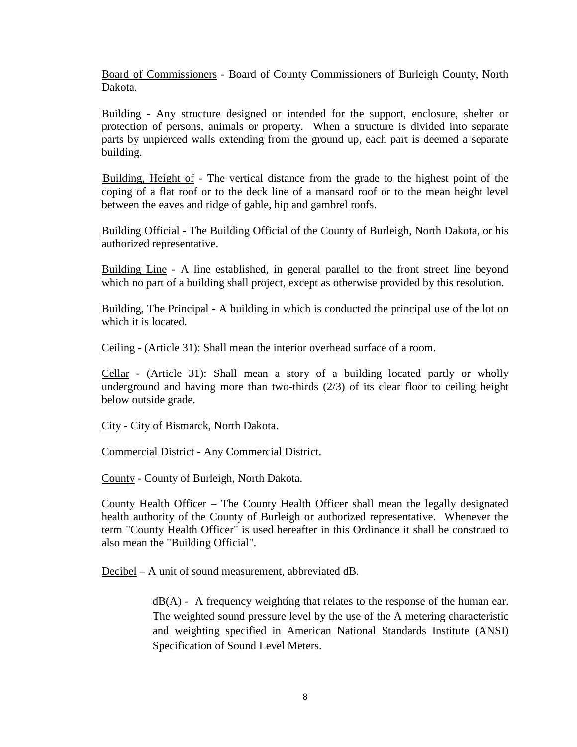Board of Commissioners - Board of County Commissioners of Burleigh County, North Dakota.

Building - Any structure designed or intended for the support, enclosure, shelter or protection of persons, animals or property. When a structure is divided into separate parts by unpierced walls extending from the ground up, each part is deemed a separate building.

Building, Height of - The vertical distance from the grade to the highest point of the coping of a flat roof or to the deck line of a mansard roof or to the mean height level between the eaves and ridge of gable, hip and gambrel roofs.

Building Official - The Building Official of the County of Burleigh, North Dakota, or his authorized representative.

Building Line - A line established, in general parallel to the front street line beyond which no part of a building shall project, except as otherwise provided by this resolution.

Building, The Principal - A building in which is conducted the principal use of the lot on which it is located.

Ceiling - (Article 31): Shall mean the interior overhead surface of a room.

Cellar - (Article 31): Shall mean a story of a building located partly or wholly underground and having more than two-thirds (2/3) of its clear floor to ceiling height below outside grade.

City - City of Bismarck, North Dakota.

Commercial District - Any Commercial District.

County - County of Burleigh, North Dakota.

County Health Officer – The County Health Officer shall mean the legally designated health authority of the County of Burleigh or authorized representative. Whenever the term "County Health Officer" is used hereafter in this Ordinance it shall be construed to also mean the "Building Official".

Decibel – A unit of sound measurement, abbreviated dB.

> dB(A) - A frequency weighting that relates to the response of the human ear. The weighted sound pressure level by the use of the A metering characteristic and weighting specified in American National Standards Institute (ANSI) Specification of Sound Level Meters.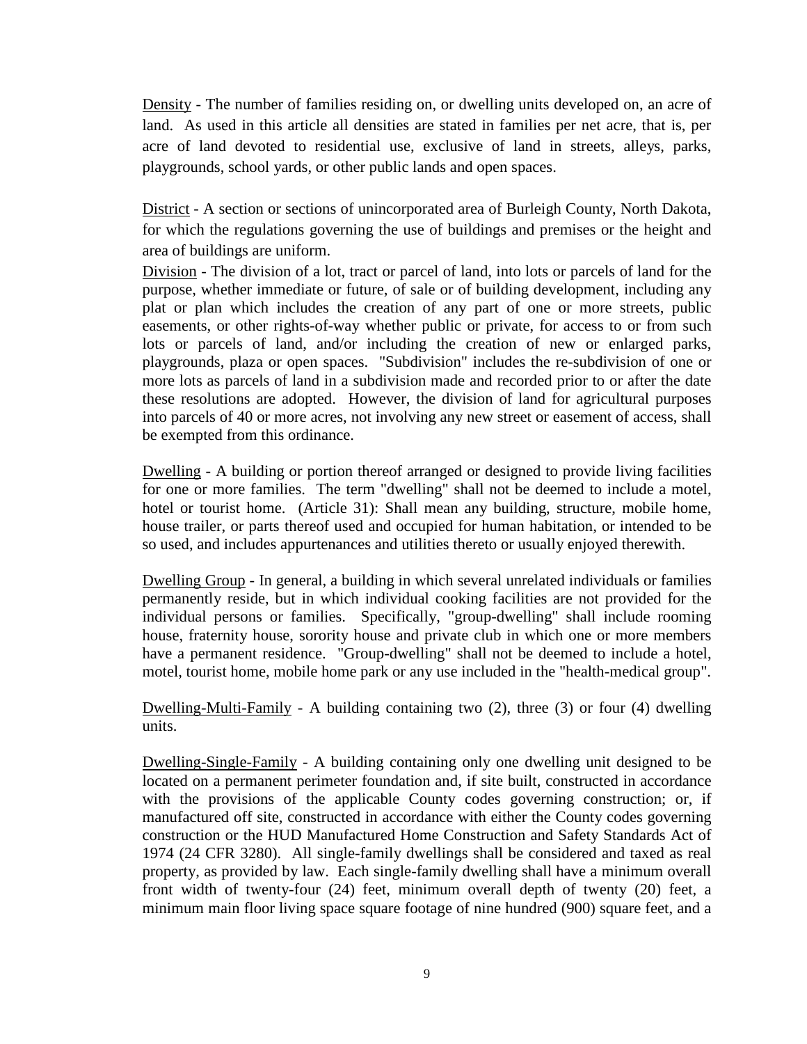Density - The number of families residing on, or dwelling units developed on, an acre of land. As used in this article all densities are stated in families per net acre, that is, per acre of land devoted to residential use, exclusive of land in streets, alleys, parks, playgrounds, school yards, or other public lands and open spaces.

District - A section or sections of unincorporated area of Burleigh County, North Dakota, for which the regulations governing the use of buildings and premises or the height and area of buildings are uniform.

Division - The division of a lot, tract or parcel of land, into lots or parcels of land for the purpose, whether immediate or future, of sale or of building development, including any plat or plan which includes the creation of any part of one or more streets, public easements, or other rights-of-way whether public or private, for access to or from such lots or parcels of land, and/or including the creation of new or enlarged parks, playgrounds, plaza or open spaces. "Subdivision" includes the re-subdivision of one or more lots as parcels of land in a subdivision made and recorded prior to or after the date these resolutions are adopted. However, the division of land for agricultural purposes into parcels of 40 or more acres, not involving any new street or easement of access, shall be exempted from this ordinance.

Dwelling - A building or portion thereof arranged or designed to provide living facilities for one or more families. The term "dwelling" shall not be deemed to include a motel, hotel or tourist home. (Article 31): Shall mean any building, structure, mobile home, house trailer, or parts thereof used and occupied for human habitation, or intended to be so used, and includes appurtenances and utilities thereto or usually enjoyed therewith.

Dwelling Group - In general, a building in which several unrelated individuals or families permanently reside, but in which individual cooking facilities are not provided for the individual persons or families. Specifically, "group-dwelling" shall include rooming house, fraternity house, sorority house and private club in which one or more members have a permanent residence. "Group-dwelling" shall not be deemed to include a hotel, motel, tourist home, mobile home park or any use included in the "health-medical group".

Dwelling-Multi-Family - A building containing two (2), three (3) or four (4) dwelling units.

Dwelling-Single-Family - A building containing only one dwelling unit designed to be located on a permanent perimeter foundation and, if site built, constructed in accordance with the provisions of the applicable County codes governing construction; or, if manufactured off site, constructed in accordance with either the County codes governing construction or the HUD Manufactured Home Construction and Safety Standards Act of 1974 (24 CFR 3280). All single-family dwellings shall be considered and taxed as real property, as provided by law. Each single-family dwelling shall have a minimum overall front width of twenty-four (24) feet, minimum overall depth of twenty (20) feet, a minimum main floor living space square footage of nine hundred (900) square feet, and a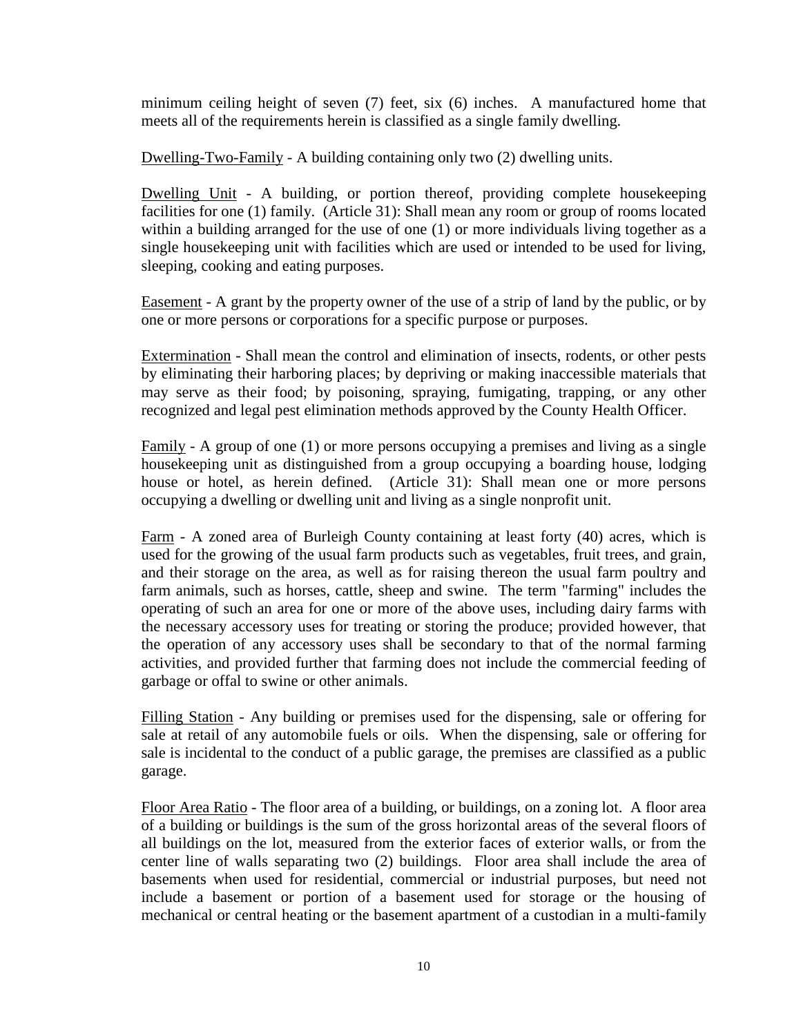minimum ceiling height of seven (7) feet, six (6) inches. A manufactured home that meets all of the requirements herein is classified as a single family dwelling.

Dwelling-Two-Family - A building containing only two (2) dwelling units.

Dwelling Unit - A building, or portion thereof, providing complete housekeeping facilities for one (1) family. (Article 31): Shall mean any room or group of rooms located within a building arranged for the use of one (1) or more individuals living together as a single housekeeping unit with facilities which are used or intended to be used for living, sleeping, cooking and eating purposes.

Easement - A grant by the property owner of the use of a strip of land by the public, or by one or more persons or corporations for a specific purpose or purposes.

Extermination - Shall mean the control and elimination of insects, rodents, or other pests by eliminating their harboring places; by depriving or making inaccessible materials that may serve as their food; by poisoning, spraying, fumigating, trapping, or any other recognized and legal pest elimination methods approved by the County Health Officer.

Family - A group of one (1) or more persons occupying a premises and living as a single housekeeping unit as distinguished from a group occupying a boarding house, lodging house or hotel, as herein defined. (Article 31): Shall mean one or more persons occupying a dwelling or dwelling unit and living as a single nonprofit unit.

Farm - A zoned area of Burleigh County containing at least forty (40) acres, which is used for the growing of the usual farm products such as vegetables, fruit trees, and grain, and their storage on the area, as well as for raising thereon the usual farm poultry and farm animals, such as horses, cattle, sheep and swine. The term "farming" includes the operating of such an area for one or more of the above uses, including dairy farms with the necessary accessory uses for treating or storing the produce; provided however, that the operation of any accessory uses shall be secondary to that of the normal farming activities, and provided further that farming does not include the commercial feeding of garbage or offal to swine or other animals.

Filling Station - Any building or premises used for the dispensing, sale or offering for sale at retail of any automobile fuels or oils. When the dispensing, sale or offering for sale is incidental to the conduct of a public garage, the premises are classified as a public garage.

Floor Area Ratio - The floor area of a building, or buildings, on a zoning lot. A floor area of a building or buildings is the sum of the gross horizontal areas of the several floors of all buildings on the lot, measured from the exterior faces of exterior walls, or from the center line of walls separating two (2) buildings. Floor area shall include the area of basements when used for residential, commercial or industrial purposes, but need not include a basement or portion of a basement used for storage or the housing of mechanical or central heating or the basement apartment of a custodian in a multi-family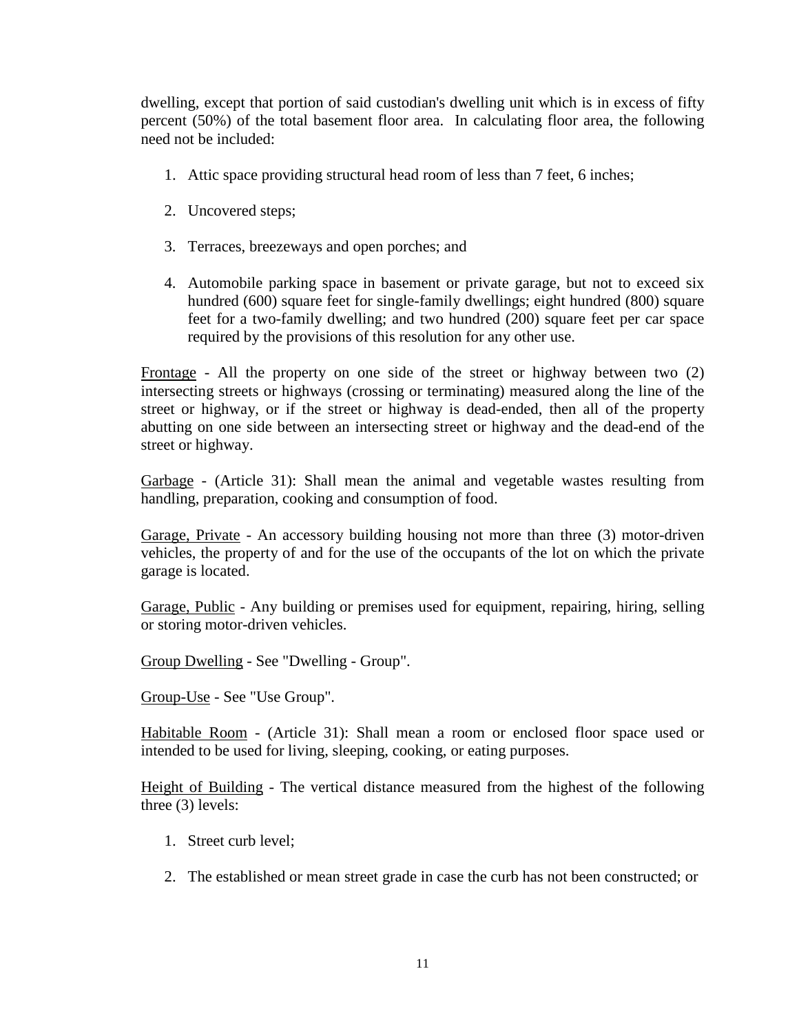dwelling, except that portion of said custodian's dwelling unit which is in excess of fifty percent (50%) of the total basement floor area. In calculating floor area, the following need not be included:

1. Attic space providing structural head room of less than 7 feet, 6 inches;

2. Uncovered steps;

3. Terraces, breezeways and open porches; and

4. Automobile parking space in basement or private garage, but not to exceed six hundred (600) square feet for single-family dwellings; eight hundred (800) square feet for a two-family dwelling; and two hundred (200) square feet per car space required by the provisions of this resolution for any other use.

Frontage - All the property on one side of the street or highway between two (2) intersecting streets or highways (crossing or terminating) measured along the line of the street or highway, or if the street or highway is dead-ended, then all of the property abutting on one side between an intersecting street or highway and the dead-end of the street or highway.

Garbage - (Article 31): Shall mean the animal and vegetable wastes resulting from handling, preparation, cooking and consumption of food.

Garage, Private - An accessory building housing not more than three (3) motor-driven vehicles, the property of and for the use of the occupants of the lot on which the private garage is located.

Garage, Public - Any building or premises used for equipment, repairing, hiring, selling or storing motor-driven vehicles.

Group Dwelling - See "Dwelling - Group".

Group-Use - See "Use Group".

Habitable Room - (Article 31): Shall mean a room or enclosed floor space used or intended to be used for living, sleeping, cooking, or eating purposes.

Height of Building - The vertical distance measured from the highest of the following three (3) levels:

1. Street curb level;

2. The established or mean street grade in case the curb has not been constructed; or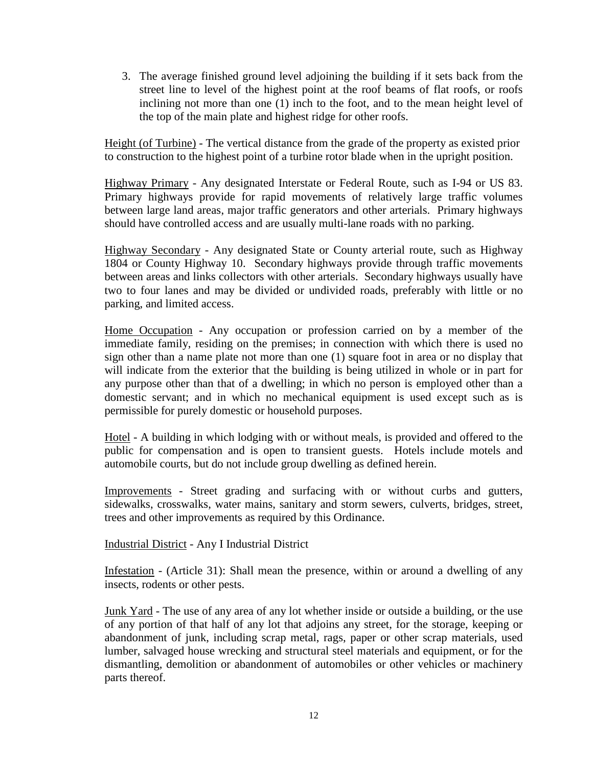3. The average finished ground level adjoining the building if it sets back from the street line to level of the highest point at the roof beams of flat roofs, or roofs inclining not more than one (1) inch to the foot, and to the mean height level of the top of the main plate and highest ridge for other roofs.

Height (of Turbine) - The vertical distance from the grade of the property as existed prior to construction to the highest point of a turbine rotor blade when in the upright position.

Highway Primary - Any designated Interstate or Federal Route, such as I-94 or US 83. Primary highways provide for rapid movements of relatively large traffic volumes between large land areas, major traffic generators and other arterials. Primary highways should have controlled access and are usually multi-lane roads with no parking.

Highway Secondary - Any designated State or County arterial route, such as Highway 1804 or County Highway 10. Secondary highways provide through traffic movements between areas and links collectors with other arterials. Secondary highways usually have two to four lanes and may be divided or undivided roads, preferably with little or no parking, and limited access.

Home Occupation - Any occupation or profession carried on by a member of the immediate family, residing on the premises; in connection with which there is used no sign other than a name plate not more than one (1) square foot in area or no display that will indicate from the exterior that the building is being utilized in whole or in part for any purpose other than that of a dwelling; in which no person is employed other than a domestic servant; and in which no mechanical equipment is used except such as is permissible for purely domestic or household purposes.

Hotel - A building in which lodging with or without meals, is provided and offered to the public for compensation and is open to transient guests. Hotels include motels and automobile courts, but do not include group dwelling as defined herein.

Improvements - Street grading and surfacing with or without curbs and gutters, sidewalks, crosswalks, water mains, sanitary and storm sewers, culverts, bridges, street, trees and other improvements as required by this Ordinance.

Industrial District - Any I Industrial District

Infestation - (Article 31): Shall mean the presence, within or around a dwelling of any insects, rodents or other pests.

Junk Yard - The use of any area of any lot whether inside or outside a building, or the use of any portion of that half of any lot that adjoins any street, for the storage, keeping or abandonment of junk, including scrap metal, rags, paper or other scrap materials, used lumber, salvaged house wrecking and structural steel materials and equipment, or for the dismantling, demolition or abandonment of automobiles or other vehicles or machinery parts thereof.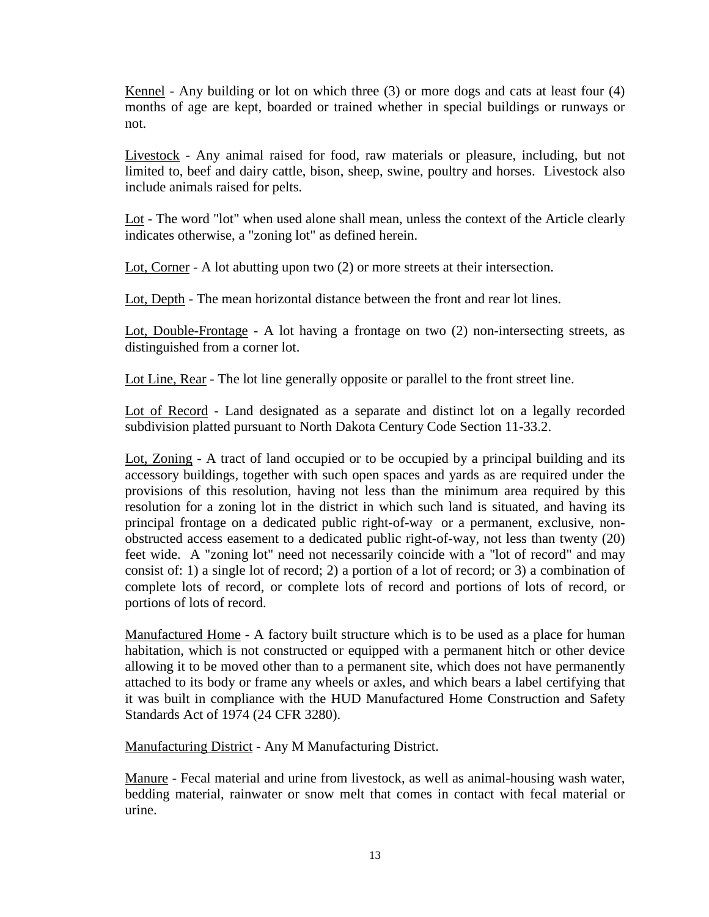Kennel - Any building or lot on which three (3) or more dogs and cats at least four (4) months of age are kept, boarded or trained whether in special buildings or runways or not.

Livestock - Any animal raised for food, raw materials or pleasure, including, but not limited to, beef and dairy cattle, bison, sheep, swine, poultry and horses. Livestock also include animals raised for pelts.

Lot - The word "lot" when used alone shall mean, unless the context of the Article clearly indicates otherwise, a "zoning lot" as defined herein.

Lot, Corner - A lot abutting upon two (2) or more streets at their intersection.

Lot, Depth - The mean horizontal distance between the front and rear lot lines.

Lot, Double-Frontage - A lot having a frontage on two (2) non-intersecting streets, as distinguished from a corner lot.

Lot Line, Rear - The lot line generally opposite or parallel to the front street line.

Lot of Record - Land designated as a separate and distinct lot on a legally recorded subdivision platted pursuant to North Dakota Century Code Section 11-33.2.

Lot, Zoning - A tract of land occupied or to be occupied by a principal building and its accessory buildings, together with such open spaces and yards as are required under the provisions of this resolution, having not less than the minimum area required by this resolution for a zoning lot in the district in which such land is situated, and having its principal frontage on a dedicated public right-of-way or a permanent, exclusive, non-obstructed access easement to a dedicated public right-of-way, not less than twenty (20) feet wide. A "zoning lot" need not necessarily coincide with a "lot of record" and may consist of: 1) a single lot of record; 2) a portion of a lot of record; or 3) a combination of complete lots of record, or complete lots of record and portions of lots of record, or portions of lots of record.

Manufactured Home - A factory built structure which is to be used as a place for human habitation, which is not constructed or equipped with a permanent hitch or other device allowing it to be moved other than to a permanent site, which does not have permanently attached to its body or frame any wheels or axles, and which bears a label certifying that it was built in compliance with the HUD Manufactured Home Construction and Safety Standards Act of 1974 (24 CFR 3280).

Manufacturing District - Any M Manufacturing District.

Manure - Fecal material and urine from livestock, as well as animal-housing wash water, bedding material, rainwater or snow melt that comes in contact with fecal material or urine.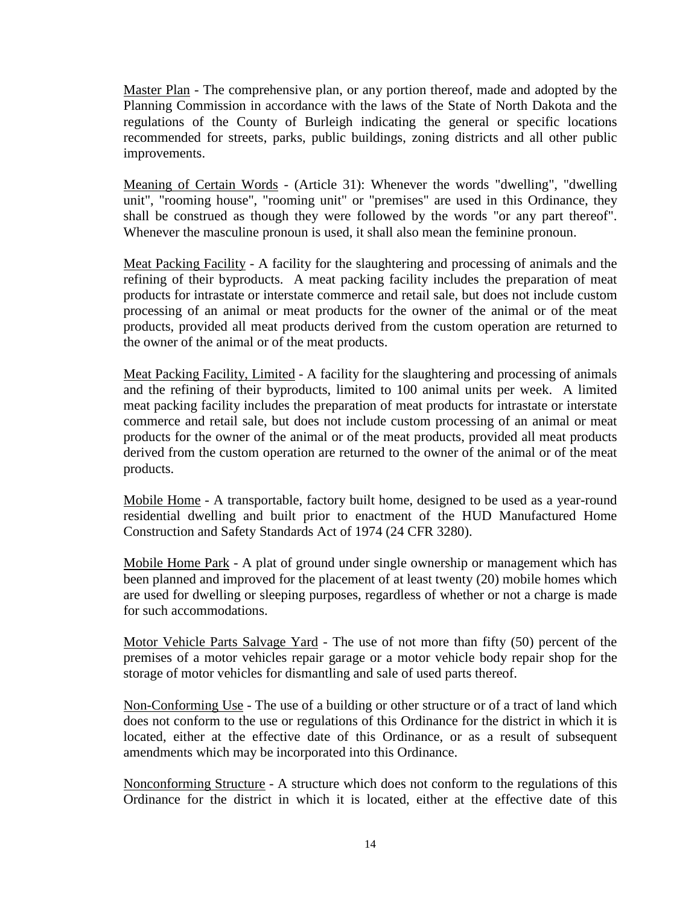Master Plan - The comprehensive plan, or any portion thereof, made and adopted by the Planning Commission in accordance with the laws of the State of North Dakota and the regulations of the County of Burleigh indicating the general or specific locations recommended for streets, parks, public buildings, zoning districts and all other public improvements.

Meaning of Certain Words - (Article 31): Whenever the words "dwelling", "dwelling unit", "rooming house", "rooming unit" or "premises" are used in this Ordinance, they shall be construed as though they were followed by the words "or any part thereof". Whenever the masculine pronoun is used, it shall also mean the feminine pronoun.

Meat Packing Facility - A facility for the slaughtering and processing of animals and the refining of their byproducts. A meat packing facility includes the preparation of meat products for intrastate or interstate commerce and retail sale, but does not include custom processing of an animal or meat products for the owner of the animal or of the meat products, provided all meat products derived from the custom operation are returned to the owner of the animal or of the meat products.

Meat Packing Facility, Limited - A facility for the slaughtering and processing of animals and the refining of their byproducts, limited to 100 animal units per week. A limited meat packing facility includes the preparation of meat products for intrastate or interstate commerce and retail sale, but does not include custom processing of an animal or meat products for the owner of the animal or of the meat products, provided all meat products derived from the custom operation are returned to the owner of the animal or of the meat products.

Mobile Home - A transportable, factory built home, designed to be used as a year-round residential dwelling and built prior to enactment of the HUD Manufactured Home Construction and Safety Standards Act of 1974 (24 CFR 3280).

Mobile Home Park - A plat of ground under single ownership or management which has been planned and improved for the placement of at least twenty (20) mobile homes which are used for dwelling or sleeping purposes, regardless of whether or not a charge is made for such accommodations.

Motor Vehicle Parts Salvage Yard - The use of not more than fifty (50) percent of the premises of a motor vehicles repair garage or a motor vehicle body repair shop for the storage of motor vehicles for dismantling and sale of used parts thereof.

Non-Conforming Use - The use of a building or other structure or of a tract of land which does not conform to the use or regulations of this Ordinance for the district in which it is located, either at the effective date of this Ordinance, or as a result of subsequent amendments which may be incorporated into this Ordinance.

Nonconforming Structure - A structure which does not conform to the regulations of this Ordinance for the district in which it is located, either at the effective date of this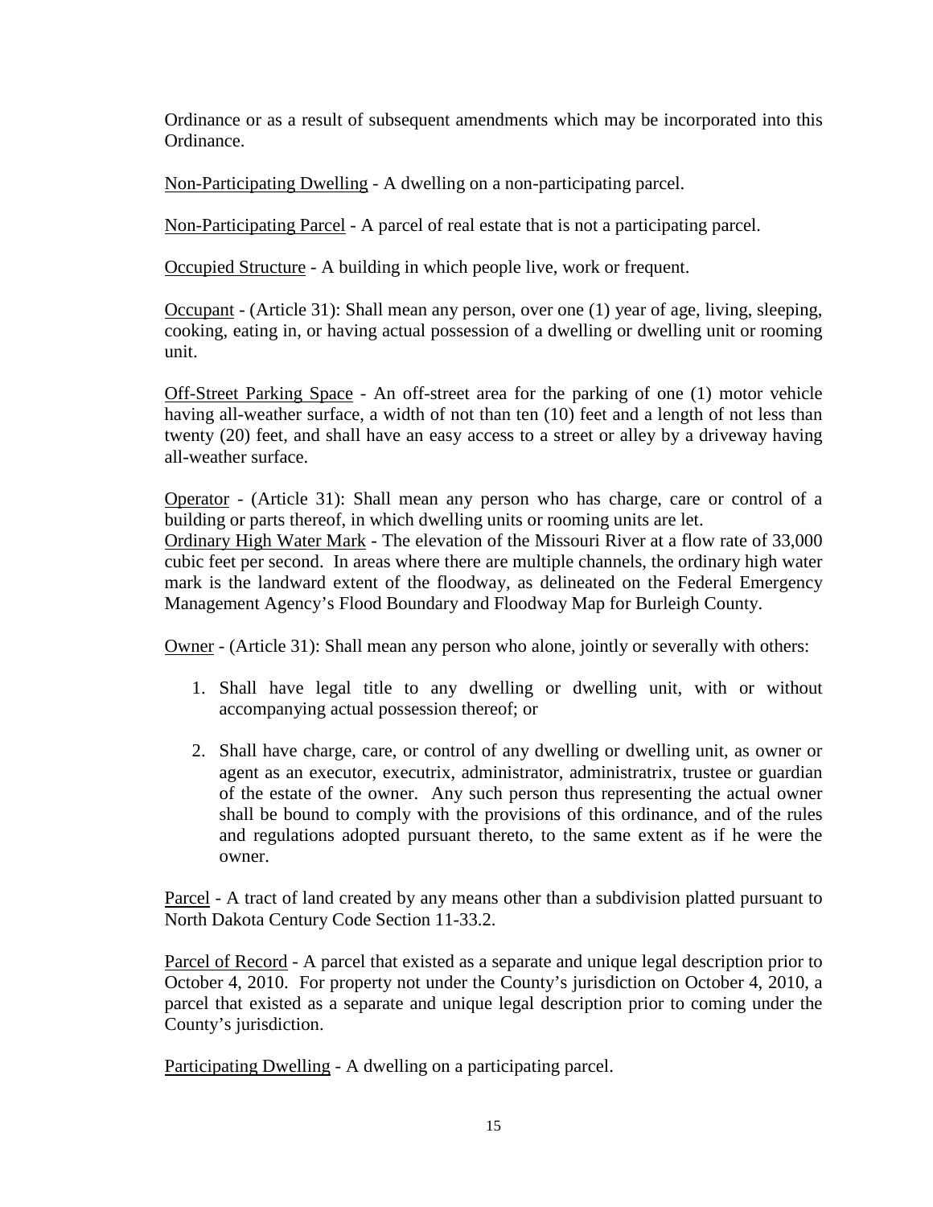Ordinance or as a result of subsequent amendments which may be incorporated into this Ordinance.

Non-Participating Dwelling - A dwelling on a non-participating parcel.

Non-Participating Parcel - A parcel of real estate that is not a participating parcel.

Occupied Structure - A building in which people live, work or frequent.

Occupant - (Article 31): Shall mean any person, over one (1) year of age, living, sleeping, cooking, eating in, or having actual possession of a dwelling or dwelling unit or rooming unit.

Off-Street Parking Space - An off-street area for the parking of one (1) motor vehicle having all-weather surface, a width of not than ten (10) feet and a length of not less than twenty (20) feet, and shall have an easy access to a street or alley by a driveway having all-weather surface.

Operator - (Article 31): Shall mean any person who has charge, care or control of a building or parts thereof, in which dwelling units or rooming units are let.

Ordinary High Water Mark - The elevation of the Missouri River at a flow rate of 33,000 cubic feet per second. In areas where there are multiple channels, the ordinary high water mark is the landward extent of the floodway, as delineated on the Federal Emergency Management Agency's Flood Boundary and Floodway Map for Burleigh County.

Owner - (Article 31): Shall mean any person who alone, jointly or severally with others:

1. Shall have legal title to any dwelling or dwelling unit, with or without accompanying actual possession thereof; or

2. Shall have charge, care, or control of any dwelling or dwelling unit, as owner or agent as an executor, executrix, administrator, administratrix, trustee or guardian of the estate of the owner. Any such person thus representing the actual owner shall be bound to comply with the provisions of this ordinance, and of the rules and regulations adopted pursuant thereto, to the same extent as if he were the owner.

Parcel - A tract of land created by any means other than a subdivision platted pursuant to North Dakota Century Code Section 11-33.2.

Parcel of Record - A parcel that existed as a separate and unique legal description prior to October 4, 2010. For property not under the County's jurisdiction on October 4, 2010, a parcel that existed as a separate and unique legal description prior to coming under the County's jurisdiction.

Participating Dwelling - A dwelling on a participating parcel.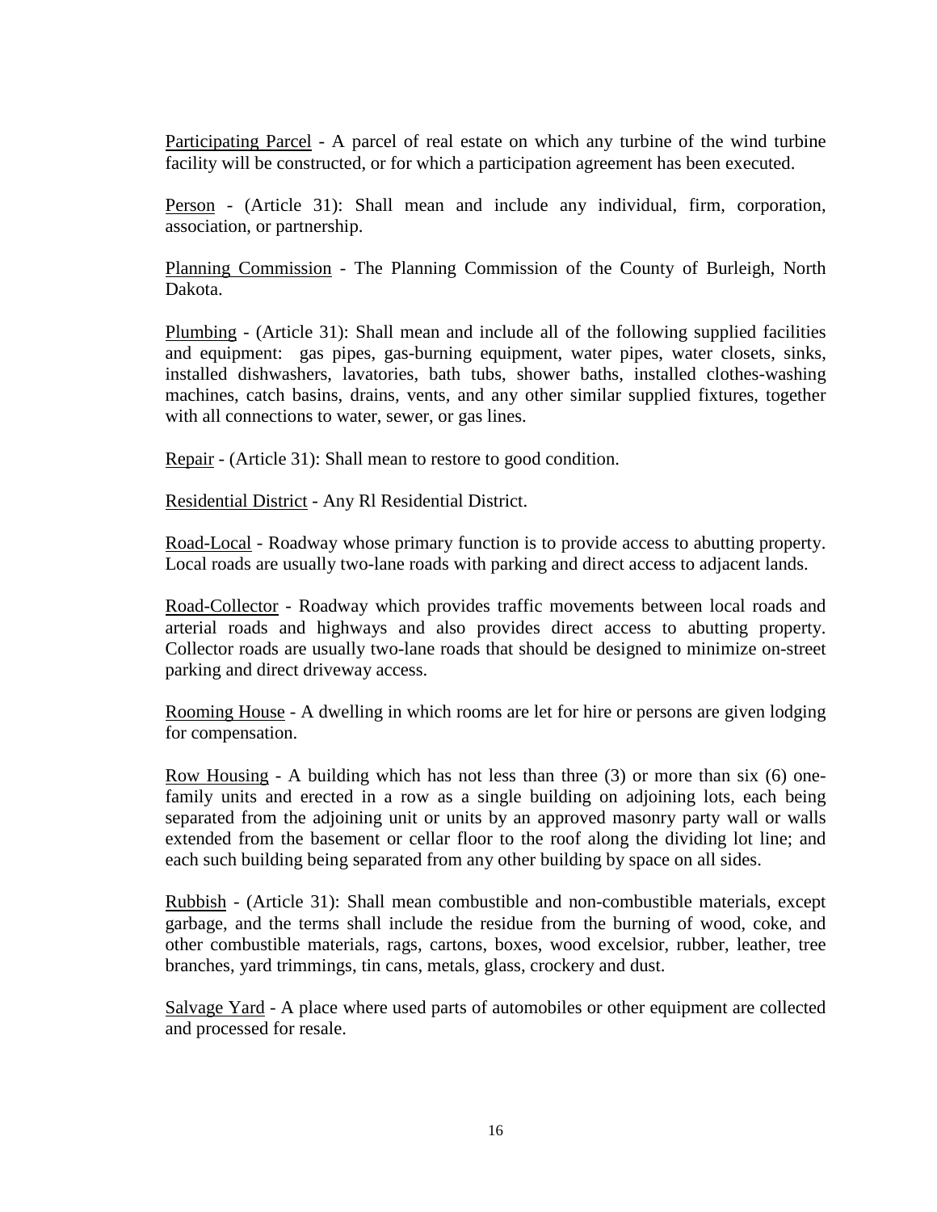Participating Parcel - A parcel of real estate on which any turbine of the wind turbine facility will be constructed, or for which a participation agreement has been executed.

Person - (Article 31): Shall mean and include any individual, firm, corporation, association, or partnership.

Planning Commission - The Planning Commission of the County of Burleigh, North Dakota.

Plumbing - (Article 31): Shall mean and include all of the following supplied facilities and equipment: gas pipes, gas-burning equipment, water pipes, water closets, sinks, installed dishwashers, lavatories, bath tubs, shower baths, installed clothes-washing machines, catch basins, drains, vents, and any other similar supplied fixtures, together with all connections to water, sewer, or gas lines.

Repair - (Article 31): Shall mean to restore to good condition.

Residential District - Any Rl Residential District.

Road-Local - Roadway whose primary function is to provide access to abutting property. Local roads are usually two-lane roads with parking and direct access to adjacent lands.

Road-Collector - Roadway which provides traffic movements between local roads and arterial roads and highways and also provides direct access to abutting property. Collector roads are usually two-lane roads that should be designed to minimize on-street parking and direct driveway access.

Rooming House - A dwelling in which rooms are let for hire or persons are given lodging for compensation.

Row Housing - A building which has not less than three (3) or more than six (6) one-family units and erected in a row as a single building on adjoining lots, each being separated from the adjoining unit or units by an approved masonry party wall or walls extended from the basement or cellar floor to the roof along the dividing lot line; and each such building being separated from any other building by space on all sides.

Rubbish - (Article 31): Shall mean combustible and non-combustible materials, except garbage, and the terms shall include the residue from the burning of wood, coke, and other combustible materials, rags, cartons, boxes, wood excelsior, rubber, leather, tree branches, yard trimmings, tin cans, metals, glass, crockery and dust.

Salvage Yard - A place where used parts of automobiles or other equipment are collected and processed for resale.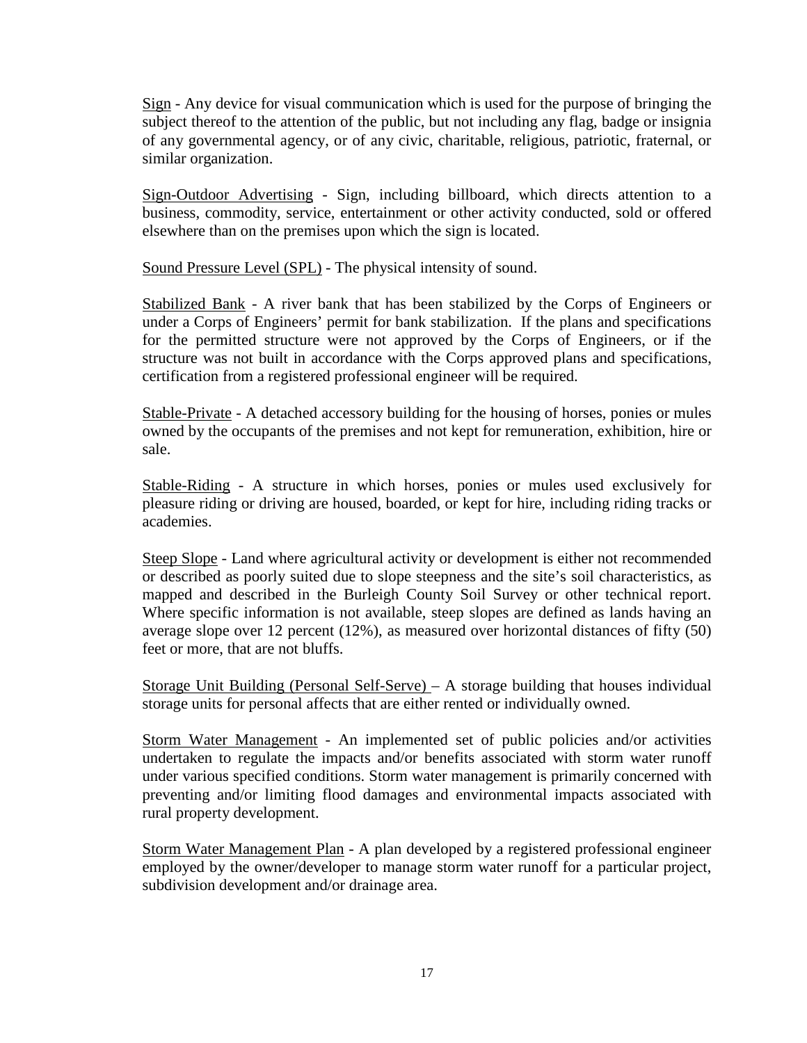<u>Sign</u> - Any device for visual communication which is used for the purpose of bringing the subject thereof to the attention of the public, but not including any flag, badge or insignia of any governmental agency, or of any civic, charitable, religious, patriotic, fraternal, or similar organization.

<u>Sign-Outdoor Advertising</u> - Sign, including billboard, which directs attention to a business, commodity, service, entertainment or other activity conducted, sold or offered elsewhere than on the premises upon which the sign is located.

<u>Sound Pressure Level (SPL)</u> - The physical intensity of sound.

<u>Stabilized Bank</u> - A river bank that has been stabilized by the Corps of Engineers or under a Corps of Engineers' permit for bank stabilization. If the plans and specifications for the permitted structure were not approved by the Corps of Engineers, or if the structure was not built in accordance with the Corps approved plans and specifications, certification from a registered professional engineer will be required.

<u>Stable-Private</u> - A detached accessory building for the housing of horses, ponies or mules owned by the occupants of the premises and not kept for remuneration, exhibition, hire or sale.

<u>Stable-Riding</u> - A structure in which horses, ponies or mules used exclusively for pleasure riding or driving are housed, boarded, or kept for hire, including riding tracks or academies.

<u>Steep Slope</u> - Land where agricultural activity or development is either not recommended or described as poorly suited due to slope steepness and the site's soil characteristics, as mapped and described in the Burleigh County Soil Survey or other technical report. Where specific information is not available, steep slopes are defined as lands having an average slope over 12 percent (12%), as measured over horizontal distances of fifty (50) feet or more, that are not bluffs.

<u>Storage Unit Building (Personal Self-Serve)</u> – A storage building that houses individual storage units for personal affects that are either rented or individually owned.

<u>Storm Water Management</u> - An implemented set of public policies and/or activities undertaken to regulate the impacts and/or benefits associated with storm water runoff under various specified conditions. Storm water management is primarily concerned with preventing and/or limiting flood damages and environmental impacts associated with rural property development.

<u>Storm Water Management Plan</u> - A plan developed by a registered professional engineer employed by the owner/developer to manage storm water runoff for a particular project, subdivision development and/or drainage area.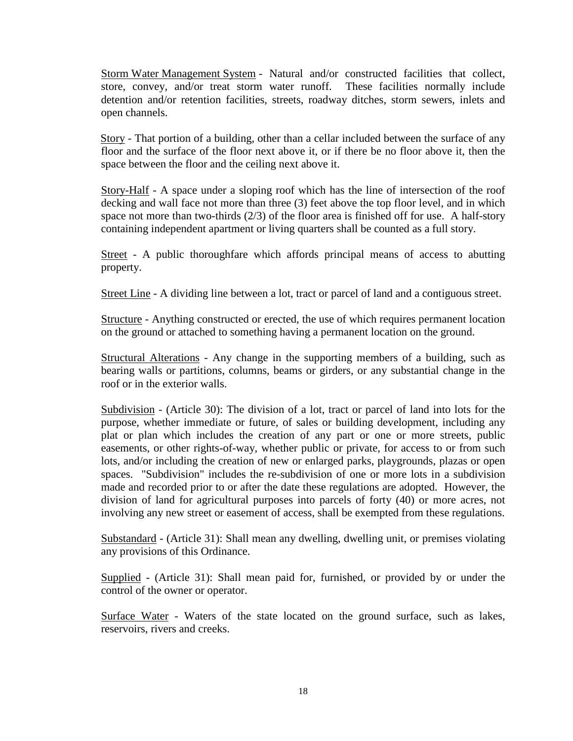Storm Water Management System - Natural and/or constructed facilities that collect, store, convey, and/or treat storm water runoff. These facilities normally include detention and/or retention facilities, streets, roadway ditches, storm sewers, inlets and open channels.

Story - That portion of a building, other than a cellar included between the surface of any floor and the surface of the floor next above it, or if there be no floor above it, then the space between the floor and the ceiling next above it.

Story-Half - A space under a sloping roof which has the line of intersection of the roof decking and wall face not more than three (3) feet above the top floor level, and in which space not more than two-thirds (2/3) of the floor area is finished off for use. A half-story containing independent apartment or living quarters shall be counted as a full story.

Street - A public thoroughfare which affords principal means of access to abutting property.

Street Line - A dividing line between a lot, tract or parcel of land and a contiguous street.

Structure - Anything constructed or erected, the use of which requires permanent location on the ground or attached to something having a permanent location on the ground.

Structural Alterations - Any change in the supporting members of a building, such as bearing walls or partitions, columns, beams or girders, or any substantial change in the roof or in the exterior walls.

Subdivision - (Article 30): The division of a lot, tract or parcel of land into lots for the purpose, whether immediate or future, of sales or building development, including any plat or plan which includes the creation of any part or one or more streets, public easements, or other rights-of-way, whether public or private, for access to or from such lots, and/or including the creation of new or enlarged parks, playgrounds, plazas or open spaces. "Subdivision" includes the re-subdivision of one or more lots in a subdivision made and recorded prior to or after the date these regulations are adopted. However, the division of land for agricultural purposes into parcels of forty (40) or more acres, not involving any new street or easement of access, shall be exempted from these regulations.

Substandard - (Article 31): Shall mean any dwelling, dwelling unit, or premises violating any provisions of this Ordinance.

Supplied - (Article 31): Shall mean paid for, furnished, or provided by or under the control of the owner or operator.

Surface Water - Waters of the state located on the ground surface, such as lakes, reservoirs, rivers and creeks.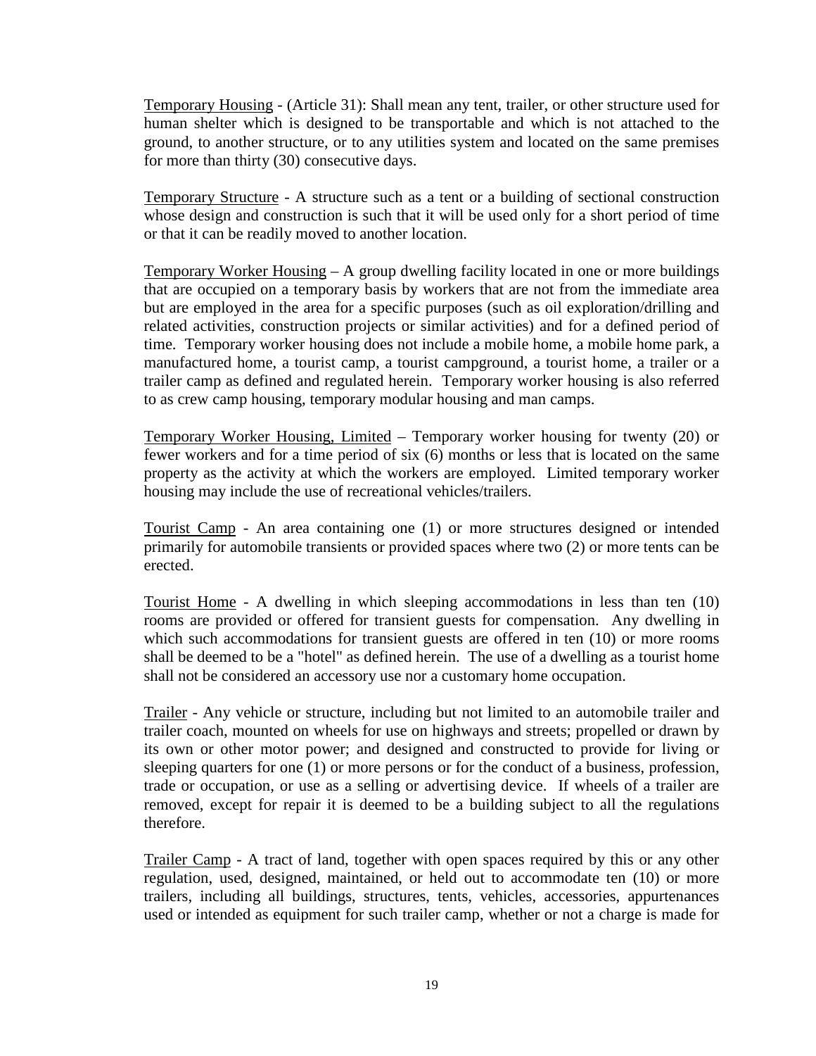Temporary Housing - (Article 31): Shall mean any tent, trailer, or other structure used for human shelter which is designed to be transportable and which is not attached to the ground, to another structure, or to any utilities system and located on the same premises for more than thirty (30) consecutive days.

Temporary Structure - A structure such as a tent or a building of sectional construction whose design and construction is such that it will be used only for a short period of time or that it can be readily moved to another location.

Temporary Worker Housing – A group dwelling facility located in one or more buildings that are occupied on a temporary basis by workers that are not from the immediate area but are employed in the area for a specific purposes (such as oil exploration/drilling and related activities, construction projects or similar activities) and for a defined period of time. Temporary worker housing does not include a mobile home, a mobile home park, a manufactured home, a tourist camp, a tourist campground, a tourist home, a trailer or a trailer camp as defined and regulated herein. Temporary worker housing is also referred to as crew camp housing, temporary modular housing and man camps.

Temporary Worker Housing, Limited – Temporary worker housing for twenty (20) or fewer workers and for a time period of six (6) months or less that is located on the same property as the activity at which the workers are employed. Limited temporary worker housing may include the use of recreational vehicles/trailers.

Tourist Camp - An area containing one (1) or more structures designed or intended primarily for automobile transients or provided spaces where two (2) or more tents can be erected.

Tourist Home - A dwelling in which sleeping accommodations in less than ten (10) rooms are provided or offered for transient guests for compensation. Any dwelling in which such accommodations for transient guests are offered in ten (10) or more rooms shall be deemed to be a "hotel" as defined herein. The use of a dwelling as a tourist home shall not be considered an accessory use nor a customary home occupation.

Trailer - Any vehicle or structure, including but not limited to an automobile trailer and trailer coach, mounted on wheels for use on highways and streets; propelled or drawn by its own or other motor power; and designed and constructed to provide for living or sleeping quarters for one (1) or more persons or for the conduct of a business, profession, trade or occupation, or use as a selling or advertising device. If wheels of a trailer are removed, except for repair it is deemed to be a building subject to all the regulations therefore.

Trailer Camp - A tract of land, together with open spaces required by this or any other regulation, used, designed, maintained, or held out to accommodate ten (10) or more trailers, including all buildings, structures, tents, vehicles, accessories, appurtenances used or intended as equipment for such trailer camp, whether or not a charge is made for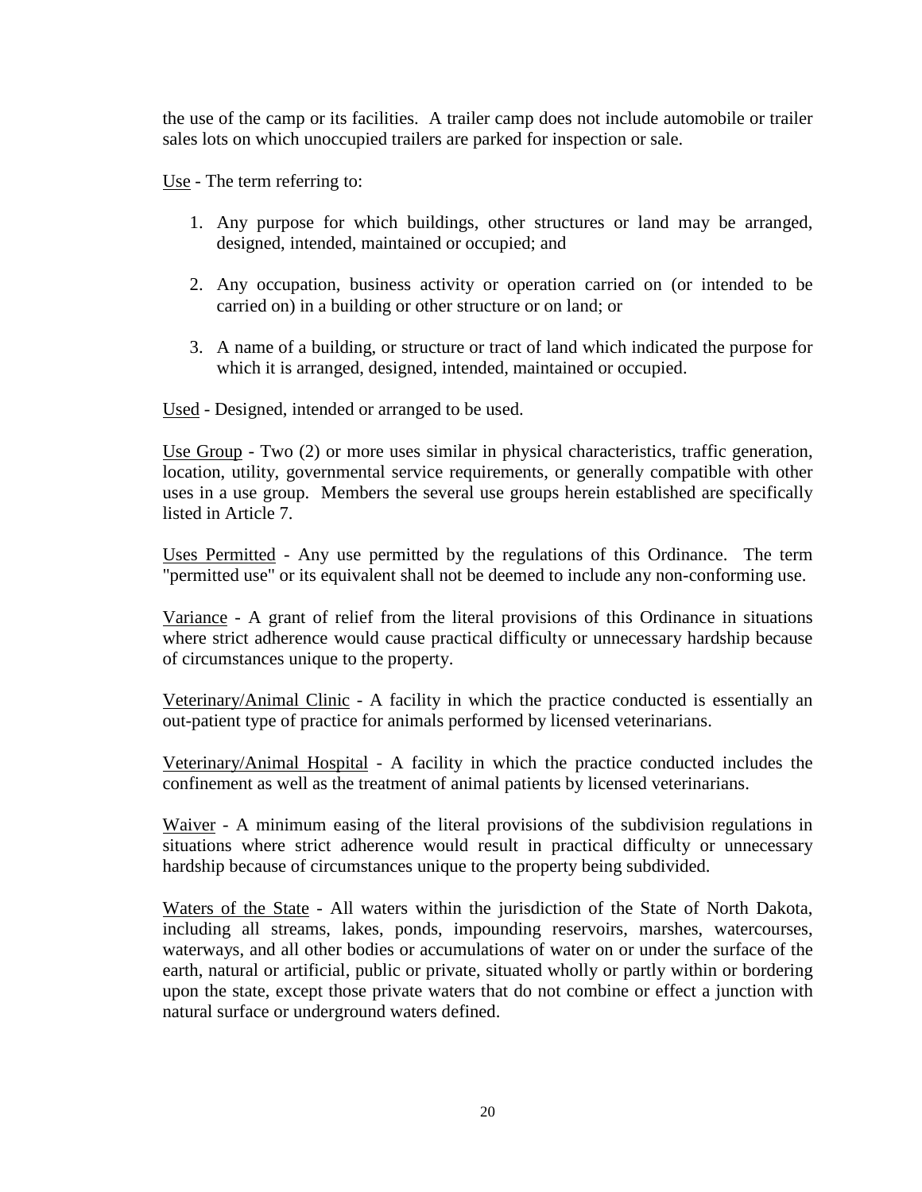the use of the camp or its facilities. A trailer camp does not include automobile or trailer sales lots on which unoccupied trailers are parked for inspection or sale.

<u>Use</u> - The term referring to:

1. Any purpose for which buildings, other structures or land may be arranged, designed, intended, maintained or occupied; and

2. Any occupation, business activity or operation carried on (or intended to be carried on) in a building or other structure or on land; or

3. A name of a building, or structure or tract of land which indicated the purpose for which it is arranged, designed, intended, maintained or occupied.

<u>Used</u> - Designed, intended or arranged to be used.

<u>Use Group</u> - Two (2) or more uses similar in physical characteristics, traffic generation, location, utility, governmental service requirements, or generally compatible with other uses in a use group. Members the several use groups herein established are specifically listed in Article 7.

<u>Uses Permitted</u> - Any use permitted by the regulations of this Ordinance. The term "permitted use" or its equivalent shall not be deemed to include any non-conforming use.

<u>Variance</u> - A grant of relief from the literal provisions of this Ordinance in situations where strict adherence would cause practical difficulty or unnecessary hardship because of circumstances unique to the property.

<u>Veterinary/Animal Clinic</u> - A facility in which the practice conducted is essentially an out-patient type of practice for animals performed by licensed veterinarians.

<u>Veterinary/Animal Hospital</u> - A facility in which the practice conducted includes the confinement as well as the treatment of animal patients by licensed veterinarians.

<u>Waiver</u> - A minimum easing of the literal provisions of the subdivision regulations in situations where strict adherence would result in practical difficulty or unnecessary hardship because of circumstances unique to the property being subdivided.

<u>Waters of the State</u> - All waters within the jurisdiction of the State of North Dakota, including all streams, lakes, ponds, impounding reservoirs, marshes, watercourses, waterways, and all other bodies or accumulations of water on or under the surface of the earth, natural or artificial, public or private, situated wholly or partly within or bordering upon the state, except those private waters that do not combine or effect a junction with natural surface or underground waters defined.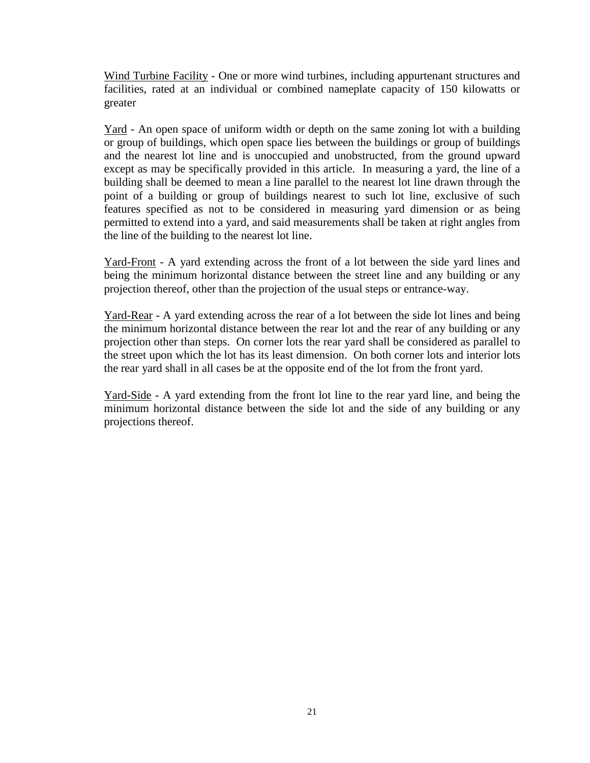Wind Turbine Facility - One or more wind turbines, including appurtenant structures and facilities, rated at an individual or combined nameplate capacity of 150 kilowatts or greater

Yard - An open space of uniform width or depth on the same zoning lot with a building or group of buildings, which open space lies between the buildings or group of buildings and the nearest lot line and is unoccupied and unobstructed, from the ground upward except as may be specifically provided in this article. In measuring a yard, the line of a building shall be deemed to mean a line parallel to the nearest lot line drawn through the point of a building or group of buildings nearest to such lot line, exclusive of such features specified as not to be considered in measuring yard dimension or as being permitted to extend into a yard, and said measurements shall be taken at right angles from the line of the building to the nearest lot line.

Yard-Front - A yard extending across the front of a lot between the side yard lines and being the minimum horizontal distance between the street line and any building or any projection thereof, other than the projection of the usual steps or entrance-way.

Yard-Rear - A yard extending across the rear of a lot between the side lot lines and being the minimum horizontal distance between the rear lot and the rear of any building or any projection other than steps. On corner lots the rear yard shall be considered as parallel to the street upon which the lot has its least dimension. On both corner lots and interior lots the rear yard shall in all cases be at the opposite end of the lot from the front yard.

Yard-Side - A yard extending from the front lot line to the rear yard line, and being the minimum horizontal distance between the side lot and the side of any building or any projections thereof.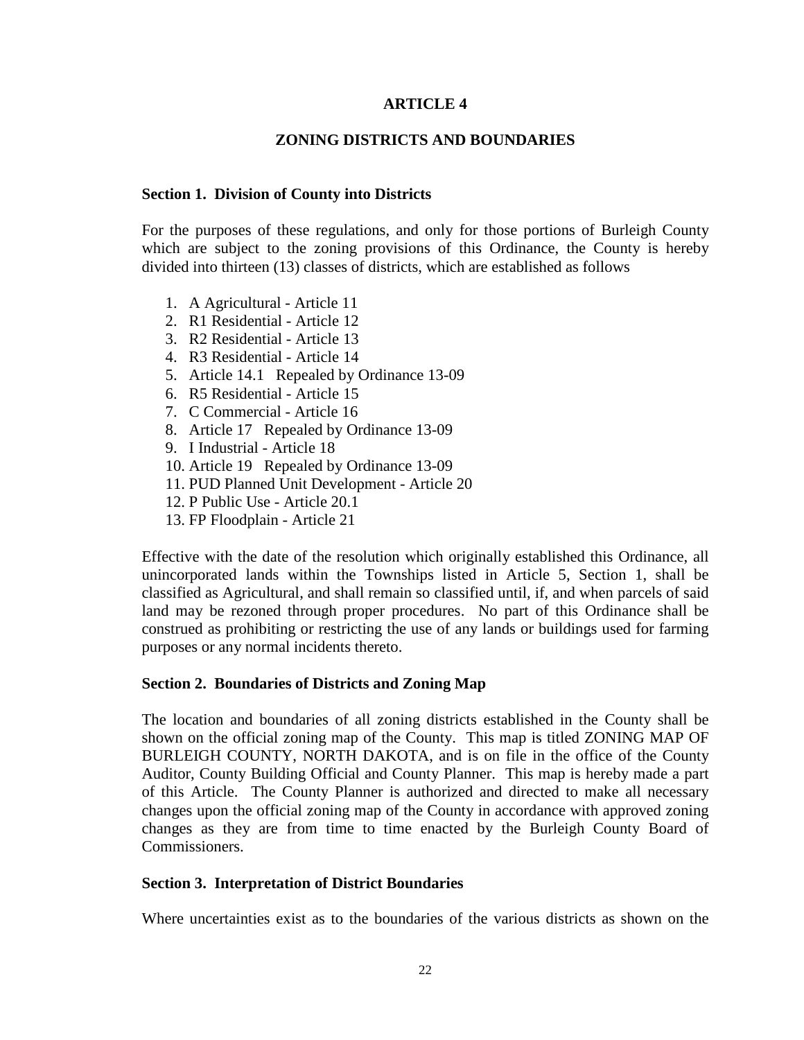# ARTICLE 4

## ZONING DISTRICTS AND BOUNDARIES

### Section 1. Division of County into Districts

For the purposes of these regulations, and only for those portions of Burleigh County which are subject to the zoning provisions of this Ordinance, the County is hereby divided into thirteen (13) classes of districts, which are established as follows

1. A Agricultural - Article 11
2. R1 Residential - Article 12
3. R2 Residential - Article 13
4. R3 Residential - Article 14
5. Article 14.1 Repealed by Ordinance 13-09
6. R5 Residential - Article 15
7. C Commercial - Article 16
8. Article 17 Repealed by Ordinance 13-09
9. I Industrial - Article 18
10. Article 19 Repealed by Ordinance 13-09
11. PUD Planned Unit Development - Article 20
12. P Public Use - Article 20.1
13. FP Floodplain - Article 21

Effective with the date of the resolution which originally established this Ordinance, all unincorporated lands within the Townships listed in Article 5, Section 1, shall be classified as Agricultural, and shall remain so classified until, if, and when parcels of said land may be rezoned through proper procedures. No part of this Ordinance shall be construed as prohibiting or restricting the use of any lands or buildings used for farming purposes or any normal incidents thereto.

### Section 2. Boundaries of Districts and Zoning Map

The location and boundaries of all zoning districts established in the County shall be shown on the official zoning map of the County. This map is titled ZONING MAP OF BURLEIGH COUNTY, NORTH DAKOTA, and is on file in the office of the County Auditor, County Building Official and County Planner. This map is hereby made a part of this Article. The County Planner is authorized and directed to make all necessary changes upon the official zoning map of the County in accordance with approved zoning changes as they are from time to time enacted by the Burleigh County Board of Commissioners.

### Section 3. Interpretation of District Boundaries

Where uncertainties exist as to the boundaries of the various districts as shown on the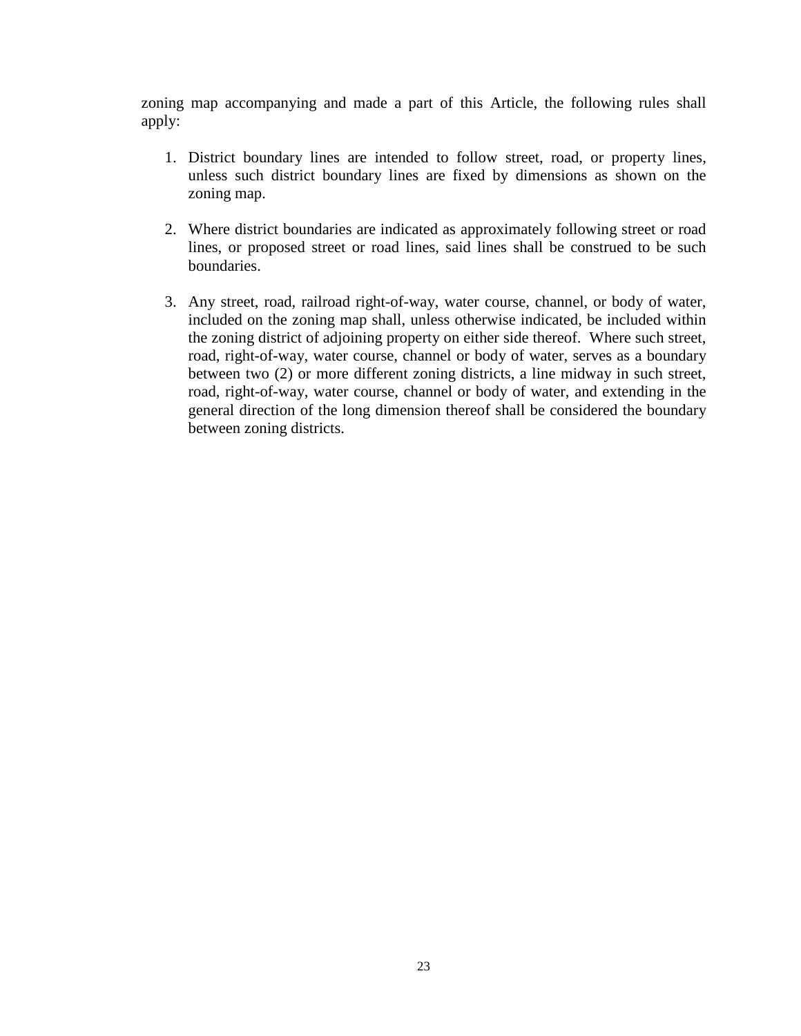zoning map accompanying and made a part of this Article, the following rules shall apply:

1. District boundary lines are intended to follow street, road, or property lines, unless such district boundary lines are fixed by dimensions as shown on the zoning map.

2. Where district boundaries are indicated as approximately following street or road lines, or proposed street or road lines, said lines shall be construed to be such boundaries.

3. Any street, road, railroad right-of-way, water course, channel, or body of water, included on the zoning map shall, unless otherwise indicated, be included within the zoning district of adjoining property on either side thereof. Where such street, road, right-of-way, water course, channel or body of water, serves as a boundary between two (2) or more different zoning districts, a line midway in such street, road, right-of-way, water course, channel or body of water, and extending in the general direction of the long dimension thereof shall be considered the boundary between zoning districts.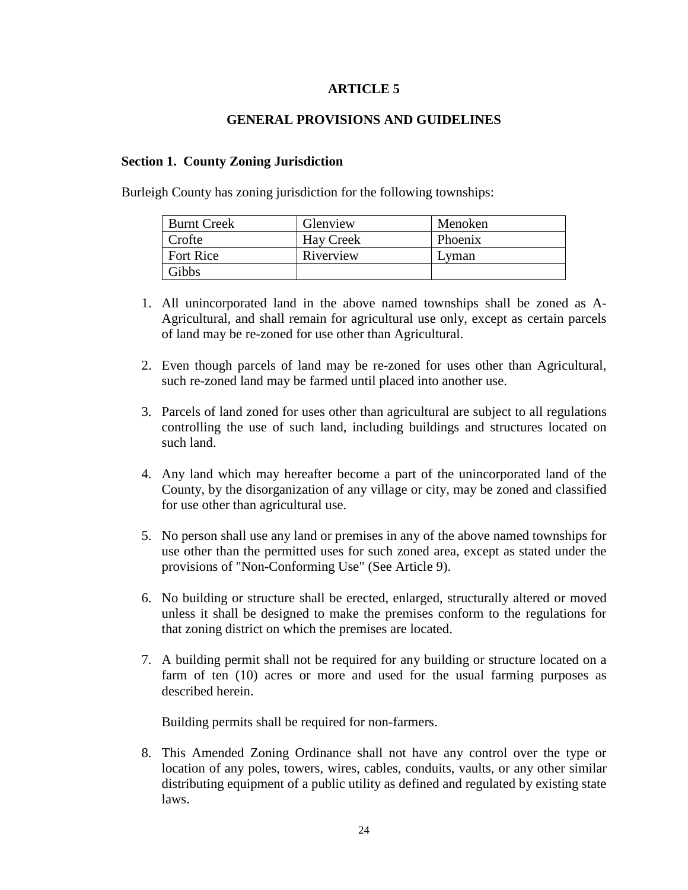# ARTICLE 5

## GENERAL PROVISIONS AND GUIDELINES

### Section 1. County Zoning Jurisdiction

Burleigh County has zoning jurisdiction for the following townships:

| Burnt Creek | Glenview | Menoken |
|---|---|---|
| Crofte | Hay Creek | Phoenix |
| Fort Rice | Riverview | Lyman |
| Gibbs | | |

1. All unincorporated land in the above named townships shall be zoned as A-Agricultural, and shall remain for agricultural use only, except as certain parcels of land may be re-zoned for use other than Agricultural.

2. Even though parcels of land may be re-zoned for uses other than Agricultural, such re-zoned land may be farmed until placed into another use.

3. Parcels of land zoned for uses other than agricultural are subject to all regulations controlling the use of such land, including buildings and structures located on such land.

4. Any land which may hereafter become a part of the unincorporated land of the County, by the disorganization of any village or city, may be zoned and classified for use other than agricultural use.

5. No person shall use any land or premises in any of the above named townships for use other than the permitted uses for such zoned area, except as stated under the provisions of "Non-Conforming Use" (See Article 9).

6. No building or structure shall be erected, enlarged, structurally altered or moved unless it shall be designed to make the premises conform to the regulations for that zoning district on which the premises are located.

7. A building permit shall not be required for any building or structure located on a farm of ten (10) acres or more and used for the usual farming purposes as described herein.

   Building permits shall be required for non-farmers.

8. This Amended Zoning Ordinance shall not have any control over the type or location of any poles, towers, wires, cables, conduits, vaults, or any other similar distributing equipment of a public utility as defined and regulated by existing state laws.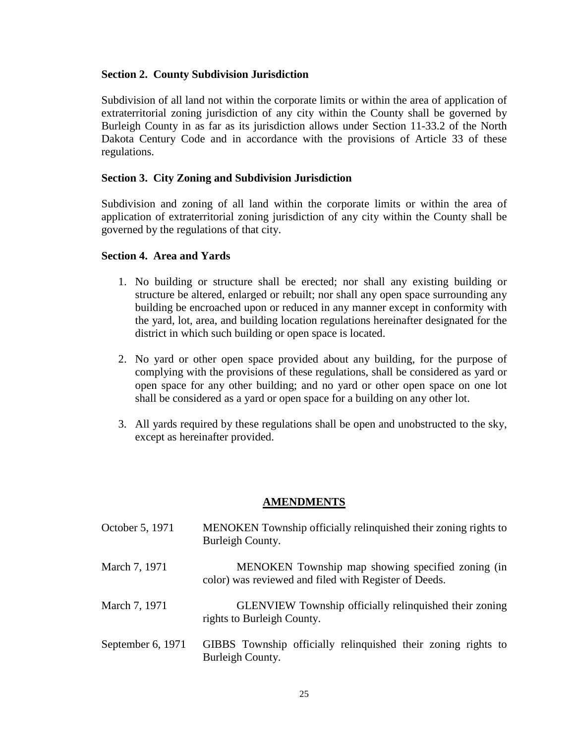### Section 2. County Subdivision Jurisdiction

Subdivision of all land not within the corporate limits or within the area of application of extraterritorial zoning jurisdiction of any city within the County shall be governed by Burleigh County in as far as its jurisdiction allows under Section 11-33.2 of the North Dakota Century Code and in accordance with the provisions of Article 33 of these regulations.

### Section 3. City Zoning and Subdivision Jurisdiction

Subdivision and zoning of all land within the corporate limits or within the area of application of extraterritorial zoning jurisdiction of any city within the County shall be governed by the regulations of that city.

### Section 4. Area and Yards

1. No building or structure shall be erected; nor shall any existing building or structure be altered, enlarged or rebuilt; nor shall any open space surrounding any building be encroached upon or reduced in any manner except in conformity with the yard, lot, area, and building location regulations hereinafter designated for the district in which such building or open space is located.

2. No yard or other open space provided about any building, for the purpose of complying with the provisions of these regulations, shall be considered as yard or open space for any other building; and no yard or other open space on one lot shall be considered as a yard or open space for a building on any other lot.

3. All yards required by these regulations shall be open and unobstructed to the sky, except as hereinafter provided.

## AMENDMENTS

| | |
|---|---|
| October 5, 1971 | MENOKEN Township officially relinquished their zoning rights to Burleigh County. |
| March 7, 1971 | MENOKEN Township map showing specified zoning (in color) was reviewed and filed with Register of Deeds. |
| March 7, 1971 | GLENVIEW Township officially relinquished their zoning rights to Burleigh County. |
| September 6, 1971 | GIBBS Township officially relinquished their zoning rights to Burleigh County. |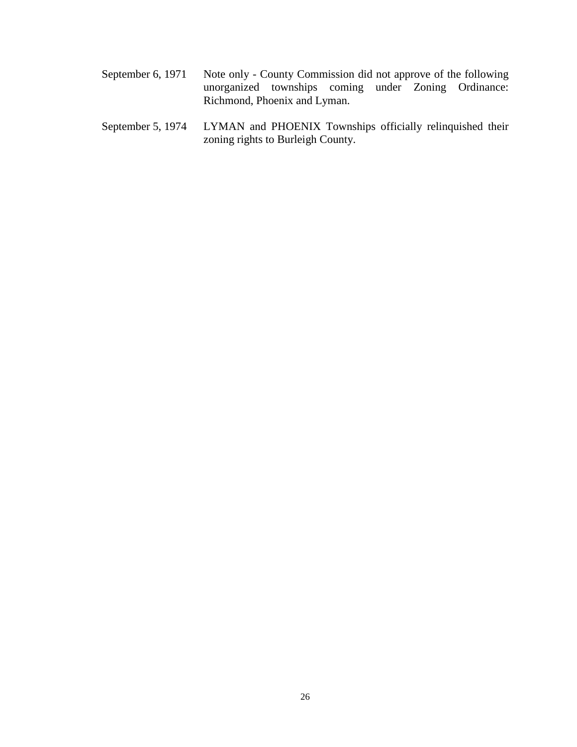September 6, 1971 Note only - County Commission did not approve of the following unorganized townships coming under Zoning Ordinance: Richmond, Phoenix and Lyman.

September 5, 1974 LYMAN and PHOENIX Townships officially relinquished their zoning rights to Burleigh County.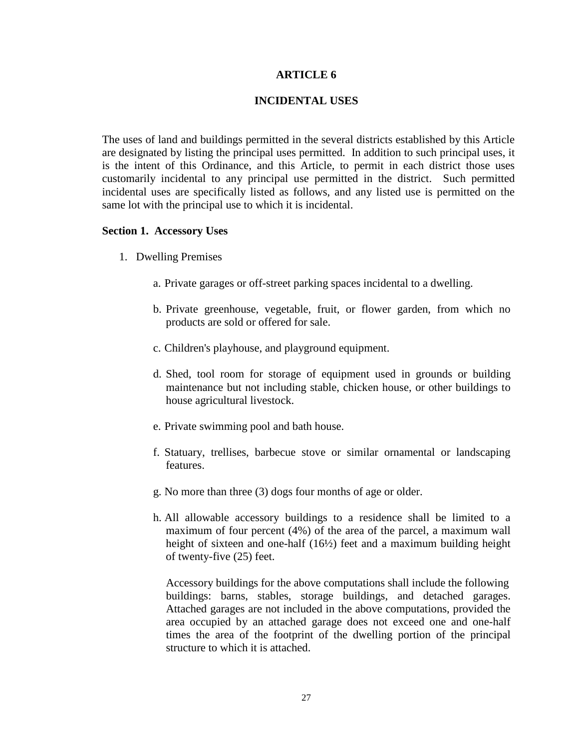# ARTICLE 6

## INCIDENTAL USES

The uses of land and buildings permitted in the several districts established by this Article are designated by listing the principal uses permitted. In addition to such principal uses, it is the intent of this Ordinance, and this Article, to permit in each district those uses customarily incidental to any principal use permitted in the district. Such permitted incidental uses are specifically listed as follows, and any listed use is permitted on the same lot with the principal use to which it is incidental.

**Section 1. Accessory Uses**

1. Dwelling Premises

   a. Private garages or off-street parking spaces incidental to a dwelling.

   b. Private greenhouse, vegetable, fruit, or flower garden, from which no products are sold or offered for sale.

   c. Children's playhouse, and playground equipment.

   d. Shed, tool room for storage of equipment used in grounds or building maintenance but not including stable, chicken house, or other buildings to house agricultural livestock.

   e. Private swimming pool and bath house.

   f. Statuary, trellises, barbecue stove or similar ornamental or landscaping features.

   g. No more than three (3) dogs four months of age or older.

   h. All allowable accessory buildings to a residence shall be limited to a maximum of four percent (4%) of the area of the parcel, a maximum wall height of sixteen and one-half (16½) feet and a maximum building height of twenty-five (25) feet.

      Accessory buildings for the above computations shall include the following buildings: barns, stables, storage buildings, and detached garages. Attached garages are not included in the above computations, provided the area occupied by an attached garage does not exceed one and one-half times the area of the footprint of the dwelling portion of the principal structure to which it is attached.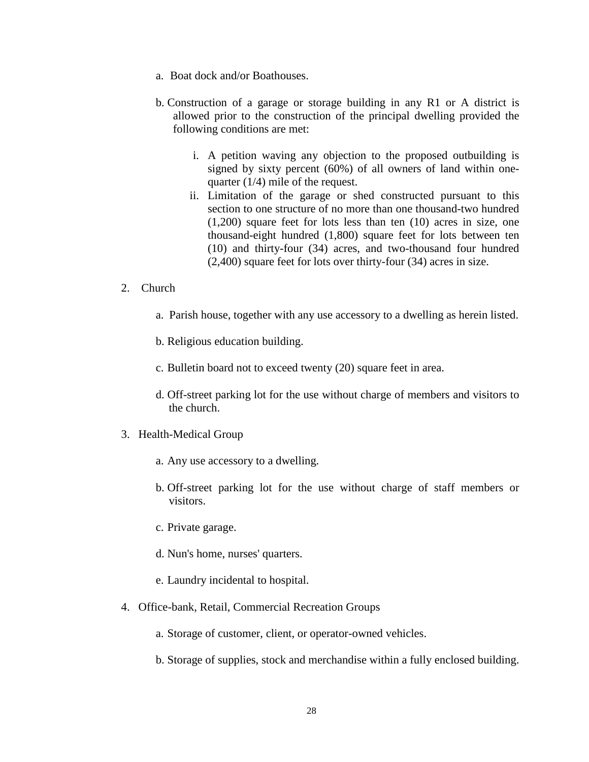a. Boat dock and/or Boathouses.

b. Construction of a garage or storage building in any R1 or A district is allowed prior to the construction of the principal dwelling provided the following conditions are met:

   i. A petition waving any objection to the proposed outbuilding is signed by sixty percent (60%) of all owners of land within one-quarter (1/4) mile of the request.
   
   ii. Limitation of the garage or shed constructed pursuant to this section to one structure of no more than one thousand-two hundred (1,200) square feet for lots less than ten (10) acres in size, one thousand-eight hundred (1,800) square feet for lots between ten (10) and thirty-four (34) acres, and two-thousand four hundred (2,400) square feet for lots over thirty-four (34) acres in size.

2. Church

   a. Parish house, together with any use accessory to a dwelling as herein listed.

   b. Religious education building.

   c. Bulletin board not to exceed twenty (20) square feet in area.

   d. Off-street parking lot for the use without charge of members and visitors to the church.

3. Health-Medical Group

   a. Any use accessory to a dwelling.

   b. Off-street parking lot for the use without charge of staff members or visitors.

   c. Private garage.

   d. Nun's home, nurses' quarters.

   e. Laundry incidental to hospital.

4. Office-bank, Retail, Commercial Recreation Groups

   a. Storage of customer, client, or operator-owned vehicles.

   b. Storage of supplies, stock and merchandise within a fully enclosed building.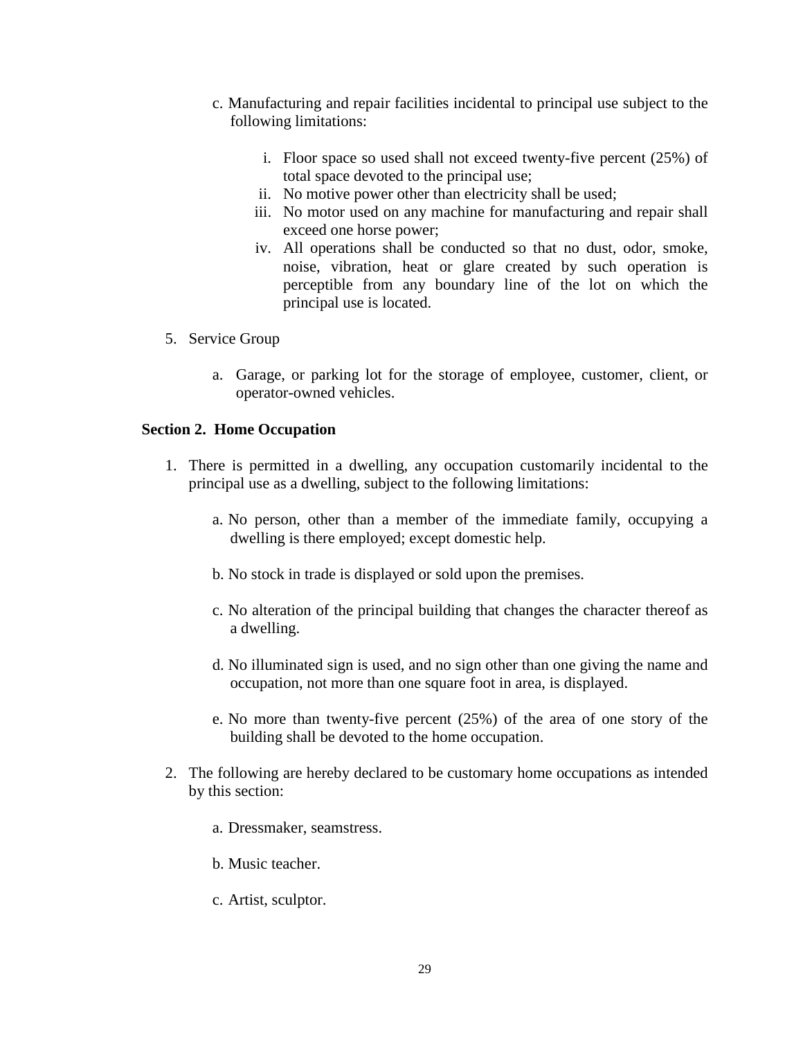c. Manufacturing and repair facilities incidental to principal use subject to the following limitations:

   i. Floor space so used shall not exceed twenty-five percent (25%) of total space devoted to the principal use;
   ii. No motive power other than electricity shall be used;
   iii. No motor used on any machine for manufacturing and repair shall exceed one horse power;
   iv. All operations shall be conducted so that no dust, odor, smoke, noise, vibration, heat or glare created by such operation is perceptible from any boundary line of the lot on which the principal use is located.

5. Service Group

   a. Garage, or parking lot for the storage of employee, customer, client, or operator-owned vehicles.

**Section 2. Home Occupation**

1. There is permitted in a dwelling, any occupation customarily incidental to the principal use as a dwelling, subject to the following limitations:

   a. No person, other than a member of the immediate family, occupying a dwelling is there employed; except domestic help.

   b. No stock in trade is displayed or sold upon the premises.

   c. No alteration of the principal building that changes the character thereof as a dwelling.

   d. No illuminated sign is used, and no sign other than one giving the name and occupation, not more than one square foot in area, is displayed.

   e. No more than twenty-five percent (25%) of the area of one story of the building shall be devoted to the home occupation.

2. The following are hereby declared to be customary home occupations as intended by this section:

   a. Dressmaker, seamstress.

   b. Music teacher.

   c. Artist, sculptor.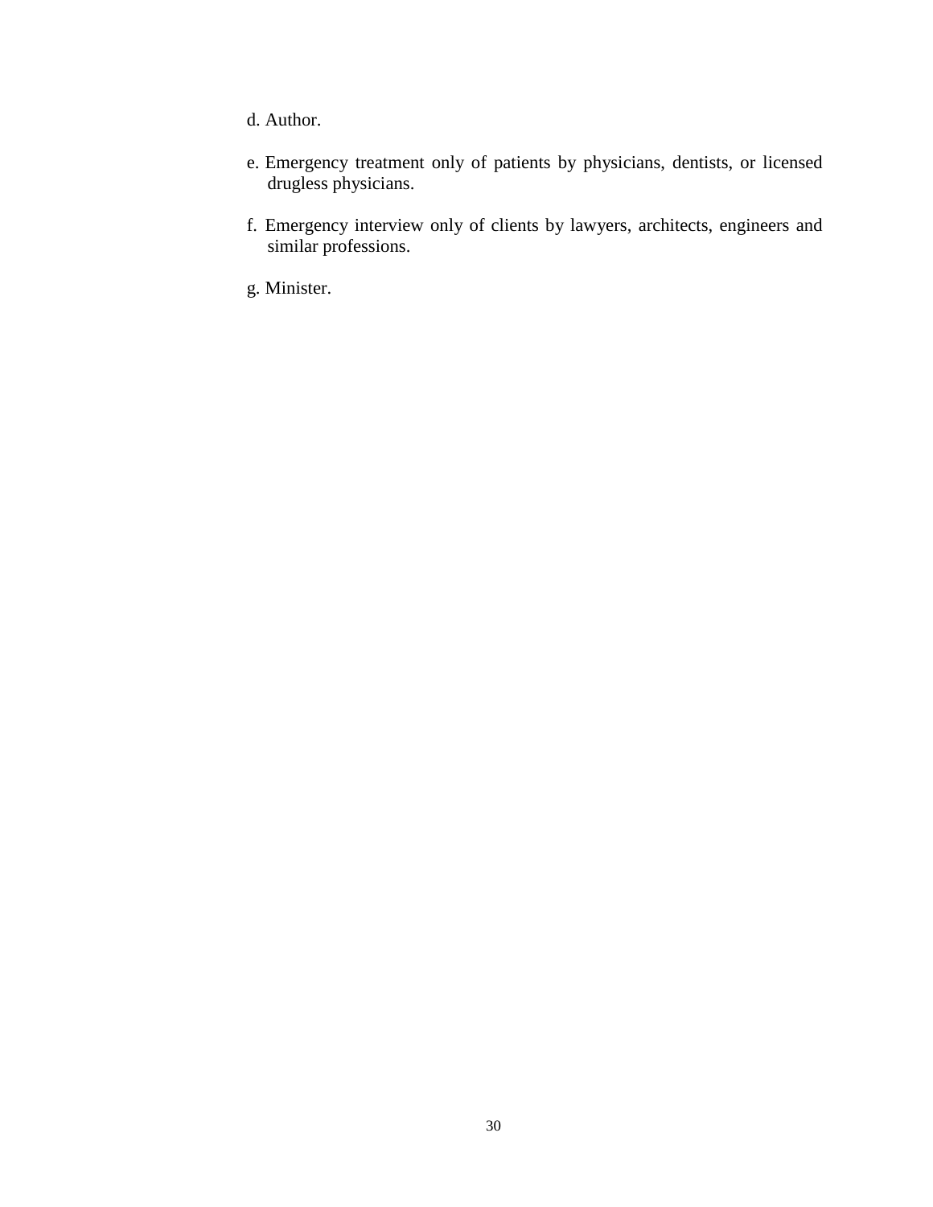d. Author.

e. Emergency treatment only of patients by physicians, dentists, or licensed drugless physicians.

f. Emergency interview only of clients by lawyers, architects, engineers and similar professions.

g. Minister.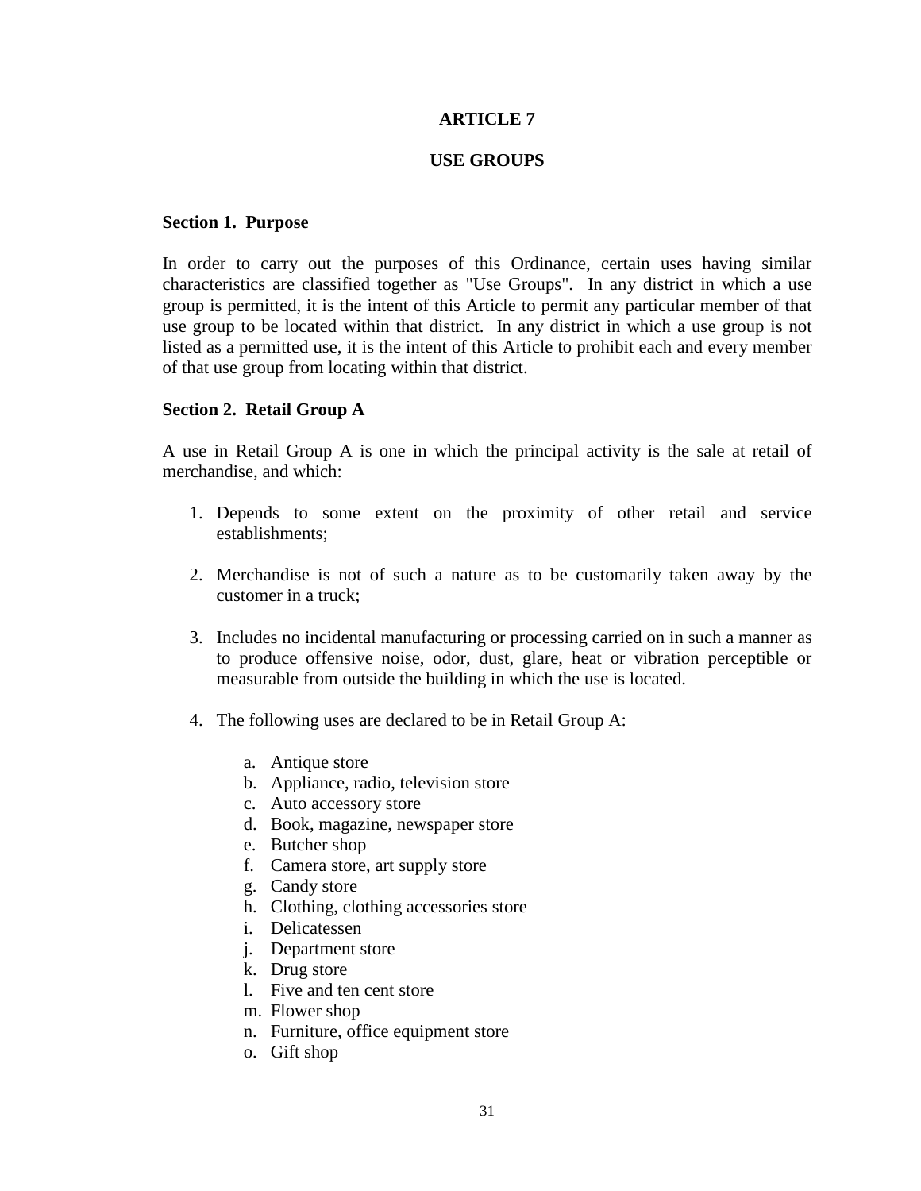# ARTICLE 7

## USE GROUPS

### Section 1. Purpose

In order to carry out the purposes of this Ordinance, certain uses having similar characteristics are classified together as "Use Groups". In any district in which a use group is permitted, it is the intent of this Article to permit any particular member of that use group to be located within that district. In any district in which a use group is not listed as a permitted use, it is the intent of this Article to prohibit each and every member of that use group from locating within that district.

### Section 2. Retail Group A

A use in Retail Group A is one in which the principal activity is the sale at retail of merchandise, and which:

1. Depends to some extent on the proximity of other retail and service establishments;

2. Merchandise is not of such a nature as to be customarily taken away by the customer in a truck;

3. Includes no incidental manufacturing or processing carried on in such a manner as to produce offensive noise, odor, dust, glare, heat or vibration perceptible or measurable from outside the building in which the use is located.

4. The following uses are declared to be in Retail Group A:

   a. Antique store
   b. Appliance, radio, television store
   c. Auto accessory store
   d. Book, magazine, newspaper store
   e. Butcher shop
   f. Camera store, art supply store
   g. Candy store
   h. Clothing, clothing accessories store
   i. Delicatessen
   j. Department store
   k. Drug store
   l. Five and ten cent store
   m. Flower shop
   n. Furniture, office equipment store
   o. Gift shop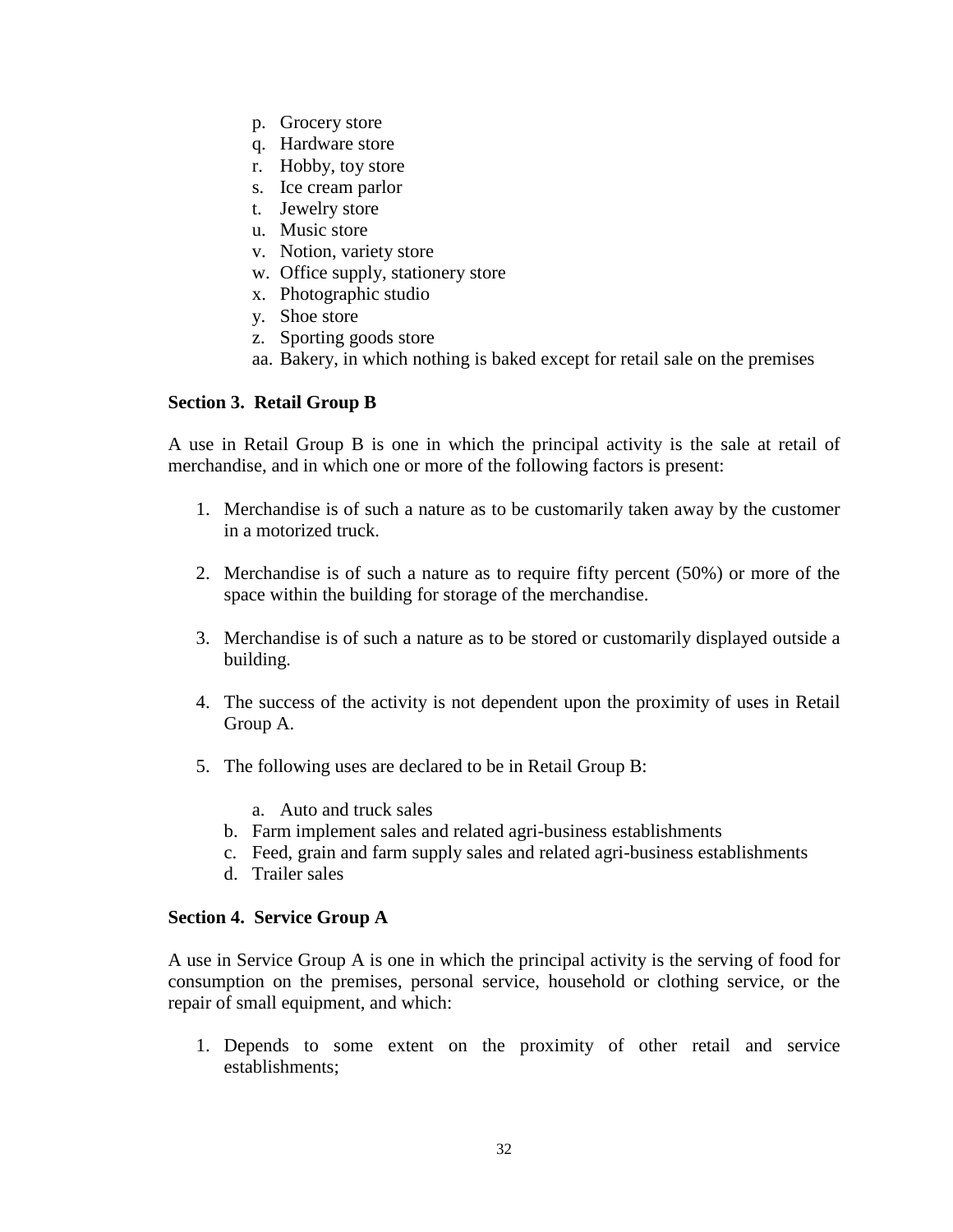p. Grocery store
q. Hardware store
r. Hobby, toy store
s. Ice cream parlor
t. Jewelry store
u. Music store
v. Notion, variety store
w. Office supply, stationery store
x. Photographic studio
y. Shoe store
z. Sporting goods store
aa. Bakery, in which nothing is baked except for retail sale on the premises

**Section 3. Retail Group B**

A use in Retail Group B is one in which the principal activity is the sale at retail of merchandise, and in which one or more of the following factors is present:

1. Merchandise is of such a nature as to be customarily taken away by the customer in a motorized truck.

2. Merchandise is of such a nature as to require fifty percent (50%) or more of the space within the building for storage of the merchandise.

3. Merchandise is of such a nature as to be stored or customarily displayed outside a building.

4. The success of the activity is not dependent upon the proximity of uses in Retail Group A.

5. The following uses are declared to be in Retail Group B:

   a. Auto and truck sales
   b. Farm implement sales and related agri-business establishments
   c. Feed, grain and farm supply sales and related agri-business establishments
   d. Trailer sales

**Section 4. Service Group A**

A use in Service Group A is one in which the principal activity is the serving of food for consumption on the premises, personal service, household or clothing service, or the repair of small equipment, and which:

1. Depends to some extent on the proximity of other retail and service establishments;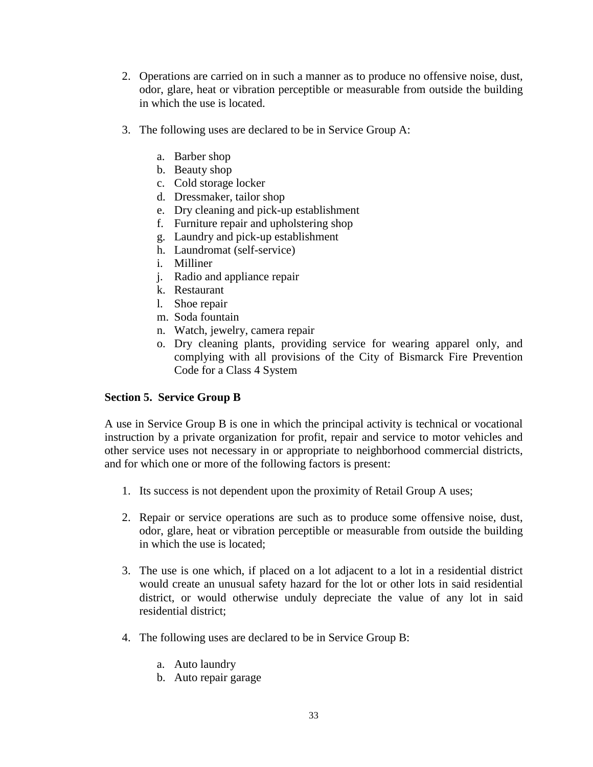2. Operations are carried on in such a manner as to produce no offensive noise, dust, odor, glare, heat or vibration perceptible or measurable from outside the building in which the use is located.

3. The following uses are declared to be in Service Group A:

   a. Barber shop
   b. Beauty shop
   c. Cold storage locker
   d. Dressmaker, tailor shop
   e. Dry cleaning and pick-up establishment
   f. Furniture repair and upholstering shop
   g. Laundry and pick-up establishment
   h. Laundromat (self-service)
   i. Milliner
   j. Radio and appliance repair
   k. Restaurant
   l. Shoe repair
   m. Soda fountain
   n. Watch, jewelry, camera repair
   o. Dry cleaning plants, providing service for wearing apparel only, and complying with all provisions of the City of Bismarck Fire Prevention Code for a Class 4 System

**Section 5. Service Group B**

A use in Service Group B is one in which the principal activity is technical or vocational instruction by a private organization for profit, repair and service to motor vehicles and other service uses not necessary in or appropriate to neighborhood commercial districts, and for which one or more of the following factors is present:

1. Its success is not dependent upon the proximity of Retail Group A uses;

2. Repair or service operations are such as to produce some offensive noise, dust, odor, glare, heat or vibration perceptible or measurable from outside the building in which the use is located;

3. The use is one which, if placed on a lot adjacent to a lot in a residential district would create an unusual safety hazard for the lot or other lots in said residential district, or would otherwise unduly depreciate the value of any lot in said residential district;

4. The following uses are declared to be in Service Group B:

   a. Auto laundry
   b. Auto repair garage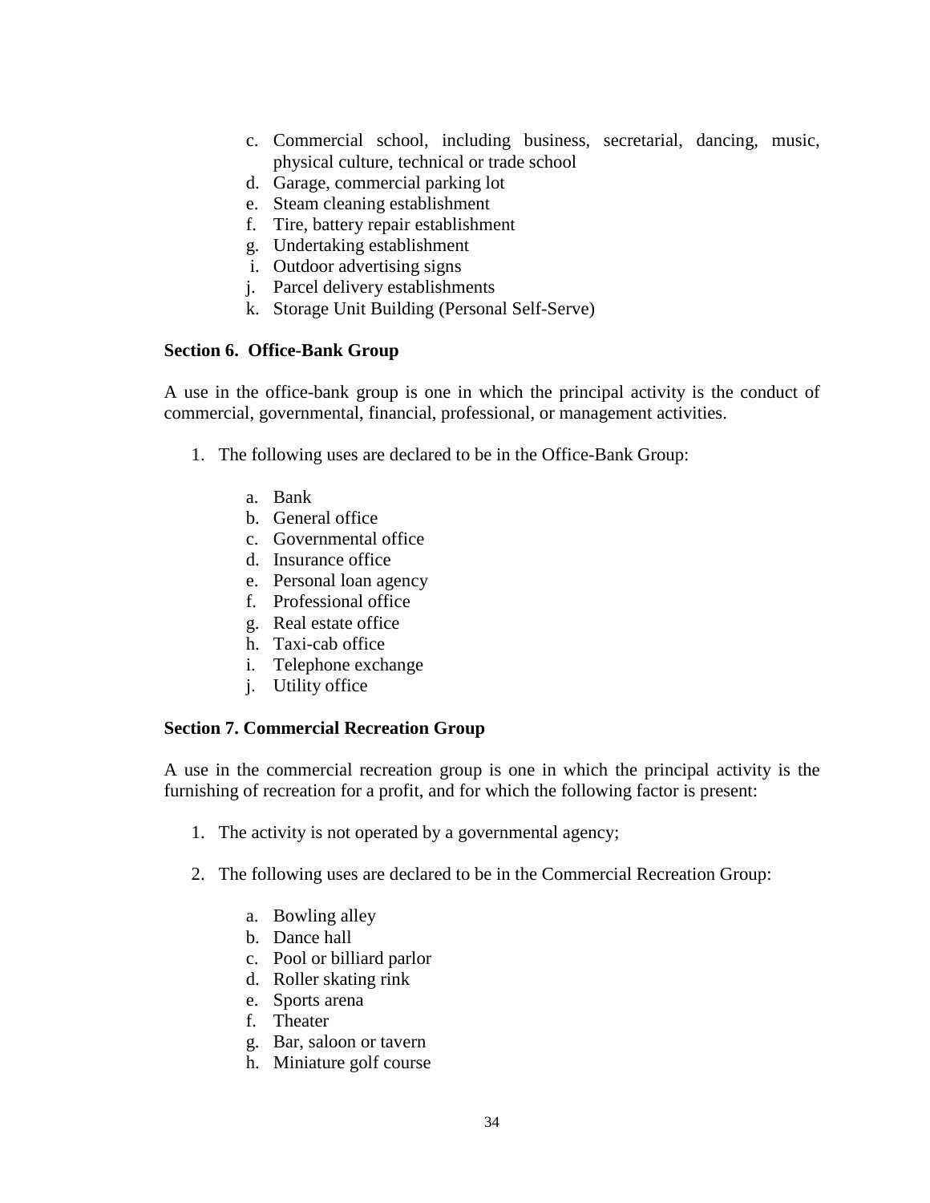c. Commercial school, including business, secretarial, dancing, music, physical culture, technical or trade school
d. Garage, commercial parking lot
e. Steam cleaning establishment
f. Tire, battery repair establishment
g. Undertaking establishment
i. Outdoor advertising signs
j. Parcel delivery establishments
k. Storage Unit Building (Personal Self-Serve)

**Section 6. Office-Bank Group**

A use in the office-bank group is one in which the principal activity is the conduct of commercial, governmental, financial, professional, or management activities.

1. The following uses are declared to be in the Office-Bank Group:

    a. Bank
    b. General office
    c. Governmental office
    d. Insurance office
    e. Personal loan agency
    f. Professional office
    g. Real estate office
    h. Taxi-cab office
    i. Telephone exchange
    j. Utility office

**Section 7. Commercial Recreation Group**

A use in the commercial recreation group is one in which the principal activity is the furnishing of recreation for a profit, and for which the following factor is present:

1. The activity is not operated by a governmental agency;

2. The following uses are declared to be in the Commercial Recreation Group:

    a. Bowling alley
    b. Dance hall
    c. Pool or billiard parlor
    d. Roller skating rink
    e. Sports arena
    f. Theater
    g. Bar, saloon or tavern
    h. Miniature golf course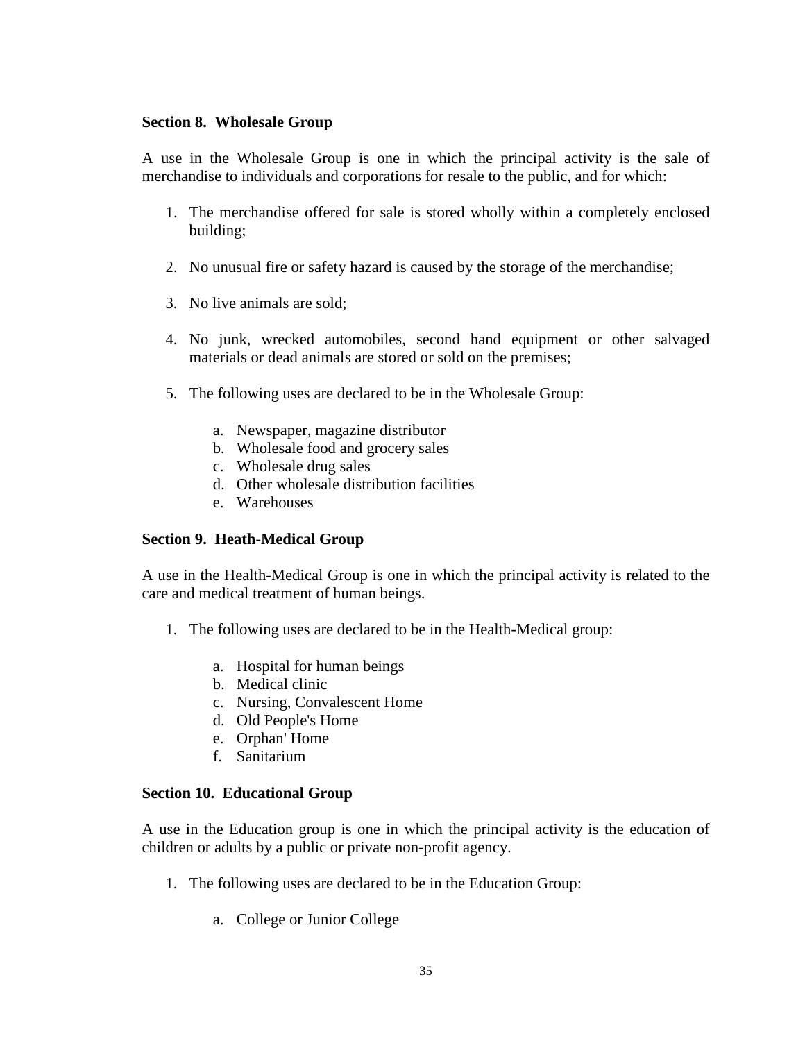**Section 8. Wholesale Group**

A use in the Wholesale Group is one in which the principal activity is the sale of merchandise to individuals and corporations for resale to the public, and for which:

1. The merchandise offered for sale is stored wholly within a completely enclosed building;
2. No unusual fire or safety hazard is caused by the storage of the merchandise;
3. No live animals are sold;
4. No junk, wrecked automobiles, second hand equipment or other salvaged materials or dead animals are stored or sold on the premises;
5. The following uses are declared to be in the Wholesale Group:
    a. Newspaper, magazine distributor
    b. Wholesale food and grocery sales
    c. Wholesale drug sales
    d. Other wholesale distribution facilities
    e. Warehouses

**Section 9. Heath-Medical Group**

A use in the Health-Medical Group is one in which the principal activity is related to the care and medical treatment of human beings.

1. The following uses are declared to be in the Health-Medical group:
    a. Hospital for human beings
    b. Medical clinic
    c. Nursing, Convalescent Home
    d. Old People's Home
    e. Orphan' Home
    f. Sanitarium

**Section 10. Educational Group**

A use in the Education group is one in which the principal activity is the education of children or adults by a public or private non-profit agency.

1. The following uses are declared to be in the Education Group:
    a. College or Junior College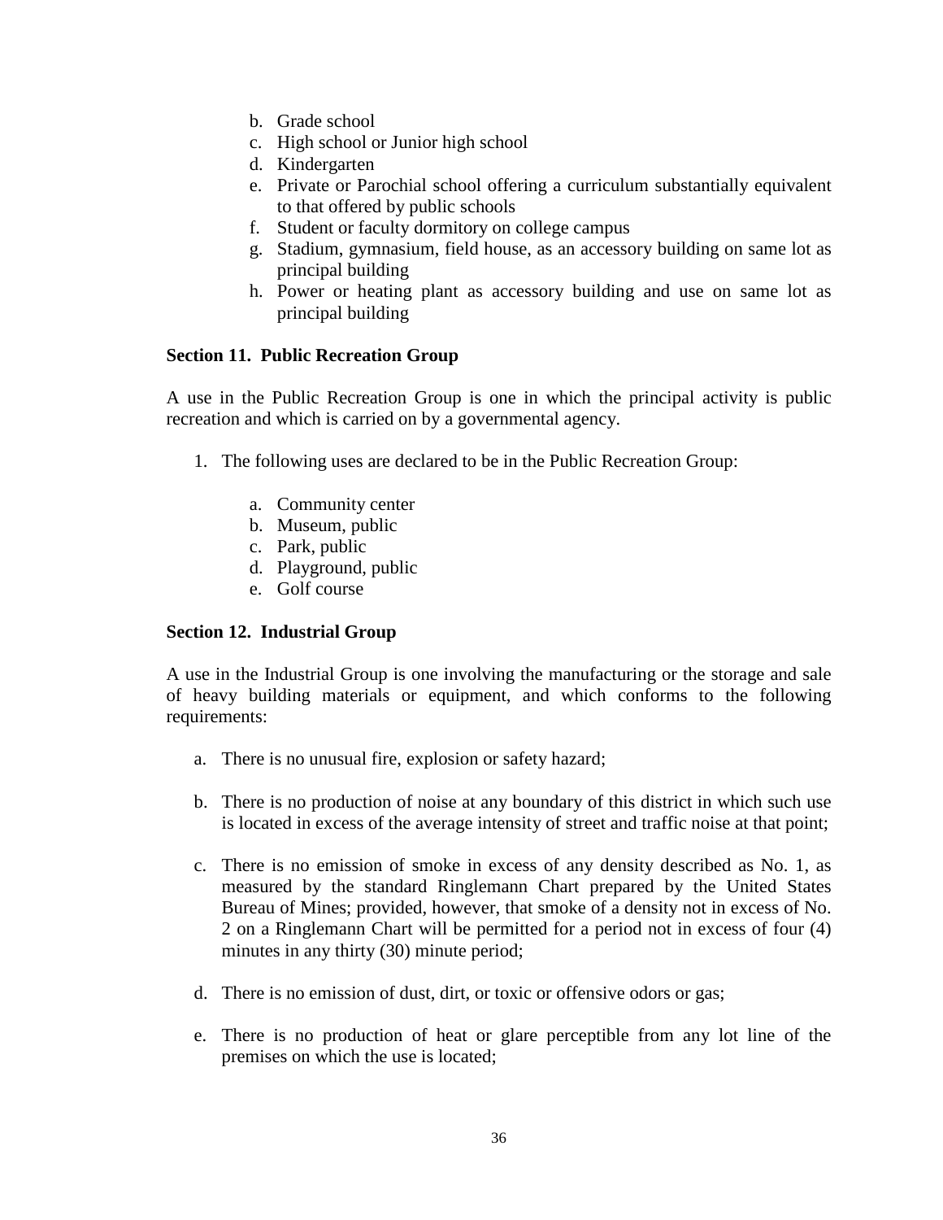b. Grade school
c. High school or Junior high school
d. Kindergarten
e. Private or Parochial school offering a curriculum substantially equivalent to that offered by public schools
f. Student or faculty dormitory on college campus
g. Stadium, gymnasium, field house, as an accessory building on same lot as principal building
h. Power or heating plant as accessory building and use on same lot as principal building

**Section 11. Public Recreation Group**

A use in the Public Recreation Group is one in which the principal activity is public recreation and which is carried on by a governmental agency.

1. The following uses are declared to be in the Public Recreation Group:

    a. Community center
    b. Museum, public
    c. Park, public
    d. Playground, public
    e. Golf course

**Section 12. Industrial Group**

A use in the Industrial Group is one involving the manufacturing or the storage and sale of heavy building materials or equipment, and which conforms to the following requirements:

a. There is no unusual fire, explosion or safety hazard;

b. There is no production of noise at any boundary of this district in which such use is located in excess of the average intensity of street and traffic noise at that point;

c. There is no emission of smoke in excess of any density described as No. 1, as measured by the standard Ringlemann Chart prepared by the United States Bureau of Mines; provided, however, that smoke of a density not in excess of No. 2 on a Ringlemann Chart will be permitted for a period not in excess of four (4) minutes in any thirty (30) minute period;

d. There is no emission of dust, dirt, or toxic or offensive odors or gas;

e. There is no production of heat or glare perceptible from any lot line of the premises on which the use is located;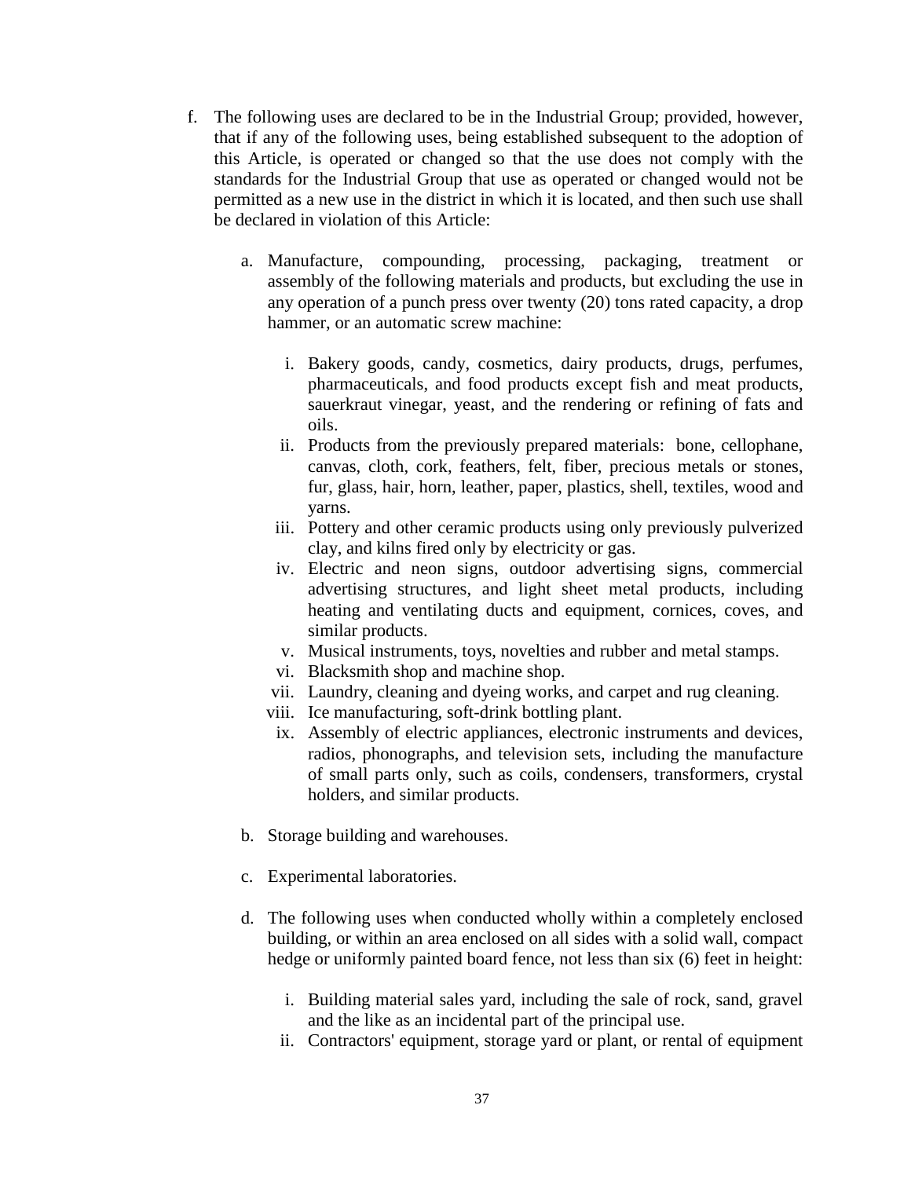f. The following uses are declared to be in the Industrial Group; provided, however, that if any of the following uses, being established subsequent to the adoption of this Article, is operated or changed so that the use does not comply with the standards for the Industrial Group that use as operated or changed would not be permitted as a new use in the district in which it is located, and then such use shall be declared in violation of this Article:

   a. Manufacture, compounding, processing, packaging, treatment or assembly of the following materials and products, but excluding the use in any operation of a punch press over twenty (20) tons rated capacity, a drop hammer, or an automatic screw machine:

      i. Bakery goods, candy, cosmetics, dairy products, drugs, perfumes, pharmaceuticals, and food products except fish and meat products, sauerkraut vinegar, yeast, and the rendering or refining of fats and oils.
      ii. Products from the previously prepared materials: bone, cellophane, canvas, cloth, cork, feathers, felt, fiber, precious metals or stones, fur, glass, hair, horn, leather, paper, plastics, shell, textiles, wood and yarns.
      iii. Pottery and other ceramic products using only previously pulverized clay, and kilns fired only by electricity or gas.
      iv. Electric and neon signs, outdoor advertising signs, commercial advertising structures, and light sheet metal products, including heating and ventilating ducts and equipment, cornices, coves, and similar products.
      v. Musical instruments, toys, novelties and rubber and metal stamps.
      vi. Blacksmith shop and machine shop.
      vii. Laundry, cleaning and dyeing works, and carpet and rug cleaning.
      viii. Ice manufacturing, soft-drink bottling plant.
      ix. Assembly of electric appliances, electronic instruments and devices, radios, phonographs, and television sets, including the manufacture of small parts only, such as coils, condensers, transformers, crystal holders, and similar products.

   b. Storage building and warehouses.

   c. Experimental laboratories.

   d. The following uses when conducted wholly within a completely enclosed building, or within an area enclosed on all sides with a solid wall, compact hedge or uniformly painted board fence, not less than six (6) feet in height:

      i. Building material sales yard, including the sale of rock, sand, gravel and the like as an incidental part of the principal use.
      ii. Contractors' equipment, storage yard or plant, or rental of equipment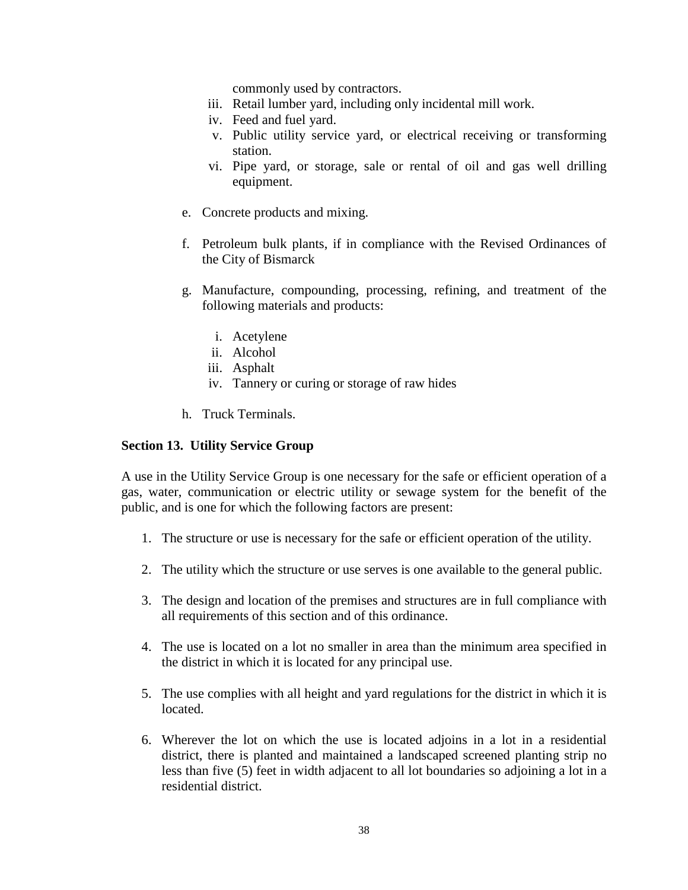commonly used by contractors.

   iii. Retail lumber yard, including only incidental mill work.
   iv. Feed and fuel yard.
   v. Public utility service yard, or electrical receiving or transforming station.
   vi. Pipe yard, or storage, sale or rental of oil and gas well drilling equipment.

e. Concrete products and mixing.

f. Petroleum bulk plants, if in compliance with the Revised Ordinances of the City of Bismarck

g. Manufacture, compounding, processing, refining, and treatment of the following materials and products:

   i. Acetylene
   ii. Alcohol
   iii. Asphalt
   iv. Tannery or curing or storage of raw hides

h. Truck Terminals.

**Section 13. Utility Service Group**

A use in the Utility Service Group is one necessary for the safe or efficient operation of a gas, water, communication or electric utility or sewage system for the benefit of the public, and is one for which the following factors are present:

1. The structure or use is necessary for the safe or efficient operation of the utility.

2. The utility which the structure or use serves is one available to the general public.

3. The design and location of the premises and structures are in full compliance with all requirements of this section and of this ordinance.

4. The use is located on a lot no smaller in area than the minimum area specified in the district in which it is located for any principal use.

5. The use complies with all height and yard regulations for the district in which it is located.

6. Wherever the lot on which the use is located adjoins in a lot in a residential district, there is planted and maintained a landscaped screened planting strip no less than five (5) feet in width adjacent to all lot boundaries so adjoining a lot in a residential district.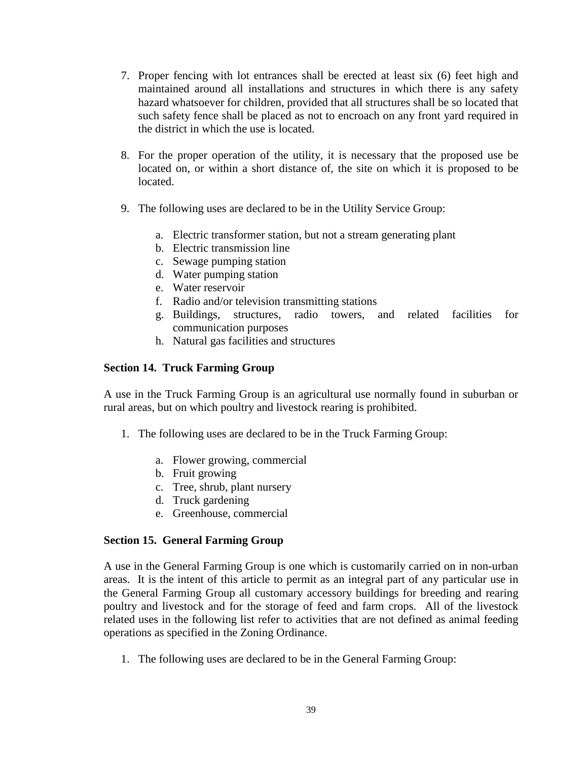7. Proper fencing with lot entrances shall be erected at least six (6) feet high and maintained around all installations and structures in which there is any safety hazard whatsoever for children, provided that all structures shall be so located that such safety fence shall be placed as not to encroach on any front yard required in the district in which the use is located.

8. For the proper operation of the utility, it is necessary that the proposed use be located on, or within a short distance of, the site on which it is proposed to be located.

9. The following uses are declared to be in the Utility Service Group:

   a. Electric transformer station, but not a stream generating plant
   b. Electric transmission line
   c. Sewage pumping station
   d. Water pumping station
   e. Water reservoir
   f. Radio and/or television transmitting stations
   g. Buildings, structures, radio towers, and related facilities for communication purposes
   h. Natural gas facilities and structures

**Section 14. Truck Farming Group**

A use in the Truck Farming Group is an agricultural use normally found in suburban or rural areas, but on which poultry and livestock rearing is prohibited.

1. The following uses are declared to be in the Truck Farming Group:

   a. Flower growing, commercial
   b. Fruit growing
   c. Tree, shrub, plant nursery
   d. Truck gardening
   e. Greenhouse, commercial

**Section 15. General Farming Group**

A use in the General Farming Group is one which is customarily carried on in non-urban areas. It is the intent of this article to permit as an integral part of any particular use in the General Farming Group all customary accessory buildings for breeding and rearing poultry and livestock and for the storage of feed and farm crops. All of the livestock related uses in the following list refer to activities that are not defined as animal feeding operations as specified in the Zoning Ordinance.

1. The following uses are declared to be in the General Farming Group: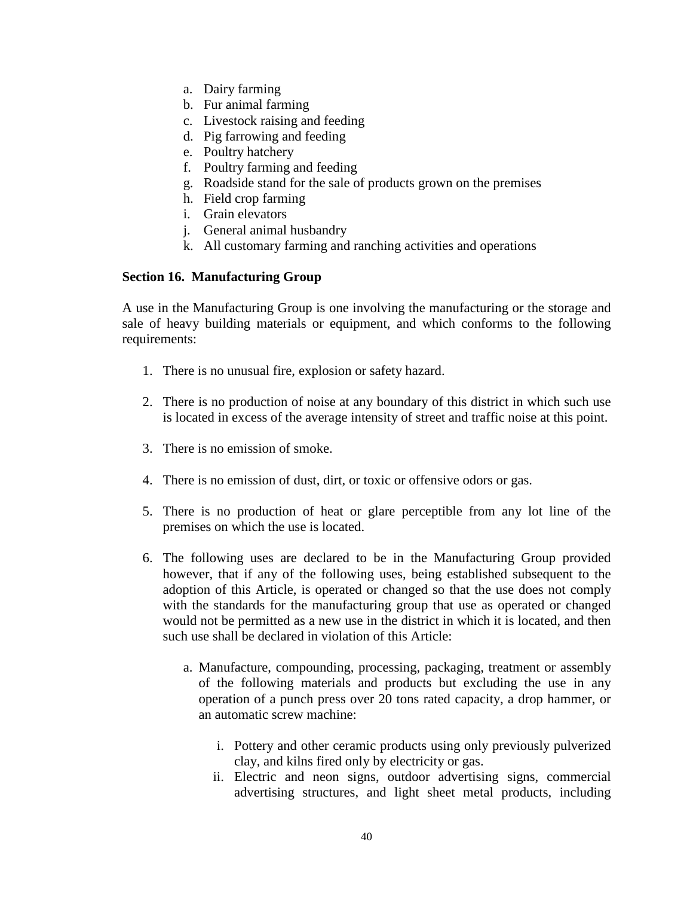a. Dairy farming
b. Fur animal farming
c. Livestock raising and feeding
d. Pig farrowing and feeding
e. Poultry hatchery
f. Poultry farming and feeding
g. Roadside stand for the sale of products grown on the premises
h. Field crop farming
i. Grain elevators
j. General animal husbandry
k. All customary farming and ranching activities and operations

**Section 16. Manufacturing Group**

A use in the Manufacturing Group is one involving the manufacturing or the storage and sale of heavy building materials or equipment, and which conforms to the following requirements:

1. There is no unusual fire, explosion or safety hazard.

2. There is no production of noise at any boundary of this district in which such use is located in excess of the average intensity of street and traffic noise at this point.

3. There is no emission of smoke.

4. There is no emission of dust, dirt, or toxic or offensive odors or gas.

5. There is no production of heat or glare perceptible from any lot line of the premises on which the use is located.

6. The following uses are declared to be in the Manufacturing Group provided however, that if any of the following uses, being established subsequent to the adoption of this Article, is operated or changed so that the use does not comply with the standards for the manufacturing group that use as operated or changed would not be permitted as a new use in the district in which it is located, and then such use shall be declared in violation of this Article:

   a. Manufacture, compounding, processing, packaging, treatment or assembly of the following materials and products but excluding the use in any operation of a punch press over 20 tons rated capacity, a drop hammer, or an automatic screw machine:

      i. Pottery and other ceramic products using only previously pulverized clay, and kilns fired only by electricity or gas.
      ii. Electric and neon signs, outdoor advertising signs, commercial advertising structures, and light sheet metal products, including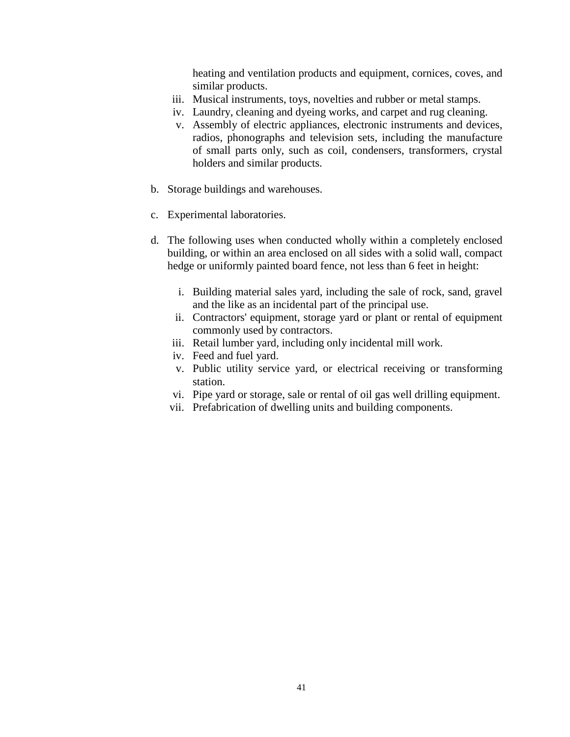heating and ventilation products and equipment, cornices, coves, and similar products.

iii. Musical instruments, toys, novelties and rubber or metal stamps.
iv. Laundry, cleaning and dyeing works, and carpet and rug cleaning.
v. Assembly of electric appliances, electronic instruments and devices, radios, phonographs and television sets, including the manufacture of small parts only, such as coil, condensers, transformers, crystal holders and similar products.

b. Storage buildings and warehouses.

c. Experimental laboratories.

d. The following uses when conducted wholly within a completely enclosed building, or within an area enclosed on all sides with a solid wall, compact hedge or uniformly painted board fence, not less than 6 feet in height:

   i. Building material sales yard, including the sale of rock, sand, gravel and the like as an incidental part of the principal use.
   ii. Contractors' equipment, storage yard or plant or rental of equipment commonly used by contractors.
   iii. Retail lumber yard, including only incidental mill work.
   iv. Feed and fuel yard.
   v. Public utility service yard, or electrical receiving or transforming station.
   vi. Pipe yard or storage, sale or rental of oil gas well drilling equipment.
   vii. Prefabrication of dwelling units and building components.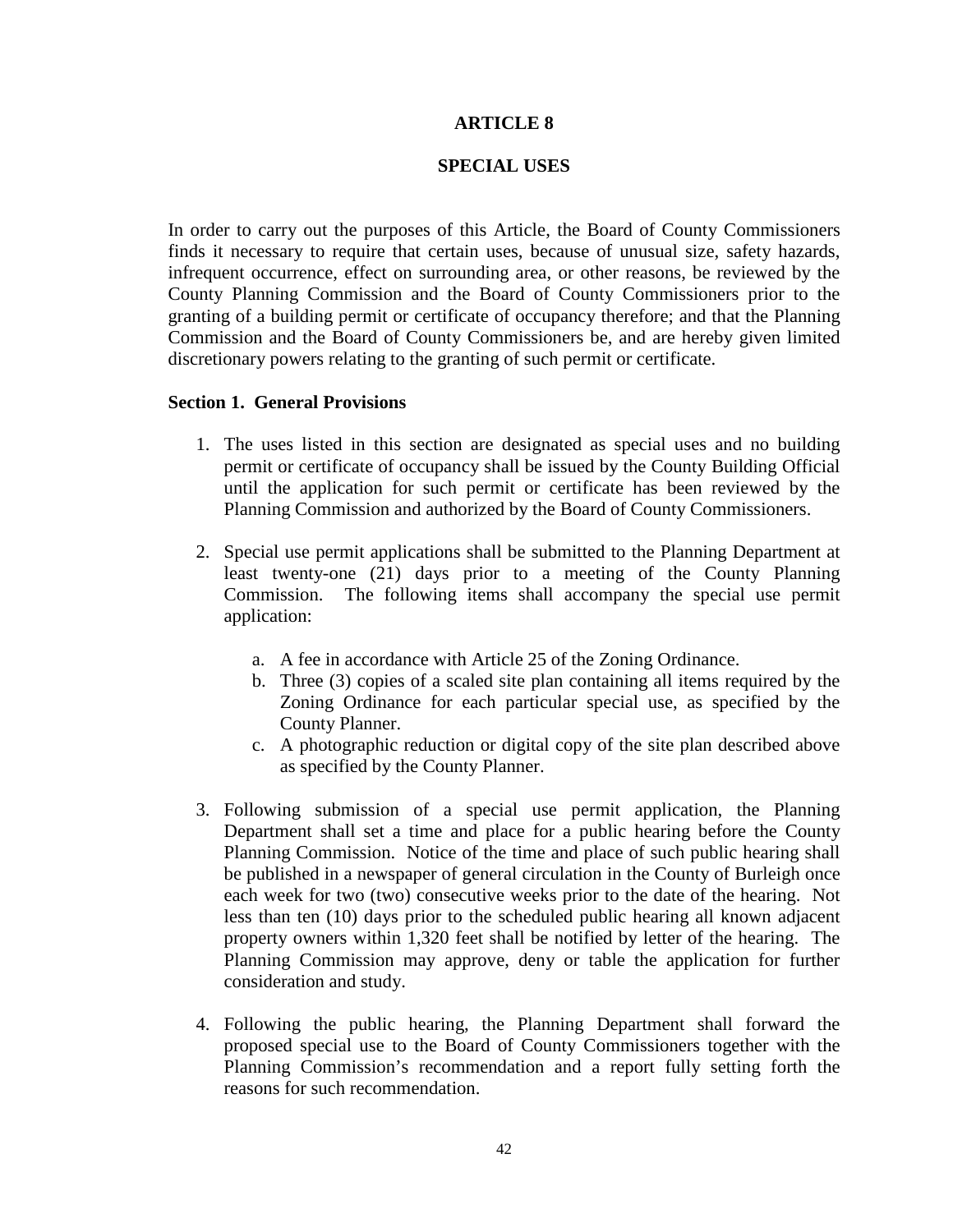# ARTICLE 8

## SPECIAL USES

In order to carry out the purposes of this Article, the Board of County Commissioners finds it necessary to require that certain uses, because of unusual size, safety hazards, infrequent occurrence, effect on surrounding area, or other reasons, be reviewed by the County Planning Commission and the Board of County Commissioners prior to the granting of a building permit or certificate of occupancy therefore; and that the Planning Commission and the Board of County Commissioners be, and are hereby given limited discretionary powers relating to the granting of such permit or certificate.

### Section 1. General Provisions

1. The uses listed in this section are designated as special uses and no building permit or certificate of occupancy shall be issued by the County Building Official until the application for such permit or certificate has been reviewed by the Planning Commission and authorized by the Board of County Commissioners.

2. Special use permit applications shall be submitted to the Planning Department at least twenty-one (21) days prior to a meeting of the County Planning Commission. The following items shall accompany the special use permit application:

    a. A fee in accordance with Article 25 of the Zoning Ordinance.
    b. Three (3) copies of a scaled site plan containing all items required by the Zoning Ordinance for each particular special use, as specified by the County Planner.
    c. A photographic reduction or digital copy of the site plan described above as specified by the County Planner.

3. Following submission of a special use permit application, the Planning Department shall set a time and place for a public hearing before the County Planning Commission. Notice of the time and place of such public hearing shall be published in a newspaper of general circulation in the County of Burleigh once each week for two (two) consecutive weeks prior to the date of the hearing. Not less than ten (10) days prior to the scheduled public hearing all known adjacent property owners within 1,320 feet shall be notified by letter of the hearing. The Planning Commission may approve, deny or table the application for further consideration and study.

4. Following the public hearing, the Planning Department shall forward the proposed special use to the Board of County Commissioners together with the Planning Commission's recommendation and a report fully setting forth the reasons for such recommendation.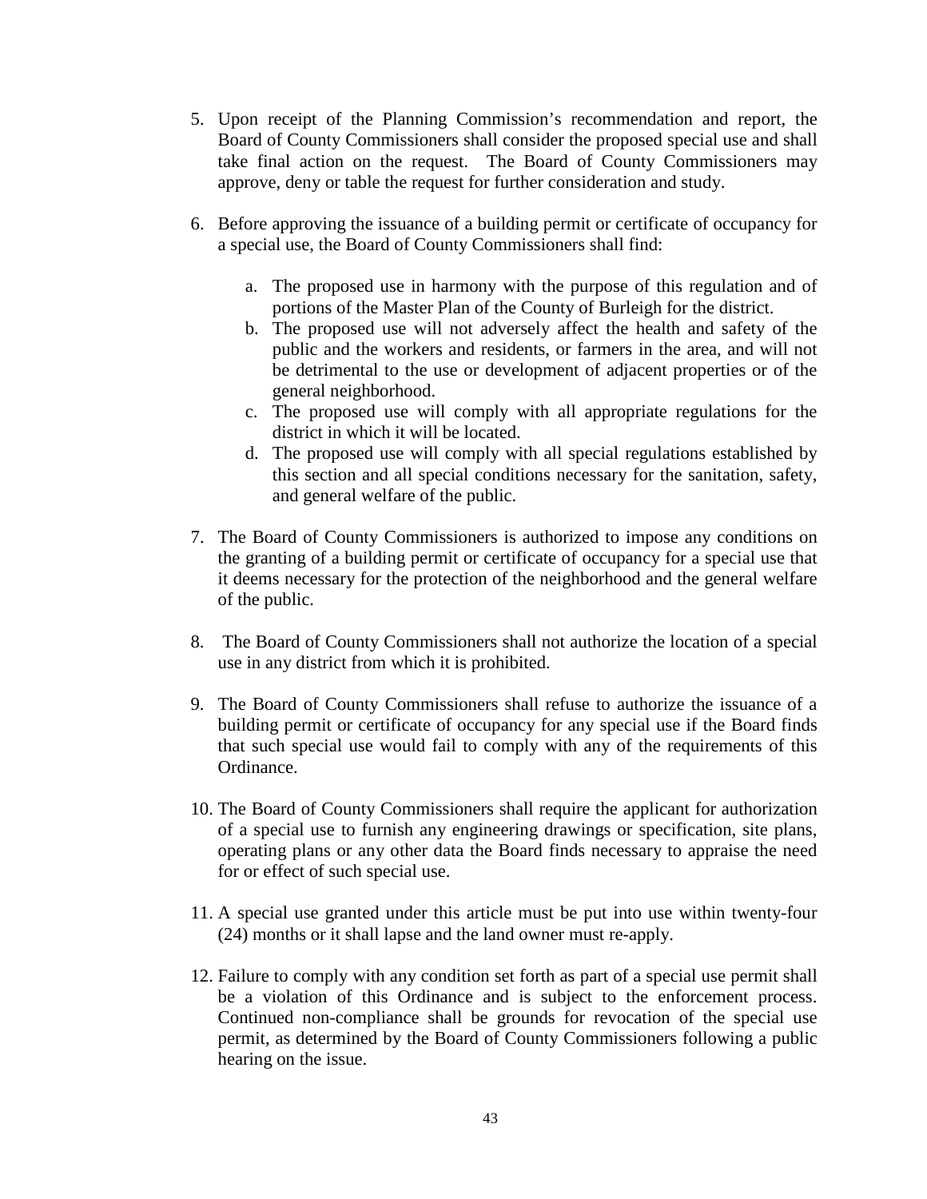5. Upon receipt of the Planning Commission's recommendation and report, the Board of County Commissioners shall consider the proposed special use and shall take final action on the request. The Board of County Commissioners may approve, deny or table the request for further consideration and study.

6. Before approving the issuance of a building permit or certificate of occupancy for a special use, the Board of County Commissioners shall find:

    a. The proposed use in harmony with the purpose of this regulation and of portions of the Master Plan of the County of Burleigh for the district.
    b. The proposed use will not adversely affect the health and safety of the public and the workers and residents, or farmers in the area, and will not be detrimental to the use or development of adjacent properties or of the general neighborhood.
    c. The proposed use will comply with all appropriate regulations for the district in which it will be located.
    d. The proposed use will comply with all special regulations established by this section and all special conditions necessary for the sanitation, safety, and general welfare of the public.

7. The Board of County Commissioners is authorized to impose any conditions on the granting of a building permit or certificate of occupancy for a special use that it deems necessary for the protection of the neighborhood and the general welfare of the public.

8. The Board of County Commissioners shall not authorize the location of a special use in any district from which it is prohibited.

9. The Board of County Commissioners shall refuse to authorize the issuance of a building permit or certificate of occupancy for any special use if the Board finds that such special use would fail to comply with any of the requirements of this Ordinance.

10. The Board of County Commissioners shall require the applicant for authorization of a special use to furnish any engineering drawings or specification, site plans, operating plans or any other data the Board finds necessary to appraise the need for or effect of such special use.

11. A special use granted under this article must be put into use within twenty-four (24) months or it shall lapse and the land owner must re-apply.

12. Failure to comply with any condition set forth as part of a special use permit shall be a violation of this Ordinance and is subject to the enforcement process. Continued non-compliance shall be grounds for revocation of the special use permit, as determined by the Board of County Commissioners following a public hearing on the issue.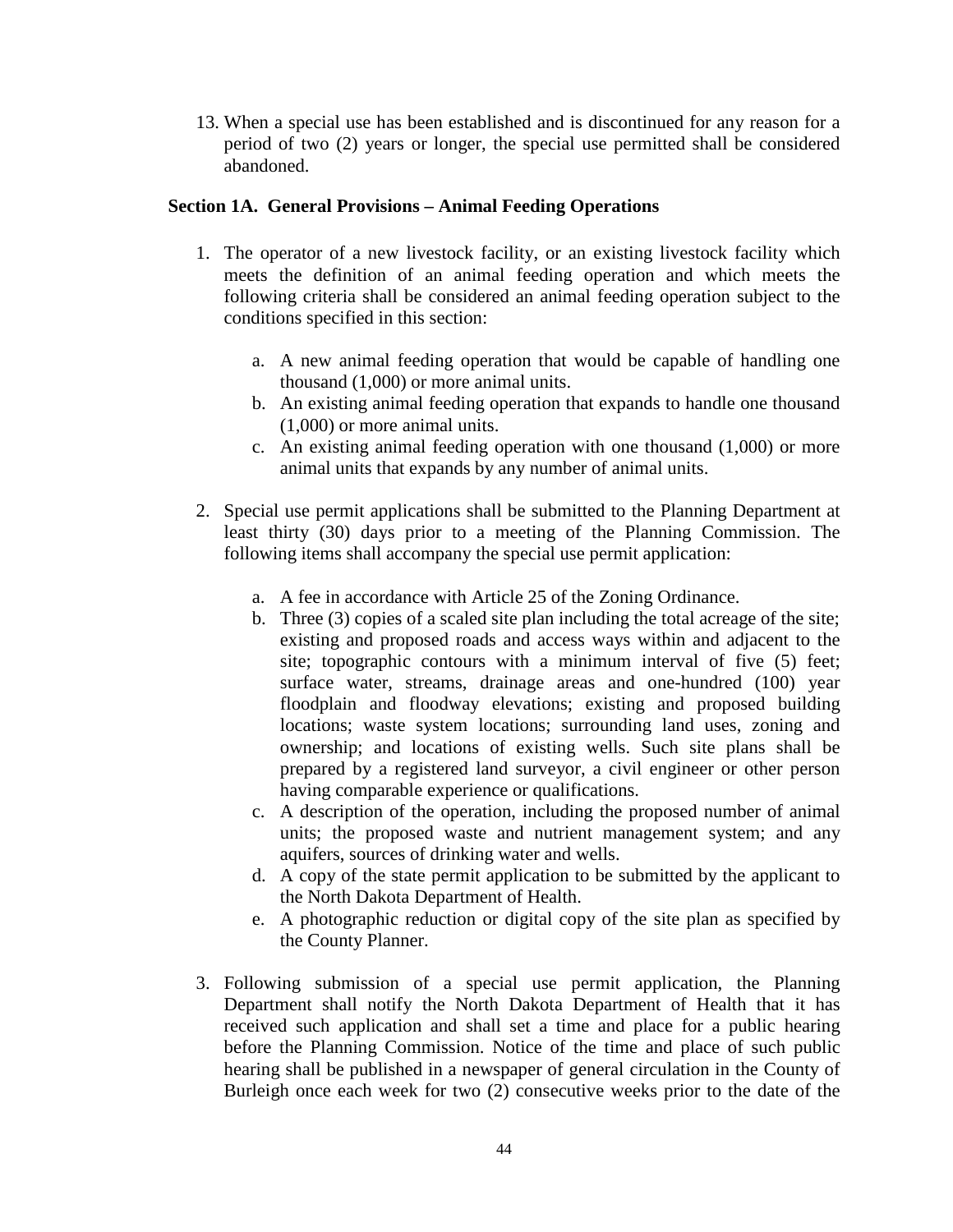13. When a special use has been established and is discontinued for any reason for a period of two (2) years or longer, the special use permitted shall be considered abandoned.

**Section 1A. General Provisions – Animal Feeding Operations**

1. The operator of a new livestock facility, or an existing livestock facility which meets the definition of an animal feeding operation and which meets the following criteria shall be considered an animal feeding operation subject to the conditions specified in this section:

   a. A new animal feeding operation that would be capable of handling one thousand (1,000) or more animal units.
   b. An existing animal feeding operation that expands to handle one thousand (1,000) or more animal units.
   c. An existing animal feeding operation with one thousand (1,000) or more animal units that expands by any number of animal units.

2. Special use permit applications shall be submitted to the Planning Department at least thirty (30) days prior to a meeting of the Planning Commission. The following items shall accompany the special use permit application:

   a. A fee in accordance with Article 25 of the Zoning Ordinance.
   b. Three (3) copies of a scaled site plan including the total acreage of the site; existing and proposed roads and access ways within and adjacent to the site; topographic contours with a minimum interval of five (5) feet; surface water, streams, drainage areas and one-hundred (100) year floodplain and floodway elevations; existing and proposed building locations; waste system locations; surrounding land uses, zoning and ownership; and locations of existing wells. Such site plans shall be prepared by a registered land surveyor, a civil engineer or other person having comparable experience or qualifications.
   c. A description of the operation, including the proposed number of animal units; the proposed waste and nutrient management system; and any aquifers, sources of drinking water and wells.
   d. A copy of the state permit application to be submitted by the applicant to the North Dakota Department of Health.
   e. A photographic reduction or digital copy of the site plan as specified by the County Planner.

3. Following submission of a special use permit application, the Planning Department shall notify the North Dakota Department of Health that it has received such application and shall set a time and place for a public hearing before the Planning Commission. Notice of the time and place of such public hearing shall be published in a newspaper of general circulation in the County of Burleigh once each week for two (2) consecutive weeks prior to the date of the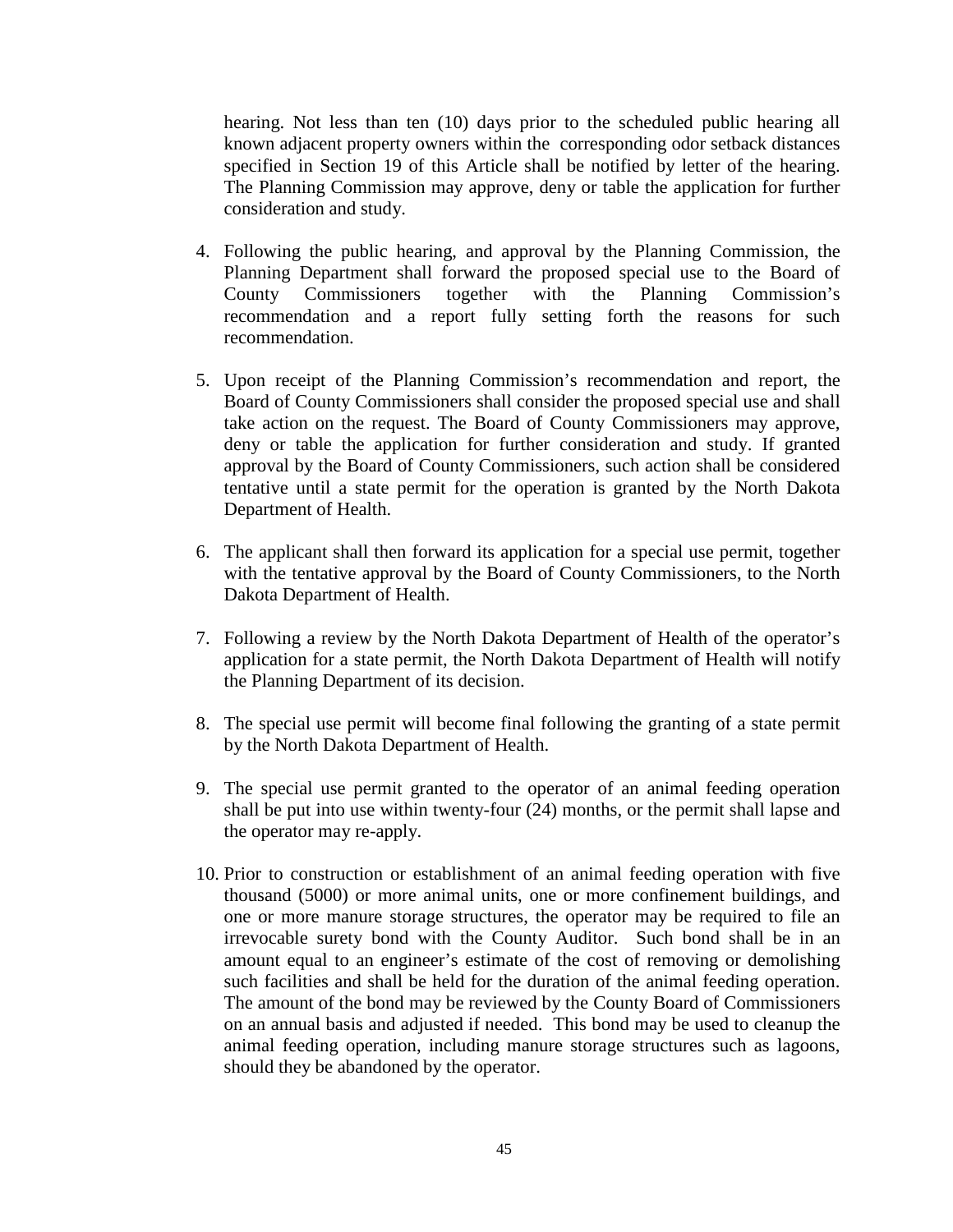hearing. Not less than ten (10) days prior to the scheduled public hearing all known adjacent property owners within the corresponding odor setback distances specified in Section 19 of this Article shall be notified by letter of the hearing. The Planning Commission may approve, deny or table the application for further consideration and study.

4. Following the public hearing, and approval by the Planning Commission, the Planning Department shall forward the proposed special use to the Board of County Commissioners together with the Planning Commission's recommendation and a report fully setting forth the reasons for such recommendation.

5. Upon receipt of the Planning Commission's recommendation and report, the Board of County Commissioners shall consider the proposed special use and shall take action on the request. The Board of County Commissioners may approve, deny or table the application for further consideration and study. If granted approval by the Board of County Commissioners, such action shall be considered tentative until a state permit for the operation is granted by the North Dakota Department of Health.

6. The applicant shall then forward its application for a special use permit, together with the tentative approval by the Board of County Commissioners, to the North Dakota Department of Health.

7. Following a review by the North Dakota Department of Health of the operator's application for a state permit, the North Dakota Department of Health will notify the Planning Department of its decision.

8. The special use permit will become final following the granting of a state permit by the North Dakota Department of Health.

9. The special use permit granted to the operator of an animal feeding operation shall be put into use within twenty-four (24) months, or the permit shall lapse and the operator may re-apply.

10. Prior to construction or establishment of an animal feeding operation with five thousand (5000) or more animal units, one or more confinement buildings, and one or more manure storage structures, the operator may be required to file an irrevocable surety bond with the County Auditor. Such bond shall be in an amount equal to an engineer's estimate of the cost of removing or demolishing such facilities and shall be held for the duration of the animal feeding operation. The amount of the bond may be reviewed by the County Board of Commissioners on an annual basis and adjusted if needed. This bond may be used to cleanup the animal feeding operation, including manure storage structures such as lagoons, should they be abandoned by the operator.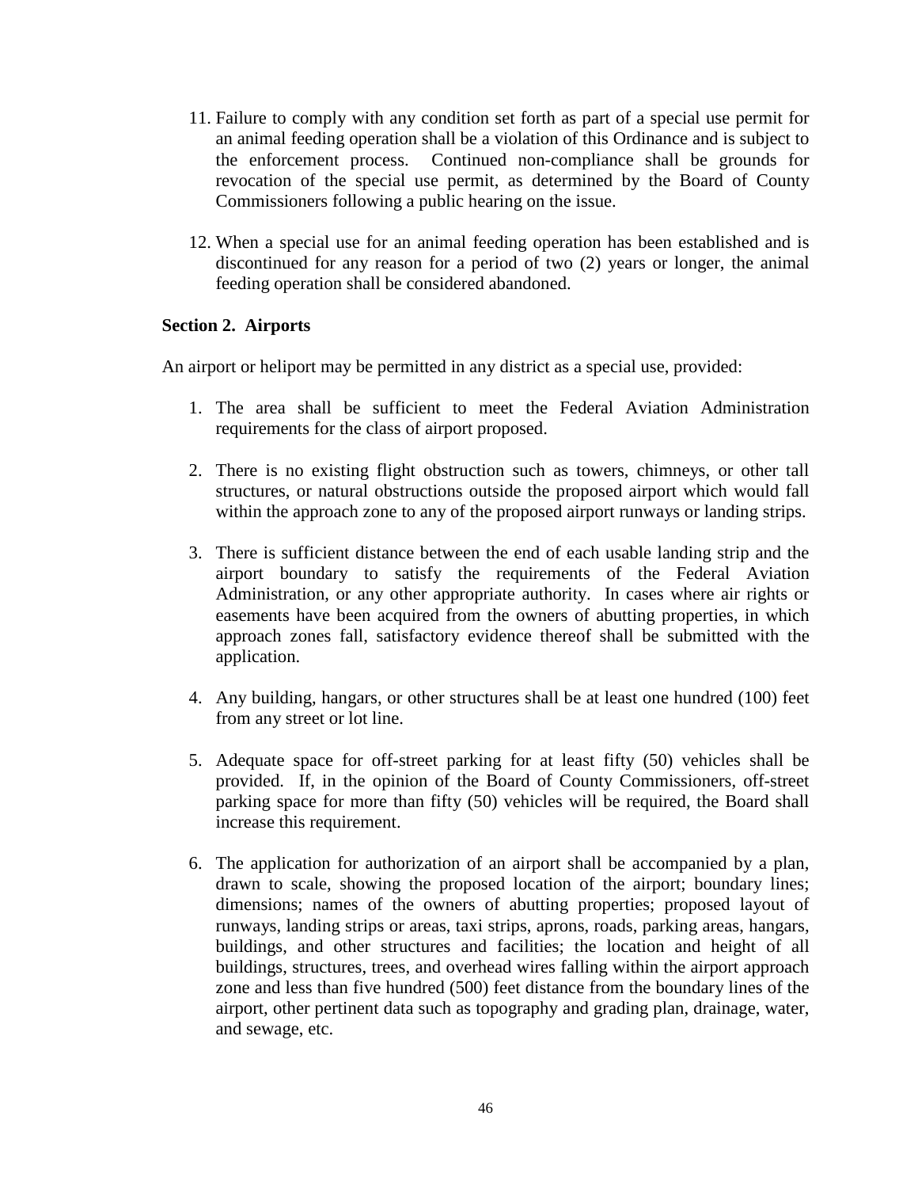11. Failure to comply with any condition set forth as part of a special use permit for an animal feeding operation shall be a violation of this Ordinance and is subject to the enforcement process. Continued non-compliance shall be grounds for revocation of the special use permit, as determined by the Board of County Commissioners following a public hearing on the issue.

12. When a special use for an animal feeding operation has been established and is discontinued for any reason for a period of two (2) years or longer, the animal feeding operation shall be considered abandoned.

**Section 2. Airports**

An airport or heliport may be permitted in any district as a special use, provided:

1. The area shall be sufficient to meet the Federal Aviation Administration requirements for the class of airport proposed.

2. There is no existing flight obstruction such as towers, chimneys, or other tall structures, or natural obstructions outside the proposed airport which would fall within the approach zone to any of the proposed airport runways or landing strips.

3. There is sufficient distance between the end of each usable landing strip and the airport boundary to satisfy the requirements of the Federal Aviation Administration, or any other appropriate authority. In cases where air rights or easements have been acquired from the owners of abutting properties, in which approach zones fall, satisfactory evidence thereof shall be submitted with the application.

4. Any building, hangars, or other structures shall be at least one hundred (100) feet from any street or lot line.

5. Adequate space for off-street parking for at least fifty (50) vehicles shall be provided. If, in the opinion of the Board of County Commissioners, off-street parking space for more than fifty (50) vehicles will be required, the Board shall increase this requirement.

6. The application for authorization of an airport shall be accompanied by a plan, drawn to scale, showing the proposed location of the airport; boundary lines; dimensions; names of the owners of abutting properties; proposed layout of runways, landing strips or areas, taxi strips, aprons, roads, parking areas, hangars, buildings, and other structures and facilities; the location and height of all buildings, structures, trees, and overhead wires falling within the airport approach zone and less than five hundred (500) feet distance from the boundary lines of the airport, other pertinent data such as topography and grading plan, drainage, water, and sewage, etc.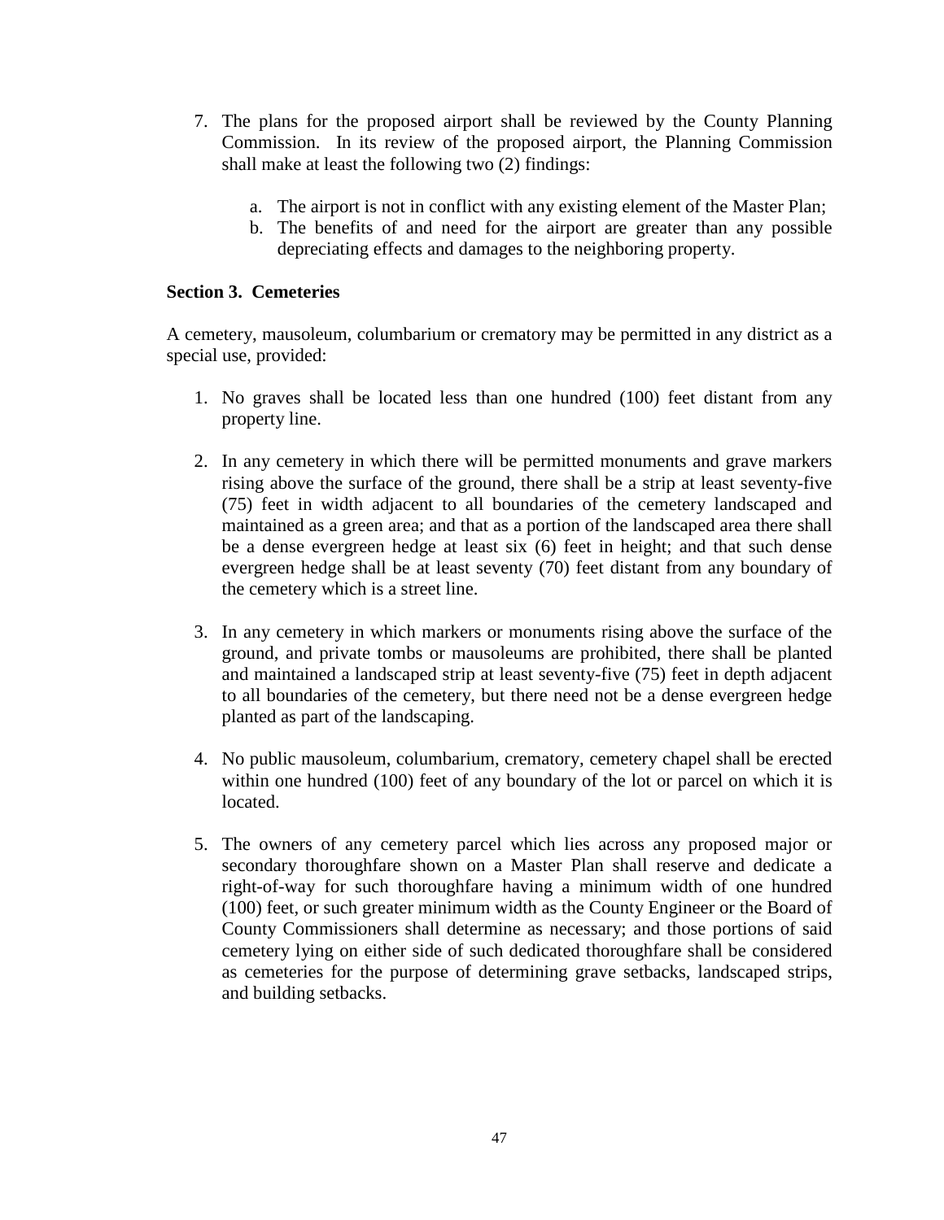7. The plans for the proposed airport shall be reviewed by the County Planning Commission. In its review of the proposed airport, the Planning Commission shall make at least the following two (2) findings:

   a. The airport is not in conflict with any existing element of the Master Plan;
   b. The benefits of and need for the airport are greater than any possible depreciating effects and damages to the neighboring property.

**Section 3. Cemeteries**

A cemetery, mausoleum, columbarium or crematory may be permitted in any district as a special use, provided:

1. No graves shall be located less than one hundred (100) feet distant from any property line.

2. In any cemetery in which there will be permitted monuments and grave markers rising above the surface of the ground, there shall be a strip at least seventy-five (75) feet in width adjacent to all boundaries of the cemetery landscaped and maintained as a green area; and that as a portion of the landscaped area there shall be a dense evergreen hedge at least six (6) feet in height; and that such dense evergreen hedge shall be at least seventy (70) feet distant from any boundary of the cemetery which is a street line.

3. In any cemetery in which markers or monuments rising above the surface of the ground, and private tombs or mausoleums are prohibited, there shall be planted and maintained a landscaped strip at least seventy-five (75) feet in depth adjacent to all boundaries of the cemetery, but there need not be a dense evergreen hedge planted as part of the landscaping.

4. No public mausoleum, columbarium, crematory, cemetery chapel shall be erected within one hundred (100) feet of any boundary of the lot or parcel on which it is located.

5. The owners of any cemetery parcel which lies across any proposed major or secondary thoroughfare shown on a Master Plan shall reserve and dedicate a right-of-way for such thoroughfare having a minimum width of one hundred (100) feet, or such greater minimum width as the County Engineer or the Board of County Commissioners shall determine as necessary; and those portions of said cemetery lying on either side of such dedicated thoroughfare shall be considered as cemeteries for the purpose of determining grave setbacks, landscaped strips, and building setbacks.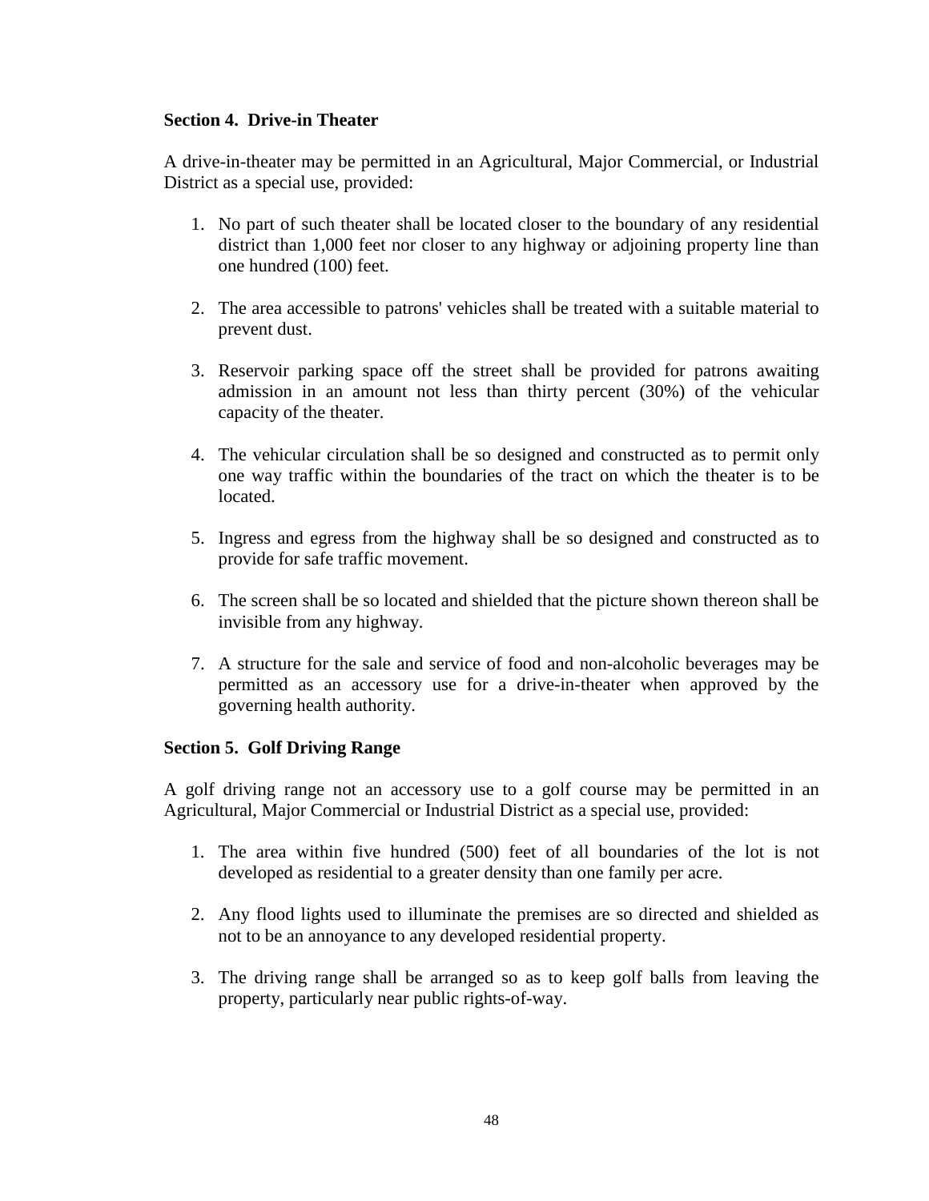### Section 4. Drive-in Theater

A drive-in-theater may be permitted in an Agricultural, Major Commercial, or Industrial District as a special use, provided:

1. No part of such theater shall be located closer to the boundary of any residential district than 1,000 feet nor closer to any highway or adjoining property line than one hundred (100) feet.

2. The area accessible to patrons' vehicles shall be treated with a suitable material to prevent dust.

3. Reservoir parking space off the street shall be provided for patrons awaiting admission in an amount not less than thirty percent (30%) of the vehicular capacity of the theater.

4. The vehicular circulation shall be so designed and constructed as to permit only one way traffic within the boundaries of the tract on which the theater is to be located.

5. Ingress and egress from the highway shall be so designed and constructed as to provide for safe traffic movement.

6. The screen shall be so located and shielded that the picture shown thereon shall be invisible from any highway.

7. A structure for the sale and service of food and non-alcoholic beverages may be permitted as an accessory use for a drive-in-theater when approved by the governing health authority.

### Section 5. Golf Driving Range

A golf driving range not an accessory use to a golf course may be permitted in an Agricultural, Major Commercial or Industrial District as a special use, provided:

1. The area within five hundred (500) feet of all boundaries of the lot is not developed as residential to a greater density than one family per acre.

2. Any flood lights used to illuminate the premises are so directed and shielded as not to be an annoyance to any developed residential property.

3. The driving range shall be arranged so as to keep golf balls from leaving the property, particularly near public rights-of-way.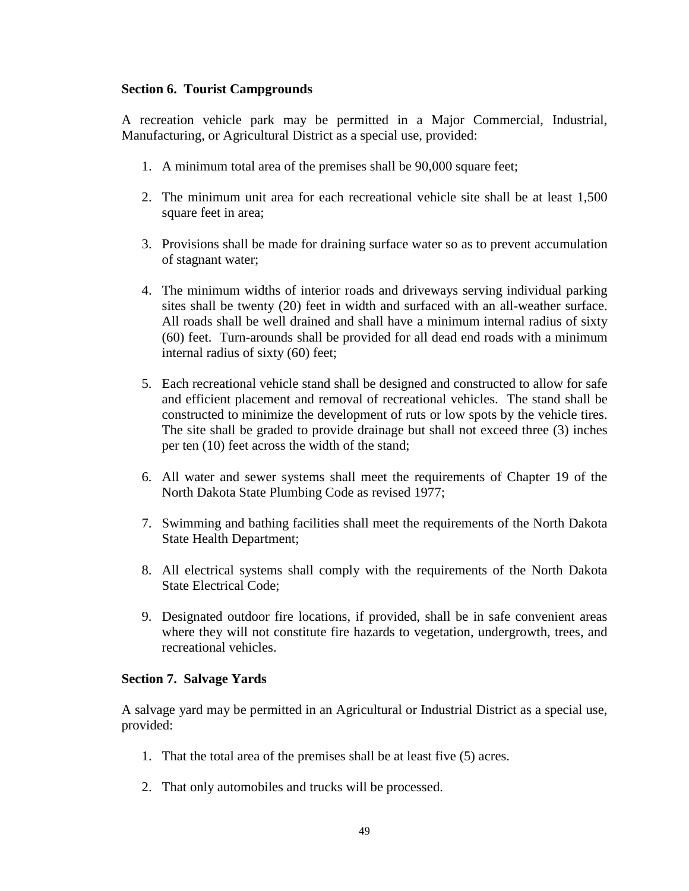**Section 6. Tourist Campgrounds**

A recreation vehicle park may be permitted in a Major Commercial, Industrial, Manufacturing, or Agricultural District as a special use, provided:

1. A minimum total area of the premises shall be 90,000 square feet;

2. The minimum unit area for each recreational vehicle site shall be at least 1,500 square feet in area;

3. Provisions shall be made for draining surface water so as to prevent accumulation of stagnant water;

4. The minimum widths of interior roads and driveways serving individual parking sites shall be twenty (20) feet in width and surfaced with an all-weather surface. All roads shall be well drained and shall have a minimum internal radius of sixty (60) feet. Turn-arounds shall be provided for all dead end roads with a minimum internal radius of sixty (60) feet;

5. Each recreational vehicle stand shall be designed and constructed to allow for safe and efficient placement and removal of recreational vehicles. The stand shall be constructed to minimize the development of ruts or low spots by the vehicle tires. The site shall be graded to provide drainage but shall not exceed three (3) inches per ten (10) feet across the width of the stand;

6. All water and sewer systems shall meet the requirements of Chapter 19 of the North Dakota State Plumbing Code as revised 1977;

7. Swimming and bathing facilities shall meet the requirements of the North Dakota State Health Department;

8. All electrical systems shall comply with the requirements of the North Dakota State Electrical Code;

9. Designated outdoor fire locations, if provided, shall be in safe convenient areas where they will not constitute fire hazards to vegetation, undergrowth, trees, and recreational vehicles.

**Section 7. Salvage Yards**

A salvage yard may be permitted in an Agricultural or Industrial District as a special use, provided:

1. That the total area of the premises shall be at least five (5) acres.

2. That only automobiles and trucks will be processed.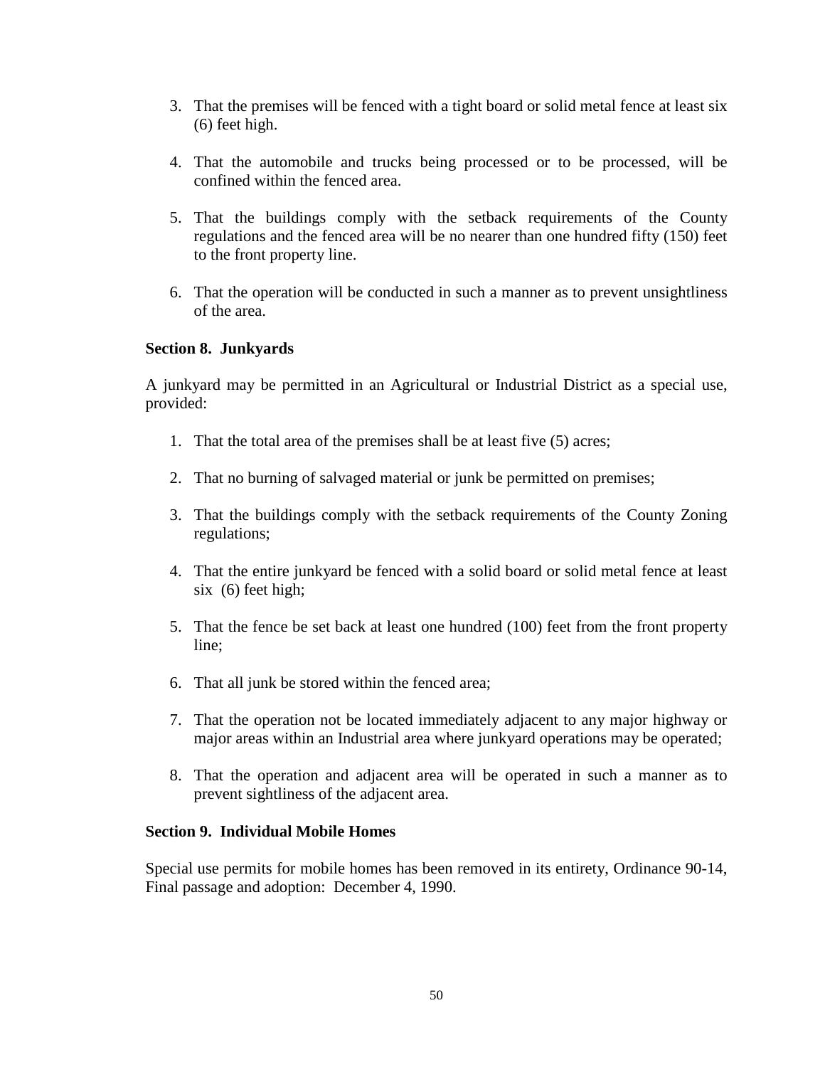3. That the premises will be fenced with a tight board or solid metal fence at least six (6) feet high.

4. That the automobile and trucks being processed or to be processed, will be confined within the fenced area.

5. That the buildings comply with the setback requirements of the County regulations and the fenced area will be no nearer than one hundred fifty (150) feet to the front property line.

6. That the operation will be conducted in such a manner as to prevent unsightliness of the area.

**Section 8. Junkyards**

A junkyard may be permitted in an Agricultural or Industrial District as a special use, provided:

1. That the total area of the premises shall be at least five (5) acres;

2. That no burning of salvaged material or junk be permitted on premises;

3. That the buildings comply with the setback requirements of the County Zoning regulations;

4. That the entire junkyard be fenced with a solid board or solid metal fence at least six (6) feet high;

5. That the fence be set back at least one hundred (100) feet from the front property line;

6. That all junk be stored within the fenced area;

7. That the operation not be located immediately adjacent to any major highway or major areas within an Industrial area where junkyard operations may be operated;

8. That the operation and adjacent area will be operated in such a manner as to prevent sightliness of the adjacent area.

**Section 9. Individual Mobile Homes**

Special use permits for mobile homes has been removed in its entirety, Ordinance 90-14, Final passage and adoption: December 4, 1990.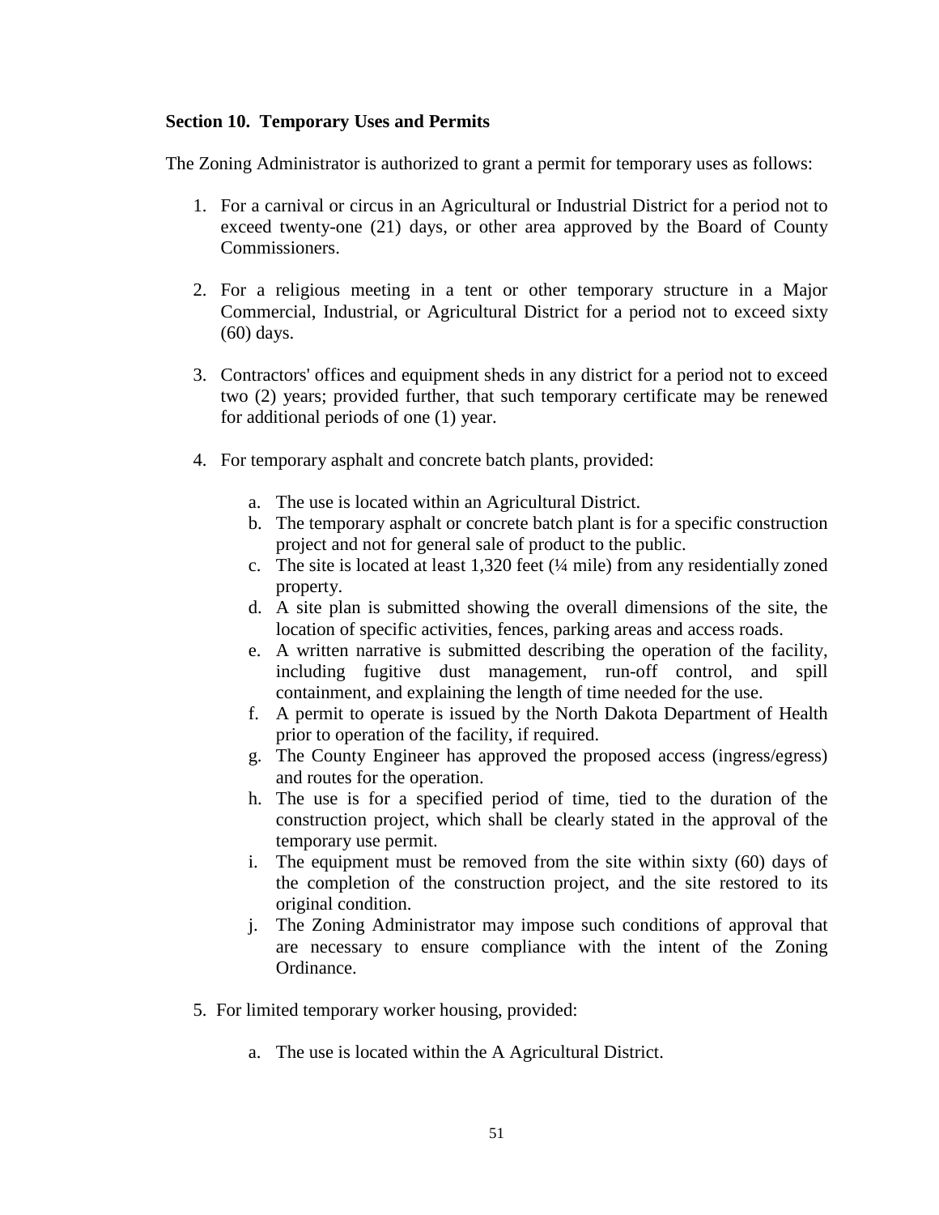**Section 10. Temporary Uses and Permits**

The Zoning Administrator is authorized to grant a permit for temporary uses as follows:

1. For a carnival or circus in an Agricultural or Industrial District for a period not to exceed twenty-one (21) days, or other area approved by the Board of County Commissioners.

2. For a religious meeting in a tent or other temporary structure in a Major Commercial, Industrial, or Agricultural District for a period not to exceed sixty (60) days.

3. Contractors' offices and equipment sheds in any district for a period not to exceed two (2) years; provided further, that such temporary certificate may be renewed for additional periods of one (1) year.

4. For temporary asphalt and concrete batch plants, provided:

   a. The use is located within an Agricultural District.
   b. The temporary asphalt or concrete batch plant is for a specific construction project and not for general sale of product to the public.
   c. The site is located at least 1,320 feet (¼ mile) from any residentially zoned property.
   d. A site plan is submitted showing the overall dimensions of the site, the location of specific activities, fences, parking areas and access roads.
   e. A written narrative is submitted describing the operation of the facility, including fugitive dust management, run-off control, and spill containment, and explaining the length of time needed for the use.
   f. A permit to operate is issued by the North Dakota Department of Health prior to operation of the facility, if required.
   g. The County Engineer has approved the proposed access (ingress/egress) and routes for the operation.
   h. The use is for a specified period of time, tied to the duration of the construction project, which shall be clearly stated in the approval of the temporary use permit.
   i. The equipment must be removed from the site within sixty (60) days of the completion of the construction project, and the site restored to its original condition.
   j. The Zoning Administrator may impose such conditions of approval that are necessary to ensure compliance with the intent of the Zoning Ordinance.

5. For limited temporary worker housing, provided:

   a. The use is located within the A Agricultural District.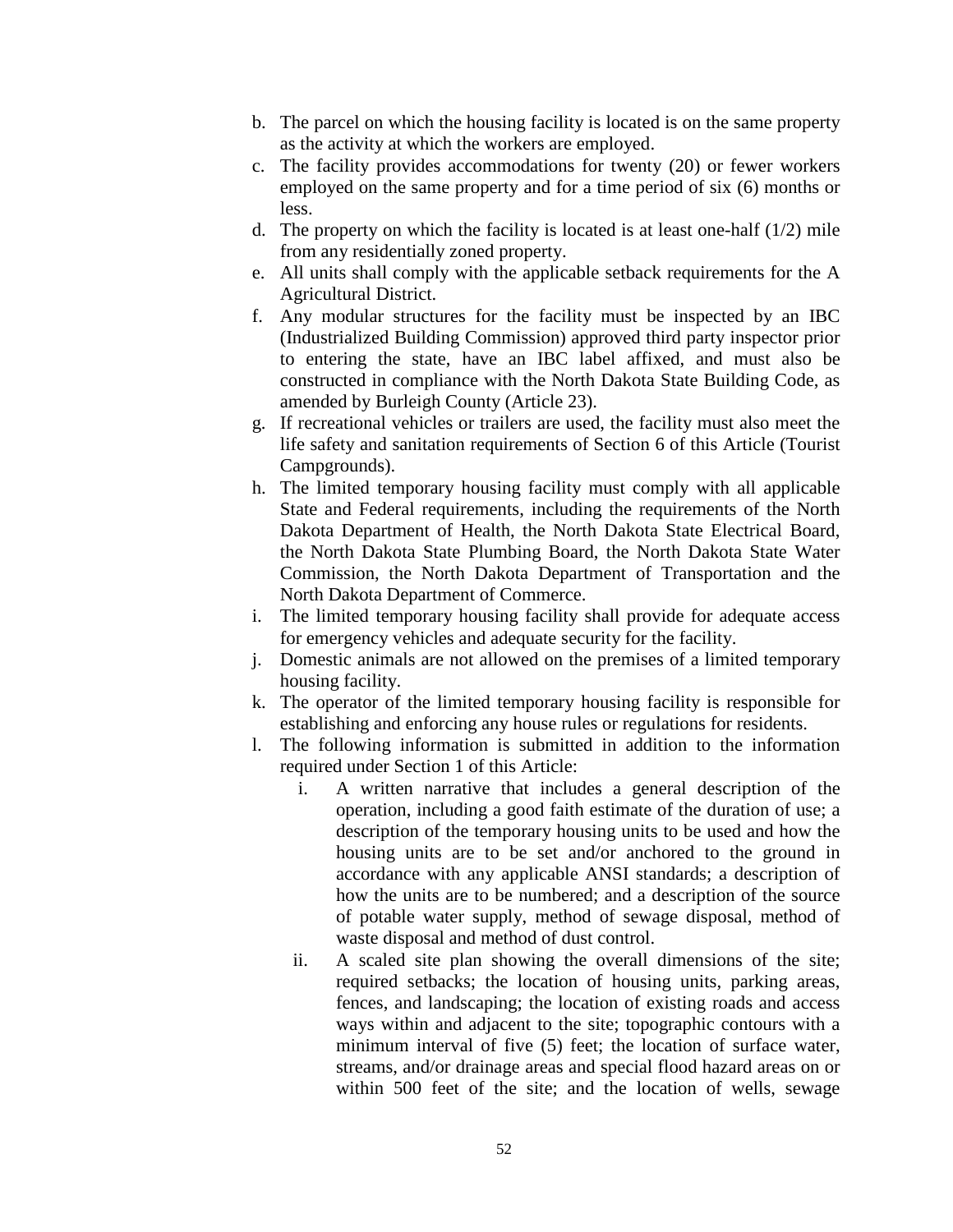b. The parcel on which the housing facility is located is on the same property as the activity at which the workers are employed.
c. The facility provides accommodations for twenty (20) or fewer workers employed on the same property and for a time period of six (6) months or less.
d. The property on which the facility is located is at least one-half (1/2) mile from any residentially zoned property.
e. All units shall comply with the applicable setback requirements for the A Agricultural District.
f. Any modular structures for the facility must be inspected by an IBC (Industrialized Building Commission) approved third party inspector prior to entering the state, have an IBC label affixed, and must also be constructed in compliance with the North Dakota State Building Code, as amended by Burleigh County (Article 23).
g. If recreational vehicles or trailers are used, the facility must also meet the life safety and sanitation requirements of Section 6 of this Article (Tourist Campgrounds).
h. The limited temporary housing facility must comply with all applicable State and Federal requirements, including the requirements of the North Dakota Department of Health, the North Dakota State Electrical Board, the North Dakota State Plumbing Board, the North Dakota State Water Commission, the North Dakota Department of Transportation and the North Dakota Department of Commerce.
i. The limited temporary housing facility shall provide for adequate access for emergency vehicles and adequate security for the facility.
j. Domestic animals are not allowed on the premises of a limited temporary housing facility.
k. The operator of the limited temporary housing facility is responsible for establishing and enforcing any house rules or regulations for residents.
l. The following information is submitted in addition to the information required under Section 1 of this Article:
    i. A written narrative that includes a general description of the operation, including a good faith estimate of the duration of use; a description of the temporary housing units to be used and how the housing units are to be set and/or anchored to the ground in accordance with any applicable ANSI standards; a description of how the units are to be numbered; and a description of the source of potable water supply, method of sewage disposal, method of waste disposal and method of dust control.
    ii. A scaled site plan showing the overall dimensions of the site; required setbacks; the location of housing units, parking areas, fences, and landscaping; the location of existing roads and access ways within and adjacent to the site; topographic contours with a minimum interval of five (5) feet; the location of surface water, streams, and/or drainage areas and special flood hazard areas on or within 500 feet of the site; and the location of wells, sewage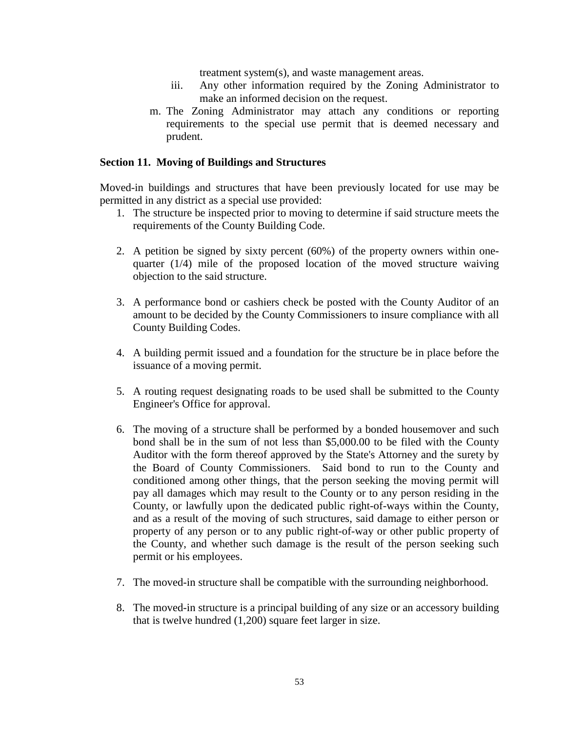treatment system(s), and waste management areas.

iii. Any other information required by the Zoning Administrator to make an informed decision on the request.

m. The Zoning Administrator may attach any conditions or reporting requirements to the special use permit that is deemed necessary and prudent.

**Section 11. Moving of Buildings and Structures**

Moved-in buildings and structures that have been previously located for use may be permitted in any district as a special use provided:

1. The structure be inspected prior to moving to determine if said structure meets the requirements of the County Building Code.

2. A petition be signed by sixty percent (60%) of the property owners within one-quarter (1/4) mile of the proposed location of the moved structure waiving objection to the said structure.

3. A performance bond or cashiers check be posted with the County Auditor of an amount to be decided by the County Commissioners to insure compliance with all County Building Codes.

4. A building permit issued and a foundation for the structure be in place before the issuance of a moving permit.

5. A routing request designating roads to be used shall be submitted to the County Engineer's Office for approval.

6. The moving of a structure shall be performed by a bonded housemover and such bond shall be in the sum of not less than $5,000.00 to be filed with the County Auditor with the form thereof approved by the State's Attorney and the surety by the Board of County Commissioners. Said bond to run to the County and conditioned among other things, that the person seeking the moving permit will pay all damages which may result to the County or to any person residing in the County, or lawfully upon the dedicated public right-of-ways within the County, and as a result of the moving of such structures, said damage to either person or property of any person or to any public right-of-way or other public property of the County, and whether such damage is the result of the person seeking such permit or his employees.

7. The moved-in structure shall be compatible with the surrounding neighborhood.

8. The moved-in structure is a principal building of any size or an accessory building that is twelve hundred (1,200) square feet larger in size.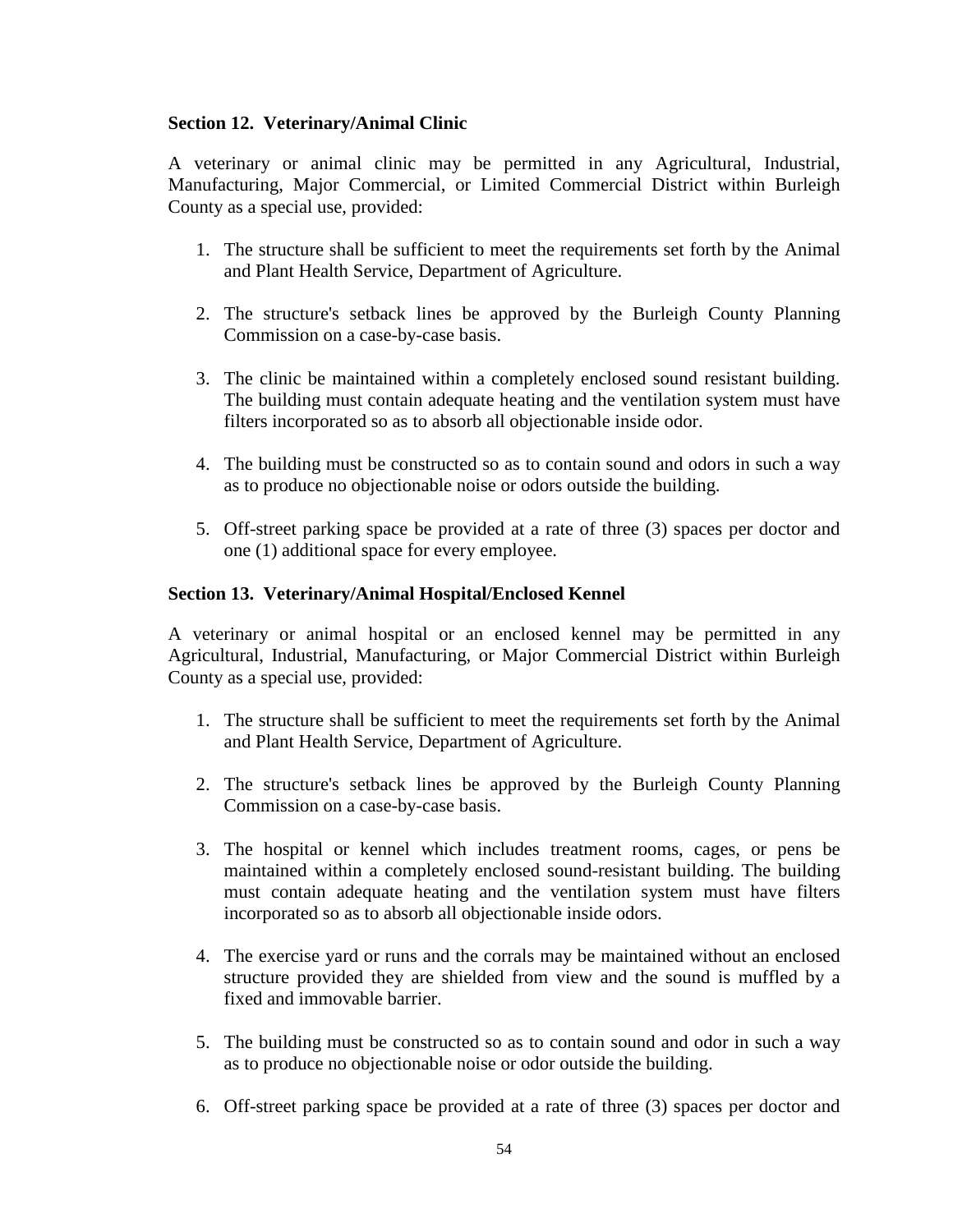### Section 12. Veterinary/Animal Clinic

A veterinary or animal clinic may be permitted in any Agricultural, Industrial, Manufacturing, Major Commercial, or Limited Commercial District within Burleigh County as a special use, provided:

1. The structure shall be sufficient to meet the requirements set forth by the Animal and Plant Health Service, Department of Agriculture.

2. The structure's setback lines be approved by the Burleigh County Planning Commission on a case-by-case basis.

3. The clinic be maintained within a completely enclosed sound resistant building. The building must contain adequate heating and the ventilation system must have filters incorporated so as to absorb all objectionable inside odor.

4. The building must be constructed so as to contain sound and odors in such a way as to produce no objectionable noise or odors outside the building.

5. Off-street parking space be provided at a rate of three (3) spaces per doctor and one (1) additional space for every employee.

### Section 13. Veterinary/Animal Hospital/Enclosed Kennel

A veterinary or animal hospital or an enclosed kennel may be permitted in any Agricultural, Industrial, Manufacturing, or Major Commercial District within Burleigh County as a special use, provided:

1. The structure shall be sufficient to meet the requirements set forth by the Animal and Plant Health Service, Department of Agriculture.

2. The structure's setback lines be approved by the Burleigh County Planning Commission on a case-by-case basis.

3. The hospital or kennel which includes treatment rooms, cages, or pens be maintained within a completely enclosed sound-resistant building. The building must contain adequate heating and the ventilation system must have filters incorporated so as to absorb all objectionable inside odors.

4. The exercise yard or runs and the corrals may be maintained without an enclosed structure provided they are shielded from view and the sound is muffled by a fixed and immovable barrier.

5. The building must be constructed so as to contain sound and odor in such a way as to produce no objectionable noise or odor outside the building.

6. Off-street parking space be provided at a rate of three (3) spaces per doctor and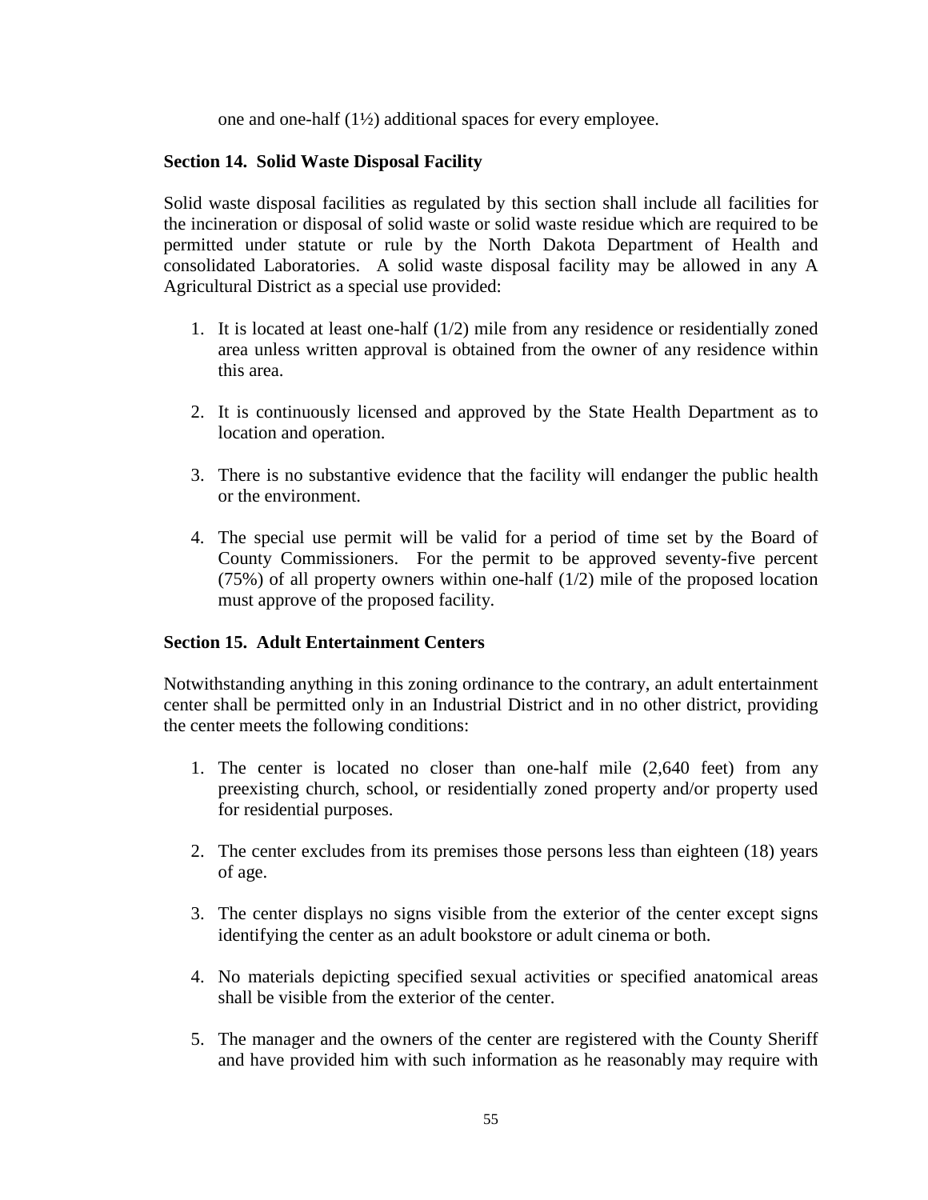one and one-half (1½) additional spaces for every employee.

**Section 14. Solid Waste Disposal Facility**

Solid waste disposal facilities as regulated by this section shall include all facilities for the incineration or disposal of solid waste or solid waste residue which are required to be permitted under statute or rule by the North Dakota Department of Health and consolidated Laboratories. A solid waste disposal facility may be allowed in any A Agricultural District as a special use provided:

1. It is located at least one-half (1/2) mile from any residence or residentially zoned area unless written approval is obtained from the owner of any residence within this area.

2. It is continuously licensed and approved by the State Health Department as to location and operation.

3. There is no substantive evidence that the facility will endanger the public health or the environment.

4. The special use permit will be valid for a period of time set by the Board of County Commissioners. For the permit to be approved seventy-five percent (75%) of all property owners within one-half (1/2) mile of the proposed location must approve of the proposed facility.

**Section 15. Adult Entertainment Centers**

Notwithstanding anything in this zoning ordinance to the contrary, an adult entertainment center shall be permitted only in an Industrial District and in no other district, providing the center meets the following conditions:

1. The center is located no closer than one-half mile (2,640 feet) from any preexisting church, school, or residentially zoned property and/or property used for residential purposes.

2. The center excludes from its premises those persons less than eighteen (18) years of age.

3. The center displays no signs visible from the exterior of the center except signs identifying the center as an adult bookstore or adult cinema or both.

4. No materials depicting specified sexual activities or specified anatomical areas shall be visible from the exterior of the center.

5. The manager and the owners of the center are registered with the County Sheriff and have provided him with such information as he reasonably may require with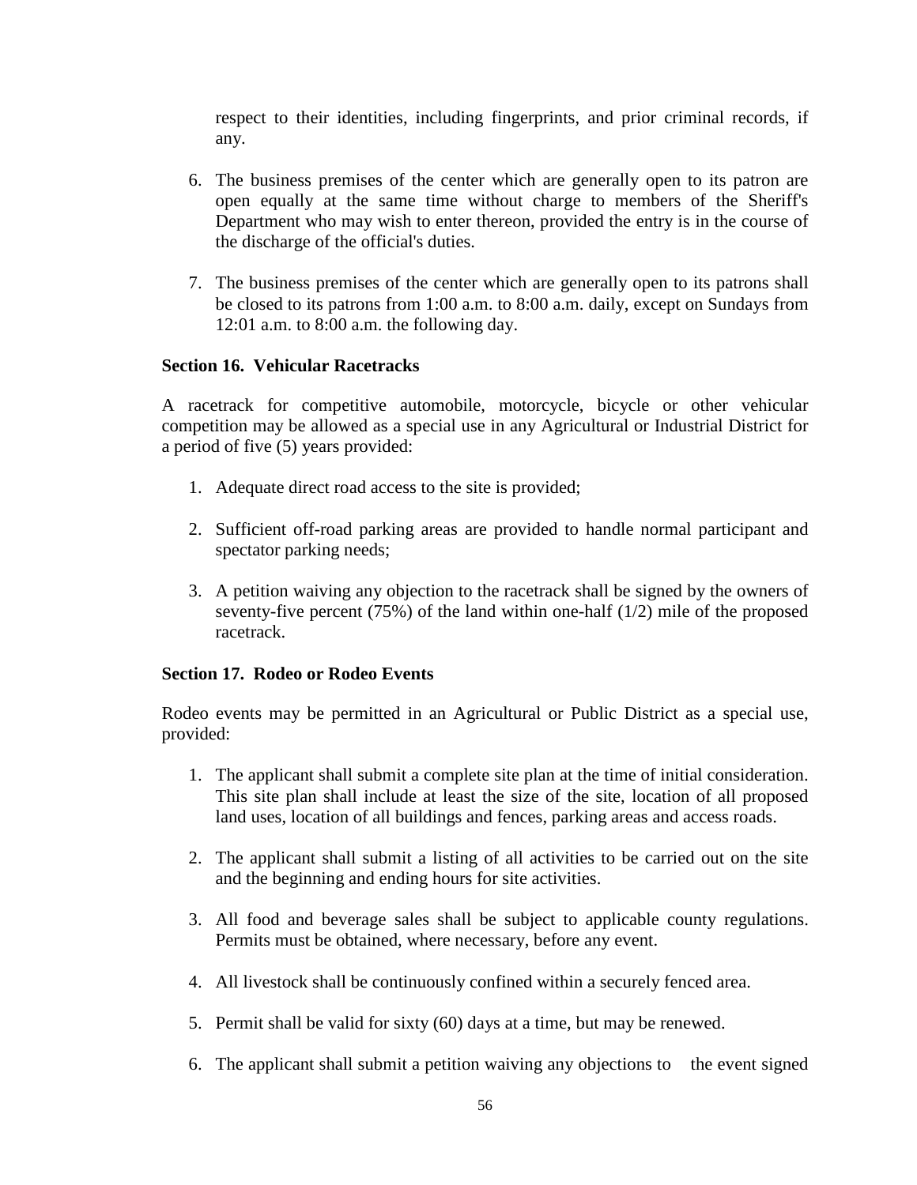respect to their identities, including fingerprints, and prior criminal records, if any.

6. The business premises of the center which are generally open to its patron are open equally at the same time without charge to members of the Sheriff's Department who may wish to enter thereon, provided the entry is in the course of the discharge of the official's duties.

7. The business premises of the center which are generally open to its patrons shall be closed to its patrons from 1:00 a.m. to 8:00 a.m. daily, except on Sundays from 12:01 a.m. to 8:00 a.m. the following day.

**Section 16. Vehicular Racetracks**

A racetrack for competitive automobile, motorcycle, bicycle or other vehicular competition may be allowed as a special use in any Agricultural or Industrial District for a period of five (5) years provided:

1. Adequate direct road access to the site is provided;

2. Sufficient off-road parking areas are provided to handle normal participant and spectator parking needs;

3. A petition waiving any objection to the racetrack shall be signed by the owners of seventy-five percent (75%) of the land within one-half (1/2) mile of the proposed racetrack.

**Section 17. Rodeo or Rodeo Events**

Rodeo events may be permitted in an Agricultural or Public District as a special use, provided:

1. The applicant shall submit a complete site plan at the time of initial consideration. This site plan shall include at least the size of the site, location of all proposed land uses, location of all buildings and fences, parking areas and access roads.

2. The applicant shall submit a listing of all activities to be carried out on the site and the beginning and ending hours for site activities.

3. All food and beverage sales shall be subject to applicable county regulations. Permits must be obtained, where necessary, before any event.

4. All livestock shall be continuously confined within a securely fenced area.

5. Permit shall be valid for sixty (60) days at a time, but may be renewed.

6. The applicant shall submit a petition waiving any objections to the event signed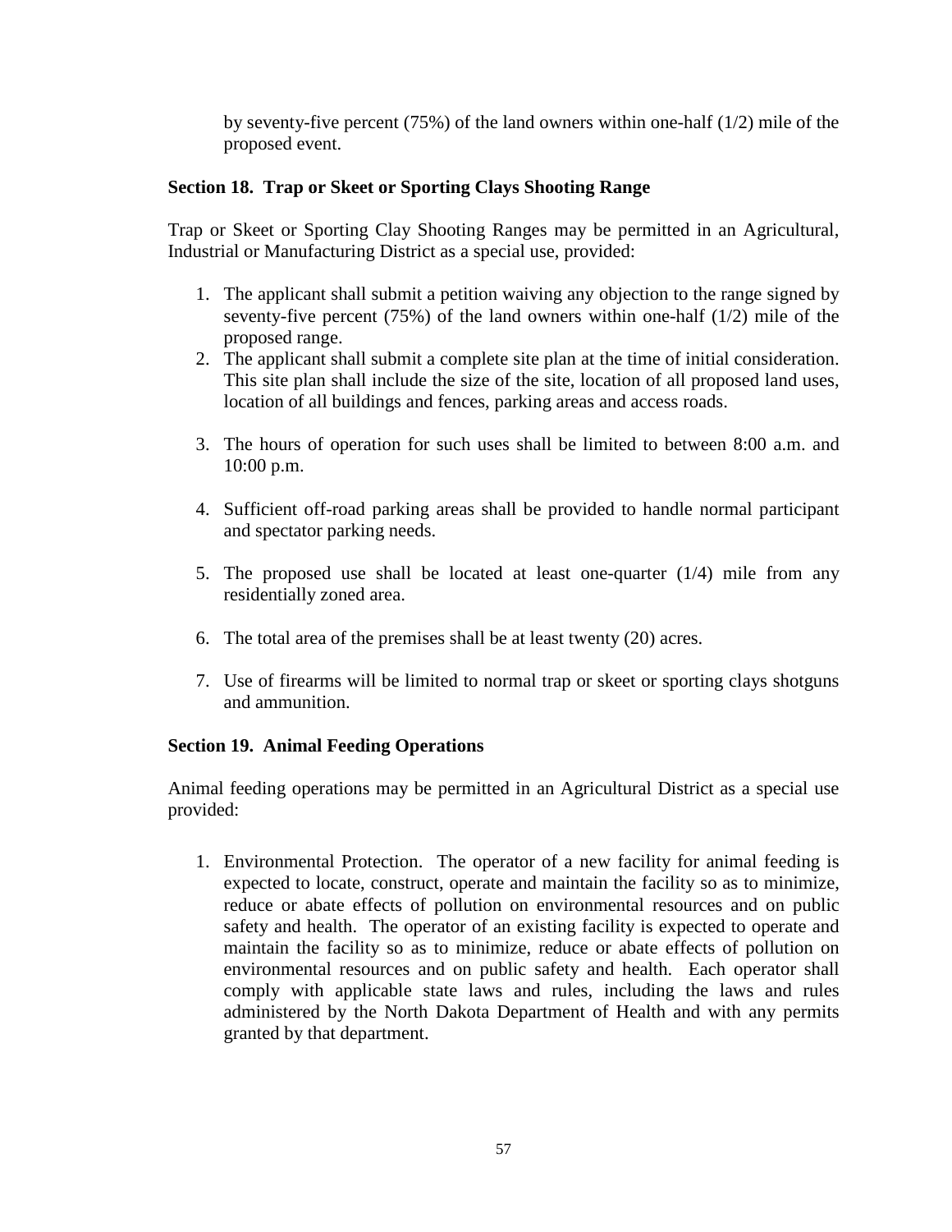by seventy-five percent (75%) of the land owners within one-half (1/2) mile of the proposed event.

### Section 18. Trap or Skeet or Sporting Clays Shooting Range

Trap or Skeet or Sporting Clay Shooting Ranges may be permitted in an Agricultural, Industrial or Manufacturing District as a special use, provided:

1. The applicant shall submit a petition waiving any objection to the range signed by seventy-five percent (75%) of the land owners within one-half (1/2) mile of the proposed range.
2. The applicant shall submit a complete site plan at the time of initial consideration. This site plan shall include the size of the site, location of all proposed land uses, location of all buildings and fences, parking areas and access roads.
3. The hours of operation for such uses shall be limited to between 8:00 a.m. and 10:00 p.m.
4. Sufficient off-road parking areas shall be provided to handle normal participant and spectator parking needs.
5. The proposed use shall be located at least one-quarter (1/4) mile from any residentially zoned area.
6. The total area of the premises shall be at least twenty (20) acres.
7. Use of firearms will be limited to normal trap or skeet or sporting clays shotguns and ammunition.

### Section 19. Animal Feeding Operations

Animal feeding operations may be permitted in an Agricultural District as a special use provided:

1. Environmental Protection. The operator of a new facility for animal feeding is expected to locate, construct, operate and maintain the facility so as to minimize, reduce or abate effects of pollution on environmental resources and on public safety and health. The operator of an existing facility is expected to operate and maintain the facility so as to minimize, reduce or abate effects of pollution on environmental resources and on public safety and health. Each operator shall comply with applicable state laws and rules, including the laws and rules administered by the North Dakota Department of Health and with any permits granted by that department.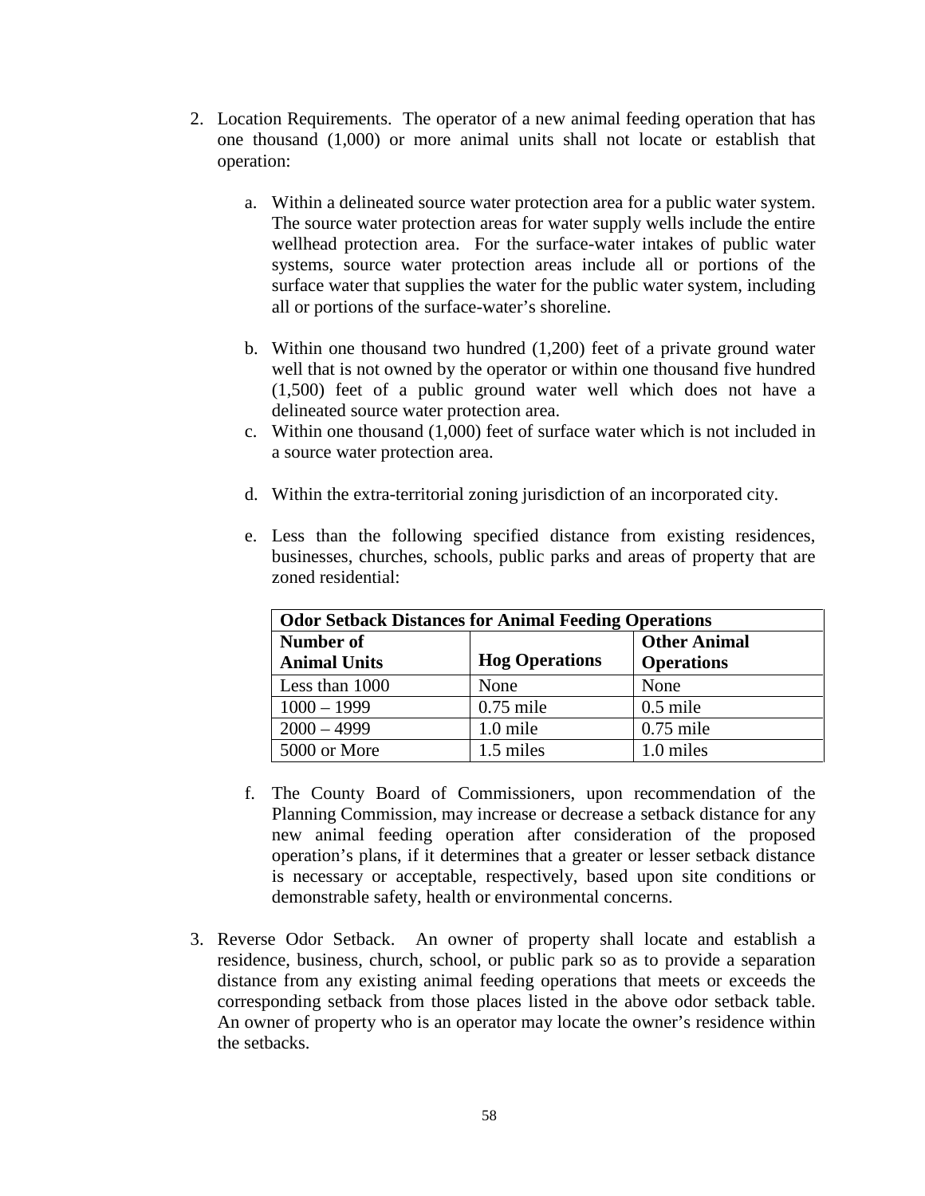2. Location Requirements. The operator of a new animal feeding operation that has one thousand (1,000) or more animal units shall not locate or establish that operation:

   a. Within a delineated source water protection area for a public water system. The source water protection areas for water supply wells include the entire wellhead protection area. For the surface-water intakes of public water systems, source water protection areas include all or portions of the surface water that supplies the water for the public water system, including all or portions of the surface-water's shoreline.

   b. Within one thousand two hundred (1,200) feet of a private ground water well that is not owned by the operator or within one thousand five hundred (1,500) feet of a public ground water well which does not have a delineated source water protection area.

   c. Within one thousand (1,000) feet of surface water which is not included in a source water protection area.

   d. Within the extra-territorial zoning jurisdiction of an incorporated city.

   e. Less than the following specified distance from existing residences, businesses, churches, schools, public parks and areas of property that are zoned residential:

| **Odor Setback Distances for Animal Feeding Operations** | | |
|---|---|---|
| **Number of Animal Units** | **Hog Operations** | **Other Animal Operations** |
| Less than 1000 | None | None |
| 1000 – 1999 | 0.75 mile | 0.5 mile |
| 2000 – 4999 | 1.0 mile | 0.75 mile |
| 5000 or More | 1.5 miles | 1.0 miles |

   f. The County Board of Commissioners, upon recommendation of the Planning Commission, may increase or decrease a setback distance for any new animal feeding operation after consideration of the proposed operation's plans, if it determines that a greater or lesser setback distance is necessary or acceptable, respectively, based upon site conditions or demonstrable safety, health or environmental concerns.

3. Reverse Odor Setback. An owner of property shall locate and establish a residence, business, church, school, or public park so as to provide a separation distance from any existing animal feeding operations that meets or exceeds the corresponding setback from those places listed in the above odor setback table. An owner of property who is an operator may locate the owner's residence within the setbacks.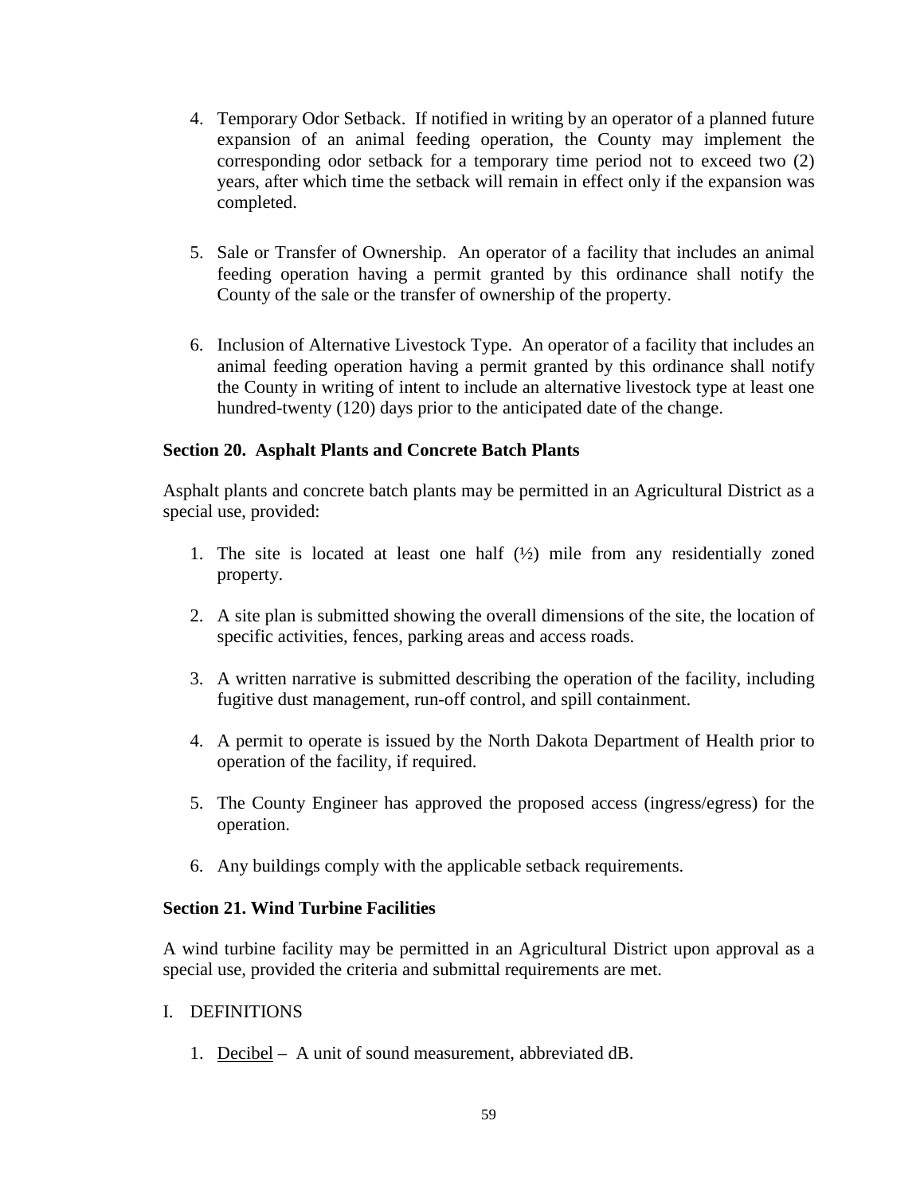4. Temporary Odor Setback. If notified in writing by an operator of a planned future expansion of an animal feeding operation, the County may implement the corresponding odor setback for a temporary time period not to exceed two (2) years, after which time the setback will remain in effect only if the expansion was completed.

5. Sale or Transfer of Ownership. An operator of a facility that includes an animal feeding operation having a permit granted by this ordinance shall notify the County of the sale or the transfer of ownership of the property.

6. Inclusion of Alternative Livestock Type. An operator of a facility that includes an animal feeding operation having a permit granted by this ordinance shall notify the County in writing of intent to include an alternative livestock type at least one hundred-twenty (120) days prior to the anticipated date of the change.

**Section 20. Asphalt Plants and Concrete Batch Plants**

Asphalt plants and concrete batch plants may be permitted in an Agricultural District as a special use, provided:

1. The site is located at least one half (½) mile from any residentially zoned property.

2. A site plan is submitted showing the overall dimensions of the site, the location of specific activities, fences, parking areas and access roads.

3. A written narrative is submitted describing the operation of the facility, including fugitive dust management, run-off control, and spill containment.

4. A permit to operate is issued by the North Dakota Department of Health prior to operation of the facility, if required.

5. The County Engineer has approved the proposed access (ingress/egress) for the operation.

6. Any buildings comply with the applicable setback requirements.

**Section 21. Wind Turbine Facilities**

A wind turbine facility may be permitted in an Agricultural District upon approval as a special use, provided the criteria and submittal requirements are met.

I. DEFINITIONS

1. <u>Decibel</u> – A unit of sound measurement, abbreviated dB.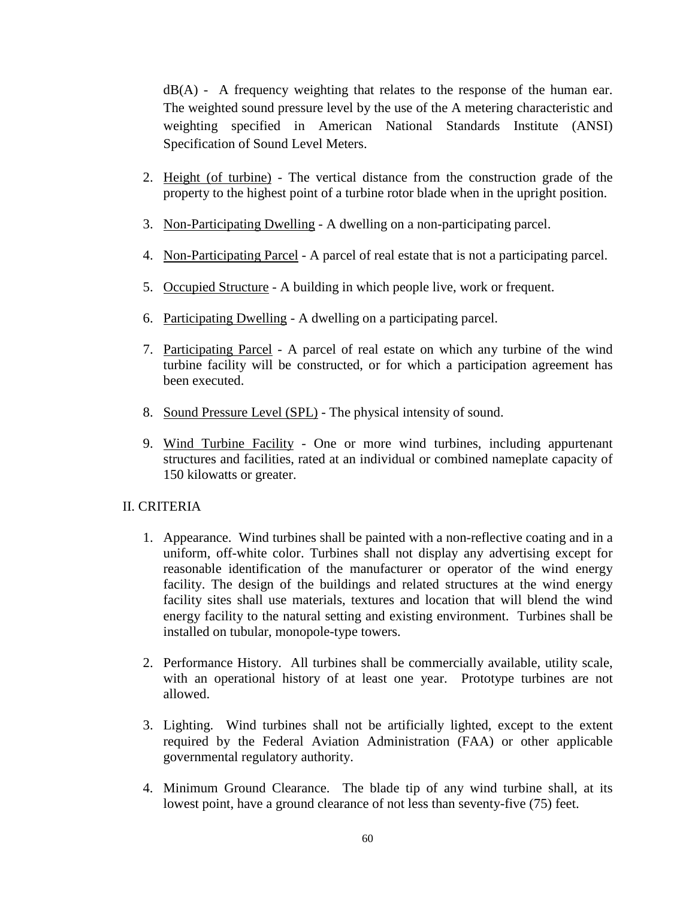dB(A) - A frequency weighting that relates to the response of the human ear. The weighted sound pressure level by the use of the A metering characteristic and weighting specified in American National Standards Institute (ANSI) Specification of Sound Level Meters.

2. Height (of turbine) - The vertical distance from the construction grade of the property to the highest point of a turbine rotor blade when in the upright position.

3. Non-Participating Dwelling - A dwelling on a non-participating parcel.

4. Non-Participating Parcel - A parcel of real estate that is not a participating parcel.

5. Occupied Structure - A building in which people live, work or frequent.

6. Participating Dwelling - A dwelling on a participating parcel.

7. Participating Parcel - A parcel of real estate on which any turbine of the wind turbine facility will be constructed, or for which a participation agreement has been executed.

8. Sound Pressure Level (SPL) - The physical intensity of sound.

9. Wind Turbine Facility - One or more wind turbines, including appurtenant structures and facilities, rated at an individual or combined nameplate capacity of 150 kilowatts or greater.

## II. CRITERIA

1. Appearance. Wind turbines shall be painted with a non-reflective coating and in a uniform, off-white color. Turbines shall not display any advertising except for reasonable identification of the manufacturer or operator of the wind energy facility. The design of the buildings and related structures at the wind energy facility sites shall use materials, textures and location that will blend the wind energy facility to the natural setting and existing environment. Turbines shall be installed on tubular, monopole-type towers.

2. Performance History. All turbines shall be commercially available, utility scale, with an operational history of at least one year. Prototype turbines are not allowed.

3. Lighting. Wind turbines shall not be artificially lighted, except to the extent required by the Federal Aviation Administration (FAA) or other applicable governmental regulatory authority.

4. Minimum Ground Clearance. The blade tip of any wind turbine shall, at its lowest point, have a ground clearance of not less than seventy-five (75) feet.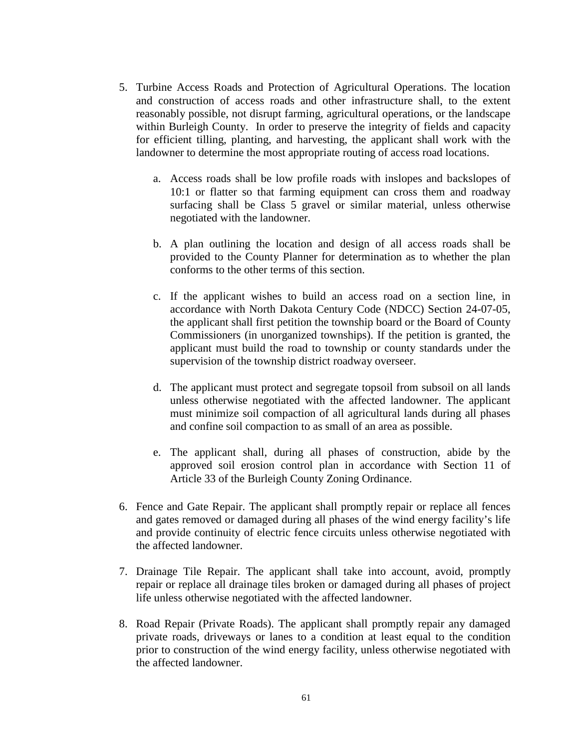5. Turbine Access Roads and Protection of Agricultural Operations. The location and construction of access roads and other infrastructure shall, to the extent reasonably possible, not disrupt farming, agricultural operations, or the landscape within Burleigh County. In order to preserve the integrity of fields and capacity for efficient tilling, planting, and harvesting, the applicant shall work with the landowner to determine the most appropriate routing of access road locations.

    a. Access roads shall be low profile roads with inslopes and backslopes of 10:1 or flatter so that farming equipment can cross them and roadway surfacing shall be Class 5 gravel or similar material, unless otherwise negotiated with the landowner.

    b. A plan outlining the location and design of all access roads shall be provided to the County Planner for determination as to whether the plan conforms to the other terms of this section.

    c. If the applicant wishes to build an access road on a section line, in accordance with North Dakota Century Code (NDCC) Section 24-07-05, the applicant shall first petition the township board or the Board of County Commissioners (in unorganized townships). If the petition is granted, the applicant must build the road to township or county standards under the supervision of the township district roadway overseer.

    d. The applicant must protect and segregate topsoil from subsoil on all lands unless otherwise negotiated with the affected landowner. The applicant must minimize soil compaction of all agricultural lands during all phases and confine soil compaction to as small of an area as possible.

    e. The applicant shall, during all phases of construction, abide by the approved soil erosion control plan in accordance with Section 11 of Article 33 of the Burleigh County Zoning Ordinance.

6. Fence and Gate Repair. The applicant shall promptly repair or replace all fences and gates removed or damaged during all phases of the wind energy facility's life and provide continuity of electric fence circuits unless otherwise negotiated with the affected landowner.

7. Drainage Tile Repair. The applicant shall take into account, avoid, promptly repair or replace all drainage tiles broken or damaged during all phases of project life unless otherwise negotiated with the affected landowner.

8. Road Repair (Private Roads). The applicant shall promptly repair any damaged private roads, driveways or lanes to a condition at least equal to the condition prior to construction of the wind energy facility, unless otherwise negotiated with the affected landowner.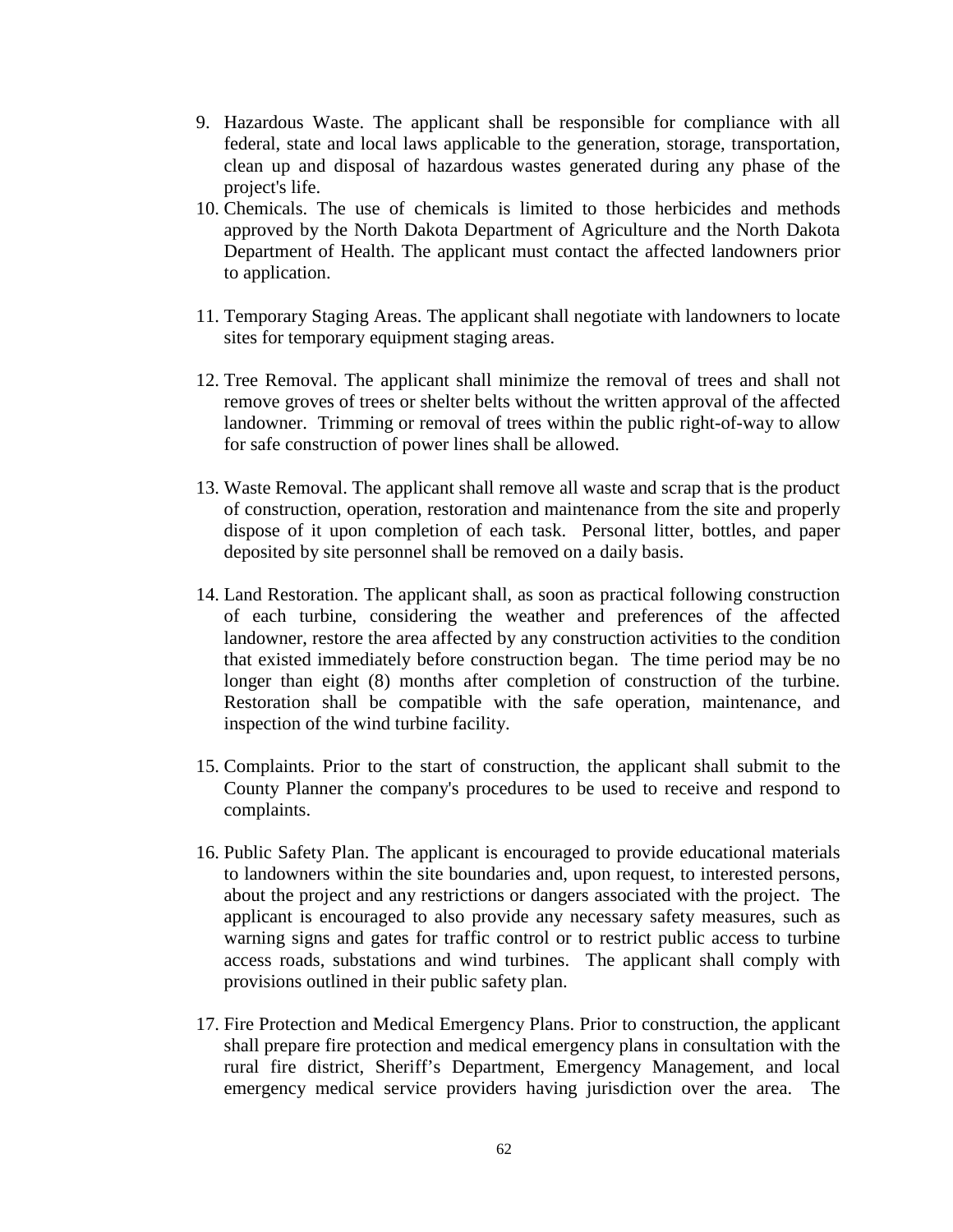9. Hazardous Waste. The applicant shall be responsible for compliance with all federal, state and local laws applicable to the generation, storage, transportation, clean up and disposal of hazardous wastes generated during any phase of the project's life.
10. Chemicals. The use of chemicals is limited to those herbicides and methods approved by the North Dakota Department of Agriculture and the North Dakota Department of Health. The applicant must contact the affected landowners prior to application.
11. Temporary Staging Areas. The applicant shall negotiate with landowners to locate sites for temporary equipment staging areas.
12. Tree Removal. The applicant shall minimize the removal of trees and shall not remove groves of trees or shelter belts without the written approval of the affected landowner. Trimming or removal of trees within the public right-of-way to allow for safe construction of power lines shall be allowed.
13. Waste Removal. The applicant shall remove all waste and scrap that is the product of construction, operation, restoration and maintenance from the site and properly dispose of it upon completion of each task. Personal litter, bottles, and paper deposited by site personnel shall be removed on a daily basis.
14. Land Restoration. The applicant shall, as soon as practical following construction of each turbine, considering the weather and preferences of the affected landowner, restore the area affected by any construction activities to the condition that existed immediately before construction began. The time period may be no longer than eight (8) months after completion of construction of the turbine. Restoration shall be compatible with the safe operation, maintenance, and inspection of the wind turbine facility.
15. Complaints. Prior to the start of construction, the applicant shall submit to the County Planner the company's procedures to be used to receive and respond to complaints.
16. Public Safety Plan. The applicant is encouraged to provide educational materials to landowners within the site boundaries and, upon request, to interested persons, about the project and any restrictions or dangers associated with the project. The applicant is encouraged to also provide any necessary safety measures, such as warning signs and gates for traffic control or to restrict public access to turbine access roads, substations and wind turbines. The applicant shall comply with provisions outlined in their public safety plan.
17. Fire Protection and Medical Emergency Plans. Prior to construction, the applicant shall prepare fire protection and medical emergency plans in consultation with the rural fire district, Sheriff's Department, Emergency Management, and local emergency medical service providers having jurisdiction over the area. The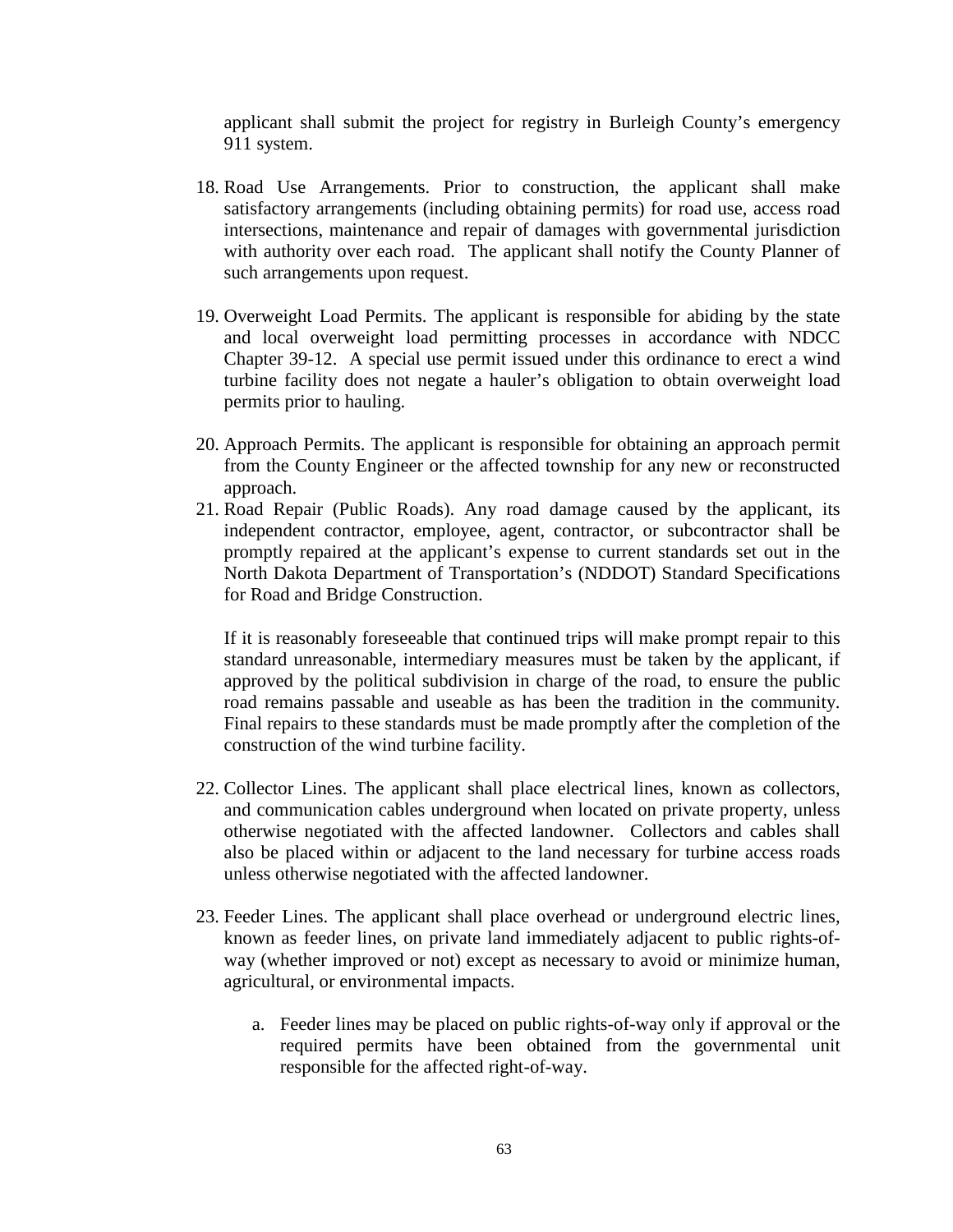applicant shall submit the project for registry in Burleigh County's emergency 911 system.

18. Road Use Arrangements. Prior to construction, the applicant shall make satisfactory arrangements (including obtaining permits) for road use, access road intersections, maintenance and repair of damages with governmental jurisdiction with authority over each road. The applicant shall notify the County Planner of such arrangements upon request.

19. Overweight Load Permits. The applicant is responsible for abiding by the state and local overweight load permitting processes in accordance with NDCC Chapter 39-12. A special use permit issued under this ordinance to erect a wind turbine facility does not negate a hauler's obligation to obtain overweight load permits prior to hauling.

20. Approach Permits. The applicant is responsible for obtaining an approach permit from the County Engineer or the affected township for any new or reconstructed approach.

21. Road Repair (Public Roads). Any road damage caused by the applicant, its independent contractor, employee, agent, contractor, or subcontractor shall be promptly repaired at the applicant's expense to current standards set out in the North Dakota Department of Transportation's (NDDOT) Standard Specifications for Road and Bridge Construction.

    If it is reasonably foreseeable that continued trips will make prompt repair to this standard unreasonable, intermediary measures must be taken by the applicant, if approved by the political subdivision in charge of the road, to ensure the public road remains passable and useable as has been the tradition in the community. Final repairs to these standards must be made promptly after the completion of the construction of the wind turbine facility.

22. Collector Lines. The applicant shall place electrical lines, known as collectors, and communication cables underground when located on private property, unless otherwise negotiated with the affected landowner. Collectors and cables shall also be placed within or adjacent to the land necessary for turbine access roads unless otherwise negotiated with the affected landowner.

23. Feeder Lines. The applicant shall place overhead or underground electric lines, known as feeder lines, on private land immediately adjacent to public rights-of-way (whether improved or not) except as necessary to avoid or minimize human, agricultural, or environmental impacts.

    a. Feeder lines may be placed on public rights-of-way only if approval or the required permits have been obtained from the governmental unit responsible for the affected right-of-way.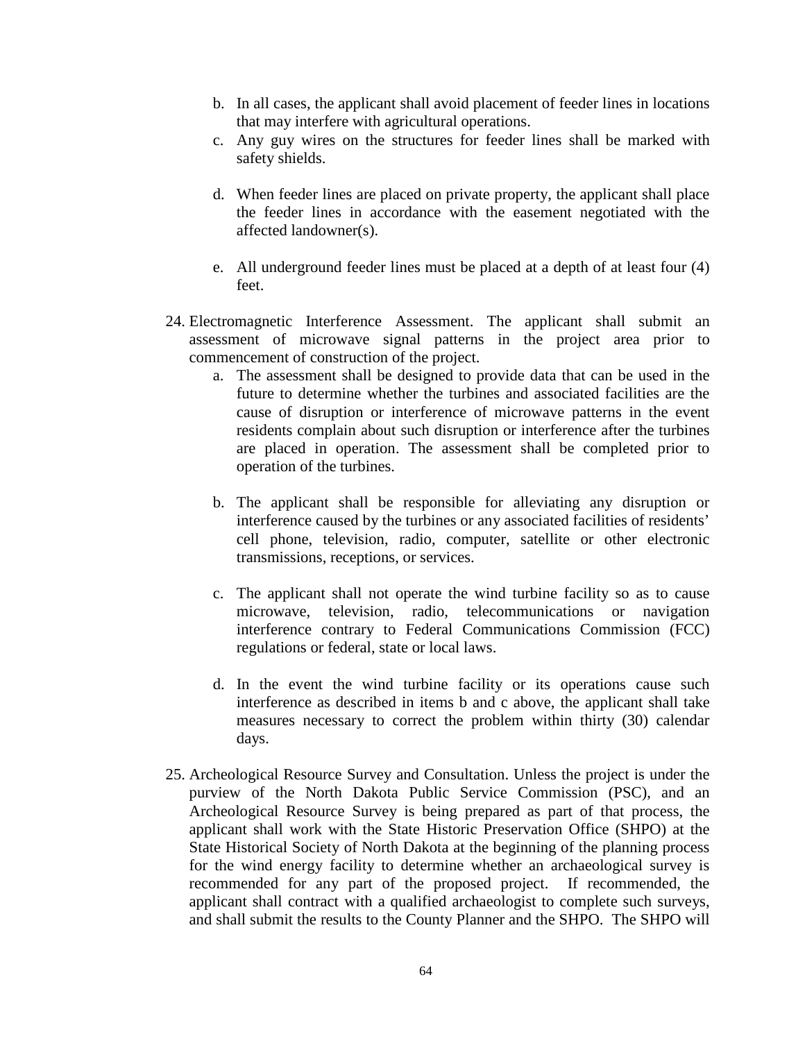b. In all cases, the applicant shall avoid placement of feeder lines in locations that may interfere with agricultural operations.

c. Any guy wires on the structures for feeder lines shall be marked with safety shields.

d. When feeder lines are placed on private property, the applicant shall place the feeder lines in accordance with the easement negotiated with the affected landowner(s).

e. All underground feeder lines must be placed at a depth of at least four (4) feet.

24. Electromagnetic Interference Assessment. The applicant shall submit an assessment of microwave signal patterns in the project area prior to commencement of construction of the project.

    a. The assessment shall be designed to provide data that can be used in the future to determine whether the turbines and associated facilities are the cause of disruption or interference of microwave patterns in the event residents complain about such disruption or interference after the turbines are placed in operation. The assessment shall be completed prior to operation of the turbines.

    b. The applicant shall be responsible for alleviating any disruption or interference caused by the turbines or any associated facilities of residents' cell phone, television, radio, computer, satellite or other electronic transmissions, receptions, or services.

    c. The applicant shall not operate the wind turbine facility so as to cause microwave, television, radio, telecommunications or navigation interference contrary to Federal Communications Commission (FCC) regulations or federal, state or local laws.

    d. In the event the wind turbine facility or its operations cause such interference as described in items b and c above, the applicant shall take measures necessary to correct the problem within thirty (30) calendar days.

25. Archeological Resource Survey and Consultation. Unless the project is under the purview of the North Dakota Public Service Commission (PSC), and an Archeological Resource Survey is being prepared as part of that process, the applicant shall work with the State Historic Preservation Office (SHPO) at the State Historical Society of North Dakota at the beginning of the planning process for the wind energy facility to determine whether an archaeological survey is recommended for any part of the proposed project. If recommended, the applicant shall contract with a qualified archaeologist to complete such surveys, and shall submit the results to the County Planner and the SHPO. The SHPO will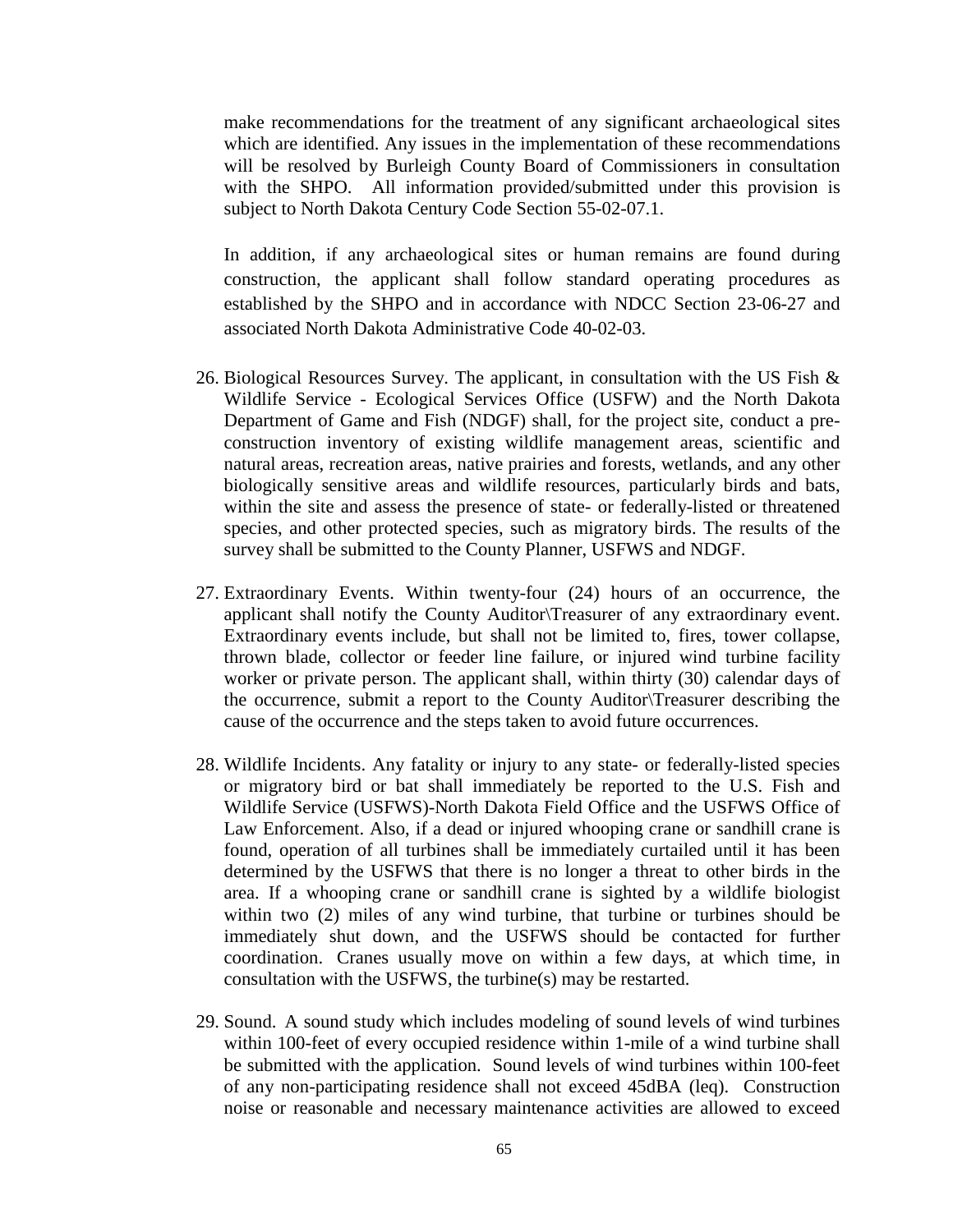make recommendations for the treatment of any significant archaeological sites which are identified. Any issues in the implementation of these recommendations will be resolved by Burleigh County Board of Commissioners in consultation with the SHPO. All information provided/submitted under this provision is subject to North Dakota Century Code Section 55-02-07.1.

In addition, if any archaeological sites or human remains are found during construction, the applicant shall follow standard operating procedures as established by the SHPO and in accordance with NDCC Section 23-06-27 and associated North Dakota Administrative Code 40-02-03.

26. Biological Resources Survey. The applicant, in consultation with the US Fish & Wildlife Service - Ecological Services Office (USFW) and the North Dakota Department of Game and Fish (NDGF) shall, for the project site, conduct a pre-construction inventory of existing wildlife management areas, scientific and natural areas, recreation areas, native prairies and forests, wetlands, and any other biologically sensitive areas and wildlife resources, particularly birds and bats, within the site and assess the presence of state- or federally-listed or threatened species, and other protected species, such as migratory birds. The results of the survey shall be submitted to the County Planner, USFWS and NDGF.

27. Extraordinary Events. Within twenty-four (24) hours of an occurrence, the applicant shall notify the County Auditor\Treasurer of any extraordinary event. Extraordinary events include, but shall not be limited to, fires, tower collapse, thrown blade, collector or feeder line failure, or injured wind turbine facility worker or private person. The applicant shall, within thirty (30) calendar days of the occurrence, submit a report to the County Auditor\Treasurer describing the cause of the occurrence and the steps taken to avoid future occurrences.

28. Wildlife Incidents. Any fatality or injury to any state- or federally-listed species or migratory bird or bat shall immediately be reported to the U.S. Fish and Wildlife Service (USFWS)-North Dakota Field Office and the USFWS Office of Law Enforcement. Also, if a dead or injured whooping crane or sandhill crane is found, operation of all turbines shall be immediately curtailed until it has been determined by the USFWS that there is no longer a threat to other birds in the area. If a whooping crane or sandhill crane is sighted by a wildlife biologist within two (2) miles of any wind turbine, that turbine or turbines should be immediately shut down, and the USFWS should be contacted for further coordination. Cranes usually move on within a few days, at which time, in consultation with the USFWS, the turbine(s) may be restarted.

29. Sound. A sound study which includes modeling of sound levels of wind turbines within 100-feet of every occupied residence within 1-mile of a wind turbine shall be submitted with the application. Sound levels of wind turbines within 100-feet of any non-participating residence shall not exceed 45dBA (leq). Construction noise or reasonable and necessary maintenance activities are allowed to exceed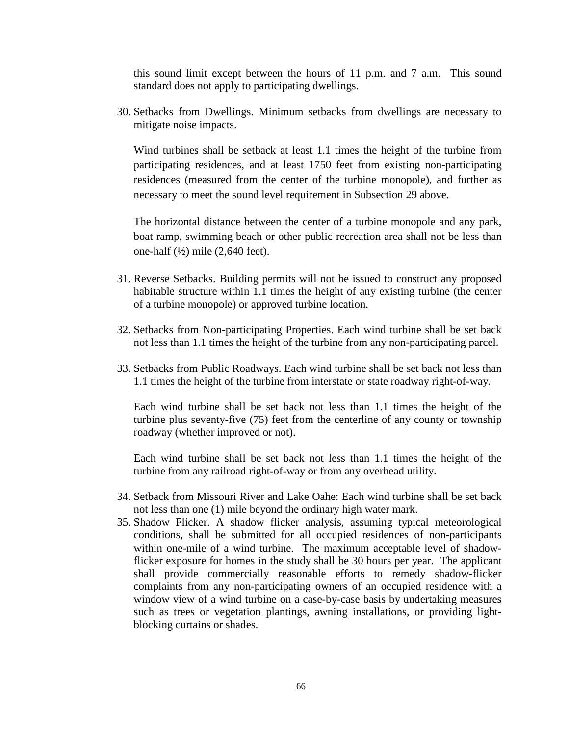this sound limit except between the hours of 11 p.m. and 7 a.m. This sound standard does not apply to participating dwellings.

30. Setbacks from Dwellings. Minimum setbacks from dwellings are necessary to mitigate noise impacts.

    Wind turbines shall be setback at least 1.1 times the height of the turbine from participating residences, and at least 1750 feet from existing non-participating residences (measured from the center of the turbine monopole), and further as necessary to meet the sound level requirement in Subsection 29 above.

    The horizontal distance between the center of a turbine monopole and any park, boat ramp, swimming beach or other public recreation area shall not be less than one-half (½) mile (2,640 feet).

31. Reverse Setbacks. Building permits will not be issued to construct any proposed habitable structure within 1.1 times the height of any existing turbine (the center of a turbine monopole) or approved turbine location.

32. Setbacks from Non-participating Properties. Each wind turbine shall be set back not less than 1.1 times the height of the turbine from any non-participating parcel.

33. Setbacks from Public Roadways. Each wind turbine shall be set back not less than 1.1 times the height of the turbine from interstate or state roadway right-of-way.

    Each wind turbine shall be set back not less than 1.1 times the height of the turbine plus seventy-five (75) feet from the centerline of any county or township roadway (whether improved or not).

    Each wind turbine shall be set back not less than 1.1 times the height of the turbine from any railroad right-of-way or from any overhead utility.

34. Setback from Missouri River and Lake Oahe: Each wind turbine shall be set back not less than one (1) mile beyond the ordinary high water mark.
35. Shadow Flicker. A shadow flicker analysis, assuming typical meteorological conditions, shall be submitted for all occupied residences of non-participants within one-mile of a wind turbine. The maximum acceptable level of shadow-flicker exposure for homes in the study shall be 30 hours per year. The applicant shall provide commercially reasonable efforts to remedy shadow-flicker complaints from any non-participating owners of an occupied residence with a window view of a wind turbine on a case-by-case basis by undertaking measures such as trees or vegetation plantings, awning installations, or providing light-blocking curtains or shades.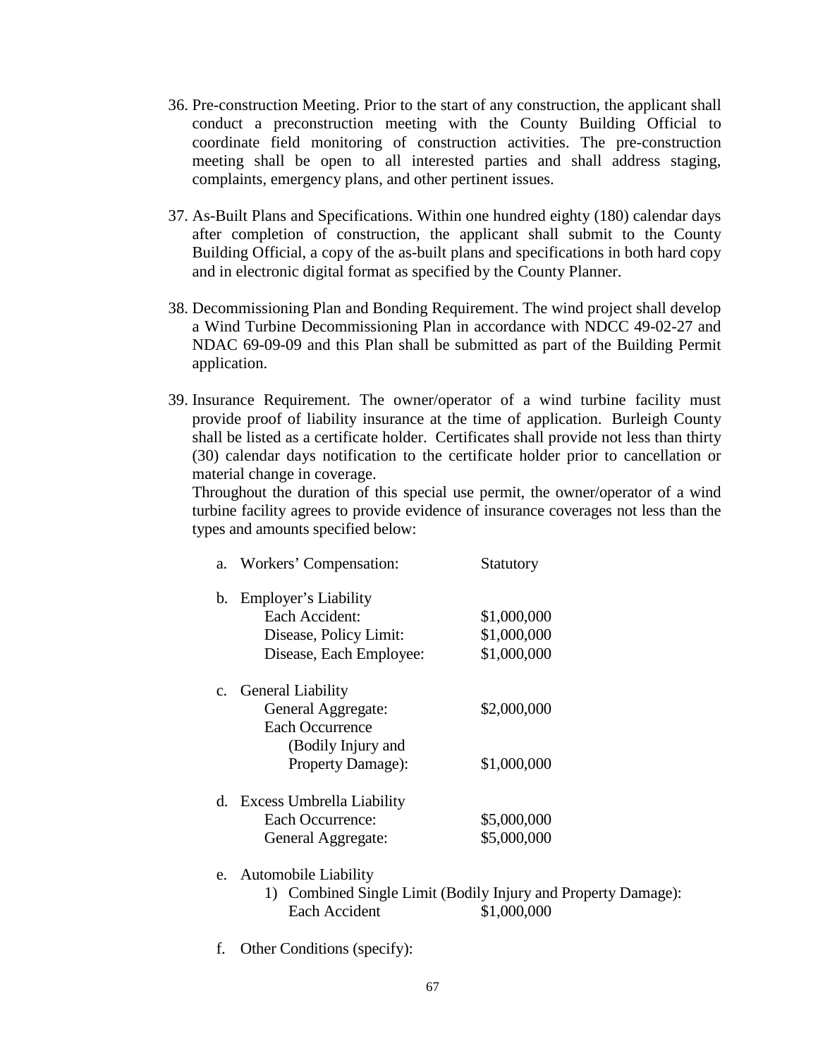36. Pre-construction Meeting. Prior to the start of any construction, the applicant shall conduct a preconstruction meeting with the County Building Official to coordinate field monitoring of construction activities. The pre-construction meeting shall be open to all interested parties and shall address staging, complaints, emergency plans, and other pertinent issues.

37. As-Built Plans and Specifications. Within one hundred eighty (180) calendar days after completion of construction, the applicant shall submit to the County Building Official, a copy of the as-built plans and specifications in both hard copy and in electronic digital format as specified by the County Planner.

38. Decommissioning Plan and Bonding Requirement. The wind project shall develop a Wind Turbine Decommissioning Plan in accordance with NDCC 49-02-27 and NDAC 69-09-09 and this Plan shall be submitted as part of the Building Permit application.

39. Insurance Requirement. The owner/operator of a wind turbine facility must provide proof of liability insurance at the time of application. Burleigh County shall be listed as a certificate holder. Certificates shall provide not less than thirty (30) calendar days notification to the certificate holder prior to cancellation or material change in coverage.
    Throughout the duration of this special use permit, the owner/operator of a wind turbine facility agrees to provide evidence of insurance coverages not less than the types and amounts specified below:

    a. Workers' Compensation: Statutory

    b. Employer's Liability
       - Each Accident: $1,000,000
       - Disease, Policy Limit: $1,000,000
       - Disease, Each Employee: $1,000,000

    c. General Liability
       - General Aggregate: $2,000,000
       - Each Occurrence (Bodily Injury and Property Damage): $1,000,000

    d. Excess Umbrella Liability
       - Each Occurrence: $5,000,000
       - General Aggregate: $5,000,000

    e. Automobile Liability
       1) Combined Single Limit (Bodily Injury and Property Damage): Each Accident $1,000,000

    f. Other Conditions (specify):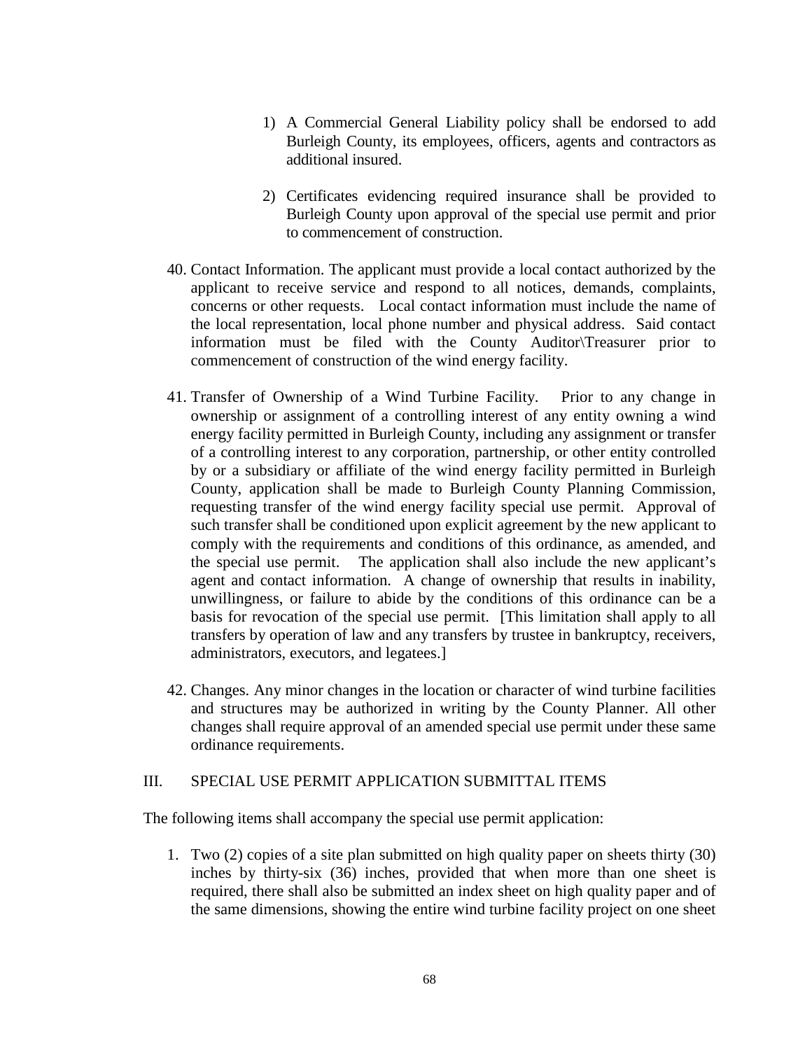1) A Commercial General Liability policy shall be endorsed to add Burleigh County, its employees, officers, agents and contractors as additional insured.

2) Certificates evidencing required insurance shall be provided to Burleigh County upon approval of the special use permit and prior to commencement of construction.

40. Contact Information. The applicant must provide a local contact authorized by the applicant to receive service and respond to all notices, demands, complaints, concerns or other requests. Local contact information must include the name of the local representation, local phone number and physical address. Said contact information must be filed with the County Auditor\Treasurer prior to commencement of construction of the wind energy facility.

41. Transfer of Ownership of a Wind Turbine Facility. Prior to any change in ownership or assignment of a controlling interest of any entity owning a wind energy facility permitted in Burleigh County, including any assignment or transfer of a controlling interest to any corporation, partnership, or other entity controlled by or a subsidiary or affiliate of the wind energy facility permitted in Burleigh County, application shall be made to Burleigh County Planning Commission, requesting transfer of the wind energy facility special use permit. Approval of such transfer shall be conditioned upon explicit agreement by the new applicant to comply with the requirements and conditions of this ordinance, as amended, and the special use permit. The application shall also include the new applicant's agent and contact information. A change of ownership that results in inability, unwillingness, or failure to abide by the conditions of this ordinance can be a basis for revocation of the special use permit. [This limitation shall apply to all transfers by operation of law and any transfers by trustee in bankruptcy, receivers, administrators, executors, and legatees.]

42. Changes. Any minor changes in the location or character of wind turbine facilities and structures may be authorized in writing by the County Planner. All other changes shall require approval of an amended special use permit under these same ordinance requirements.

## III. SPECIAL USE PERMIT APPLICATION SUBMITTAL ITEMS

The following items shall accompany the special use permit application:

1. Two (2) copies of a site plan submitted on high quality paper on sheets thirty (30) inches by thirty-six (36) inches, provided that when more than one sheet is required, there shall also be submitted an index sheet on high quality paper and of the same dimensions, showing the entire wind turbine facility project on one sheet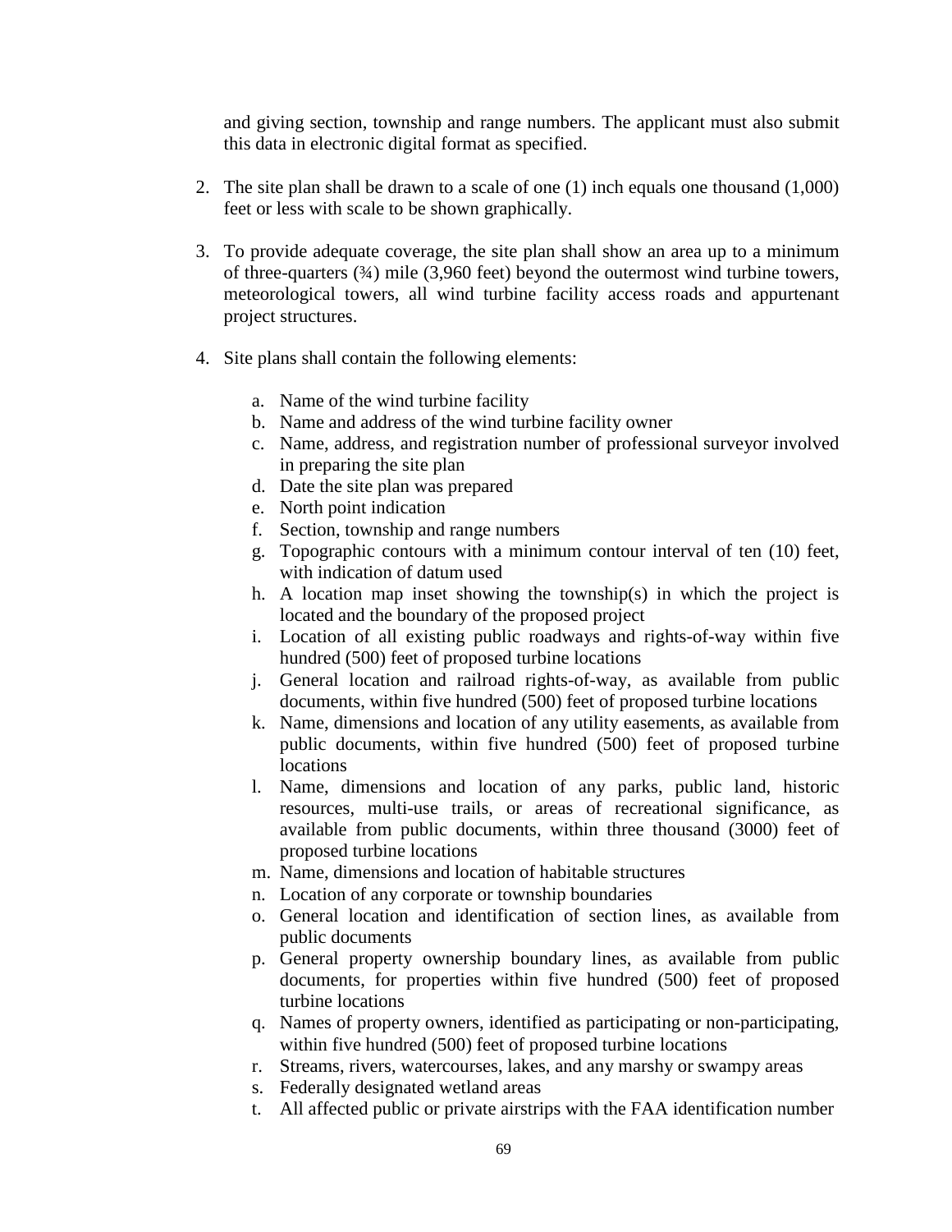and giving section, township and range numbers. The applicant must also submit this data in electronic digital format as specified.

2. The site plan shall be drawn to a scale of one (1) inch equals one thousand (1,000) feet or less with scale to be shown graphically.

3. To provide adequate coverage, the site plan shall show an area up to a minimum of three-quarters (¾) mile (3,960 feet) beyond the outermost wind turbine towers, meteorological towers, all wind turbine facility access roads and appurtenant project structures.

4. Site plans shall contain the following elements:

   a. Name of the wind turbine facility
   b. Name and address of the wind turbine facility owner
   c. Name, address, and registration number of professional surveyor involved in preparing the site plan
   d. Date the site plan was prepared
   e. North point indication
   f. Section, township and range numbers
   g. Topographic contours with a minimum contour interval of ten (10) feet, with indication of datum used
   h. A location map inset showing the township(s) in which the project is located and the boundary of the proposed project
   i. Location of all existing public roadways and rights-of-way within five hundred (500) feet of proposed turbine locations
   j. General location and railroad rights-of-way, as available from public documents, within five hundred (500) feet of proposed turbine locations
   k. Name, dimensions and location of any utility easements, as available from public documents, within five hundred (500) feet of proposed turbine locations
   l. Name, dimensions and location of any parks, public land, historic resources, multi-use trails, or areas of recreational significance, as available from public documents, within three thousand (3000) feet of proposed turbine locations
   m. Name, dimensions and location of habitable structures
   n. Location of any corporate or township boundaries
   o. General location and identification of section lines, as available from public documents
   p. General property ownership boundary lines, as available from public documents, for properties within five hundred (500) feet of proposed turbine locations
   q. Names of property owners, identified as participating or non-participating, within five hundred (500) feet of proposed turbine locations
   r. Streams, rivers, watercourses, lakes, and any marshy or swampy areas
   s. Federally designated wetland areas
   t. All affected public or private airstrips with the FAA identification number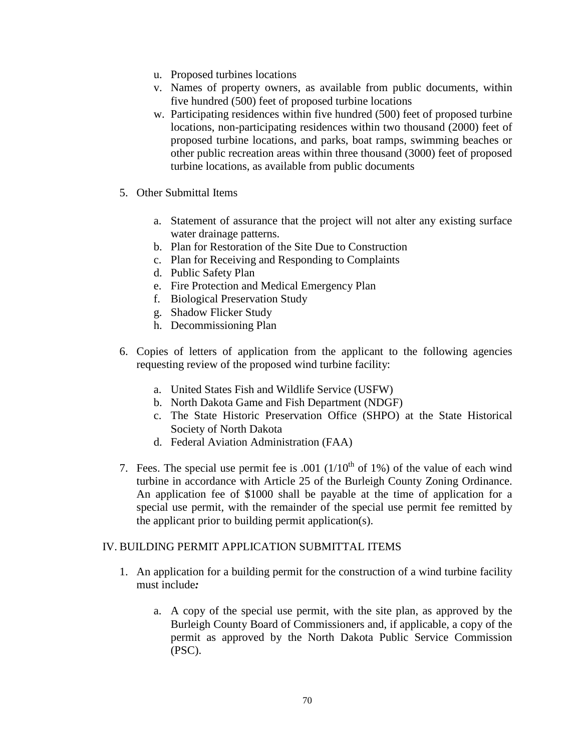u. Proposed turbines locations
v. Names of property owners, as available from public documents, within five hundred (500) feet of proposed turbine locations
w. Participating residences within five hundred (500) feet of proposed turbine locations, non-participating residences within two thousand (2000) feet of proposed turbine locations, and parks, boat ramps, swimming beaches or other public recreation areas within three thousand (3000) feet of proposed turbine locations, as available from public documents

5. Other Submittal Items

   a. Statement of assurance that the project will not alter any existing surface water drainage patterns.
   b. Plan for Restoration of the Site Due to Construction
   c. Plan for Receiving and Responding to Complaints
   d. Public Safety Plan
   e. Fire Protection and Medical Emergency Plan
   f. Biological Preservation Study
   g. Shadow Flicker Study
   h. Decommissioning Plan

6. Copies of letters of application from the applicant to the following agencies requesting review of the proposed wind turbine facility:

   a. United States Fish and Wildlife Service (USFW)
   b. North Dakota Game and Fish Department (NDGF)
   c. The State Historic Preservation Office (SHPO) at the State Historical Society of North Dakota
   d. Federal Aviation Administration (FAA)

7. Fees. The special use permit fee is .001 (1/10$^{th}$ of 1%) of the value of each wind turbine in accordance with Article 25 of the Burleigh County Zoning Ordinance. An application fee of $1000 shall be payable at the time of application for a special use permit, with the remainder of the special use permit fee remitted by the applicant prior to building permit application(s).

## IV. BUILDING PERMIT APPLICATION SUBMITTAL ITEMS

1. An application for a building permit for the construction of a wind turbine facility must include***:***

   a. A copy of the special use permit, with the site plan, as approved by the Burleigh County Board of Commissioners and, if applicable, a copy of the permit as approved by the North Dakota Public Service Commission (PSC).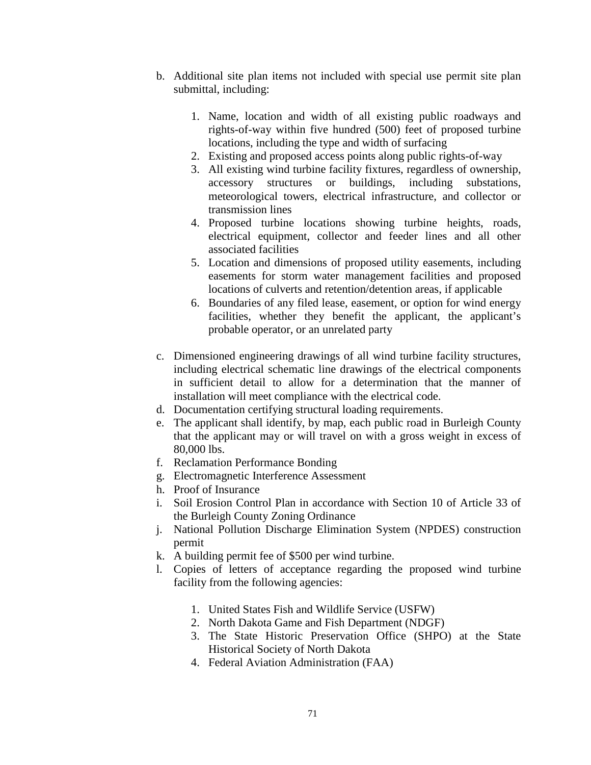b. Additional site plan items not included with special use permit site plan submittal, including:

    1. Name, location and width of all existing public roadways and rights-of-way within five hundred (500) feet of proposed turbine locations, including the type and width of surfacing
    2. Existing and proposed access points along public rights-of-way
    3. All existing wind turbine facility fixtures, regardless of ownership, accessory structures or buildings, including substations, meteorological towers, electrical infrastructure, and collector or transmission lines
    4. Proposed turbine locations showing turbine heights, roads, electrical equipment, collector and feeder lines and all other associated facilities
    5. Location and dimensions of proposed utility easements, including easements for storm water management facilities and proposed locations of culverts and retention/detention areas, if applicable
    6. Boundaries of any filed lease, easement, or option for wind energy facilities, whether they benefit the applicant, the applicant's probable operator, or an unrelated party

c. Dimensioned engineering drawings of all wind turbine facility structures, including electrical schematic line drawings of the electrical components in sufficient detail to allow for a determination that the manner of installation will meet compliance with the electrical code.

d. Documentation certifying structural loading requirements.

e. The applicant shall identify, by map, each public road in Burleigh County that the applicant may or will travel on with a gross weight in excess of 80,000 lbs.

f. Reclamation Performance Bonding

g. Electromagnetic Interference Assessment

h. Proof of Insurance

i. Soil Erosion Control Plan in accordance with Section 10 of Article 33 of the Burleigh County Zoning Ordinance

j. National Pollution Discharge Elimination System (NPDES) construction permit

k. A building permit fee of $500 per wind turbine.

l. Copies of letters of acceptance regarding the proposed wind turbine facility from the following agencies:

    1. United States Fish and Wildlife Service (USFW)
    2. North Dakota Game and Fish Department (NDGF)
    3. The State Historic Preservation Office (SHPO) at the State Historical Society of North Dakota
    4. Federal Aviation Administration (FAA)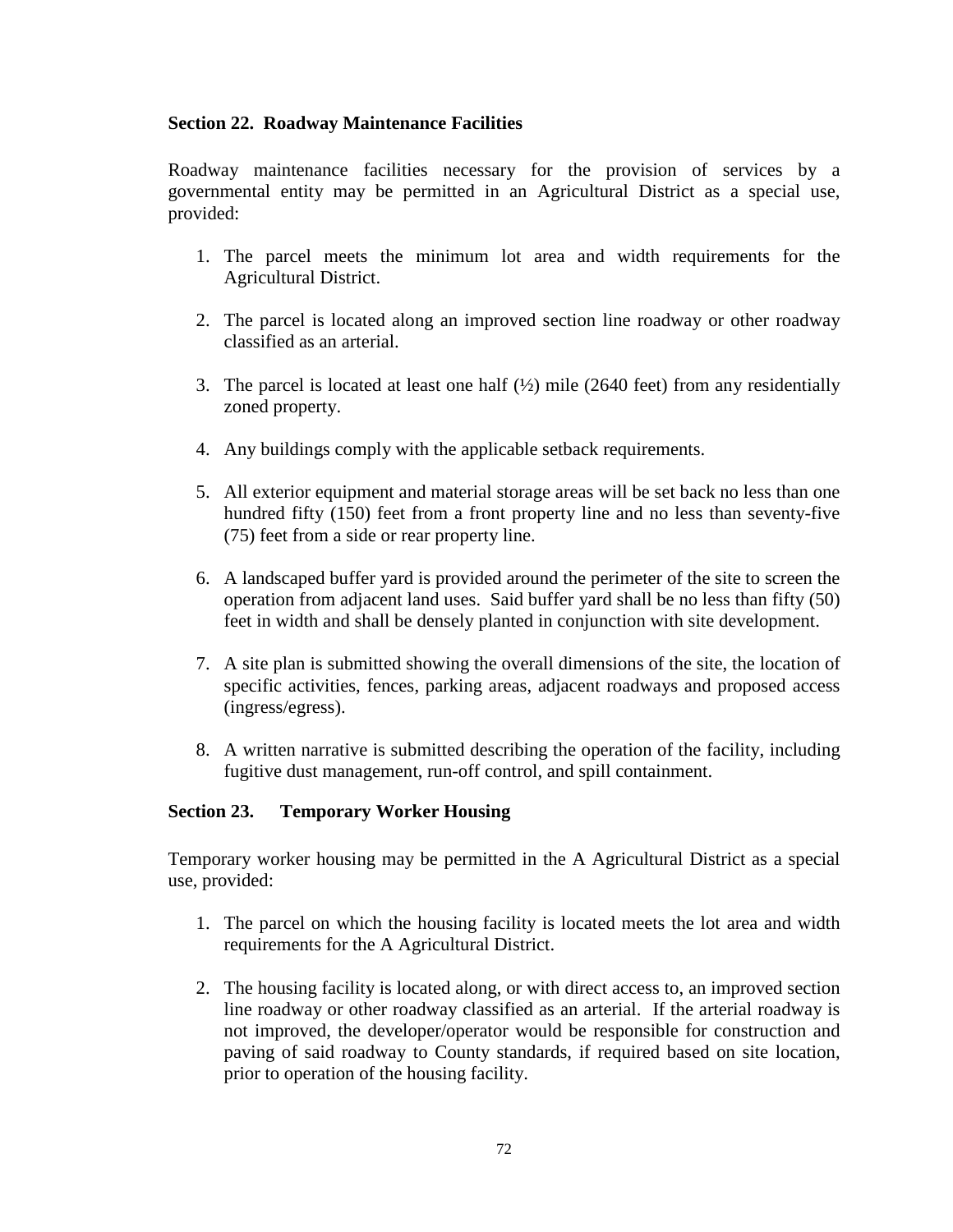### Section 22. Roadway Maintenance Facilities

Roadway maintenance facilities necessary for the provision of services by a governmental entity may be permitted in an Agricultural District as a special use, provided:

1. The parcel meets the minimum lot area and width requirements for the Agricultural District.
2. The parcel is located along an improved section line roadway or other roadway classified as an arterial.
3. The parcel is located at least one half (½) mile (2640 feet) from any residentially zoned property.
4. Any buildings comply with the applicable setback requirements.
5. All exterior equipment and material storage areas will be set back no less than one hundred fifty (150) feet from a front property line and no less than seventy-five (75) feet from a side or rear property line.
6. A landscaped buffer yard is provided around the perimeter of the site to screen the operation from adjacent land uses. Said buffer yard shall be no less than fifty (50) feet in width and shall be densely planted in conjunction with site development.
7. A site plan is submitted showing the overall dimensions of the site, the location of specific activities, fences, parking areas, adjacent roadways and proposed access (ingress/egress).
8. A written narrative is submitted describing the operation of the facility, including fugitive dust management, run-off control, and spill containment.

### Section 23. Temporary Worker Housing

Temporary worker housing may be permitted in the A Agricultural District as a special use, provided:

1. The parcel on which the housing facility is located meets the lot area and width requirements for the A Agricultural District.
2. The housing facility is located along, or with direct access to, an improved section line roadway or other roadway classified as an arterial. If the arterial roadway is not improved, the developer/operator would be responsible for construction and paving of said roadway to County standards, if required based on site location, prior to operation of the housing facility.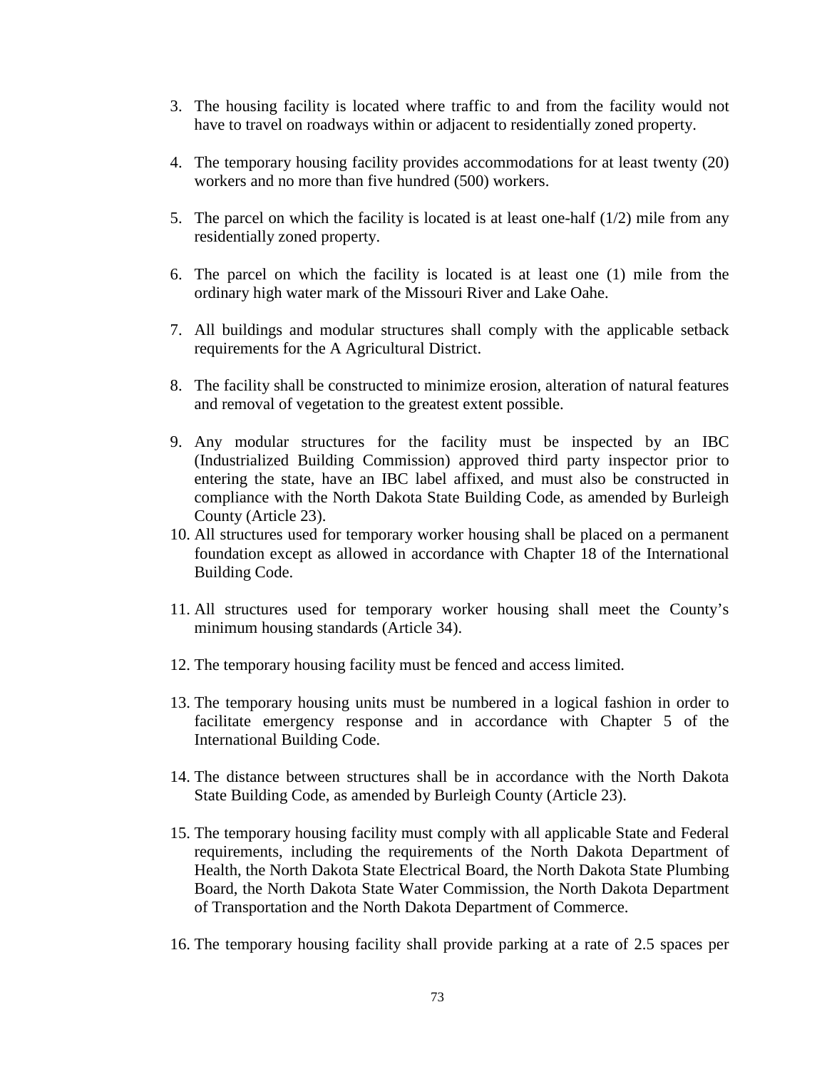3. The housing facility is located where traffic to and from the facility would not have to travel on roadways within or adjacent to residentially zoned property.

4. The temporary housing facility provides accommodations for at least twenty (20) workers and no more than five hundred (500) workers.

5. The parcel on which the facility is located is at least one-half (1/2) mile from any residentially zoned property.

6. The parcel on which the facility is located is at least one (1) mile from the ordinary high water mark of the Missouri River and Lake Oahe.

7. All buildings and modular structures shall comply with the applicable setback requirements for the A Agricultural District.

8. The facility shall be constructed to minimize erosion, alteration of natural features and removal of vegetation to the greatest extent possible.

9. Any modular structures for the facility must be inspected by an IBC (Industrialized Building Commission) approved third party inspector prior to entering the state, have an IBC label affixed, and must also be constructed in compliance with the North Dakota State Building Code, as amended by Burleigh County (Article 23).

10. All structures used for temporary worker housing shall be placed on a permanent foundation except as allowed in accordance with Chapter 18 of the International Building Code.

11. All structures used for temporary worker housing shall meet the County's minimum housing standards (Article 34).

12. The temporary housing facility must be fenced and access limited.

13. The temporary housing units must be numbered in a logical fashion in order to facilitate emergency response and in accordance with Chapter 5 of the International Building Code.

14. The distance between structures shall be in accordance with the North Dakota State Building Code, as amended by Burleigh County (Article 23).

15. The temporary housing facility must comply with all applicable State and Federal requirements, including the requirements of the North Dakota Department of Health, the North Dakota State Electrical Board, the North Dakota State Plumbing Board, the North Dakota State Water Commission, the North Dakota Department of Transportation and the North Dakota Department of Commerce.

16. The temporary housing facility shall provide parking at a rate of 2.5 spaces per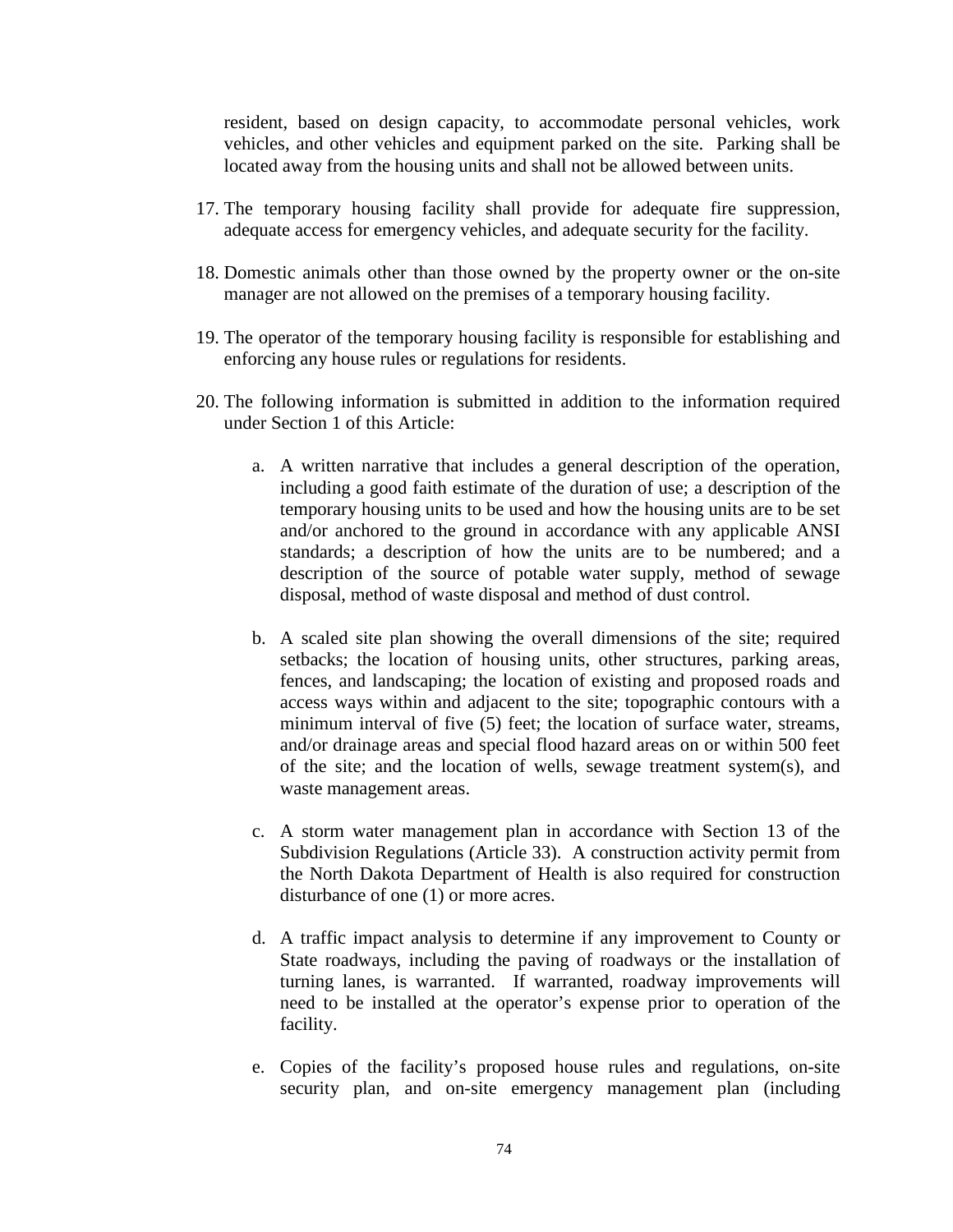resident, based on design capacity, to accommodate personal vehicles, work vehicles, and other vehicles and equipment parked on the site. Parking shall be located away from the housing units and shall not be allowed between units.

17. The temporary housing facility shall provide for adequate fire suppression, adequate access for emergency vehicles, and adequate security for the facility.

18. Domestic animals other than those owned by the property owner or the on-site manager are not allowed on the premises of a temporary housing facility.

19. The operator of the temporary housing facility is responsible for establishing and enforcing any house rules or regulations for residents.

20. The following information is submitted in addition to the information required under Section 1 of this Article:

    a. A written narrative that includes a general description of the operation, including a good faith estimate of the duration of use; a description of the temporary housing units to be used and how the housing units are to be set and/or anchored to the ground in accordance with any applicable ANSI standards; a description of how the units are to be numbered; and a description of the source of potable water supply, method of sewage disposal, method of waste disposal and method of dust control.

    b. A scaled site plan showing the overall dimensions of the site; required setbacks; the location of housing units, other structures, parking areas, fences, and landscaping; the location of existing and proposed roads and access ways within and adjacent to the site; topographic contours with a minimum interval of five (5) feet; the location of surface water, streams, and/or drainage areas and special flood hazard areas on or within 500 feet of the site; and the location of wells, sewage treatment system(s), and waste management areas.

    c. A storm water management plan in accordance with Section 13 of the Subdivision Regulations (Article 33). A construction activity permit from the North Dakota Department of Health is also required for construction disturbance of one (1) or more acres.

    d. A traffic impact analysis to determine if any improvement to County or State roadways, including the paving of roadways or the installation of turning lanes, is warranted. If warranted, roadway improvements will need to be installed at the operator's expense prior to operation of the facility.

    e. Copies of the facility's proposed house rules and regulations, on-site security plan, and on-site emergency management plan (including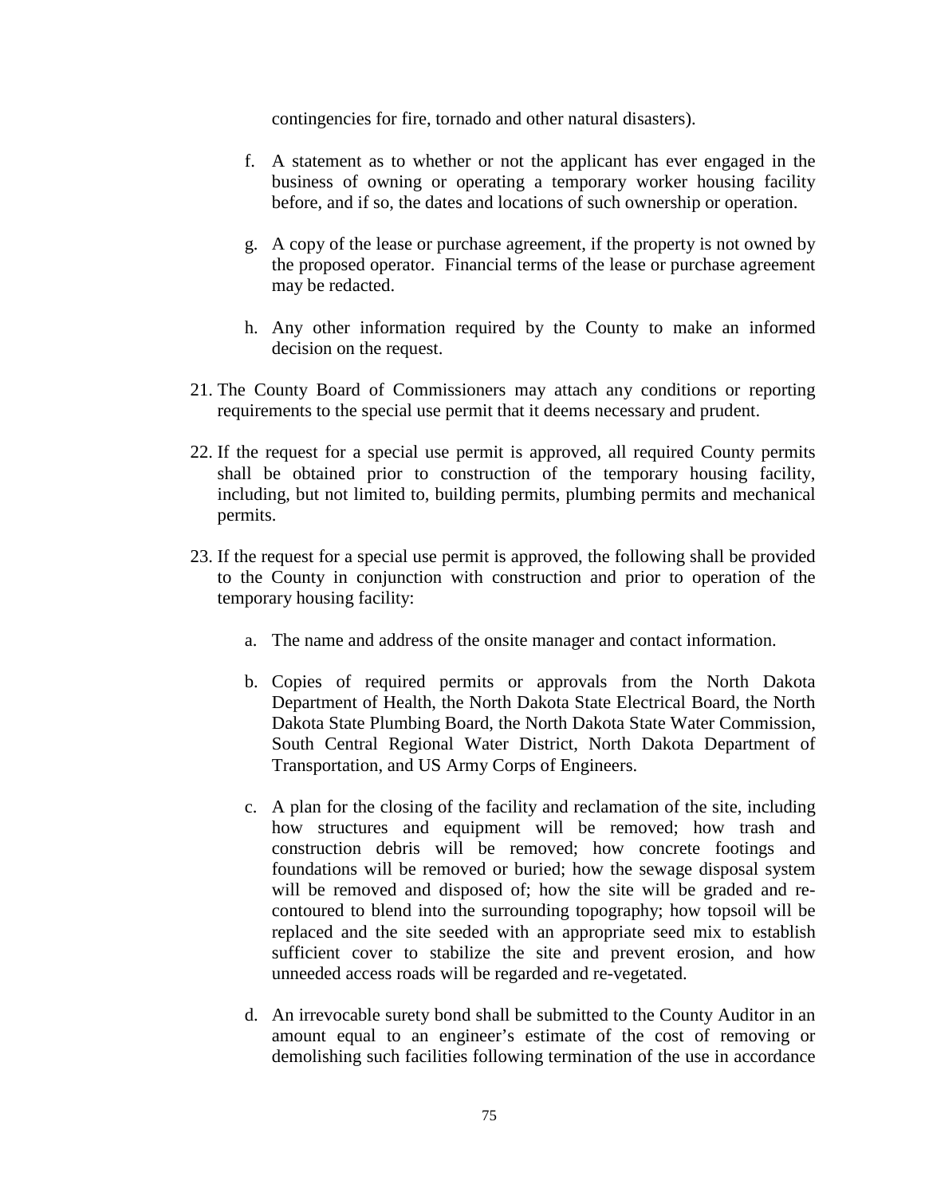contingencies for fire, tornado and other natural disasters).

f. A statement as to whether or not the applicant has ever engaged in the business of owning or operating a temporary worker housing facility before, and if so, the dates and locations of such ownership or operation.

g. A copy of the lease or purchase agreement, if the property is not owned by the proposed operator. Financial terms of the lease or purchase agreement may be redacted.

h. Any other information required by the County to make an informed decision on the request.

21. The County Board of Commissioners may attach any conditions or reporting requirements to the special use permit that it deems necessary and prudent.

22. If the request for a special use permit is approved, all required County permits shall be obtained prior to construction of the temporary housing facility, including, but not limited to, building permits, plumbing permits and mechanical permits.

23. If the request for a special use permit is approved, the following shall be provided to the County in conjunction with construction and prior to operation of the temporary housing facility:

    a. The name and address of the onsite manager and contact information.

    b. Copies of required permits or approvals from the North Dakota Department of Health, the North Dakota State Electrical Board, the North Dakota State Plumbing Board, the North Dakota State Water Commission, South Central Regional Water District, North Dakota Department of Transportation, and US Army Corps of Engineers.

    c. A plan for the closing of the facility and reclamation of the site, including how structures and equipment will be removed; how trash and construction debris will be removed; how concrete footings and foundations will be removed or buried; how the sewage disposal system will be removed and disposed of; how the site will be graded and re-contoured to blend into the surrounding topography; how topsoil will be replaced and the site seeded with an appropriate seed mix to establish sufficient cover to stabilize the site and prevent erosion, and how unneeded access roads will be regarded and re-vegetated.

    d. An irrevocable surety bond shall be submitted to the County Auditor in an amount equal to an engineer's estimate of the cost of removing or demolishing such facilities following termination of the use in accordance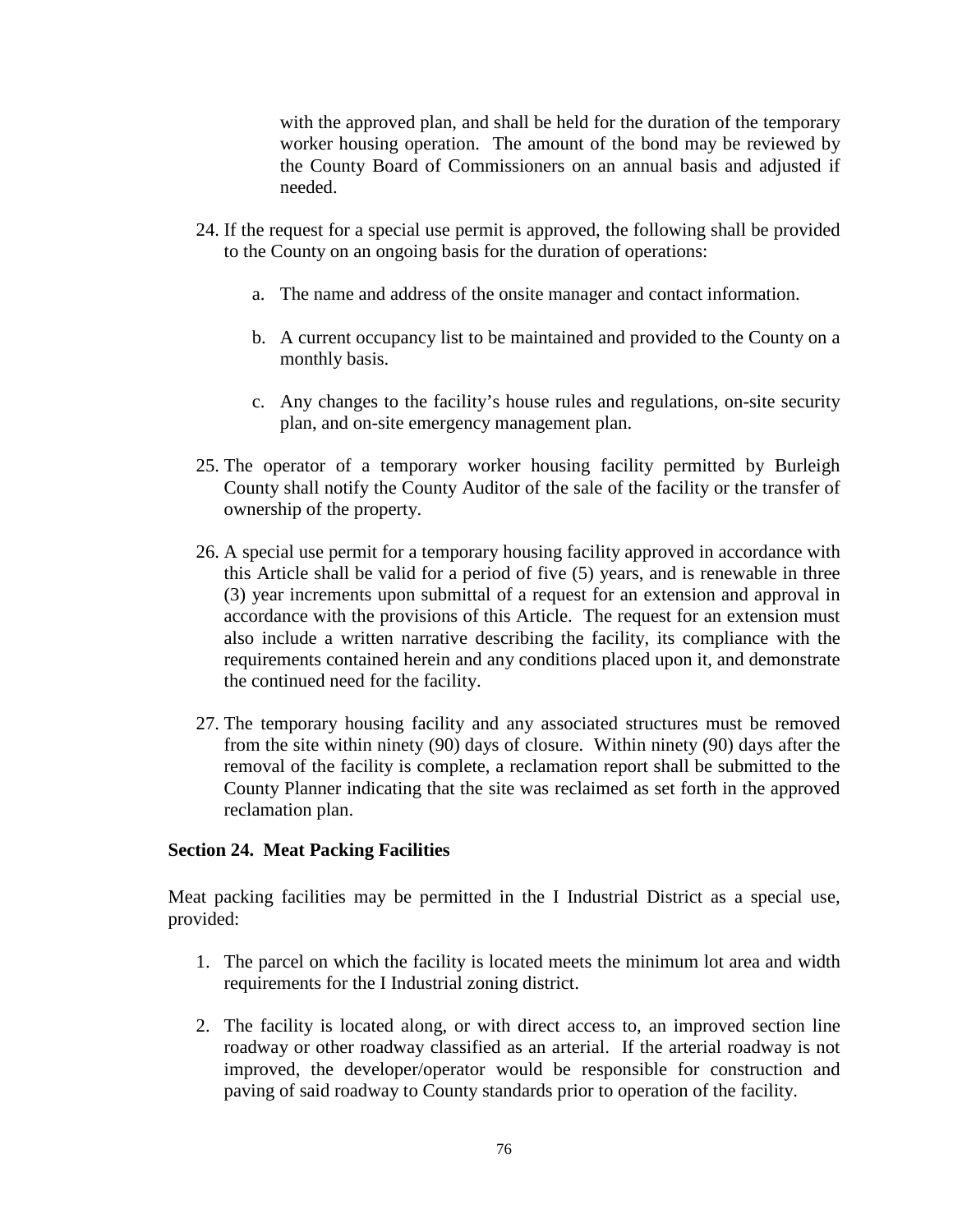with the approved plan, and shall be held for the duration of the temporary worker housing operation. The amount of the bond may be reviewed by the County Board of Commissioners on an annual basis and adjusted if needed.

24. If the request for a special use permit is approved, the following shall be provided to the County on an ongoing basis for the duration of operations:

    a. The name and address of the onsite manager and contact information.

    b. A current occupancy list to be maintained and provided to the County on a monthly basis.

    c. Any changes to the facility's house rules and regulations, on-site security plan, and on-site emergency management plan.

25. The operator of a temporary worker housing facility permitted by Burleigh County shall notify the County Auditor of the sale of the facility or the transfer of ownership of the property.

26. A special use permit for a temporary housing facility approved in accordance with this Article shall be valid for a period of five (5) years, and is renewable in three (3) year increments upon submittal of a request for an extension and approval in accordance with the provisions of this Article. The request for an extension must also include a written narrative describing the facility, its compliance with the requirements contained herein and any conditions placed upon it, and demonstrate the continued need for the facility.

27. The temporary housing facility and any associated structures must be removed from the site within ninety (90) days of closure. Within ninety (90) days after the removal of the facility is complete, a reclamation report shall be submitted to the County Planner indicating that the site was reclaimed as set forth in the approved reclamation plan.

**Section 24. Meat Packing Facilities**

Meat packing facilities may be permitted in the I Industrial District as a special use, provided:

1. The parcel on which the facility is located meets the minimum lot area and width requirements for the I Industrial zoning district.

2. The facility is located along, or with direct access to, an improved section line roadway or other roadway classified as an arterial. If the arterial roadway is not improved, the developer/operator would be responsible for construction and paving of said roadway to County standards prior to operation of the facility.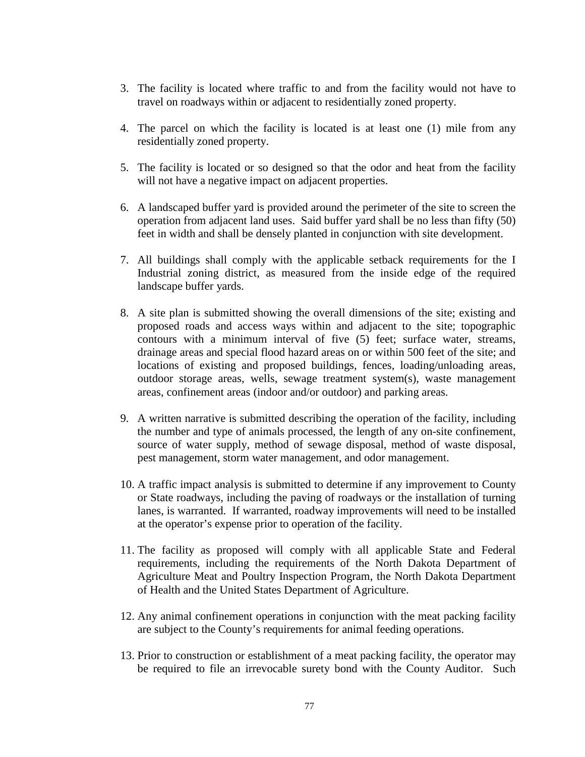3. The facility is located where traffic to and from the facility would not have to travel on roadways within or adjacent to residentially zoned property.

4. The parcel on which the facility is located is at least one (1) mile from any residentially zoned property.

5. The facility is located or so designed so that the odor and heat from the facility will not have a negative impact on adjacent properties.

6. A landscaped buffer yard is provided around the perimeter of the site to screen the operation from adjacent land uses. Said buffer yard shall be no less than fifty (50) feet in width and shall be densely planted in conjunction with site development.

7. All buildings shall comply with the applicable setback requirements for the I Industrial zoning district, as measured from the inside edge of the required landscape buffer yards.

8. A site plan is submitted showing the overall dimensions of the site; existing and proposed roads and access ways within and adjacent to the site; topographic contours with a minimum interval of five (5) feet; surface water, streams, drainage areas and special flood hazard areas on or within 500 feet of the site; and locations of existing and proposed buildings, fences, loading/unloading areas, outdoor storage areas, wells, sewage treatment system(s), waste management areas, confinement areas (indoor and/or outdoor) and parking areas.

9. A written narrative is submitted describing the operation of the facility, including the number and type of animals processed, the length of any on-site confinement, source of water supply, method of sewage disposal, method of waste disposal, pest management, storm water management, and odor management.

10. A traffic impact analysis is submitted to determine if any improvement to County or State roadways, including the paving of roadways or the installation of turning lanes, is warranted. If warranted, roadway improvements will need to be installed at the operator's expense prior to operation of the facility.

11. The facility as proposed will comply with all applicable State and Federal requirements, including the requirements of the North Dakota Department of Agriculture Meat and Poultry Inspection Program, the North Dakota Department of Health and the United States Department of Agriculture.

12. Any animal confinement operations in conjunction with the meat packing facility are subject to the County's requirements for animal feeding operations.

13. Prior to construction or establishment of a meat packing facility, the operator may be required to file an irrevocable surety bond with the County Auditor. Such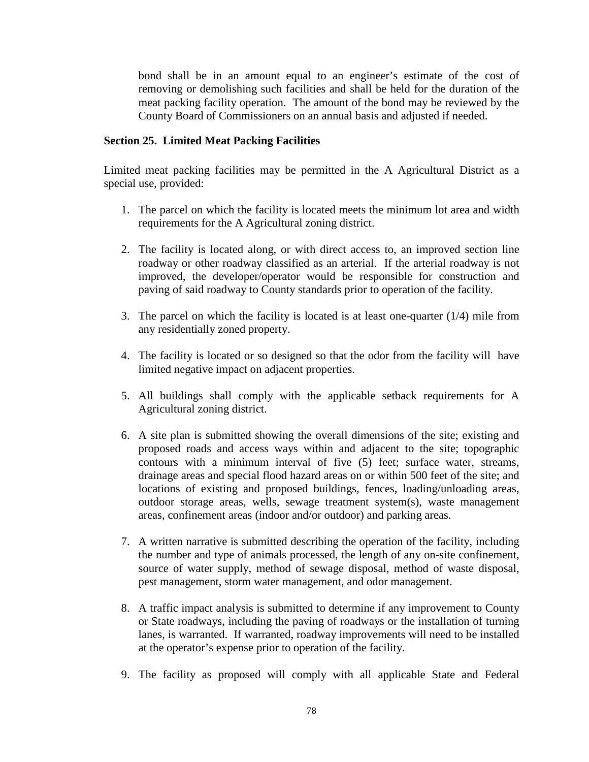bond shall be in an amount equal to an engineer's estimate of the cost of removing or demolishing such facilities and shall be held for the duration of the meat packing facility operation. The amount of the bond may be reviewed by the County Board of Commissioners on an annual basis and adjusted if needed.

**Section 25. Limited Meat Packing Facilities**

Limited meat packing facilities may be permitted in the A Agricultural District as a special use, provided:

1. The parcel on which the facility is located meets the minimum lot area and width requirements for the A Agricultural zoning district.

2. The facility is located along, or with direct access to, an improved section line roadway or other roadway classified as an arterial. If the arterial roadway is not improved, the developer/operator would be responsible for construction and paving of said roadway to County standards prior to operation of the facility.

3. The parcel on which the facility is located is at least one-quarter (1/4) mile from any residentially zoned property.

4. The facility is located or so designed so that the odor from the facility will have limited negative impact on adjacent properties.

5. All buildings shall comply with the applicable setback requirements for A Agricultural zoning district.

6. A site plan is submitted showing the overall dimensions of the site; existing and proposed roads and access ways within and adjacent to the site; topographic contours with a minimum interval of five (5) feet; surface water, streams, drainage areas and special flood hazard areas on or within 500 feet of the site; and locations of existing and proposed buildings, fences, loading/unloading areas, outdoor storage areas, wells, sewage treatment system(s), waste management areas, confinement areas (indoor and/or outdoor) and parking areas.

7. A written narrative is submitted describing the operation of the facility, including the number and type of animals processed, the length of any on-site confinement, source of water supply, method of sewage disposal, method of waste disposal, pest management, storm water management, and odor management.

8. A traffic impact analysis is submitted to determine if any improvement to County or State roadways, including the paving of roadways or the installation of turning lanes, is warranted. If warranted, roadway improvements will need to be installed at the operator's expense prior to operation of the facility.

9. The facility as proposed will comply with all applicable State and Federal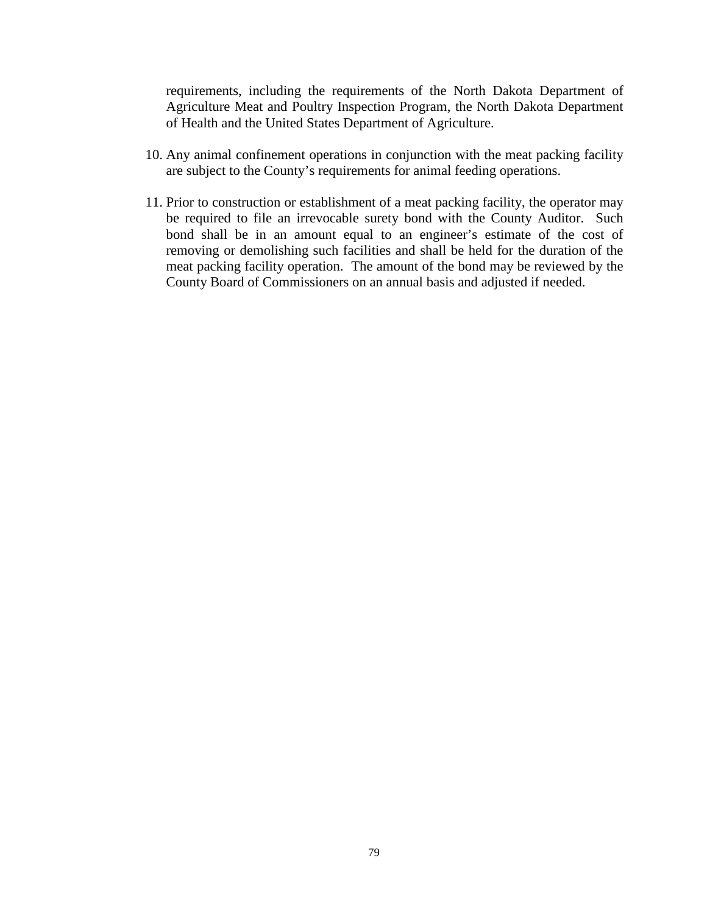requirements, including the requirements of the North Dakota Department of Agriculture Meat and Poultry Inspection Program, the North Dakota Department of Health and the United States Department of Agriculture.

10. Any animal confinement operations in conjunction with the meat packing facility are subject to the County's requirements for animal feeding operations.

11. Prior to construction or establishment of a meat packing facility, the operator may be required to file an irrevocable surety bond with the County Auditor. Such bond shall be in an amount equal to an engineer's estimate of the cost of removing or demolishing such facilities and shall be held for the duration of the meat packing facility operation. The amount of the bond may be reviewed by the County Board of Commissioners on an annual basis and adjusted if needed.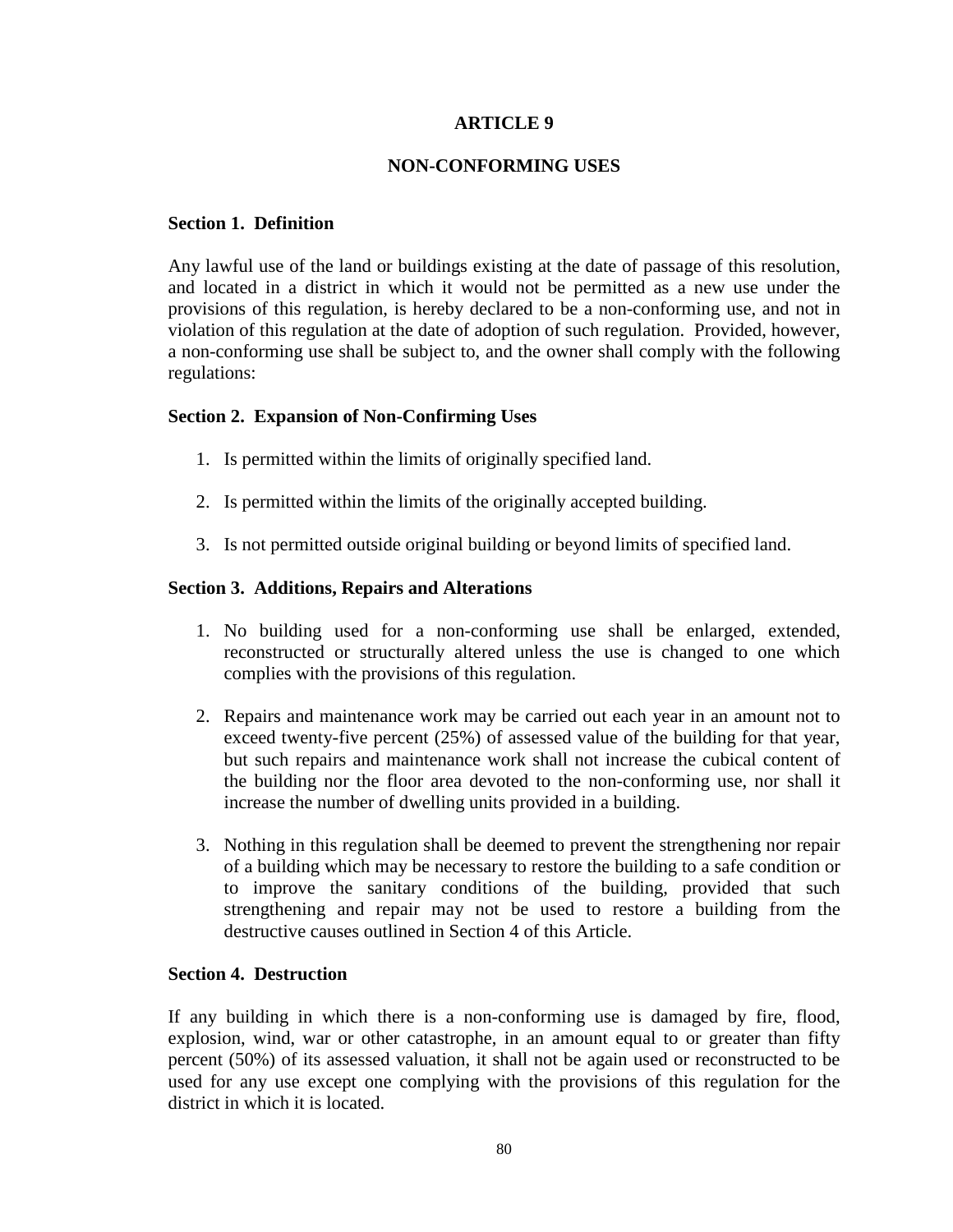# ARTICLE 9

## NON-CONFORMING USES

### Section 1. Definition

Any lawful use of the land or buildings existing at the date of passage of this resolution, and located in a district in which it would not be permitted as a new use under the provisions of this regulation, is hereby declared to be a non-conforming use, and not in violation of this regulation at the date of adoption of such regulation. Provided, however, a non-conforming use shall be subject to, and the owner shall comply with the following regulations:

### Section 2. Expansion of Non-Confirming Uses

1. Is permitted within the limits of originally specified land.

2. Is permitted within the limits of the originally accepted building.

3. Is not permitted outside original building or beyond limits of specified land.

### Section 3. Additions, Repairs and Alterations

1. No building used for a non-conforming use shall be enlarged, extended, reconstructed or structurally altered unless the use is changed to one which complies with the provisions of this regulation.

2. Repairs and maintenance work may be carried out each year in an amount not to exceed twenty-five percent (25%) of assessed value of the building for that year, but such repairs and maintenance work shall not increase the cubical content of the building nor the floor area devoted to the non-conforming use, nor shall it increase the number of dwelling units provided in a building.

3. Nothing in this regulation shall be deemed to prevent the strengthening nor repair of a building which may be necessary to restore the building to a safe condition or to improve the sanitary conditions of the building, provided that such strengthening and repair may not be used to restore a building from the destructive causes outlined in Section 4 of this Article.

### Section 4. Destruction

If any building in which there is a non-conforming use is damaged by fire, flood, explosion, wind, war or other catastrophe, in an amount equal to or greater than fifty percent (50%) of its assessed valuation, it shall not be again used or reconstructed to be used for any use except one complying with the provisions of this regulation for the district in which it is located.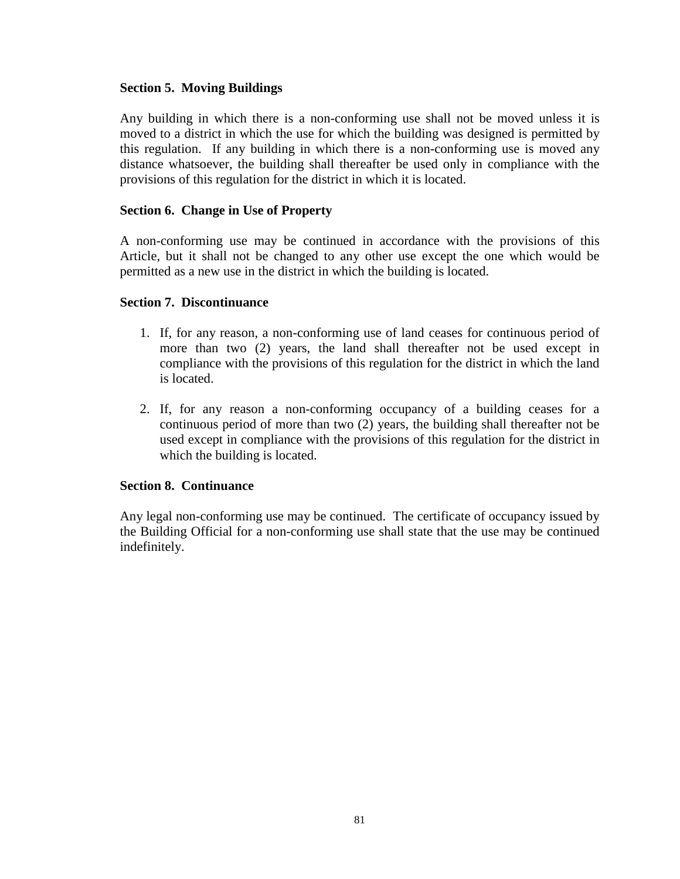**Section 5. Moving Buildings**

Any building in which there is a non-conforming use shall not be moved unless it is moved to a district in which the use for which the building was designed is permitted by this regulation. If any building in which there is a non-conforming use is moved any distance whatsoever, the building shall thereafter be used only in compliance with the provisions of this regulation for the district in which it is located.

**Section 6. Change in Use of Property**

A non-conforming use may be continued in accordance with the provisions of this Article, but it shall not be changed to any other use except the one which would be permitted as a new use in the district in which the building is located.

**Section 7. Discontinuance**

1. If, for any reason, a non-conforming use of land ceases for continuous period of more than two (2) years, the land shall thereafter not be used except in compliance with the provisions of this regulation for the district in which the land is located.

2. If, for any reason a non-conforming occupancy of a building ceases for a continuous period of more than two (2) years, the building shall thereafter not be used except in compliance with the provisions of this regulation for the district in which the building is located.

**Section 8. Continuance**

Any legal non-conforming use may be continued. The certificate of occupancy issued by the Building Official for a non-conforming use shall state that the use may be continued indefinitely.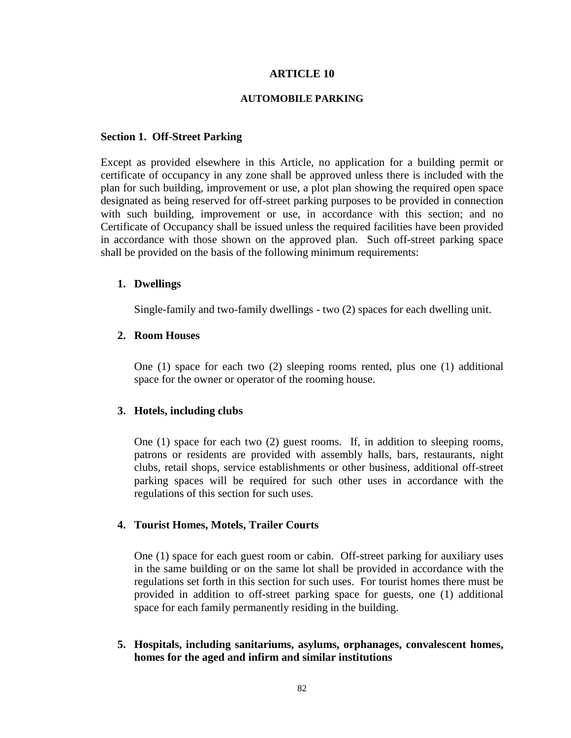# ARTICLE 10

## AUTOMOBILE PARKING

### Section 1. Off-Street Parking

Except as provided elsewhere in this Article, no application for a building permit or certificate of occupancy in any zone shall be approved unless there is included with the plan for such building, improvement or use, a plot plan showing the required open space designated as being reserved for off-street parking purposes to be provided in connection with such building, improvement or use, in accordance with this section; and no Certificate of Occupancy shall be issued unless the required facilities have been provided in accordance with those shown on the approved plan. Such off-street parking space shall be provided on the basis of the following minimum requirements:

1. **Dwellings**

   Single-family and two-family dwellings - two (2) spaces for each dwelling unit.

2. **Room Houses**

   One (1) space for each two (2) sleeping rooms rented, plus one (1) additional space for the owner or operator of the rooming house.

3. **Hotels, including clubs**

   One (1) space for each two (2) guest rooms. If, in addition to sleeping rooms, patrons or residents are provided with assembly halls, bars, restaurants, night clubs, retail shops, service establishments or other business, additional off-street parking spaces will be required for such other uses in accordance with the regulations of this section for such uses.

4. **Tourist Homes, Motels, Trailer Courts**

   One (1) space for each guest room or cabin. Off-street parking for auxiliary uses in the same building or on the same lot shall be provided in accordance with the regulations set forth in this section for such uses. For tourist homes there must be provided in addition to off-street parking space for guests, one (1) additional space for each family permanently residing in the building.

5. **Hospitals, including sanitariums, asylums, orphanages, convalescent homes, homes for the aged and infirm and similar institutions**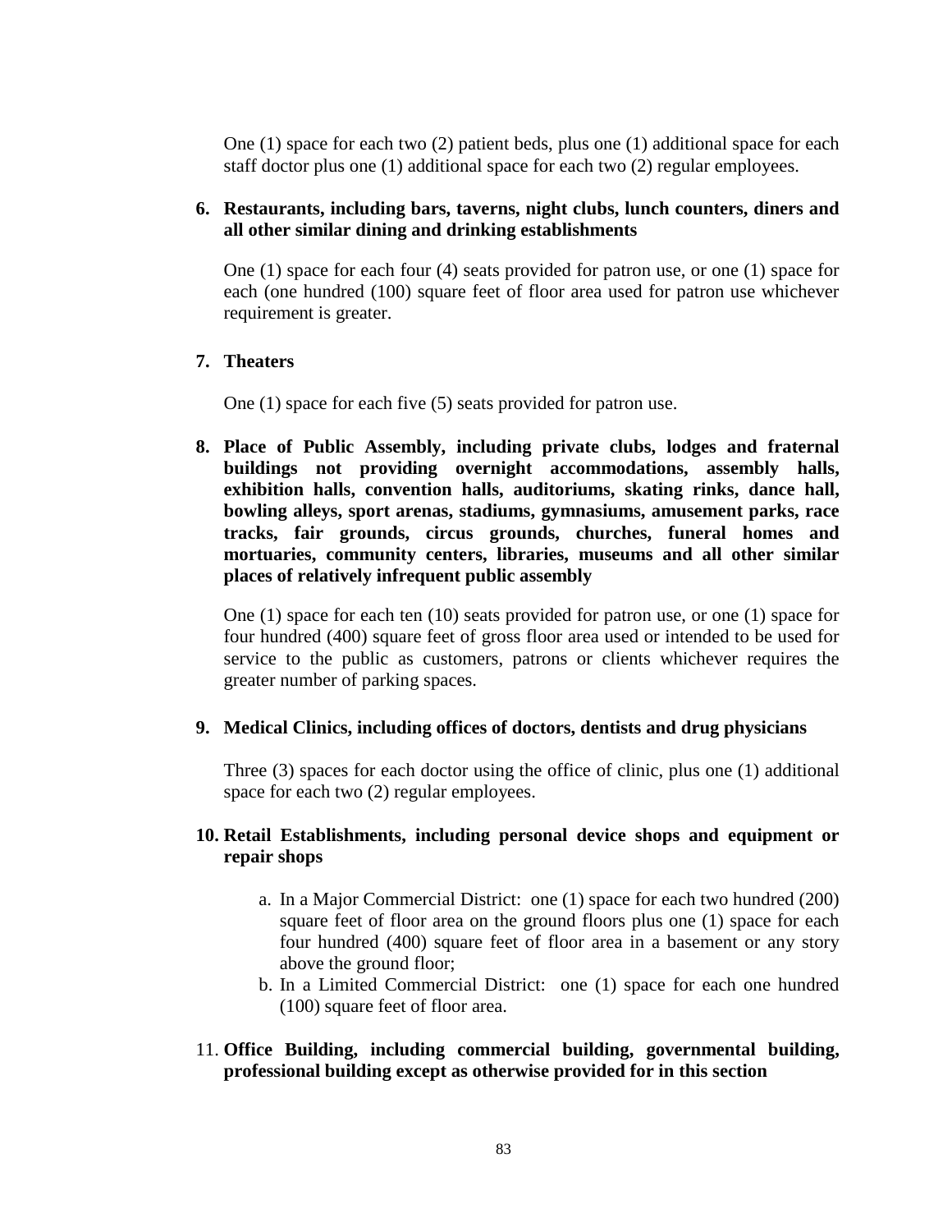One (1) space for each two (2) patient beds, plus one (1) additional space for each staff doctor plus one (1) additional space for each two (2) regular employees.

6. **Restaurants, including bars, taverns, night clubs, lunch counters, diners and all other similar dining and drinking establishments**

   One (1) space for each four (4) seats provided for patron use, or one (1) space for each (one hundred (100) square feet of floor area used for patron use whichever requirement is greater.

7. **Theaters**

   One (1) space for each five (5) seats provided for patron use.

8. **Place of Public Assembly, including private clubs, lodges and fraternal buildings not providing overnight accommodations, assembly halls, exhibition halls, convention halls, auditoriums, skating rinks, dance hall, bowling alleys, sport arenas, stadiums, gymnasiums, amusement parks, race tracks, fair grounds, circus grounds, churches, funeral homes and mortuaries, community centers, libraries, museums and all other similar places of relatively infrequent public assembly**

   One (1) space for each ten (10) seats provided for patron use, or one (1) space for four hundred (400) square feet of gross floor area used or intended to be used for service to the public as customers, patrons or clients whichever requires the greater number of parking spaces.

9. **Medical Clinics, including offices of doctors, dentists and drug physicians**

   Three (3) spaces for each doctor using the office of clinic, plus one (1) additional space for each two (2) regular employees.

10. **Retail Establishments, including personal device shops and equipment or repair shops**

    a. In a Major Commercial District: one (1) space for each two hundred (200) square feet of floor area on the ground floors plus one (1) space for each four hundred (400) square feet of floor area in a basement or any story above the ground floor;
    b. In a Limited Commercial District: one (1) space for each one hundred (100) square feet of floor area.

11. **Office Building, including commercial building, governmental building, professional building except as otherwise provided for in this section**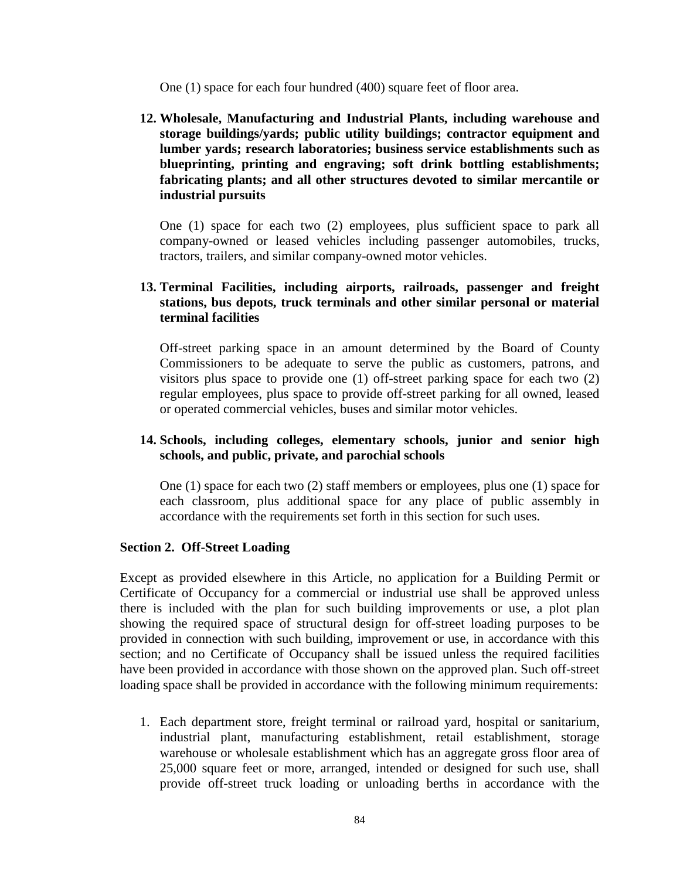One (1) space for each four hundred (400) square feet of floor area.

12. **Wholesale, Manufacturing and Industrial Plants, including warehouse and storage buildings/yards; public utility buildings; contractor equipment and lumber yards; research laboratories; business service establishments such as blueprinting, printing and engraving; soft drink bottling establishments; fabricating plants; and all other structures devoted to similar mercantile or industrial pursuits**

    One (1) space for each two (2) employees, plus sufficient space to park all company-owned or leased vehicles including passenger automobiles, trucks, tractors, trailers, and similar company-owned motor vehicles.

13. **Terminal Facilities, including airports, railroads, passenger and freight stations, bus depots, truck terminals and other similar personal or material terminal facilities**

    Off-street parking space in an amount determined by the Board of County Commissioners to be adequate to serve the public as customers, patrons, and visitors plus space to provide one (1) off-street parking space for each two (2) regular employees, plus space to provide off-street parking for all owned, leased or operated commercial vehicles, buses and similar motor vehicles.

14. **Schools, including colleges, elementary schools, junior and senior high schools, and public, private, and parochial schools**

    One (1) space for each two (2) staff members or employees, plus one (1) space for each classroom, plus additional space for any place of public assembly in accordance with the requirements set forth in this section for such uses.

**Section 2. Off-Street Loading**

Except as provided elsewhere in this Article, no application for a Building Permit or Certificate of Occupancy for a commercial or industrial use shall be approved unless there is included with the plan for such building improvements or use, a plot plan showing the required space of structural design for off-street loading purposes to be provided in connection with such building, improvement or use, in accordance with this section; and no Certificate of Occupancy shall be issued unless the required facilities have been provided in accordance with those shown on the approved plan. Such off-street loading space shall be provided in accordance with the following minimum requirements:

1. Each department store, freight terminal or railroad yard, hospital or sanitarium, industrial plant, manufacturing establishment, retail establishment, storage warehouse or wholesale establishment which has an aggregate gross floor area of 25,000 square feet or more, arranged, intended or designed for such use, shall provide off-street truck loading or unloading berths in accordance with the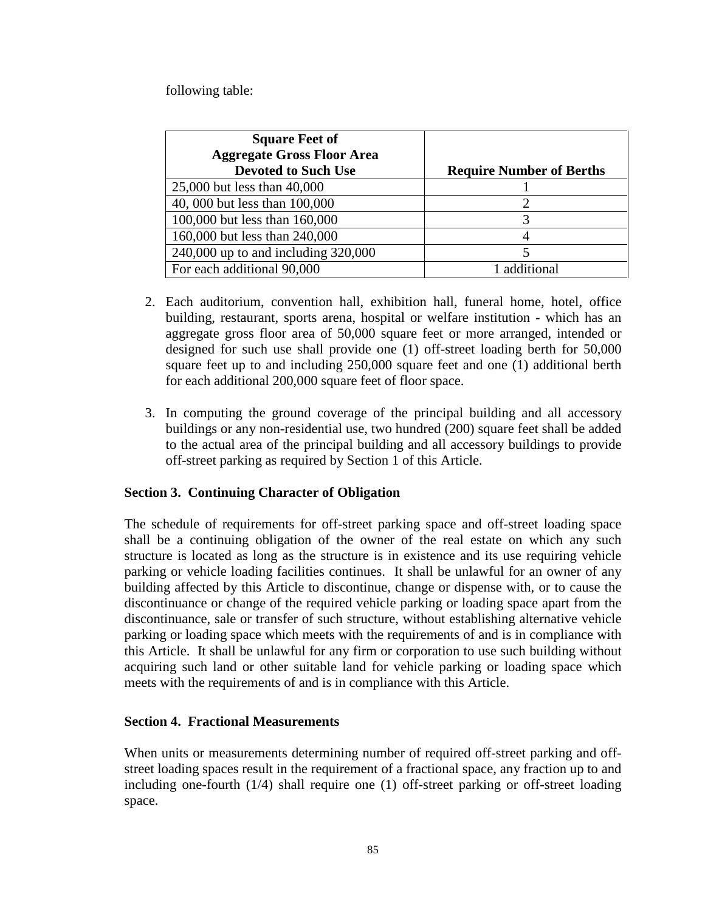following table:

| Square Feet of Aggregate Gross Floor Area Devoted to Such Use | Require Number of Berths |
|---|---|
| 25,000 but less than 40,000 | 1 |
| 40, 000 but less than 100,000 | 2 |
| 100,000 but less than 160,000 | 3 |
| 160,000 but less than 240,000 | 4 |
| 240,000 up to and including 320,000 | 5 |
| For each additional 90,000 | 1 additional |

2. Each auditorium, convention hall, exhibition hall, funeral home, hotel, office building, restaurant, sports arena, hospital or welfare institution - which has an aggregate gross floor area of 50,000 square feet or more arranged, intended or designed for such use shall provide one (1) off-street loading berth for 50,000 square feet up to and including 250,000 square feet and one (1) additional berth for each additional 200,000 square feet of floor space.

3. In computing the ground coverage of the principal building and all accessory buildings or any non-residential use, two hundred (200) square feet shall be added to the actual area of the principal building and all accessory buildings to provide off-street parking as required by Section 1 of this Article.

### Section 3. Continuing Character of Obligation

The schedule of requirements for off-street parking space and off-street loading space shall be a continuing obligation of the owner of the real estate on which any such structure is located as long as the structure is in existence and its use requiring vehicle parking or vehicle loading facilities continues. It shall be unlawful for an owner of any building affected by this Article to discontinue, change or dispense with, or to cause the discontinuance or change of the required vehicle parking or loading space apart from the discontinuance, sale or transfer of such structure, without establishing alternative vehicle parking or loading space which meets with the requirements of and is in compliance with this Article. It shall be unlawful for any firm or corporation to use such building without acquiring such land or other suitable land for vehicle parking or loading space which meets with the requirements of and is in compliance with this Article.

### Section 4. Fractional Measurements

When units or measurements determining number of required off-street parking and off-street loading spaces result in the requirement of a fractional space, any fraction up to and including one-fourth (1/4) shall require one (1) off-street parking or off-street loading space.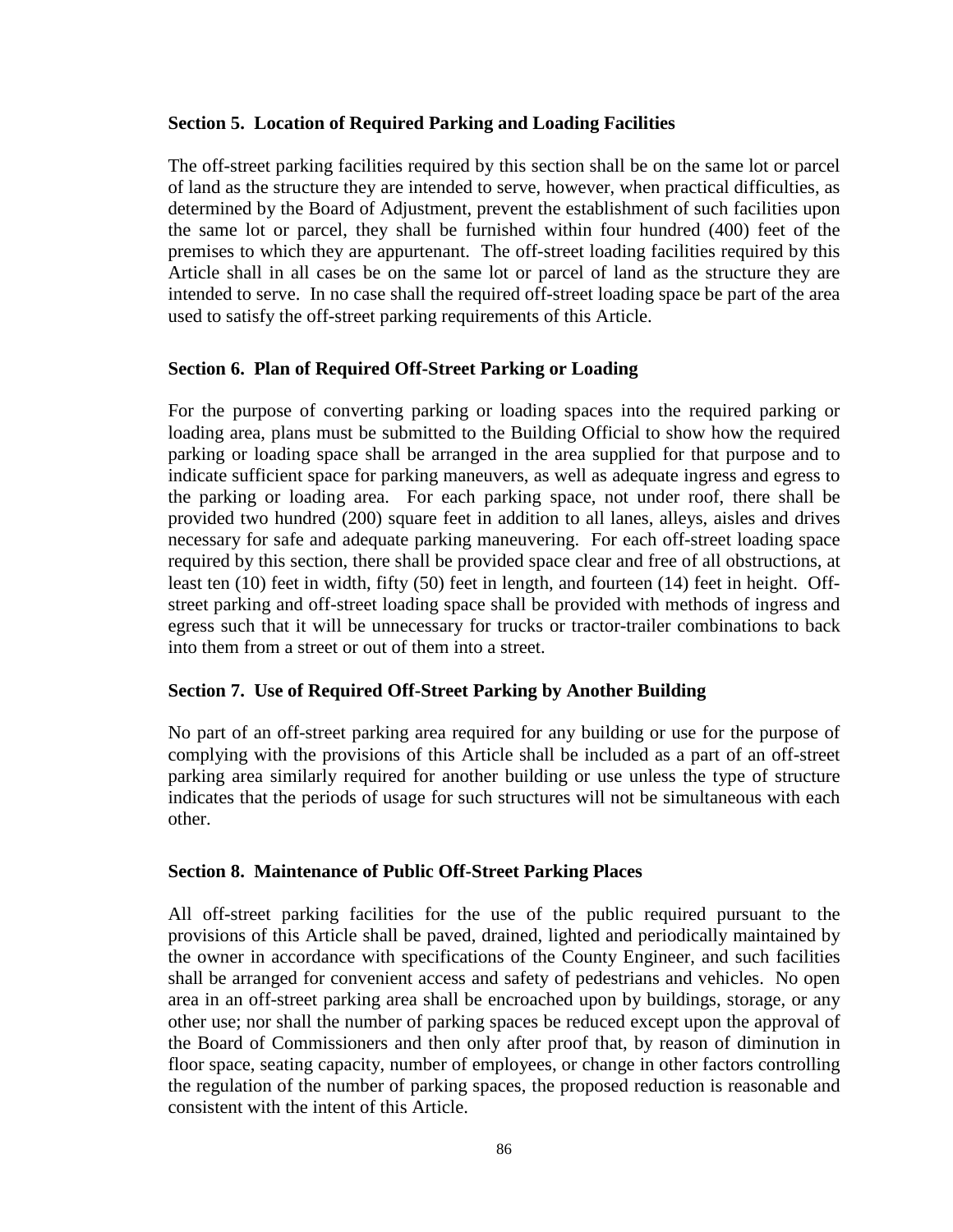**Section 5. Location of Required Parking and Loading Facilities**

The off-street parking facilities required by this section shall be on the same lot or parcel of land as the structure they are intended to serve, however, when practical difficulties, as determined by the Board of Adjustment, prevent the establishment of such facilities upon the same lot or parcel, they shall be furnished within four hundred (400) feet of the premises to which they are appurtenant. The off-street loading facilities required by this Article shall in all cases be on the same lot or parcel of land as the structure they are intended to serve. In no case shall the required off-street loading space be part of the area used to satisfy the off-street parking requirements of this Article.

**Section 6. Plan of Required Off-Street Parking or Loading**

For the purpose of converting parking or loading spaces into the required parking or loading area, plans must be submitted to the Building Official to show how the required parking or loading space shall be arranged in the area supplied for that purpose and to indicate sufficient space for parking maneuvers, as well as adequate ingress and egress to the parking or loading area. For each parking space, not under roof, there shall be provided two hundred (200) square feet in addition to all lanes, alleys, aisles and drives necessary for safe and adequate parking maneuvering. For each off-street loading space required by this section, there shall be provided space clear and free of all obstructions, at least ten (10) feet in width, fifty (50) feet in length, and fourteen (14) feet in height. Off-street parking and off-street loading space shall be provided with methods of ingress and egress such that it will be unnecessary for trucks or tractor-trailer combinations to back into them from a street or out of them into a street.

**Section 7. Use of Required Off-Street Parking by Another Building**

No part of an off-street parking area required for any building or use for the purpose of complying with the provisions of this Article shall be included as a part of an off-street parking area similarly required for another building or use unless the type of structure indicates that the periods of usage for such structures will not be simultaneous with each other.

**Section 8. Maintenance of Public Off-Street Parking Places**

All off-street parking facilities for the use of the public required pursuant to the provisions of this Article shall be paved, drained, lighted and periodically maintained by the owner in accordance with specifications of the County Engineer, and such facilities shall be arranged for convenient access and safety of pedestrians and vehicles. No open area in an off-street parking area shall be encroached upon by buildings, storage, or any other use; nor shall the number of parking spaces be reduced except upon the approval of the Board of Commissioners and then only after proof that, by reason of diminution in floor space, seating capacity, number of employees, or change in other factors controlling the regulation of the number of parking spaces, the proposed reduction is reasonable and consistent with the intent of this Article.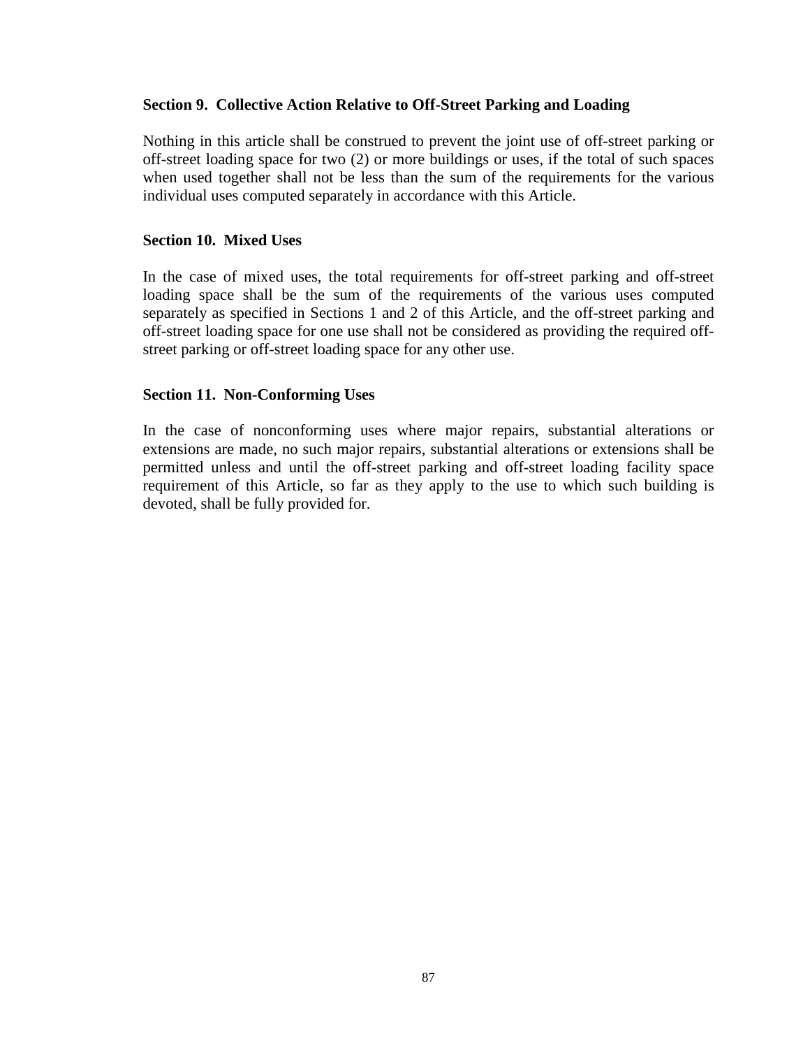### Section 9. Collective Action Relative to Off-Street Parking and Loading

Nothing in this article shall be construed to prevent the joint use of off-street parking or off-street loading space for two (2) or more buildings or uses, if the total of such spaces when used together shall not be less than the sum of the requirements for the various individual uses computed separately in accordance with this Article.

### Section 10. Mixed Uses

In the case of mixed uses, the total requirements for off-street parking and off-street loading space shall be the sum of the requirements of the various uses computed separately as specified in Sections 1 and 2 of this Article, and the off-street parking and off-street loading space for one use shall not be considered as providing the required off-street parking or off-street loading space for any other use.

### Section 11. Non-Conforming Uses

In the case of nonconforming uses where major repairs, substantial alterations or extensions are made, no such major repairs, substantial alterations or extensions shall be permitted unless and until the off-street parking and off-street loading facility space requirement of this Article, so far as they apply to the use to which such building is devoted, shall be fully provided for.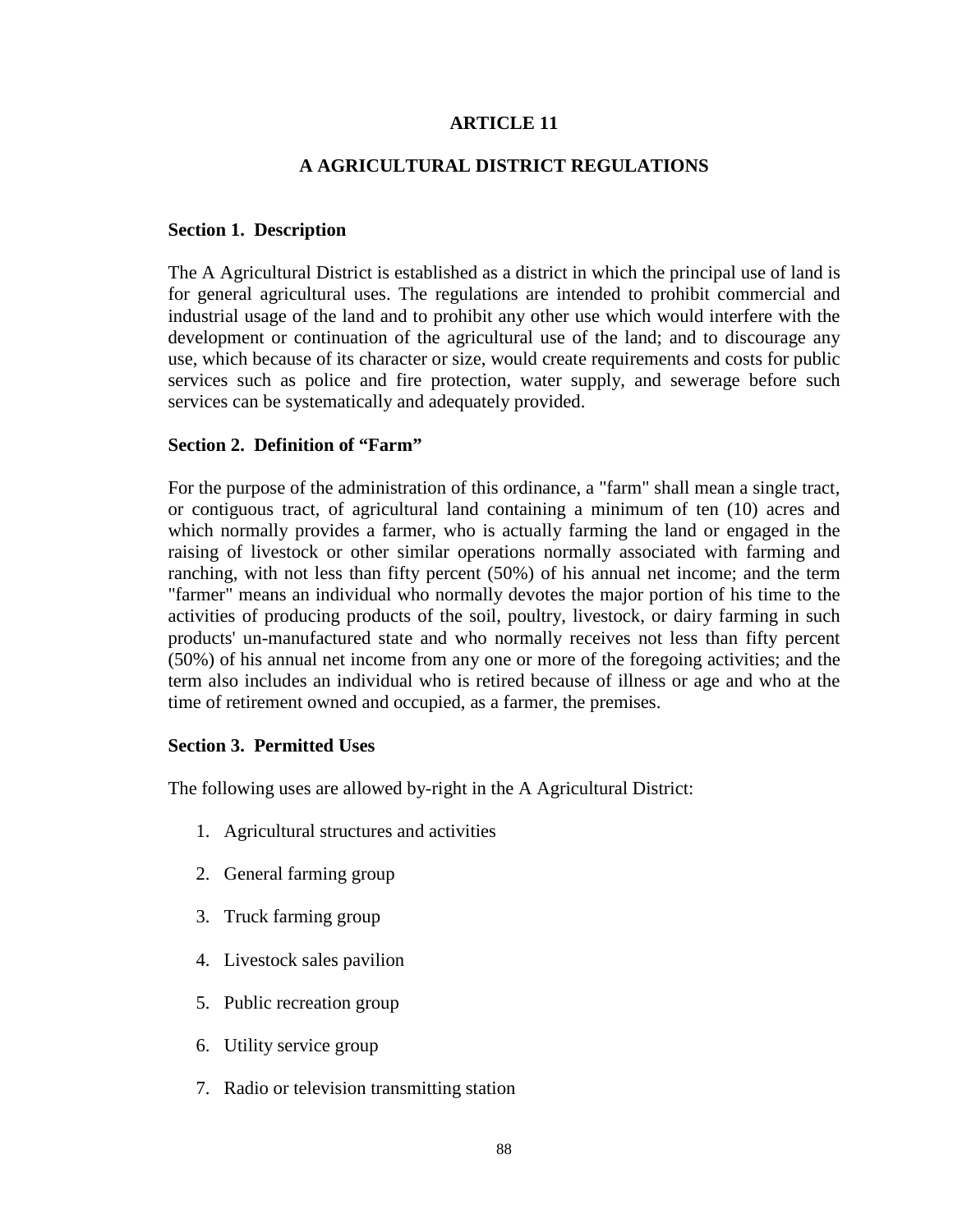# ARTICLE 11

## A AGRICULTURAL DISTRICT REGULATIONS

### Section 1. Description

The A Agricultural District is established as a district in which the principal use of land is for general agricultural uses. The regulations are intended to prohibit commercial and industrial usage of the land and to prohibit any other use which would interfere with the development or continuation of the agricultural use of the land; and to discourage any use, which because of its character or size, would create requirements and costs for public services such as police and fire protection, water supply, and sewerage before such services can be systematically and adequately provided.

### Section 2. Definition of "Farm"

For the purpose of the administration of this ordinance, a "farm" shall mean a single tract, or contiguous tract, of agricultural land containing a minimum of ten (10) acres and which normally provides a farmer, who is actually farming the land or engaged in the raising of livestock or other similar operations normally associated with farming and ranching, with not less than fifty percent (50%) of his annual net income; and the term "farmer" means an individual who normally devotes the major portion of his time to the activities of producing products of the soil, poultry, livestock, or dairy farming in such products' un-manufactured state and who normally receives not less than fifty percent (50%) of his annual net income from any one or more of the foregoing activities; and the term also includes an individual who is retired because of illness or age and who at the time of retirement owned and occupied, as a farmer, the premises.

### Section 3. Permitted Uses

The following uses are allowed by-right in the A Agricultural District:

1. Agricultural structures and activities
2. General farming group
3. Truck farming group
4. Livestock sales pavilion
5. Public recreation group
6. Utility service group
7. Radio or television transmitting station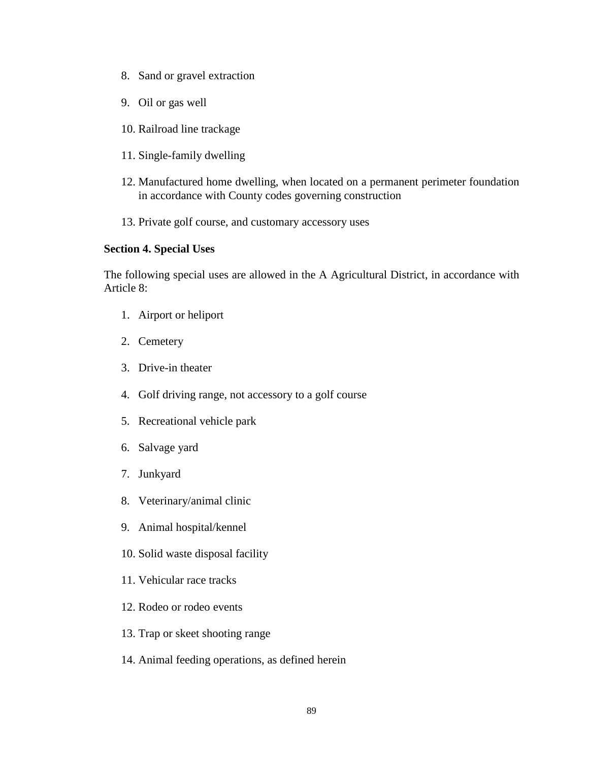8. Sand or gravel extraction
9. Oil or gas well
10. Railroad line trackage
11. Single-family dwelling
12. Manufactured home dwelling, when located on a permanent perimeter foundation in accordance with County codes governing construction
13. Private golf course, and customary accessory uses

**Section 4. Special Uses**

The following special uses are allowed in the A Agricultural District, in accordance with Article 8:

1. Airport or heliport
2. Cemetery
3. Drive-in theater
4. Golf driving range, not accessory to a golf course
5. Recreational vehicle park
6. Salvage yard
7. Junkyard
8. Veterinary/animal clinic
9. Animal hospital/kennel
10. Solid waste disposal facility
11. Vehicular race tracks
12. Rodeo or rodeo events
13. Trap or skeet shooting range
14. Animal feeding operations, as defined herein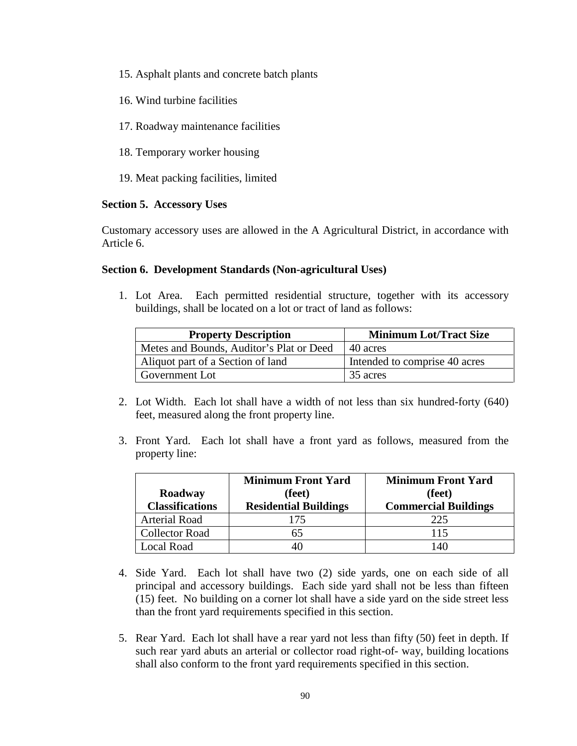15. Asphalt plants and concrete batch plants

16. Wind turbine facilities

17. Roadway maintenance facilities

18. Temporary worker housing

19. Meat packing facilities, limited

**Section 5. Accessory Uses**

Customary accessory uses are allowed in the A Agricultural District, in accordance with Article 6.

**Section 6. Development Standards (Non-agricultural Uses)**

1. Lot Area. Each permitted residential structure, together with its accessory buildings, shall be located on a lot or tract of land as follows:

| Property Description | Minimum Lot/Tract Size |
|---|---|
| Metes and Bounds, Auditor's Plat or Deed | 40 acres |
| Aliquot part of a Section of land | Intended to comprise 40 acres |
| Government Lot | 35 acres |

2. Lot Width. Each lot shall have a width of not less than six hundred-forty (640) feet, measured along the front property line.

3. Front Yard. Each lot shall have a front yard as follows, measured from the property line:

| Roadway Classifications | Minimum Front Yard (feet) Residential Buildings | Minimum Front Yard (feet) Commercial Buildings |
|---|---|---|
| Arterial Road | 175 | 225 |
| Collector Road | 65 | 115 |
| Local Road | 40 | 140 |

4. Side Yard. Each lot shall have two (2) side yards, one on each side of all principal and accessory buildings. Each side yard shall not be less than fifteen (15) feet. No building on a corner lot shall have a side yard on the side street less than the front yard requirements specified in this section.

5. Rear Yard. Each lot shall have a rear yard not less than fifty (50) feet in depth. If such rear yard abuts an arterial or collector road right-of- way, building locations shall also conform to the front yard requirements specified in this section.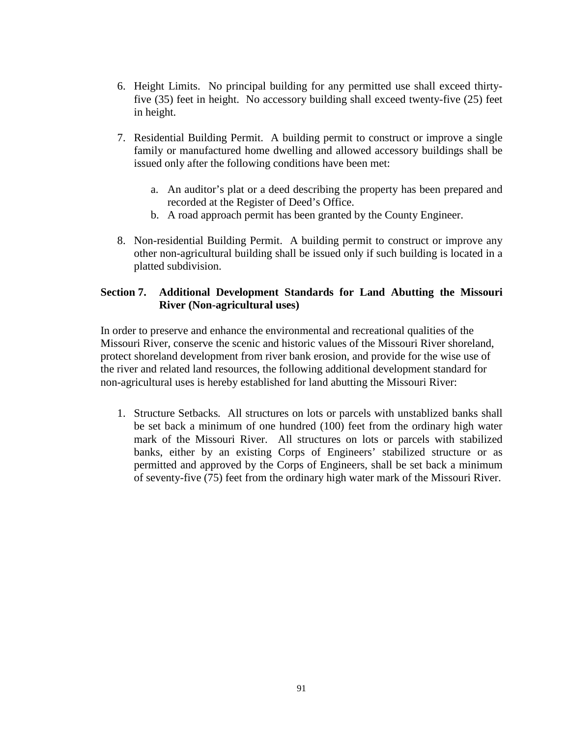6. Height Limits. No principal building for any permitted use shall exceed thirty-five (35) feet in height. No accessory building shall exceed twenty-five (25) feet in height.

7. Residential Building Permit. A building permit to construct or improve a single family or manufactured home dwelling and allowed accessory buildings shall be issued only after the following conditions have been met:

   a. An auditor's plat or a deed describing the property has been prepared and recorded at the Register of Deed's Office.
   b. A road approach permit has been granted by the County Engineer.

8. Non-residential Building Permit. A building permit to construct or improve any other non-agricultural building shall be issued only if such building is located in a platted subdivision.

## Section 7. Additional Development Standards for Land Abutting the Missouri River (Non-agricultural uses)

In order to preserve and enhance the environmental and recreational qualities of the Missouri River, conserve the scenic and historic values of the Missouri River shoreland, protect shoreland development from river bank erosion, and provide for the wise use of the river and related land resources, the following additional development standard for non-agricultural uses is hereby established for land abutting the Missouri River:

1. Structure Setbacks. All structures on lots or parcels with unstablized banks shall be set back a minimum of one hundred (100) feet from the ordinary high water mark of the Missouri River. All structures on lots or parcels with stabilized banks, either by an existing Corps of Engineers' stabilized structure or as permitted and approved by the Corps of Engineers, shall be set back a minimum of seventy-five (75) feet from the ordinary high water mark of the Missouri River.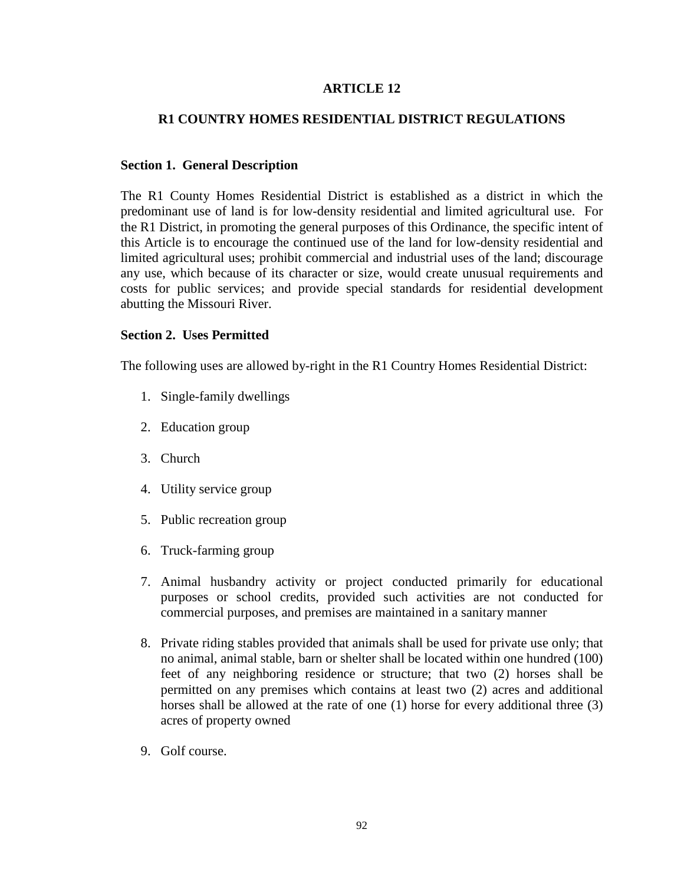# ARTICLE 12

## R1 COUNTRY HOMES RESIDENTIAL DISTRICT REGULATIONS

### Section 1. General Description

The R1 County Homes Residential District is established as a district in which the predominant use of land is for low-density residential and limited agricultural use. For the R1 District, in promoting the general purposes of this Ordinance, the specific intent of this Article is to encourage the continued use of the land for low-density residential and limited agricultural uses; prohibit commercial and industrial uses of the land; discourage any use, which because of its character or size, would create unusual requirements and costs for public services; and provide special standards for residential development abutting the Missouri River.

### Section 2. Uses Permitted

The following uses are allowed by-right in the R1 Country Homes Residential District:

1. Single-family dwellings
2. Education group
3. Church
4. Utility service group
5. Public recreation group
6. Truck-farming group
7. Animal husbandry activity or project conducted primarily for educational purposes or school credits, provided such activities are not conducted for commercial purposes, and premises are maintained in a sanitary manner
8. Private riding stables provided that animals shall be used for private use only; that no animal, animal stable, barn or shelter shall be located within one hundred (100) feet of any neighboring residence or structure; that two (2) horses shall be permitted on any premises which contains at least two (2) acres and additional horses shall be allowed at the rate of one (1) horse for every additional three (3) acres of property owned
9. Golf course.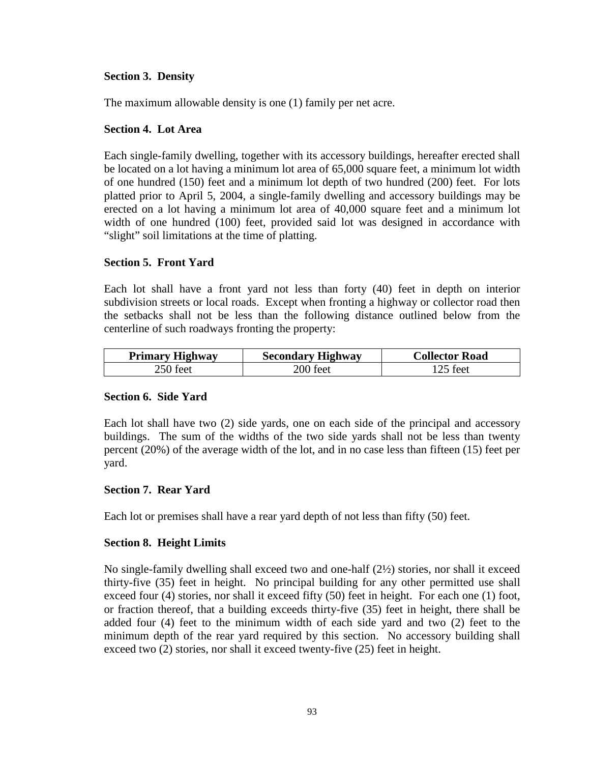**Section 3. Density**

The maximum allowable density is one (1) family per net acre.

**Section 4. Lot Area**

Each single-family dwelling, together with its accessory buildings, hereafter erected shall be located on a lot having a minimum lot area of 65,000 square feet, a minimum lot width of one hundred (150) feet and a minimum lot depth of two hundred (200) feet. For lots platted prior to April 5, 2004, a single-family dwelling and accessory buildings may be erected on a lot having a minimum lot area of 40,000 square feet and a minimum lot width of one hundred (100) feet, provided said lot was designed in accordance with "slight" soil limitations at the time of platting.

**Section 5. Front Yard**

Each lot shall have a front yard not less than forty (40) feet in depth on interior subdivision streets or local roads. Except when fronting a highway or collector road then the setbacks shall not be less than the following distance outlined below from the centerline of such roadways fronting the property:

| Primary Highway | Secondary Highway | Collector Road |
|---|---|---|
| 250 feet | 200 feet | 125 feet |

**Section 6. Side Yard**

Each lot shall have two (2) side yards, one on each side of the principal and accessory buildings. The sum of the widths of the two side yards shall not be less than twenty percent (20%) of the average width of the lot, and in no case less than fifteen (15) feet per yard.

**Section 7. Rear Yard**

Each lot or premises shall have a rear yard depth of not less than fifty (50) feet.

**Section 8. Height Limits**

No single-family dwelling shall exceed two and one-half (2½) stories, nor shall it exceed thirty-five (35) feet in height. No principal building for any other permitted use shall exceed four (4) stories, nor shall it exceed fifty (50) feet in height. For each one (1) foot, or fraction thereof, that a building exceeds thirty-five (35) feet in height, there shall be added four (4) feet to the minimum width of each side yard and two (2) feet to the minimum depth of the rear yard required by this section. No accessory building shall exceed two (2) stories, nor shall it exceed twenty-five (25) feet in height.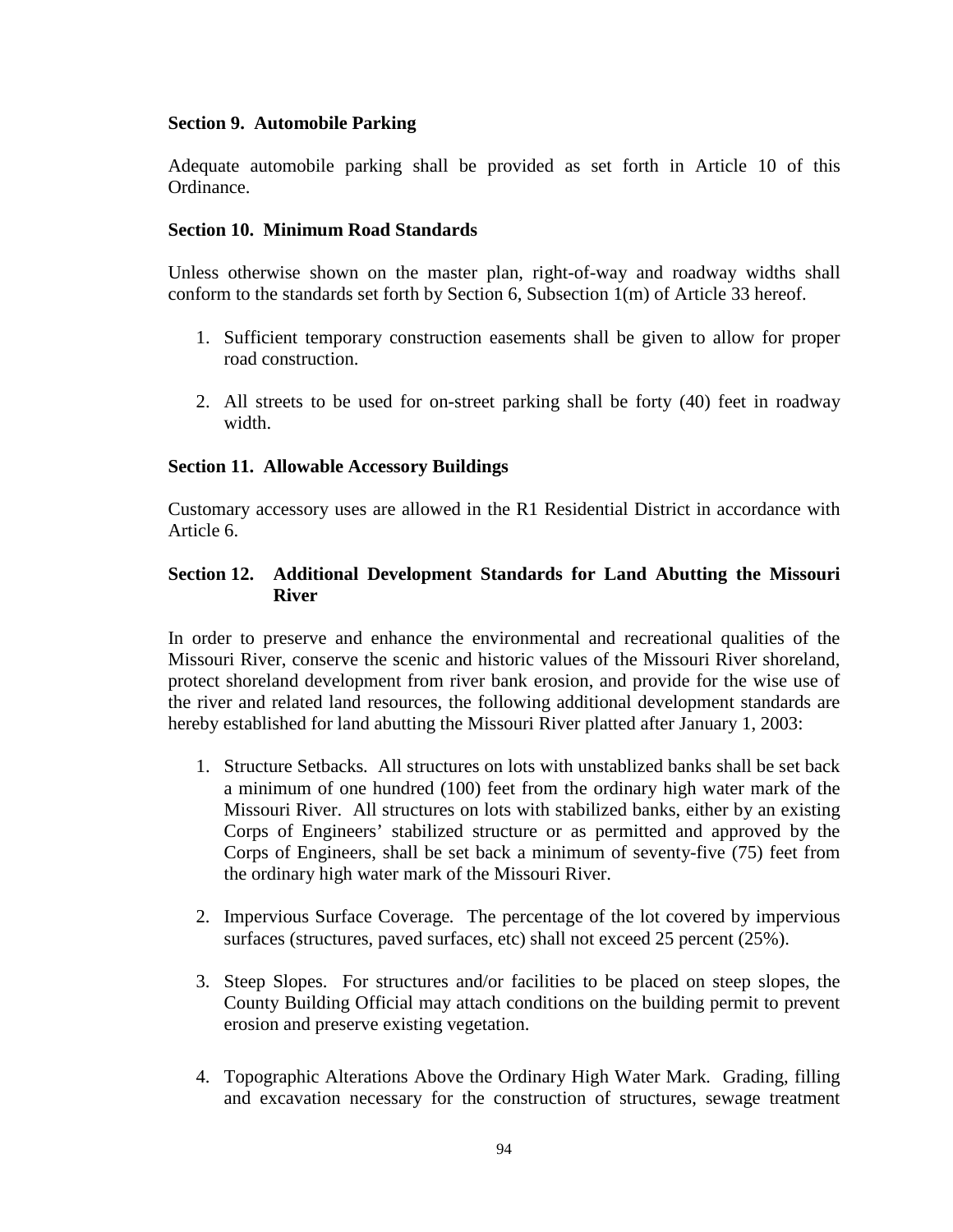**Section 9. Automobile Parking**

Adequate automobile parking shall be provided as set forth in Article 10 of this Ordinance.

**Section 10. Minimum Road Standards**

Unless otherwise shown on the master plan, right-of-way and roadway widths shall conform to the standards set forth by Section 6, Subsection 1(m) of Article 33 hereof.

1. Sufficient temporary construction easements shall be given to allow for proper road construction.

2. All streets to be used for on-street parking shall be forty (40) feet in roadway width.

**Section 11. Allowable Accessory Buildings**

Customary accessory uses are allowed in the R1 Residential District in accordance with Article 6.

**Section 12. Additional Development Standards for Land Abutting the Missouri River**

In order to preserve and enhance the environmental and recreational qualities of the Missouri River, conserve the scenic and historic values of the Missouri River shoreland, protect shoreland development from river bank erosion, and provide for the wise use of the river and related land resources, the following additional development standards are hereby established for land abutting the Missouri River platted after January 1, 2003:

1. Structure Setbacks. All structures on lots with unstablized banks shall be set back a minimum of one hundred (100) feet from the ordinary high water mark of the Missouri River. All structures on lots with stabilized banks, either by an existing Corps of Engineers' stabilized structure or as permitted and approved by the Corps of Engineers, shall be set back a minimum of seventy-five (75) feet from the ordinary high water mark of the Missouri River.

2. Impervious Surface Coverage. The percentage of the lot covered by impervious surfaces (structures, paved surfaces, etc) shall not exceed 25 percent (25%).

3. Steep Slopes. For structures and/or facilities to be placed on steep slopes, the County Building Official may attach conditions on the building permit to prevent erosion and preserve existing vegetation.

4. Topographic Alterations Above the Ordinary High Water Mark. Grading, filling and excavation necessary for the construction of structures, sewage treatment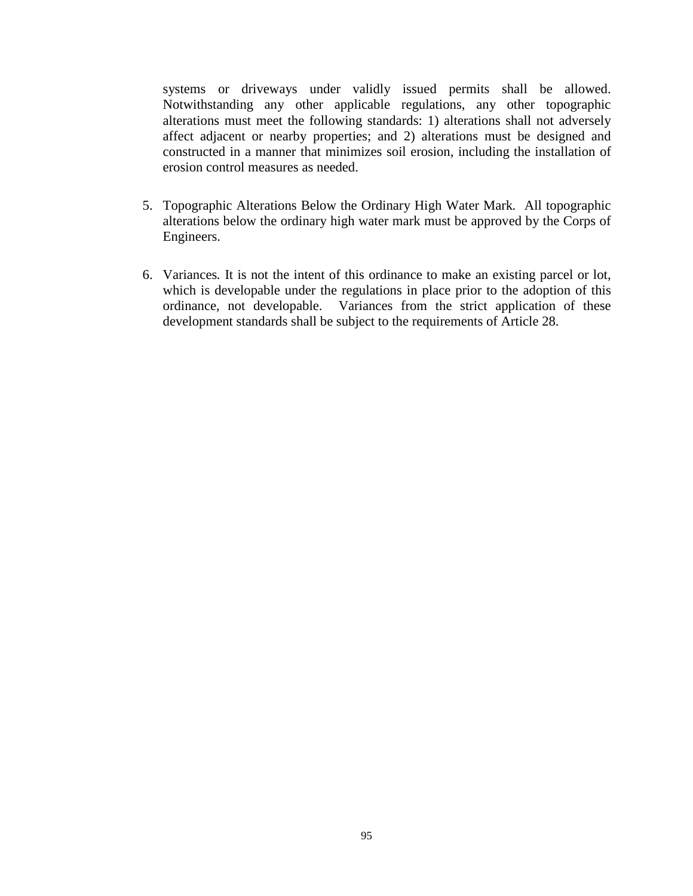systems or driveways under validly issued permits shall be allowed. Notwithstanding any other applicable regulations, any other topographic alterations must meet the following standards: 1) alterations shall not adversely affect adjacent or nearby properties; and 2) alterations must be designed and constructed in a manner that minimizes soil erosion, including the installation of erosion control measures as needed.

5. Topographic Alterations Below the Ordinary High Water Mark. All topographic alterations below the ordinary high water mark must be approved by the Corps of Engineers.

6. Variances. It is not the intent of this ordinance to make an existing parcel or lot, which is developable under the regulations in place prior to the adoption of this ordinance, not developable. Variances from the strict application of these development standards shall be subject to the requirements of Article 28.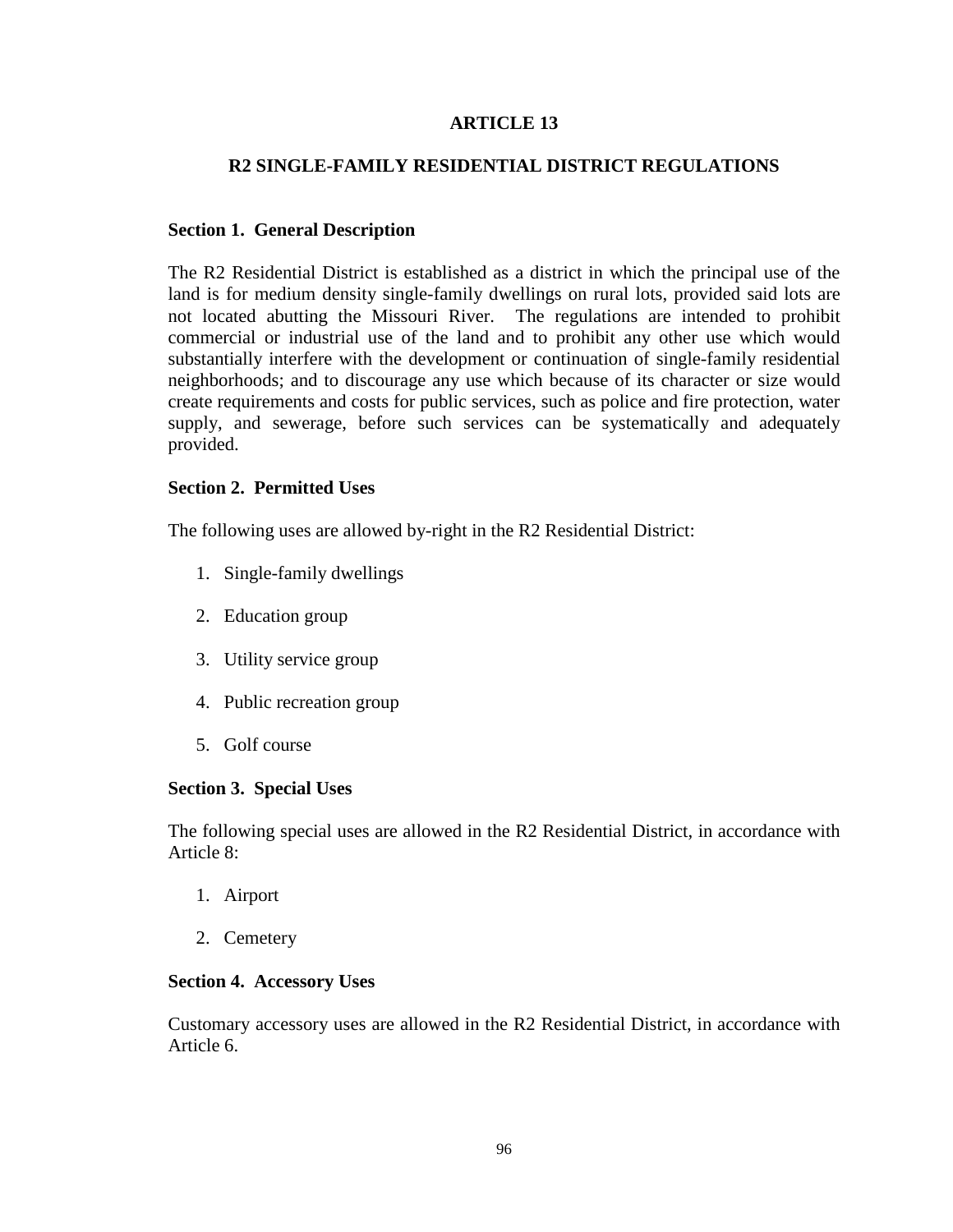# ARTICLE 13

## R2 SINGLE-FAMILY RESIDENTIAL DISTRICT REGULATIONS

### Section 1. General Description

The R2 Residential District is established as a district in which the principal use of the land is for medium density single-family dwellings on rural lots, provided said lots are not located abutting the Missouri River. The regulations are intended to prohibit commercial or industrial use of the land and to prohibit any other use which would substantially interfere with the development or continuation of single-family residential neighborhoods; and to discourage any use which because of its character or size would create requirements and costs for public services, such as police and fire protection, water supply, and sewerage, before such services can be systematically and adequately provided.

### Section 2. Permitted Uses

The following uses are allowed by-right in the R2 Residential District:

1. Single-family dwellings
2. Education group
3. Utility service group
4. Public recreation group
5. Golf course

### Section 3. Special Uses

The following special uses are allowed in the R2 Residential District, in accordance with Article 8:

1. Airport
2. Cemetery

### Section 4. Accessory Uses

Customary accessory uses are allowed in the R2 Residential District, in accordance with Article 6.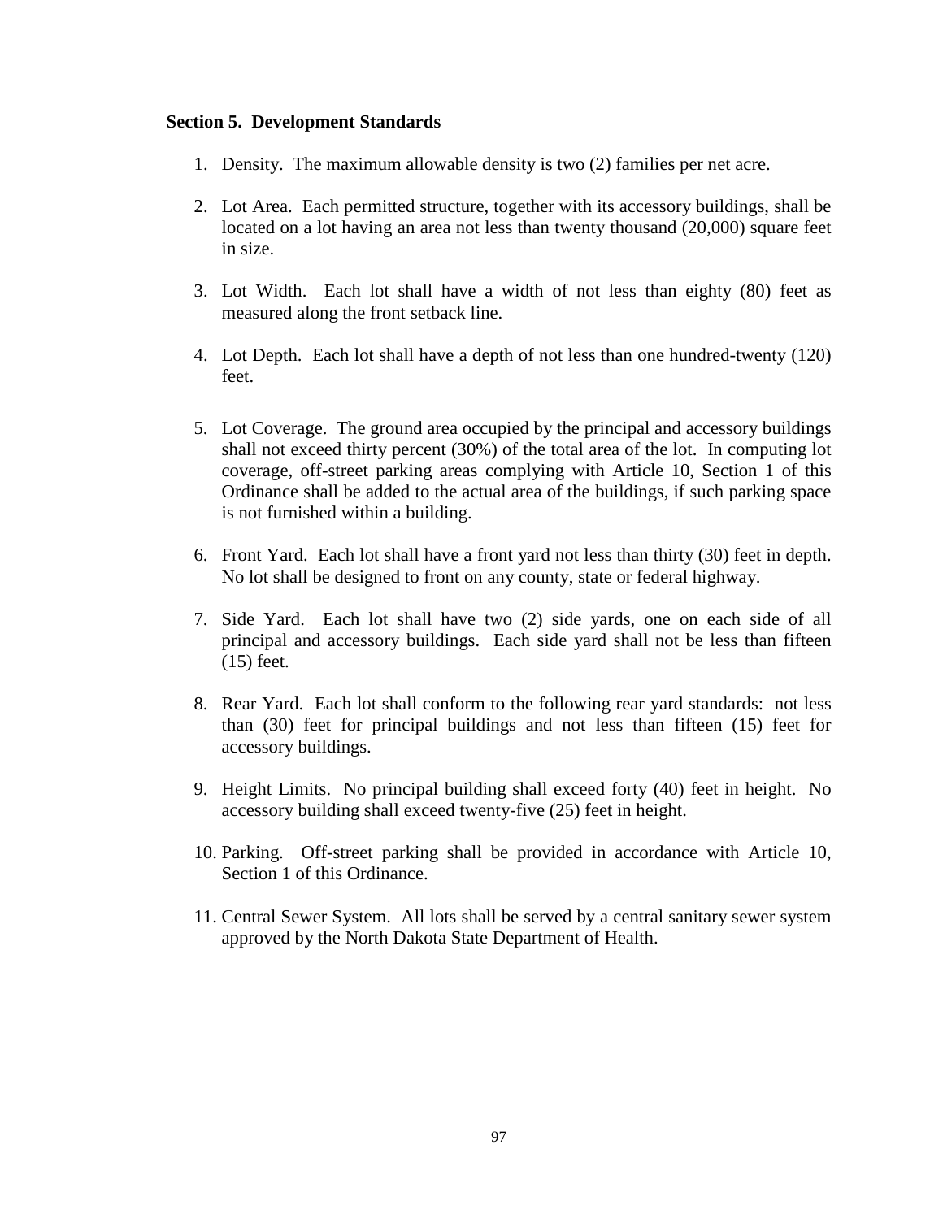**Section 5. Development Standards**

1. Density. The maximum allowable density is two (2) families per net acre.

2. Lot Area. Each permitted structure, together with its accessory buildings, shall be located on a lot having an area not less than twenty thousand (20,000) square feet in size.

3. Lot Width. Each lot shall have a width of not less than eighty (80) feet as measured along the front setback line.

4. Lot Depth. Each lot shall have a depth of not less than one hundred-twenty (120) feet.

5. Lot Coverage. The ground area occupied by the principal and accessory buildings shall not exceed thirty percent (30%) of the total area of the lot. In computing lot coverage, off-street parking areas complying with Article 10, Section 1 of this Ordinance shall be added to the actual area of the buildings, if such parking space is not furnished within a building.

6. Front Yard. Each lot shall have a front yard not less than thirty (30) feet in depth. No lot shall be designed to front on any county, state or federal highway.

7. Side Yard. Each lot shall have two (2) side yards, one on each side of all principal and accessory buildings. Each side yard shall not be less than fifteen (15) feet.

8. Rear Yard. Each lot shall conform to the following rear yard standards: not less than (30) feet for principal buildings and not less than fifteen (15) feet for accessory buildings.

9. Height Limits. No principal building shall exceed forty (40) feet in height. No accessory building shall exceed twenty-five (25) feet in height.

10. Parking. Off-street parking shall be provided in accordance with Article 10, Section 1 of this Ordinance.

11. Central Sewer System. All lots shall be served by a central sanitary sewer system approved by the North Dakota State Department of Health.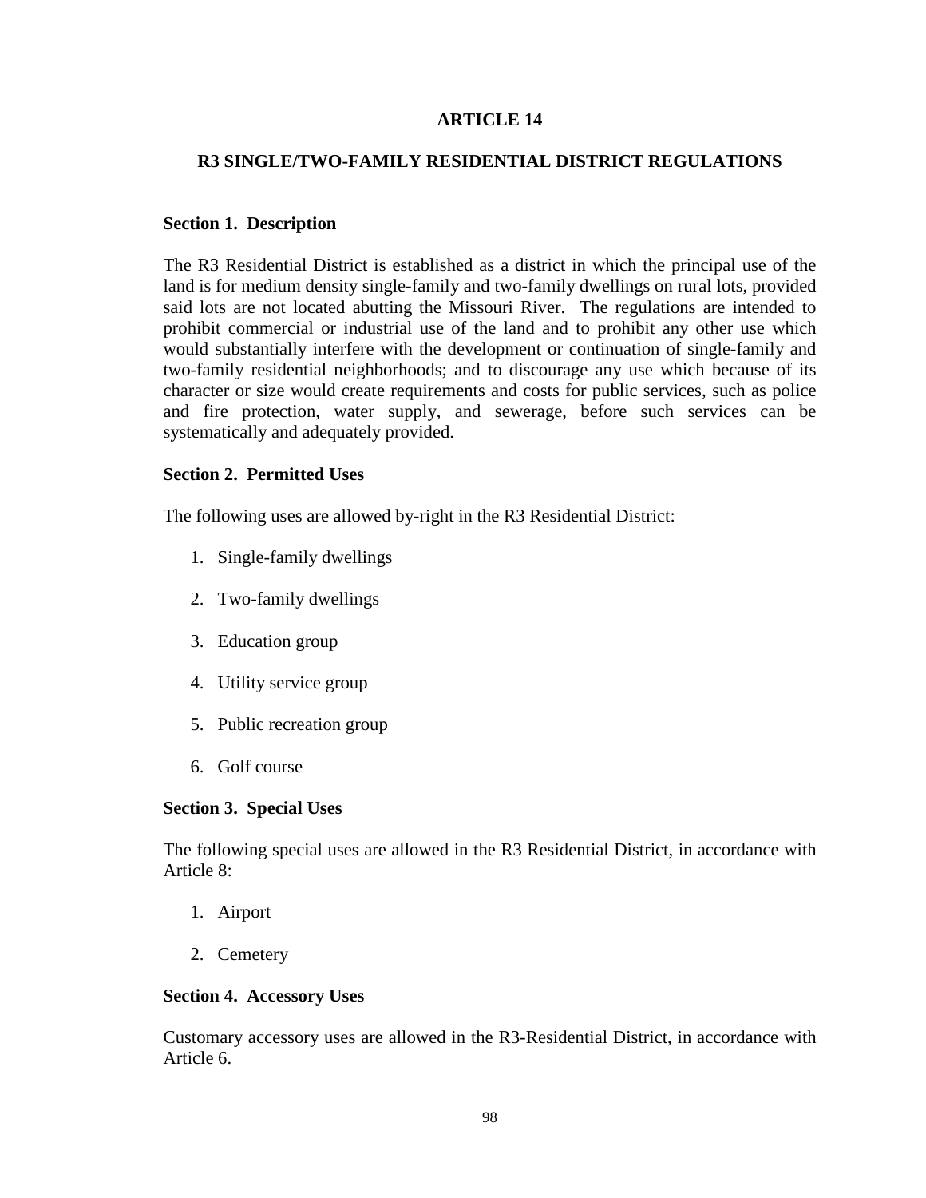# ARTICLE 14

## R3 SINGLE/TWO-FAMILY RESIDENTIAL DISTRICT REGULATIONS

### Section 1. Description

The R3 Residential District is established as a district in which the principal use of the land is for medium density single-family and two-family dwellings on rural lots, provided said lots are not located abutting the Missouri River. The regulations are intended to prohibit commercial or industrial use of the land and to prohibit any other use which would substantially interfere with the development or continuation of single-family and two-family residential neighborhoods; and to discourage any use which because of its character or size would create requirements and costs for public services, such as police and fire protection, water supply, and sewerage, before such services can be systematically and adequately provided.

### Section 2. Permitted Uses

The following uses are allowed by-right in the R3 Residential District:

1. Single-family dwellings
2. Two-family dwellings
3. Education group
4. Utility service group
5. Public recreation group
6. Golf course

### Section 3. Special Uses

The following special uses are allowed in the R3 Residential District, in accordance with Article 8:

1. Airport
2. Cemetery

### Section 4. Accessory Uses

Customary accessory uses are allowed in the R3-Residential District, in accordance with Article 6.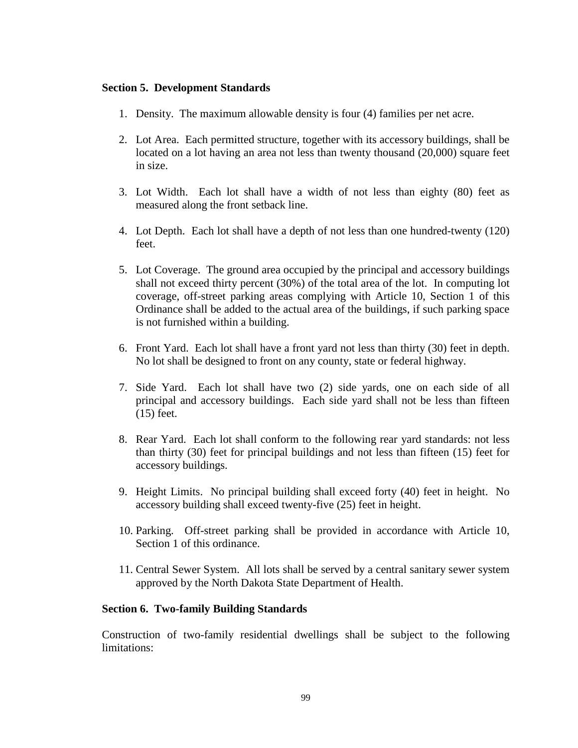**Section 5. Development Standards**

1. Density. The maximum allowable density is four (4) families per net acre.

2. Lot Area. Each permitted structure, together with its accessory buildings, shall be located on a lot having an area not less than twenty thousand (20,000) square feet in size.

3. Lot Width. Each lot shall have a width of not less than eighty (80) feet as measured along the front setback line.

4. Lot Depth. Each lot shall have a depth of not less than one hundred-twenty (120) feet.

5. Lot Coverage. The ground area occupied by the principal and accessory buildings shall not exceed thirty percent (30%) of the total area of the lot. In computing lot coverage, off-street parking areas complying with Article 10, Section 1 of this Ordinance shall be added to the actual area of the buildings, if such parking space is not furnished within a building.

6. Front Yard. Each lot shall have a front yard not less than thirty (30) feet in depth. No lot shall be designed to front on any county, state or federal highway.

7. Side Yard. Each lot shall have two (2) side yards, one on each side of all principal and accessory buildings. Each side yard shall not be less than fifteen (15) feet.

8. Rear Yard. Each lot shall conform to the following rear yard standards: not less than thirty (30) feet for principal buildings and not less than fifteen (15) feet for accessory buildings.

9. Height Limits. No principal building shall exceed forty (40) feet in height. No accessory building shall exceed twenty-five (25) feet in height.

10. Parking. Off-street parking shall be provided in accordance with Article 10, Section 1 of this ordinance.

11. Central Sewer System. All lots shall be served by a central sanitary sewer system approved by the North Dakota State Department of Health.

**Section 6. Two-family Building Standards**

Construction of two-family residential dwellings shall be subject to the following limitations: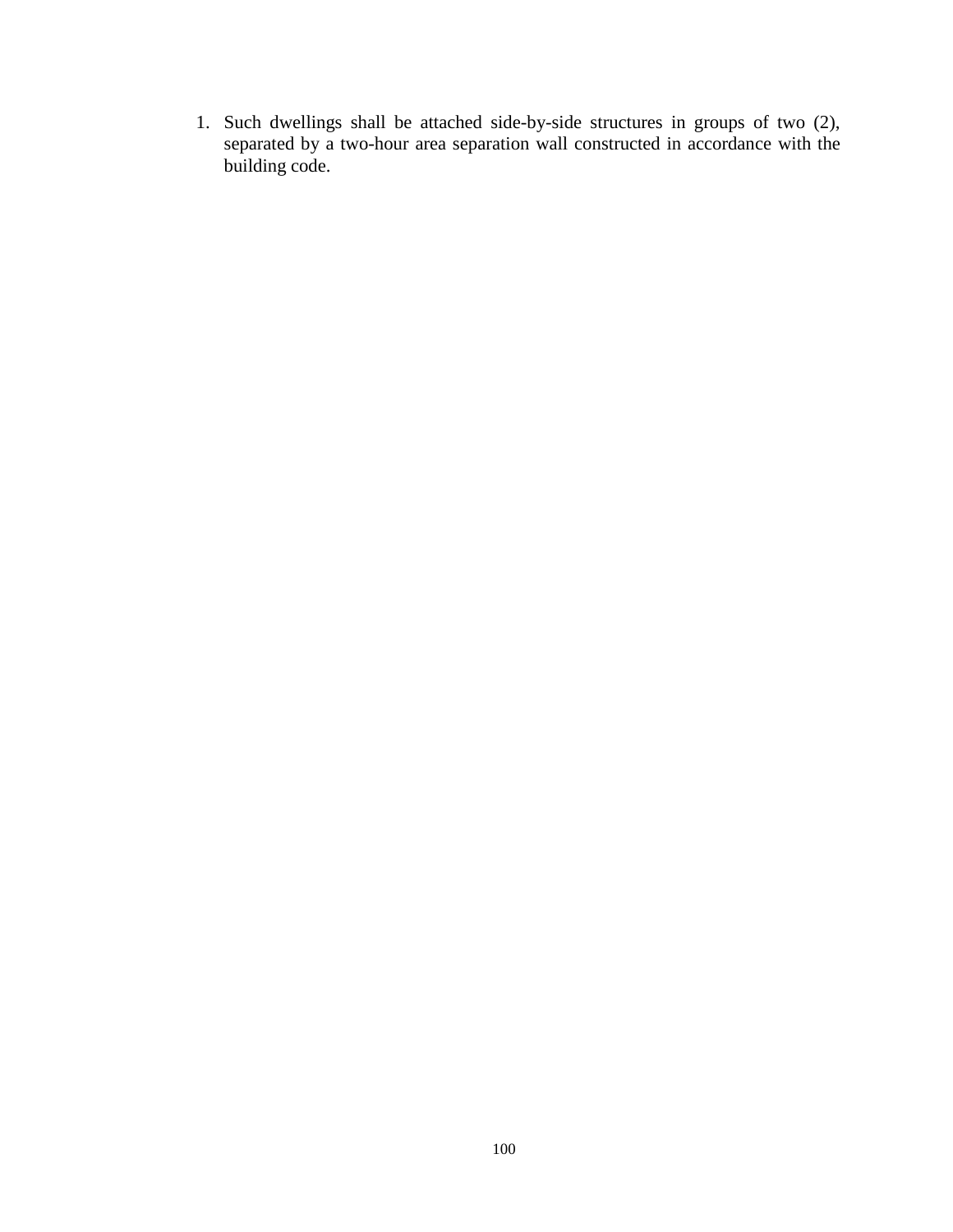1. Such dwellings shall be attached side-by-side structures in groups of two (2), separated by a two-hour area separation wall constructed in accordance with the building code.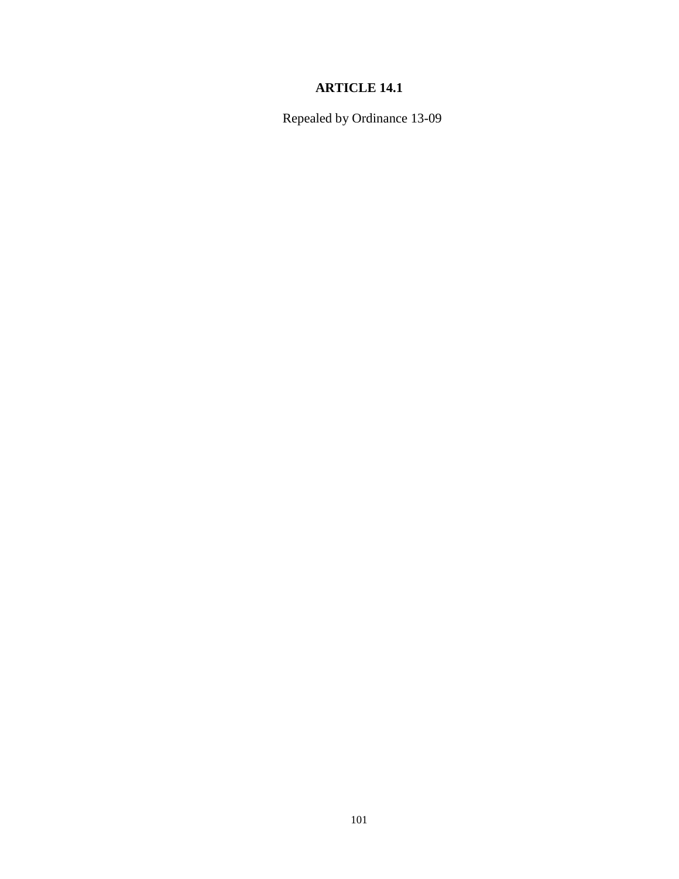# ARTICLE 14.1

Repealed by Ordinance 13-09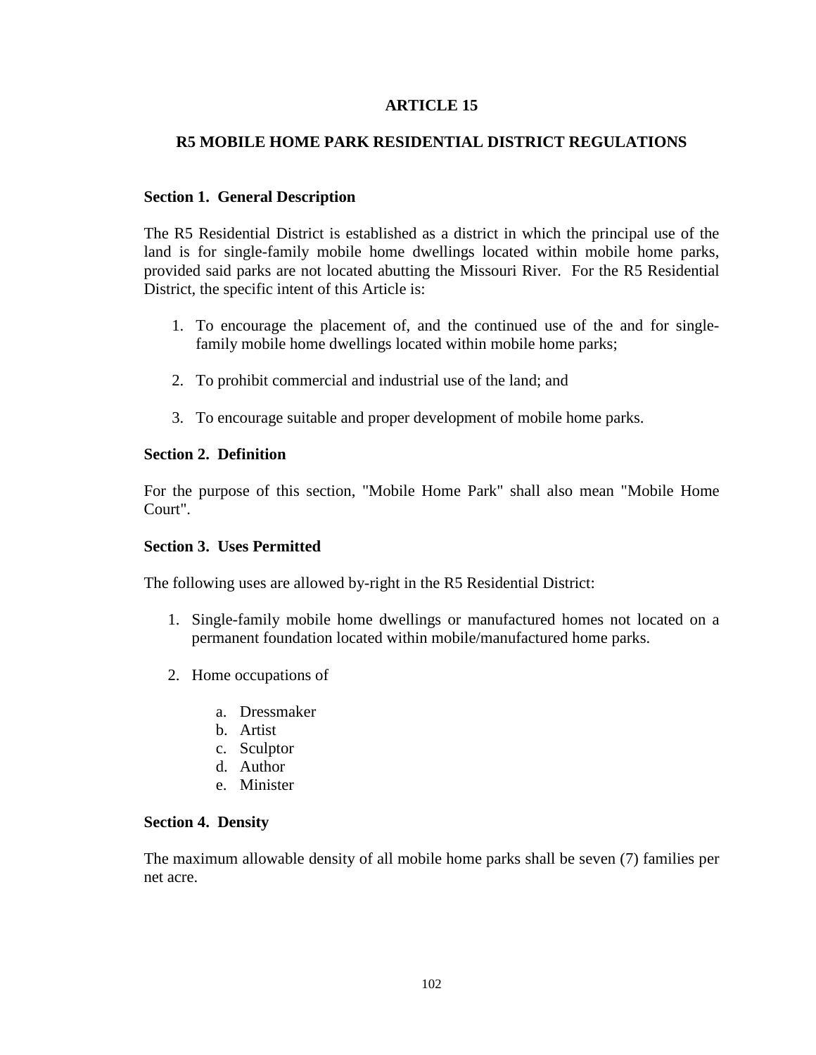# ARTICLE 15

## R5 MOBILE HOME PARK RESIDENTIAL DISTRICT REGULATIONS

### Section 1. General Description

The R5 Residential District is established as a district in which the principal use of the land is for single-family mobile home dwellings located within mobile home parks, provided said parks are not located abutting the Missouri River. For the R5 Residential District, the specific intent of this Article is:

1. To encourage the placement of, and the continued use of the and for single-family mobile home dwellings located within mobile home parks;
2. To prohibit commercial and industrial use of the land; and
3. To encourage suitable and proper development of mobile home parks.

### Section 2. Definition

For the purpose of this section, "Mobile Home Park" shall also mean "Mobile Home Court".

### Section 3. Uses Permitted

The following uses are allowed by-right in the R5 Residential District:

1. Single-family mobile home dwellings or manufactured homes not located on a permanent foundation located within mobile/manufactured home parks.
2. Home occupations of
   a. Dressmaker
   b. Artist
   c. Sculptor
   d. Author
   e. Minister

### Section 4. Density

The maximum allowable density of all mobile home parks shall be seven (7) families per net acre.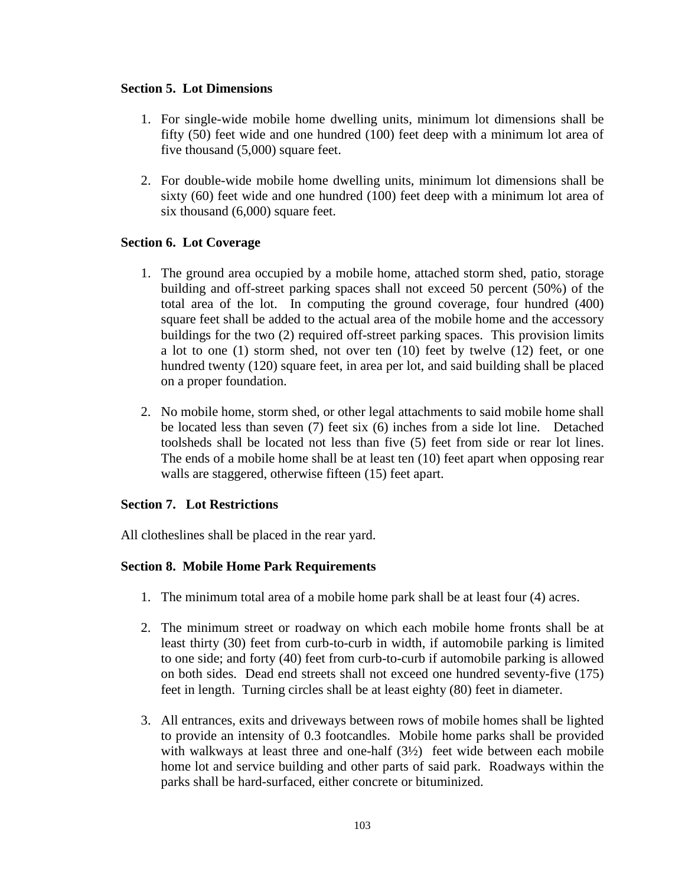**Section 5. Lot Dimensions**

1. For single-wide mobile home dwelling units, minimum lot dimensions shall be fifty (50) feet wide and one hundred (100) feet deep with a minimum lot area of five thousand (5,000) square feet.

2. For double-wide mobile home dwelling units, minimum lot dimensions shall be sixty (60) feet wide and one hundred (100) feet deep with a minimum lot area of six thousand (6,000) square feet.

**Section 6. Lot Coverage**

1. The ground area occupied by a mobile home, attached storm shed, patio, storage building and off-street parking spaces shall not exceed 50 percent (50%) of the total area of the lot. In computing the ground coverage, four hundred (400) square feet shall be added to the actual area of the mobile home and the accessory buildings for the two (2) required off-street parking spaces. This provision limits a lot to one (1) storm shed, not over ten (10) feet by twelve (12) feet, or one hundred twenty (120) square feet, in area per lot, and said building shall be placed on a proper foundation.

2. No mobile home, storm shed, or other legal attachments to said mobile home shall be located less than seven (7) feet six (6) inches from a side lot line. Detached toolsheds shall be located not less than five (5) feet from side or rear lot lines. The ends of a mobile home shall be at least ten (10) feet apart when opposing rear walls are staggered, otherwise fifteen (15) feet apart.

**Section 7. Lot Restrictions**

All clotheslines shall be placed in the rear yard.

**Section 8. Mobile Home Park Requirements**

1. The minimum total area of a mobile home park shall be at least four (4) acres.

2. The minimum street or roadway on which each mobile home fronts shall be at least thirty (30) feet from curb-to-curb in width, if automobile parking is limited to one side; and forty (40) feet from curb-to-curb if automobile parking is allowed on both sides. Dead end streets shall not exceed one hundred seventy-five (175) feet in length. Turning circles shall be at least eighty (80) feet in diameter.

3. All entrances, exits and driveways between rows of mobile homes shall be lighted to provide an intensity of 0.3 footcandles. Mobile home parks shall be provided with walkways at least three and one-half (3½) feet wide between each mobile home lot and service building and other parts of said park. Roadways within the parks shall be hard-surfaced, either concrete or bituminized.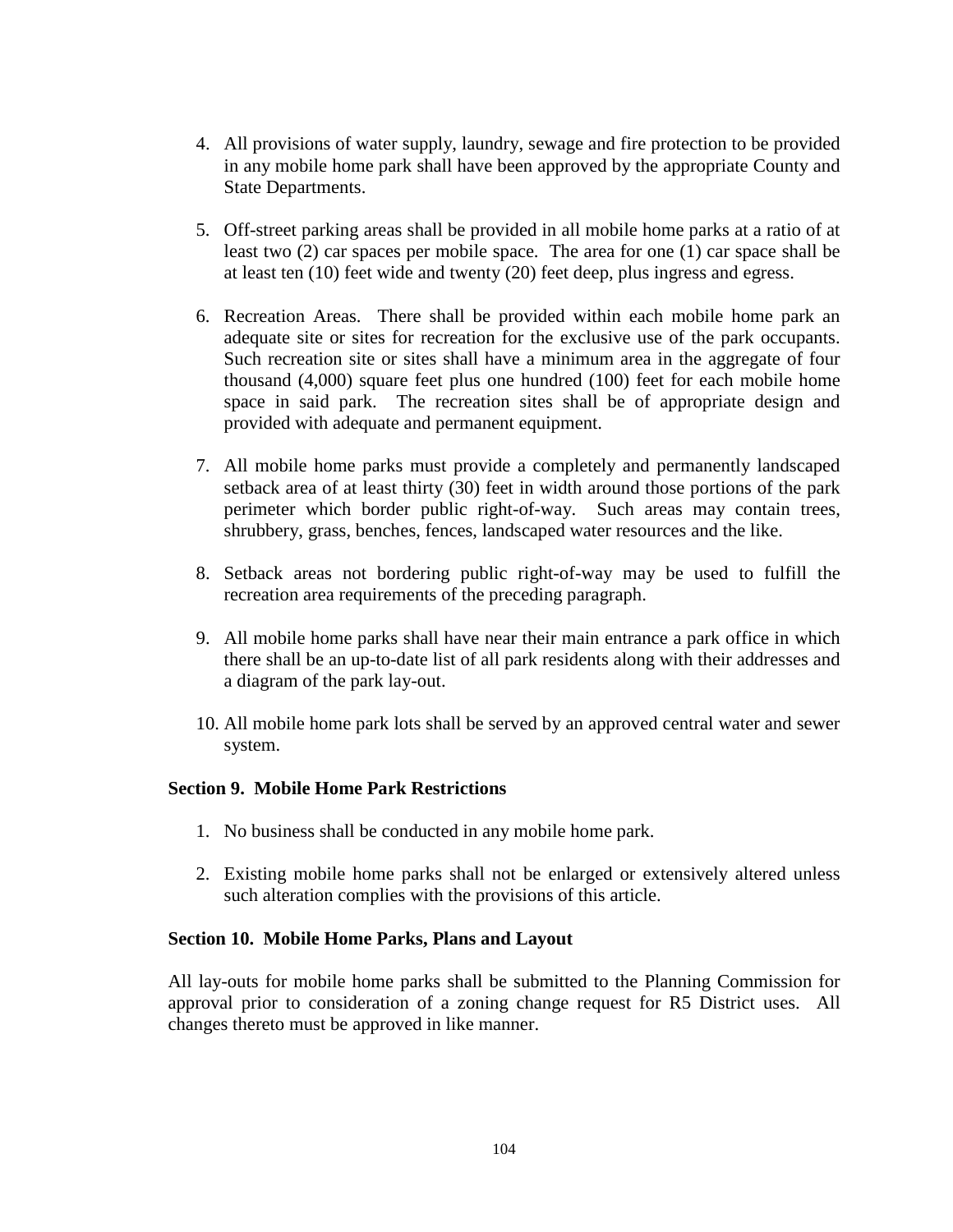4. All provisions of water supply, laundry, sewage and fire protection to be provided in any mobile home park shall have been approved by the appropriate County and State Departments.

5. Off-street parking areas shall be provided in all mobile home parks at a ratio of at least two (2) car spaces per mobile space. The area for one (1) car space shall be at least ten (10) feet wide and twenty (20) feet deep, plus ingress and egress.

6. Recreation Areas. There shall be provided within each mobile home park an adequate site or sites for recreation for the exclusive use of the park occupants. Such recreation site or sites shall have a minimum area in the aggregate of four thousand (4,000) square feet plus one hundred (100) feet for each mobile home space in said park. The recreation sites shall be of appropriate design and provided with adequate and permanent equipment.

7. All mobile home parks must provide a completely and permanently landscaped setback area of at least thirty (30) feet in width around those portions of the park perimeter which border public right-of-way. Such areas may contain trees, shrubbery, grass, benches, fences, landscaped water resources and the like.

8. Setback areas not bordering public right-of-way may be used to fulfill the recreation area requirements of the preceding paragraph.

9. All mobile home parks shall have near their main entrance a park office in which there shall be an up-to-date list of all park residents along with their addresses and a diagram of the park lay-out.

10. All mobile home park lots shall be served by an approved central water and sewer system.

### Section 9. Mobile Home Park Restrictions

1. No business shall be conducted in any mobile home park.

2. Existing mobile home parks shall not be enlarged or extensively altered unless such alteration complies with the provisions of this article.

### Section 10. Mobile Home Parks, Plans and Layout

All lay-outs for mobile home parks shall be submitted to the Planning Commission for approval prior to consideration of a zoning change request for R5 District uses. All changes thereto must be approved in like manner.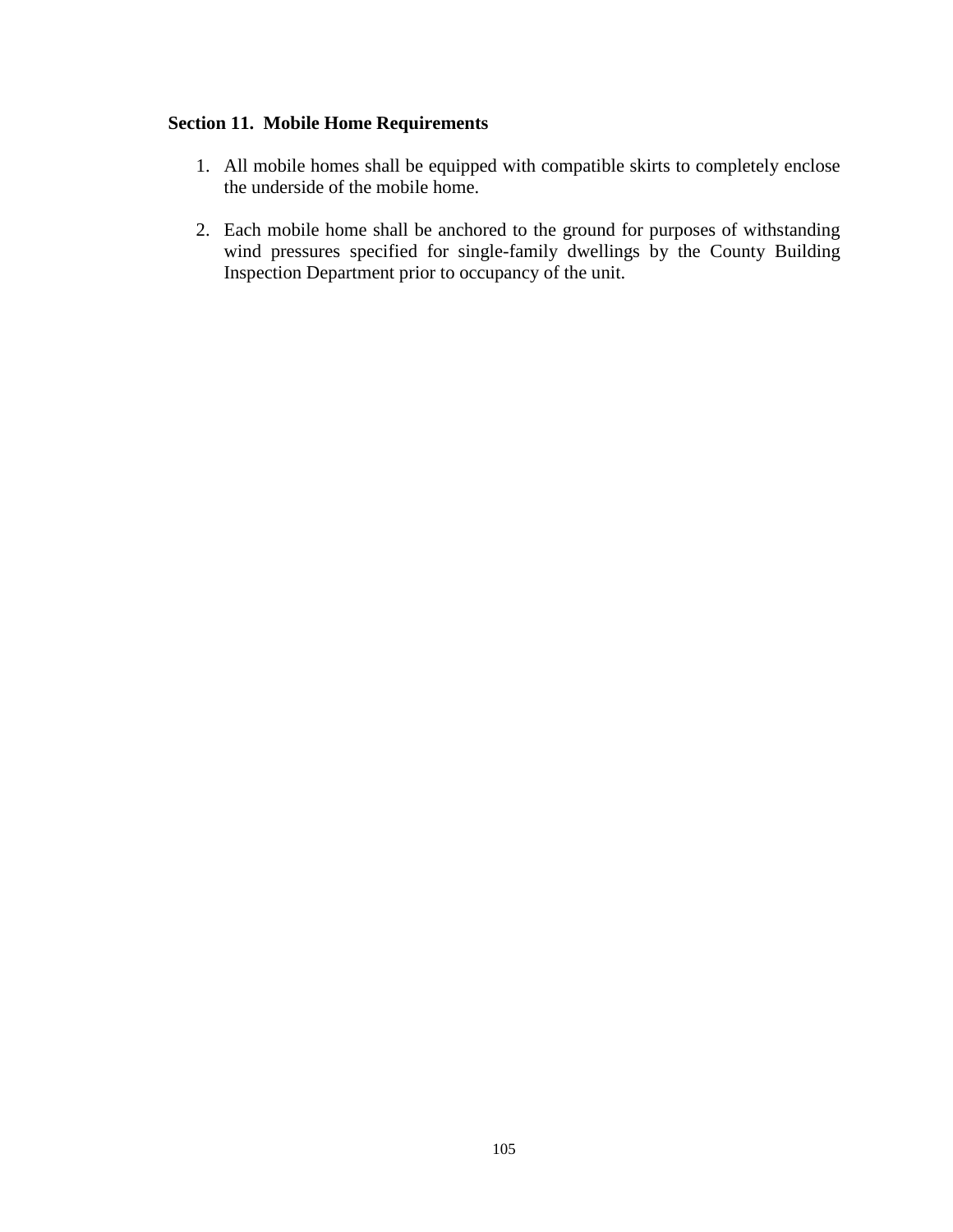**Section 11. Mobile Home Requirements**

1. All mobile homes shall be equipped with compatible skirts to completely enclose the underside of the mobile home.

2. Each mobile home shall be anchored to the ground for purposes of withstanding wind pressures specified for single-family dwellings by the County Building Inspection Department prior to occupancy of the unit.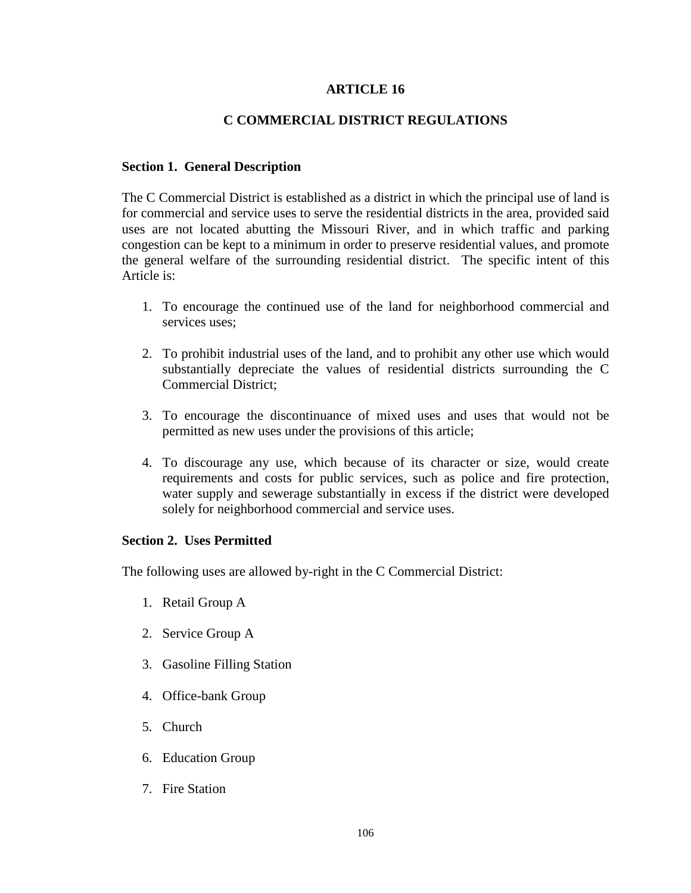# ARTICLE 16

## C COMMERCIAL DISTRICT REGULATIONS

### Section 1.  General Description

The C Commercial District is established as a district in which the principal use of land is for commercial and service uses to serve the residential districts in the area, provided said uses are not located abutting the Missouri River, and in which traffic and parking congestion can be kept to a minimum in order to preserve residential values, and promote the general welfare of the surrounding residential district.  The specific intent of this Article is:

1. To encourage the continued use of the land for neighborhood commercial and services uses;

2. To prohibit industrial uses of the land, and to prohibit any other use which would substantially depreciate the values of residential districts surrounding the C Commercial District;

3. To encourage the discontinuance of mixed uses and uses that would not be permitted as new uses under the provisions of this article;

4. To discourage any use, which because of its character or size, would create requirements and costs for public services, such as police and fire protection, water supply and sewerage substantially in excess if the district were developed solely for neighborhood commercial and service uses.

### Section 2.  Uses Permitted

The following uses are allowed by-right in the C Commercial District:

1. Retail Group A

2. Service Group A

3. Gasoline Filling Station

4. Office-bank Group

5. Church

6. Education Group

7. Fire Station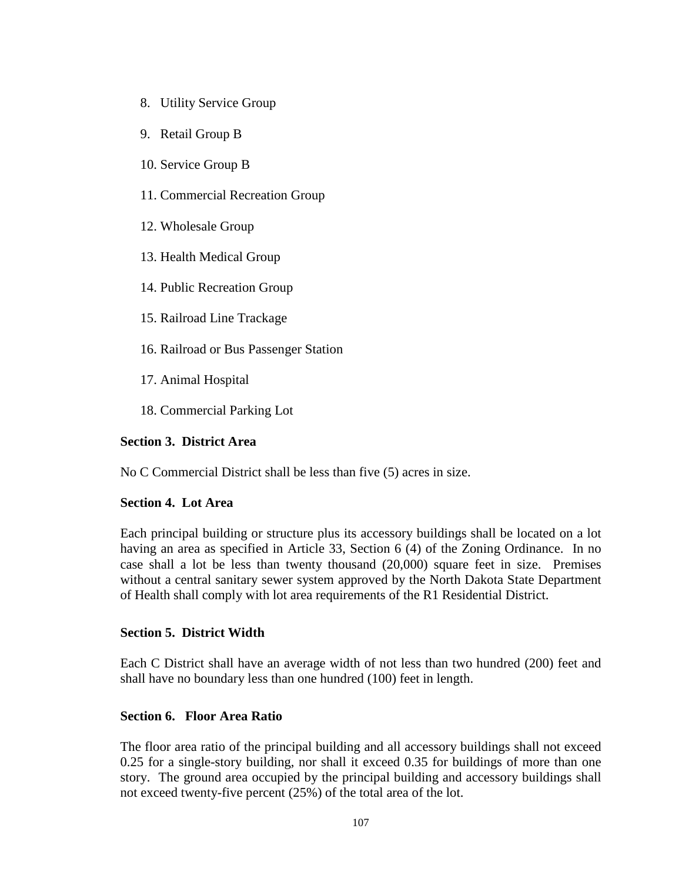8. Utility Service Group
9. Retail Group B
10. Service Group B
11. Commercial Recreation Group
12. Wholesale Group
13. Health Medical Group
14. Public Recreation Group
15. Railroad Line Trackage
16. Railroad or Bus Passenger Station
17. Animal Hospital
18. Commercial Parking Lot

**Section 3. District Area**

No C Commercial District shall be less than five (5) acres in size.

**Section 4. Lot Area**

Each principal building or structure plus its accessory buildings shall be located on a lot having an area as specified in Article 33, Section 6 (4) of the Zoning Ordinance. In no case shall a lot be less than twenty thousand (20,000) square feet in size. Premises without a central sanitary sewer system approved by the North Dakota State Department of Health shall comply with lot area requirements of the R1 Residential District.

**Section 5. District Width**

Each C District shall have an average width of not less than two hundred (200) feet and shall have no boundary less than one hundred (100) feet in length.

**Section 6. Floor Area Ratio**

The floor area ratio of the principal building and all accessory buildings shall not exceed 0.25 for a single-story building, nor shall it exceed 0.35 for buildings of more than one story. The ground area occupied by the principal building and accessory buildings shall not exceed twenty-five percent (25%) of the total area of the lot.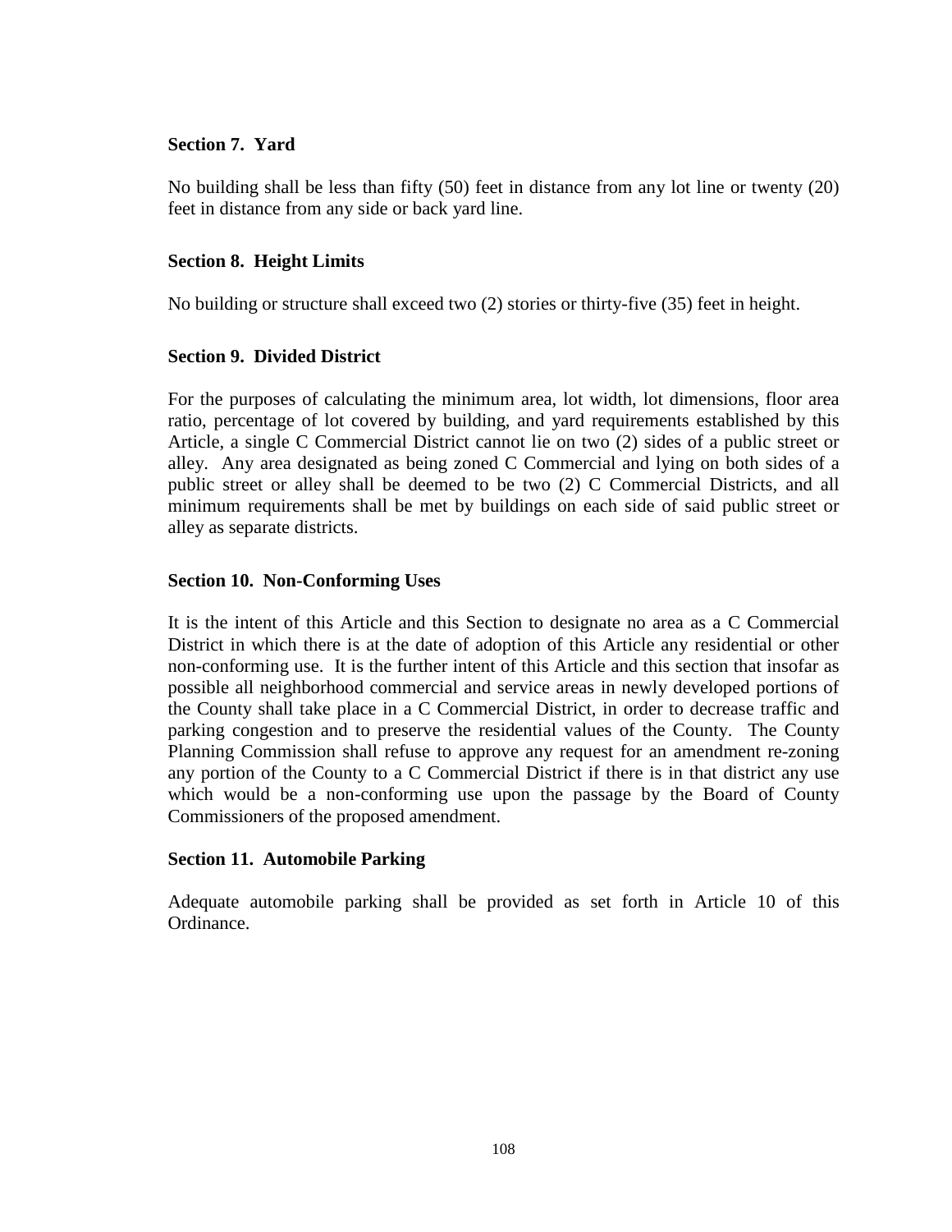**Section 7. Yard**

No building shall be less than fifty (50) feet in distance from any lot line or twenty (20) feet in distance from any side or back yard line.

**Section 8. Height Limits**

No building or structure shall exceed two (2) stories or thirty-five (35) feet in height.

**Section 9. Divided District**

For the purposes of calculating the minimum area, lot width, lot dimensions, floor area ratio, percentage of lot covered by building, and yard requirements established by this Article, a single C Commercial District cannot lie on two (2) sides of a public street or alley. Any area designated as being zoned C Commercial and lying on both sides of a public street or alley shall be deemed to be two (2) C Commercial Districts, and all minimum requirements shall be met by buildings on each side of said public street or alley as separate districts.

**Section 10. Non-Conforming Uses**

It is the intent of this Article and this Section to designate no area as a C Commercial District in which there is at the date of adoption of this Article any residential or other non-conforming use. It is the further intent of this Article and this section that insofar as possible all neighborhood commercial and service areas in newly developed portions of the County shall take place in a C Commercial District, in order to decrease traffic and parking congestion and to preserve the residential values of the County. The County Planning Commission shall refuse to approve any request for an amendment re-zoning any portion of the County to a C Commercial District if there is in that district any use which would be a non-conforming use upon the passage by the Board of County Commissioners of the proposed amendment.

**Section 11. Automobile Parking**

Adequate automobile parking shall be provided as set forth in Article 10 of this Ordinance.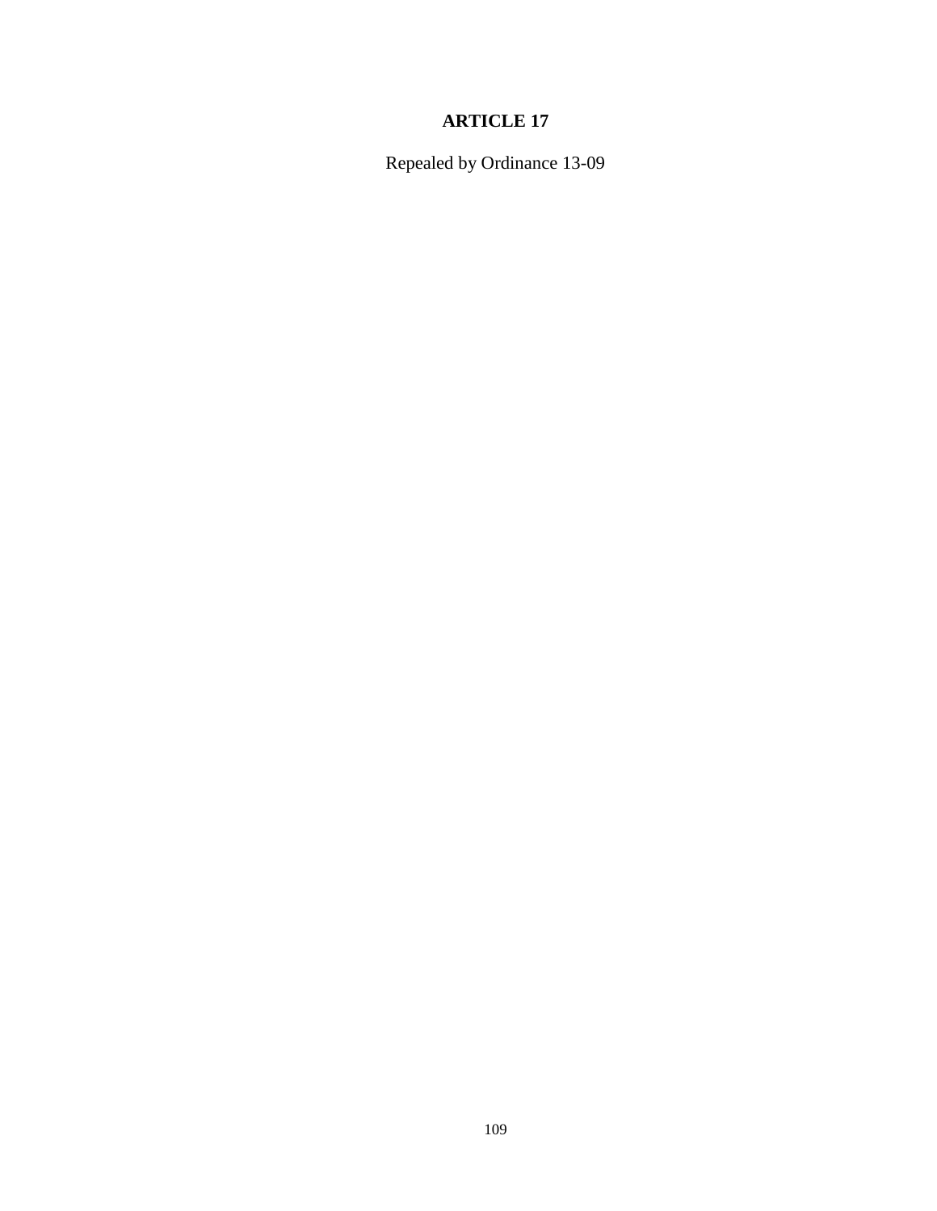# ARTICLE 17

Repealed by Ordinance 13-09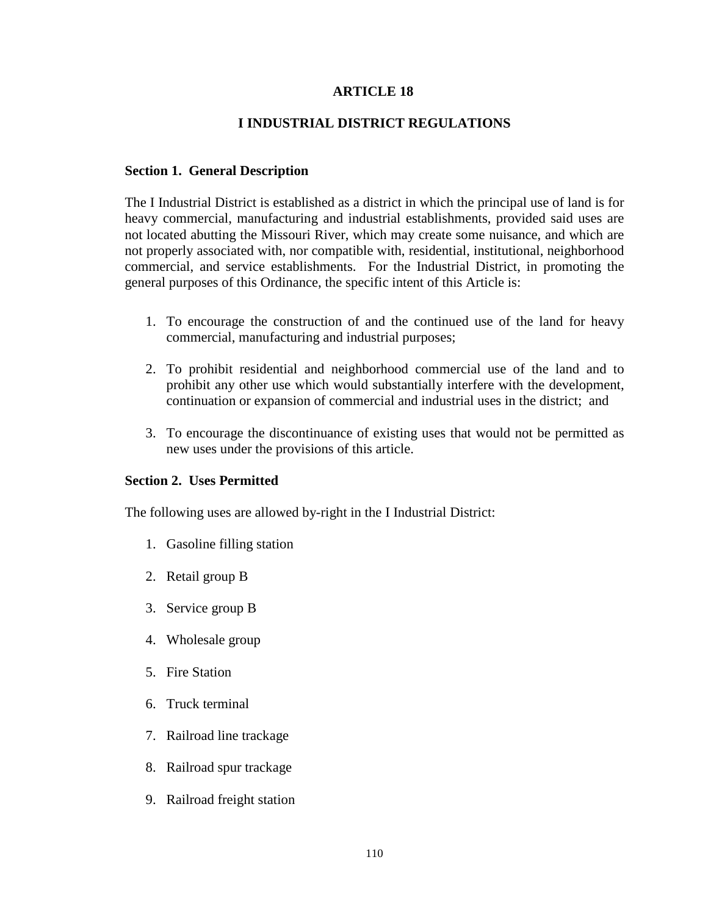# ARTICLE 18

## I INDUSTRIAL DISTRICT REGULATIONS

### Section 1. General Description

The I Industrial District is established as a district in which the principal use of land is for heavy commercial, manufacturing and industrial establishments, provided said uses are not located abutting the Missouri River, which may create some nuisance, and which are not properly associated with, nor compatible with, residential, institutional, neighborhood commercial, and service establishments. For the Industrial District, in promoting the general purposes of this Ordinance, the specific intent of this Article is:

1. To encourage the construction of and the continued use of the land for heavy commercial, manufacturing and industrial purposes;

2. To prohibit residential and neighborhood commercial use of the land and to prohibit any other use which would substantially interfere with the development, continuation or expansion of commercial and industrial uses in the district; and

3. To encourage the discontinuance of existing uses that would not be permitted as new uses under the provisions of this article.

### Section 2. Uses Permitted

The following uses are allowed by-right in the I Industrial District:

1. Gasoline filling station

2. Retail group B

3. Service group B

4. Wholesale group

5. Fire Station

6. Truck terminal

7. Railroad line trackage

8. Railroad spur trackage

9. Railroad freight station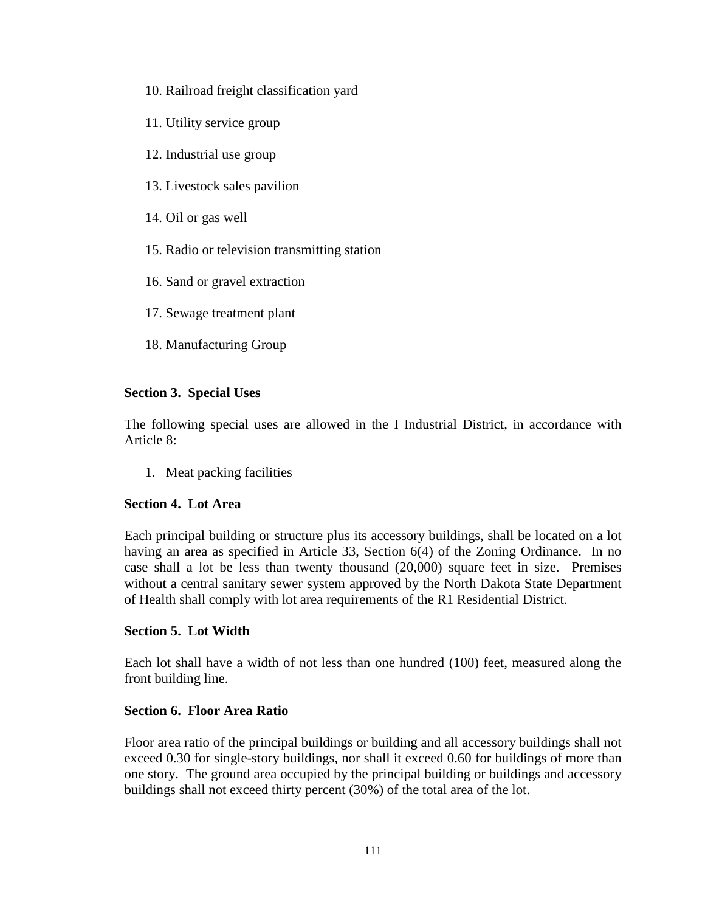10. Railroad freight classification yard

11. Utility service group

12. Industrial use group

13. Livestock sales pavilion

14. Oil or gas well

15. Radio or television transmitting station

16. Sand or gravel extraction

17. Sewage treatment plant

18. Manufacturing Group

**Section 3. Special Uses**

The following special uses are allowed in the I Industrial District, in accordance with Article 8:

1. Meat packing facilities

**Section 4. Lot Area**

Each principal building or structure plus its accessory buildings, shall be located on a lot having an area as specified in Article 33, Section 6(4) of the Zoning Ordinance. In no case shall a lot be less than twenty thousand (20,000) square feet in size. Premises without a central sanitary sewer system approved by the North Dakota State Department of Health shall comply with lot area requirements of the R1 Residential District.

**Section 5. Lot Width**

Each lot shall have a width of not less than one hundred (100) feet, measured along the front building line.

**Section 6. Floor Area Ratio**

Floor area ratio of the principal buildings or building and all accessory buildings shall not exceed 0.30 for single-story buildings, nor shall it exceed 0.60 for buildings of more than one story. The ground area occupied by the principal building or buildings and accessory buildings shall not exceed thirty percent (30%) of the total area of the lot.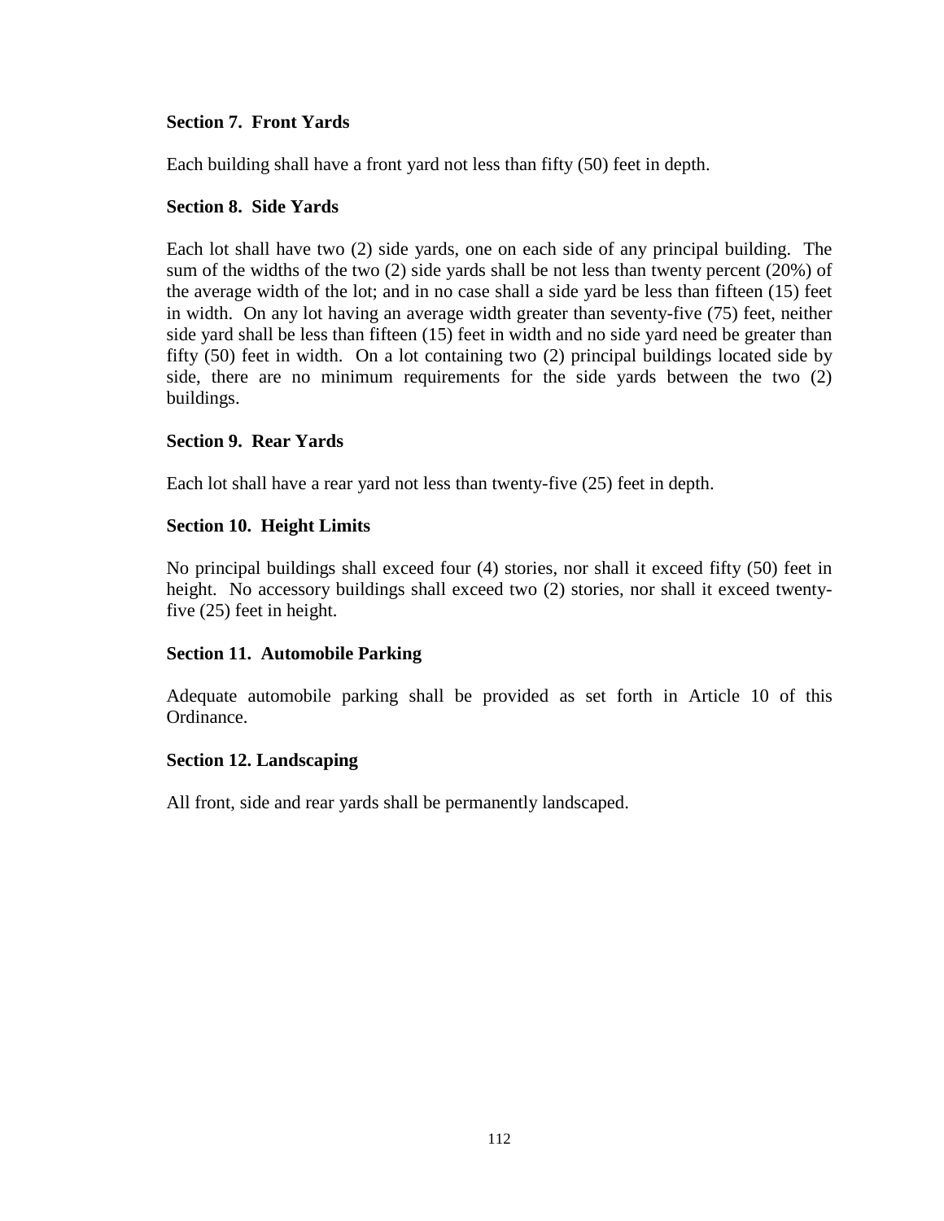**Section 7. Front Yards**

Each building shall have a front yard not less than fifty (50) feet in depth.

**Section 8. Side Yards**

Each lot shall have two (2) side yards, one on each side of any principal building. The sum of the widths of the two (2) side yards shall be not less than twenty percent (20%) of the average width of the lot; and in no case shall a side yard be less than fifteen (15) feet in width. On any lot having an average width greater than seventy-five (75) feet, neither side yard shall be less than fifteen (15) feet in width and no side yard need be greater than fifty (50) feet in width. On a lot containing two (2) principal buildings located side by side, there are no minimum requirements for the side yards between the two (2) buildings.

**Section 9. Rear Yards**

Each lot shall have a rear yard not less than twenty-five (25) feet in depth.

**Section 10. Height Limits**

No principal buildings shall exceed four (4) stories, nor shall it exceed fifty (50) feet in height. No accessory buildings shall exceed two (2) stories, nor shall it exceed twenty-five (25) feet in height.

**Section 11. Automobile Parking**

Adequate automobile parking shall be provided as set forth in Article 10 of this Ordinance.

**Section 12. Landscaping**

All front, side and rear yards shall be permanently landscaped.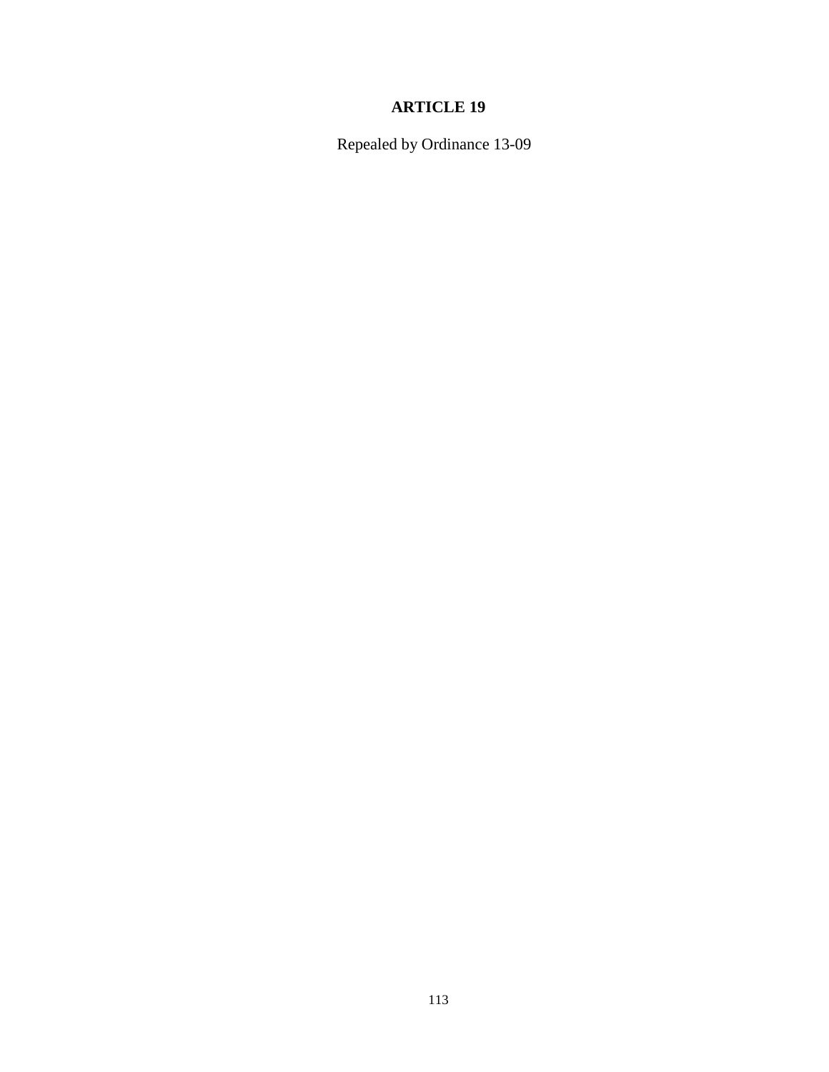# ARTICLE 19

Repealed by Ordinance 13-09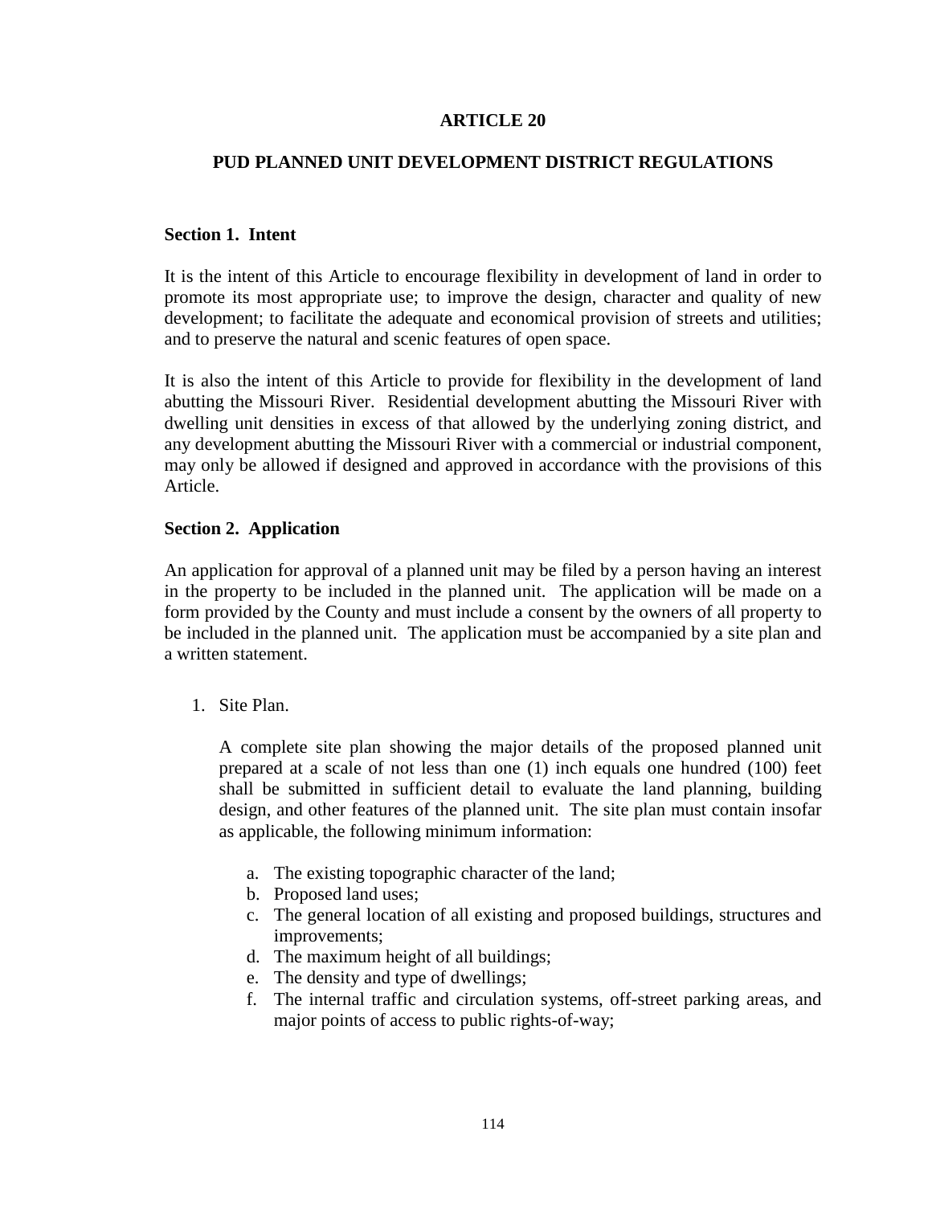# ARTICLE 20

## PUD PLANNED UNIT DEVELOPMENT DISTRICT REGULATIONS

### Section 1. Intent

It is the intent of this Article to encourage flexibility in development of land in order to promote its most appropriate use; to improve the design, character and quality of new development; to facilitate the adequate and economical provision of streets and utilities; and to preserve the natural and scenic features of open space.

It is also the intent of this Article to provide for flexibility in the development of land abutting the Missouri River. Residential development abutting the Missouri River with dwelling unit densities in excess of that allowed by the underlying zoning district, and any development abutting the Missouri River with a commercial or industrial component, may only be allowed if designed and approved in accordance with the provisions of this Article.

### Section 2. Application

An application for approval of a planned unit may be filed by a person having an interest in the property to be included in the planned unit. The application will be made on a form provided by the County and must include a consent by the owners of all property to be included in the planned unit. The application must be accompanied by a site plan and a written statement.

1. Site Plan.

   A complete site plan showing the major details of the proposed planned unit prepared at a scale of not less than one (1) inch equals one hundred (100) feet shall be submitted in sufficient detail to evaluate the land planning, building design, and other features of the planned unit. The site plan must contain insofar as applicable, the following minimum information:

   a. The existing topographic character of the land;
   b. Proposed land uses;
   c. The general location of all existing and proposed buildings, structures and improvements;
   d. The maximum height of all buildings;
   e. The density and type of dwellings;
   f. The internal traffic and circulation systems, off-street parking areas, and major points of access to public rights-of-way;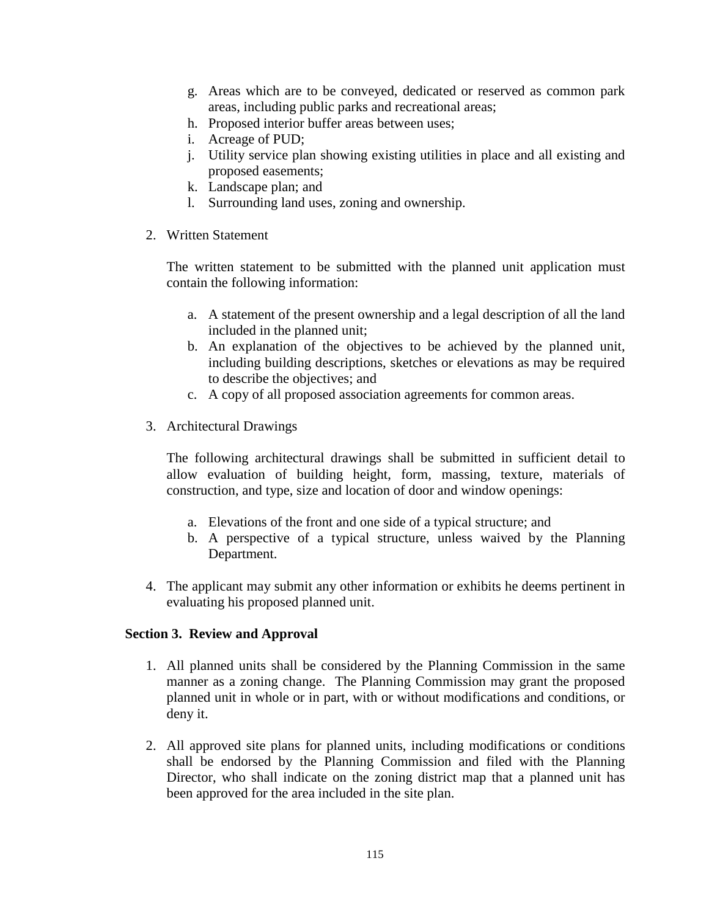g. Areas which are to be conveyed, dedicated or reserved as common park areas, including public parks and recreational areas;
   h. Proposed interior buffer areas between uses;
   i. Acreage of PUD;
   j. Utility service plan showing existing utilities in place and all existing and proposed easements;
   k. Landscape plan; and
   l. Surrounding land uses, zoning and ownership.

2. Written Statement

   The written statement to be submitted with the planned unit application must contain the following information:

   a. A statement of the present ownership and a legal description of all the land included in the planned unit;
   b. An explanation of the objectives to be achieved by the planned unit, including building descriptions, sketches or elevations as may be required to describe the objectives; and
   c. A copy of all proposed association agreements for common areas.

3. Architectural Drawings

   The following architectural drawings shall be submitted in sufficient detail to allow evaluation of building height, form, massing, texture, materials of construction, and type, size and location of door and window openings:

   a. Elevations of the front and one side of a typical structure; and
   b. A perspective of a typical structure, unless waived by the Planning Department.

4. The applicant may submit any other information or exhibits he deems pertinent in evaluating his proposed planned unit.

**Section 3. Review and Approval**

1. All planned units shall be considered by the Planning Commission in the same manner as a zoning change. The Planning Commission may grant the proposed planned unit in whole or in part, with or without modifications and conditions, or deny it.

2. All approved site plans for planned units, including modifications or conditions shall be endorsed by the Planning Commission and filed with the Planning Director, who shall indicate on the zoning district map that a planned unit has been approved for the area included in the site plan.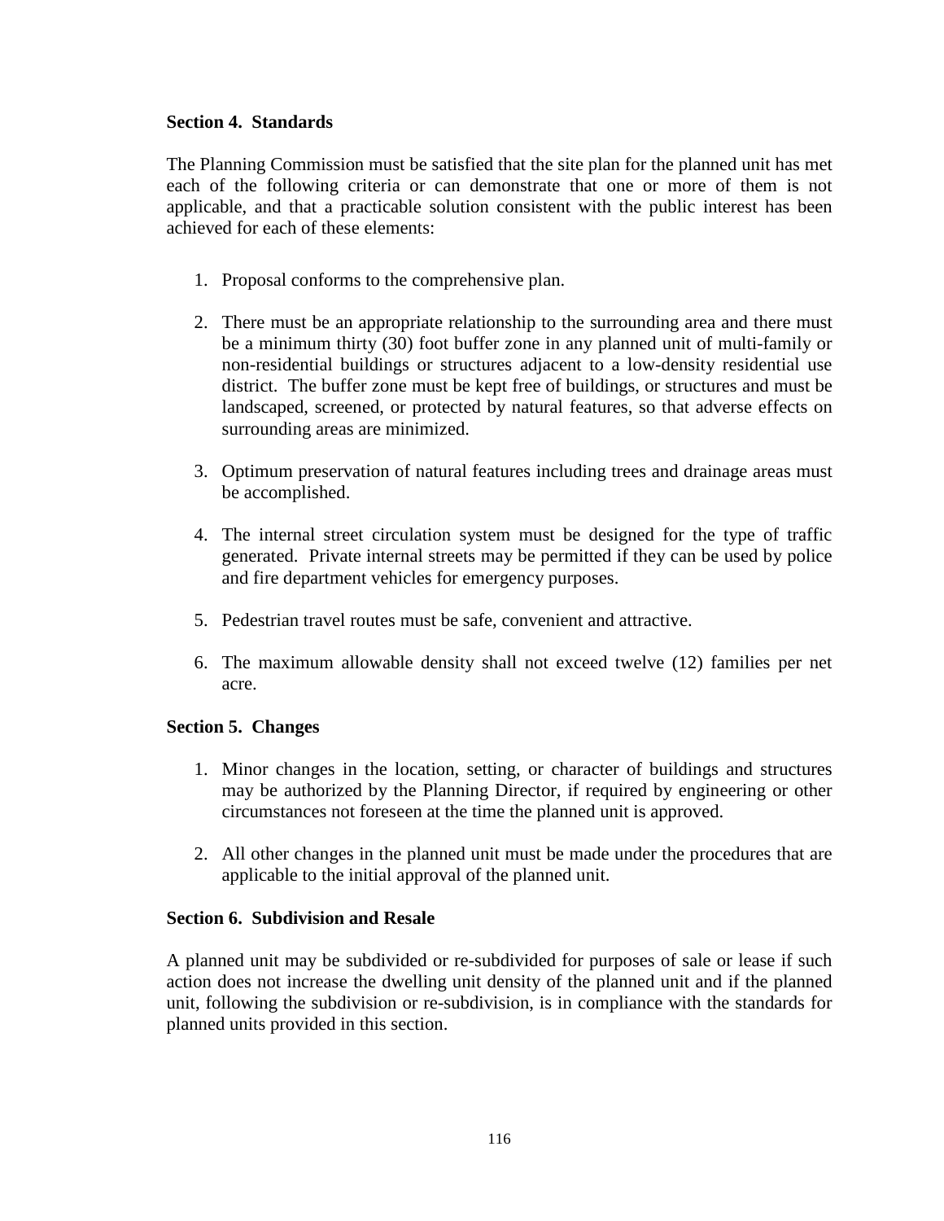**Section 4. Standards**

The Planning Commission must be satisfied that the site plan for the planned unit has met each of the following criteria or can demonstrate that one or more of them is not applicable, and that a practicable solution consistent with the public interest has been achieved for each of these elements:

1. Proposal conforms to the comprehensive plan.

2. There must be an appropriate relationship to the surrounding area and there must be a minimum thirty (30) foot buffer zone in any planned unit of multi-family or non-residential buildings or structures adjacent to a low-density residential use district. The buffer zone must be kept free of buildings, or structures and must be landscaped, screened, or protected by natural features, so that adverse effects on surrounding areas are minimized.

3. Optimum preservation of natural features including trees and drainage areas must be accomplished.

4. The internal street circulation system must be designed for the type of traffic generated. Private internal streets may be permitted if they can be used by police and fire department vehicles for emergency purposes.

5. Pedestrian travel routes must be safe, convenient and attractive.

6. The maximum allowable density shall not exceed twelve (12) families per net acre.

**Section 5. Changes**

1. Minor changes in the location, setting, or character of buildings and structures may be authorized by the Planning Director, if required by engineering or other circumstances not foreseen at the time the planned unit is approved.

2. All other changes in the planned unit must be made under the procedures that are applicable to the initial approval of the planned unit.

**Section 6. Subdivision and Resale**

A planned unit may be subdivided or re-subdivided for purposes of sale or lease if such action does not increase the dwelling unit density of the planned unit and if the planned unit, following the subdivision or re-subdivision, is in compliance with the standards for planned units provided in this section.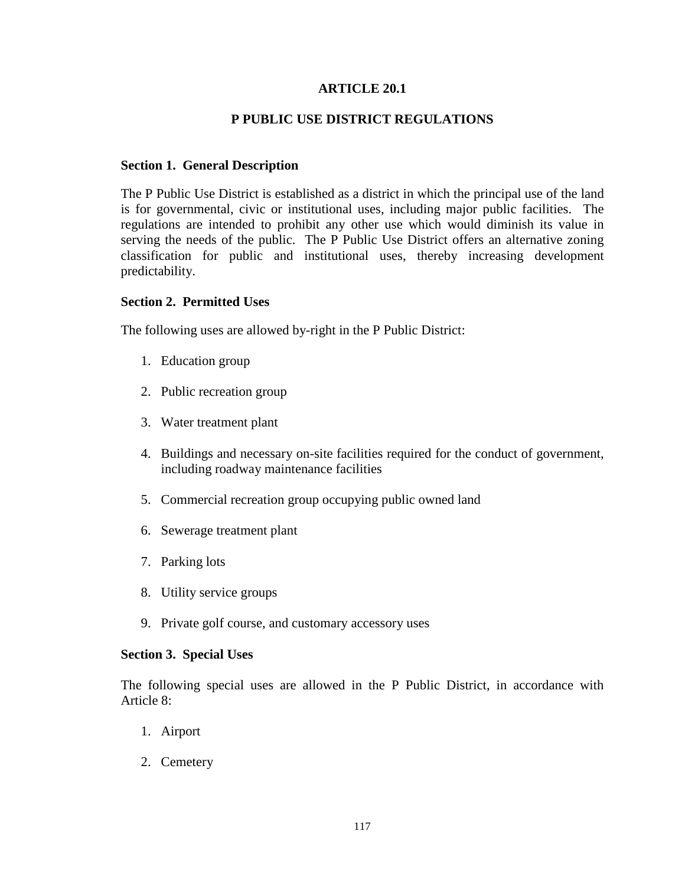# ARTICLE 20.1

## P PUBLIC USE DISTRICT REGULATIONS

### Section 1. General Description

The P Public Use District is established as a district in which the principal use of the land is for governmental, civic or institutional uses, including major public facilities. The regulations are intended to prohibit any other use which would diminish its value in serving the needs of the public. The P Public Use District offers an alternative zoning classification for public and institutional uses, thereby increasing development predictability.

### Section 2. Permitted Uses

The following uses are allowed by-right in the P Public District:

1. Education group
2. Public recreation group
3. Water treatment plant
4. Buildings and necessary on-site facilities required for the conduct of government, including roadway maintenance facilities
5. Commercial recreation group occupying public owned land
6. Sewerage treatment plant
7. Parking lots
8. Utility service groups
9. Private golf course, and customary accessory uses

### Section 3. Special Uses

The following special uses are allowed in the P Public District, in accordance with Article 8:

1. Airport
2. Cemetery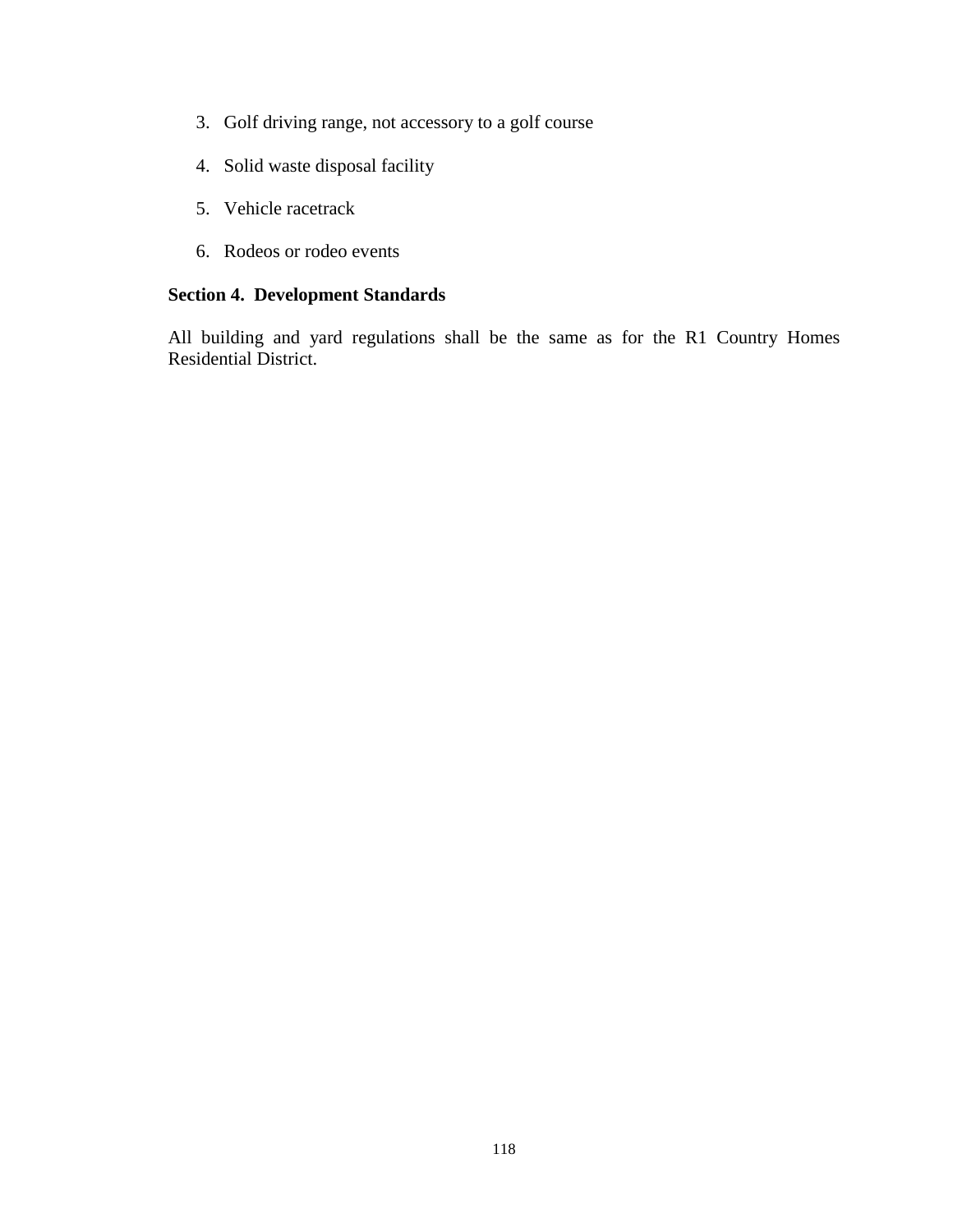3. Golf driving range, not accessory to a golf course

4. Solid waste disposal facility

5. Vehicle racetrack

6. Rodeos or rodeo events

**Section 4. Development Standards**

All building and yard regulations shall be the same as for the R1 Country Homes Residential District.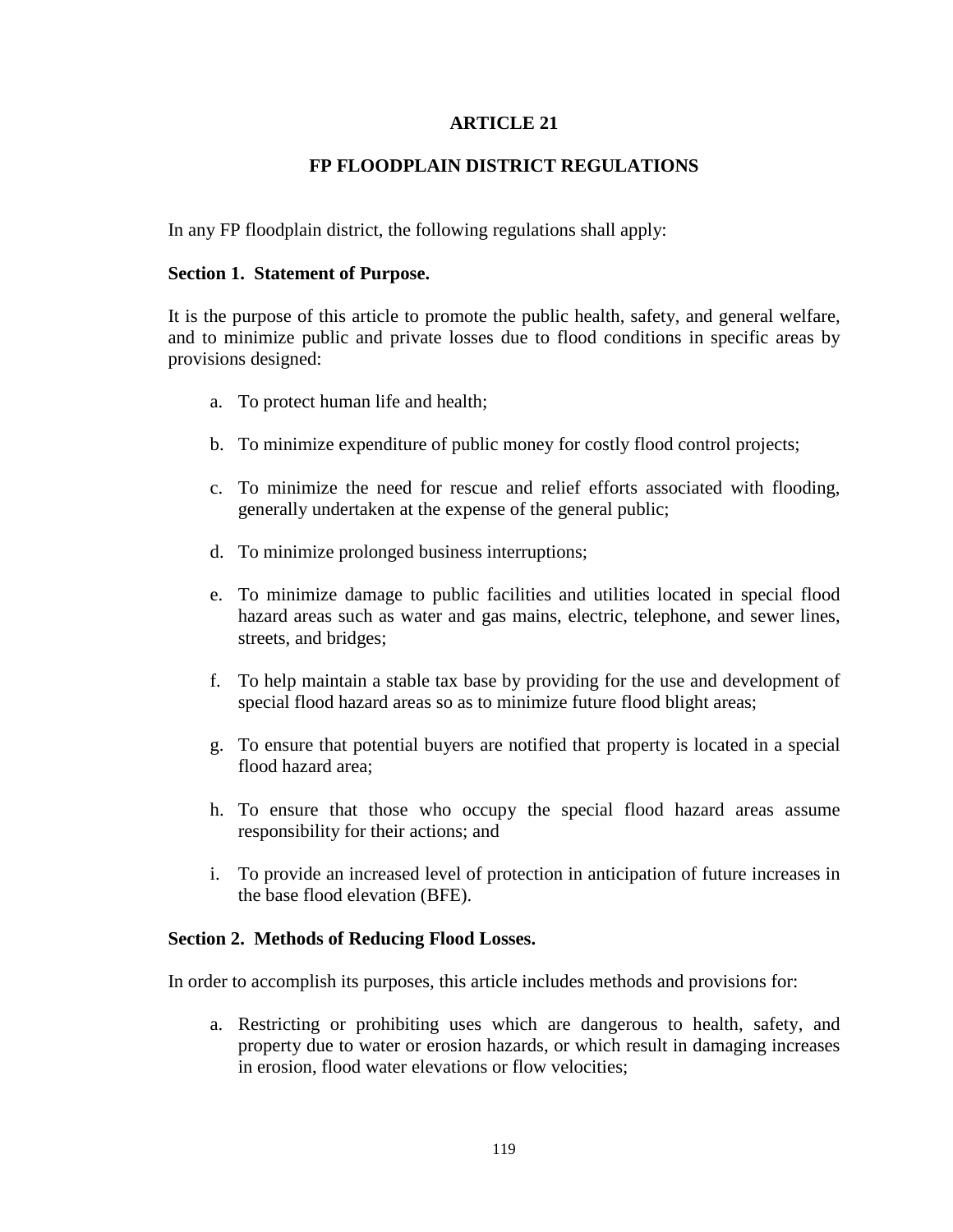# ARTICLE 21

## FP FLOODPLAIN DISTRICT REGULATIONS

In any FP floodplain district, the following regulations shall apply:

**Section 1. Statement of Purpose.**

It is the purpose of this article to promote the public health, safety, and general welfare, and to minimize public and private losses due to flood conditions in specific areas by provisions designed:

a. To protect human life and health;

b. To minimize expenditure of public money for costly flood control projects;

c. To minimize the need for rescue and relief efforts associated with flooding, generally undertaken at the expense of the general public;

d. To minimize prolonged business interruptions;

e. To minimize damage to public facilities and utilities located in special flood hazard areas such as water and gas mains, electric, telephone, and sewer lines, streets, and bridges;

f. To help maintain a stable tax base by providing for the use and development of special flood hazard areas so as to minimize future flood blight areas;

g. To ensure that potential buyers are notified that property is located in a special flood hazard area;

h. To ensure that those who occupy the special flood hazard areas assume responsibility for their actions; and

i. To provide an increased level of protection in anticipation of future increases in the base flood elevation (BFE).

**Section 2. Methods of Reducing Flood Losses.**

In order to accomplish its purposes, this article includes methods and provisions for:

a. Restricting or prohibiting uses which are dangerous to health, safety, and property due to water or erosion hazards, or which result in damaging increases in erosion, flood water elevations or flow velocities;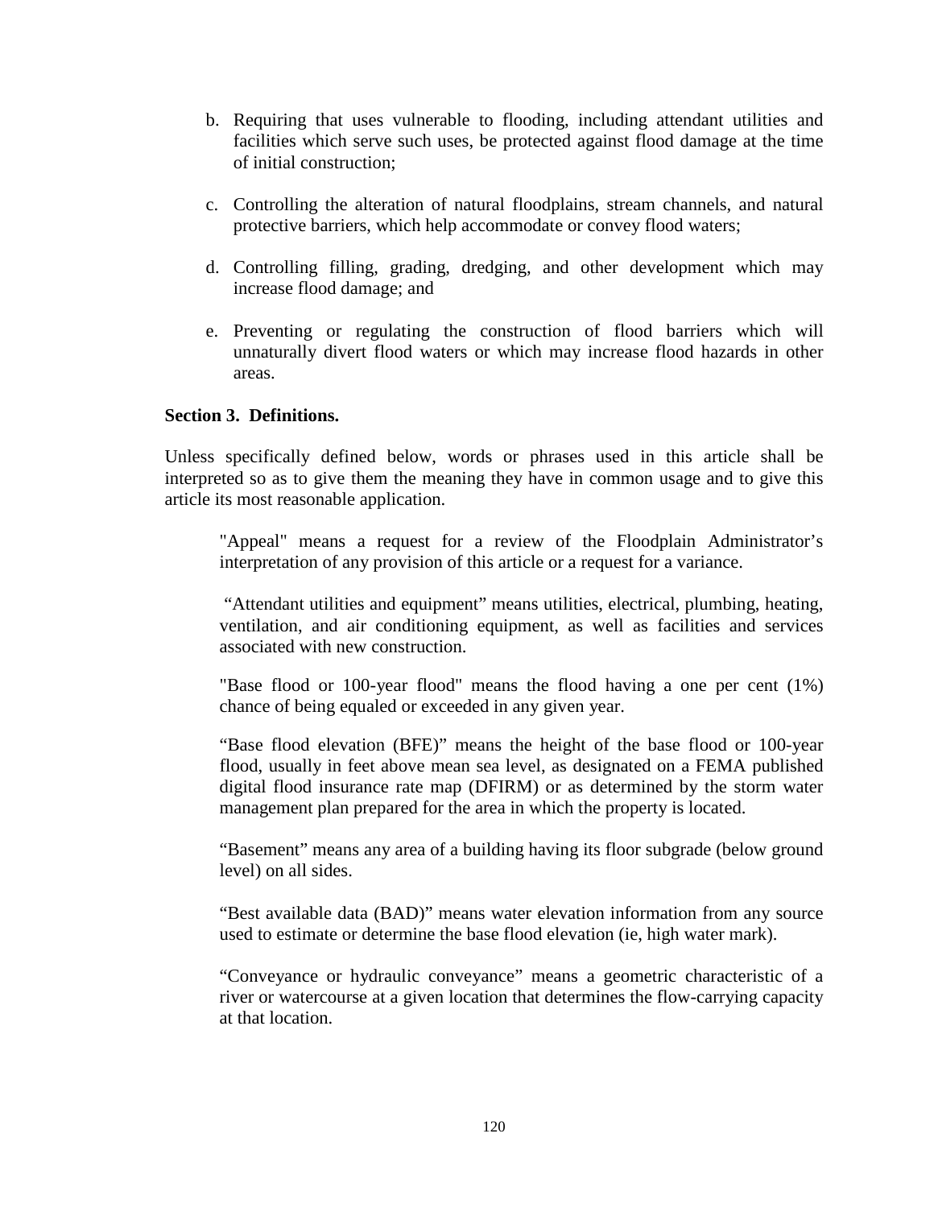b. Requiring that uses vulnerable to flooding, including attendant utilities and facilities which serve such uses, be protected against flood damage at the time of initial construction;

c. Controlling the alteration of natural floodplains, stream channels, and natural protective barriers, which help accommodate or convey flood waters;

d. Controlling filling, grading, dredging, and other development which may increase flood damage; and

e. Preventing or regulating the construction of flood barriers which will unnaturally divert flood waters or which may increase flood hazards in other areas.

**Section 3. Definitions.**

Unless specifically defined below, words or phrases used in this article shall be interpreted so as to give them the meaning they have in common usage and to give this article its most reasonable application.

"Appeal" means a request for a review of the Floodplain Administrator's interpretation of any provision of this article or a request for a variance.

"Attendant utilities and equipment" means utilities, electrical, plumbing, heating, ventilation, and air conditioning equipment, as well as facilities and services associated with new construction.

"Base flood or 100-year flood" means the flood having a one per cent (1%) chance of being equaled or exceeded in any given year.

"Base flood elevation (BFE)" means the height of the base flood or 100-year flood, usually in feet above mean sea level, as designated on a FEMA published digital flood insurance rate map (DFIRM) or as determined by the storm water management plan prepared for the area in which the property is located.

"Basement" means any area of a building having its floor subgrade (below ground level) on all sides.

"Best available data (BAD)" means water elevation information from any source used to estimate or determine the base flood elevation (ie, high water mark).

"Conveyance or hydraulic conveyance" means a geometric characteristic of a river or watercourse at a given location that determines the flow-carrying capacity at that location.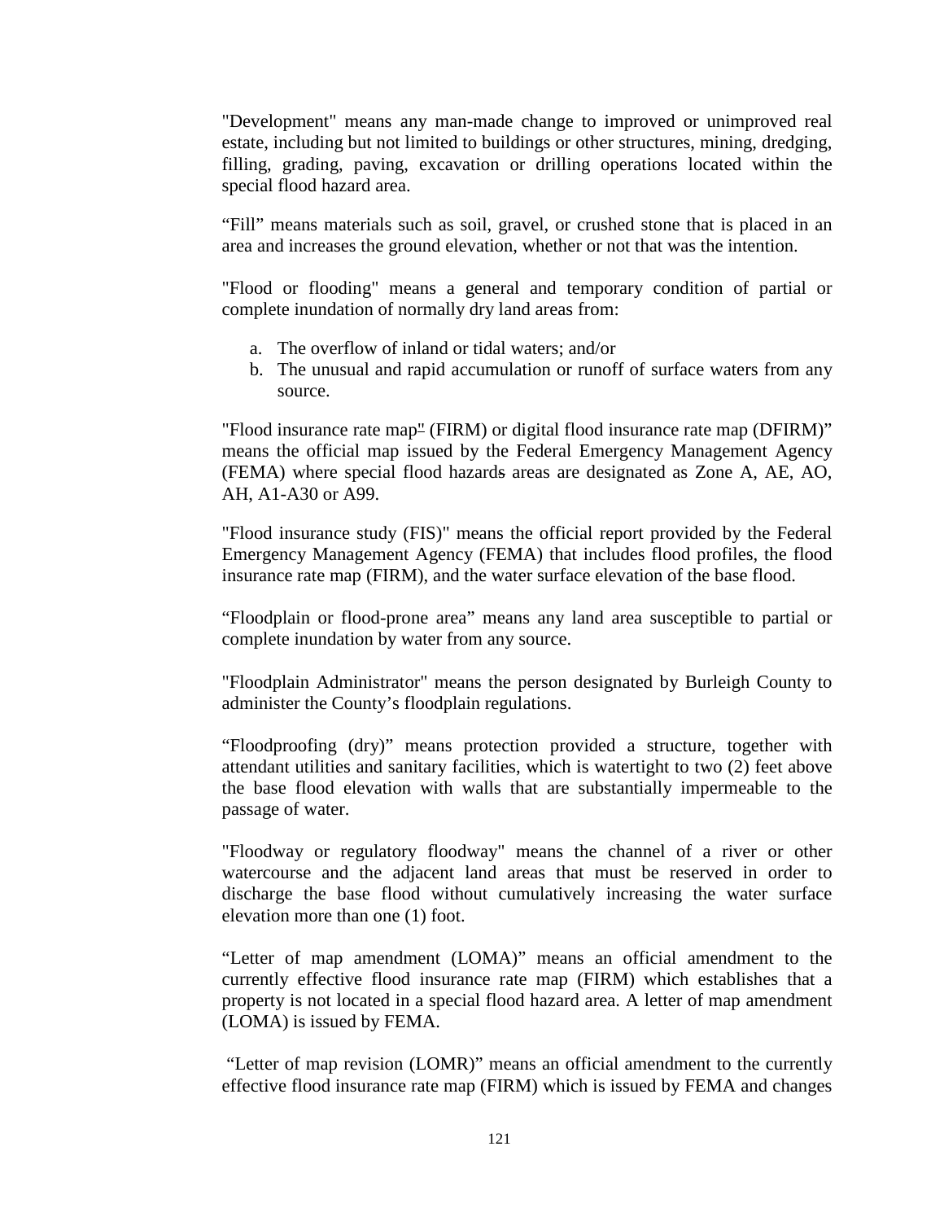"Development" means any man-made change to improved or unimproved real estate, including but not limited to buildings or other structures, mining, dredging, filling, grading, paving, excavation or drilling operations located within the special flood hazard area.

“Fill” means materials such as soil, gravel, or crushed stone that is placed in an area and increases the ground elevation, whether or not that was the intention.

"Flood or flooding" means a general and temporary condition of partial or complete inundation of normally dry land areas from:

a. The overflow of inland or tidal waters; and/or
b. The unusual and rapid accumulation or runoff of surface waters from any source.

"Flood insurance rate map" (FIRM) or digital flood insurance rate map (DFIRM)” means the official map issued by the Federal Emergency Management Agency (FEMA) where special flood hazards areas are designated as Zone A, AE, AO, AH, A1-A30 or A99.

"Flood insurance study (FIS)" means the official report provided by the Federal Emergency Management Agency (FEMA) that includes flood profiles, the flood insurance rate map (FIRM), and the water surface elevation of the base flood.

“Floodplain or flood-prone area” means any land area susceptible to partial or complete inundation by water from any source.

"Floodplain Administrator" means the person designated by Burleigh County to administer the County’s floodplain regulations.

“Floodproofing (dry)” means protection provided a structure, together with attendant utilities and sanitary facilities, which is watertight to two (2) feet above the base flood elevation with walls that are substantially impermeable to the passage of water.

"Floodway or regulatory floodway" means the channel of a river or other watercourse and the adjacent land areas that must be reserved in order to discharge the base flood without cumulatively increasing the water surface elevation more than one (1) foot.

“Letter of map amendment (LOMA)” means an official amendment to the currently effective flood insurance rate map (FIRM) which establishes that a property is not located in a special flood hazard area. A letter of map amendment (LOMA) is issued by FEMA.

“Letter of map revision (LOMR)” means an official amendment to the currently effective flood insurance rate map (FIRM) which is issued by FEMA and changes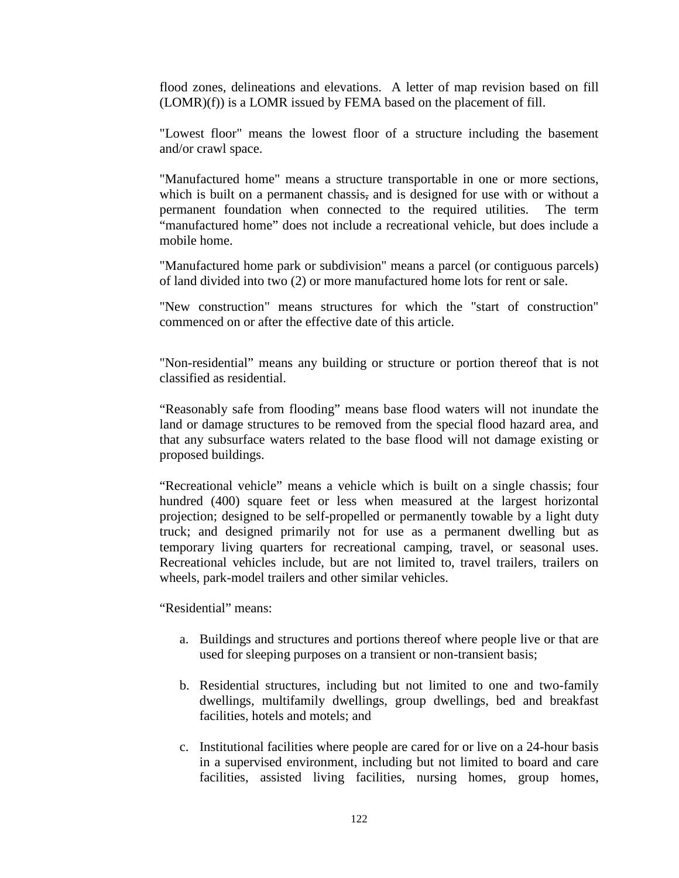flood zones, delineations and elevations. A letter of map revision based on fill (LOMR)(f)) is a LOMR issued by FEMA based on the placement of fill.

"Lowest floor" means the lowest floor of a structure including the basement and/or crawl space.

"Manufactured home" means a structure transportable in one or more sections, which is built on a permanent chassis, and is designed for use with or without a permanent foundation when connected to the required utilities. The term "manufactured home" does not include a recreational vehicle, but does include a mobile home.

"Manufactured home park or subdivision" means a parcel (or contiguous parcels) of land divided into two (2) or more manufactured home lots for rent or sale.

"New construction" means structures for which the "start of construction" commenced on or after the effective date of this article.

"Non-residential" means any building or structure or portion thereof that is not classified as residential.

"Reasonably safe from flooding" means base flood waters will not inundate the land or damage structures to be removed from the special flood hazard area, and that any subsurface waters related to the base flood will not damage existing or proposed buildings.

"Recreational vehicle" means a vehicle which is built on a single chassis; four hundred (400) square feet or less when measured at the largest horizontal projection; designed to be self-propelled or permanently towable by a light duty truck; and designed primarily not for use as a permanent dwelling but as temporary living quarters for recreational camping, travel, or seasonal uses. Recreational vehicles include, but are not limited to, travel trailers, trailers on wheels, park-model trailers and other similar vehicles.

"Residential" means:

a. Buildings and structures and portions thereof where people live or that are used for sleeping purposes on a transient or non-transient basis;

b. Residential structures, including but not limited to one and two-family dwellings, multifamily dwellings, group dwellings, bed and breakfast facilities, hotels and motels; and

c. Institutional facilities where people are cared for or live on a 24-hour basis in a supervised environment, including but not limited to board and care facilities, assisted living facilities, nursing homes, group homes,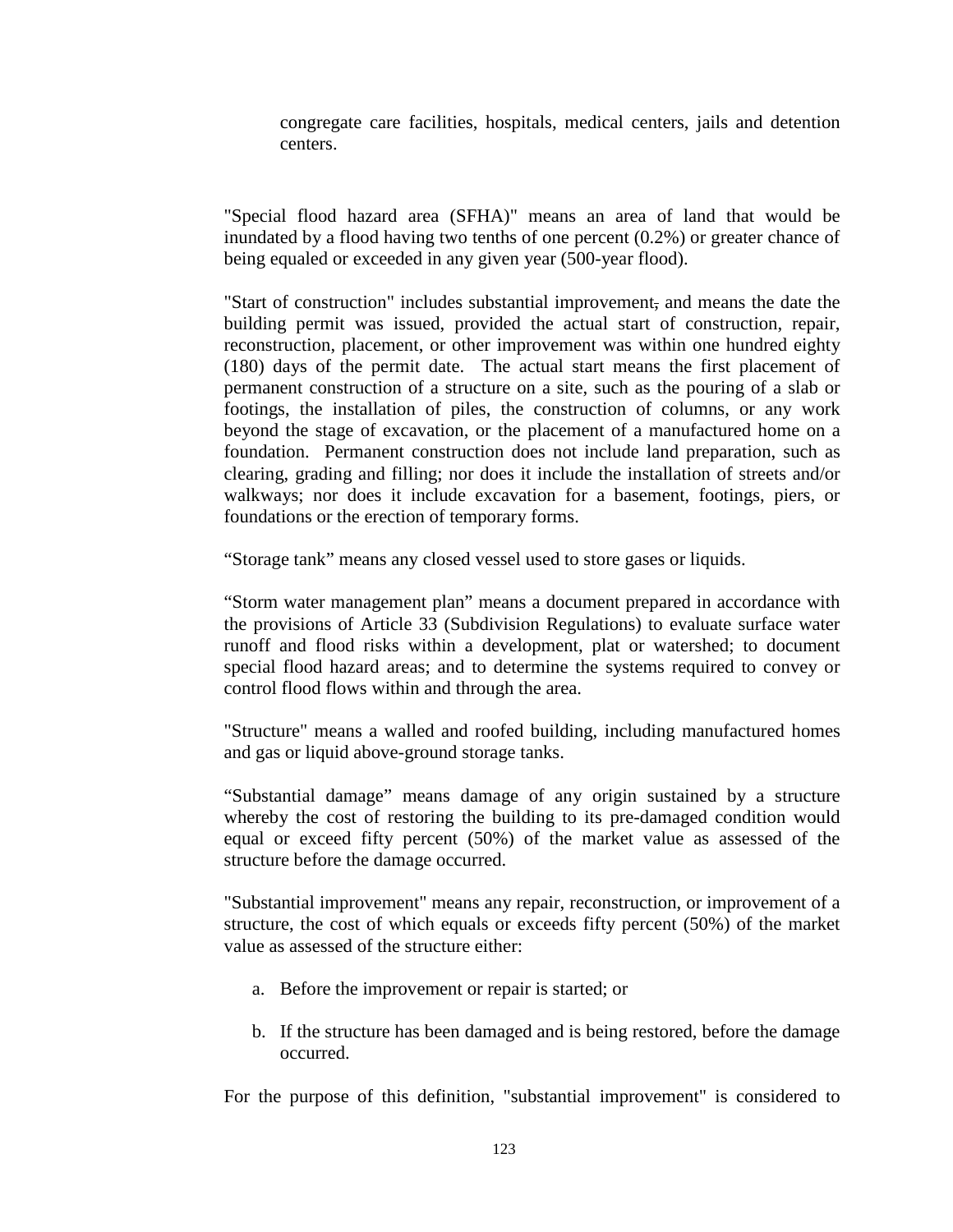congregate care facilities, hospitals, medical centers, jails and detention centers.

"Special flood hazard area (SFHA)" means an area of land that would be inundated by a flood having two tenths of one percent (0.2%) or greater chance of being equaled or exceeded in any given year (500-year flood).

"Start of construction" includes substantial improvement, and means the date the building permit was issued, provided the actual start of construction, repair, reconstruction, placement, or other improvement was within one hundred eighty (180) days of the permit date. The actual start means the first placement of permanent construction of a structure on a site, such as the pouring of a slab or footings, the installation of piles, the construction of columns, or any work beyond the stage of excavation, or the placement of a manufactured home on a foundation. Permanent construction does not include land preparation, such as clearing, grading and filling; nor does it include the installation of streets and/or walkways; nor does it include excavation for a basement, footings, piers, or foundations or the erection of temporary forms.

“Storage tank” means any closed vessel used to store gases or liquids.

“Storm water management plan” means a document prepared in accordance with the provisions of Article 33 (Subdivision Regulations) to evaluate surface water runoff and flood risks within a development, plat or watershed; to document special flood hazard areas; and to determine the systems required to convey or control flood flows within and through the area.

"Structure" means a walled and roofed building, including manufactured homes and gas or liquid above-ground storage tanks.

“Substantial damage” means damage of any origin sustained by a structure whereby the cost of restoring the building to its pre-damaged condition would equal or exceed fifty percent (50%) of the market value as assessed of the structure before the damage occurred.

"Substantial improvement" means any repair, reconstruction, or improvement of a structure, the cost of which equals or exceeds fifty percent (50%) of the market value as assessed of the structure either:

a. Before the improvement or repair is started; or

b. If the structure has been damaged and is being restored, before the damage occurred.

For the purpose of this definition, "substantial improvement" is considered to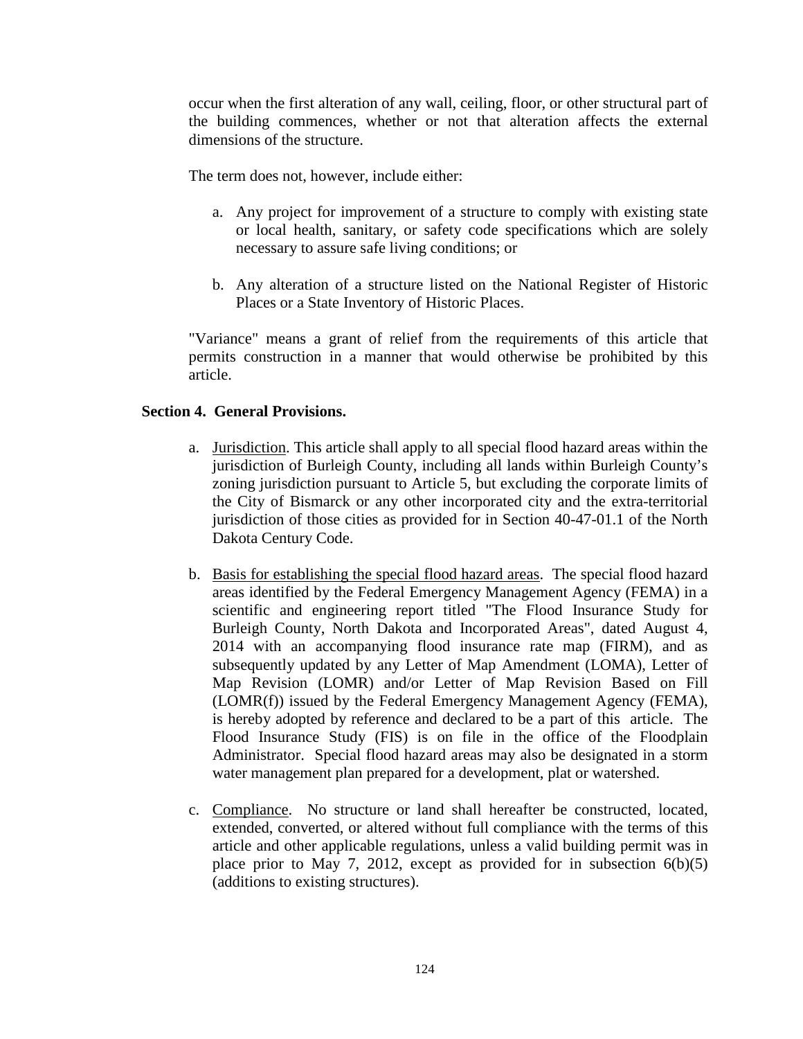occur when the first alteration of any wall, ceiling, floor, or other structural part of the building commences, whether or not that alteration affects the external dimensions of the structure.

The term does not, however, include either:

a. Any project for improvement of a structure to comply with existing state or local health, sanitary, or safety code specifications which are solely necessary to assure safe living conditions; or

b. Any alteration of a structure listed on the National Register of Historic Places or a State Inventory of Historic Places.

"Variance" means a grant of relief from the requirements of this article that permits construction in a manner that would otherwise be prohibited by this article.

**Section 4. General Provisions.**

a. Jurisdiction. This article shall apply to all special flood hazard areas within the jurisdiction of Burleigh County, including all lands within Burleigh County's zoning jurisdiction pursuant to Article 5, but excluding the corporate limits of the City of Bismarck or any other incorporated city and the extra-territorial jurisdiction of those cities as provided for in Section 40-47-01.1 of the North Dakota Century Code.

b. Basis for establishing the special flood hazard areas. The special flood hazard areas identified by the Federal Emergency Management Agency (FEMA) in a scientific and engineering report titled "The Flood Insurance Study for Burleigh County, North Dakota and Incorporated Areas", dated August 4, 2014 with an accompanying flood insurance rate map (FIRM), and as subsequently updated by any Letter of Map Amendment (LOMA), Letter of Map Revision (LOMR) and/or Letter of Map Revision Based on Fill (LOMR(f)) issued by the Federal Emergency Management Agency (FEMA), is hereby adopted by reference and declared to be a part of this article. The Flood Insurance Study (FIS) is on file in the office of the Floodplain Administrator. Special flood hazard areas may also be designated in a storm water management plan prepared for a development, plat or watershed.

c. Compliance. No structure or land shall hereafter be constructed, located, extended, converted, or altered without full compliance with the terms of this article and other applicable regulations, unless a valid building permit was in place prior to May 7, 2012, except as provided for in subsection 6(b)(5) (additions to existing structures).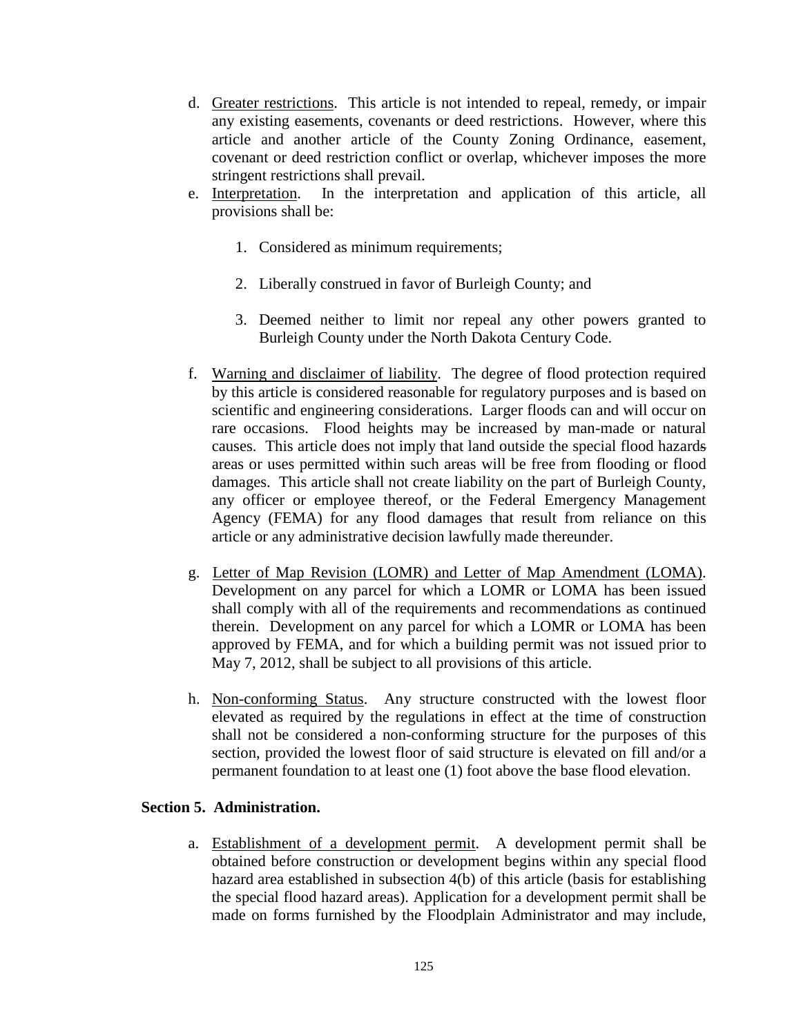d. <u>Greater restrictions</u>. This article is not intended to repeal, remedy, or impair any existing easements, covenants or deed restrictions. However, where this article and another article of the County Zoning Ordinance, easement, covenant or deed restriction conflict or overlap, whichever imposes the more stringent restrictions shall prevail.

e. <u>Interpretation</u>. In the interpretation and application of this article, all provisions shall be:

   1. Considered as minimum requirements;

   2. Liberally construed in favor of Burleigh County; and

   3. Deemed neither to limit nor repeal any other powers granted to Burleigh County under the North Dakota Century Code.

f. <u>Warning and disclaimer of liability</u>. The degree of flood protection required by this article is considered reasonable for regulatory purposes and is based on scientific and engineering considerations. Larger floods can and will occur on rare occasions. Flood heights may be increased by man-made or natural causes. This article does not imply that land outside the special flood hazards areas or uses permitted within such areas will be free from flooding or flood damages. This article shall not create liability on the part of Burleigh County, any officer or employee thereof, or the Federal Emergency Management Agency (FEMA) for any flood damages that result from reliance on this article or any administrative decision lawfully made thereunder.

g. <u>Letter of Map Revision (LOMR) and Letter of Map Amendment (LOMA)</u>. Development on any parcel for which a LOMR or LOMA has been issued shall comply with all of the requirements and recommendations as continued therein. Development on any parcel for which a LOMR or LOMA has been approved by FEMA, and for which a building permit was not issued prior to May 7, 2012, shall be subject to all provisions of this article.

h. <u>Non-conforming Status</u>. Any structure constructed with the lowest floor elevated as required by the regulations in effect at the time of construction shall not be considered a non-conforming structure for the purposes of this section, provided the lowest floor of said structure is elevated on fill and/or a permanent foundation to at least one (1) foot above the base flood elevation.

**Section 5. Administration.**

a. <u>Establishment of a development permit</u>. A development permit shall be obtained before construction or development begins within any special flood hazard area established in subsection 4(b) of this article (basis for establishing the special flood hazard areas). Application for a development permit shall be made on forms furnished by the Floodplain Administrator and may include,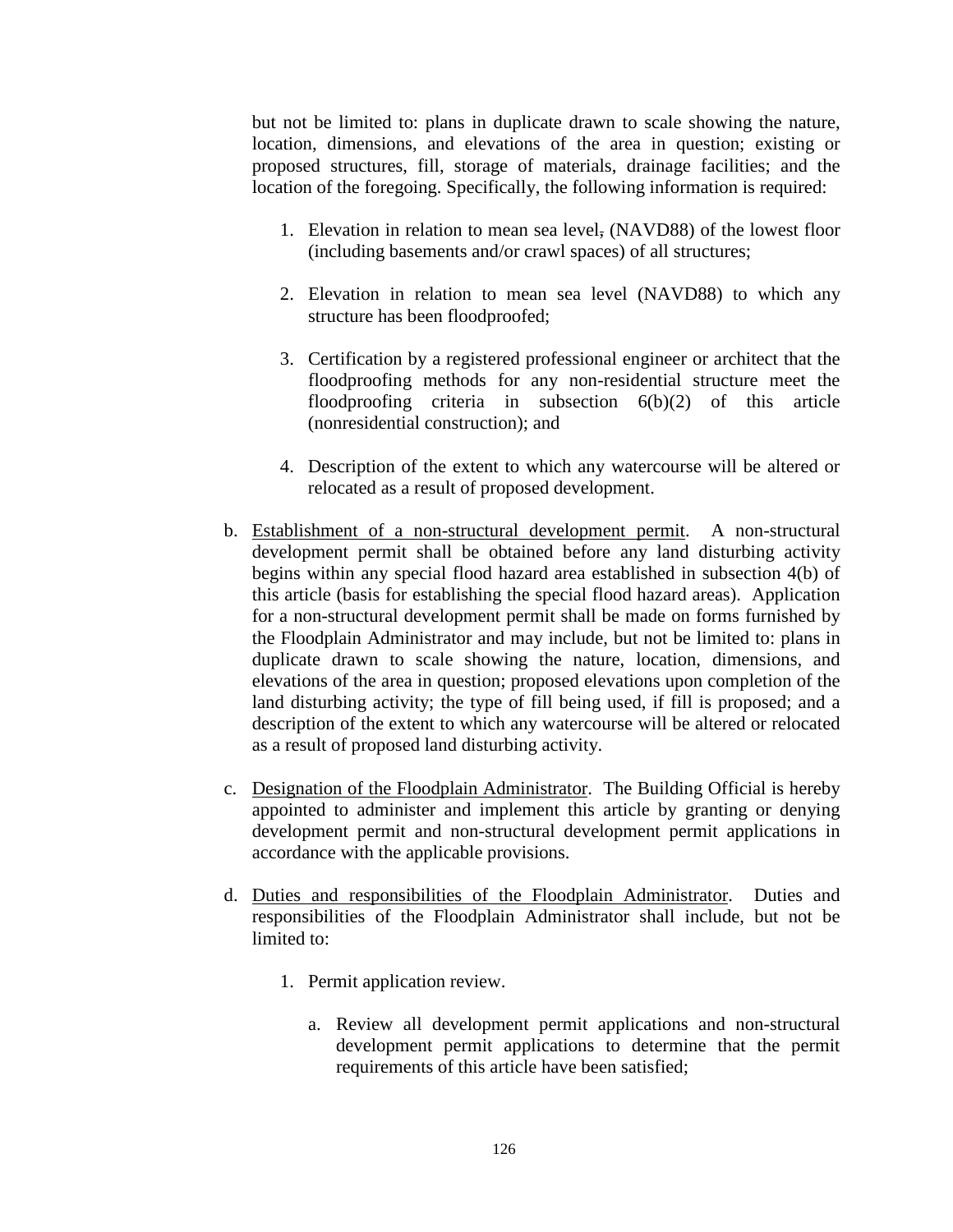but not be limited to: plans in duplicate drawn to scale showing the nature, location, dimensions, and elevations of the area in question; existing or proposed structures, fill, storage of materials, drainage facilities; and the location of the foregoing. Specifically, the following information is required:

1. Elevation in relation to mean sea level, (NAVD88) of the lowest floor (including basements and/or crawl spaces) of all structures;

2. Elevation in relation to mean sea level (NAVD88) to which any structure has been floodproofed;

3. Certification by a registered professional engineer or architect that the floodproofing methods for any non-residential structure meet the floodproofing criteria in subsection 6(b)(2) of this article (nonresidential construction); and

4. Description of the extent to which any watercourse will be altered or relocated as a result of proposed development.

b. Establishment of a non-structural development permit. A non-structural development permit shall be obtained before any land disturbing activity begins within any special flood hazard area established in subsection 4(b) of this article (basis for establishing the special flood hazard areas). Application for a non-structural development permit shall be made on forms furnished by the Floodplain Administrator and may include, but not be limited to: plans in duplicate drawn to scale showing the nature, location, dimensions, and elevations of the area in question; proposed elevations upon completion of the land disturbing activity; the type of fill being used, if fill is proposed; and a description of the extent to which any watercourse will be altered or relocated as a result of proposed land disturbing activity.

c. Designation of the Floodplain Administrator. The Building Official is hereby appointed to administer and implement this article by granting or denying development permit and non-structural development permit applications in accordance with the applicable provisions.

d. Duties and responsibilities of the Floodplain Administrator. Duties and responsibilities of the Floodplain Administrator shall include, but not be limited to:

   1. Permit application review.

      a. Review all development permit applications and non-structural development permit applications to determine that the permit requirements of this article have been satisfied;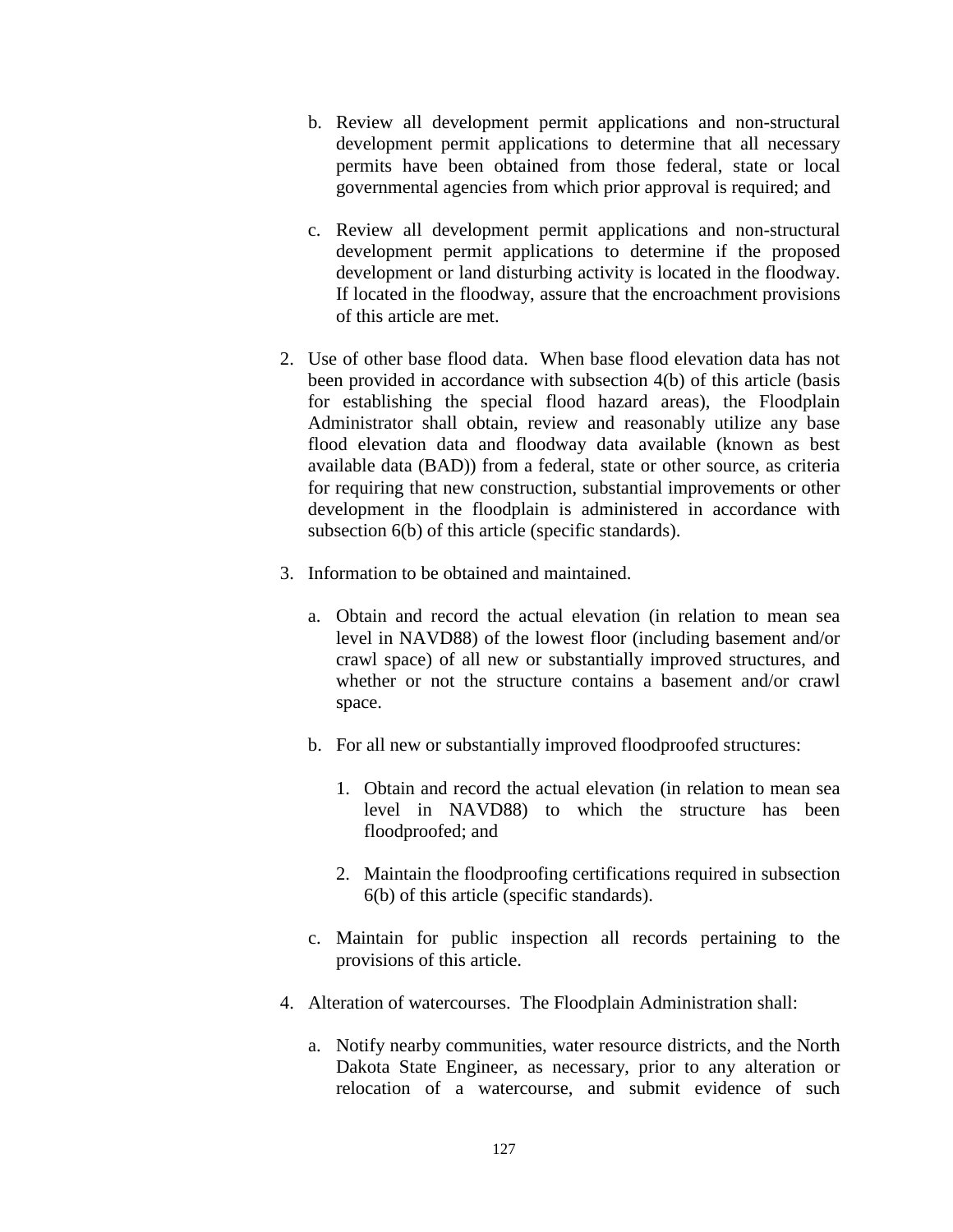b. Review all development permit applications and non-structural development permit applications to determine that all necessary permits have been obtained from those federal, state or local governmental agencies from which prior approval is required; and

c. Review all development permit applications and non-structural development permit applications to determine if the proposed development or land disturbing activity is located in the floodway. If located in the floodway, assure that the encroachment provisions of this article are met.

2. Use of other base flood data. When base flood elevation data has not been provided in accordance with subsection 4(b) of this article (basis for establishing the special flood hazard areas), the Floodplain Administrator shall obtain, review and reasonably utilize any base flood elevation data and floodway data available (known as best available data (BAD)) from a federal, state or other source, as criteria for requiring that new construction, substantial improvements or other development in the floodplain is administered in accordance with subsection 6(b) of this article (specific standards).

3. Information to be obtained and maintained.

   a. Obtain and record the actual elevation (in relation to mean sea level in NAVD88) of the lowest floor (including basement and/or crawl space) of all new or substantially improved structures, and whether or not the structure contains a basement and/or crawl space.

   b. For all new or substantially improved floodproofed structures:

      1. Obtain and record the actual elevation (in relation to mean sea level in NAVD88) to which the structure has been floodproofed; and

      2. Maintain the floodproofing certifications required in subsection 6(b) of this article (specific standards).

   c. Maintain for public inspection all records pertaining to the provisions of this article.

4. Alteration of watercourses. The Floodplain Administration shall:

   a. Notify nearby communities, water resource districts, and the North Dakota State Engineer, as necessary, prior to any alteration or relocation of a watercourse, and submit evidence of such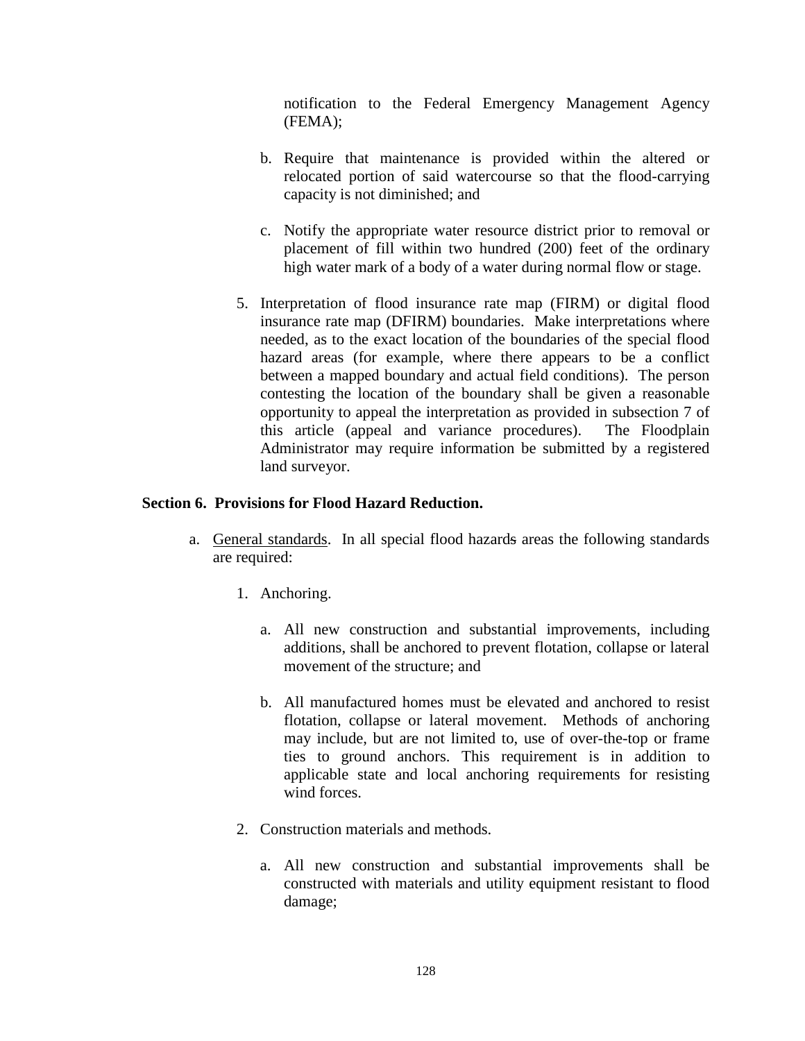notification to the Federal Emergency Management Agency (FEMA);

b. Require that maintenance is provided within the altered or relocated portion of said watercourse so that the flood-carrying capacity is not diminished; and

c. Notify the appropriate water resource district prior to removal or placement of fill within two hundred (200) feet of the ordinary high water mark of a body of a water during normal flow or stage.

5. Interpretation of flood insurance rate map (FIRM) or digital flood insurance rate map (DFIRM) boundaries. Make interpretations where needed, as to the exact location of the boundaries of the special flood hazard areas (for example, where there appears to be a conflict between a mapped boundary and actual field conditions). The person contesting the location of the boundary shall be given a reasonable opportunity to appeal the interpretation as provided in subsection 7 of this article (appeal and variance procedures). The Floodplain Administrator may require information be submitted by a registered land surveyor.

**Section 6. Provisions for Flood Hazard Reduction.**

a. General standards. In all special flood hazards areas the following standards are required:

1. Anchoring.

   a. All new construction and substantial improvements, including additions, shall be anchored to prevent flotation, collapse or lateral movement of the structure; and

   b. All manufactured homes must be elevated and anchored to resist flotation, collapse or lateral movement. Methods of anchoring may include, but are not limited to, use of over-the-top or frame ties to ground anchors. This requirement is in addition to applicable state and local anchoring requirements for resisting wind forces.

2. Construction materials and methods.

   a. All new construction and substantial improvements shall be constructed with materials and utility equipment resistant to flood damage;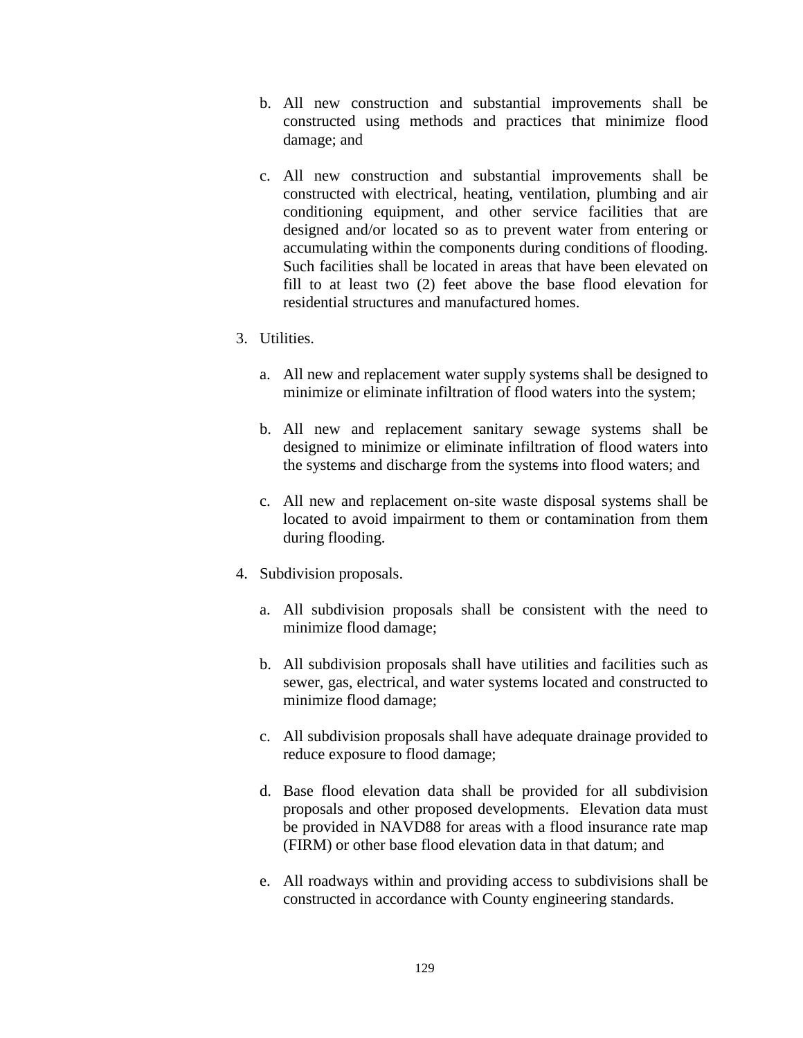b. All new construction and substantial improvements shall be constructed using methods and practices that minimize flood damage; and

c. All new construction and substantial improvements shall be constructed with electrical, heating, ventilation, plumbing and air conditioning equipment, and other service facilities that are designed and/or located so as to prevent water from entering or accumulating within the components during conditions of flooding. Such facilities shall be located in areas that have been elevated on fill to at least two (2) feet above the base flood elevation for residential structures and manufactured homes.

3. Utilities.

   a. All new and replacement water supply systems shall be designed to minimize or eliminate infiltration of flood waters into the system;

   b. All new and replacement sanitary sewage systems shall be designed to minimize or eliminate infiltration of flood waters into the systems and discharge from the systems into flood waters; and

   c. All new and replacement on-site waste disposal systems shall be located to avoid impairment to them or contamination from them during flooding.

4. Subdivision proposals.

   a. All subdivision proposals shall be consistent with the need to minimize flood damage;

   b. All subdivision proposals shall have utilities and facilities such as sewer, gas, electrical, and water systems located and constructed to minimize flood damage;

   c. All subdivision proposals shall have adequate drainage provided to reduce exposure to flood damage;

   d. Base flood elevation data shall be provided for all subdivision proposals and other proposed developments. Elevation data must be provided in NAVD88 for areas with a flood insurance rate map (FIRM) or other base flood elevation data in that datum; and

   e. All roadways within and providing access to subdivisions shall be constructed in accordance with County engineering standards.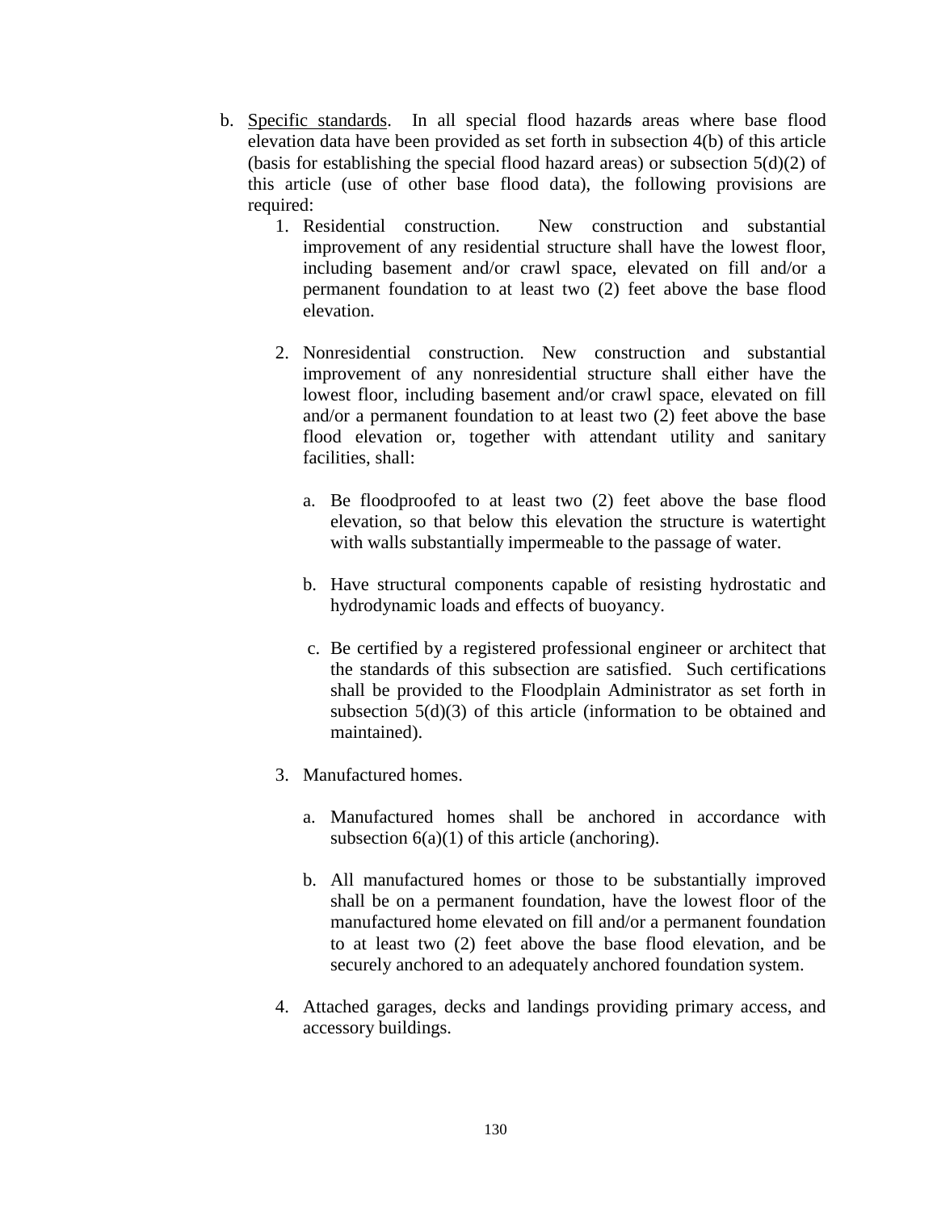b. <u>Specific standards</u>. In all special flood hazards areas where base flood elevation data have been provided as set forth in subsection 4(b) of this article (basis for establishing the special flood hazard areas) or subsection 5(d)(2) of this article (use of other base flood data), the following provisions are required:

   1. Residential construction. New construction and substantial improvement of any residential structure shall have the lowest floor, including basement and/or crawl space, elevated on fill and/or a permanent foundation to at least two (2) feet above the base flood elevation.

   2. Nonresidential construction. New construction and substantial improvement of any nonresidential structure shall either have the lowest floor, including basement and/or crawl space, elevated on fill and/or a permanent foundation to at least two (2) feet above the base flood elevation or, together with attendant utility and sanitary facilities, shall:

      a. Be floodproofed to at least two (2) feet above the base flood elevation, so that below this elevation the structure is watertight with walls substantially impermeable to the passage of water.

      b. Have structural components capable of resisting hydrostatic and hydrodynamic loads and effects of buoyancy.

      c. Be certified by a registered professional engineer or architect that the standards of this subsection are satisfied. Such certifications shall be provided to the Floodplain Administrator as set forth in subsection 5(d)(3) of this article (information to be obtained and maintained).

   3. Manufactured homes.

      a. Manufactured homes shall be anchored in accordance with subsection 6(a)(1) of this article (anchoring).

      b. All manufactured homes or those to be substantially improved shall be on a permanent foundation, have the lowest floor of the manufactured home elevated on fill and/or a permanent foundation to at least two (2) feet above the base flood elevation, and be securely anchored to an adequately anchored foundation system.

   4. Attached garages, decks and landings providing primary access, and accessory buildings.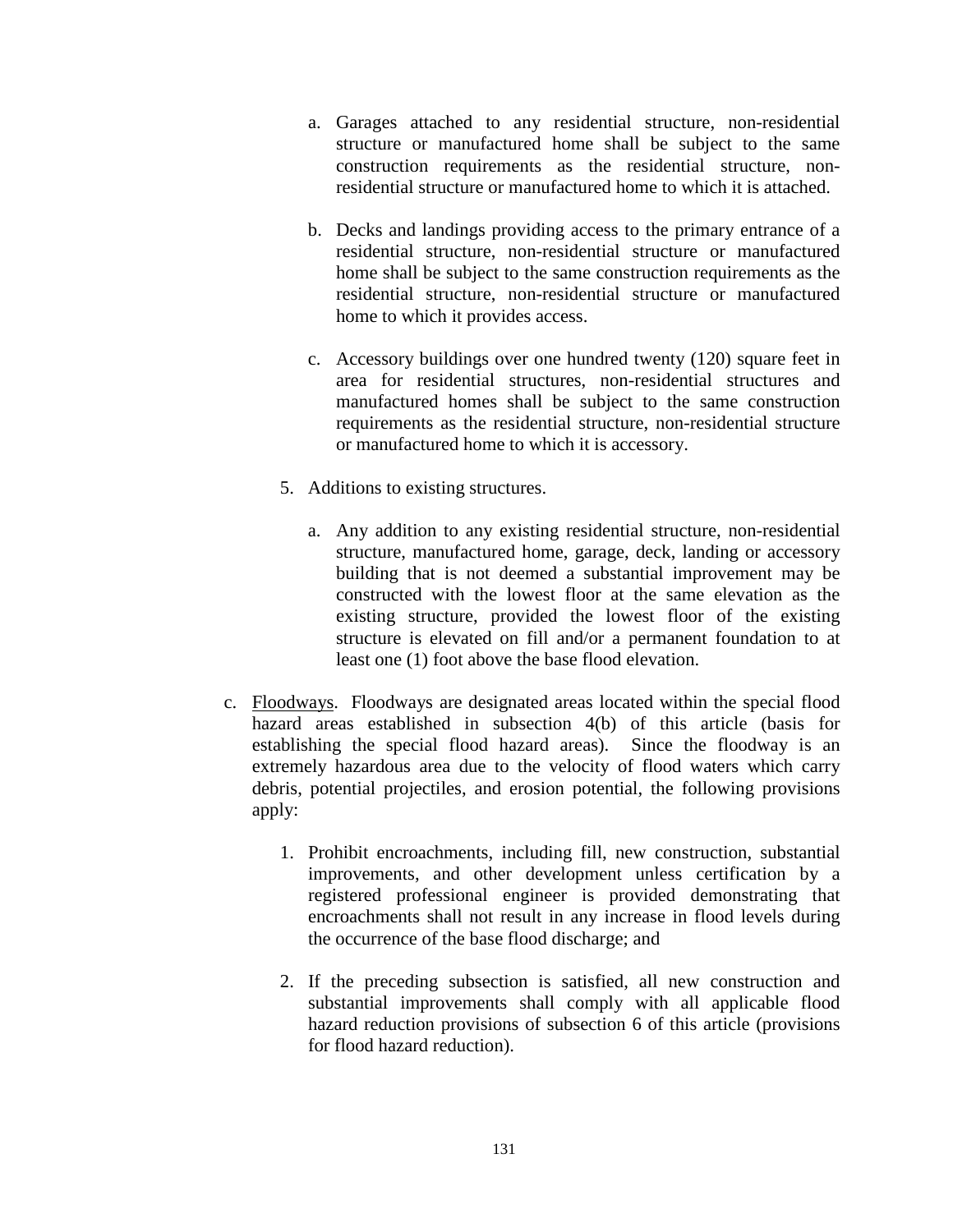a. Garages attached to any residential structure, non-residential structure or manufactured home shall be subject to the same construction requirements as the residential structure, non-residential structure or manufactured home to which it is attached.

b. Decks and landings providing access to the primary entrance of a residential structure, non-residential structure or manufactured home shall be subject to the same construction requirements as the residential structure, non-residential structure or manufactured home to which it provides access.

c. Accessory buildings over one hundred twenty (120) square feet in area for residential structures, non-residential structures and manufactured homes shall be subject to the same construction requirements as the residential structure, non-residential structure or manufactured home to which it is accessory.

5. Additions to existing structures.

   a. Any addition to any existing residential structure, non-residential structure, manufactured home, garage, deck, landing or accessory building that is not deemed a substantial improvement may be constructed with the lowest floor at the same elevation as the existing structure, provided the lowest floor of the existing structure is elevated on fill and/or a permanent foundation to at least one (1) foot above the base flood elevation.

c. <u>Floodways</u>. Floodways are designated areas located within the special flood hazard areas established in subsection 4(b) of this article (basis for establishing the special flood hazard areas). Since the floodway is an extremely hazardous area due to the velocity of flood waters which carry debris, potential projectiles, and erosion potential, the following provisions apply:

   1. Prohibit encroachments, including fill, new construction, substantial improvements, and other development unless certification by a registered professional engineer is provided demonstrating that encroachments shall not result in any increase in flood levels during the occurrence of the base flood discharge; and

   2. If the preceding subsection is satisfied, all new construction and substantial improvements shall comply with all applicable flood hazard reduction provisions of subsection 6 of this article (provisions for flood hazard reduction).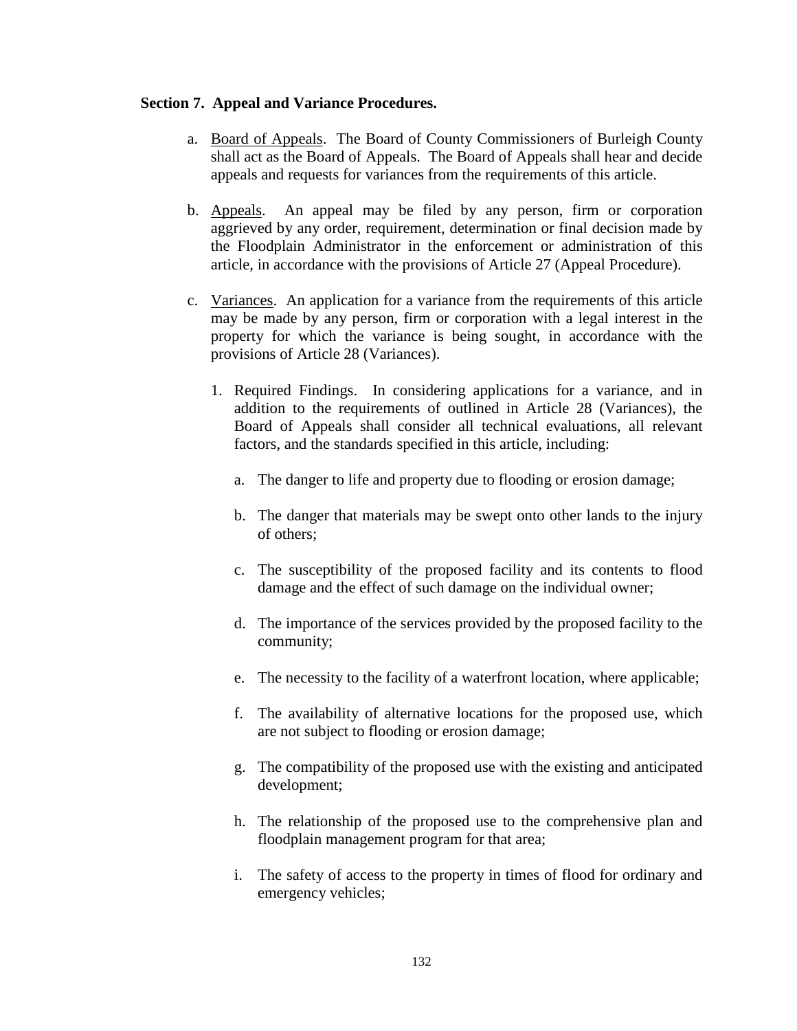**Section 7. Appeal and Variance Procedures.**

a. Board of Appeals. The Board of County Commissioners of Burleigh County shall act as the Board of Appeals. The Board of Appeals shall hear and decide appeals and requests for variances from the requirements of this article.

b. Appeals. An appeal may be filed by any person, firm or corporation aggrieved by any order, requirement, determination or final decision made by the Floodplain Administrator in the enforcement or administration of this article, in accordance with the provisions of Article 27 (Appeal Procedure).

c. Variances. An application for a variance from the requirements of this article may be made by any person, firm or corporation with a legal interest in the property for which the variance is being sought, in accordance with the provisions of Article 28 (Variances).

   1. Required Findings. In considering applications for a variance, and in addition to the requirements of outlined in Article 28 (Variances), the Board of Appeals shall consider all technical evaluations, all relevant factors, and the standards specified in this article, including:

      a. The danger to life and property due to flooding or erosion damage;

      b. The danger that materials may be swept onto other lands to the injury of others;

      c. The susceptibility of the proposed facility and its contents to flood damage and the effect of such damage on the individual owner;

      d. The importance of the services provided by the proposed facility to the community;

      e. The necessity to the facility of a waterfront location, where applicable;

      f. The availability of alternative locations for the proposed use, which are not subject to flooding or erosion damage;

      g. The compatibility of the proposed use with the existing and anticipated development;

      h. The relationship of the proposed use to the comprehensive plan and floodplain management program for that area;

      i. The safety of access to the property in times of flood for ordinary and emergency vehicles;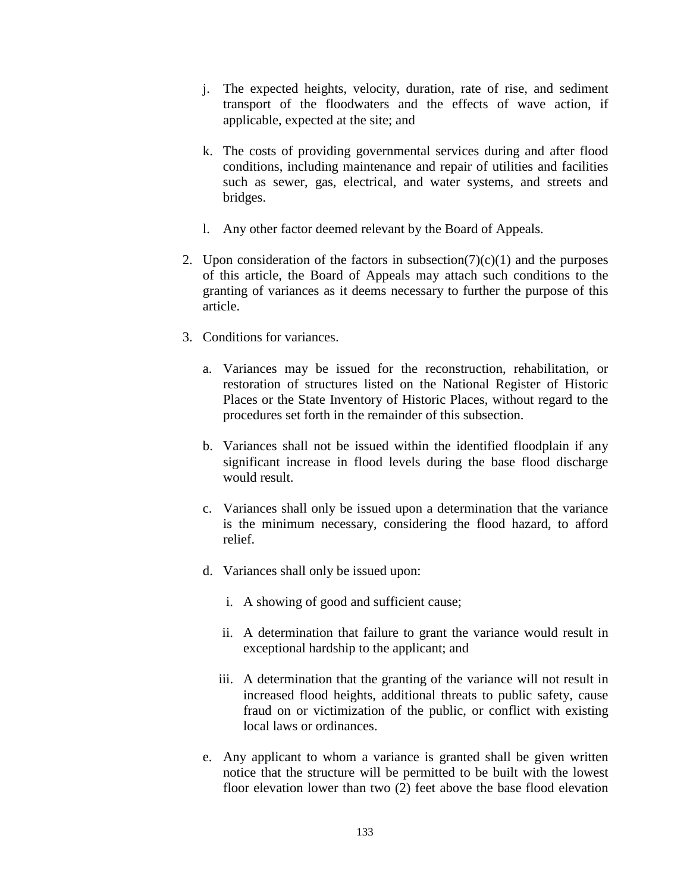j. The expected heights, velocity, duration, rate of rise, and sediment transport of the floodwaters and the effects of wave action, if applicable, expected at the site; and

k. The costs of providing governmental services during and after flood conditions, including maintenance and repair of utilities and facilities such as sewer, gas, electrical, and water systems, and streets and bridges.

l. Any other factor deemed relevant by the Board of Appeals.

2. Upon consideration of the factors in subsection(7)(c)(1) and the purposes of this article, the Board of Appeals may attach such conditions to the granting of variances as it deems necessary to further the purpose of this article.

3. Conditions for variances.

   a. Variances may be issued for the reconstruction, rehabilitation, or restoration of structures listed on the National Register of Historic Places or the State Inventory of Historic Places, without regard to the procedures set forth in the remainder of this subsection.

   b. Variances shall not be issued within the identified floodplain if any significant increase in flood levels during the base flood discharge would result.

   c. Variances shall only be issued upon a determination that the variance is the minimum necessary, considering the flood hazard, to afford relief.

   d. Variances shall only be issued upon:

      i. A showing of good and sufficient cause;

      ii. A determination that failure to grant the variance would result in exceptional hardship to the applicant; and

      iii. A determination that the granting of the variance will not result in increased flood heights, additional threats to public safety, cause fraud on or victimization of the public, or conflict with existing local laws or ordinances.

   e. Any applicant to whom a variance is granted shall be given written notice that the structure will be permitted to be built with the lowest floor elevation lower than two (2) feet above the base flood elevation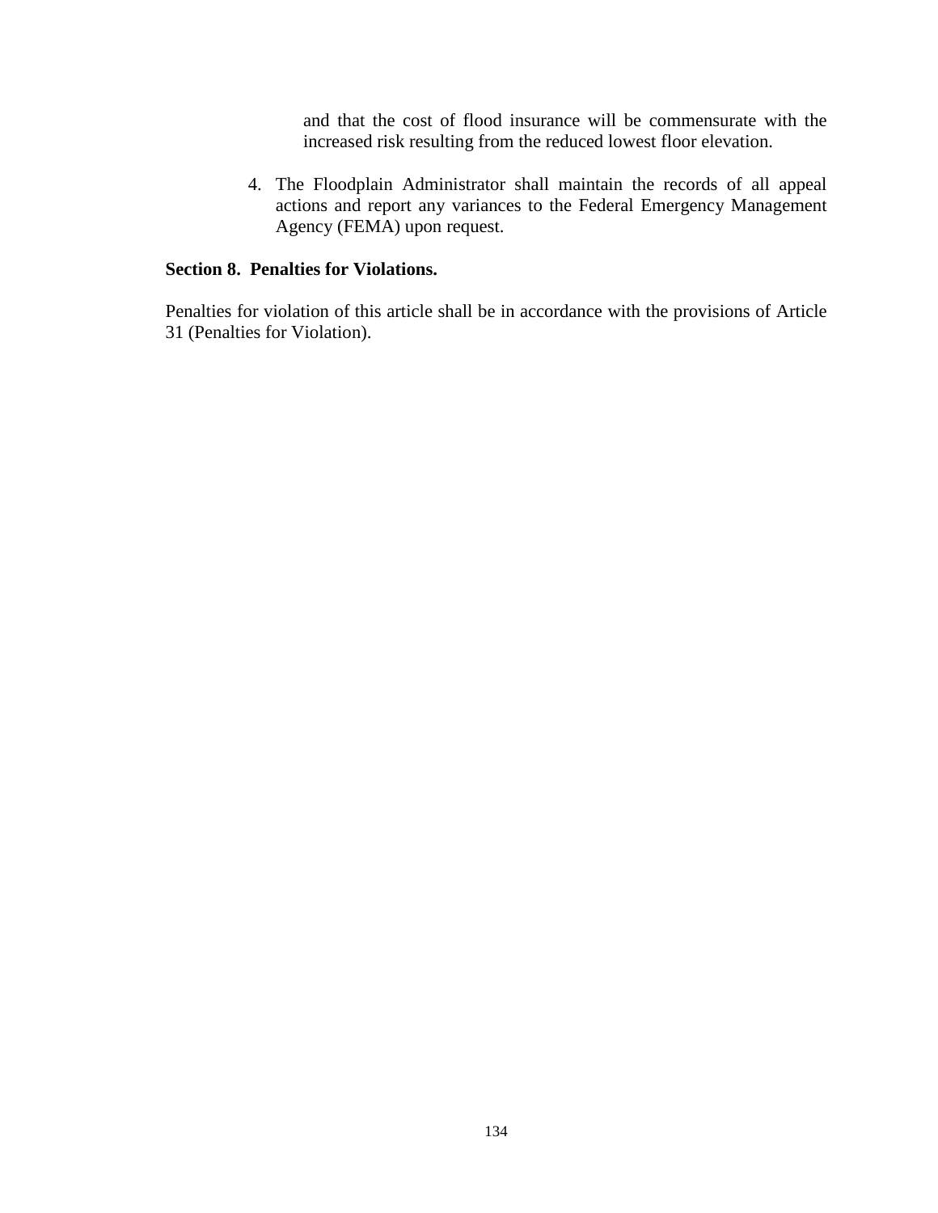and that the cost of flood insurance will be commensurate with the increased risk resulting from the reduced lowest floor elevation.

4. The Floodplain Administrator shall maintain the records of all appeal actions and report any variances to the Federal Emergency Management Agency (FEMA) upon request.

**Section 8. Penalties for Violations.**

Penalties for violation of this article shall be in accordance with the provisions of Article 31 (Penalties for Violation).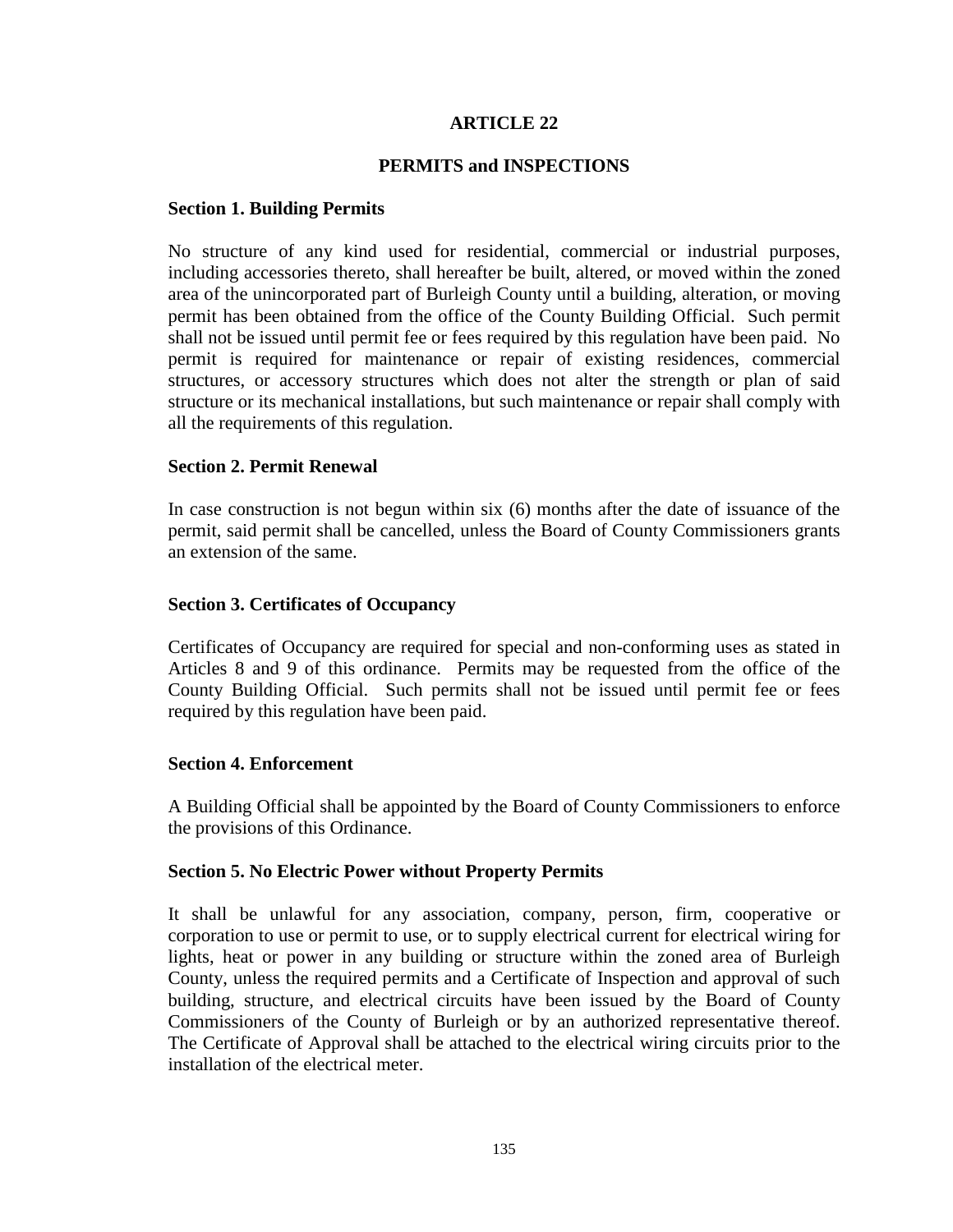# ARTICLE 22

## PERMITS and INSPECTIONS

### Section 1. Building Permits

No structure of any kind used for residential, commercial or industrial purposes, including accessories thereto, shall hereafter be built, altered, or moved within the zoned area of the unincorporated part of Burleigh County until a building, alteration, or moving permit has been obtained from the office of the County Building Official. Such permit shall not be issued until permit fee or fees required by this regulation have been paid. No permit is required for maintenance or repair of existing residences, commercial structures, or accessory structures which does not alter the strength or plan of said structure or its mechanical installations, but such maintenance or repair shall comply with all the requirements of this regulation.

### Section 2. Permit Renewal

In case construction is not begun within six (6) months after the date of issuance of the permit, said permit shall be cancelled, unless the Board of County Commissioners grants an extension of the same.

### Section 3. Certificates of Occupancy

Certificates of Occupancy are required for special and non-conforming uses as stated in Articles 8 and 9 of this ordinance. Permits may be requested from the office of the County Building Official. Such permits shall not be issued until permit fee or fees required by this regulation have been paid.

### Section 4. Enforcement

A Building Official shall be appointed by the Board of County Commissioners to enforce the provisions of this Ordinance.

### Section 5. No Electric Power without Property Permits

It shall be unlawful for any association, company, person, firm, cooperative or corporation to use or permit to use, or to supply electrical current for electrical wiring for lights, heat or power in any building or structure within the zoned area of Burleigh County, unless the required permits and a Certificate of Inspection and approval of such building, structure, and electrical circuits have been issued by the Board of County Commissioners of the County of Burleigh or by an authorized representative thereof. The Certificate of Approval shall be attached to the electrical wiring circuits prior to the installation of the electrical meter.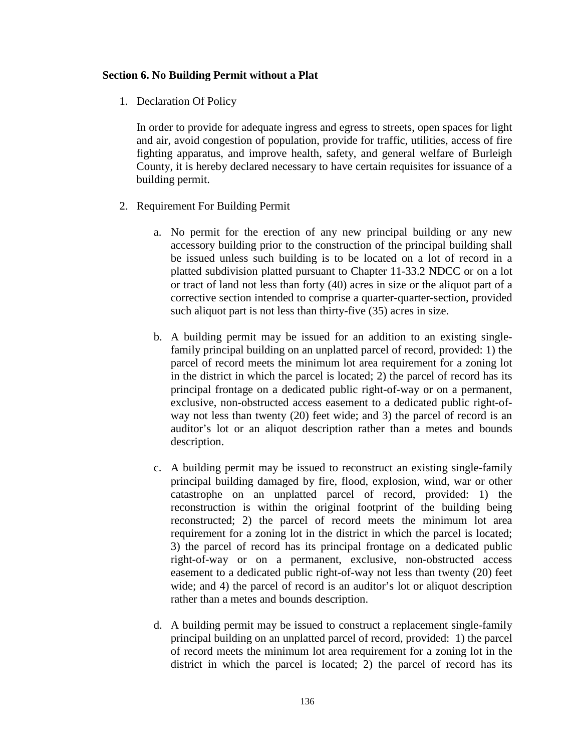**Section 6. No Building Permit without a Plat**

1. Declaration Of Policy

   In order to provide for adequate ingress and egress to streets, open spaces for light and air, avoid congestion of population, provide for traffic, utilities, access of fire fighting apparatus, and improve health, safety, and general welfare of Burleigh County, it is hereby declared necessary to have certain requisites for issuance of a building permit.

2. Requirement For Building Permit

   a. No permit for the erection of any new principal building or any new accessory building prior to the construction of the principal building shall be issued unless such building is to be located on a lot of record in a platted subdivision platted pursuant to Chapter 11-33.2 NDCC or on a lot or tract of land not less than forty (40) acres in size or the aliquot part of a corrective section intended to comprise a quarter-quarter-section, provided such aliquot part is not less than thirty-five (35) acres in size.

   b. A building permit may be issued for an addition to an existing single-family principal building on an unplatted parcel of record, provided: 1) the parcel of record meets the minimum lot area requirement for a zoning lot in the district in which the parcel is located; 2) the parcel of record has its principal frontage on a dedicated public right-of-way or on a permanent, exclusive, non-obstructed access easement to a dedicated public right-of-way not less than twenty (20) feet wide; and 3) the parcel of record is an auditor's lot or an aliquot description rather than a metes and bounds description.

   c. A building permit may be issued to reconstruct an existing single-family principal building damaged by fire, flood, explosion, wind, war or other catastrophe on an unplatted parcel of record, provided: 1) the reconstruction is within the original footprint of the building being reconstructed; 2) the parcel of record meets the minimum lot area requirement for a zoning lot in the district in which the parcel is located; 3) the parcel of record has its principal frontage on a dedicated public right-of-way or on a permanent, exclusive, non-obstructed access easement to a dedicated public right-of-way not less than twenty (20) feet wide; and 4) the parcel of record is an auditor's lot or aliquot description rather than a metes and bounds description.

   d. A building permit may be issued to construct a replacement single-family principal building on an unplatted parcel of record, provided: 1) the parcel of record meets the minimum lot area requirement for a zoning lot in the district in which the parcel is located; 2) the parcel of record has its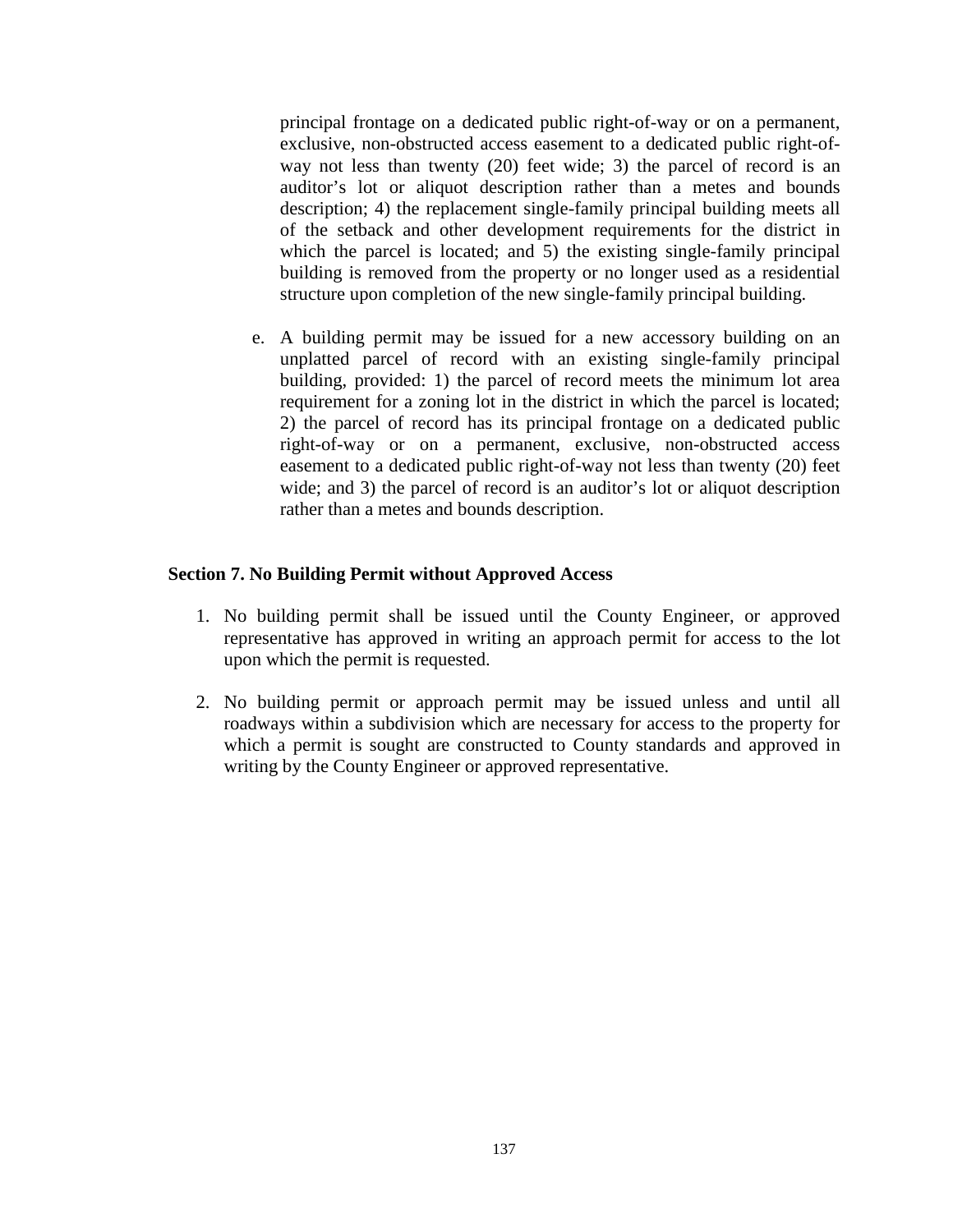principal frontage on a dedicated public right-of-way or on a permanent, exclusive, non-obstructed access easement to a dedicated public right-of-way not less than twenty (20) feet wide; 3) the parcel of record is an auditor's lot or aliquot description rather than a metes and bounds description; 4) the replacement single-family principal building meets all of the setback and other development requirements for the district in which the parcel is located; and 5) the existing single-family principal building is removed from the property or no longer used as a residential structure upon completion of the new single-family principal building.

e. A building permit may be issued for a new accessory building on an unplatted parcel of record with an existing single-family principal building, provided: 1) the parcel of record meets the minimum lot area requirement for a zoning lot in the district in which the parcel is located; 2) the parcel of record has its principal frontage on a dedicated public right-of-way or on a permanent, exclusive, non-obstructed access easement to a dedicated public right-of-way not less than twenty (20) feet wide; and 3) the parcel of record is an auditor's lot or aliquot description rather than a metes and bounds description.

**Section 7. No Building Permit without Approved Access**

1. No building permit shall be issued until the County Engineer, or approved representative has approved in writing an approach permit for access to the lot upon which the permit is requested.

2. No building permit or approach permit may be issued unless and until all roadways within a subdivision which are necessary for access to the property for which a permit is sought are constructed to County standards and approved in writing by the County Engineer or approved representative.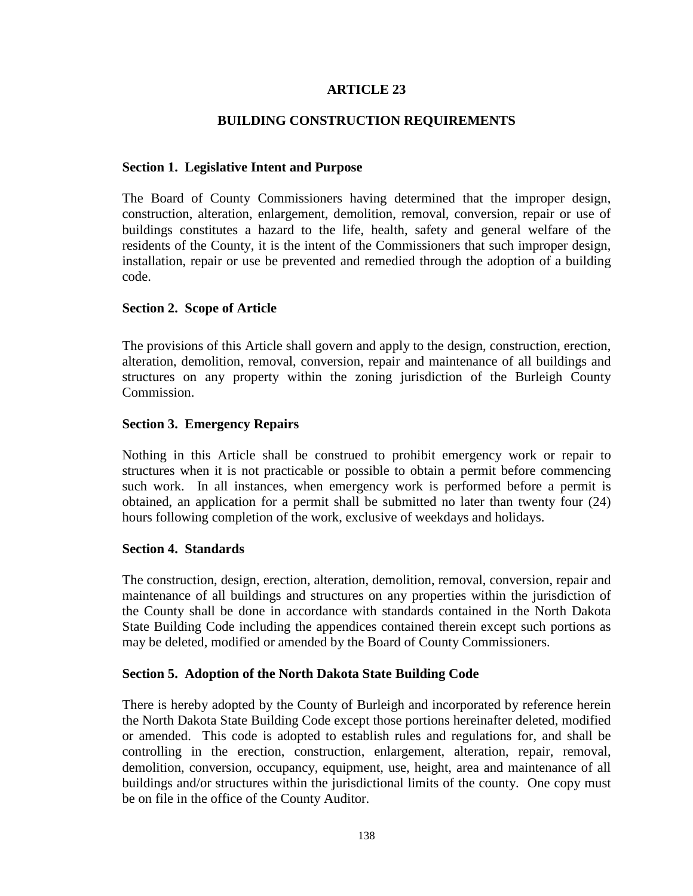# ARTICLE 23

## BUILDING CONSTRUCTION REQUIREMENTS

### Section 1. Legislative Intent and Purpose

The Board of County Commissioners having determined that the improper design, construction, alteration, enlargement, demolition, removal, conversion, repair or use of buildings constitutes a hazard to the life, health, safety and general welfare of the residents of the County, it is the intent of the Commissioners that such improper design, installation, repair or use be prevented and remedied through the adoption of a building code.

### Section 2. Scope of Article

The provisions of this Article shall govern and apply to the design, construction, erection, alteration, demolition, removal, conversion, repair and maintenance of all buildings and structures on any property within the zoning jurisdiction of the Burleigh County Commission.

### Section 3. Emergency Repairs

Nothing in this Article shall be construed to prohibit emergency work or repair to structures when it is not practicable or possible to obtain a permit before commencing such work. In all instances, when emergency work is performed before a permit is obtained, an application for a permit shall be submitted no later than twenty four (24) hours following completion of the work, exclusive of weekdays and holidays.

### Section 4. Standards

The construction, design, erection, alteration, demolition, removal, conversion, repair and maintenance of all buildings and structures on any properties within the jurisdiction of the County shall be done in accordance with standards contained in the North Dakota State Building Code including the appendices contained therein except such portions as may be deleted, modified or amended by the Board of County Commissioners.

### Section 5. Adoption of the North Dakota State Building Code

There is hereby adopted by the County of Burleigh and incorporated by reference herein the North Dakota State Building Code except those portions hereinafter deleted, modified or amended. This code is adopted to establish rules and regulations for, and shall be controlling in the erection, construction, enlargement, alteration, repair, removal, demolition, conversion, occupancy, equipment, use, height, area and maintenance of all buildings and/or structures within the jurisdictional limits of the county. One copy must be on file in the office of the County Auditor.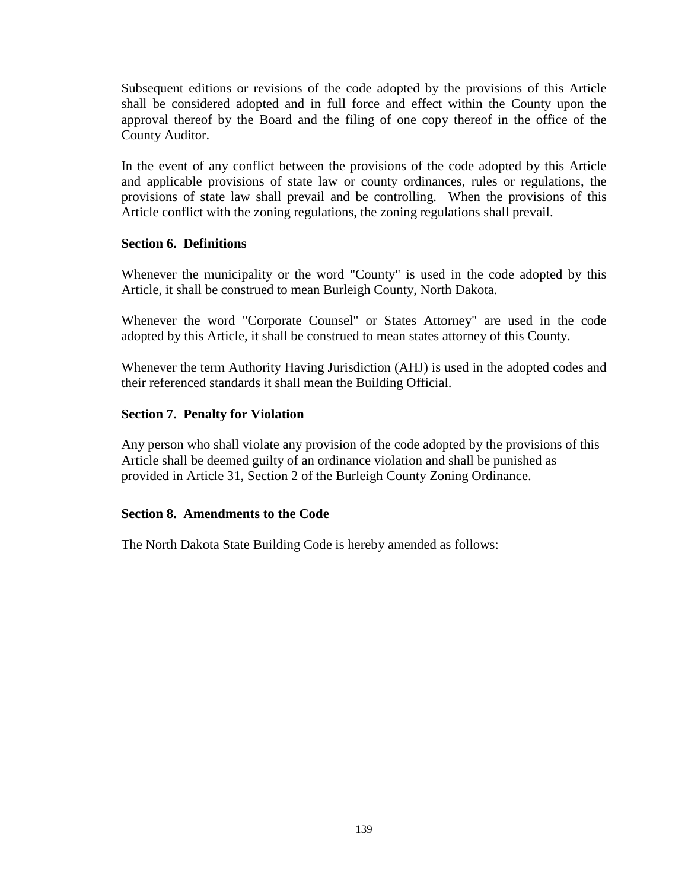Subsequent editions or revisions of the code adopted by the provisions of this Article shall be considered adopted and in full force and effect within the County upon the approval thereof by the Board and the filing of one copy thereof in the office of the County Auditor.

In the event of any conflict between the provisions of the code adopted by this Article and applicable provisions of state law or county ordinances, rules or regulations, the provisions of state law shall prevail and be controlling. When the provisions of this Article conflict with the zoning regulations, the zoning regulations shall prevail.

**Section 6. Definitions**

Whenever the municipality or the word "County" is used in the code adopted by this Article, it shall be construed to mean Burleigh County, North Dakota.

Whenever the word "Corporate Counsel" or States Attorney" are used in the code adopted by this Article, it shall be construed to mean states attorney of this County.

Whenever the term Authority Having Jurisdiction (AHJ) is used in the adopted codes and their referenced standards it shall mean the Building Official.

**Section 7. Penalty for Violation**

Any person who shall violate any provision of the code adopted by the provisions of this Article shall be deemed guilty of an ordinance violation and shall be punished as provided in Article 31, Section 2 of the Burleigh County Zoning Ordinance.

**Section 8. Amendments to the Code**

The North Dakota State Building Code is hereby amended as follows: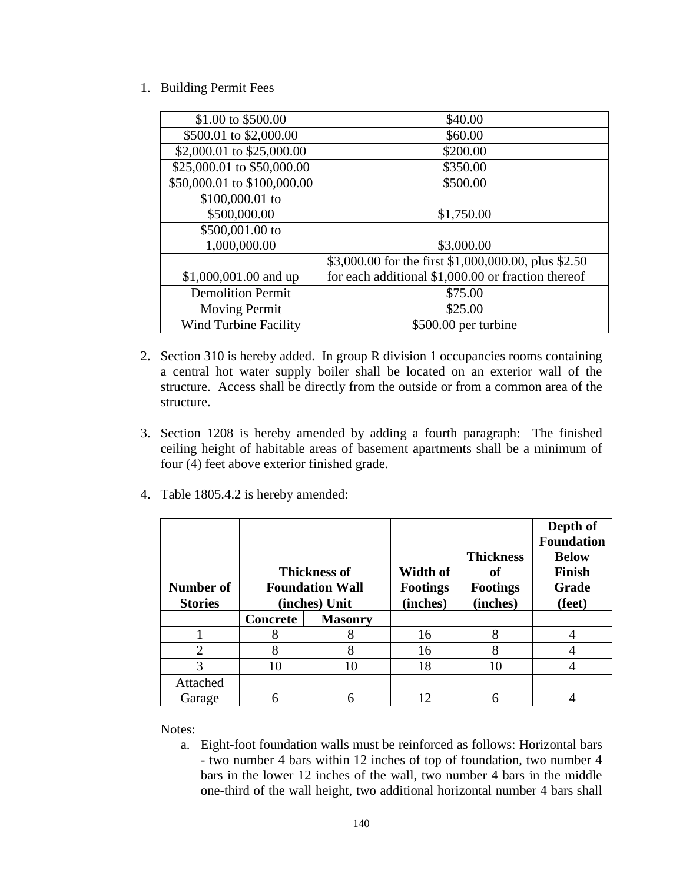1. Building Permit Fees

| | |
|---|---|
| $1.00 to $500.00 | $40.00 |
| $500.01 to $2,000.00 | $60.00 |
| $2,000.01 to $25,000.00 | $200.00 |
| $25,000.01 to $50,000.00 | $350.00 |
| $50,000.01 to $100,000.00 | $500.00 |
| $100,000.01 to $500,000.00 | $1,750.00 |
| $500,001.00 to 1,000,000.00 | $3,000.00 |
| $1,000,001.00 and up | $3,000.00 for the first $1,000,000.00, plus $2.50 for each additional $1,000.00 or fraction thereof |
| Demolition Permit | $75.00 |
| Moving Permit | $25.00 |
| Wind Turbine Facility | $500.00 per turbine |

2. Section 310 is hereby added. In group R division 1 occupancies rooms containing a central hot water supply boiler shall be located on an exterior wall of the structure. Access shall be directly from the outside or from a common area of the structure.

3. Section 1208 is hereby amended by adding a fourth paragraph: The finished ceiling height of habitable areas of basement apartments shall be a minimum of four (4) feet above exterior finished grade.

4. Table 1805.4.2 is hereby amended:

| **Number of Stories** | **Thickness of Foundation Wall (inches) Unit** | | **Width of Footings (inches)** | **Thickness of Footings (inches)** | **Depth of Foundation Below Finish Grade (feet)** |
|---|---|---|---|---|---|
| | **Concrete** | **Masonry** | | | |
| 1 | 8 | 8 | 16 | 8 | 4 |
| 2 | 8 | 8 | 16 | 8 | 4 |
| 3 | 10 | 10 | 18 | 10 | 4 |
| Attached Garage | 6 | 6 | 12 | 6 | 4 |

Notes:

a. Eight-foot foundation walls must be reinforced as follows: Horizontal bars - two number 4 bars within 12 inches of top of foundation, two number 4 bars in the lower 12 inches of the wall, two number 4 bars in the middle one-third of the wall height, two additional horizontal number 4 bars shall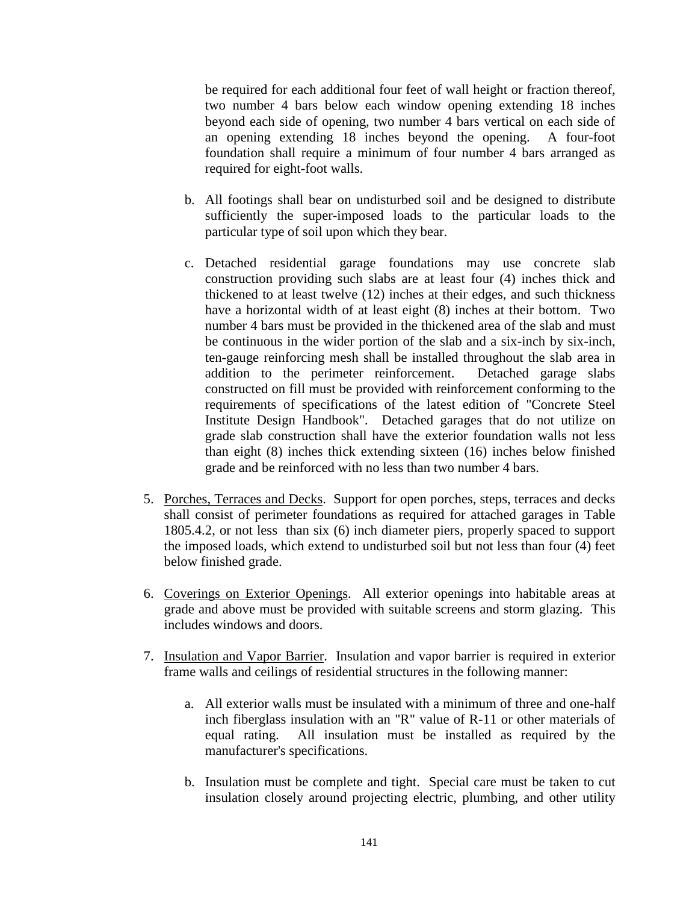be required for each additional four feet of wall height or fraction thereof, two number 4 bars below each window opening extending 18 inches beyond each side of opening, two number 4 bars vertical on each side of an opening extending 18 inches beyond the opening. A four-foot foundation shall require a minimum of four number 4 bars arranged as required for eight-foot walls.

b. All footings shall bear on undisturbed soil and be designed to distribute sufficiently the super-imposed loads to the particular loads to the particular type of soil upon which they bear.

c. Detached residential garage foundations may use concrete slab construction providing such slabs are at least four (4) inches thick and thickened to at least twelve (12) inches at their edges, and such thickness have a horizontal width of at least eight (8) inches at their bottom. Two number 4 bars must be provided in the thickened area of the slab and must be continuous in the wider portion of the slab and a six-inch by six-inch, ten-gauge reinforcing mesh shall be installed throughout the slab area in addition to the perimeter reinforcement. Detached garage slabs constructed on fill must be provided with reinforcement conforming to the requirements of specifications of the latest edition of "Concrete Steel Institute Design Handbook". Detached garages that do not utilize on grade slab construction shall have the exterior foundation walls not less than eight (8) inches thick extending sixteen (16) inches below finished grade and be reinforced with no less than two number 4 bars.

5. Porches, Terraces and Decks. Support for open porches, steps, terraces and decks shall consist of perimeter foundations as required for attached garages in Table 1805.4.2, or not less than six (6) inch diameter piers, properly spaced to support the imposed loads, which extend to undisturbed soil but not less than four (4) feet below finished grade.

6. Coverings on Exterior Openings. All exterior openings into habitable areas at grade and above must be provided with suitable screens and storm glazing. This includes windows and doors.

7. Insulation and Vapor Barrier. Insulation and vapor barrier is required in exterior frame walls and ceilings of residential structures in the following manner:

    a. All exterior walls must be insulated with a minimum of three and one-half inch fiberglass insulation with an "R" value of R-11 or other materials of equal rating. All insulation must be installed as required by the manufacturer's specifications.

    b. Insulation must be complete and tight. Special care must be taken to cut insulation closely around projecting electric, plumbing, and other utility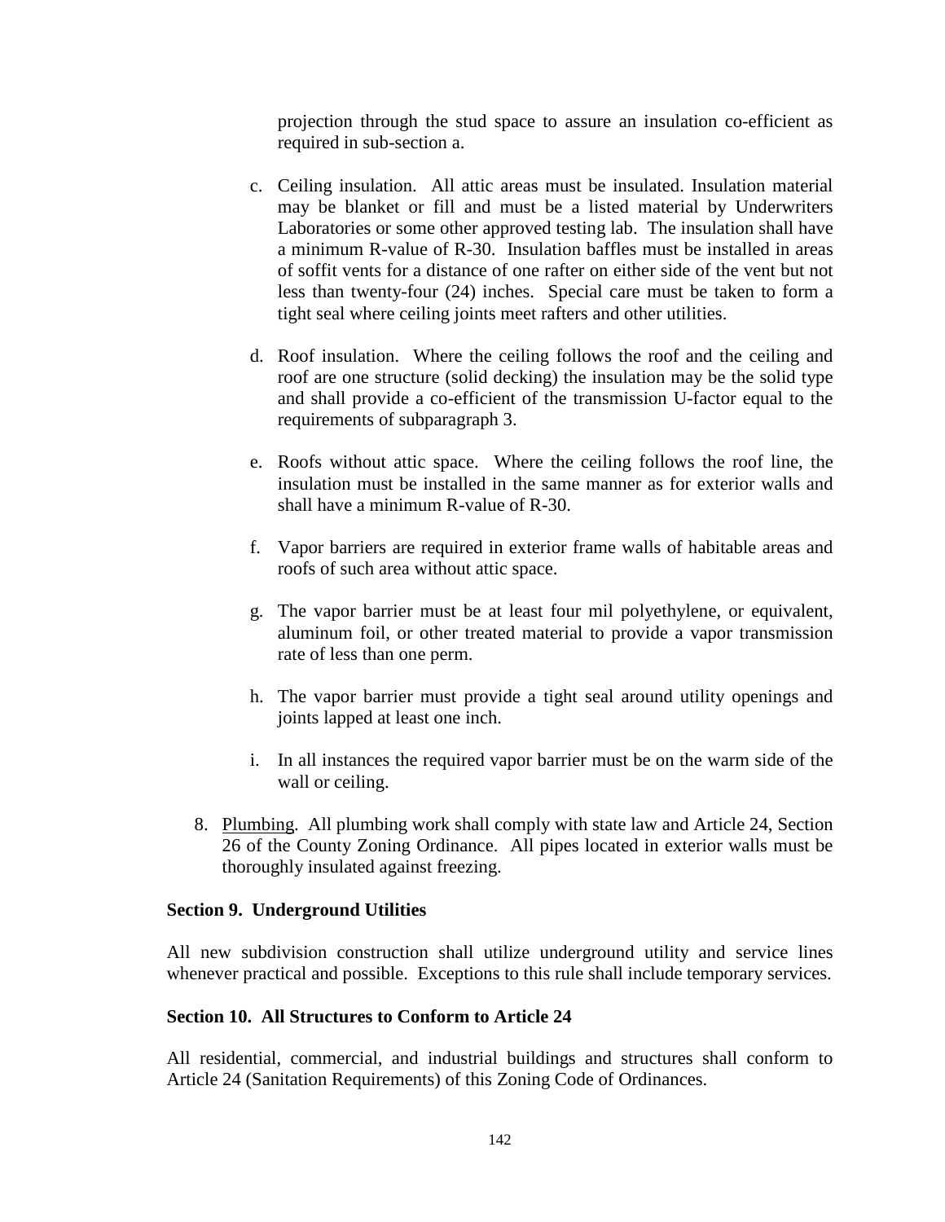projection through the stud space to assure an insulation co-efficient as required in sub-section a.

c. Ceiling insulation. All attic areas must be insulated. Insulation material may be blanket or fill and must be a listed material by Underwriters Laboratories or some other approved testing lab. The insulation shall have a minimum R-value of R-30. Insulation baffles must be installed in areas of soffit vents for a distance of one rafter on either side of the vent but not less than twenty-four (24) inches. Special care must be taken to form a tight seal where ceiling joints meet rafters and other utilities.

d. Roof insulation. Where the ceiling follows the roof and the ceiling and roof are one structure (solid decking) the insulation may be the solid type and shall provide a co-efficient of the transmission U-factor equal to the requirements of subparagraph 3.

e. Roofs without attic space. Where the ceiling follows the roof line, the insulation must be installed in the same manner as for exterior walls and shall have a minimum R-value of R-30.

f. Vapor barriers are required in exterior frame walls of habitable areas and roofs of such area without attic space.

g. The vapor barrier must be at least four mil polyethylene, or equivalent, aluminum foil, or other treated material to provide a vapor transmission rate of less than one perm.

h. The vapor barrier must provide a tight seal around utility openings and joints lapped at least one inch.

i. In all instances the required vapor barrier must be on the warm side of the wall or ceiling.

8. Plumbing. All plumbing work shall comply with state law and Article 24, Section 26 of the County Zoning Ordinance. All pipes located in exterior walls must be thoroughly insulated against freezing.

**Section 9. Underground Utilities**

All new subdivision construction shall utilize underground utility and service lines whenever practical and possible. Exceptions to this rule shall include temporary services.

**Section 10. All Structures to Conform to Article 24**

All residential, commercial, and industrial buildings and structures shall conform to Article 24 (Sanitation Requirements) of this Zoning Code of Ordinances.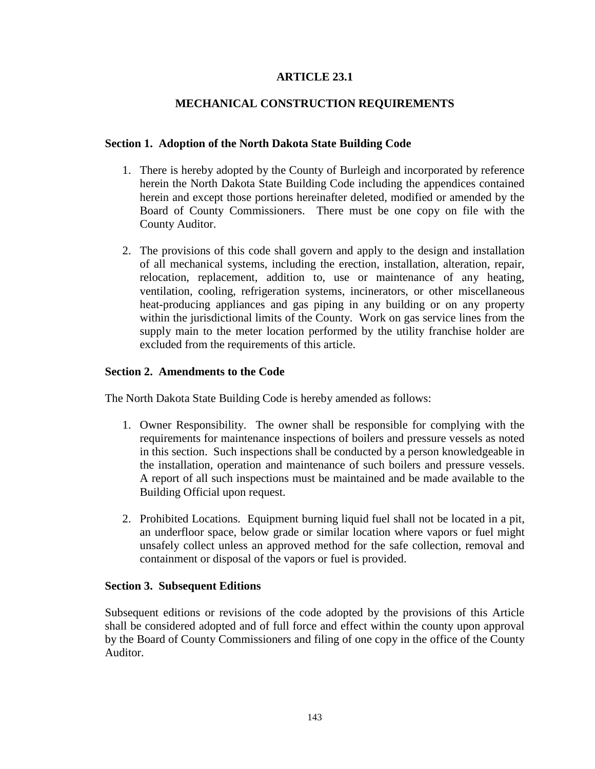# ARTICLE 23.1

## MECHANICAL CONSTRUCTION REQUIREMENTS

### Section 1. Adoption of the North Dakota State Building Code

1. There is hereby adopted by the County of Burleigh and incorporated by reference herein the North Dakota State Building Code including the appendices contained herein and except those portions hereinafter deleted, modified or amended by the Board of County Commissioners. There must be one copy on file with the County Auditor.

2. The provisions of this code shall govern and apply to the design and installation of all mechanical systems, including the erection, installation, alteration, repair, relocation, replacement, addition to, use or maintenance of any heating, ventilation, cooling, refrigeration systems, incinerators, or other miscellaneous heat-producing appliances and gas piping in any building or on any property within the jurisdictional limits of the County. Work on gas service lines from the supply main to the meter location performed by the utility franchise holder are excluded from the requirements of this article.

### Section 2. Amendments to the Code

The North Dakota State Building Code is hereby amended as follows:

1. Owner Responsibility. The owner shall be responsible for complying with the requirements for maintenance inspections of boilers and pressure vessels as noted in this section. Such inspections shall be conducted by a person knowledgeable in the installation, operation and maintenance of such boilers and pressure vessels. A report of all such inspections must be maintained and be made available to the Building Official upon request.

2. Prohibited Locations. Equipment burning liquid fuel shall not be located in a pit, an underfloor space, below grade or similar location where vapors or fuel might unsafely collect unless an approved method for the safe collection, removal and containment or disposal of the vapors or fuel is provided.

### Section 3. Subsequent Editions

Subsequent editions or revisions of the code adopted by the provisions of this Article shall be considered adopted and of full force and effect within the county upon approval by the Board of County Commissioners and filing of one copy in the office of the County Auditor.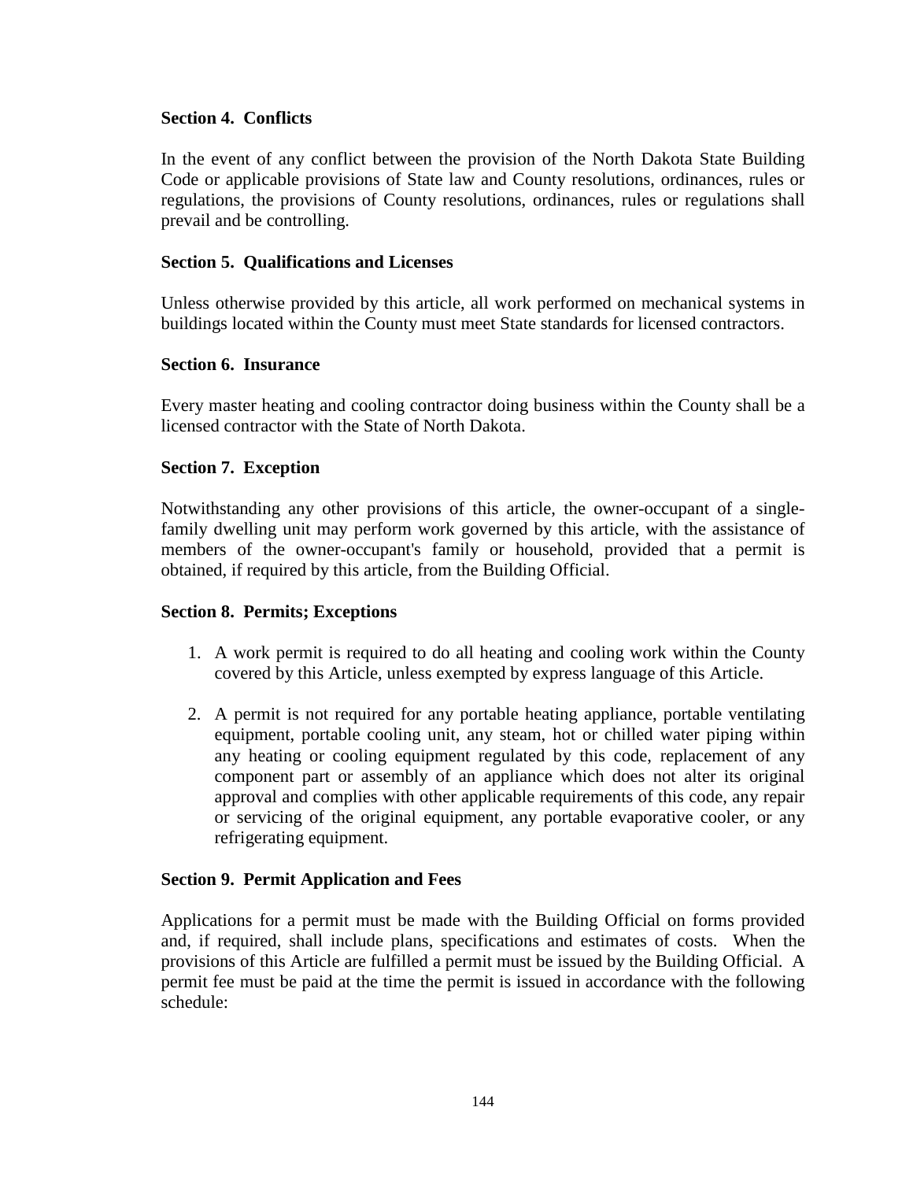**Section 4. Conflicts**

In the event of any conflict between the provision of the North Dakota State Building Code or applicable provisions of State law and County resolutions, ordinances, rules or regulations, the provisions of County resolutions, ordinances, rules or regulations shall prevail and be controlling.

**Section 5. Qualifications and Licenses**

Unless otherwise provided by this article, all work performed on mechanical systems in buildings located within the County must meet State standards for licensed contractors.

**Section 6. Insurance**

Every master heating and cooling contractor doing business within the County shall be a licensed contractor with the State of North Dakota.

**Section 7. Exception**

Notwithstanding any other provisions of this article, the owner-occupant of a single-family dwelling unit may perform work governed by this article, with the assistance of members of the owner-occupant's family or household, provided that a permit is obtained, if required by this article, from the Building Official.

**Section 8. Permits; Exceptions**

1. A work permit is required to do all heating and cooling work within the County covered by this Article, unless exempted by express language of this Article.
2. A permit is not required for any portable heating appliance, portable ventilating equipment, portable cooling unit, any steam, hot or chilled water piping within any heating or cooling equipment regulated by this code, replacement of any component part or assembly of an appliance which does not alter its original approval and complies with other applicable requirements of this code, any repair or servicing of the original equipment, any portable evaporative cooler, or any refrigerating equipment.

**Section 9. Permit Application and Fees**

Applications for a permit must be made with the Building Official on forms provided and, if required, shall include plans, specifications and estimates of costs. When the provisions of this Article are fulfilled a permit must be issued by the Building Official. A permit fee must be paid at the time the permit is issued in accordance with the following schedule: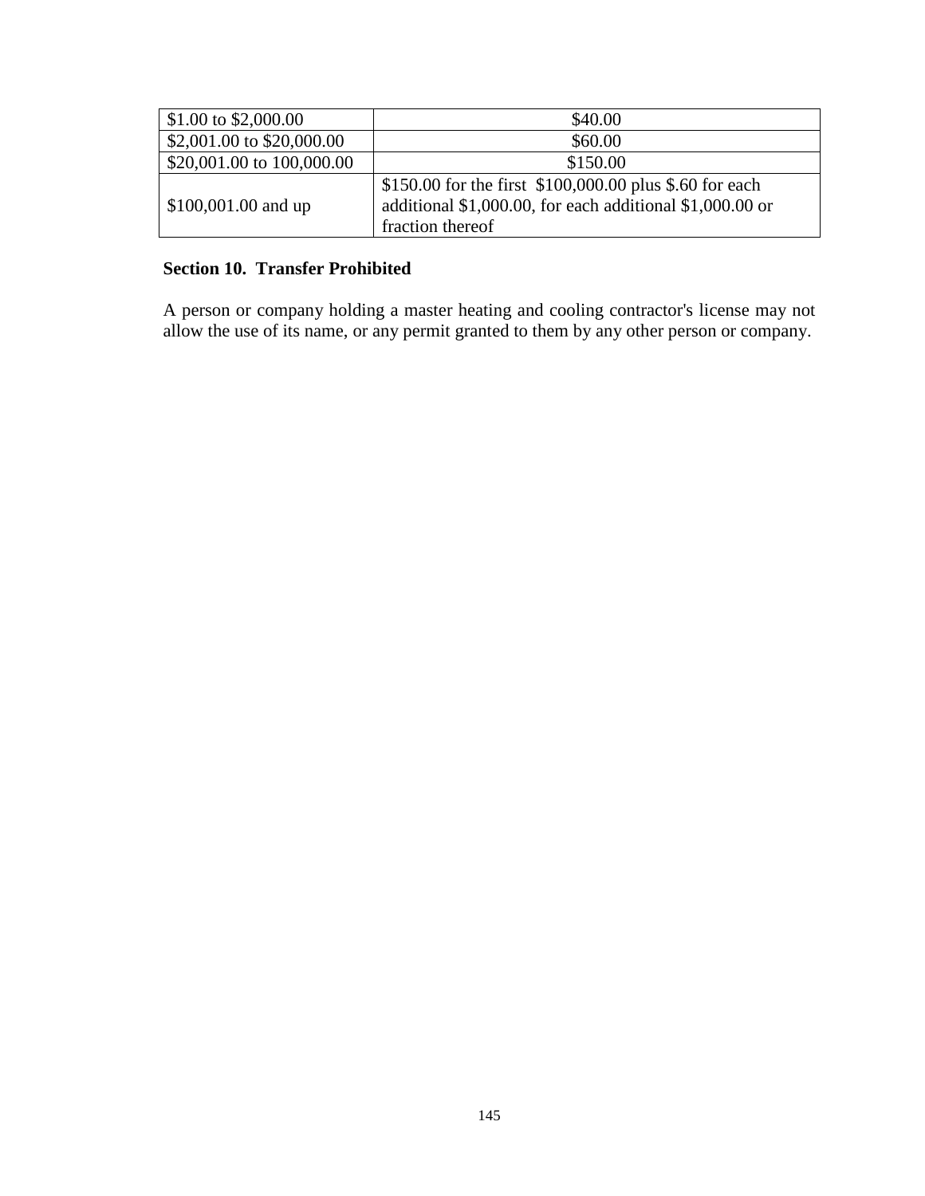| | |
|---|---|
| $1.00 to $2,000.00 | $40.00 |
| $2,001.00 to $20,000.00 | $60.00 |
| $20,001.00 to 100,000.00 | $150.00 |
| $100,001.00 and up | $150.00 for the first $100,000.00 plus $.60 for each additional $1,000.00, for each additional $1,000.00 or fraction thereof |

**Section 10. Transfer Prohibited**

A person or company holding a master heating and cooling contractor's license may not allow the use of its name, or any permit granted to them by any other person or company.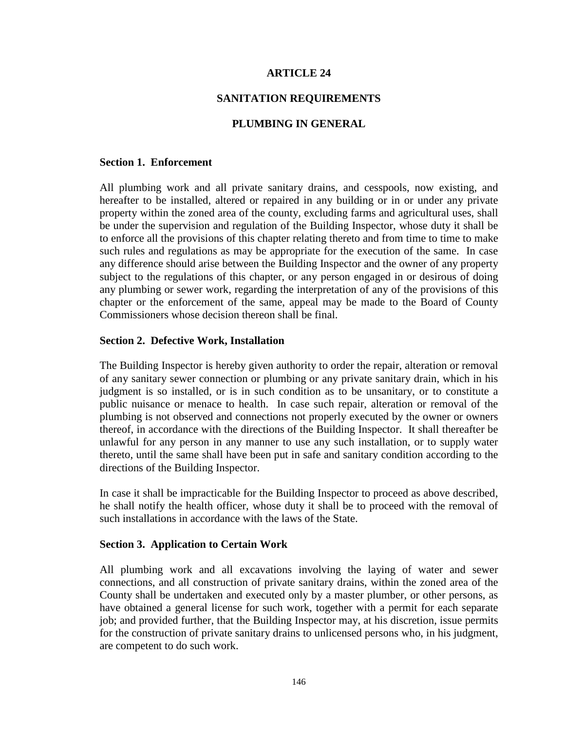# ARTICLE 24

## SANITATION REQUIREMENTS

## PLUMBING IN GENERAL

### Section 1. Enforcement

All plumbing work and all private sanitary drains, and cesspools, now existing, and hereafter to be installed, altered or repaired in any building or in or under any private property within the zoned area of the county, excluding farms and agricultural uses, shall be under the supervision and regulation of the Building Inspector, whose duty it shall be to enforce all the provisions of this chapter relating thereto and from time to time to make such rules and regulations as may be appropriate for the execution of the same. In case any difference should arise between the Building Inspector and the owner of any property subject to the regulations of this chapter, or any person engaged in or desirous of doing any plumbing or sewer work, regarding the interpretation of any of the provisions of this chapter or the enforcement of the same, appeal may be made to the Board of County Commissioners whose decision thereon shall be final.

### Section 2. Defective Work, Installation

The Building Inspector is hereby given authority to order the repair, alteration or removal of any sanitary sewer connection or plumbing or any private sanitary drain, which in his judgment is so installed, or is in such condition as to be unsanitary, or to constitute a public nuisance or menace to health. In case such repair, alteration or removal of the plumbing is not observed and connections not properly executed by the owner or owners thereof, in accordance with the directions of the Building Inspector. It shall thereafter be unlawful for any person in any manner to use any such installation, or to supply water thereto, until the same shall have been put in safe and sanitary condition according to the directions of the Building Inspector.

In case it shall be impracticable for the Building Inspector to proceed as above described, he shall notify the health officer, whose duty it shall be to proceed with the removal of such installations in accordance with the laws of the State.

### Section 3. Application to Certain Work

All plumbing work and all excavations involving the laying of water and sewer connections, and all construction of private sanitary drains, within the zoned area of the County shall be undertaken and executed only by a master plumber, or other persons, as have obtained a general license for such work, together with a permit for each separate job; and provided further, that the Building Inspector may, at his discretion, issue permits for the construction of private sanitary drains to unlicensed persons who, in his judgment, are competent to do such work.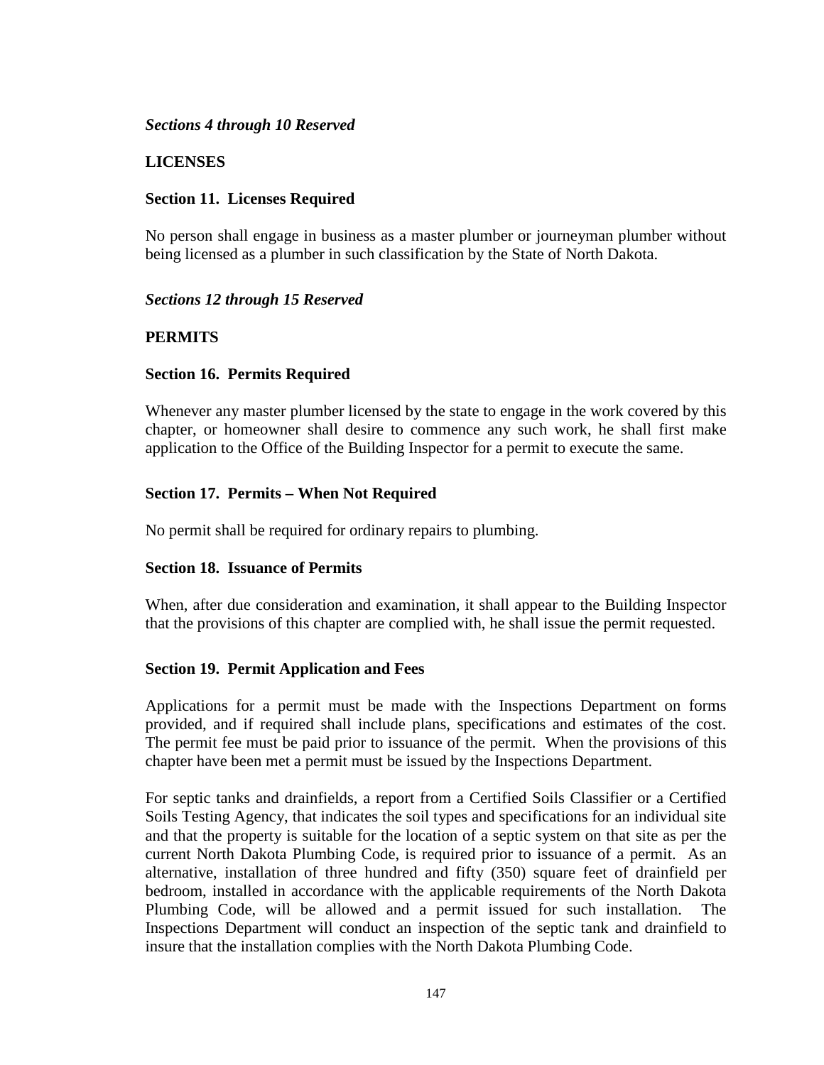*Sections 4 through 10 Reserved*

## LICENSES

### Section 11. Licenses Required

No person shall engage in business as a master plumber or journeyman plumber without being licensed as a plumber in such classification by the State of North Dakota.

*Sections 12 through 15 Reserved*

## PERMITS

### Section 16. Permits Required

Whenever any master plumber licensed by the state to engage in the work covered by this chapter, or homeowner shall desire to commence any such work, he shall first make application to the Office of the Building Inspector for a permit to execute the same.

### Section 17. Permits – When Not Required

No permit shall be required for ordinary repairs to plumbing.

### Section 18. Issuance of Permits

When, after due consideration and examination, it shall appear to the Building Inspector that the provisions of this chapter are complied with, he shall issue the permit requested.

### Section 19. Permit Application and Fees

Applications for a permit must be made with the Inspections Department on forms provided, and if required shall include plans, specifications and estimates of the cost. The permit fee must be paid prior to issuance of the permit. When the provisions of this chapter have been met a permit must be issued by the Inspections Department.

For septic tanks and drainfields, a report from a Certified Soils Classifier or a Certified Soils Testing Agency, that indicates the soil types and specifications for an individual site and that the property is suitable for the location of a septic system on that site as per the current North Dakota Plumbing Code, is required prior to issuance of a permit. As an alternative, installation of three hundred and fifty (350) square feet of drainfield per bedroom, installed in accordance with the applicable requirements of the North Dakota Plumbing Code, will be allowed and a permit issued for such installation. The Inspections Department will conduct an inspection of the septic tank and drainfield to insure that the installation complies with the North Dakota Plumbing Code.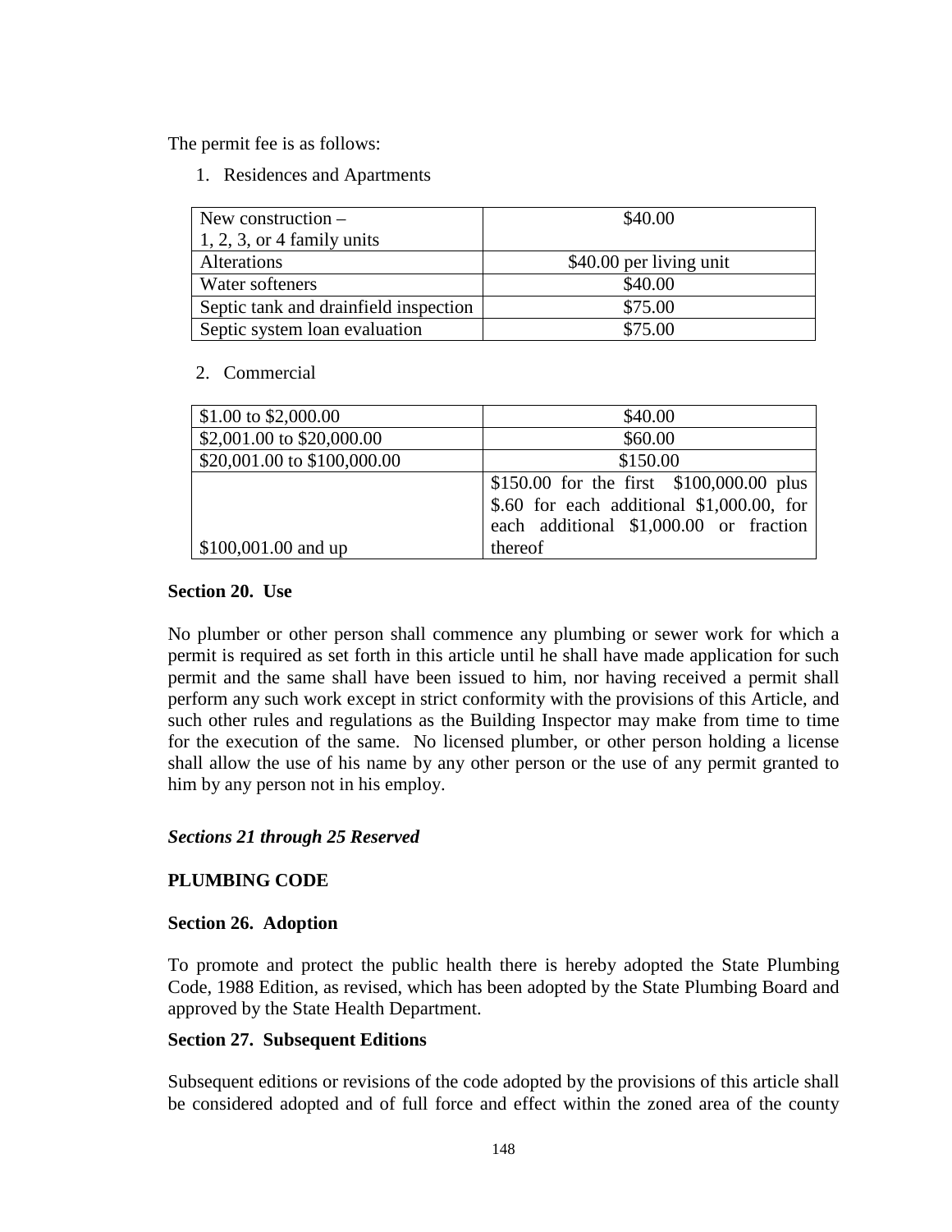The permit fee is as follows:

1. Residences and Apartments

| | |
|---|---|
| New construction – 1, 2, 3, or 4 family units | $40.00 |
| Alterations | $40.00 per living unit |
| Water softeners | $40.00 |
| Septic tank and drainfield inspection | $75.00 |
| Septic system loan evaluation | $75.00 |

2. Commercial

| | |
|---|---|
| $1.00 to $2,000.00 | $40.00 |
| $2,001.00 to $20,000.00 | $60.00 |
| $20,001.00 to $100,000.00 | $150.00 |
| $100,001.00 and up | $150.00 for the first $100,000.00 plus $.60 for each additional $1,000.00, for each additional $1,000.00 or fraction thereof |

**Section 20. Use**

No plumber or other person shall commence any plumbing or sewer work for which a permit is required as set forth in this article until he shall have made application for such permit and the same shall have been issued to him, nor having received a permit shall perform any such work except in strict conformity with the provisions of this Article, and such other rules and regulations as the Building Inspector may make from time to time for the execution of the same. No licensed plumber, or other person holding a license shall allow the use of his name by any other person or the use of any permit granted to him by any person not in his employ.

***Sections 21 through 25 Reserved***

**PLUMBING CODE**

**Section 26. Adoption**

To promote and protect the public health there is hereby adopted the State Plumbing Code, 1988 Edition, as revised, which has been adopted by the State Plumbing Board and approved by the State Health Department.

**Section 27. Subsequent Editions**

Subsequent editions or revisions of the code adopted by the provisions of this article shall be considered adopted and of full force and effect within the zoned area of the county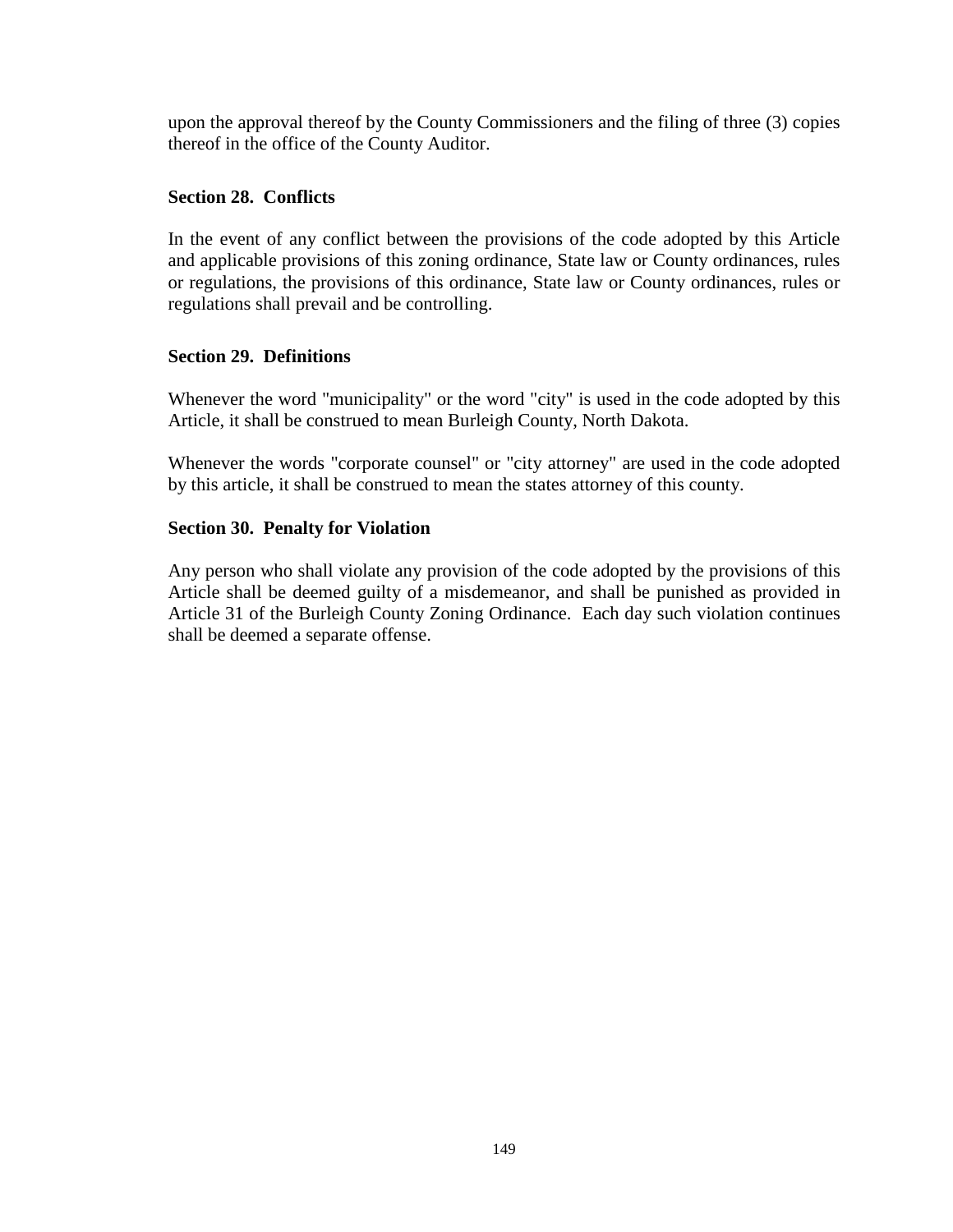upon the approval thereof by the County Commissioners and the filing of three (3) copies thereof in the office of the County Auditor.

**Section 28. Conflicts**

In the event of any conflict between the provisions of the code adopted by this Article and applicable provisions of this zoning ordinance, State law or County ordinances, rules or regulations, the provisions of this ordinance, State law or County ordinances, rules or regulations shall prevail and be controlling.

**Section 29. Definitions**

Whenever the word "municipality" or the word "city" is used in the code adopted by this Article, it shall be construed to mean Burleigh County, North Dakota.

Whenever the words "corporate counsel" or "city attorney" are used in the code adopted by this article, it shall be construed to mean the states attorney of this county.

**Section 30. Penalty for Violation**

Any person who shall violate any provision of the code adopted by the provisions of this Article shall be deemed guilty of a misdemeanor, and shall be punished as provided in Article 31 of the Burleigh County Zoning Ordinance. Each day such violation continues shall be deemed a separate offense.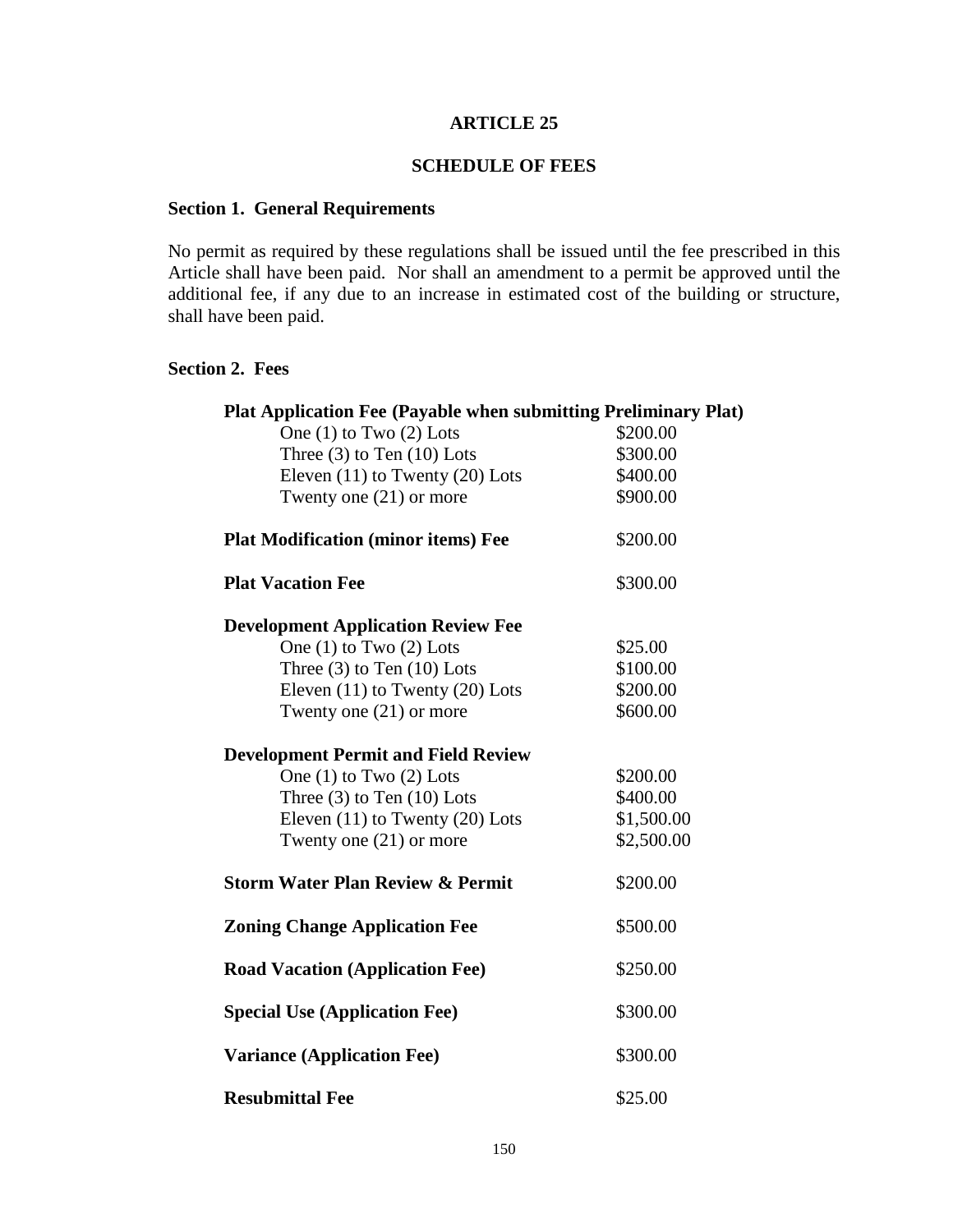# ARTICLE 25

## SCHEDULE OF FEES

### Section 1. General Requirements

No permit as required by these regulations shall be issued until the fee prescribed in this Article shall have been paid. Nor shall an amendment to a permit be approved until the additional fee, if any due to an increase in estimated cost of the building or structure, shall have been paid.

### Section 2. Fees

| Fee | Amount |
|---|---|
| **Plat Application Fee (Payable when submitting Preliminary Plat)** | |
| One (1) to Two (2) Lots | $200.00 |
| Three (3) to Ten (10) Lots | $300.00 |
| Eleven (11) to Twenty (20) Lots | $400.00 |
| Twenty one (21) or more | $900.00 |
| **Plat Modification (minor items) Fee** | $200.00 |
| **Plat Vacation Fee** | $300.00 |
| **Development Application Review Fee** | |
| One (1) to Two (2) Lots | $25.00 |
| Three (3) to Ten (10) Lots | $100.00 |
| Eleven (11) to Twenty (20) Lots | $200.00 |
| Twenty one (21) or more | $600.00 |
| **Development Permit and Field Review** | |
| One (1) to Two (2) Lots | $200.00 |
| Three (3) to Ten (10) Lots | $400.00 |
| Eleven (11) to Twenty (20) Lots | $1,500.00 |
| Twenty one (21) or more | $2,500.00 |
| **Storm Water Plan Review & Permit** | $200.00 |
| **Zoning Change Application Fee** | $500.00 |
| **Road Vacation (Application Fee)** | $250.00 |
| **Special Use (Application Fee)** | $300.00 |
| **Variance (Application Fee)** | $300.00 |
| **Resubmittal Fee** | $25.00 |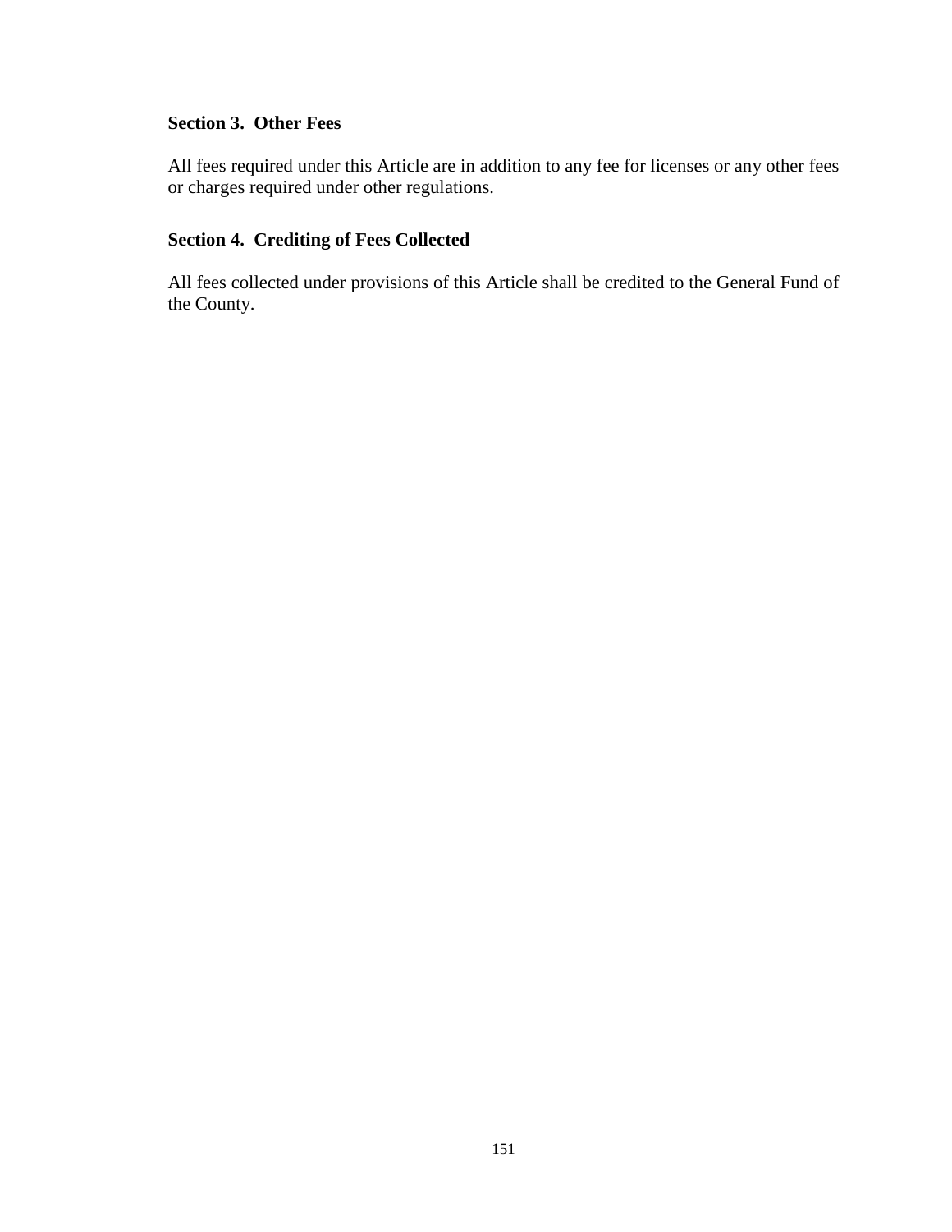### Section 3. Other Fees

All fees required under this Article are in addition to any fee for licenses or any other fees or charges required under other regulations.

### Section 4. Crediting of Fees Collected

All fees collected under provisions of this Article shall be credited to the General Fund of the County.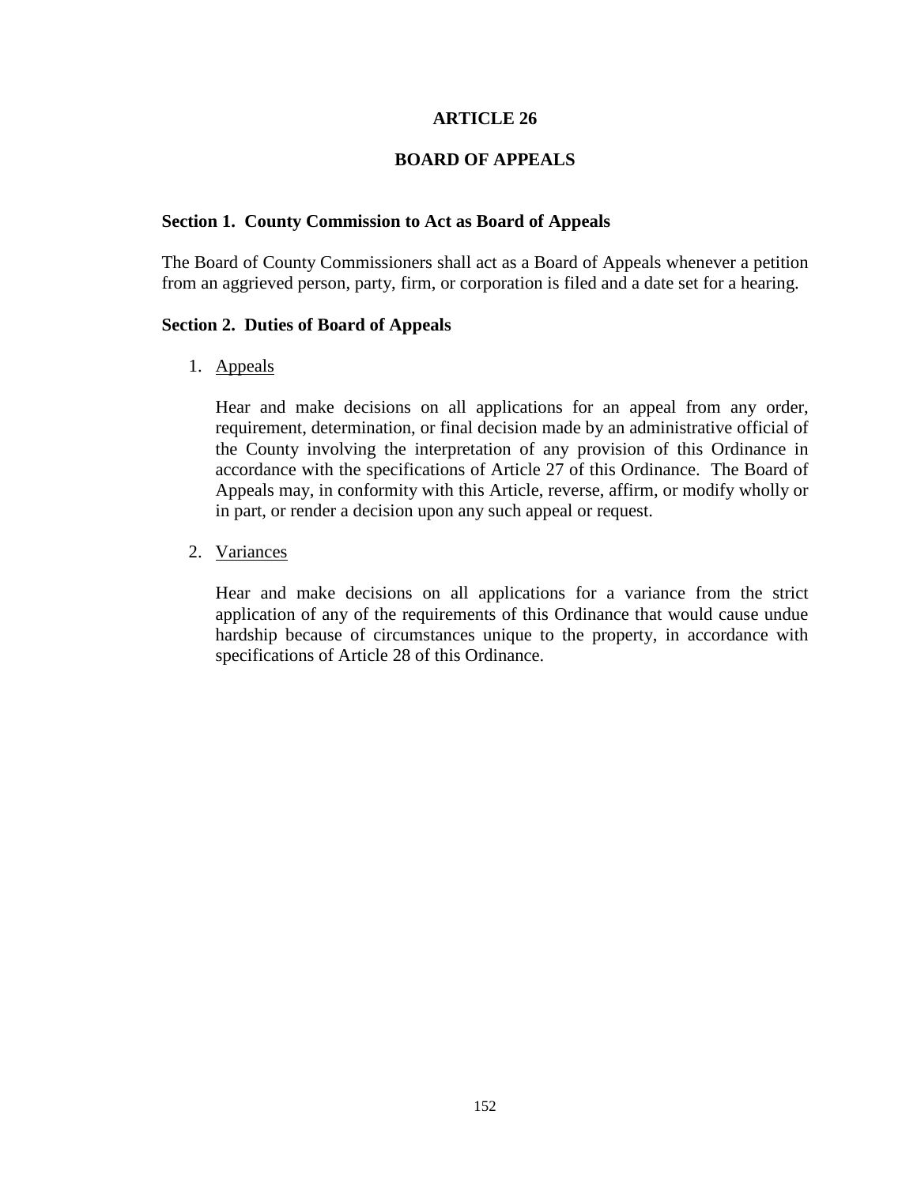# ARTICLE 26

# BOARD OF APPEALS

### Section 1. County Commission to Act as Board of Appeals

The Board of County Commissioners shall act as a Board of Appeals whenever a petition from an aggrieved person, party, firm, or corporation is filed and a date set for a hearing.

### Section 2. Duties of Board of Appeals

1. Appeals

   Hear and make decisions on all applications for an appeal from any order, requirement, determination, or final decision made by an administrative official of the County involving the interpretation of any provision of this Ordinance in accordance with the specifications of Article 27 of this Ordinance. The Board of Appeals may, in conformity with this Article, reverse, affirm, or modify wholly or in part, or render a decision upon any such appeal or request.

2. Variances

   Hear and make decisions on all applications for a variance from the strict application of any of the requirements of this Ordinance that would cause undue hardship because of circumstances unique to the property, in accordance with specifications of Article 28 of this Ordinance.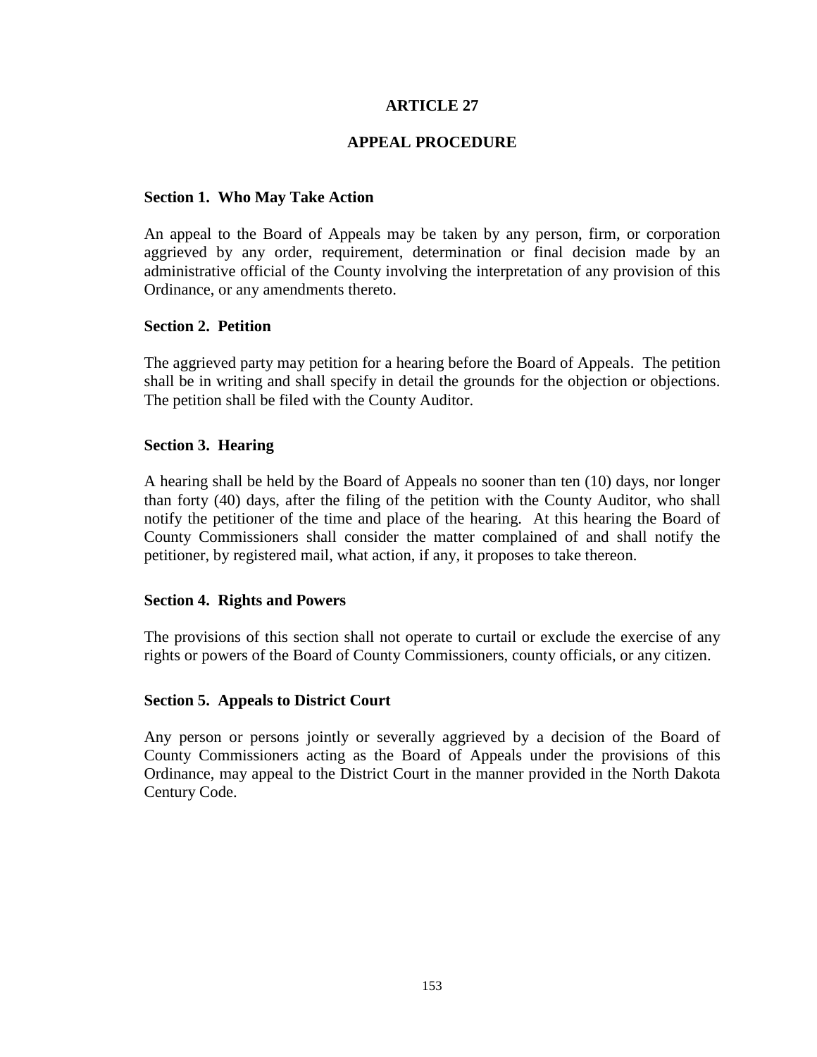# ARTICLE 27

## APPEAL PROCEDURE

### Section 1. Who May Take Action

An appeal to the Board of Appeals may be taken by any person, firm, or corporation aggrieved by any order, requirement, determination or final decision made by an administrative official of the County involving the interpretation of any provision of this Ordinance, or any amendments thereto.

### Section 2. Petition

The aggrieved party may petition for a hearing before the Board of Appeals. The petition shall be in writing and shall specify in detail the grounds for the objection or objections. The petition shall be filed with the County Auditor.

### Section 3. Hearing

A hearing shall be held by the Board of Appeals no sooner than ten (10) days, nor longer than forty (40) days, after the filing of the petition with the County Auditor, who shall notify the petitioner of the time and place of the hearing. At this hearing the Board of County Commissioners shall consider the matter complained of and shall notify the petitioner, by registered mail, what action, if any, it proposes to take thereon.

### Section 4. Rights and Powers

The provisions of this section shall not operate to curtail or exclude the exercise of any rights or powers of the Board of County Commissioners, county officials, or any citizen.

### Section 5. Appeals to District Court

Any person or persons jointly or severally aggrieved by a decision of the Board of County Commissioners acting as the Board of Appeals under the provisions of this Ordinance, may appeal to the District Court in the manner provided in the North Dakota Century Code.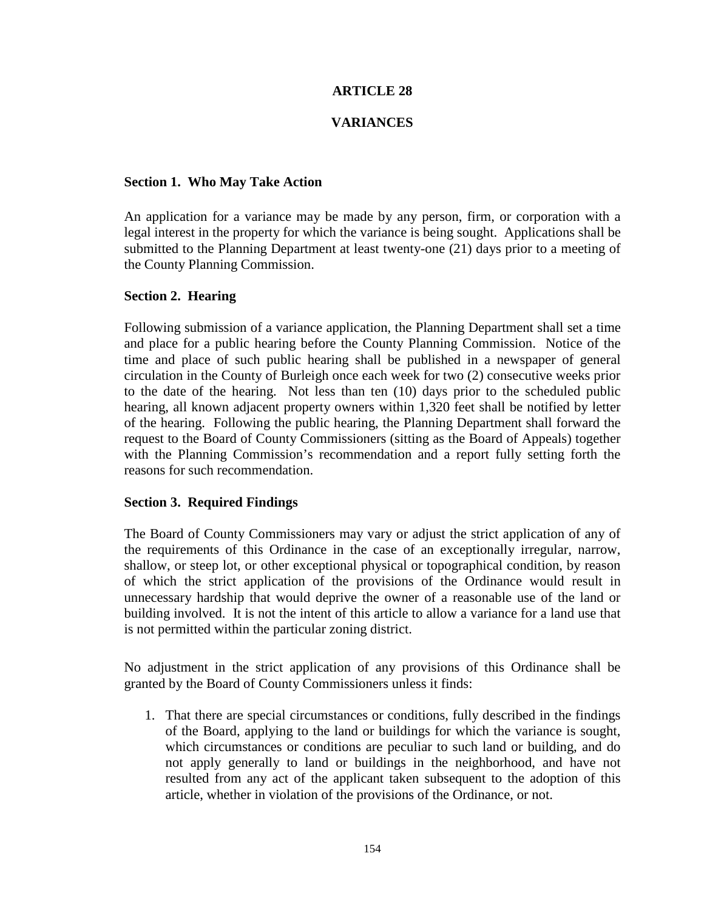# ARTICLE 28

# VARIANCES

### Section 1. Who May Take Action

An application for a variance may be made by any person, firm, or corporation with a legal interest in the property for which the variance is being sought. Applications shall be submitted to the Planning Department at least twenty-one (21) days prior to a meeting of the County Planning Commission.

### Section 2. Hearing

Following submission of a variance application, the Planning Department shall set a time and place for a public hearing before the County Planning Commission. Notice of the time and place of such public hearing shall be published in a newspaper of general circulation in the County of Burleigh once each week for two (2) consecutive weeks prior to the date of the hearing. Not less than ten (10) days prior to the scheduled public hearing, all known adjacent property owners within 1,320 feet shall be notified by letter of the hearing. Following the public hearing, the Planning Department shall forward the request to the Board of County Commissioners (sitting as the Board of Appeals) together with the Planning Commission's recommendation and a report fully setting forth the reasons for such recommendation.

### Section 3. Required Findings

The Board of County Commissioners may vary or adjust the strict application of any of the requirements of this Ordinance in the case of an exceptionally irregular, narrow, shallow, or steep lot, or other exceptional physical or topographical condition, by reason of which the strict application of the provisions of the Ordinance would result in unnecessary hardship that would deprive the owner of a reasonable use of the land or building involved. It is not the intent of this article to allow a variance for a land use that is not permitted within the particular zoning district.

No adjustment in the strict application of any provisions of this Ordinance shall be granted by the Board of County Commissioners unless it finds:

1. That there are special circumstances or conditions, fully described in the findings of the Board, applying to the land or buildings for which the variance is sought, which circumstances or conditions are peculiar to such land or building, and do not apply generally to land or buildings in the neighborhood, and have not resulted from any act of the applicant taken subsequent to the adoption of this article, whether in violation of the provisions of the Ordinance, or not.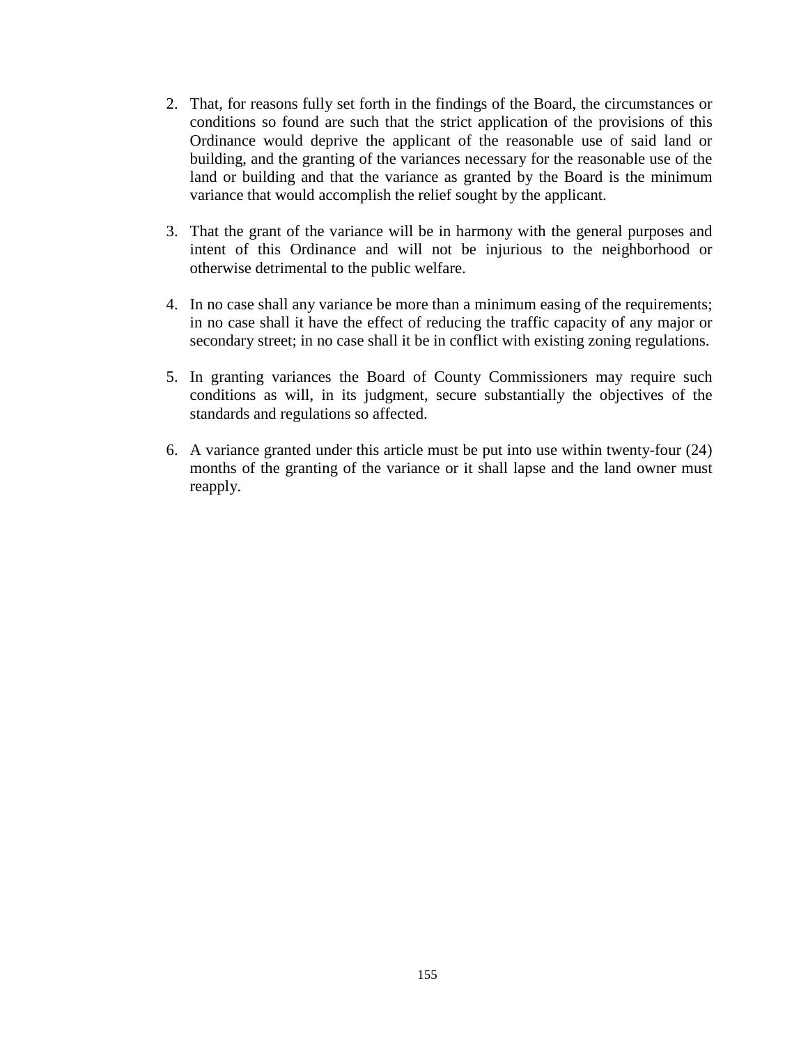2. That, for reasons fully set forth in the findings of the Board, the circumstances or conditions so found are such that the strict application of the provisions of this Ordinance would deprive the applicant of the reasonable use of said land or building, and the granting of the variances necessary for the reasonable use of the land or building and that the variance as granted by the Board is the minimum variance that would accomplish the relief sought by the applicant.

3. That the grant of the variance will be in harmony with the general purposes and intent of this Ordinance and will not be injurious to the neighborhood or otherwise detrimental to the public welfare.

4. In no case shall any variance be more than a minimum easing of the requirements; in no case shall it have the effect of reducing the traffic capacity of any major or secondary street; in no case shall it be in conflict with existing zoning regulations.

5. In granting variances the Board of County Commissioners may require such conditions as will, in its judgment, secure substantially the objectives of the standards and regulations so affected.

6. A variance granted under this article must be put into use within twenty-four (24) months of the granting of the variance or it shall lapse and the land owner must reapply.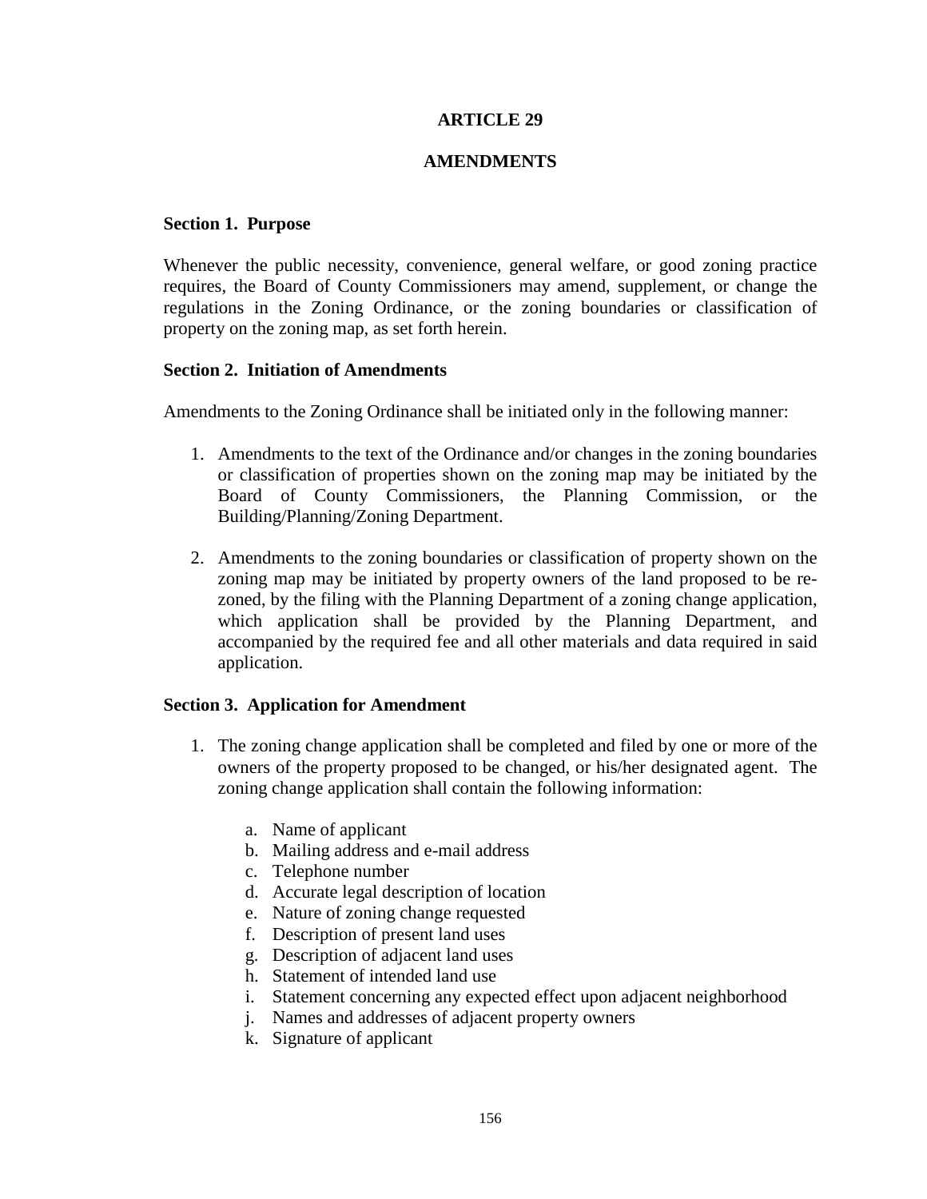# ARTICLE 29

# AMENDMENTS

### Section 1. Purpose

Whenever the public necessity, convenience, general welfare, or good zoning practice requires, the Board of County Commissioners may amend, supplement, or change the regulations in the Zoning Ordinance, or the zoning boundaries or classification of property on the zoning map, as set forth herein.

### Section 2. Initiation of Amendments

Amendments to the Zoning Ordinance shall be initiated only in the following manner:

1. Amendments to the text of the Ordinance and/or changes in the zoning boundaries or classification of properties shown on the zoning map may be initiated by the Board of County Commissioners, the Planning Commission, or the Building/Planning/Zoning Department.

2. Amendments to the zoning boundaries or classification of property shown on the zoning map may be initiated by property owners of the land proposed to be re-zoned, by the filing with the Planning Department of a zoning change application, which application shall be provided by the Planning Department, and accompanied by the required fee and all other materials and data required in said application.

### Section 3. Application for Amendment

1. The zoning change application shall be completed and filed by one or more of the owners of the property proposed to be changed, or his/her designated agent. The zoning change application shall contain the following information:

   a. Name of applicant
   b. Mailing address and e-mail address
   c. Telephone number
   d. Accurate legal description of location
   e. Nature of zoning change requested
   f. Description of present land uses
   g. Description of adjacent land uses
   h. Statement of intended land use
   i. Statement concerning any expected effect upon adjacent neighborhood
   j. Names and addresses of adjacent property owners
   k. Signature of applicant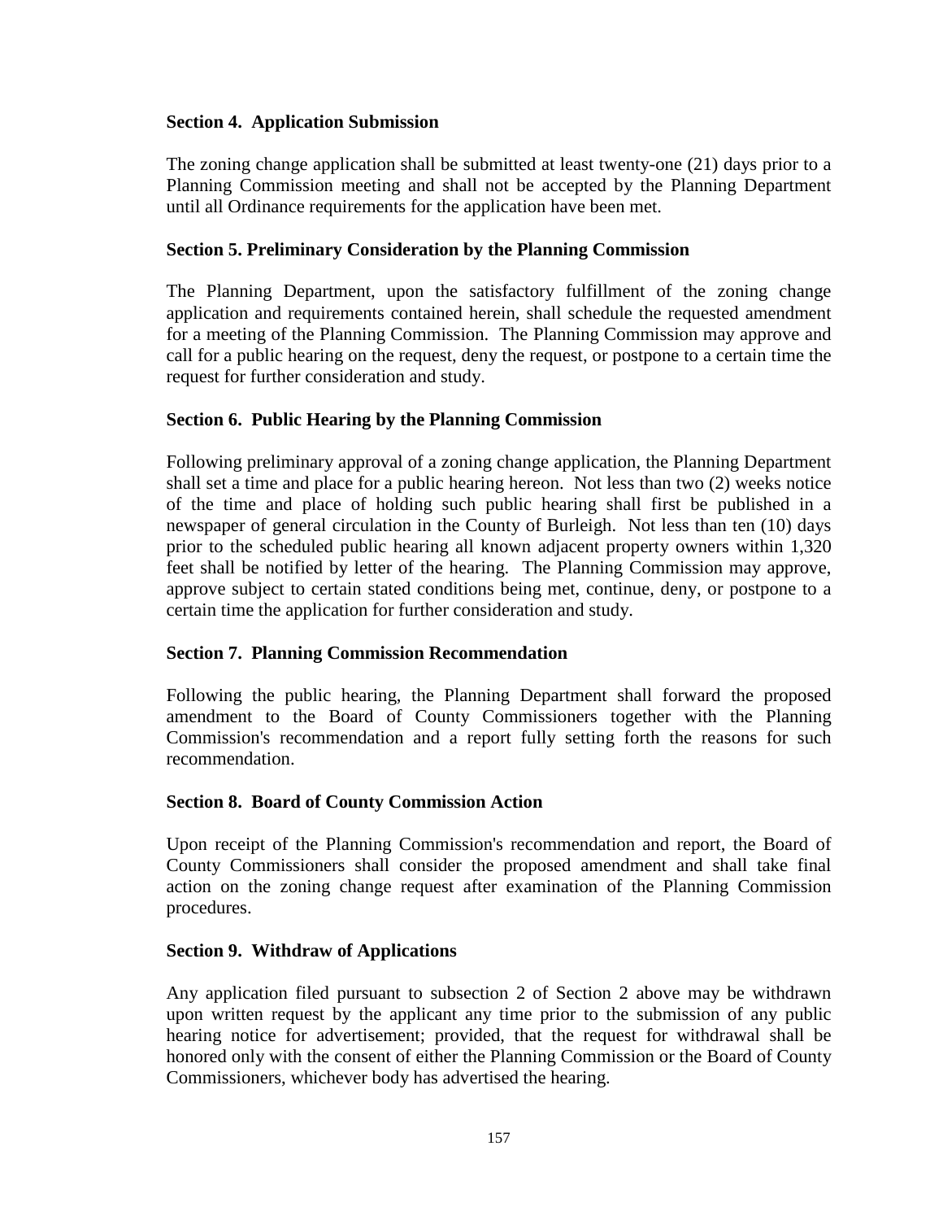**Section 4. Application Submission**

The zoning change application shall be submitted at least twenty-one (21) days prior to a Planning Commission meeting and shall not be accepted by the Planning Department until all Ordinance requirements for the application have been met.

**Section 5. Preliminary Consideration by the Planning Commission**

The Planning Department, upon the satisfactory fulfillment of the zoning change application and requirements contained herein, shall schedule the requested amendment for a meeting of the Planning Commission. The Planning Commission may approve and call for a public hearing on the request, deny the request, or postpone to a certain time the request for further consideration and study.

**Section 6. Public Hearing by the Planning Commission**

Following preliminary approval of a zoning change application, the Planning Department shall set a time and place for a public hearing hereon. Not less than two (2) weeks notice of the time and place of holding such public hearing shall first be published in a newspaper of general circulation in the County of Burleigh. Not less than ten (10) days prior to the scheduled public hearing all known adjacent property owners within 1,320 feet shall be notified by letter of the hearing. The Planning Commission may approve, approve subject to certain stated conditions being met, continue, deny, or postpone to a certain time the application for further consideration and study.

**Section 7. Planning Commission Recommendation**

Following the public hearing, the Planning Department shall forward the proposed amendment to the Board of County Commissioners together with the Planning Commission's recommendation and a report fully setting forth the reasons for such recommendation.

**Section 8. Board of County Commission Action**

Upon receipt of the Planning Commission's recommendation and report, the Board of County Commissioners shall consider the proposed amendment and shall take final action on the zoning change request after examination of the Planning Commission procedures.

**Section 9. Withdraw of Applications**

Any application filed pursuant to subsection 2 of Section 2 above may be withdrawn upon written request by the applicant any time prior to the submission of any public hearing notice for advertisement; provided, that the request for withdrawal shall be honored only with the consent of either the Planning Commission or the Board of County Commissioners, whichever body has advertised the hearing.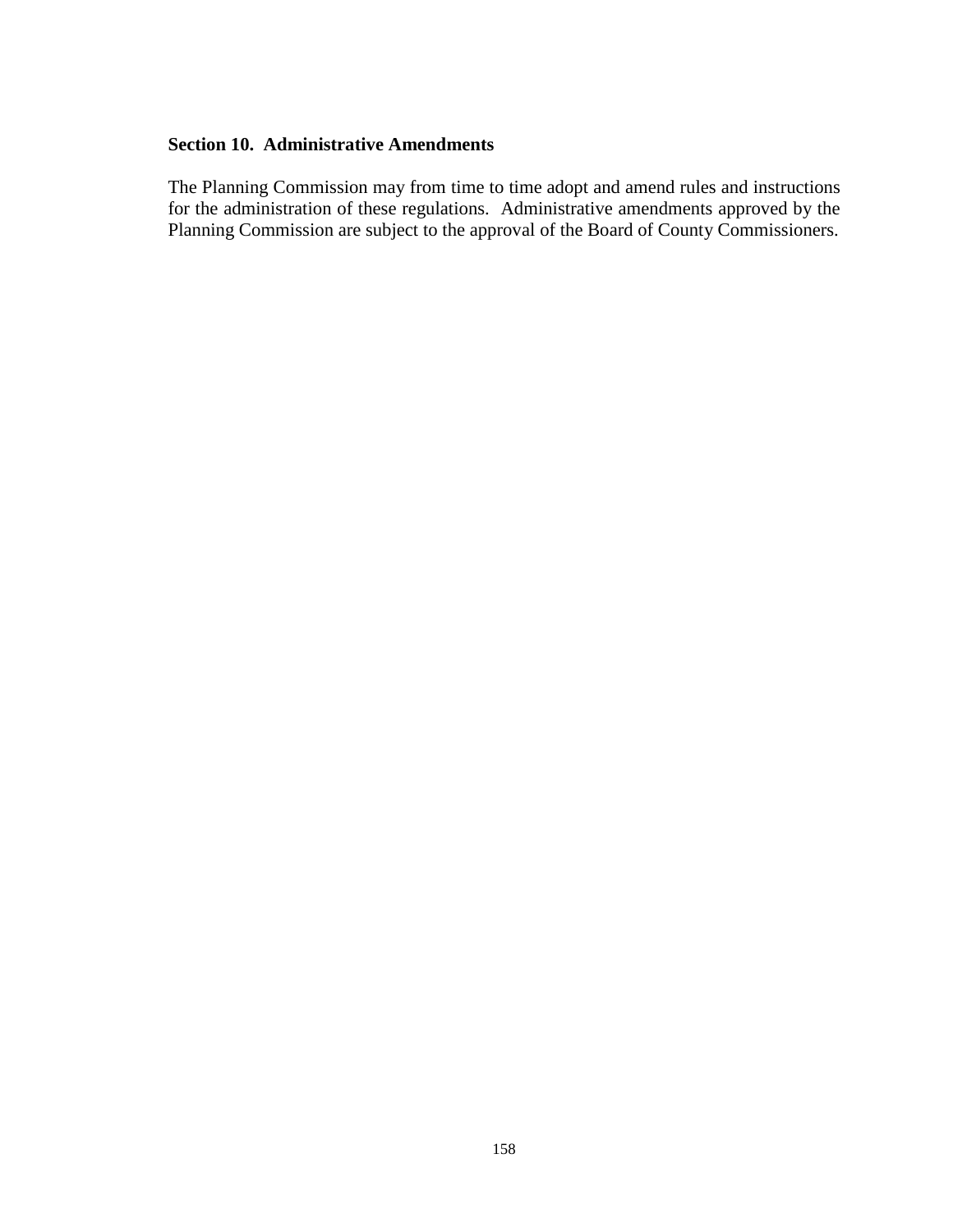**Section 10. Administrative Amendments**

The Planning Commission may from time to time adopt and amend rules and instructions for the administration of these regulations. Administrative amendments approved by the Planning Commission are subject to the approval of the Board of County Commissioners.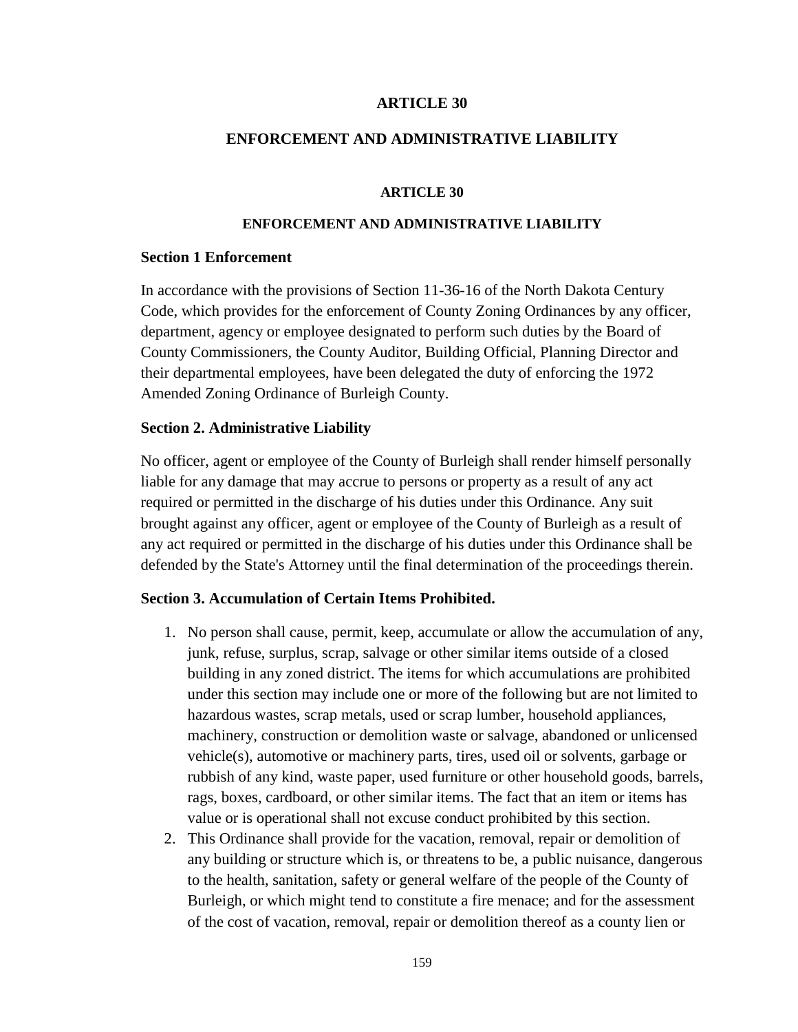# ARTICLE 30

## ENFORCEMENT AND ADMINISTRATIVE LIABILITY

### ARTICLE 30

### ENFORCEMENT AND ADMINISTRATIVE LIABILITY

**Section 1 Enforcement**

In accordance with the provisions of Section 11-36-16 of the North Dakota Century Code, which provides for the enforcement of County Zoning Ordinances by any officer, department, agency or employee designated to perform such duties by the Board of County Commissioners, the County Auditor, Building Official, Planning Director and their departmental employees, have been delegated the duty of enforcing the 1972 Amended Zoning Ordinance of Burleigh County.

**Section 2. Administrative Liability**

No officer, agent or employee of the County of Burleigh shall render himself personally liable for any damage that may accrue to persons or property as a result of any act required or permitted in the discharge of his duties under this Ordinance. Any suit brought against any officer, agent or employee of the County of Burleigh as a result of any act required or permitted in the discharge of his duties under this Ordinance shall be defended by the State's Attorney until the final determination of the proceedings therein.

**Section 3. Accumulation of Certain Items Prohibited.**

1. No person shall cause, permit, keep, accumulate or allow the accumulation of any, junk, refuse, surplus, scrap, salvage or other similar items outside of a closed building in any zoned district. The items for which accumulations are prohibited under this section may include one or more of the following but are not limited to hazardous wastes, scrap metals, used or scrap lumber, household appliances, machinery, construction or demolition waste or salvage, abandoned or unlicensed vehicle(s), automotive or machinery parts, tires, used oil or solvents, garbage or rubbish of any kind, waste paper, used furniture or other household goods, barrels, rags, boxes, cardboard, or other similar items. The fact that an item or items has value or is operational shall not excuse conduct prohibited by this section.
2. This Ordinance shall provide for the vacation, removal, repair or demolition of any building or structure which is, or threatens to be, a public nuisance, dangerous to the health, sanitation, safety or general welfare of the people of the County of Burleigh, or which might tend to constitute a fire menace; and for the assessment of the cost of vacation, removal, repair or demolition thereof as a county lien or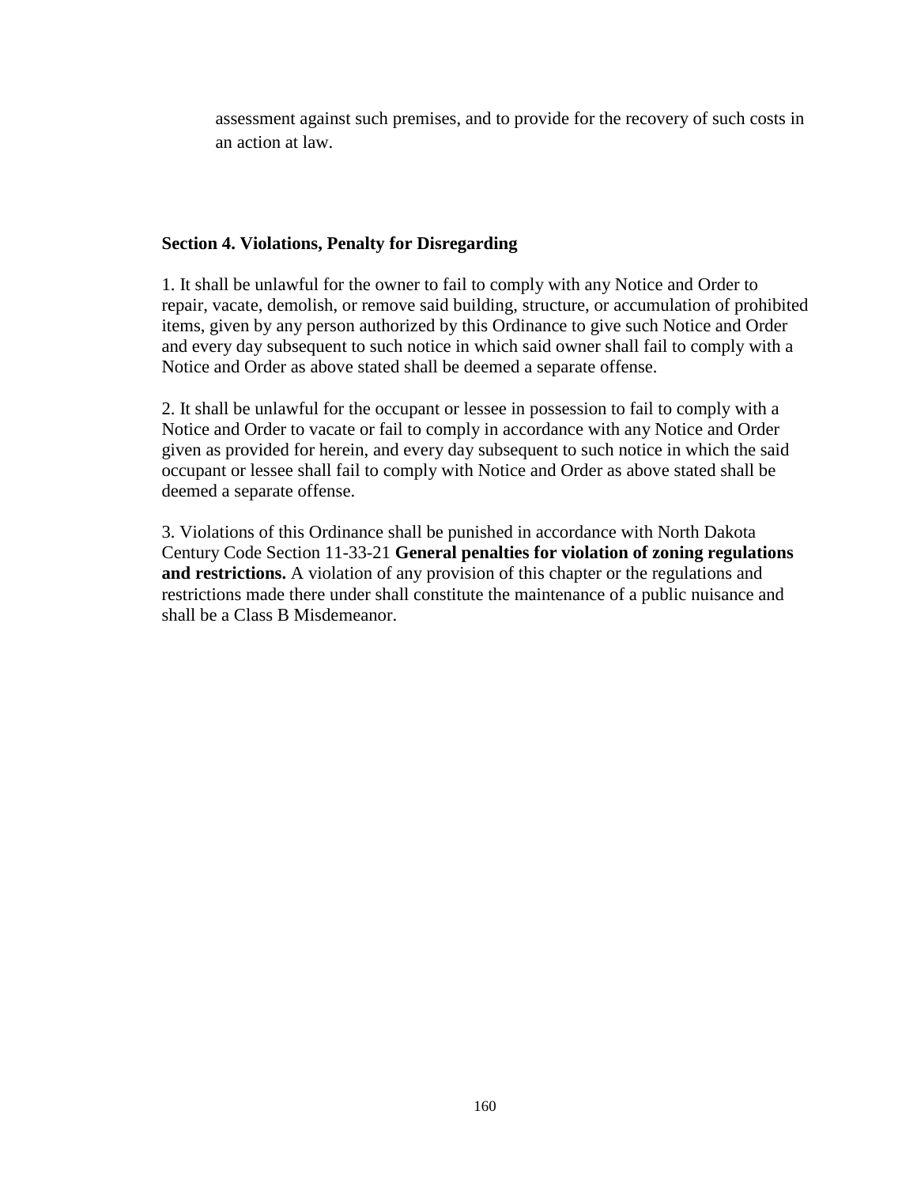assessment against such premises, and to provide for the recovery of such costs in an action at law.

**Section 4. Violations, Penalty for Disregarding**

1. It shall be unlawful for the owner to fail to comply with any Notice and Order to repair, vacate, demolish, or remove said building, structure, or accumulation of prohibited items, given by any person authorized by this Ordinance to give such Notice and Order and every day subsequent to such notice in which said owner shall fail to comply with a Notice and Order as above stated shall be deemed a separate offense.

2. It shall be unlawful for the occupant or lessee in possession to fail to comply with a Notice and Order to vacate or fail to comply in accordance with any Notice and Order given as provided for herein, and every day subsequent to such notice in which the said occupant or lessee shall fail to comply with Notice and Order as above stated shall be deemed a separate offense.

3. Violations of this Ordinance shall be punished in accordance with North Dakota Century Code Section 11-33-21 **General penalties for violation of zoning regulations and restrictions.** A violation of any provision of this chapter or the regulations and restrictions made there under shall constitute the maintenance of a public nuisance and shall be a Class B Misdemeanor.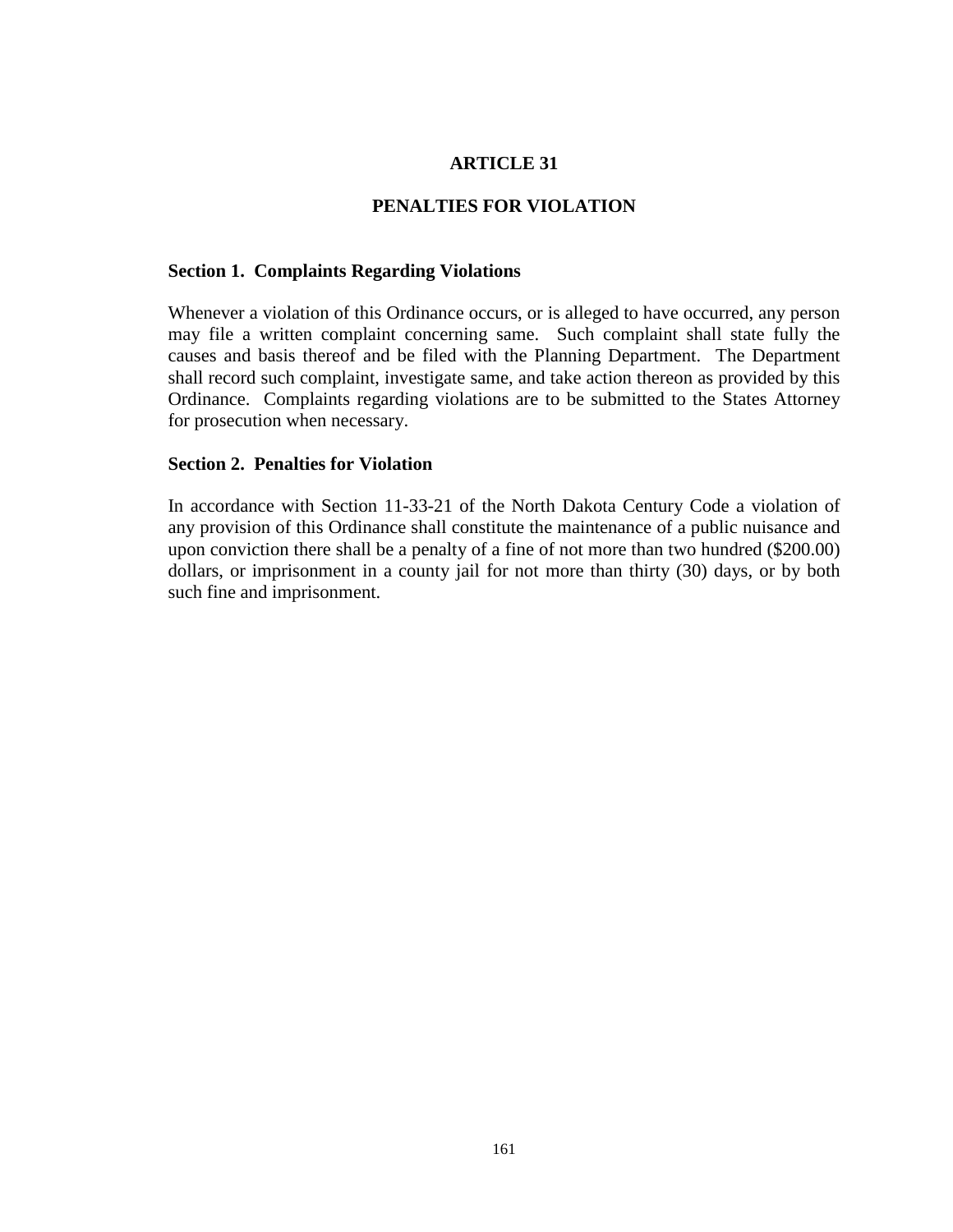# ARTICLE 31

## PENALTIES FOR VIOLATION

### Section 1. Complaints Regarding Violations

Whenever a violation of this Ordinance occurs, or is alleged to have occurred, any person may file a written complaint concerning same. Such complaint shall state fully the causes and basis thereof and be filed with the Planning Department. The Department shall record such complaint, investigate same, and take action thereon as provided by this Ordinance. Complaints regarding violations are to be submitted to the States Attorney for prosecution when necessary.

### Section 2. Penalties for Violation

In accordance with Section 11-33-21 of the North Dakota Century Code a violation of any provision of this Ordinance shall constitute the maintenance of a public nuisance and upon conviction there shall be a penalty of a fine of not more than two hundred ($200.00) dollars, or imprisonment in a county jail for not more than thirty (30) days, or by both such fine and imprisonment.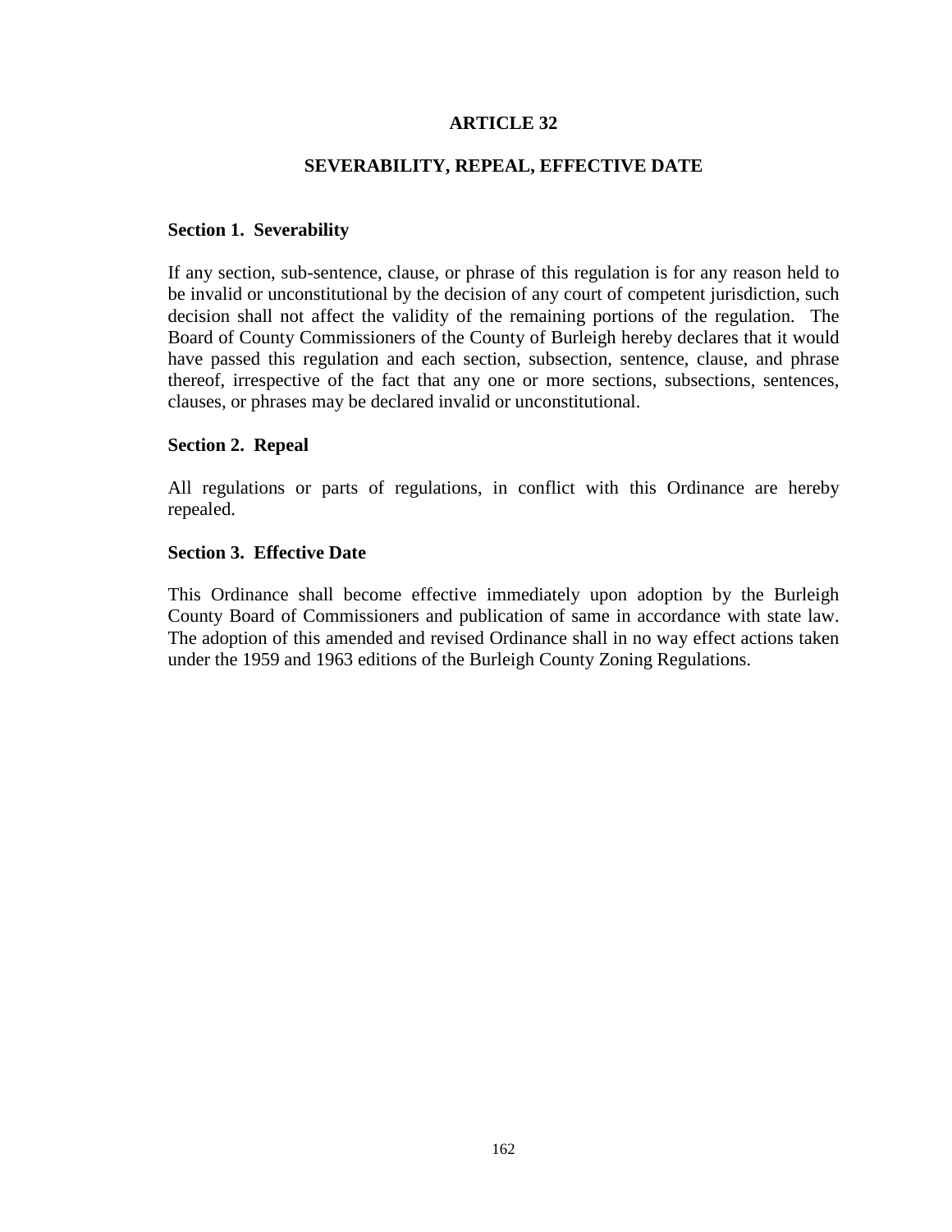# ARTICLE 32

## SEVERABILITY, REPEAL, EFFECTIVE DATE

### Section 1. Severability

If any section, sub-sentence, clause, or phrase of this regulation is for any reason held to be invalid or unconstitutional by the decision of any court of competent jurisdiction, such decision shall not affect the validity of the remaining portions of the regulation. The Board of County Commissioners of the County of Burleigh hereby declares that it would have passed this regulation and each section, subsection, sentence, clause, and phrase thereof, irrespective of the fact that any one or more sections, subsections, sentences, clauses, or phrases may be declared invalid or unconstitutional.

### Section 2. Repeal

All regulations or parts of regulations, in conflict with this Ordinance are hereby repealed.

### Section 3. Effective Date

This Ordinance shall become effective immediately upon adoption by the Burleigh County Board of Commissioners and publication of same in accordance with state law. The adoption of this amended and revised Ordinance shall in no way effect actions taken under the 1959 and 1963 editions of the Burleigh County Zoning Regulations.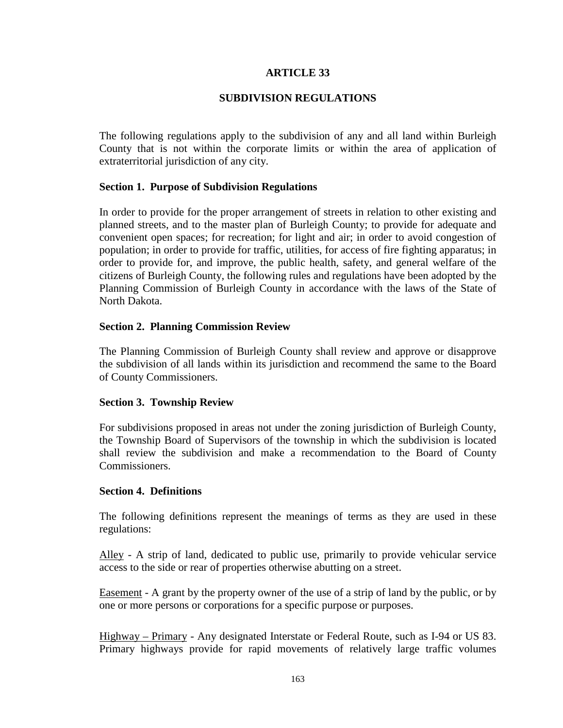# ARTICLE 33

## SUBDIVISION REGULATIONS

The following regulations apply to the subdivision of any and all land within Burleigh County that is not within the corporate limits or within the area of application of extraterritorial jurisdiction of any city.

### Section 1. Purpose of Subdivision Regulations

In order to provide for the proper arrangement of streets in relation to other existing and planned streets, and to the master plan of Burleigh County; to provide for adequate and convenient open spaces; for recreation; for light and air; in order to avoid congestion of population; in order to provide for traffic, utilities, for access of fire fighting apparatus; in order to provide for, and improve, the public health, safety, and general welfare of the citizens of Burleigh County, the following rules and regulations have been adopted by the Planning Commission of Burleigh County in accordance with the laws of the State of North Dakota.

### Section 2. Planning Commission Review

The Planning Commission of Burleigh County shall review and approve or disapprove the subdivision of all lands within its jurisdiction and recommend the same to the Board of County Commissioners.

### Section 3. Township Review

For subdivisions proposed in areas not under the zoning jurisdiction of Burleigh County, the Township Board of Supervisors of the township in which the subdivision is located shall review the subdivision and make a recommendation to the Board of County Commissioners.

### Section 4. Definitions

The following definitions represent the meanings of terms as they are used in these regulations:

<u>Alley</u> - A strip of land, dedicated to public use, primarily to provide vehicular service access to the side or rear of properties otherwise abutting on a street.

<u>Easement</u> - A grant by the property owner of the use of a strip of land by the public, or by one or more persons or corporations for a specific purpose or purposes.

<u>Highway – Primary</u> - Any designated Interstate or Federal Route, such as I-94 or US 83. Primary highways provide for rapid movements of relatively large traffic volumes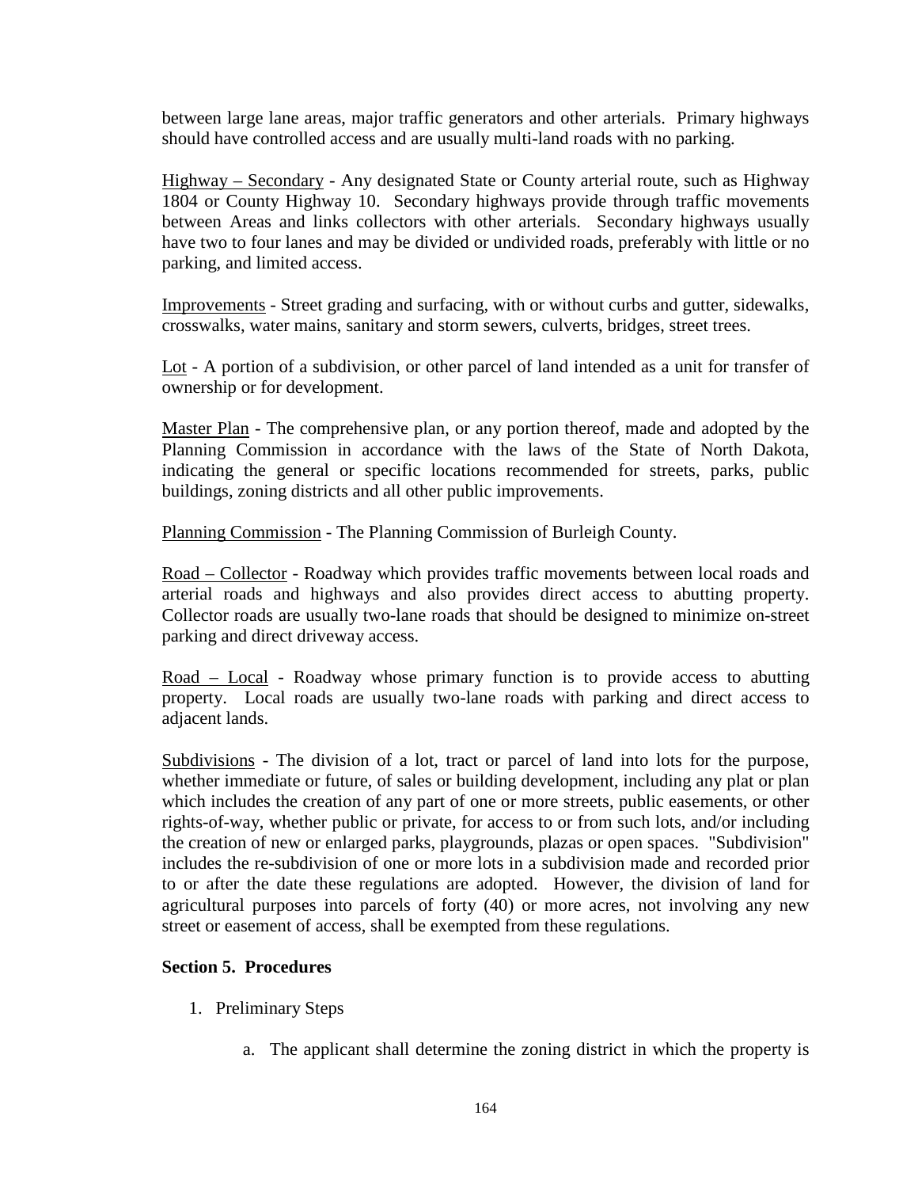between large lane areas, major traffic generators and other arterials. Primary highways should have controlled access and are usually multi-land roads with no parking.

Highway – Secondary - Any designated State or County arterial route, such as Highway 1804 or County Highway 10. Secondary highways provide through traffic movements between Areas and links collectors with other arterials. Secondary highways usually have two to four lanes and may be divided or undivided roads, preferably with little or no parking, and limited access.

Improvements - Street grading and surfacing, with or without curbs and gutter, sidewalks, crosswalks, water mains, sanitary and storm sewers, culverts, bridges, street trees.

Lot - A portion of a subdivision, or other parcel of land intended as a unit for transfer of ownership or for development.

Master Plan - The comprehensive plan, or any portion thereof, made and adopted by the Planning Commission in accordance with the laws of the State of North Dakota, indicating the general or specific locations recommended for streets, parks, public buildings, zoning districts and all other public improvements.

Planning Commission - The Planning Commission of Burleigh County.

Road – Collector - Roadway which provides traffic movements between local roads and arterial roads and highways and also provides direct access to abutting property. Collector roads are usually two-lane roads that should be designed to minimize on-street parking and direct driveway access.

Road – Local - Roadway whose primary function is to provide access to abutting property. Local roads are usually two-lane roads with parking and direct access to adjacent lands.

Subdivisions - The division of a lot, tract or parcel of land into lots for the purpose, whether immediate or future, of sales or building development, including any plat or plan which includes the creation of any part of one or more streets, public easements, or other rights-of-way, whether public or private, for access to or from such lots, and/or including the creation of new or enlarged parks, playgrounds, plazas or open spaces. "Subdivision" includes the re-subdivision of one or more lots in a subdivision made and recorded prior to or after the date these regulations are adopted. However, the division of land for agricultural purposes into parcels of forty (40) or more acres, not involving any new street or easement of access, shall be exempted from these regulations.

**Section 5. Procedures**

1. Preliminary Steps

    a. The applicant shall determine the zoning district in which the property is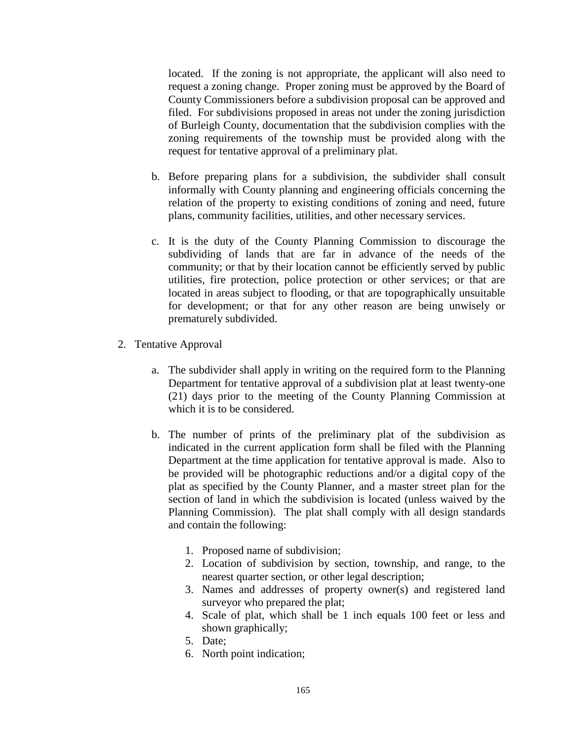located. If the zoning is not appropriate, the applicant will also need to request a zoning change. Proper zoning must be approved by the Board of County Commissioners before a subdivision proposal can be approved and filed. For subdivisions proposed in areas not under the zoning jurisdiction of Burleigh County, documentation that the subdivision complies with the zoning requirements of the township must be provided along with the request for tentative approval of a preliminary plat.

b. Before preparing plans for a subdivision, the subdivider shall consult informally with County planning and engineering officials concerning the relation of the property to existing conditions of zoning and need, future plans, community facilities, utilities, and other necessary services.

c. It is the duty of the County Planning Commission to discourage the subdividing of lands that are far in advance of the needs of the community; or that by their location cannot be efficiently served by public utilities, fire protection, police protection or other services; or that are located in areas subject to flooding, or that are topographically unsuitable for development; or that for any other reason are being unwisely or prematurely subdivided.

2. Tentative Approval

   a. The subdivider shall apply in writing on the required form to the Planning Department for tentative approval of a subdivision plat at least twenty-one (21) days prior to the meeting of the County Planning Commission at which it is to be considered.

   b. The number of prints of the preliminary plat of the subdivision as indicated in the current application form shall be filed with the Planning Department at the time application for tentative approval is made. Also to be provided will be photographic reductions and/or a digital copy of the plat as specified by the County Planner, and a master street plan for the section of land in which the subdivision is located (unless waived by the Planning Commission). The plat shall comply with all design standards and contain the following:

      1. Proposed name of subdivision;
      2. Location of subdivision by section, township, and range, to the nearest quarter section, or other legal description;
      3. Names and addresses of property owner(s) and registered land surveyor who prepared the plat;
      4. Scale of plat, which shall be 1 inch equals 100 feet or less and shown graphically;
      5. Date;
      6. North point indication;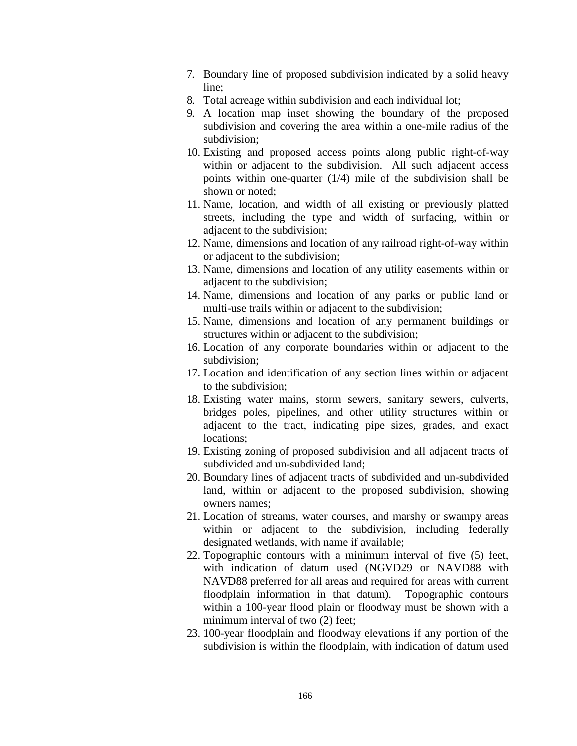7. Boundary line of proposed subdivision indicated by a solid heavy line;
8. Total acreage within subdivision and each individual lot;
9. A location map inset showing the boundary of the proposed subdivision and covering the area within a one-mile radius of the subdivision;
10. Existing and proposed access points along public right-of-way within or adjacent to the subdivision. All such adjacent access points within one-quarter (1/4) mile of the subdivision shall be shown or noted;
11. Name, location, and width of all existing or previously platted streets, including the type and width of surfacing, within or adjacent to the subdivision;
12. Name, dimensions and location of any railroad right-of-way within or adjacent to the subdivision;
13. Name, dimensions and location of any utility easements within or adjacent to the subdivision;
14. Name, dimensions and location of any parks or public land or multi-use trails within or adjacent to the subdivision;
15. Name, dimensions and location of any permanent buildings or structures within or adjacent to the subdivision;
16. Location of any corporate boundaries within or adjacent to the subdivision;
17. Location and identification of any section lines within or adjacent to the subdivision;
18. Existing water mains, storm sewers, sanitary sewers, culverts, bridges poles, pipelines, and other utility structures within or adjacent to the tract, indicating pipe sizes, grades, and exact locations;
19. Existing zoning of proposed subdivision and all adjacent tracts of subdivided and un-subdivided land;
20. Boundary lines of adjacent tracts of subdivided and un-subdivided land, within or adjacent to the proposed subdivision, showing owners names;
21. Location of streams, water courses, and marshy or swampy areas within or adjacent to the subdivision, including federally designated wetlands, with name if available;
22. Topographic contours with a minimum interval of five (5) feet, with indication of datum used (NGVD29 or NAVD88 with NAVD88 preferred for all areas and required for areas with current floodplain information in that datum). Topographic contours within a 100-year flood plain or floodway must be shown with a minimum interval of two (2) feet;
23. 100-year floodplain and floodway elevations if any portion of the subdivision is within the floodplain, with indication of datum used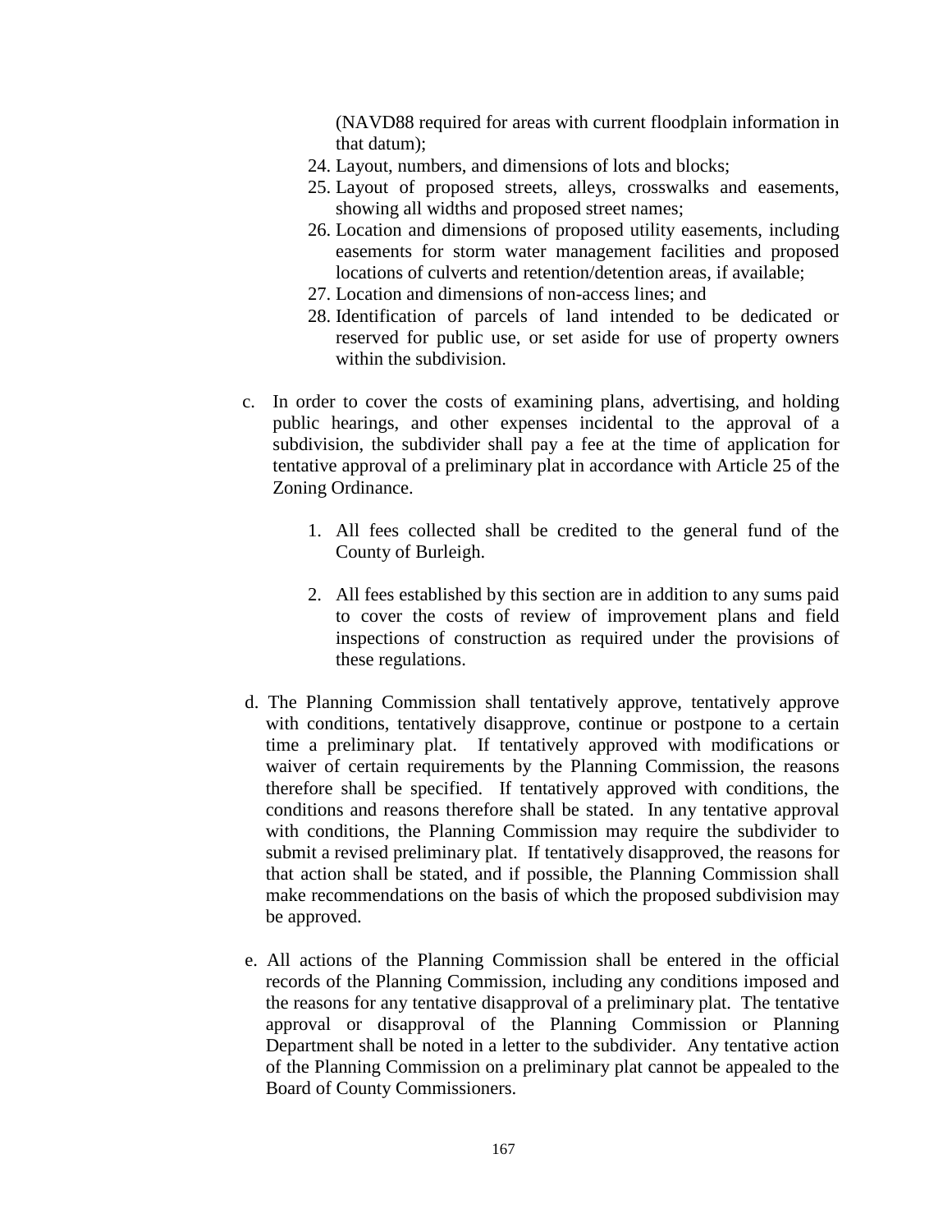(NAVD88 required for areas with current floodplain information in that datum);

24. Layout, numbers, and dimensions of lots and blocks;
25. Layout of proposed streets, alleys, crosswalks and easements, showing all widths and proposed street names;
26. Location and dimensions of proposed utility easements, including easements for storm water management facilities and proposed locations of culverts and retention/detention areas, if available;
27. Location and dimensions of non-access lines; and
28. Identification of parcels of land intended to be dedicated or reserved for public use, or set aside for use of property owners within the subdivision.

c. In order to cover the costs of examining plans, advertising, and holding public hearings, and other expenses incidental to the approval of a subdivision, the subdivider shall pay a fee at the time of application for tentative approval of a preliminary plat in accordance with Article 25 of the Zoning Ordinance.

   1. All fees collected shall be credited to the general fund of the County of Burleigh.

   2. All fees established by this section are in addition to any sums paid to cover the costs of review of improvement plans and field inspections of construction as required under the provisions of these regulations.

d. The Planning Commission shall tentatively approve, tentatively approve with conditions, tentatively disapprove, continue or postpone to a certain time a preliminary plat. If tentatively approved with modifications or waiver of certain requirements by the Planning Commission, the reasons therefore shall be specified. If tentatively approved with conditions, the conditions and reasons therefore shall be stated. In any tentative approval with conditions, the Planning Commission may require the subdivider to submit a revised preliminary plat. If tentatively disapproved, the reasons for that action shall be stated, and if possible, the Planning Commission shall make recommendations on the basis of which the proposed subdivision may be approved.

e. All actions of the Planning Commission shall be entered in the official records of the Planning Commission, including any conditions imposed and the reasons for any tentative disapproval of a preliminary plat. The tentative approval or disapproval of the Planning Commission or Planning Department shall be noted in a letter to the subdivider. Any tentative action of the Planning Commission on a preliminary plat cannot be appealed to the Board of County Commissioners.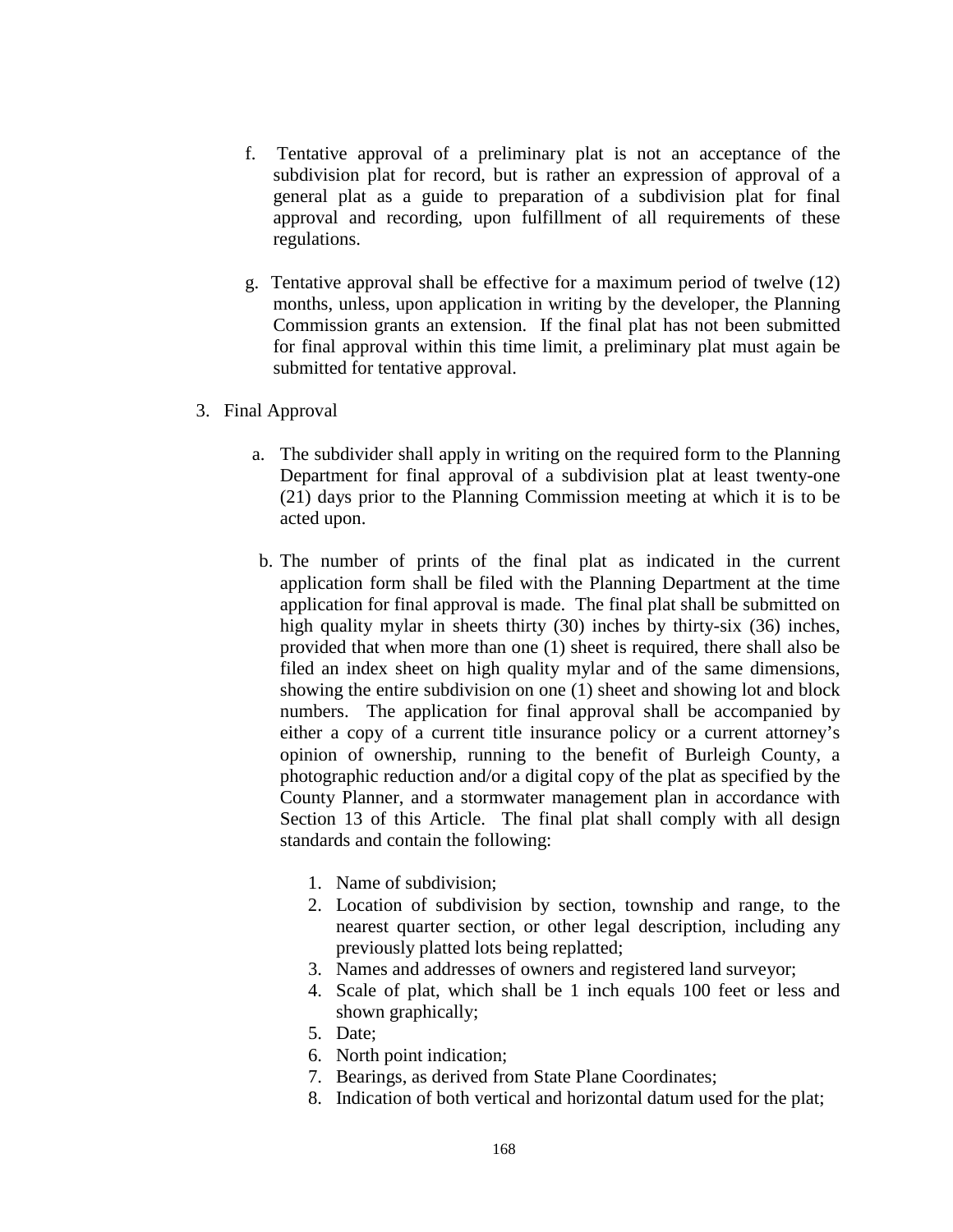f. Tentative approval of a preliminary plat is not an acceptance of the subdivision plat for record, but is rather an expression of approval of a general plat as a guide to preparation of a subdivision plat for final approval and recording, upon fulfillment of all requirements of these regulations.

g. Tentative approval shall be effective for a maximum period of twelve (12) months, unless, upon application in writing by the developer, the Planning Commission grants an extension. If the final plat has not been submitted for final approval within this time limit, a preliminary plat must again be submitted for tentative approval.

3. Final Approval

   a. The subdivider shall apply in writing on the required form to the Planning Department for final approval of a subdivision plat at least twenty-one (21) days prior to the Planning Commission meeting at which it is to be acted upon.

   b. The number of prints of the final plat as indicated in the current application form shall be filed with the Planning Department at the time application for final approval is made. The final plat shall be submitted on high quality mylar in sheets thirty (30) inches by thirty-six (36) inches, provided that when more than one (1) sheet is required, there shall also be filed an index sheet on high quality mylar and of the same dimensions, showing the entire subdivision on one (1) sheet and showing lot and block numbers. The application for final approval shall be accompanied by either a copy of a current title insurance policy or a current attorney's opinion of ownership, running to the benefit of Burleigh County, a photographic reduction and/or a digital copy of the plat as specified by the County Planner, and a stormwater management plan in accordance with Section 13 of this Article. The final plat shall comply with all design standards and contain the following:

      1. Name of subdivision;
      2. Location of subdivision by section, township and range, to the nearest quarter section, or other legal description, including any previously platted lots being replatted;
      3. Names and addresses of owners and registered land surveyor;
      4. Scale of plat, which shall be 1 inch equals 100 feet or less and shown graphically;
      5. Date;
      6. North point indication;
      7. Bearings, as derived from State Plane Coordinates;
      8. Indication of both vertical and horizontal datum used for the plat;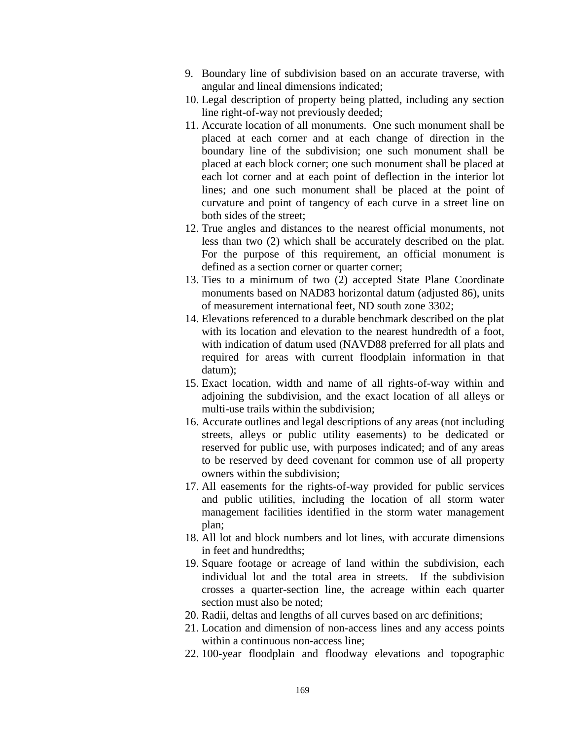9. Boundary line of subdivision based on an accurate traverse, with angular and lineal dimensions indicated;
10. Legal description of property being platted, including any section line right-of-way not previously deeded;
11. Accurate location of all monuments. One such monument shall be placed at each corner and at each change of direction in the boundary line of the subdivision; one such monument shall be placed at each block corner; one such monument shall be placed at each lot corner and at each point of deflection in the interior lot lines; and one such monument shall be placed at the point of curvature and point of tangency of each curve in a street line on both sides of the street;
12. True angles and distances to the nearest official monuments, not less than two (2) which shall be accurately described on the plat. For the purpose of this requirement, an official monument is defined as a section corner or quarter corner;
13. Ties to a minimum of two (2) accepted State Plane Coordinate monuments based on NAD83 horizontal datum (adjusted 86), units of measurement international feet, ND south zone 3302;
14. Elevations referenced to a durable benchmark described on the plat with its location and elevation to the nearest hundredth of a foot, with indication of datum used (NAVD88 preferred for all plats and required for areas with current floodplain information in that datum);
15. Exact location, width and name of all rights-of-way within and adjoining the subdivision, and the exact location of all alleys or multi-use trails within the subdivision;
16. Accurate outlines and legal descriptions of any areas (not including streets, alleys or public utility easements) to be dedicated or reserved for public use, with purposes indicated; and of any areas to be reserved by deed covenant for common use of all property owners within the subdivision;
17. All easements for the rights-of-way provided for public services and public utilities, including the location of all storm water management facilities identified in the storm water management plan;
18. All lot and block numbers and lot lines, with accurate dimensions in feet and hundredths;
19. Square footage or acreage of land within the subdivision, each individual lot and the total area in streets. If the subdivision crosses a quarter-section line, the acreage within each quarter section must also be noted;
20. Radii, deltas and lengths of all curves based on arc definitions;
21. Location and dimension of non-access lines and any access points within a continuous non-access line;
22. 100-year floodplain and floodway elevations and topographic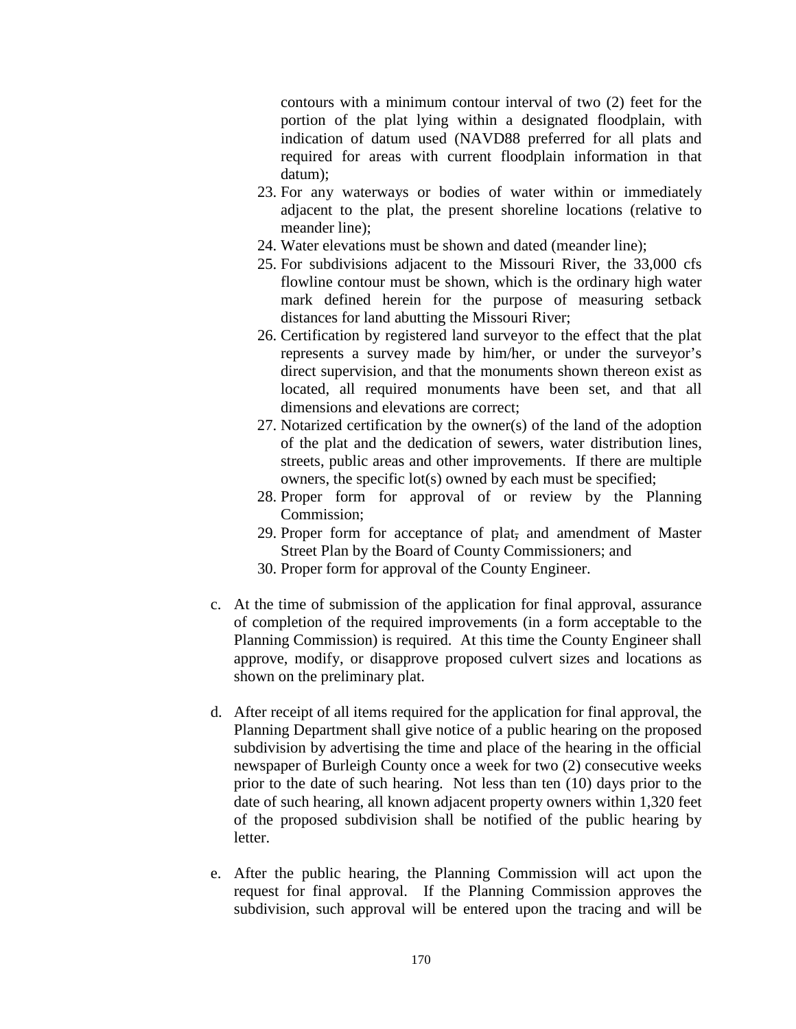contours with a minimum contour interval of two (2) feet for the portion of the plat lying within a designated floodplain, with indication of datum used (NAVD88 preferred for all plats and required for areas with current floodplain information in that datum);

23. For any waterways or bodies of water within or immediately adjacent to the plat, the present shoreline locations (relative to meander line);
24. Water elevations must be shown and dated (meander line);
25. For subdivisions adjacent to the Missouri River, the 33,000 cfs flowline contour must be shown, which is the ordinary high water mark defined herein for the purpose of measuring setback distances for land abutting the Missouri River;
26. Certification by registered land surveyor to the effect that the plat represents a survey made by him/her, or under the surveyor's direct supervision, and that the monuments shown thereon exist as located, all required monuments have been set, and that all dimensions and elevations are correct;
27. Notarized certification by the owner(s) of the land of the adoption of the plat and the dedication of sewers, water distribution lines, streets, public areas and other improvements. If there are multiple owners, the specific lot(s) owned by each must be specified;
28. Proper form for approval of or review by the Planning Commission;
29. Proper form for acceptance of plat~~,~~ and amendment of Master Street Plan by the Board of County Commissioners; and
30. Proper form for approval of the County Engineer.

c. At the time of submission of the application for final approval, assurance of completion of the required improvements (in a form acceptable to the Planning Commission) is required. At this time the County Engineer shall approve, modify, or disapprove proposed culvert sizes and locations as shown on the preliminary plat.

d. After receipt of all items required for the application for final approval, the Planning Department shall give notice of a public hearing on the proposed subdivision by advertising the time and place of the hearing in the official newspaper of Burleigh County once a week for two (2) consecutive weeks prior to the date of such hearing. Not less than ten (10) days prior to the date of such hearing, all known adjacent property owners within 1,320 feet of the proposed subdivision shall be notified of the public hearing by letter.

e. After the public hearing, the Planning Commission will act upon the request for final approval. If the Planning Commission approves the subdivision, such approval will be entered upon the tracing and will be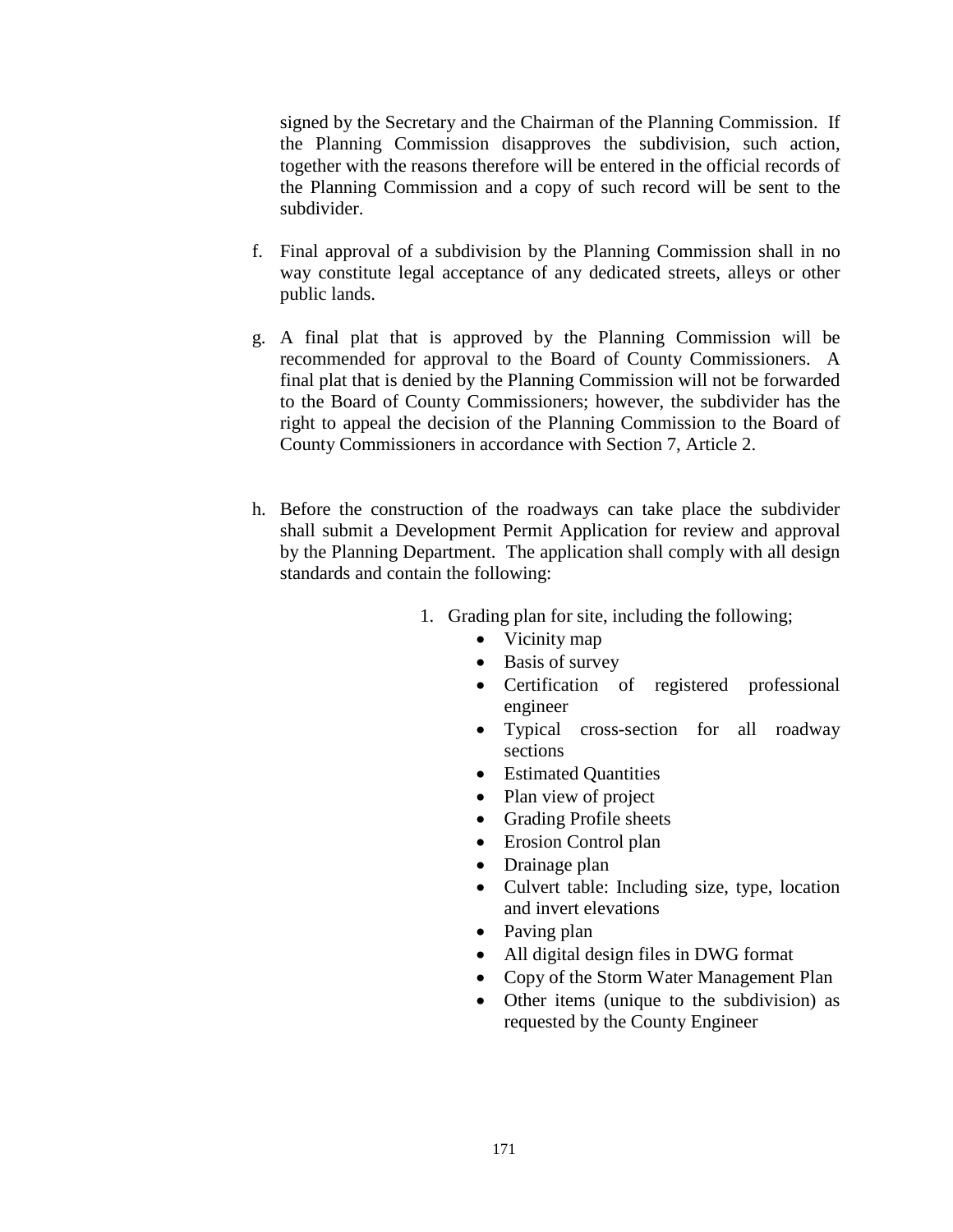signed by the Secretary and the Chairman of the Planning Commission. If the Planning Commission disapproves the subdivision, such action, together with the reasons therefore will be entered in the official records of the Planning Commission and a copy of such record will be sent to the subdivider.

f. Final approval of a subdivision by the Planning Commission shall in no way constitute legal acceptance of any dedicated streets, alleys or other public lands.

g. A final plat that is approved by the Planning Commission will be recommended for approval to the Board of County Commissioners. A final plat that is denied by the Planning Commission will not be forwarded to the Board of County Commissioners; however, the subdivider has the right to appeal the decision of the Planning Commission to the Board of County Commissioners in accordance with Section 7, Article 2.

h. Before the construction of the roadways can take place the subdivider shall submit a Development Permit Application for review and approval by the Planning Department. The application shall comply with all design standards and contain the following:

1. Grading plan for site, including the following;
   - Vicinity map
   - Basis of survey
   - Certification of registered professional engineer
   - Typical cross-section for all roadway sections
   - Estimated Quantities
   - Plan view of project
   - Grading Profile sheets
   - Erosion Control plan
   - Drainage plan
   - Culvert table: Including size, type, location and invert elevations
   - Paving plan
   - All digital design files in DWG format
   - Copy of the Storm Water Management Plan
   - Other items (unique to the subdivision) as requested by the County Engineer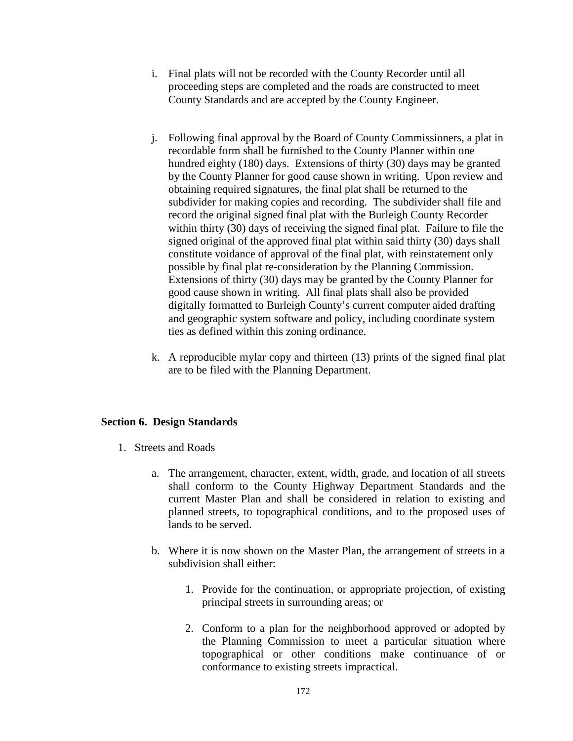i. Final plats will not be recorded with the County Recorder until all proceeding steps are completed and the roads are constructed to meet County Standards and are accepted by the County Engineer.

j. Following final approval by the Board of County Commissioners, a plat in recordable form shall be furnished to the County Planner within one hundred eighty (180) days. Extensions of thirty (30) days may be granted by the County Planner for good cause shown in writing. Upon review and obtaining required signatures, the final plat shall be returned to the subdivider for making copies and recording. The subdivider shall file and record the original signed final plat with the Burleigh County Recorder within thirty (30) days of receiving the signed final plat. Failure to file the signed original of the approved final plat within said thirty (30) days shall constitute voidance of approval of the final plat, with reinstatement only possible by final plat re-consideration by the Planning Commission. Extensions of thirty (30) days may be granted by the County Planner for good cause shown in writing. All final plats shall also be provided digitally formatted to Burleigh County's current computer aided drafting and geographic system software and policy, including coordinate system ties as defined within this zoning ordinance.

k. A reproducible mylar copy and thirteen (13) prints of the signed final plat are to be filed with the Planning Department.

## Section 6. Design Standards

1. Streets and Roads

    a. The arrangement, character, extent, width, grade, and location of all streets shall conform to the County Highway Department Standards and the current Master Plan and shall be considered in relation to existing and planned streets, to topographical conditions, and to the proposed uses of lands to be served.

    b. Where it is now shown on the Master Plan, the arrangement of streets in a subdivision shall either:

        1. Provide for the continuation, or appropriate projection, of existing principal streets in surrounding areas; or

        2. Conform to a plan for the neighborhood approved or adopted by the Planning Commission to meet a particular situation where topographical or other conditions make continuance of or conformance to existing streets impractical.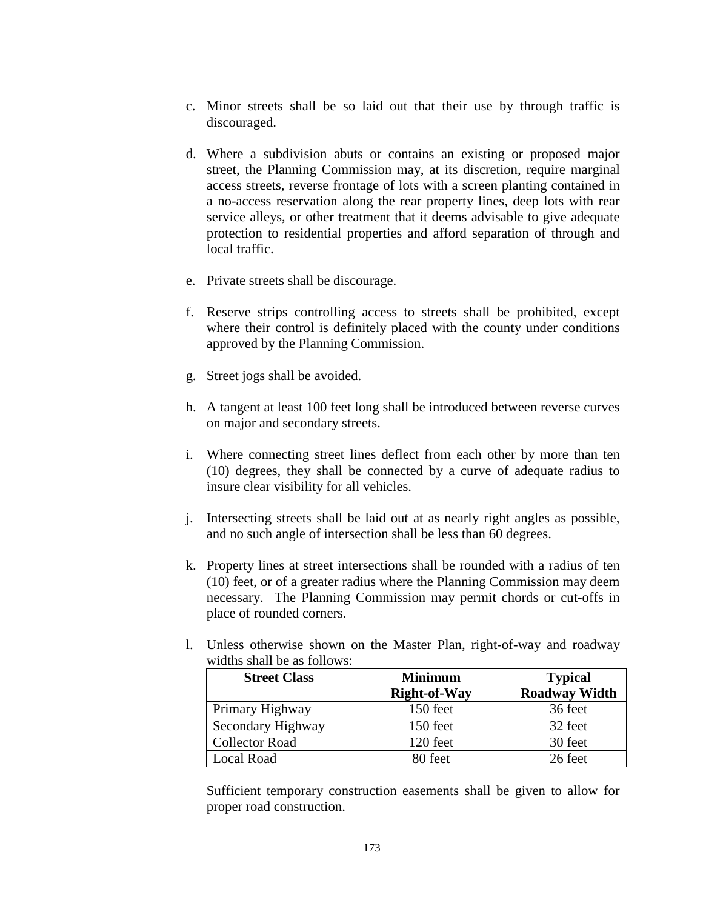c. Minor streets shall be so laid out that their use by through traffic is discouraged.

d. Where a subdivision abuts or contains an existing or proposed major street, the Planning Commission may, at its discretion, require marginal access streets, reverse frontage of lots with a screen planting contained in a no-access reservation along the rear property lines, deep lots with rear service alleys, or other treatment that it deems advisable to give adequate protection to residential properties and afford separation of through and local traffic.

e. Private streets shall be discourage.

f. Reserve strips controlling access to streets shall be prohibited, except where their control is definitely placed with the county under conditions approved by the Planning Commission.

g. Street jogs shall be avoided.

h. A tangent at least 100 feet long shall be introduced between reverse curves on major and secondary streets.

i. Where connecting street lines deflect from each other by more than ten (10) degrees, they shall be connected by a curve of adequate radius to insure clear visibility for all vehicles.

j. Intersecting streets shall be laid out at as nearly right angles as possible, and no such angle of intersection shall be less than 60 degrees.

k. Property lines at street intersections shall be rounded with a radius of ten (10) feet, or of a greater radius where the Planning Commission may deem necessary. The Planning Commission may permit chords or cut-offs in place of rounded corners.

l. Unless otherwise shown on the Master Plan, right-of-way and roadway widths shall be as follows:

| Street Class | Minimum Right-of-Way | Typical Roadway Width |
|---|---|---|
| Primary Highway | 150 feet | 36 feet |
| Secondary Highway | 150 feet | 32 feet |
| Collector Road | 120 feet | 30 feet |
| Local Road | 80 feet | 26 feet |

Sufficient temporary construction easements shall be given to allow for proper road construction.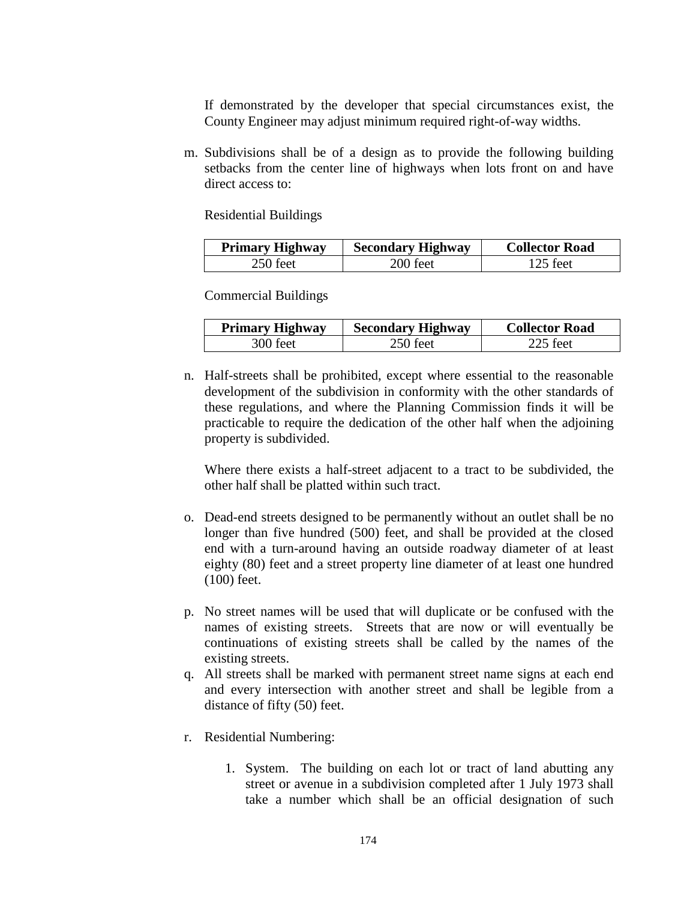If demonstrated by the developer that special circumstances exist, the County Engineer may adjust minimum required right-of-way widths.

m. Subdivisions shall be of a design as to provide the following building setbacks from the center line of highways when lots front on and have direct access to:

Residential Buildings

| Primary Highway | Secondary Highway | Collector Road |
|---|---|---|
| 250 feet | 200 feet | 125 feet |

Commercial Buildings

| Primary Highway | Secondary Highway | Collector Road |
|---|---|---|
| 300 feet | 250 feet | 225 feet |

n. Half-streets shall be prohibited, except where essential to the reasonable development of the subdivision in conformity with the other standards of these regulations, and where the Planning Commission finds it will be practicable to require the dedication of the other half when the adjoining property is subdivided.

   Where there exists a half-street adjacent to a tract to be subdivided, the other half shall be platted within such tract.

o. Dead-end streets designed to be permanently without an outlet shall be no longer than five hundred (500) feet, and shall be provided at the closed end with a turn-around having an outside roadway diameter of at least eighty (80) feet and a street property line diameter of at least one hundred (100) feet.

p. No street names will be used that will duplicate or be confused with the names of existing streets. Streets that are now or will eventually be continuations of existing streets shall be called by the names of the existing streets.

q. All streets shall be marked with permanent street name signs at each end and every intersection with another street and shall be legible from a distance of fifty (50) feet.

r. Residential Numbering:

   1. System. The building on each lot or tract of land abutting any street or avenue in a subdivision completed after 1 July 1973 shall take a number which shall be an official designation of such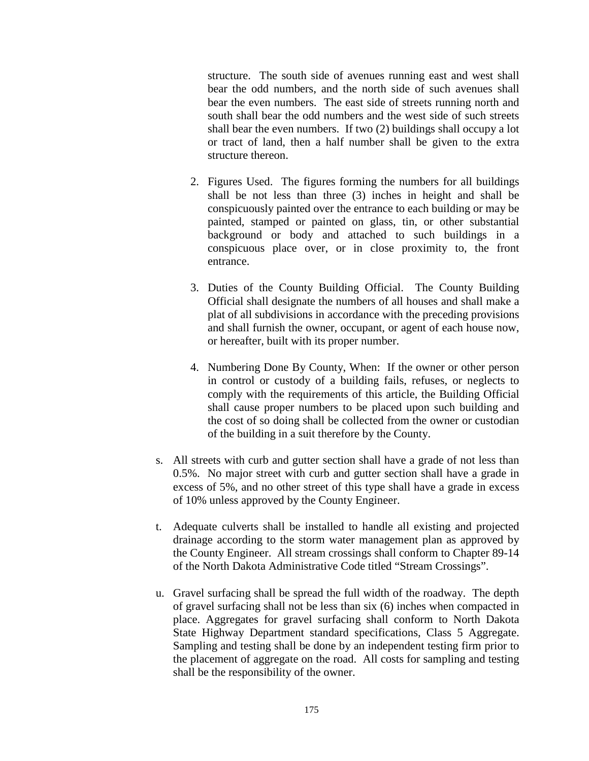structure. The south side of avenues running east and west shall bear the odd numbers, and the north side of such avenues shall bear the even numbers. The east side of streets running north and south shall bear the odd numbers and the west side of such streets shall bear the even numbers. If two (2) buildings shall occupy a lot or tract of land, then a half number shall be given to the extra structure thereon.

2. Figures Used. The figures forming the numbers for all buildings shall be not less than three (3) inches in height and shall be conspicuously painted over the entrance to each building or may be painted, stamped or painted on glass, tin, or other substantial background or body and attached to such buildings in a conspicuous place over, or in close proximity to, the front entrance.

3. Duties of the County Building Official. The County Building Official shall designate the numbers of all houses and shall make a plat of all subdivisions in accordance with the preceding provisions and shall furnish the owner, occupant, or agent of each house now, or hereafter, built with its proper number.

4. Numbering Done By County, When: If the owner or other person in control or custody of a building fails, refuses, or neglects to comply with the requirements of this article, the Building Official shall cause proper numbers to be placed upon such building and the cost of so doing shall be collected from the owner or custodian of the building in a suit therefore by the County.

s. All streets with curb and gutter section shall have a grade of not less than 0.5%. No major street with curb and gutter section shall have a grade in excess of 5%, and no other street of this type shall have a grade in excess of 10% unless approved by the County Engineer.

t. Adequate culverts shall be installed to handle all existing and projected drainage according to the storm water management plan as approved by the County Engineer. All stream crossings shall conform to Chapter 89-14 of the North Dakota Administrative Code titled "Stream Crossings".

u. Gravel surfacing shall be spread the full width of the roadway. The depth of gravel surfacing shall not be less than six (6) inches when compacted in place. Aggregates for gravel surfacing shall conform to North Dakota State Highway Department standard specifications, Class 5 Aggregate. Sampling and testing shall be done by an independent testing firm prior to the placement of aggregate on the road. All costs for sampling and testing shall be the responsibility of the owner.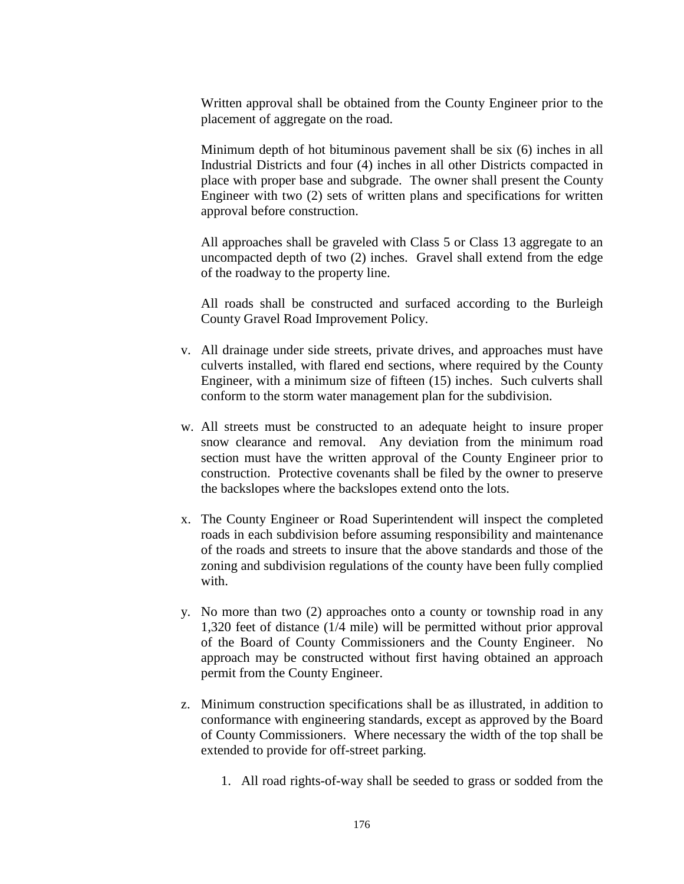Written approval shall be obtained from the County Engineer prior to the placement of aggregate on the road.

Minimum depth of hot bituminous pavement shall be six (6) inches in all Industrial Districts and four (4) inches in all other Districts compacted in place with proper base and subgrade. The owner shall present the County Engineer with two (2) sets of written plans and specifications for written approval before construction.

All approaches shall be graveled with Class 5 or Class 13 aggregate to an uncompacted depth of two (2) inches. Gravel shall extend from the edge of the roadway to the property line.

All roads shall be constructed and surfaced according to the Burleigh County Gravel Road Improvement Policy.

v. All drainage under side streets, private drives, and approaches must have culverts installed, with flared end sections, where required by the County Engineer, with a minimum size of fifteen (15) inches. Such culverts shall conform to the storm water management plan for the subdivision.

w. All streets must be constructed to an adequate height to insure proper snow clearance and removal. Any deviation from the minimum road section must have the written approval of the County Engineer prior to construction. Protective covenants shall be filed by the owner to preserve the backslopes where the backslopes extend onto the lots.

x. The County Engineer or Road Superintendent will inspect the completed roads in each subdivision before assuming responsibility and maintenance of the roads and streets to insure that the above standards and those of the zoning and subdivision regulations of the county have been fully complied with.

y. No more than two (2) approaches onto a county or township road in any 1,320 feet of distance (1/4 mile) will be permitted without prior approval of the Board of County Commissioners and the County Engineer. No approach may be constructed without first having obtained an approach permit from the County Engineer.

z. Minimum construction specifications shall be as illustrated, in addition to conformance with engineering standards, except as approved by the Board of County Commissioners. Where necessary the width of the top shall be extended to provide for off-street parking.

   1. All road rights-of-way shall be seeded to grass or sodded from the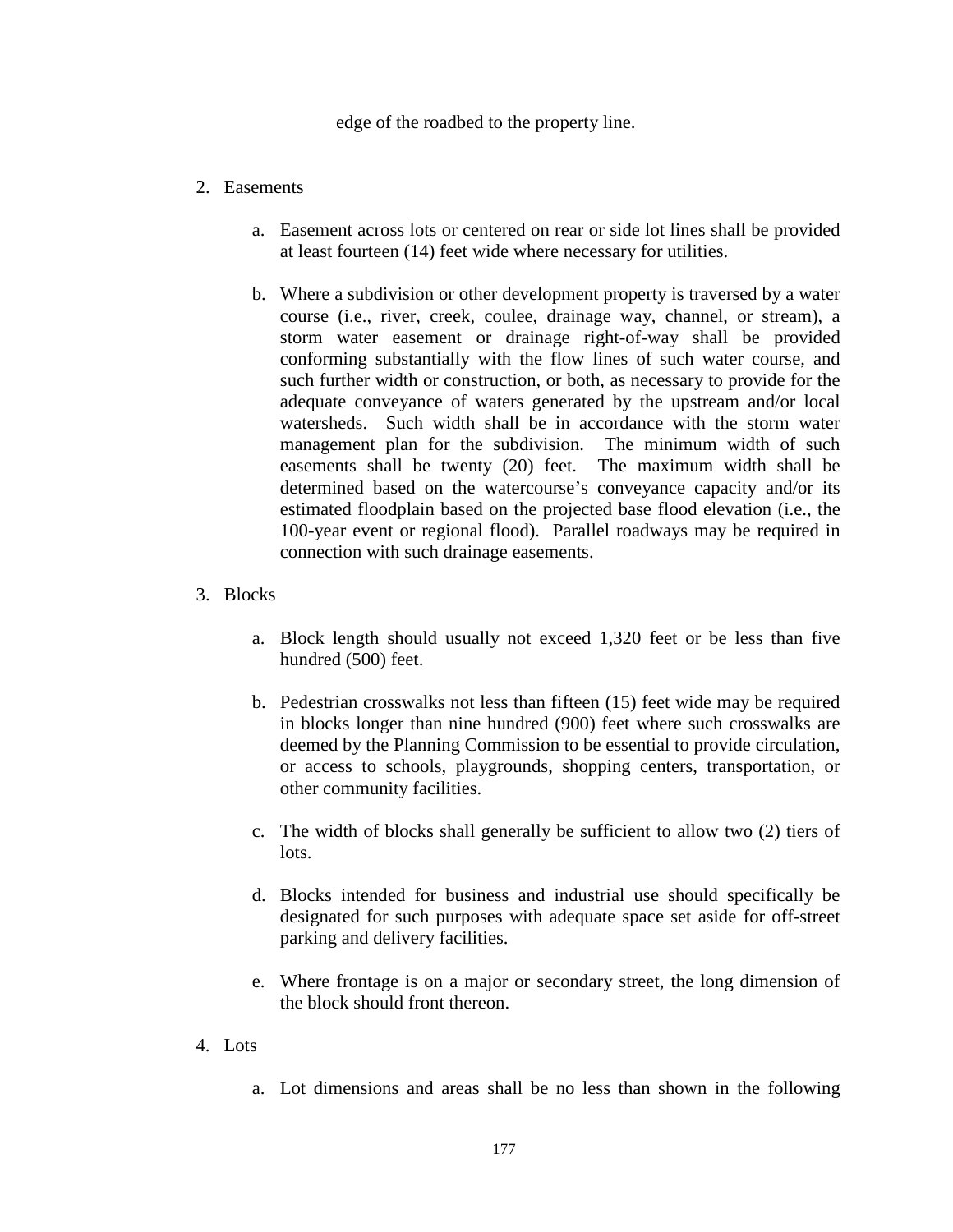edge of the roadbed to the property line.

2. Easements

   a. Easement across lots or centered on rear or side lot lines shall be provided at least fourteen (14) feet wide where necessary for utilities.

   b. Where a subdivision or other development property is traversed by a water course (i.e., river, creek, coulee, drainage way, channel, or stream), a storm water easement or drainage right-of-way shall be provided conforming substantially with the flow lines of such water course, and such further width or construction, or both, as necessary to provide for the adequate conveyance of waters generated by the upstream and/or local watersheds. Such width shall be in accordance with the storm water management plan for the subdivision. The minimum width of such easements shall be twenty (20) feet. The maximum width shall be determined based on the watercourse's conveyance capacity and/or its estimated floodplain based on the projected base flood elevation (i.e., the 100-year event or regional flood). Parallel roadways may be required in connection with such drainage easements.

3. Blocks

   a. Block length should usually not exceed 1,320 feet or be less than five hundred (500) feet.

   b. Pedestrian crosswalks not less than fifteen (15) feet wide may be required in blocks longer than nine hundred (900) feet where such crosswalks are deemed by the Planning Commission to be essential to provide circulation, or access to schools, playgrounds, shopping centers, transportation, or other community facilities.

   c. The width of blocks shall generally be sufficient to allow two (2) tiers of lots.

   d. Blocks intended for business and industrial use should specifically be designated for such purposes with adequate space set aside for off-street parking and delivery facilities.

   e. Where frontage is on a major or secondary street, the long dimension of the block should front thereon.

4. Lots

   a. Lot dimensions and areas shall be no less than shown in the following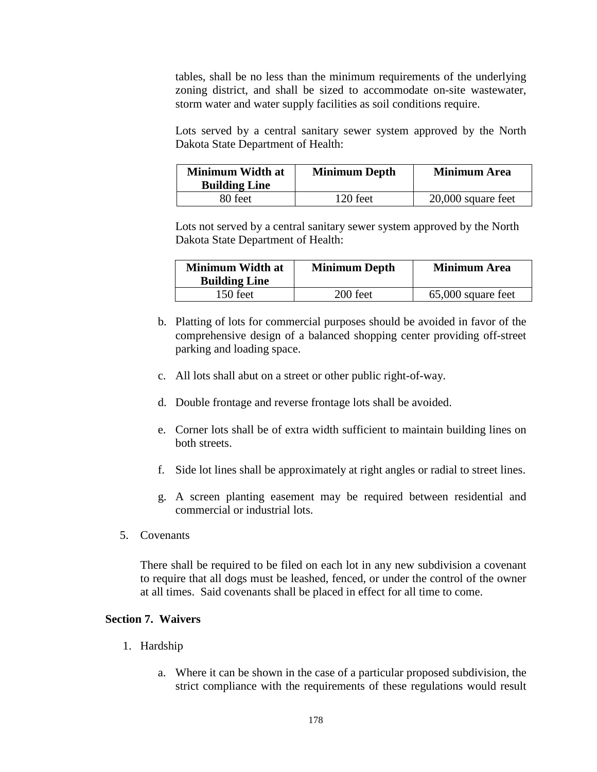tables, shall be no less than the minimum requirements of the underlying zoning district, and shall be sized to accommodate on-site wastewater, storm water and water supply facilities as soil conditions require.

Lots served by a central sanitary sewer system approved by the North Dakota State Department of Health:

| Minimum Width at Building Line | Minimum Depth | Minimum Area |
|---|---|---|
| 80 feet | 120 feet | 20,000 square feet |

Lots not served by a central sanitary sewer system approved by the North Dakota State Department of Health:

| Minimum Width at Building Line | Minimum Depth | Minimum Area |
|---|---|---|
| 150 feet | 200 feet | 65,000 square feet |

b. Platting of lots for commercial purposes should be avoided in favor of the comprehensive design of a balanced shopping center providing off-street parking and loading space.

c. All lots shall abut on a street or other public right-of-way.

d. Double frontage and reverse frontage lots shall be avoided.

e. Corner lots shall be of extra width sufficient to maintain building lines on both streets.

f. Side lot lines shall be approximately at right angles or radial to street lines.

g. A screen planting easement may be required between residential and commercial or industrial lots.

5. Covenants

There shall be required to be filed on each lot in any new subdivision a covenant to require that all dogs must be leashed, fenced, or under the control of the owner at all times. Said covenants shall be placed in effect for all time to come.

**Section 7. Waivers**

1. Hardship

a. Where it can be shown in the case of a particular proposed subdivision, the strict compliance with the requirements of these regulations would result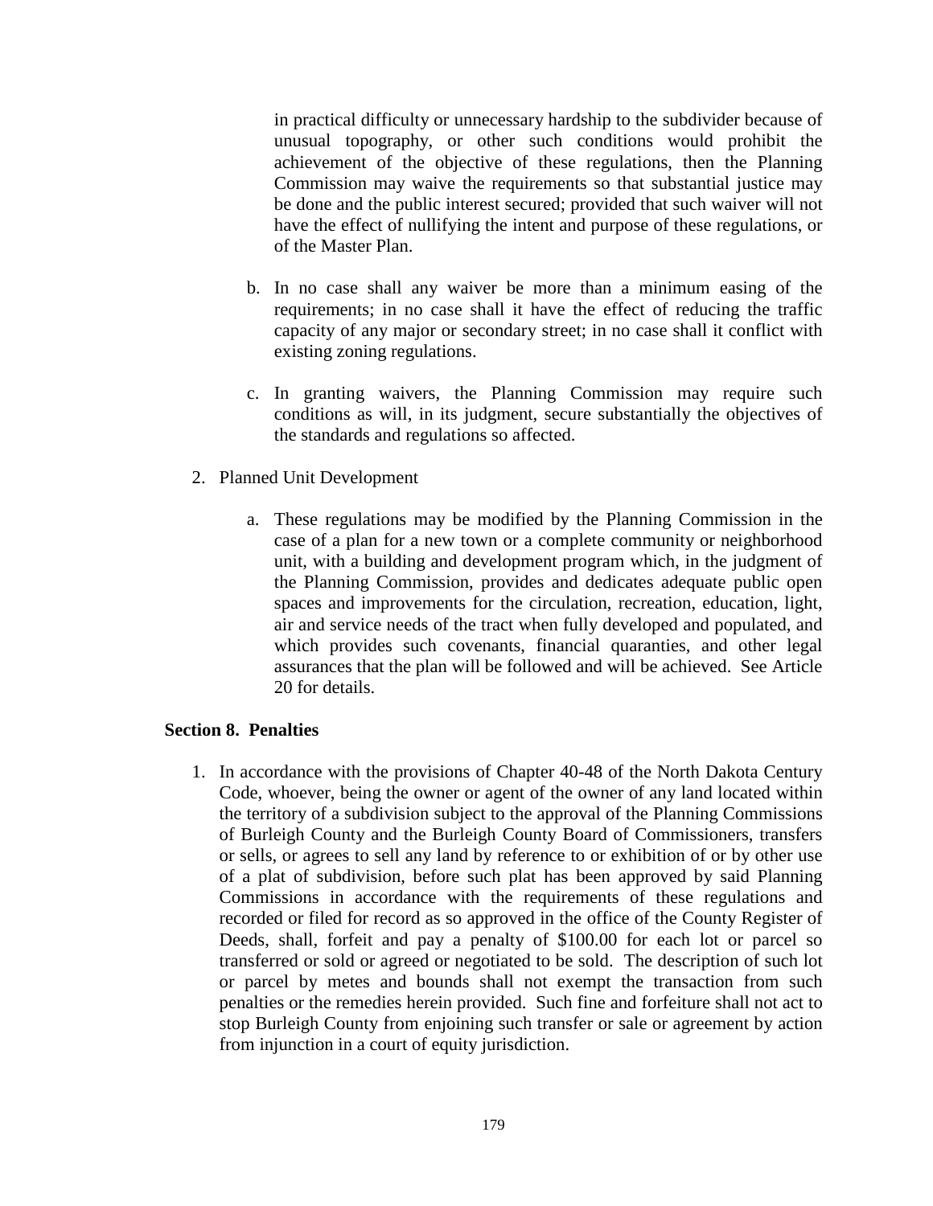in practical difficulty or unnecessary hardship to the subdivider because of unusual topography, or other such conditions would prohibit the achievement of the objective of these regulations, then the Planning Commission may waive the requirements so that substantial justice may be done and the public interest secured; provided that such waiver will not have the effect of nullifying the intent and purpose of these regulations, or of the Master Plan.

b. In no case shall any waiver be more than a minimum easing of the requirements; in no case shall it have the effect of reducing the traffic capacity of any major or secondary street; in no case shall it conflict with existing zoning regulations.

c. In granting waivers, the Planning Commission may require such conditions as will, in its judgment, secure substantially the objectives of the standards and regulations so affected.

2. Planned Unit Development

   a. These regulations may be modified by the Planning Commission in the case of a plan for a new town or a complete community or neighborhood unit, with a building and development program which, in the judgment of the Planning Commission, provides and dedicates adequate public open spaces and improvements for the circulation, recreation, education, light, air and service needs of the tract when fully developed and populated, and which provides such covenants, financial quaranties, and other legal assurances that the plan will be followed and will be achieved. See Article 20 for details.

**Section 8. Penalties**

1. In accordance with the provisions of Chapter 40-48 of the North Dakota Century Code, whoever, being the owner or agent of the owner of any land located within the territory of a subdivision subject to the approval of the Planning Commissions of Burleigh County and the Burleigh County Board of Commissioners, transfers or sells, or agrees to sell any land by reference to or exhibition of or by other use of a plat of subdivision, before such plat has been approved by said Planning Commissions in accordance with the requirements of these regulations and recorded or filed for record as so approved in the office of the County Register of Deeds, shall, forfeit and pay a penalty of $100.00 for each lot or parcel so transferred or sold or agreed or negotiated to be sold. The description of such lot or parcel by metes and bounds shall not exempt the transaction from such penalties or the remedies herein provided. Such fine and forfeiture shall not act to stop Burleigh County from enjoining such transfer or sale or agreement by action from injunction in a court of equity jurisdiction.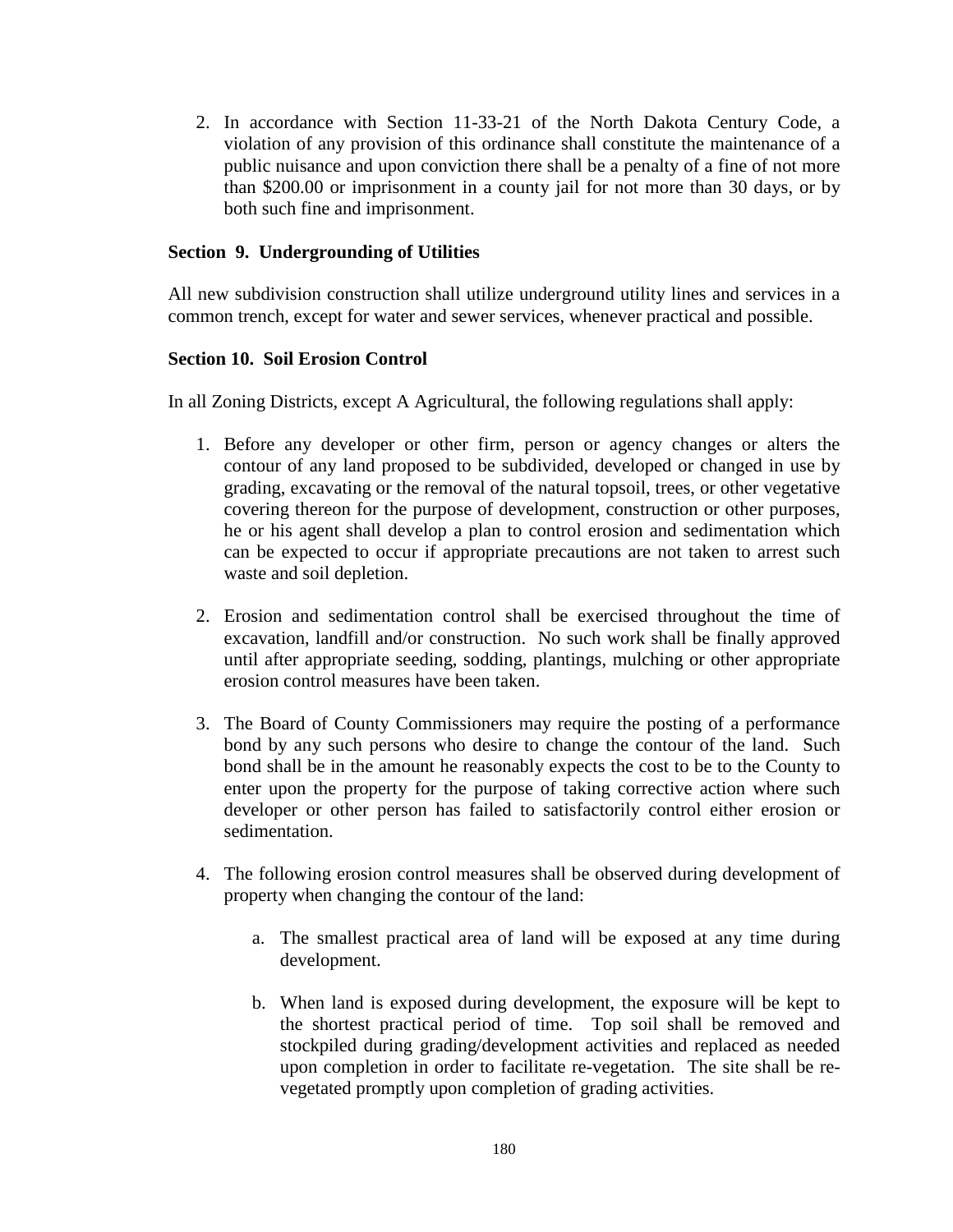2. In accordance with Section 11-33-21 of the North Dakota Century Code, a violation of any provision of this ordinance shall constitute the maintenance of a public nuisance and upon conviction there shall be a penalty of a fine of not more than $200.00 or imprisonment in a county jail for not more than 30 days, or by both such fine and imprisonment.

**Section 9. Undergrounding of Utilities**

All new subdivision construction shall utilize underground utility lines and services in a common trench, except for water and sewer services, whenever practical and possible.

**Section 10. Soil Erosion Control**

In all Zoning Districts, except A Agricultural, the following regulations shall apply:

1. Before any developer or other firm, person or agency changes or alters the contour of any land proposed to be subdivided, developed or changed in use by grading, excavating or the removal of the natural topsoil, trees, or other vegetative covering thereon for the purpose of development, construction or other purposes, he or his agent shall develop a plan to control erosion and sedimentation which can be expected to occur if appropriate precautions are not taken to arrest such waste and soil depletion.

2. Erosion and sedimentation control shall be exercised throughout the time of excavation, landfill and/or construction. No such work shall be finally approved until after appropriate seeding, sodding, plantings, mulching or other appropriate erosion control measures have been taken.

3. The Board of County Commissioners may require the posting of a performance bond by any such persons who desire to change the contour of the land. Such bond shall be in the amount he reasonably expects the cost to be to the County to enter upon the property for the purpose of taking corrective action where such developer or other person has failed to satisfactorily control either erosion or sedimentation.

4. The following erosion control measures shall be observed during development of property when changing the contour of the land:

    a. The smallest practical area of land will be exposed at any time during development.

    b. When land is exposed during development, the exposure will be kept to the shortest practical period of time. Top soil shall be removed and stockpiled during grading/development activities and replaced as needed upon completion in order to facilitate re-vegetation. The site shall be re-vegetated promptly upon completion of grading activities.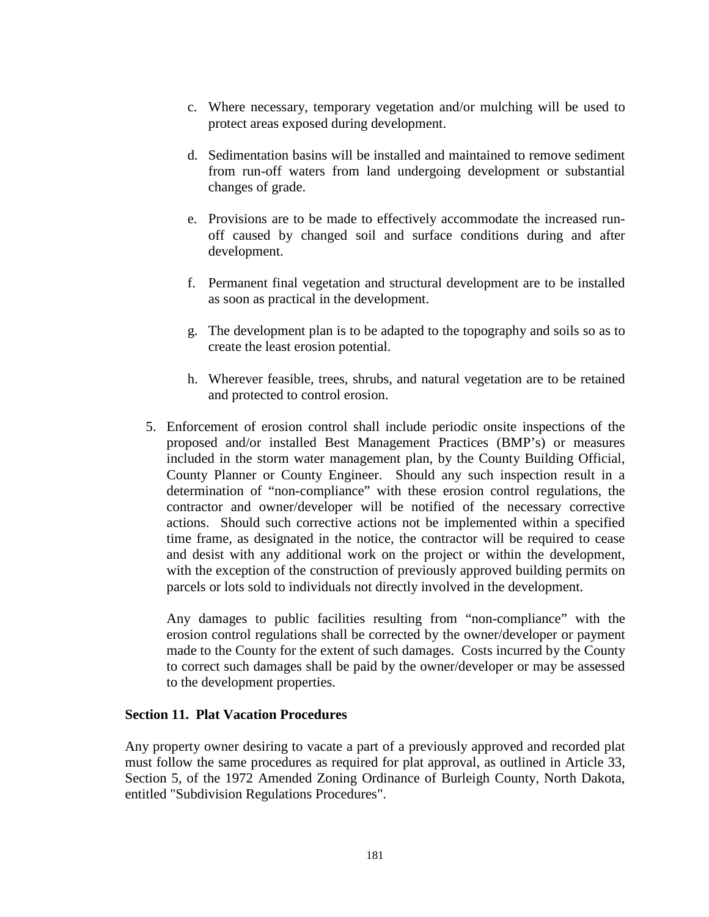c. Where necessary, temporary vegetation and/or mulching will be used to protect areas exposed during development.

d. Sedimentation basins will be installed and maintained to remove sediment from run-off waters from land undergoing development or substantial changes of grade.

e. Provisions are to be made to effectively accommodate the increased run-off caused by changed soil and surface conditions during and after development.

f. Permanent final vegetation and structural development are to be installed as soon as practical in the development.

g. The development plan is to be adapted to the topography and soils so as to create the least erosion potential.

h. Wherever feasible, trees, shrubs, and natural vegetation are to be retained and protected to control erosion.

5. Enforcement of erosion control shall include periodic onsite inspections of the proposed and/or installed Best Management Practices (BMP's) or measures included in the storm water management plan, by the County Building Official, County Planner or County Engineer. Should any such inspection result in a determination of "non-compliance" with these erosion control regulations, the contractor and owner/developer will be notified of the necessary corrective actions. Should such corrective actions not be implemented within a specified time frame, as designated in the notice, the contractor will be required to cease and desist with any additional work on the project or within the development, with the exception of the construction of previously approved building permits on parcels or lots sold to individuals not directly involved in the development.

   Any damages to public facilities resulting from "non-compliance" with the erosion control regulations shall be corrected by the owner/developer or payment made to the County for the extent of such damages. Costs incurred by the County to correct such damages shall be paid by the owner/developer or may be assessed to the development properties.

**Section 11. Plat Vacation Procedures**

Any property owner desiring to vacate a part of a previously approved and recorded plat must follow the same procedures as required for plat approval, as outlined in Article 33, Section 5, of the 1972 Amended Zoning Ordinance of Burleigh County, North Dakota, entitled "Subdivision Regulations Procedures".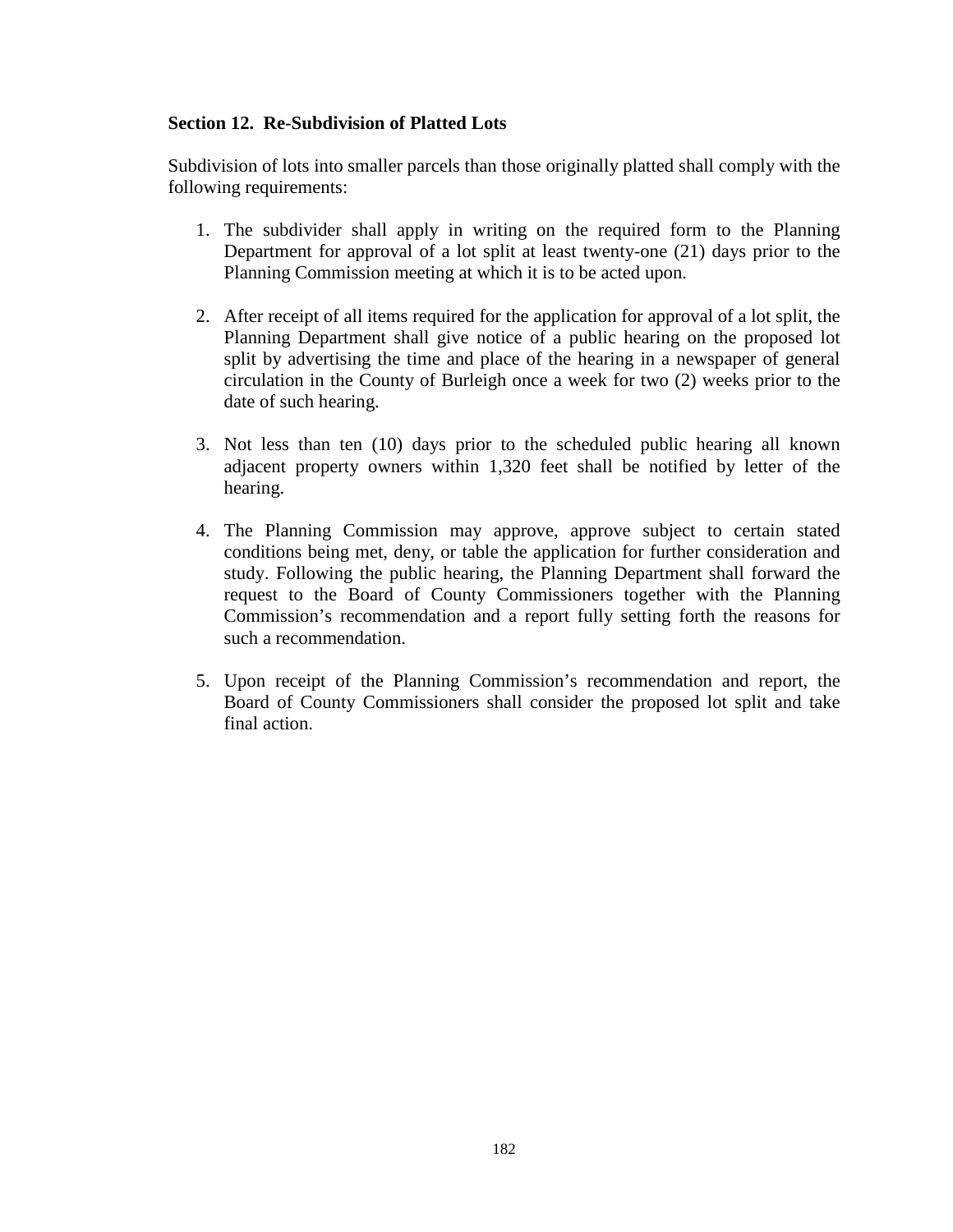## Section 12. Re-Subdivision of Platted Lots

Subdivision of lots into smaller parcels than those originally platted shall comply with the following requirements:

1. The subdivider shall apply in writing on the required form to the Planning Department for approval of a lot split at least twenty-one (21) days prior to the Planning Commission meeting at which it is to be acted upon.

2. After receipt of all items required for the application for approval of a lot split, the Planning Department shall give notice of a public hearing on the proposed lot split by advertising the time and place of the hearing in a newspaper of general circulation in the County of Burleigh once a week for two (2) weeks prior to the date of such hearing.

3. Not less than ten (10) days prior to the scheduled public hearing all known adjacent property owners within 1,320 feet shall be notified by letter of the hearing.

4. The Planning Commission may approve, approve subject to certain stated conditions being met, deny, or table the application for further consideration and study. Following the public hearing, the Planning Department shall forward the request to the Board of County Commissioners together with the Planning Commission's recommendation and a report fully setting forth the reasons for such a recommendation.

5. Upon receipt of the Planning Commission's recommendation and report, the Board of County Commissioners shall consider the proposed lot split and take final action.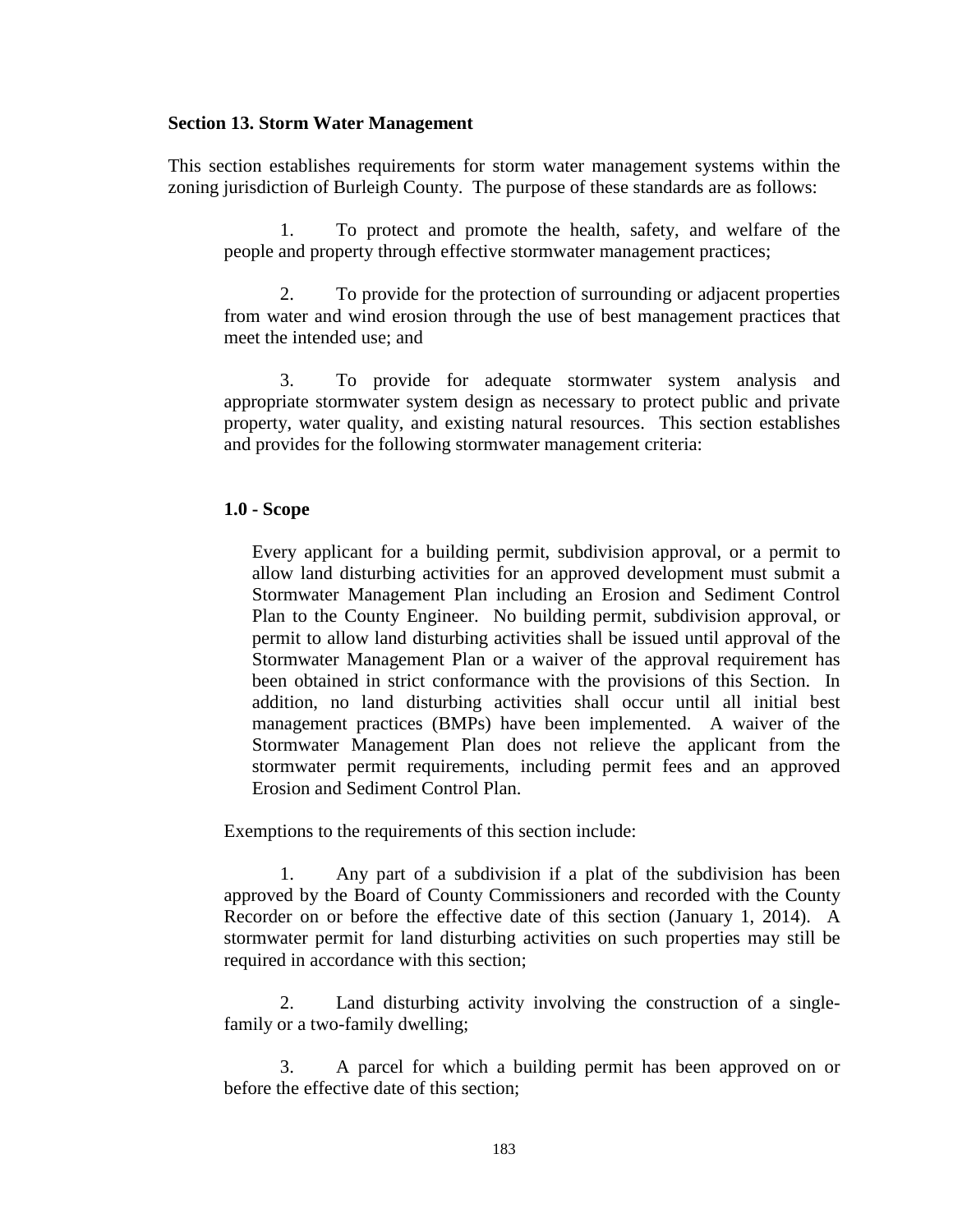**Section 13. Storm Water Management**

This section establishes requirements for storm water management systems within the zoning jurisdiction of Burleigh County. The purpose of these standards are as follows:

1. To protect and promote the health, safety, and welfare of the people and property through effective stormwater management practices;

2. To provide for the protection of surrounding or adjacent properties from water and wind erosion through the use of best management practices that meet the intended use; and

3. To provide for adequate stormwater system analysis and appropriate stormwater system design as necessary to protect public and private property, water quality, and existing natural resources. This section establishes and provides for the following stormwater management criteria:

**1.0 - Scope**

Every applicant for a building permit, subdivision approval, or a permit to allow land disturbing activities for an approved development must submit a Stormwater Management Plan including an Erosion and Sediment Control Plan to the County Engineer. No building permit, subdivision approval, or permit to allow land disturbing activities shall be issued until approval of the Stormwater Management Plan or a waiver of the approval requirement has been obtained in strict conformance with the provisions of this Section. In addition, no land disturbing activities shall occur until all initial best management practices (BMPs) have been implemented. A waiver of the Stormwater Management Plan does not relieve the applicant from the stormwater permit requirements, including permit fees and an approved Erosion and Sediment Control Plan.

Exemptions to the requirements of this section include:

1. Any part of a subdivision if a plat of the subdivision has been approved by the Board of County Commissioners and recorded with the County Recorder on or before the effective date of this section (January 1, 2014). A stormwater permit for land disturbing activities on such properties may still be required in accordance with this section;

2. Land disturbing activity involving the construction of a single-family or a two-family dwelling;

3. A parcel for which a building permit has been approved on or before the effective date of this section;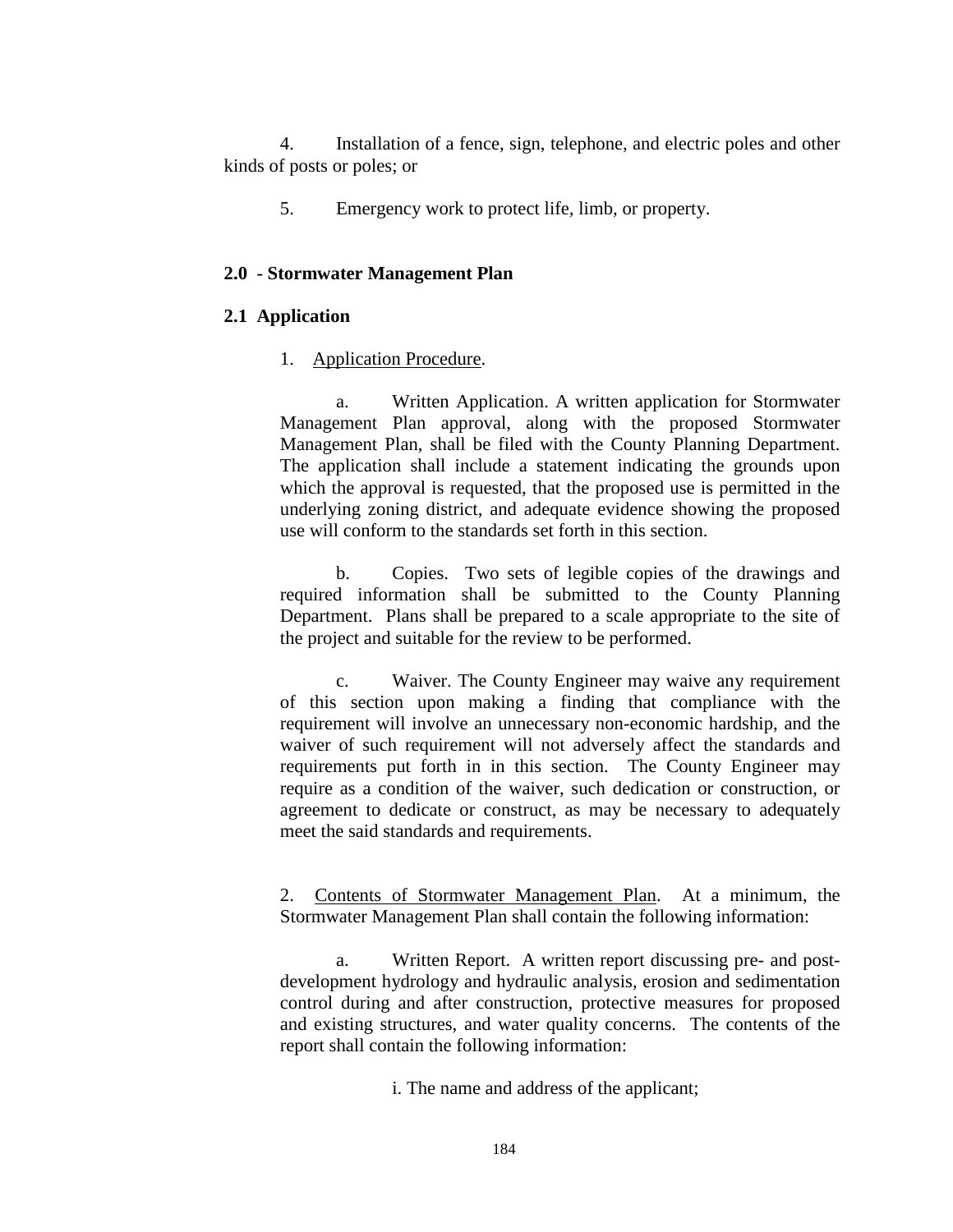4. Installation of a fence, sign, telephone, and electric poles and other kinds of posts or poles; or

5. Emergency work to protect life, limb, or property.

## 2.0 - Stormwater Management Plan

### 2.1 Application

1. Application Procedure.

   a. Written Application. A written application for Stormwater Management Plan approval, along with the proposed Stormwater Management Plan, shall be filed with the County Planning Department. The application shall include a statement indicating the grounds upon which the approval is requested, that the proposed use is permitted in the underlying zoning district, and adequate evidence showing the proposed use will conform to the standards set forth in this section.

   b. Copies. Two sets of legible copies of the drawings and required information shall be submitted to the County Planning Department. Plans shall be prepared to a scale appropriate to the site of the project and suitable for the review to be performed.

   c. Waiver. The County Engineer may waive any requirement of this section upon making a finding that compliance with the requirement will involve an unnecessary non-economic hardship, and the waiver of such requirement will not adversely affect the standards and requirements put forth in in this section. The County Engineer may require as a condition of the waiver, such dedication or construction, or agreement to dedicate or construct, as may be necessary to adequately meet the said standards and requirements.

2. Contents of Stormwater Management Plan. At a minimum, the Stormwater Management Plan shall contain the following information:

   a. Written Report. A written report discussing pre- and post-development hydrology and hydraulic analysis, erosion and sedimentation control during and after construction, protective measures for proposed and existing structures, and water quality concerns. The contents of the report shall contain the following information:

      i. The name and address of the applicant;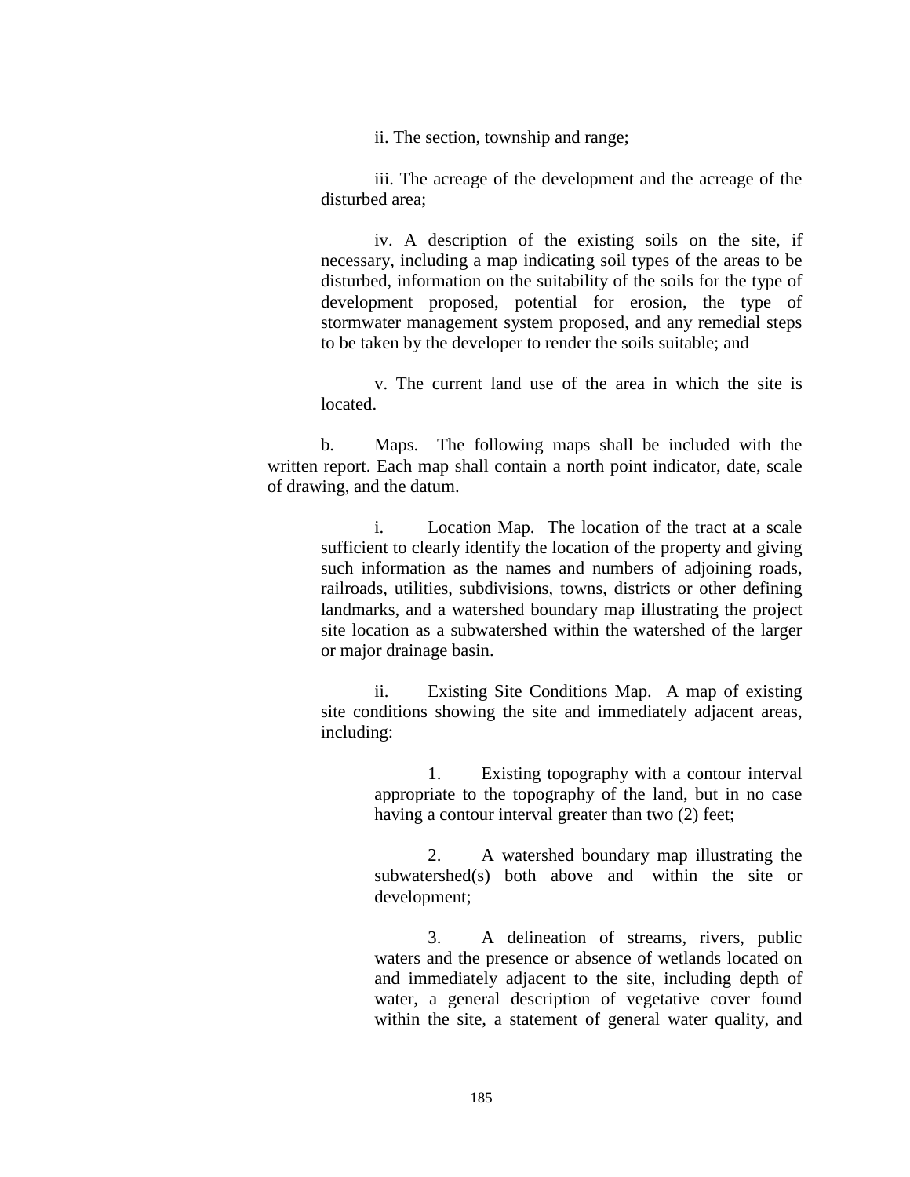ii. The section, township and range;

iii. The acreage of the development and the acreage of the disturbed area;

iv. A description of the existing soils on the site, if necessary, including a map indicating soil types of the areas to be disturbed, information on the suitability of the soils for the type of development proposed, potential for erosion, the type of stormwater management system proposed, and any remedial steps to be taken by the developer to render the soils suitable; and

v. The current land use of the area in which the site is located.

b. Maps. The following maps shall be included with the written report. Each map shall contain a north point indicator, date, scale of drawing, and the datum.

i. Location Map. The location of the tract at a scale sufficient to clearly identify the location of the property and giving such information as the names and numbers of adjoining roads, railroads, utilities, subdivisions, towns, districts or other defining landmarks, and a watershed boundary map illustrating the project site location as a subwatershed within the watershed of the larger or major drainage basin.

ii. Existing Site Conditions Map. A map of existing site conditions showing the site and immediately adjacent areas, including:

1. Existing topography with a contour interval appropriate to the topography of the land, but in no case having a contour interval greater than two (2) feet;

2. A watershed boundary map illustrating the subwatershed(s) both above and within the site or development;

3. A delineation of streams, rivers, public waters and the presence or absence of wetlands located on and immediately adjacent to the site, including depth of water, a general description of vegetative cover found within the site, a statement of general water quality, and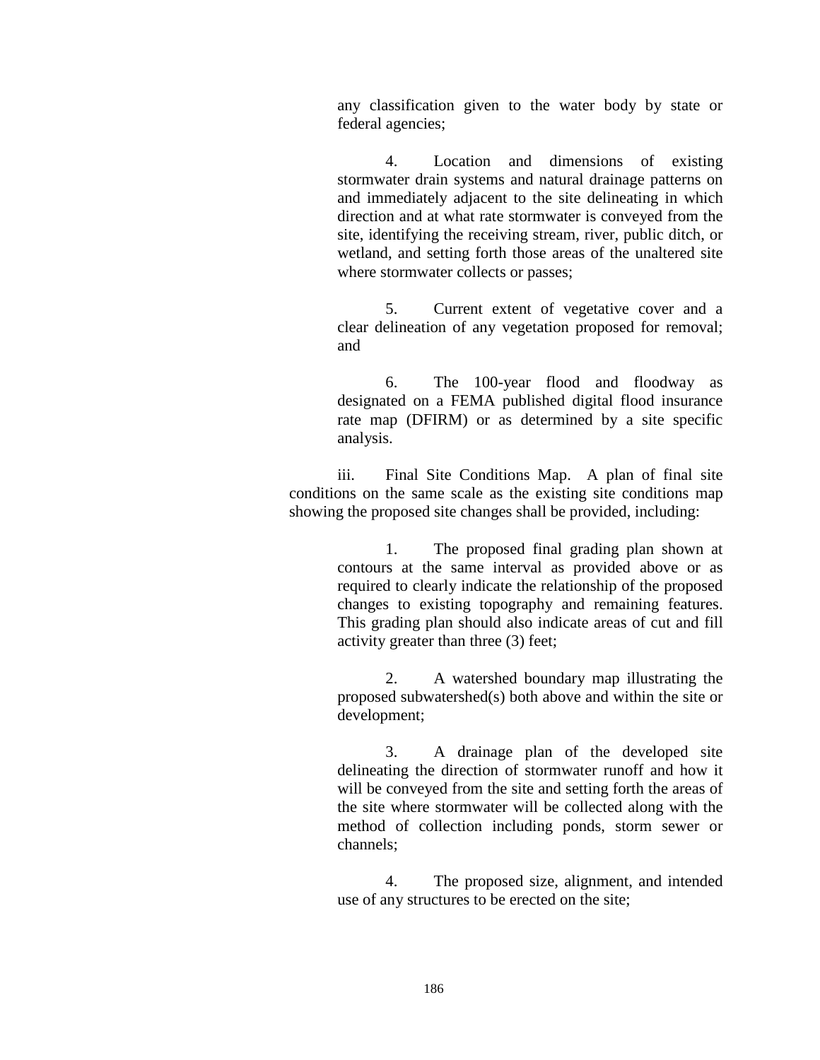any classification given to the water body by state or federal agencies;

4. Location and dimensions of existing stormwater drain systems and natural drainage patterns on and immediately adjacent to the site delineating in which direction and at what rate stormwater is conveyed from the site, identifying the receiving stream, river, public ditch, or wetland, and setting forth those areas of the unaltered site where stormwater collects or passes;

5. Current extent of vegetative cover and a clear delineation of any vegetation proposed for removal; and

6. The 100-year flood and floodway as designated on a FEMA published digital flood insurance rate map (DFIRM) or as determined by a site specific analysis.

iii. Final Site Conditions Map. A plan of final site conditions on the same scale as the existing site conditions map showing the proposed site changes shall be provided, including:

1. The proposed final grading plan shown at contours at the same interval as provided above or as required to clearly indicate the relationship of the proposed changes to existing topography and remaining features. This grading plan should also indicate areas of cut and fill activity greater than three (3) feet;

2. A watershed boundary map illustrating the proposed subwatershed(s) both above and within the site or development;

3. A drainage plan of the developed site delineating the direction of stormwater runoff and how it will be conveyed from the site and setting forth the areas of the site where stormwater will be collected along with the method of collection including ponds, storm sewer or channels;

4. The proposed size, alignment, and intended use of any structures to be erected on the site;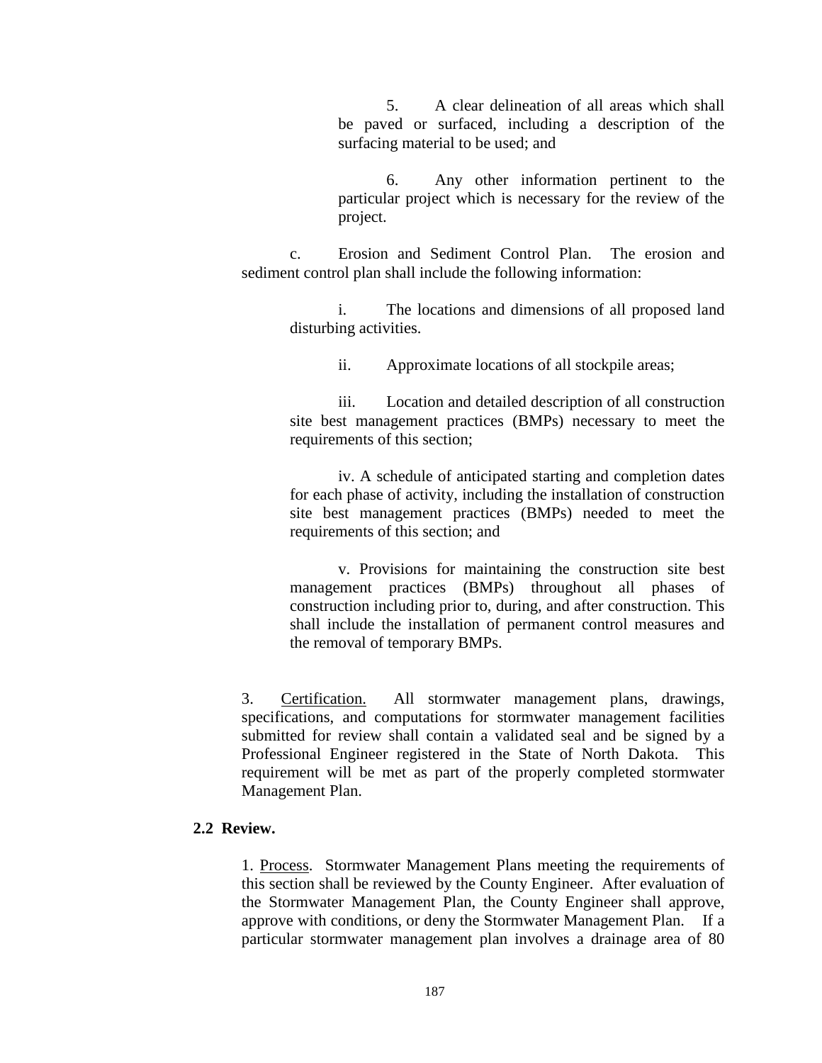5. A clear delineation of all areas which shall be paved or surfaced, including a description of the surfacing material to be used; and

6. Any other information pertinent to the particular project which is necessary for the review of the project.

c. Erosion and Sediment Control Plan. The erosion and sediment control plan shall include the following information:

i. The locations and dimensions of all proposed land disturbing activities.

ii. Approximate locations of all stockpile areas;

iii. Location and detailed description of all construction site best management practices (BMPs) necessary to meet the requirements of this section;

iv. A schedule of anticipated starting and completion dates for each phase of activity, including the installation of construction site best management practices (BMPs) needed to meet the requirements of this section; and

v. Provisions for maintaining the construction site best management practices (BMPs) throughout all phases of construction including prior to, during, and after construction. This shall include the installation of permanent control measures and the removal of temporary BMPs.

3. Certification. All stormwater management plans, drawings, specifications, and computations for stormwater management facilities submitted for review shall contain a validated seal and be signed by a Professional Engineer registered in the State of North Dakota. This requirement will be met as part of the properly completed stormwater Management Plan.

**2.2 Review.**

1. Process. Stormwater Management Plans meeting the requirements of this section shall be reviewed by the County Engineer. After evaluation of the Stormwater Management Plan, the County Engineer shall approve, approve with conditions, or deny the Stormwater Management Plan. If a particular stormwater management plan involves a drainage area of 80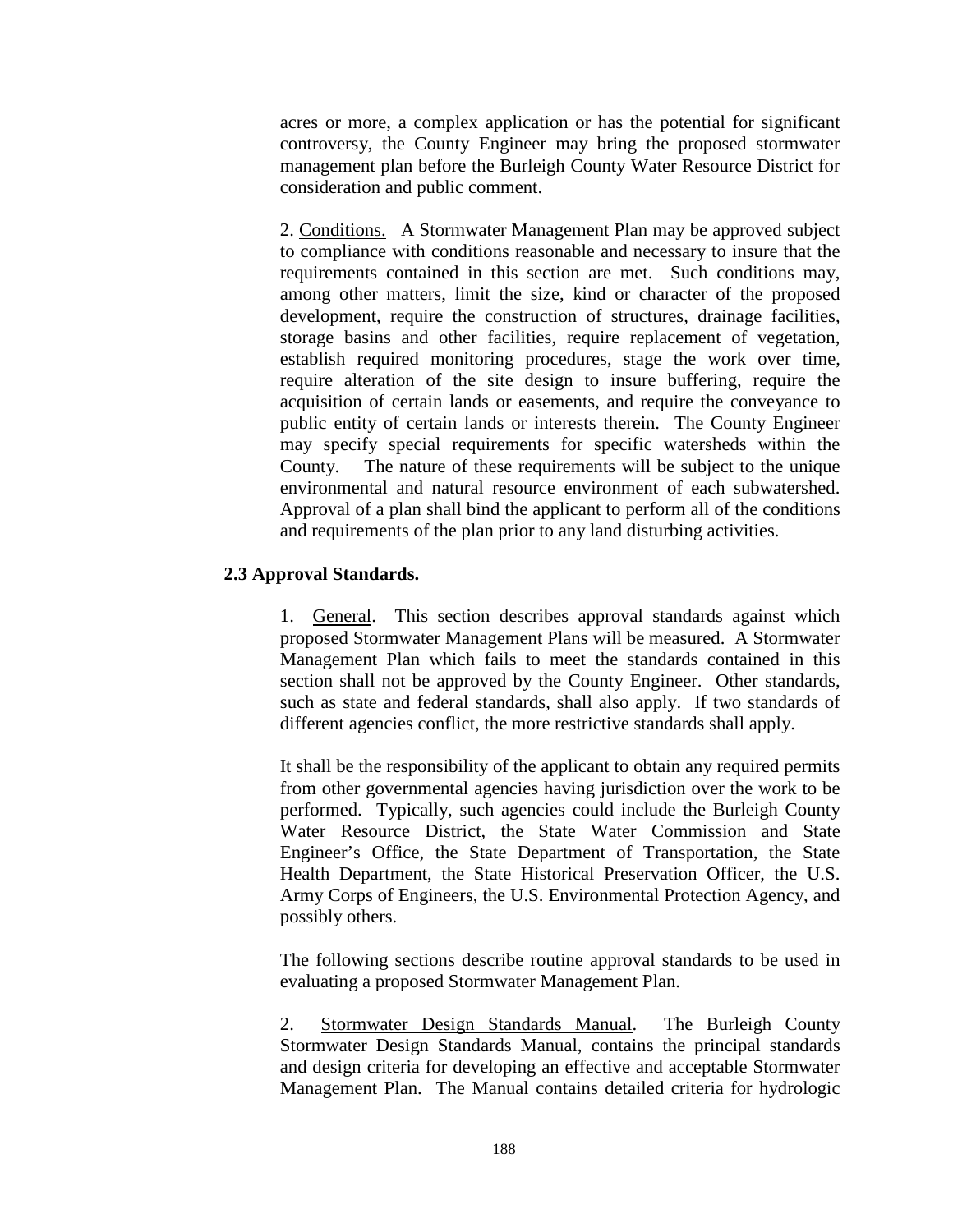acres or more, a complex application or has the potential for significant controversy, the County Engineer may bring the proposed stormwater management plan before the Burleigh County Water Resource District for consideration and public comment.

2. Conditions. A Stormwater Management Plan may be approved subject to compliance with conditions reasonable and necessary to insure that the requirements contained in this section are met. Such conditions may, among other matters, limit the size, kind or character of the proposed development, require the construction of structures, drainage facilities, storage basins and other facilities, require replacement of vegetation, establish required monitoring procedures, stage the work over time, require alteration of the site design to insure buffering, require the acquisition of certain lands or easements, and require the conveyance to public entity of certain lands or interests therein. The County Engineer may specify special requirements for specific watersheds within the County. The nature of these requirements will be subject to the unique environmental and natural resource environment of each subwatershed. Approval of a plan shall bind the applicant to perform all of the conditions and requirements of the plan prior to any land disturbing activities.

### 2.3 Approval Standards.

1. General. This section describes approval standards against which proposed Stormwater Management Plans will be measured. A Stormwater Management Plan which fails to meet the standards contained in this section shall not be approved by the County Engineer. Other standards, such as state and federal standards, shall also apply. If two standards of different agencies conflict, the more restrictive standards shall apply.

It shall be the responsibility of the applicant to obtain any required permits from other governmental agencies having jurisdiction over the work to be performed. Typically, such agencies could include the Burleigh County Water Resource District, the State Water Commission and State Engineer's Office, the State Department of Transportation, the State Health Department, the State Historical Preservation Officer, the U.S. Army Corps of Engineers, the U.S. Environmental Protection Agency, and possibly others.

The following sections describe routine approval standards to be used in evaluating a proposed Stormwater Management Plan.

2. Stormwater Design Standards Manual. The Burleigh County Stormwater Design Standards Manual, contains the principal standards and design criteria for developing an effective and acceptable Stormwater Management Plan. The Manual contains detailed criteria for hydrologic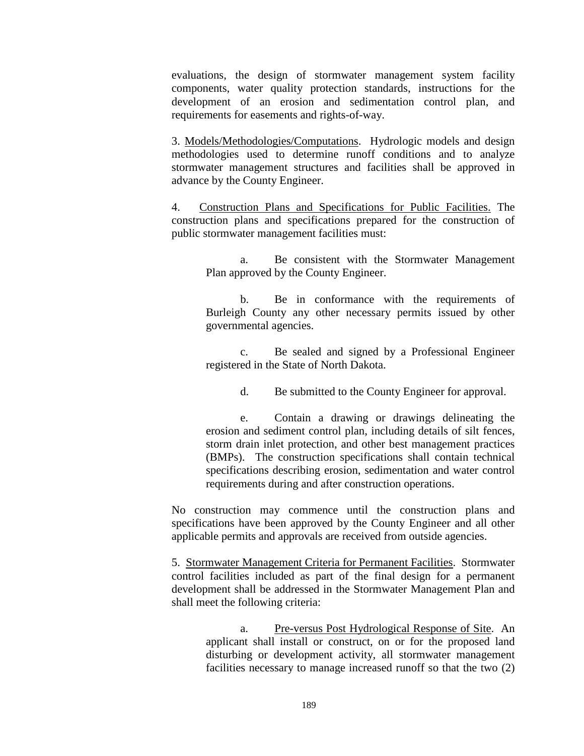evaluations, the design of stormwater management system facility components, water quality protection standards, instructions for the development of an erosion and sedimentation control plan, and requirements for easements and rights-of-way.

3. <u>Models/Methodologies/Computations</u>. Hydrologic models and design methodologies used to determine runoff conditions and to analyze stormwater management structures and facilities shall be approved in advance by the County Engineer.

4. <u>Construction Plans and Specifications for Public Facilities.</u> The construction plans and specifications prepared for the construction of public stormwater management facilities must:

a. Be consistent with the Stormwater Management Plan approved by the County Engineer.

b. Be in conformance with the requirements of Burleigh County any other necessary permits issued by other governmental agencies.

c. Be sealed and signed by a Professional Engineer registered in the State of North Dakota.

d. Be submitted to the County Engineer for approval.

e. Contain a drawing or drawings delineating the erosion and sediment control plan, including details of silt fences, storm drain inlet protection, and other best management practices (BMPs). The construction specifications shall contain technical specifications describing erosion, sedimentation and water control requirements during and after construction operations.

No construction may commence until the construction plans and specifications have been approved by the County Engineer and all other applicable permits and approvals are received from outside agencies.

5. <u>Stormwater Management Criteria for Permanent Facilities</u>. Stormwater control facilities included as part of the final design for a permanent development shall be addressed in the Stormwater Management Plan and shall meet the following criteria:

a. <u>Pre-versus Post Hydrological Response of Site</u>. An applicant shall install or construct, on or for the proposed land disturbing or development activity, all stormwater management facilities necessary to manage increased runoff so that the two (2)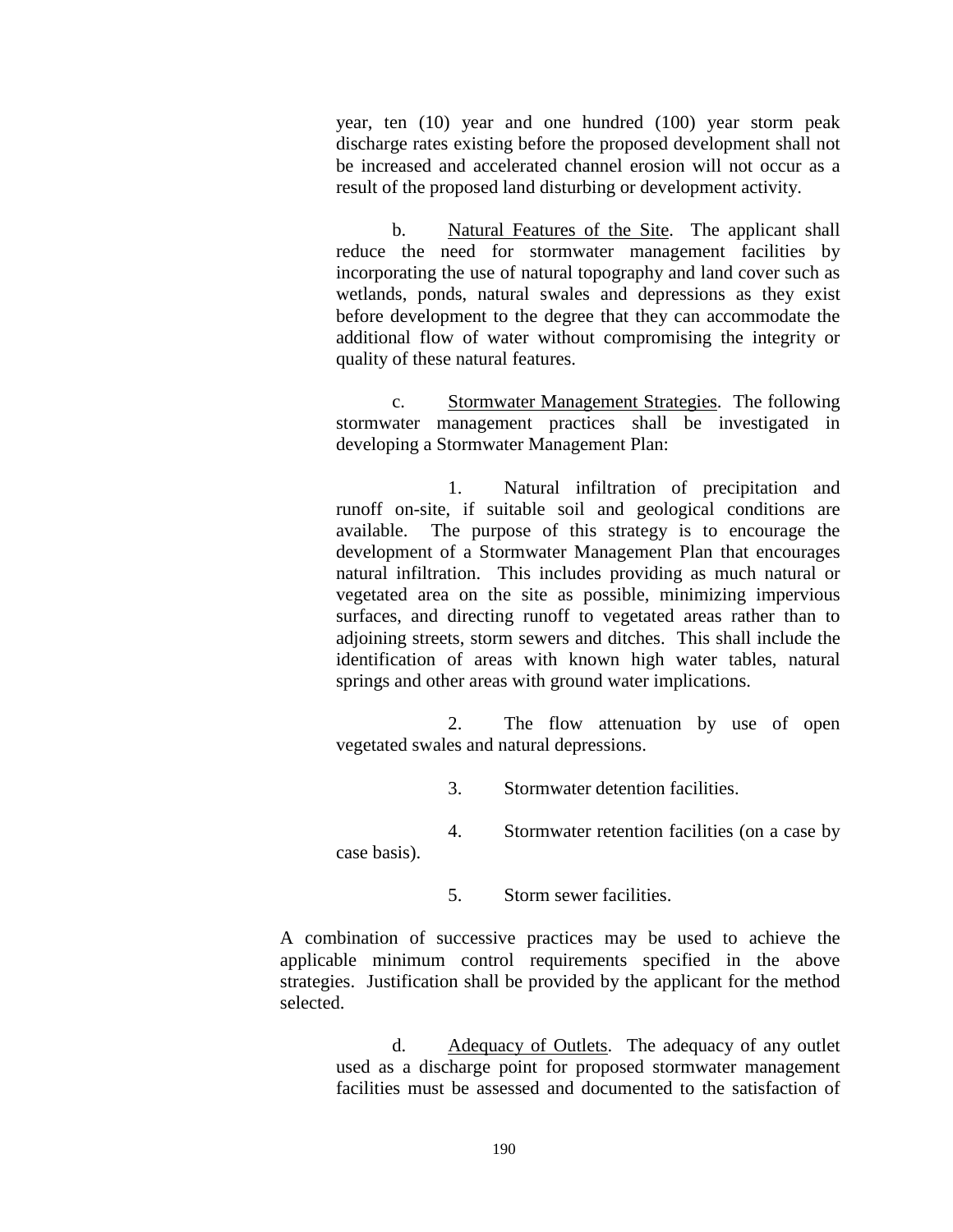year, ten (10) year and one hundred (100) year storm peak discharge rates existing before the proposed development shall not be increased and accelerated channel erosion will not occur as a result of the proposed land disturbing or development activity.

b. Natural Features of the Site. The applicant shall reduce the need for stormwater management facilities by incorporating the use of natural topography and land cover such as wetlands, ponds, natural swales and depressions as they exist before development to the degree that they can accommodate the additional flow of water without compromising the integrity or quality of these natural features.

c. Stormwater Management Strategies. The following stormwater management practices shall be investigated in developing a Stormwater Management Plan:

1. Natural infiltration of precipitation and runoff on-site, if suitable soil and geological conditions are available. The purpose of this strategy is to encourage the development of a Stormwater Management Plan that encourages natural infiltration. This includes providing as much natural or vegetated area on the site as possible, minimizing impervious surfaces, and directing runoff to vegetated areas rather than to adjoining streets, storm sewers and ditches. This shall include the identification of areas with known high water tables, natural springs and other areas with ground water implications.

2. The flow attenuation by use of open vegetated swales and natural depressions.

3. Stormwater detention facilities.

4. Stormwater retention facilities (on a case by case basis).

5. Storm sewer facilities.

A combination of successive practices may be used to achieve the applicable minimum control requirements specified in the above strategies. Justification shall be provided by the applicant for the method selected.

d. Adequacy of Outlets. The adequacy of any outlet used as a discharge point for proposed stormwater management facilities must be assessed and documented to the satisfaction of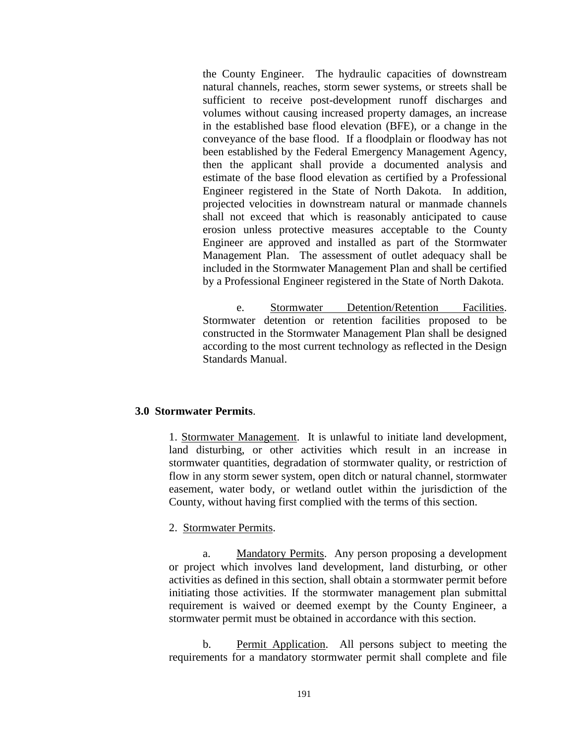the County Engineer. The hydraulic capacities of downstream natural channels, reaches, storm sewer systems, or streets shall be sufficient to receive post-development runoff discharges and volumes without causing increased property damages, an increase in the established base flood elevation (BFE), or a change in the conveyance of the base flood. If a floodplain or floodway has not been established by the Federal Emergency Management Agency, then the applicant shall provide a documented analysis and estimate of the base flood elevation as certified by a Professional Engineer registered in the State of North Dakota. In addition, projected velocities in downstream natural or manmade channels shall not exceed that which is reasonably anticipated to cause erosion unless protective measures acceptable to the County Engineer are approved and installed as part of the Stormwater Management Plan. The assessment of outlet adequacy shall be included in the Stormwater Management Plan and shall be certified by a Professional Engineer registered in the State of North Dakota.

e. Stormwater Detention/Retention Facilities. Stormwater detention or retention facilities proposed to be constructed in the Stormwater Management Plan shall be designed according to the most current technology as reflected in the Design Standards Manual.

## 3.0 Stormwater Permits.

1. Stormwater Management. It is unlawful to initiate land development, land disturbing, or other activities which result in an increase in stormwater quantities, degradation of stormwater quality, or restriction of flow in any storm sewer system, open ditch or natural channel, stormwater easement, water body, or wetland outlet within the jurisdiction of the County, without having first complied with the terms of this section.

2. Stormwater Permits.

a. Mandatory Permits. Any person proposing a development or project which involves land development, land disturbing, or other activities as defined in this section, shall obtain a stormwater permit before initiating those activities. If the stormwater management plan submittal requirement is waived or deemed exempt by the County Engineer, a stormwater permit must be obtained in accordance with this section.

b. Permit Application. All persons subject to meeting the requirements for a mandatory stormwater permit shall complete and file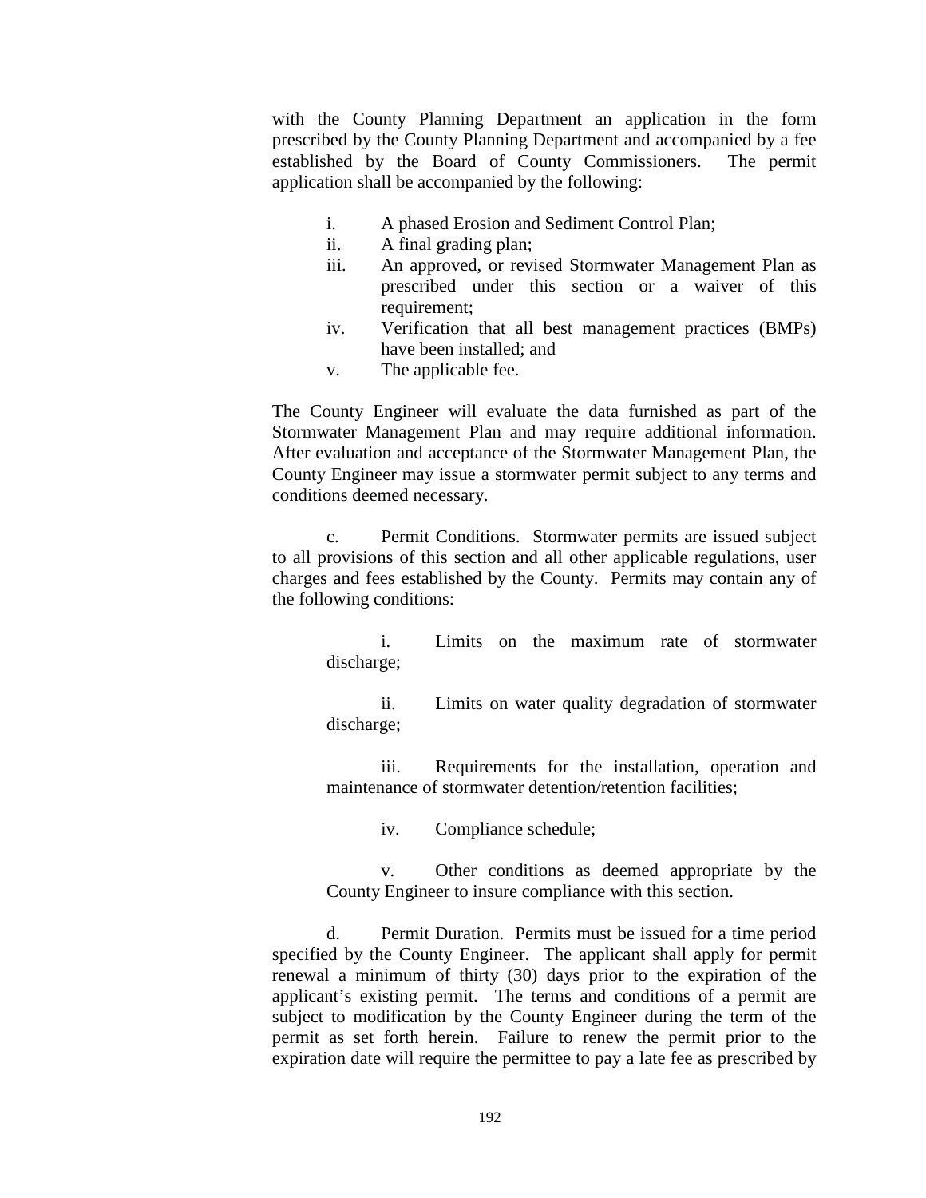with the County Planning Department an application in the form prescribed by the County Planning Department and accompanied by a fee established by the Board of County Commissioners. The permit application shall be accompanied by the following:

i. A phased Erosion and Sediment Control Plan;
ii. A final grading plan;
iii. An approved, or revised Stormwater Management Plan as prescribed under this section or a waiver of this requirement;
iv. Verification that all best management practices (BMPs) have been installed; and
v. The applicable fee.

The County Engineer will evaluate the data furnished as part of the Stormwater Management Plan and may require additional information. After evaluation and acceptance of the Stormwater Management Plan, the County Engineer may issue a stormwater permit subject to any terms and conditions deemed necessary.

c. Permit Conditions. Stormwater permits are issued subject to all provisions of this section and all other applicable regulations, user charges and fees established by the County. Permits may contain any of the following conditions:

i. Limits on the maximum rate of stormwater discharge;

ii. Limits on water quality degradation of stormwater discharge;

iii. Requirements for the installation, operation and maintenance of stormwater detention/retention facilities;

iv. Compliance schedule;

v. Other conditions as deemed appropriate by the County Engineer to insure compliance with this section.

d. Permit Duration. Permits must be issued for a time period specified by the County Engineer. The applicant shall apply for permit renewal a minimum of thirty (30) days prior to the expiration of the applicant's existing permit. The terms and conditions of a permit are subject to modification by the County Engineer during the term of the permit as set forth herein. Failure to renew the permit prior to the expiration date will require the permittee to pay a late fee as prescribed by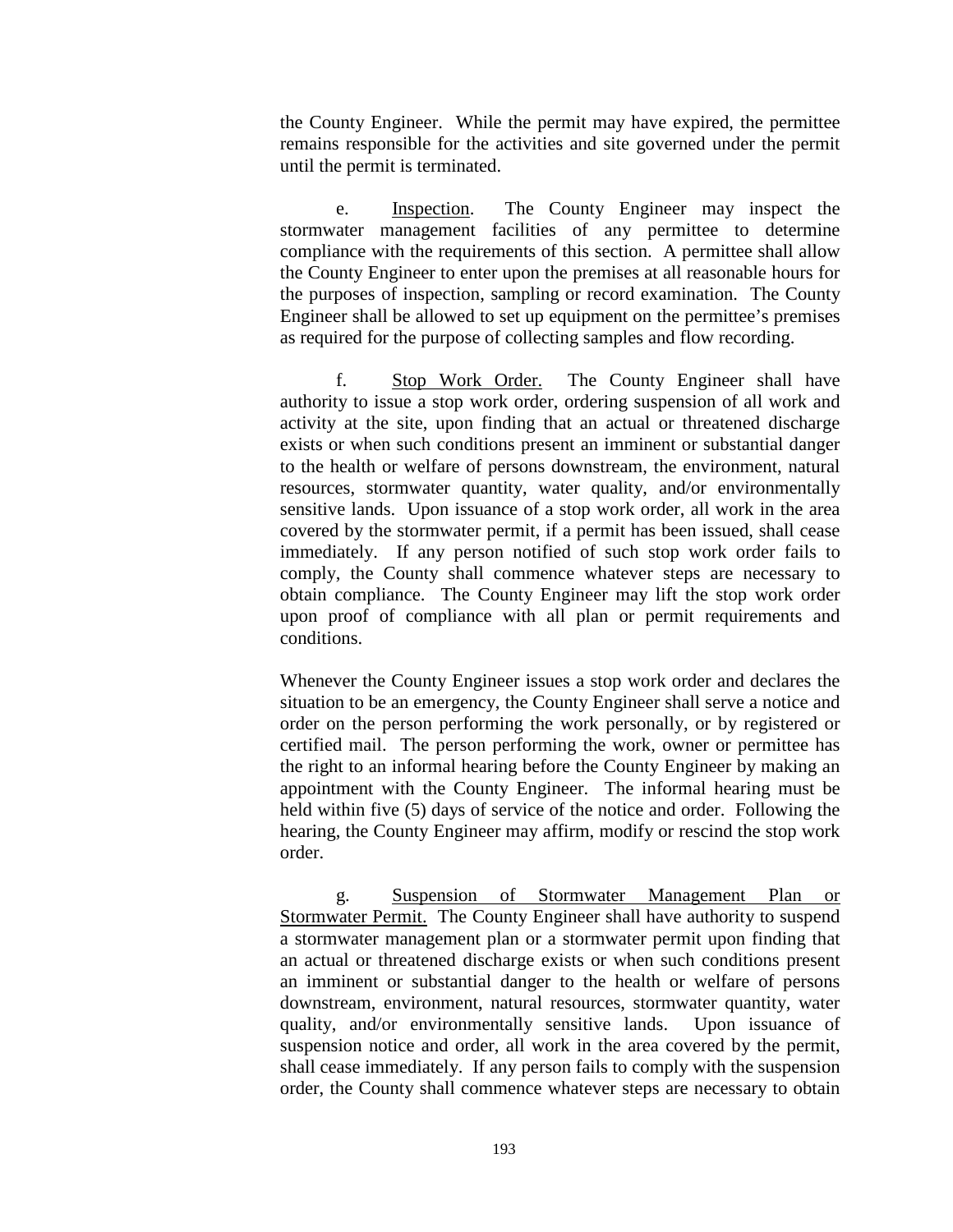the County Engineer. While the permit may have expired, the permittee remains responsible for the activities and site governed under the permit until the permit is terminated.

e. Inspection. The County Engineer may inspect the stormwater management facilities of any permittee to determine compliance with the requirements of this section. A permittee shall allow the County Engineer to enter upon the premises at all reasonable hours for the purposes of inspection, sampling or record examination. The County Engineer shall be allowed to set up equipment on the permittee's premises as required for the purpose of collecting samples and flow recording.

f. Stop Work Order. The County Engineer shall have authority to issue a stop work order, ordering suspension of all work and activity at the site, upon finding that an actual or threatened discharge exists or when such conditions present an imminent or substantial danger to the health or welfare of persons downstream, the environment, natural resources, stormwater quantity, water quality, and/or environmentally sensitive lands. Upon issuance of a stop work order, all work in the area covered by the stormwater permit, if a permit has been issued, shall cease immediately. If any person notified of such stop work order fails to comply, the County shall commence whatever steps are necessary to obtain compliance. The County Engineer may lift the stop work order upon proof of compliance with all plan or permit requirements and conditions.

Whenever the County Engineer issues a stop work order and declares the situation to be an emergency, the County Engineer shall serve a notice and order on the person performing the work personally, or by registered or certified mail. The person performing the work, owner or permittee has the right to an informal hearing before the County Engineer by making an appointment with the County Engineer. The informal hearing must be held within five (5) days of service of the notice and order. Following the hearing, the County Engineer may affirm, modify or rescind the stop work order.

g. Suspension of Stormwater Management Plan or Stormwater Permit. The County Engineer shall have authority to suspend a stormwater management plan or a stormwater permit upon finding that an actual or threatened discharge exists or when such conditions present an imminent or substantial danger to the health or welfare of persons downstream, environment, natural resources, stormwater quantity, water quality, and/or environmentally sensitive lands. Upon issuance of suspension notice and order, all work in the area covered by the permit, shall cease immediately. If any person fails to comply with the suspension order, the County shall commence whatever steps are necessary to obtain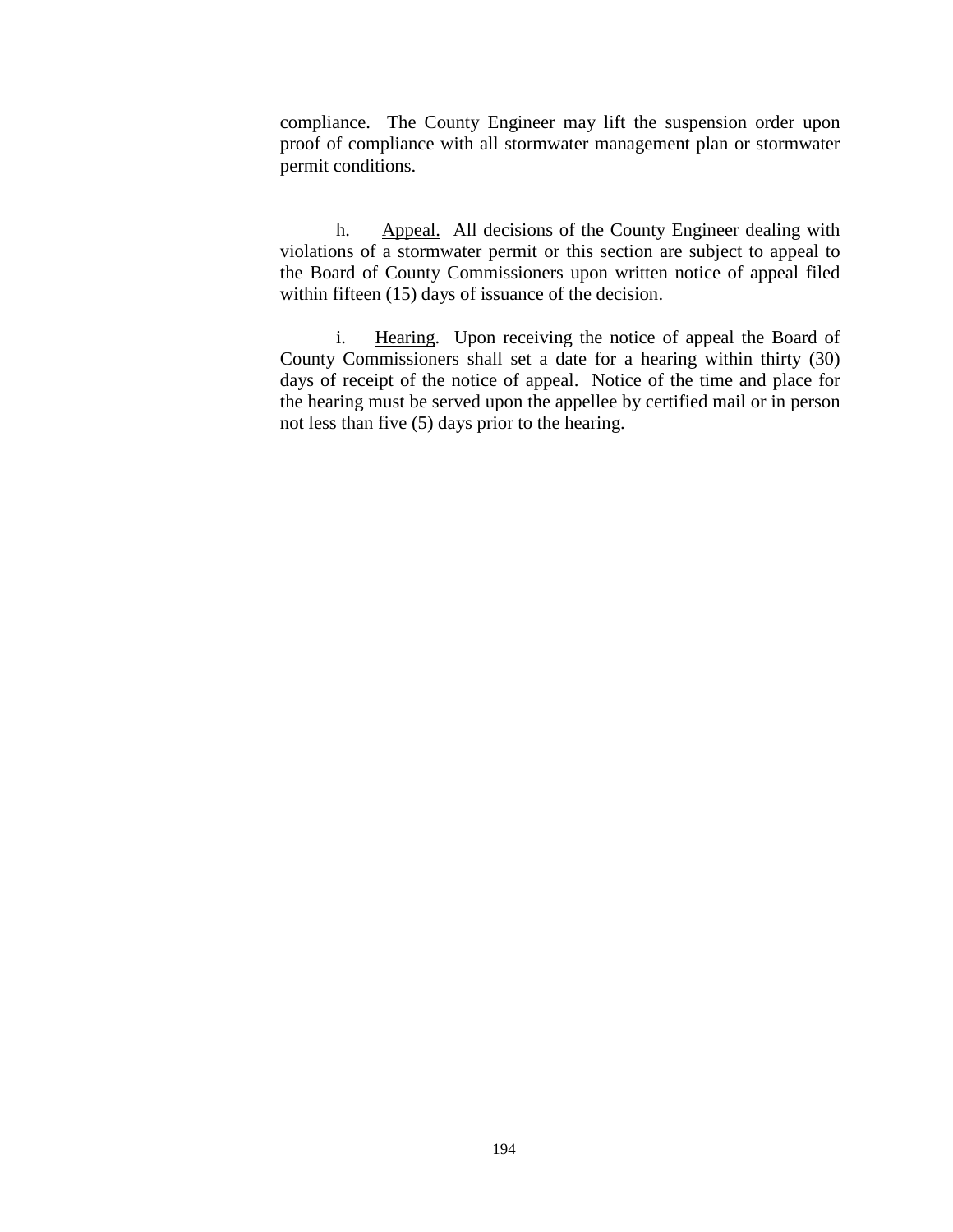compliance. The County Engineer may lift the suspension order upon proof of compliance with all stormwater management plan or stormwater permit conditions.

h. Appeal. All decisions of the County Engineer dealing with violations of a stormwater permit or this section are subject to appeal to the Board of County Commissioners upon written notice of appeal filed within fifteen (15) days of issuance of the decision.

i. Hearing. Upon receiving the notice of appeal the Board of County Commissioners shall set a date for a hearing within thirty (30) days of receipt of the notice of appeal. Notice of the time and place for the hearing must be served upon the appellee by certified mail or in person not less than five (5) days prior to the hearing.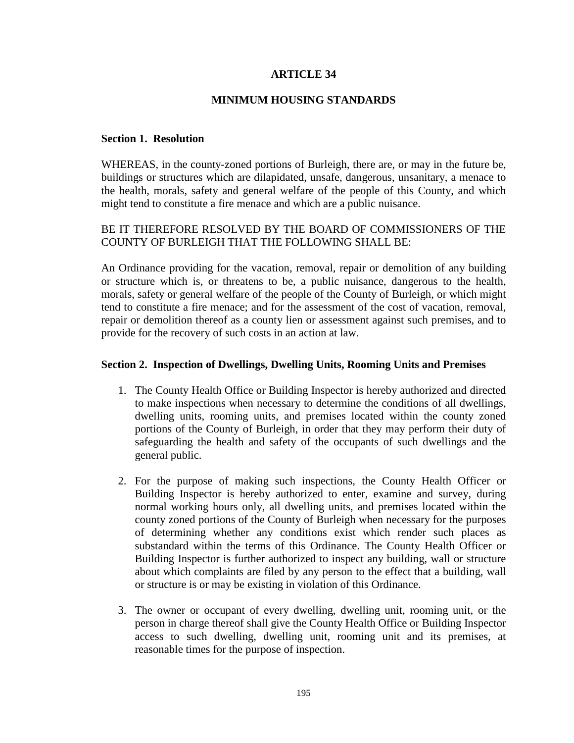# ARTICLE 34

## MINIMUM HOUSING STANDARDS

### Section 1. Resolution

WHEREAS, in the county-zoned portions of Burleigh, there are, or may in the future be, buildings or structures which are dilapidated, unsafe, dangerous, unsanitary, a menace to the health, morals, safety and general welfare of the people of this County, and which might tend to constitute a fire menace and which are a public nuisance.

BE IT THEREFORE RESOLVED BY THE BOARD OF COMMISSIONERS OF THE COUNTY OF BURLEIGH THAT THE FOLLOWING SHALL BE:

An Ordinance providing for the vacation, removal, repair or demolition of any building or structure which is, or threatens to be, a public nuisance, dangerous to the health, morals, safety or general welfare of the people of the County of Burleigh, or which might tend to constitute a fire menace; and for the assessment of the cost of vacation, removal, repair or demolition thereof as a county lien or assessment against such premises, and to provide for the recovery of such costs in an action at law.

### Section 2. Inspection of Dwellings, Dwelling Units, Rooming Units and Premises

1. The County Health Office or Building Inspector is hereby authorized and directed to make inspections when necessary to determine the conditions of all dwellings, dwelling units, rooming units, and premises located within the county zoned portions of the County of Burleigh, in order that they may perform their duty of safeguarding the health and safety of the occupants of such dwellings and the general public.

2. For the purpose of making such inspections, the County Health Officer or Building Inspector is hereby authorized to enter, examine and survey, during normal working hours only, all dwelling units, and premises located within the county zoned portions of the County of Burleigh when necessary for the purposes of determining whether any conditions exist which render such places as substandard within the terms of this Ordinance. The County Health Officer or Building Inspector is further authorized to inspect any building, wall or structure about which complaints are filed by any person to the effect that a building, wall or structure is or may be existing in violation of this Ordinance.

3. The owner or occupant of every dwelling, dwelling unit, rooming unit, or the person in charge thereof shall give the County Health Office or Building Inspector access to such dwelling, dwelling unit, rooming unit and its premises, at reasonable times for the purpose of inspection.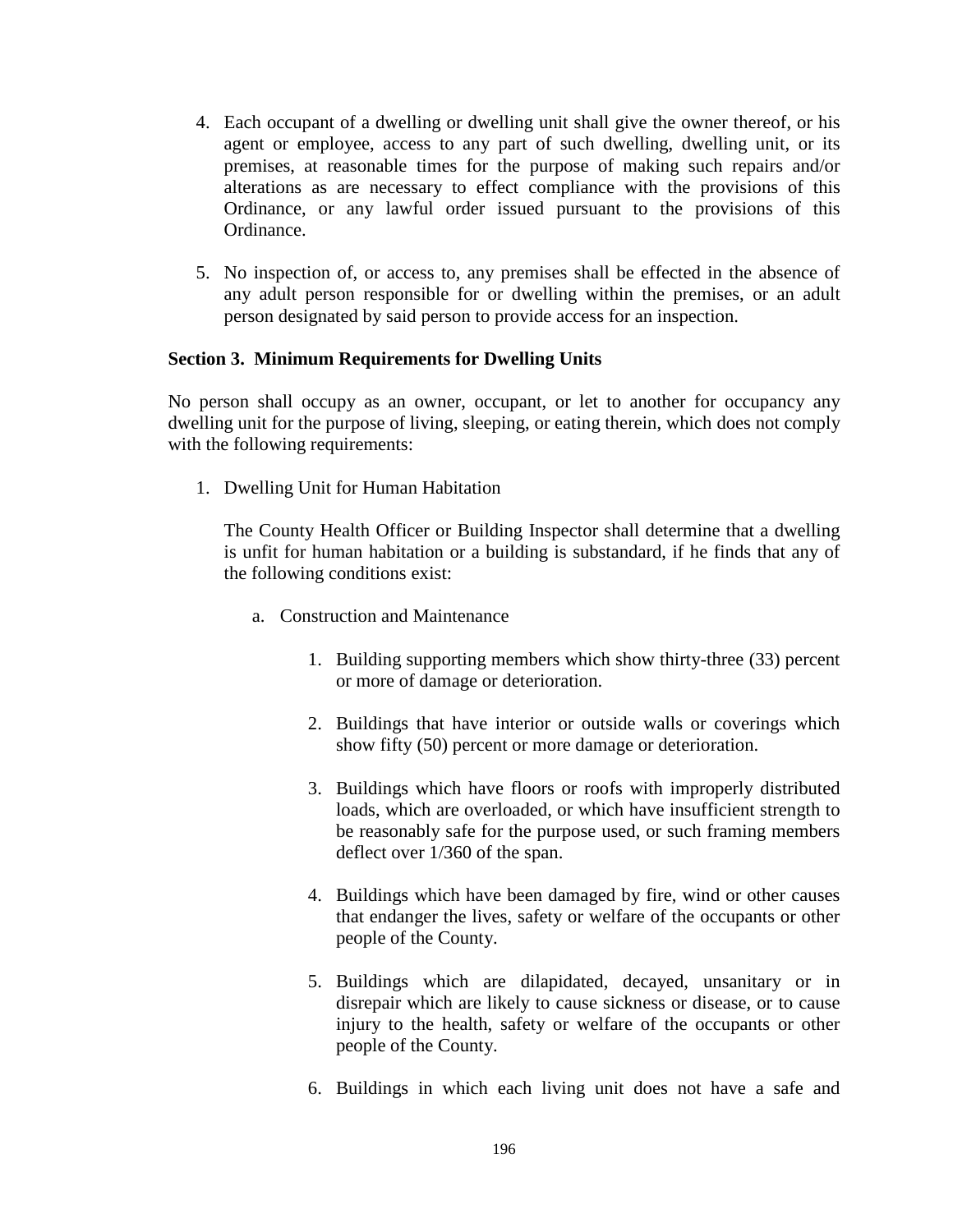4. Each occupant of a dwelling or dwelling unit shall give the owner thereof, or his agent or employee, access to any part of such dwelling, dwelling unit, or its premises, at reasonable times for the purpose of making such repairs and/or alterations as are necessary to effect compliance with the provisions of this Ordinance, or any lawful order issued pursuant to the provisions of this Ordinance.

5. No inspection of, or access to, any premises shall be effected in the absence of any adult person responsible for or dwelling within the premises, or an adult person designated by said person to provide access for an inspection.

**Section 3. Minimum Requirements for Dwelling Units**

No person shall occupy as an owner, occupant, or let to another for occupancy any dwelling unit for the purpose of living, sleeping, or eating therein, which does not comply with the following requirements:

1. Dwelling Unit for Human Habitation

   The County Health Officer or Building Inspector shall determine that a dwelling is unfit for human habitation or a building is substandard, if he finds that any of the following conditions exist:

   a. Construction and Maintenance

      1. Building supporting members which show thirty-three (33) percent or more of damage or deterioration.

      2. Buildings that have interior or outside walls or coverings which show fifty (50) percent or more damage or deterioration.

      3. Buildings which have floors or roofs with improperly distributed loads, which are overloaded, or which have insufficient strength to be reasonably safe for the purpose used, or such framing members deflect over 1/360 of the span.

      4. Buildings which have been damaged by fire, wind or other causes that endanger the lives, safety or welfare of the occupants or other people of the County.

      5. Buildings which are dilapidated, decayed, unsanitary or in disrepair which are likely to cause sickness or disease, or to cause injury to the health, safety or welfare of the occupants or other people of the County.

      6. Buildings in which each living unit does not have a safe and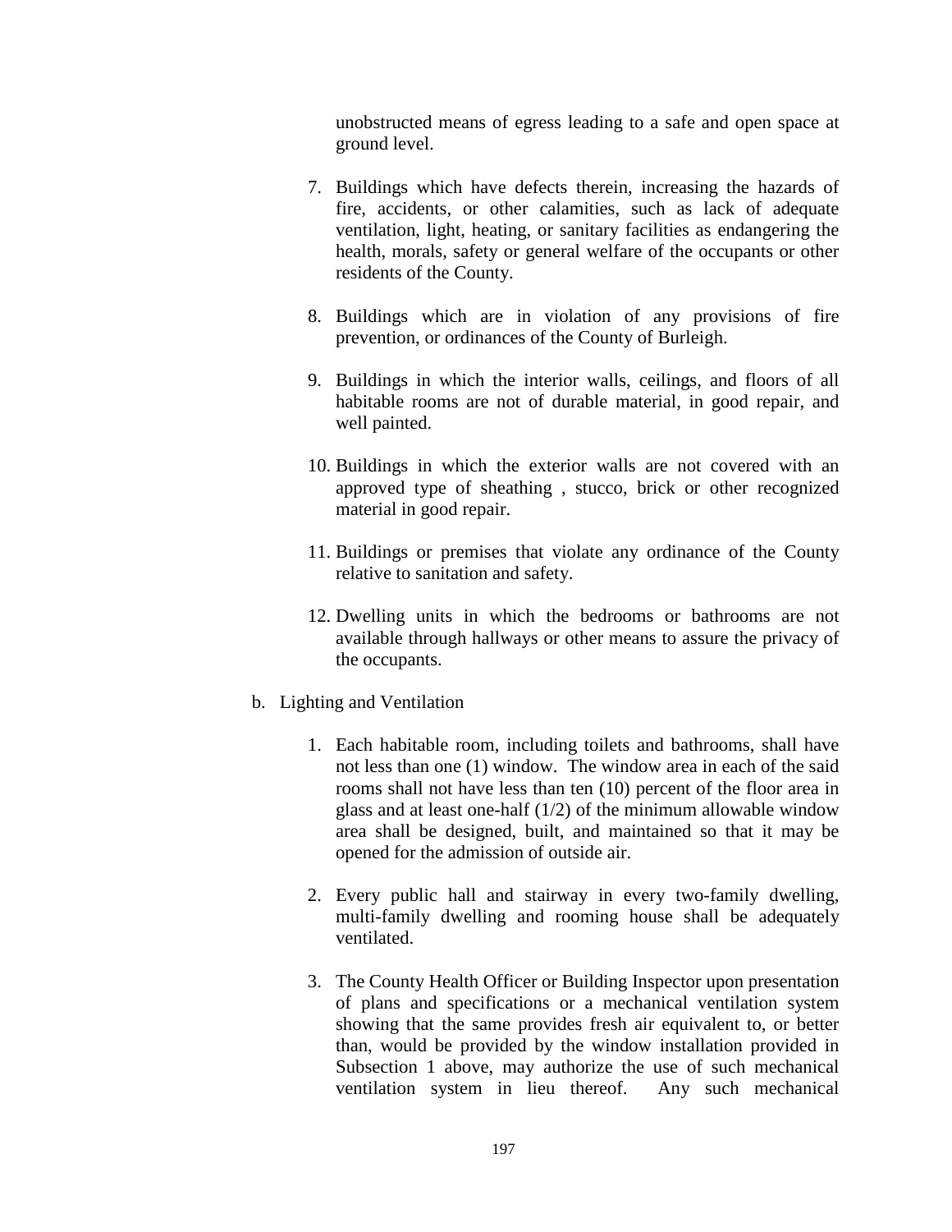unobstructed means of egress leading to a safe and open space at ground level.

7. Buildings which have defects therein, increasing the hazards of fire, accidents, or other calamities, such as lack of adequate ventilation, light, heating, or sanitary facilities as endangering the health, morals, safety or general welfare of the occupants or other residents of the County.

8. Buildings which are in violation of any provisions of fire prevention, or ordinances of the County of Burleigh.

9. Buildings in which the interior walls, ceilings, and floors of all habitable rooms are not of durable material, in good repair, and well painted.

10. Buildings in which the exterior walls are not covered with an approved type of sheathing , stucco, brick or other recognized material in good repair.

11. Buildings or premises that violate any ordinance of the County relative to sanitation and safety.

12. Dwelling units in which the bedrooms or bathrooms are not available through hallways or other means to assure the privacy of the occupants.

b. Lighting and Ventilation

1. Each habitable room, including toilets and bathrooms, shall have not less than one (1) window. The window area in each of the said rooms shall not have less than ten (10) percent of the floor area in glass and at least one-half (1/2) of the minimum allowable window area shall be designed, built, and maintained so that it may be opened for the admission of outside air.

2. Every public hall and stairway in every two-family dwelling, multi-family dwelling and rooming house shall be adequately ventilated.

3. The County Health Officer or Building Inspector upon presentation of plans and specifications or a mechanical ventilation system showing that the same provides fresh air equivalent to, or better than, would be provided by the window installation provided in Subsection 1 above, may authorize the use of such mechanical ventilation system in lieu thereof. Any such mechanical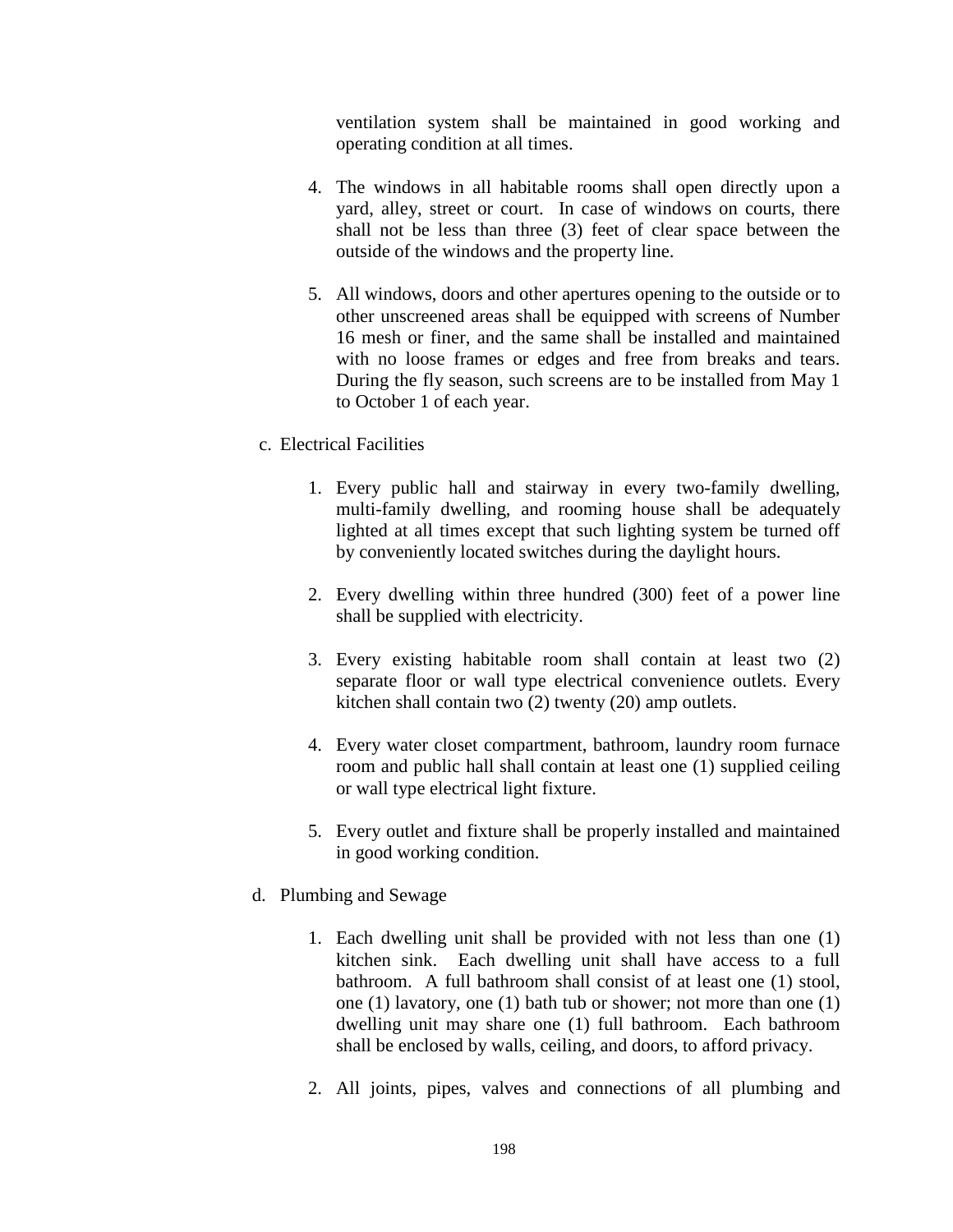ventilation system shall be maintained in good working and operating condition at all times.

4. The windows in all habitable rooms shall open directly upon a yard, alley, street or court. In case of windows on courts, there shall not be less than three (3) feet of clear space between the outside of the windows and the property line.

5. All windows, doors and other apertures opening to the outside or to other unscreened areas shall be equipped with screens of Number 16 mesh or finer, and the same shall be installed and maintained with no loose frames or edges and free from breaks and tears. During the fly season, such screens are to be installed from May 1 to October 1 of each year.

c. Electrical Facilities

1. Every public hall and stairway in every two-family dwelling, multi-family dwelling, and rooming house shall be adequately lighted at all times except that such lighting system be turned off by conveniently located switches during the daylight hours.

2. Every dwelling within three hundred (300) feet of a power line shall be supplied with electricity.

3. Every existing habitable room shall contain at least two (2) separate floor or wall type electrical convenience outlets. Every kitchen shall contain two (2) twenty (20) amp outlets.

4. Every water closet compartment, bathroom, laundry room furnace room and public hall shall contain at least one (1) supplied ceiling or wall type electrical light fixture.

5. Every outlet and fixture shall be properly installed and maintained in good working condition.

d. Plumbing and Sewage

1. Each dwelling unit shall be provided with not less than one (1) kitchen sink. Each dwelling unit shall have access to a full bathroom. A full bathroom shall consist of at least one (1) stool, one (1) lavatory, one (1) bath tub or shower; not more than one (1) dwelling unit may share one (1) full bathroom. Each bathroom shall be enclosed by walls, ceiling, and doors, to afford privacy.

2. All joints, pipes, valves and connections of all plumbing and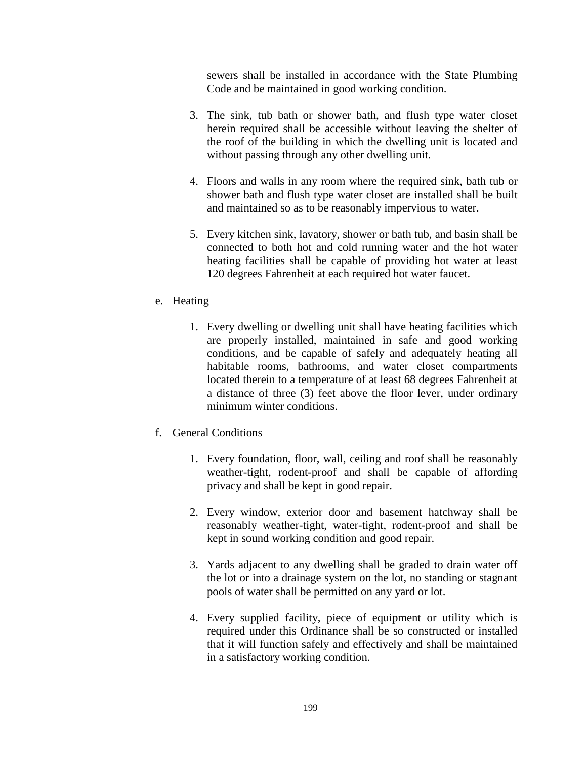sewers shall be installed in accordance with the State Plumbing Code and be maintained in good working condition.

3. The sink, tub bath or shower bath, and flush type water closet herein required shall be accessible without leaving the shelter of the roof of the building in which the dwelling unit is located and without passing through any other dwelling unit.

4. Floors and walls in any room where the required sink, bath tub or shower bath and flush type water closet are installed shall be built and maintained so as to be reasonably impervious to water.

5. Every kitchen sink, lavatory, shower or bath tub, and basin shall be connected to both hot and cold running water and the hot water heating facilities shall be capable of providing hot water at least 120 degrees Fahrenheit at each required hot water faucet.

e. Heating

1. Every dwelling or dwelling unit shall have heating facilities which are properly installed, maintained in safe and good working conditions, and be capable of safely and adequately heating all habitable rooms, bathrooms, and water closet compartments located therein to a temperature of at least 68 degrees Fahrenheit at a distance of three (3) feet above the floor lever, under ordinary minimum winter conditions.

f. General Conditions

1. Every foundation, floor, wall, ceiling and roof shall be reasonably weather-tight, rodent-proof and shall be capable of affording privacy and shall be kept in good repair.

2. Every window, exterior door and basement hatchway shall be reasonably weather-tight, water-tight, rodent-proof and shall be kept in sound working condition and good repair.

3. Yards adjacent to any dwelling shall be graded to drain water off the lot or into a drainage system on the lot, no standing or stagnant pools of water shall be permitted on any yard or lot.

4. Every supplied facility, piece of equipment or utility which is required under this Ordinance shall be so constructed or installed that it will function safely and effectively and shall be maintained in a satisfactory working condition.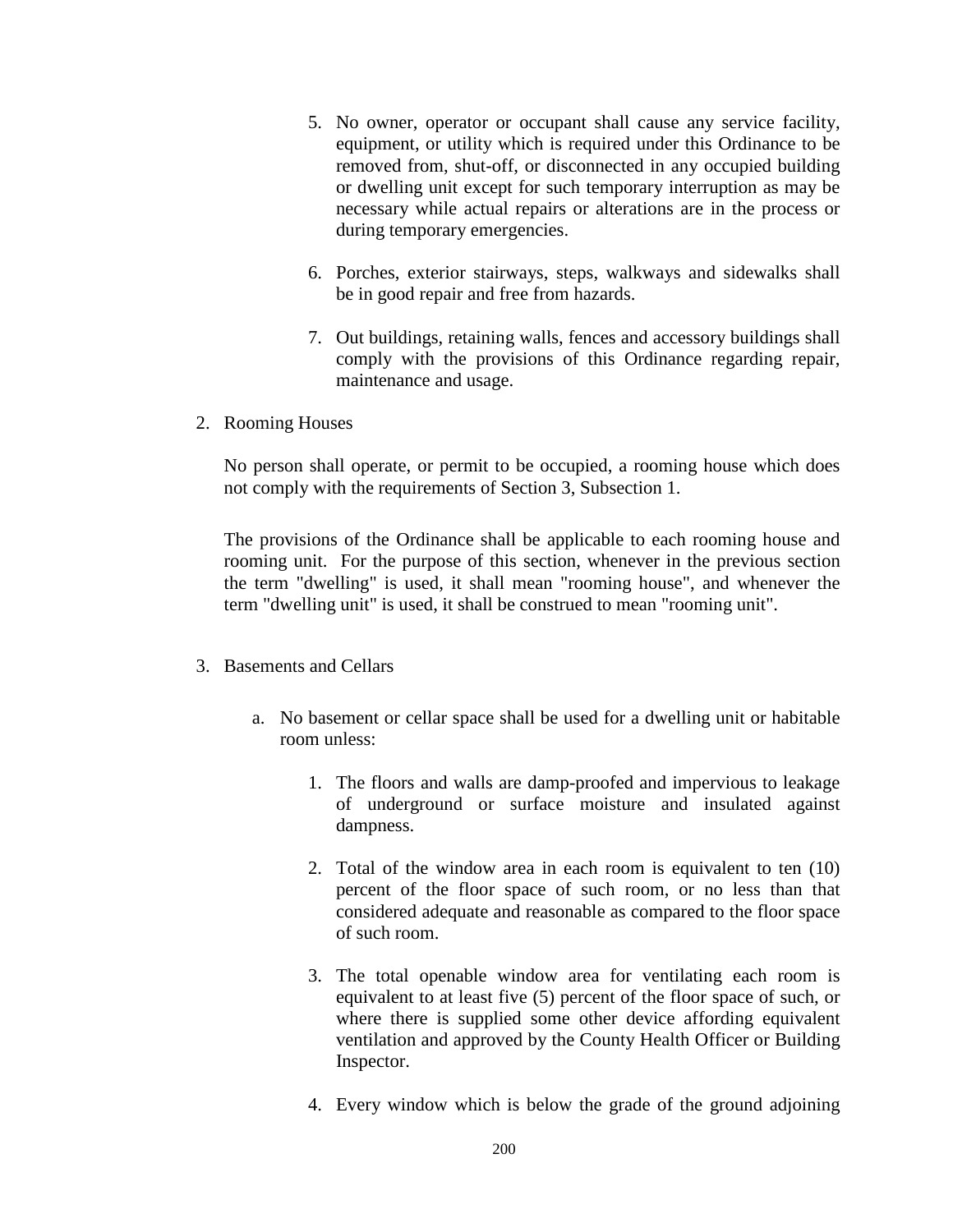5. No owner, operator or occupant shall cause any service facility, equipment, or utility which is required under this Ordinance to be removed from, shut-off, or disconnected in any occupied building or dwelling unit except for such temporary interruption as may be necessary while actual repairs or alterations are in the process or during temporary emergencies.

6. Porches, exterior stairways, steps, walkways and sidewalks shall be in good repair and free from hazards.

7. Out buildings, retaining walls, fences and accessory buildings shall comply with the provisions of this Ordinance regarding repair, maintenance and usage.

2. Rooming Houses

   No person shall operate, or permit to be occupied, a rooming house which does not comply with the requirements of Section 3, Subsection 1.

   The provisions of the Ordinance shall be applicable to each rooming house and rooming unit. For the purpose of this section, whenever in the previous section the term "dwelling" is used, it shall mean "rooming house", and whenever the term "dwelling unit" is used, it shall be construed to mean "rooming unit".

3. Basements and Cellars

   a. No basement or cellar space shall be used for a dwelling unit or habitable room unless:

      1. The floors and walls are damp-proofed and impervious to leakage of underground or surface moisture and insulated against dampness.

      2. Total of the window area in each room is equivalent to ten (10) percent of the floor space of such room, or no less than that considered adequate and reasonable as compared to the floor space of such room.

      3. The total openable window area for ventilating each room is equivalent to at least five (5) percent of the floor space of such, or where there is supplied some other device affording equivalent ventilation and approved by the County Health Officer or Building Inspector.

      4. Every window which is below the grade of the ground adjoining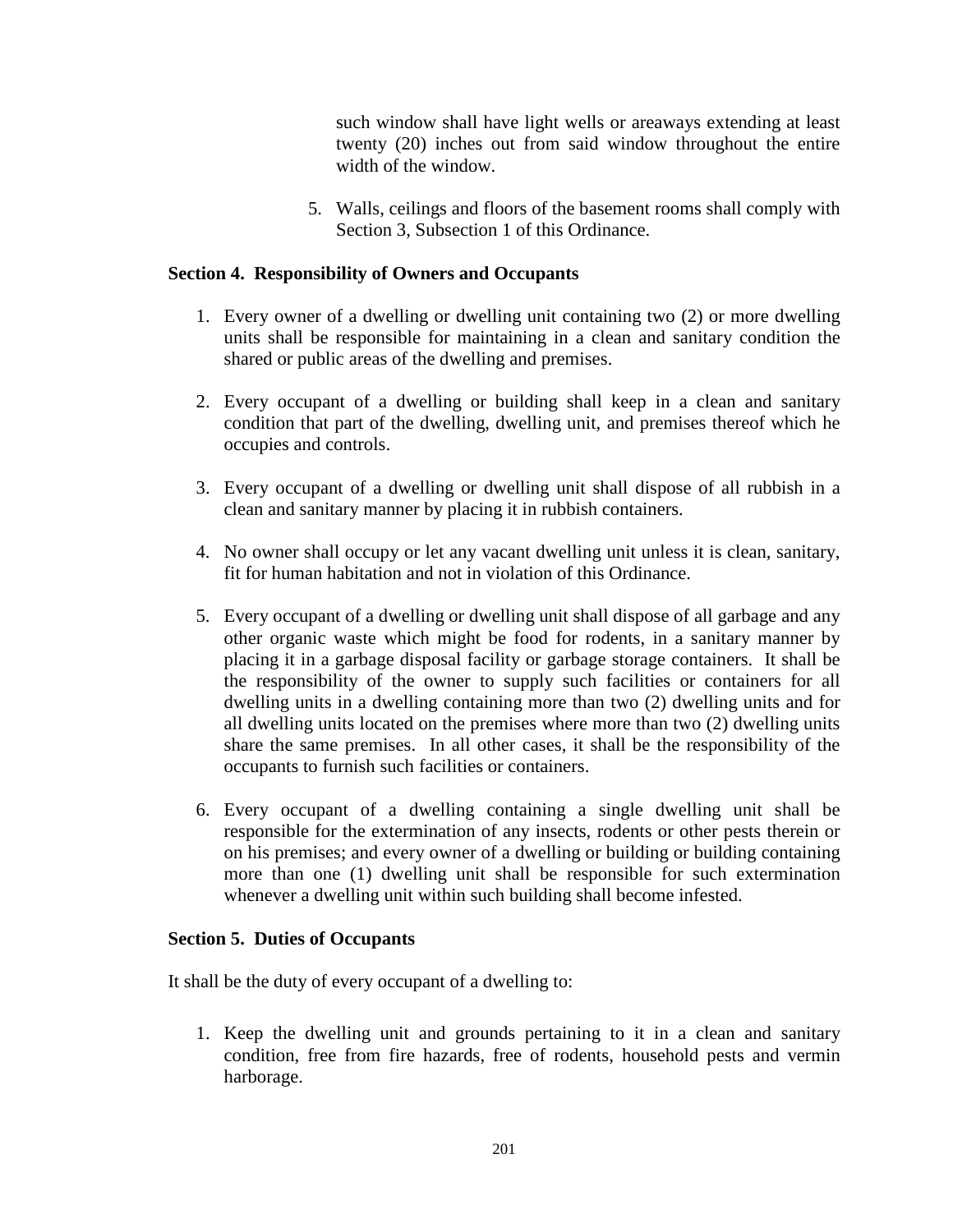such window shall have light wells or areaways extending at least twenty (20) inches out from said window throughout the entire width of the window.

5. Walls, ceilings and floors of the basement rooms shall comply with Section 3, Subsection 1 of this Ordinance.

**Section 4. Responsibility of Owners and Occupants**

1. Every owner of a dwelling or dwelling unit containing two (2) or more dwelling units shall be responsible for maintaining in a clean and sanitary condition the shared or public areas of the dwelling and premises.

2. Every occupant of a dwelling or building shall keep in a clean and sanitary condition that part of the dwelling, dwelling unit, and premises thereof which he occupies and controls.

3. Every occupant of a dwelling or dwelling unit shall dispose of all rubbish in a clean and sanitary manner by placing it in rubbish containers.

4. No owner shall occupy or let any vacant dwelling unit unless it is clean, sanitary, fit for human habitation and not in violation of this Ordinance.

5. Every occupant of a dwelling or dwelling unit shall dispose of all garbage and any other organic waste which might be food for rodents, in a sanitary manner by placing it in a garbage disposal facility or garbage storage containers. It shall be the responsibility of the owner to supply such facilities or containers for all dwelling units in a dwelling containing more than two (2) dwelling units and for all dwelling units located on the premises where more than two (2) dwelling units share the same premises. In all other cases, it shall be the responsibility of the occupants to furnish such facilities or containers.

6. Every occupant of a dwelling containing a single dwelling unit shall be responsible for the extermination of any insects, rodents or other pests therein or on his premises; and every owner of a dwelling or building or building containing more than one (1) dwelling unit shall be responsible for such extermination whenever a dwelling unit within such building shall become infested.

**Section 5. Duties of Occupants**

It shall be the duty of every occupant of a dwelling to:

1. Keep the dwelling unit and grounds pertaining to it in a clean and sanitary condition, free from fire hazards, free of rodents, household pests and vermin harborage.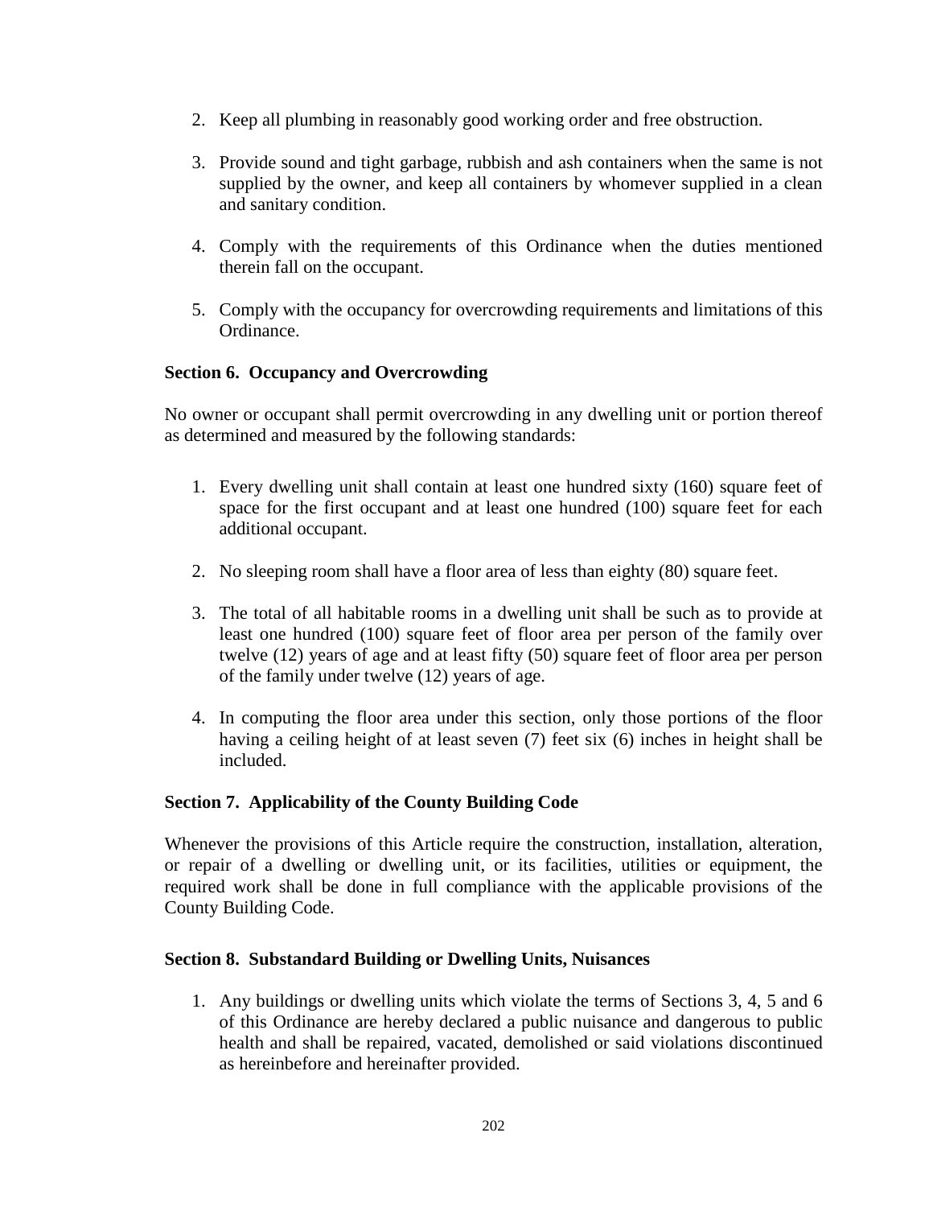2. Keep all plumbing in reasonably good working order and free obstruction.

3. Provide sound and tight garbage, rubbish and ash containers when the same is not supplied by the owner, and keep all containers by whomever supplied in a clean and sanitary condition.

4. Comply with the requirements of this Ordinance when the duties mentioned therein fall on the occupant.

5. Comply with the occupancy for overcrowding requirements and limitations of this Ordinance.

**Section 6. Occupancy and Overcrowding**

No owner or occupant shall permit overcrowding in any dwelling unit or portion thereof as determined and measured by the following standards:

1. Every dwelling unit shall contain at least one hundred sixty (160) square feet of space for the first occupant and at least one hundred (100) square feet for each additional occupant.

2. No sleeping room shall have a floor area of less than eighty (80) square feet.

3. The total of all habitable rooms in a dwelling unit shall be such as to provide at least one hundred (100) square feet of floor area per person of the family over twelve (12) years of age and at least fifty (50) square feet of floor area per person of the family under twelve (12) years of age.

4. In computing the floor area under this section, only those portions of the floor having a ceiling height of at least seven (7) feet six (6) inches in height shall be included.

**Section 7. Applicability of the County Building Code**

Whenever the provisions of this Article require the construction, installation, alteration, or repair of a dwelling or dwelling unit, or its facilities, utilities or equipment, the required work shall be done in full compliance with the applicable provisions of the County Building Code.

**Section 8. Substandard Building or Dwelling Units, Nuisances**

1. Any buildings or dwelling units which violate the terms of Sections 3, 4, 5 and 6 of this Ordinance are hereby declared a public nuisance and dangerous to public health and shall be repaired, vacated, demolished or said violations discontinued as hereinbefore and hereinafter provided.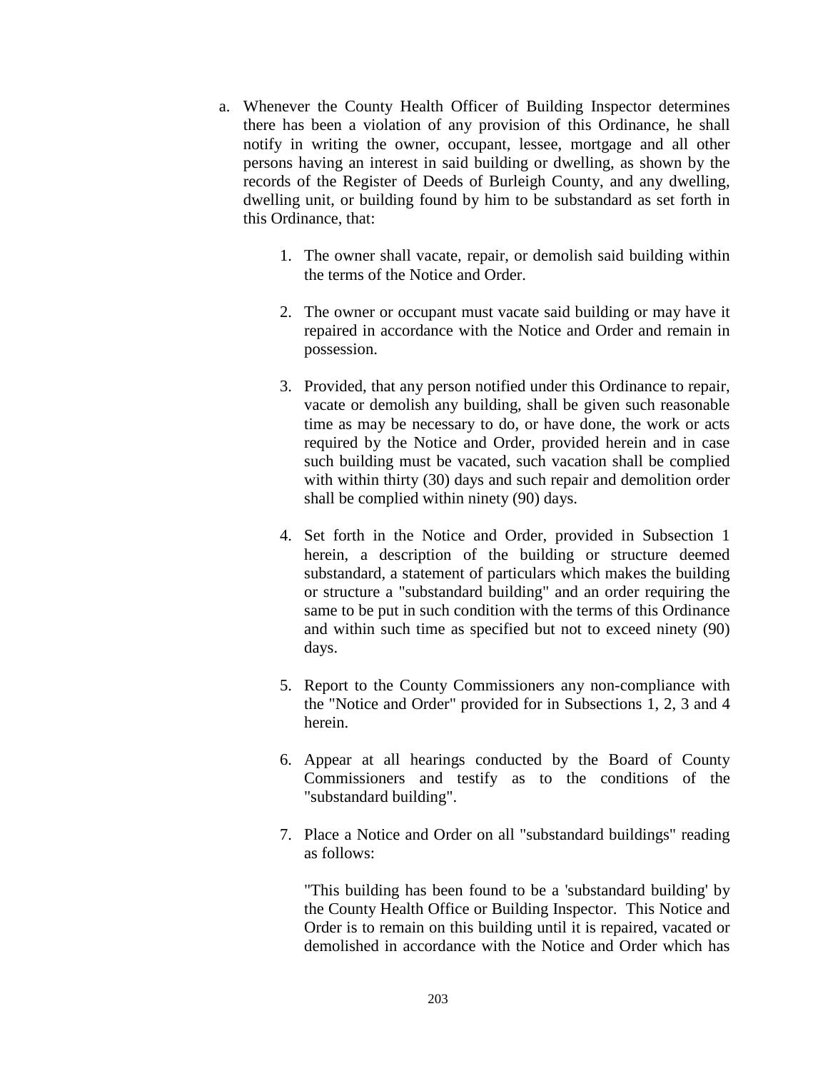a. Whenever the County Health Officer of Building Inspector determines there has been a violation of any provision of this Ordinance, he shall notify in writing the owner, occupant, lessee, mortgage and all other persons having an interest in said building or dwelling, as shown by the records of the Register of Deeds of Burleigh County, and any dwelling, dwelling unit, or building found by him to be substandard as set forth in this Ordinance, that:

    1. The owner shall vacate, repair, or demolish said building within the terms of the Notice and Order.

    2. The owner or occupant must vacate said building or may have it repaired in accordance with the Notice and Order and remain in possession.

    3. Provided, that any person notified under this Ordinance to repair, vacate or demolish any building, shall be given such reasonable time as may be necessary to do, or have done, the work or acts required by the Notice and Order, provided herein and in case such building must be vacated, such vacation shall be complied with within thirty (30) days and such repair and demolition order shall be complied within ninety (90) days.

    4. Set forth in the Notice and Order, provided in Subsection 1 herein, a description of the building or structure deemed substandard, a statement of particulars which makes the building or structure a "substandard building" and an order requiring the same to be put in such condition with the terms of this Ordinance and within such time as specified but not to exceed ninety (90) days.

    5. Report to the County Commissioners any non-compliance with the "Notice and Order" provided for in Subsections 1, 2, 3 and 4 herein.

    6. Appear at all hearings conducted by the Board of County Commissioners and testify as to the conditions of the "substandard building".

    7. Place a Notice and Order on all "substandard buildings" reading as follows:

       "This building has been found to be a 'substandard building' by the County Health Office or Building Inspector. This Notice and Order is to remain on this building until it is repaired, vacated or demolished in accordance with the Notice and Order which has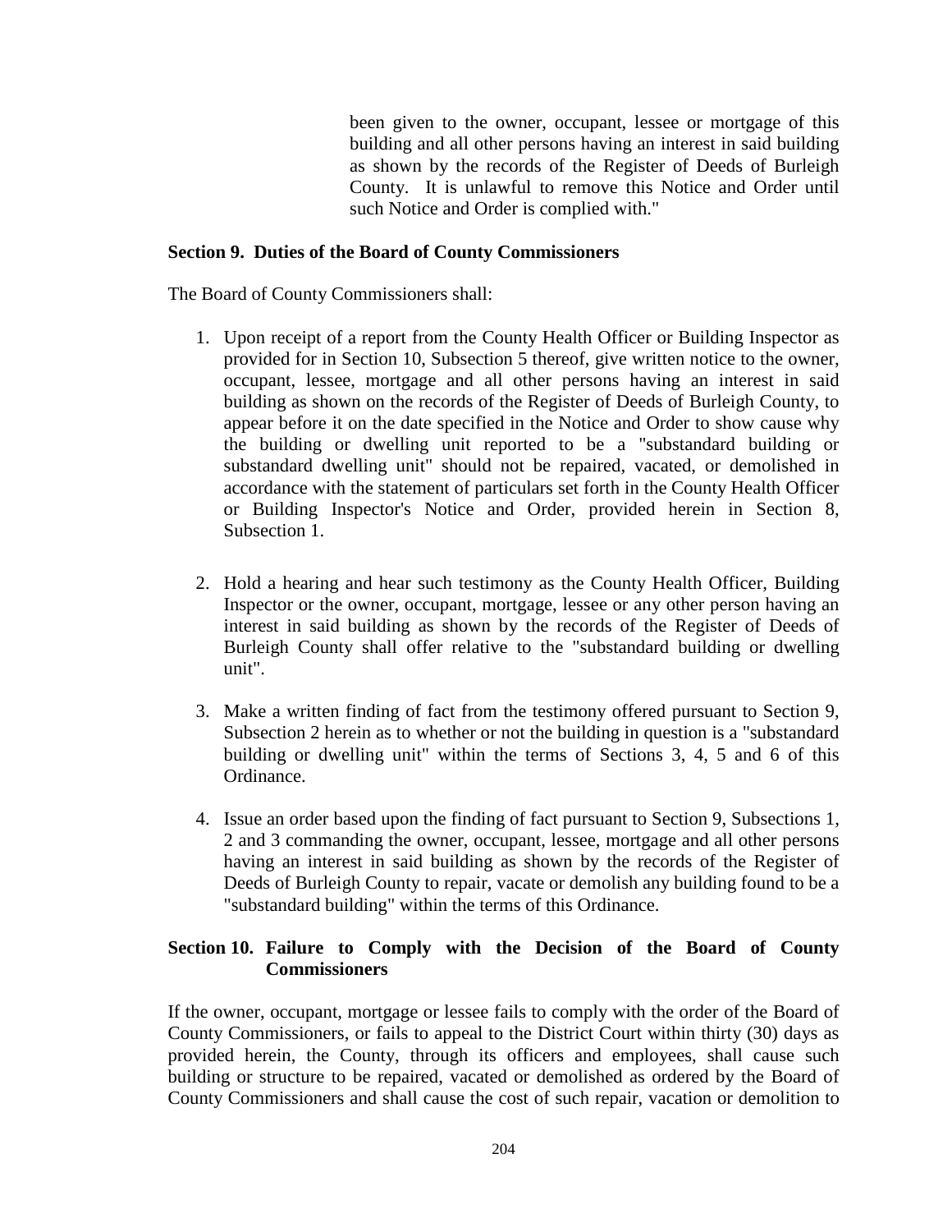been given to the owner, occupant, lessee or mortgage of this building and all other persons having an interest in said building as shown by the records of the Register of Deeds of Burleigh County. It is unlawful to remove this Notice and Order until such Notice and Order is complied with."

**Section 9. Duties of the Board of County Commissioners**

The Board of County Commissioners shall:

1. Upon receipt of a report from the County Health Officer or Building Inspector as provided for in Section 10, Subsection 5 thereof, give written notice to the owner, occupant, lessee, mortgage and all other persons having an interest in said building as shown on the records of the Register of Deeds of Burleigh County, to appear before it on the date specified in the Notice and Order to show cause why the building or dwelling unit reported to be a "substandard building or substandard dwelling unit" should not be repaired, vacated, or demolished in accordance with the statement of particulars set forth in the County Health Officer or Building Inspector's Notice and Order, provided herein in Section 8, Subsection 1.

2. Hold a hearing and hear such testimony as the County Health Officer, Building Inspector or the owner, occupant, mortgage, lessee or any other person having an interest in said building as shown by the records of the Register of Deeds of Burleigh County shall offer relative to the "substandard building or dwelling unit".

3. Make a written finding of fact from the testimony offered pursuant to Section 9, Subsection 2 herein as to whether or not the building in question is a "substandard building or dwelling unit" within the terms of Sections 3, 4, 5 and 6 of this Ordinance.

4. Issue an order based upon the finding of fact pursuant to Section 9, Subsections 1, 2 and 3 commanding the owner, occupant, lessee, mortgage and all other persons having an interest in said building as shown by the records of the Register of Deeds of Burleigh County to repair, vacate or demolish any building found to be a "substandard building" within the terms of this Ordinance.

**Section 10. Failure to Comply with the Decision of the Board of County Commissioners**

If the owner, occupant, mortgage or lessee fails to comply with the order of the Board of County Commissioners, or fails to appeal to the District Court within thirty (30) days as provided herein, the County, through its officers and employees, shall cause such building or structure to be repaired, vacated or demolished as ordered by the Board of County Commissioners and shall cause the cost of such repair, vacation or demolition to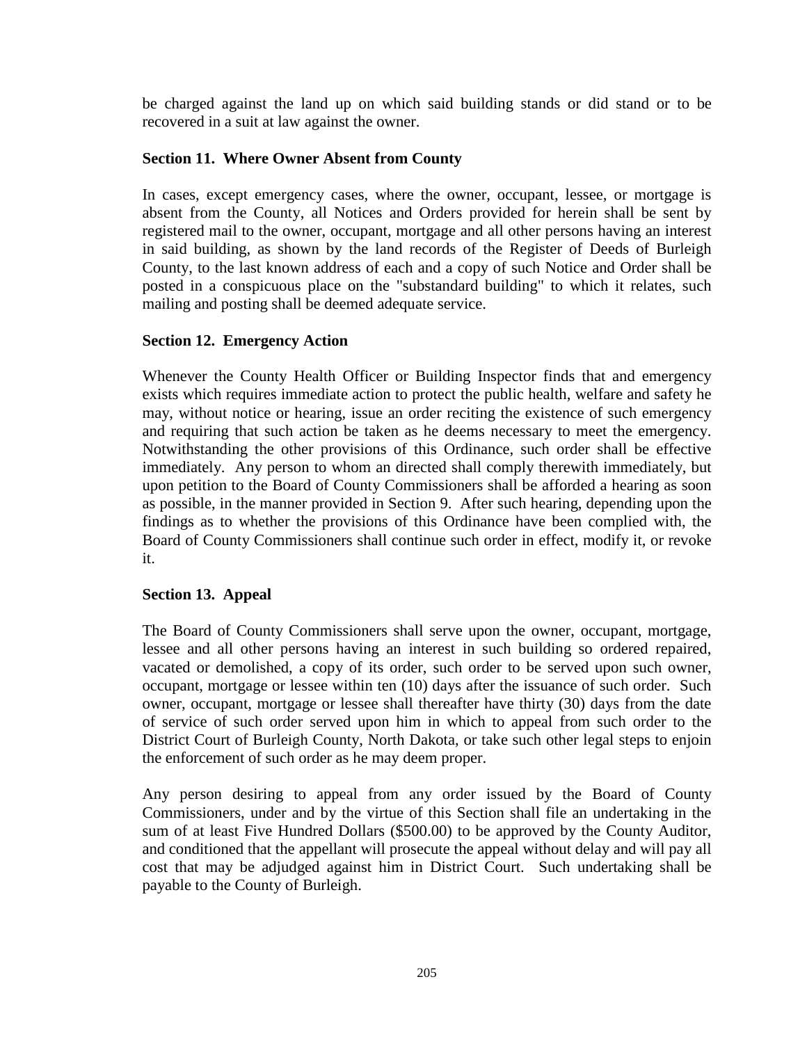be charged against the land up on which said building stands or did stand or to be recovered in a suit at law against the owner.

**Section 11. Where Owner Absent from County**

In cases, except emergency cases, where the owner, occupant, lessee, or mortgage is absent from the County, all Notices and Orders provided for herein shall be sent by registered mail to the owner, occupant, mortgage and all other persons having an interest in said building, as shown by the land records of the Register of Deeds of Burleigh County, to the last known address of each and a copy of such Notice and Order shall be posted in a conspicuous place on the "substandard building" to which it relates, such mailing and posting shall be deemed adequate service.

**Section 12. Emergency Action**

Whenever the County Health Officer or Building Inspector finds that and emergency exists which requires immediate action to protect the public health, welfare and safety he may, without notice or hearing, issue an order reciting the existence of such emergency and requiring that such action be taken as he deems necessary to meet the emergency. Notwithstanding the other provisions of this Ordinance, such order shall be effective immediately. Any person to whom an directed shall comply therewith immediately, but upon petition to the Board of County Commissioners shall be afforded a hearing as soon as possible, in the manner provided in Section 9. After such hearing, depending upon the findings as to whether the provisions of this Ordinance have been complied with, the Board of County Commissioners shall continue such order in effect, modify it, or revoke it.

**Section 13. Appeal**

The Board of County Commissioners shall serve upon the owner, occupant, mortgage, lessee and all other persons having an interest in such building so ordered repaired, vacated or demolished, a copy of its order, such order to be served upon such owner, occupant, mortgage or lessee within ten (10) days after the issuance of such order. Such owner, occupant, mortgage or lessee shall thereafter have thirty (30) days from the date of service of such order served upon him in which to appeal from such order to the District Court of Burleigh County, North Dakota, or take such other legal steps to enjoin the enforcement of such order as he may deem proper.

Any person desiring to appeal from any order issued by the Board of County Commissioners, under and by the virtue of this Section shall file an undertaking in the sum of at least Five Hundred Dollars ($500.00) to be approved by the County Auditor, and conditioned that the appellant will prosecute the appeal without delay and will pay all cost that may be adjudged against him in District Court. Such undertaking shall be payable to the County of Burleigh.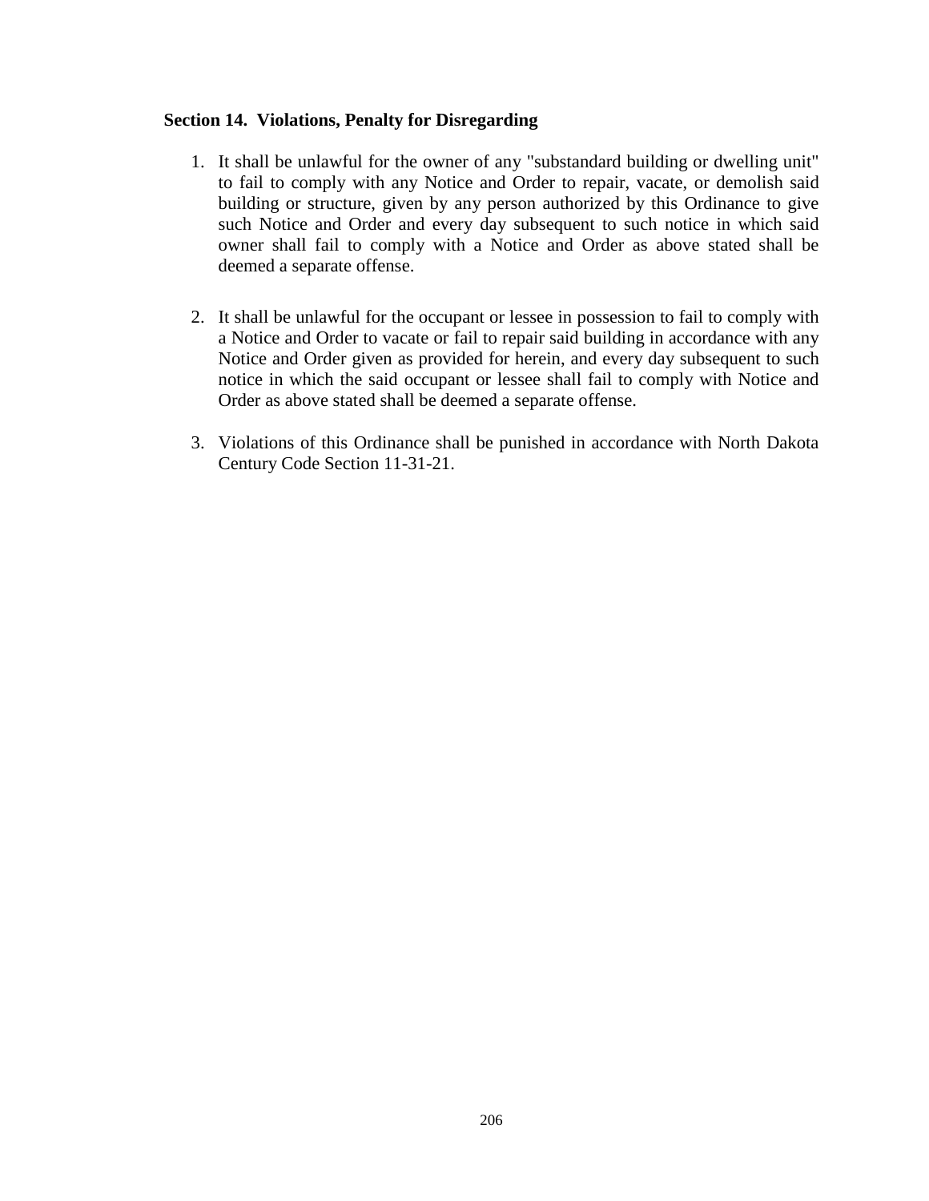**Section 14. Violations, Penalty for Disregarding**

1. It shall be unlawful for the owner of any "substandard building or dwelling unit" to fail to comply with any Notice and Order to repair, vacate, or demolish said building or structure, given by any person authorized by this Ordinance to give such Notice and Order and every day subsequent to such notice in which said owner shall fail to comply with a Notice and Order as above stated shall be deemed a separate offense.

2. It shall be unlawful for the occupant or lessee in possession to fail to comply with a Notice and Order to vacate or fail to repair said building in accordance with any Notice and Order given as provided for herein, and every day subsequent to such notice in which the said occupant or lessee shall fail to comply with Notice and Order as above stated shall be deemed a separate offense.

3. Violations of this Ordinance shall be punished in accordance with North Dakota Century Code Section 11-31-21.